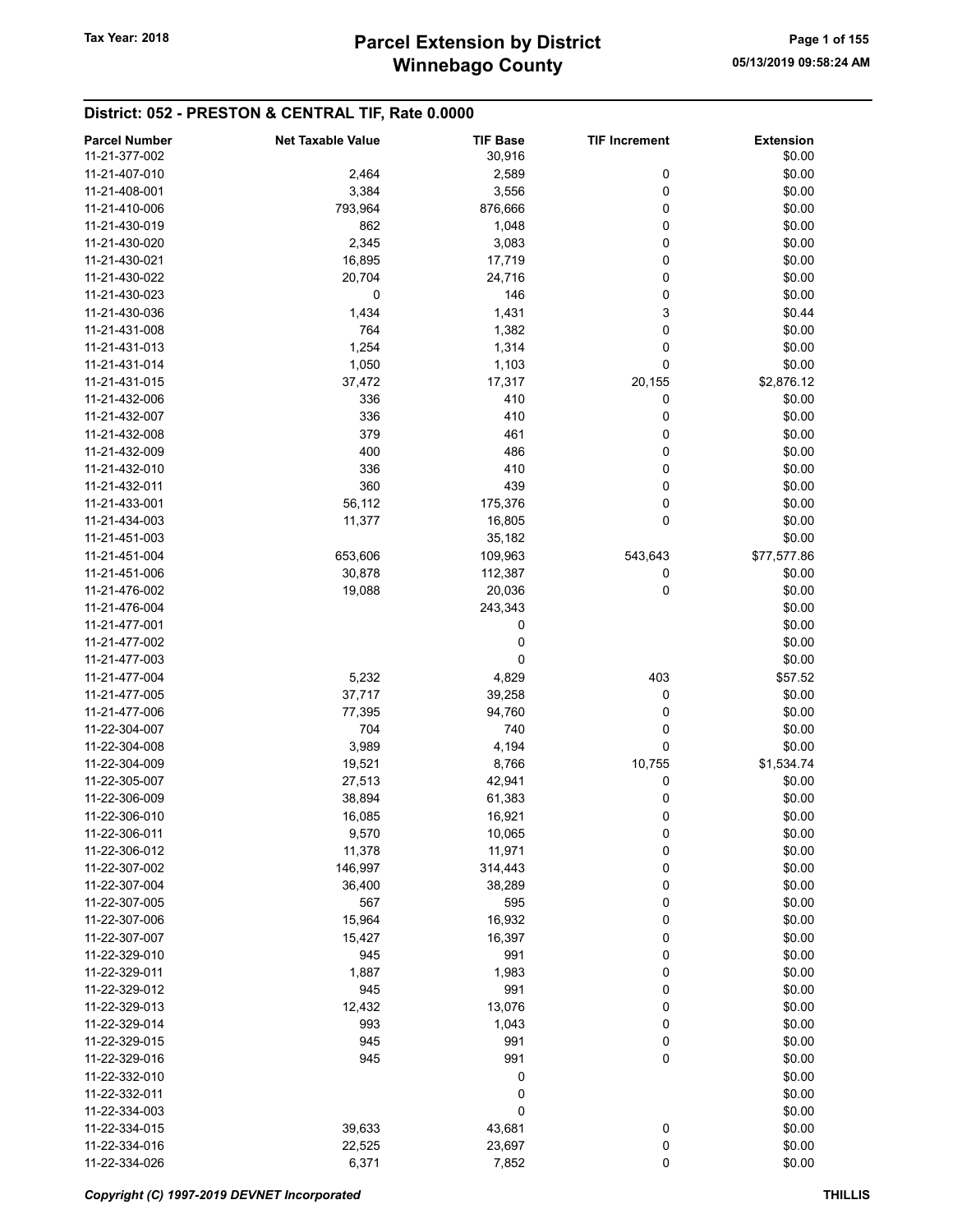## District: 052 - PRESTON & CENTRAL TIF, Rate 0.0000

| Parcel Number | Net Taxable Value | TIF Base | TIF Increment | Extension |
|---|---|---|---|---|
| 11-21-377-002 | | 30,916 | | $0.00 |
| 11-21-407-010 | 2,464 | 2,589 | 0 | $0.00 |
| 11-21-408-001 | 3,384 | 3,556 | 0 | $0.00 |
| 11-21-410-006 | 793,964 | 876,666 | 0 | $0.00 |
| 11-21-430-019 | 862 | 1,048 | 0 | $0.00 |
| 11-21-430-020 | 2,345 | 3,083 | 0 | $0.00 |
| 11-21-430-021 | 16,895 | 17,719 | 0 | $0.00 |
| 11-21-430-022 | 20,704 | 24,716 | 0 | $0.00 |
| 11-21-430-023 | 0 | 146 | 0 | $0.00 |
| 11-21-430-036 | 1,434 | 1,431 | 3 | $0.44 |
| 11-21-431-008 | 764 | 1,382 | 0 | $0.00 |
| 11-21-431-013 | 1,254 | 1,314 | 0 | $0.00 |
| 11-21-431-014 | 1,050 | 1,103 | 0 | $0.00 |
| 11-21-431-015 | 37,472 | 17,317 | 20,155 | $2,876.12 |
| 11-21-432-006 | 336 | 410 | 0 | $0.00 |
| 11-21-432-007 | 336 | 410 | 0 | $0.00 |
| 11-21-432-008 | 379 | 461 | 0 | $0.00 |
| 11-21-432-009 | 400 | 486 | 0 | $0.00 |
| 11-21-432-010 | 336 | 410 | 0 | $0.00 |
| 11-21-432-011 | 360 | 439 | 0 | $0.00 |
| 11-21-433-001 | 56,112 | 175,376 | 0 | $0.00 |
| 11-21-434-003 | 11,377 | 16,805 | 0 | $0.00 |
| 11-21-451-003 | | 35,182 | | $0.00 |
| 11-21-451-004 | 653,606 | 109,963 | 543,643 | $77,577.86 |
| 11-21-451-006 | 30,878 | 112,387 | 0 | $0.00 |
| 11-21-476-002 | 19,088 | 20,036 | 0 | $0.00 |
| 11-21-476-004 | | 243,343 | | $0.00 |
| 11-21-477-001 | | 0 | | $0.00 |
| 11-21-477-002 | | 0 | | $0.00 |
| 11-21-477-003 | | 0 | | $0.00 |
| 11-21-477-004 | 5,232 | 4,829 | 403 | $57.52 |
| 11-21-477-005 | 37,717 | 39,258 | 0 | $0.00 |
| 11-21-477-006 | 77,395 | 94,760 | 0 | $0.00 |
| 11-22-304-007 | 704 | 740 | 0 | $0.00 |
| 11-22-304-008 | 3,989 | 4,194 | 0 | $0.00 |
| 11-22-304-009 | 19,521 | 8,766 | 10,755 | $1,534.74 |
| 11-22-305-007 | 27,513 | 42,941 | 0 | $0.00 |
| 11-22-306-009 | 38,894 | 61,383 | 0 | $0.00 |
| 11-22-306-010 | 16,085 | 16,921 | 0 | $0.00 |
| 11-22-306-011 | 9,570 | 10,065 | 0 | $0.00 |
| 11-22-306-012 | 11,378 | 11,971 | 0 | $0.00 |
| 11-22-307-002 | 146,997 | 314,443 | 0 | $0.00 |
| 11-22-307-004 | 36,400 | 38,289 | 0 | $0.00 |
| 11-22-307-005 | 567 | 595 | 0 | $0.00 |
| 11-22-307-006 | 15,964 | 16,932 | 0 | $0.00 |
| 11-22-307-007 | 15,427 | 16,397 | 0 | $0.00 |
| 11-22-329-010 | 945 | 991 | 0 | $0.00 |
| 11-22-329-011 | 1,887 | 1,983 | 0 | $0.00 |
| 11-22-329-012 | 945 | 991 | 0 | $0.00 |
| 11-22-329-013 | 12,432 | 13,076 | 0 | $0.00 |
| 11-22-329-014 | 993 | 1,043 | 0 | $0.00 |
| 11-22-329-015 | 945 | 991 | 0 | $0.00 |
| 11-22-329-016 | 945 | 991 | 0 | $0.00 |
| 11-22-332-010 | | 0 | | $0.00 |
| 11-22-332-011 | | 0 | | $0.00 |
| 11-22-334-003 | | 0 | | $0.00 |
| 11-22-334-015 | 39,633 | 43,681 | 0 | $0.00 |
| 11-22-334-016 | 22,525 | 23,697 | 0 | $0.00 |
| 11-22-334-026 | 6,371 | 7,852 | 0 | $0.00 |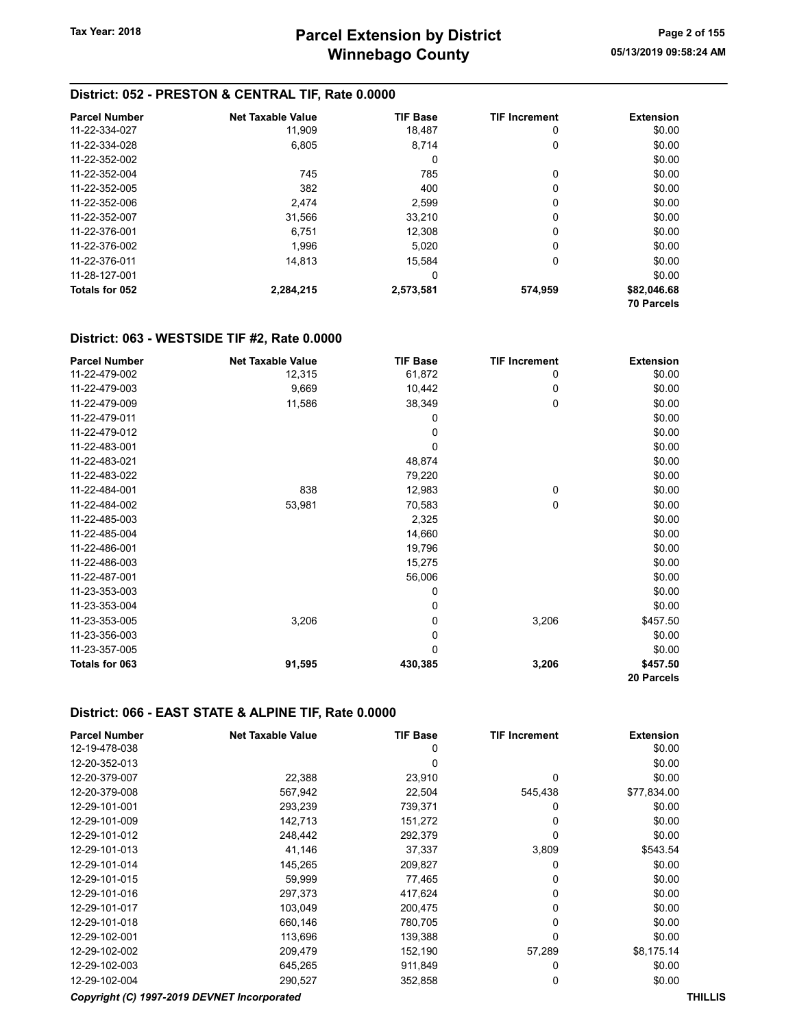## District: 052 - PRESTON & CENTRAL TIF, Rate 0.0000

| Parcel Number | Net Taxable Value | TIF Base | TIF Increment | Extension |
|---|---|---|---|---|
| 11-22-334-027 | 11,909 | 18,487 | 0 | $0.00 |
| 11-22-334-028 | 6,805 | 8,714 | 0 | $0.00 |
| 11-22-352-002 | | 0 | | $0.00 |
| 11-22-352-004 | 745 | 785 | 0 | $0.00 |
| 11-22-352-005 | 382 | 400 | 0 | $0.00 |
| 11-22-352-006 | 2,474 | 2,599 | 0 | $0.00 |
| 11-22-352-007 | 31,566 | 33,210 | 0 | $0.00 |
| 11-22-376-001 | 6,751 | 12,308 | 0 | $0.00 |
| 11-22-376-002 | 1,996 | 5,020 | 0 | $0.00 |
| 11-22-376-011 | 14,813 | 15,584 | 0 | $0.00 |
| 11-28-127-001 | | 0 | | $0.00 |
| **Totals for 052** | **2,284,215** | **2,573,581** | **574,959** | **$82,046.68** |
| | | | | **70 Parcels** |

## District: 063 - WESTSIDE TIF #2, Rate 0.0000

| Parcel Number | Net Taxable Value | TIF Base | TIF Increment | Extension |
|---|---|---|---|---|
| 11-22-479-002 | 12,315 | 61,872 | 0 | $0.00 |
| 11-22-479-003 | 9,669 | 10,442 | 0 | $0.00 |
| 11-22-479-009 | 11,586 | 38,349 | 0 | $0.00 |
| 11-22-479-011 | | 0 | | $0.00 |
| 11-22-479-012 | | 0 | | $0.00 |
| 11-22-483-001 | | 0 | | $0.00 |
| 11-22-483-021 | | 48,874 | | $0.00 |
| 11-22-483-022 | | 79,220 | | $0.00 |
| 11-22-484-001 | 838 | 12,983 | 0 | $0.00 |
| 11-22-484-002 | 53,981 | 70,583 | 0 | $0.00 |
| 11-22-485-003 | | 2,325 | | $0.00 |
| 11-22-485-004 | | 14,660 | | $0.00 |
| 11-22-486-001 | | 19,796 | | $0.00 |
| 11-22-486-003 | | 15,275 | | $0.00 |
| 11-22-487-001 | | 56,006 | | $0.00 |
| 11-23-353-003 | | 0 | | $0.00 |
| 11-23-353-004 | | 0 | | $0.00 |
| 11-23-353-005 | 3,206 | 0 | 3,206 | $457.50 |
| 11-23-356-003 | | 0 | | $0.00 |
| 11-23-357-005 | | 0 | | $0.00 |
| **Totals for 063** | **91,595** | **430,385** | **3,206** | **$457.50** |
| | | | | **20 Parcels** |

## District: 066 - EAST STATE & ALPINE TIF, Rate 0.0000

| Parcel Number | Net Taxable Value | TIF Base | TIF Increment | Extension |
|---|---|---|---|---|
| 12-19-478-038 | | 0 | | $0.00 |
| 12-20-352-013 | | 0 | | $0.00 |
| 12-20-379-007 | 22,388 | 23,910 | 0 | $0.00 |
| 12-20-379-008 | 567,942 | 22,504 | 545,438 | $77,834.00 |
| 12-29-101-001 | 293,239 | 739,371 | 0 | $0.00 |
| 12-29-101-009 | 142,713 | 151,272 | 0 | $0.00 |
| 12-29-101-012 | 248,442 | 292,379 | 0 | $0.00 |
| 12-29-101-013 | 41,146 | 37,337 | 3,809 | $543.54 |
| 12-29-101-014 | 145,265 | 209,827 | 0 | $0.00 |
| 12-29-101-015 | 59,999 | 77,465 | 0 | $0.00 |
| 12-29-101-016 | 297,373 | 417,624 | 0 | $0.00 |
| 12-29-101-017 | 103,049 | 200,475 | 0 | $0.00 |
| 12-29-101-018 | 660,146 | 780,705 | 0 | $0.00 |
| 12-29-102-001 | 113,696 | 139,388 | 0 | $0.00 |
| 12-29-102-002 | 209,479 | 152,190 | 57,289 | $8,175.14 |
| 12-29-102-003 | 645,265 | 911,849 | 0 | $0.00 |
| 12-29-102-004 | 290,527 | 352,858 | 0 | $0.00 |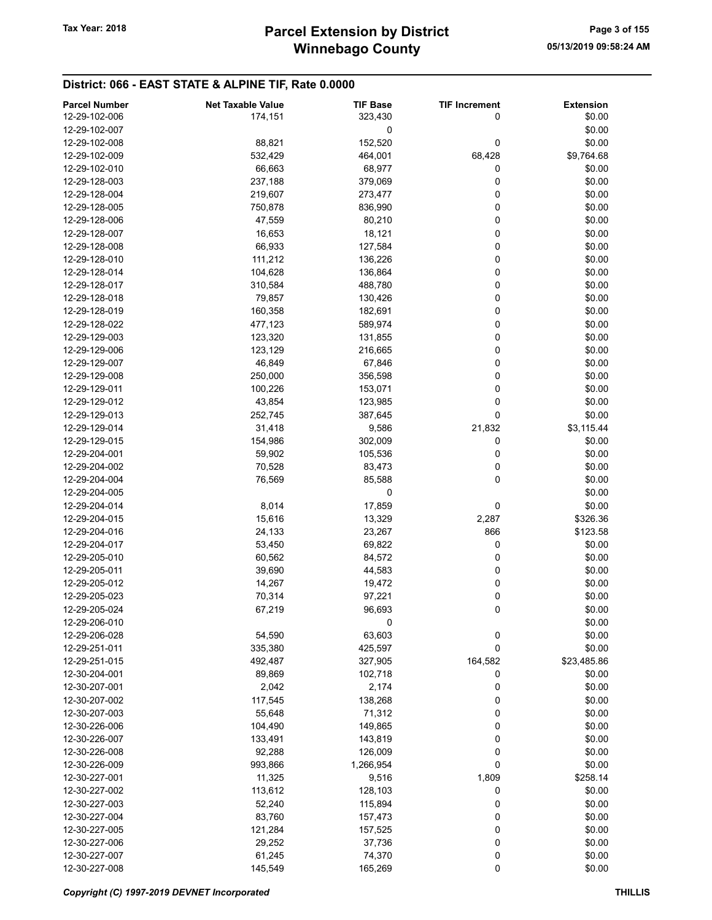## District: 066 - EAST STATE & ALPINE TIF, Rate 0.0000

| Parcel Number | Net Taxable Value | TIF Base | TIF Increment | Extension |
|---|---|---|---|---|
| 12-29-102-006 | 174,151 | 323,430 | 0 | $0.00 |
| 12-29-102-007 | | 0 | | $0.00 |
| 12-29-102-008 | 88,821 | 152,520 | 0 | $0.00 |
| 12-29-102-009 | 532,429 | 464,001 | 68,428 | $9,764.68 |
| 12-29-102-010 | 66,663 | 68,977 | 0 | $0.00 |
| 12-29-128-003 | 237,188 | 379,069 | 0 | $0.00 |
| 12-29-128-004 | 219,607 | 273,477 | 0 | $0.00 |
| 12-29-128-005 | 750,878 | 836,990 | 0 | $0.00 |
| 12-29-128-006 | 47,559 | 80,210 | 0 | $0.00 |
| 12-29-128-007 | 16,653 | 18,121 | 0 | $0.00 |
| 12-29-128-008 | 66,933 | 127,584 | 0 | $0.00 |
| 12-29-128-010 | 111,212 | 136,226 | 0 | $0.00 |
| 12-29-128-014 | 104,628 | 136,864 | 0 | $0.00 |
| 12-29-128-017 | 310,584 | 488,780 | 0 | $0.00 |
| 12-29-128-018 | 79,857 | 130,426 | 0 | $0.00 |
| 12-29-128-019 | 160,358 | 182,691 | 0 | $0.00 |
| 12-29-128-022 | 477,123 | 589,974 | 0 | $0.00 |
| 12-29-129-003 | 123,320 | 131,855 | 0 | $0.00 |
| 12-29-129-006 | 123,129 | 216,665 | 0 | $0.00 |
| 12-29-129-007 | 46,849 | 67,846 | 0 | $0.00 |
| 12-29-129-008 | 250,000 | 356,598 | 0 | $0.00 |
| 12-29-129-011 | 100,226 | 153,071 | 0 | $0.00 |
| 12-29-129-012 | 43,854 | 123,985 | 0 | $0.00 |
| 12-29-129-013 | 252,745 | 387,645 | 0 | $0.00 |
| 12-29-129-014 | 31,418 | 9,586 | 21,832 | $3,115.44 |
| 12-29-129-015 | 154,986 | 302,009 | 0 | $0.00 |
| 12-29-204-001 | 59,902 | 105,536 | 0 | $0.00 |
| 12-29-204-002 | 70,528 | 83,473 | 0 | $0.00 |
| 12-29-204-004 | 76,569 | 85,588 | 0 | $0.00 |
| 12-29-204-005 | | 0 | | $0.00 |
| 12-29-204-014 | 8,014 | 17,859 | 0 | $0.00 |
| 12-29-204-015 | 15,616 | 13,329 | 2,287 | $326.36 |
| 12-29-204-016 | 24,133 | 23,267 | 866 | $123.58 |
| 12-29-204-017 | 53,450 | 69,822 | 0 | $0.00 |
| 12-29-205-010 | 60,562 | 84,572 | 0 | $0.00 |
| 12-29-205-011 | 39,690 | 44,583 | 0 | $0.00 |
| 12-29-205-012 | 14,267 | 19,472 | 0 | $0.00 |
| 12-29-205-023 | 70,314 | 97,221 | 0 | $0.00 |
| 12-29-205-024 | 67,219 | 96,693 | 0 | $0.00 |
| 12-29-206-010 | | 0 | | $0.00 |
| 12-29-206-028 | 54,590 | 63,603 | 0 | $0.00 |
| 12-29-251-011 | 335,380 | 425,597 | 0 | $0.00 |
| 12-29-251-015 | 492,487 | 327,905 | 164,582 | $23,485.86 |
| 12-30-204-001 | 89,869 | 102,718 | 0 | $0.00 |
| 12-30-207-001 | 2,042 | 2,174 | 0 | $0.00 |
| 12-30-207-002 | 117,545 | 138,268 | 0 | $0.00 |
| 12-30-207-003 | 55,648 | 71,312 | 0 | $0.00 |
| 12-30-226-006 | 104,490 | 149,865 | 0 | $0.00 |
| 12-30-226-007 | 133,491 | 143,819 | 0 | $0.00 |
| 12-30-226-008 | 92,288 | 126,009 | 0 | $0.00 |
| 12-30-226-009 | 993,866 | 1,266,954 | 0 | $0.00 |
| 12-30-227-001 | 11,325 | 9,516 | 1,809 | $258.14 |
| 12-30-227-002 | 113,612 | 128,103 | 0 | $0.00 |
| 12-30-227-003 | 52,240 | 115,894 | 0 | $0.00 |
| 12-30-227-004 | 83,760 | 157,473 | 0 | $0.00 |
| 12-30-227-005 | 121,284 | 157,525 | 0 | $0.00 |
| 12-30-227-006 | 29,252 | 37,736 | 0 | $0.00 |
| 12-30-227-007 | 61,245 | 74,370 | 0 | $0.00 |
| 12-30-227-008 | 145,549 | 165,269 | 0 | $0.00 |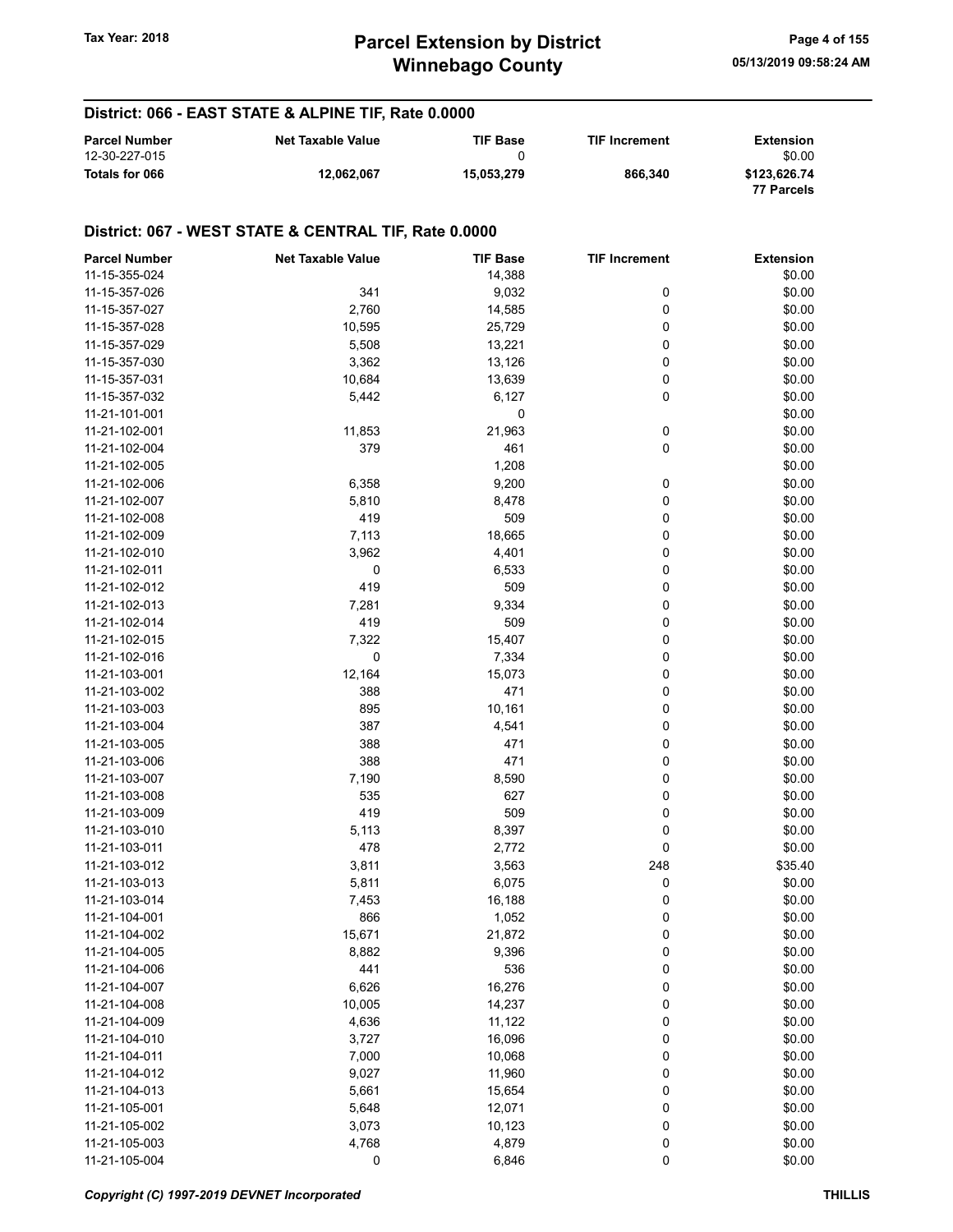## District: 066 - EAST STATE & ALPINE TIF, Rate 0.0000

| Parcel Number | Net Taxable Value | TIF Base | TIF Increment | Extension |
|---|---|---|---|---|
| 12-30-227-015 | | 0 | | $0.00 |
| **Totals for 066** | **12,062,067** | **15,053,279** | **866,340** | **$123,626.74** |
| | | | | **77 Parcels** |

## District: 067 - WEST STATE & CENTRAL TIF, Rate 0.0000

| Parcel Number | Net Taxable Value | TIF Base | TIF Increment | Extension |
|---|---|---|---|---|
| 11-15-355-024 | | 14,388 | | $0.00 |
| 11-15-357-026 | 341 | 9,032 | 0 | $0.00 |
| 11-15-357-027 | 2,760 | 14,585 | 0 | $0.00 |
| 11-15-357-028 | 10,595 | 25,729 | 0 | $0.00 |
| 11-15-357-029 | 5,508 | 13,221 | 0 | $0.00 |
| 11-15-357-030 | 3,362 | 13,126 | 0 | $0.00 |
| 11-15-357-031 | 10,684 | 13,639 | 0 | $0.00 |
| 11-15-357-032 | 5,442 | 6,127 | 0 | $0.00 |
| 11-21-101-001 | | 0 | | $0.00 |
| 11-21-102-001 | 11,853 | 21,963 | 0 | $0.00 |
| 11-21-102-004 | 379 | 461 | 0 | $0.00 |
| 11-21-102-005 | | 1,208 | | $0.00 |
| 11-21-102-006 | 6,358 | 9,200 | 0 | $0.00 |
| 11-21-102-007 | 5,810 | 8,478 | 0 | $0.00 |
| 11-21-102-008 | 419 | 509 | 0 | $0.00 |
| 11-21-102-009 | 7,113 | 18,665 | 0 | $0.00 |
| 11-21-102-010 | 3,962 | 4,401 | 0 | $0.00 |
| 11-21-102-011 | 0 | 6,533 | 0 | $0.00 |
| 11-21-102-012 | 419 | 509 | 0 | $0.00 |
| 11-21-102-013 | 7,281 | 9,334 | 0 | $0.00 |
| 11-21-102-014 | 419 | 509 | 0 | $0.00 |
| 11-21-102-015 | 7,322 | 15,407 | 0 | $0.00 |
| 11-21-102-016 | 0 | 7,334 | 0 | $0.00 |
| 11-21-103-001 | 12,164 | 15,073 | 0 | $0.00 |
| 11-21-103-002 | 388 | 471 | 0 | $0.00 |
| 11-21-103-003 | 895 | 10,161 | 0 | $0.00 |
| 11-21-103-004 | 387 | 4,541 | 0 | $0.00 |
| 11-21-103-005 | 388 | 471 | 0 | $0.00 |
| 11-21-103-006 | 388 | 471 | 0 | $0.00 |
| 11-21-103-007 | 7,190 | 8,590 | 0 | $0.00 |
| 11-21-103-008 | 535 | 627 | 0 | $0.00 |
| 11-21-103-009 | 419 | 509 | 0 | $0.00 |
| 11-21-103-010 | 5,113 | 8,397 | 0 | $0.00 |
| 11-21-103-011 | 478 | 2,772 | 0 | $0.00 |
| 11-21-103-012 | 3,811 | 3,563 | 248 | $35.40 |
| 11-21-103-013 | 5,811 | 6,075 | 0 | $0.00 |
| 11-21-103-014 | 7,453 | 16,188 | 0 | $0.00 |
| 11-21-104-001 | 866 | 1,052 | 0 | $0.00 |
| 11-21-104-002 | 15,671 | 21,872 | 0 | $0.00 |
| 11-21-104-005 | 8,882 | 9,396 | 0 | $0.00 |
| 11-21-104-006 | 441 | 536 | 0 | $0.00 |
| 11-21-104-007 | 6,626 | 16,276 | 0 | $0.00 |
| 11-21-104-008 | 10,005 | 14,237 | 0 | $0.00 |
| 11-21-104-009 | 4,636 | 11,122 | 0 | $0.00 |
| 11-21-104-010 | 3,727 | 16,096 | 0 | $0.00 |
| 11-21-104-011 | 7,000 | 10,068 | 0 | $0.00 |
| 11-21-104-012 | 9,027 | 11,960 | 0 | $0.00 |
| 11-21-104-013 | 5,661 | 15,654 | 0 | $0.00 |
| 11-21-105-001 | 5,648 | 12,071 | 0 | $0.00 |
| 11-21-105-002 | 3,073 | 10,123 | 0 | $0.00 |
| 11-21-105-003 | 4,768 | 4,879 | 0 | $0.00 |
| 11-21-105-004 | 0 | 6,846 | 0 | $0.00 |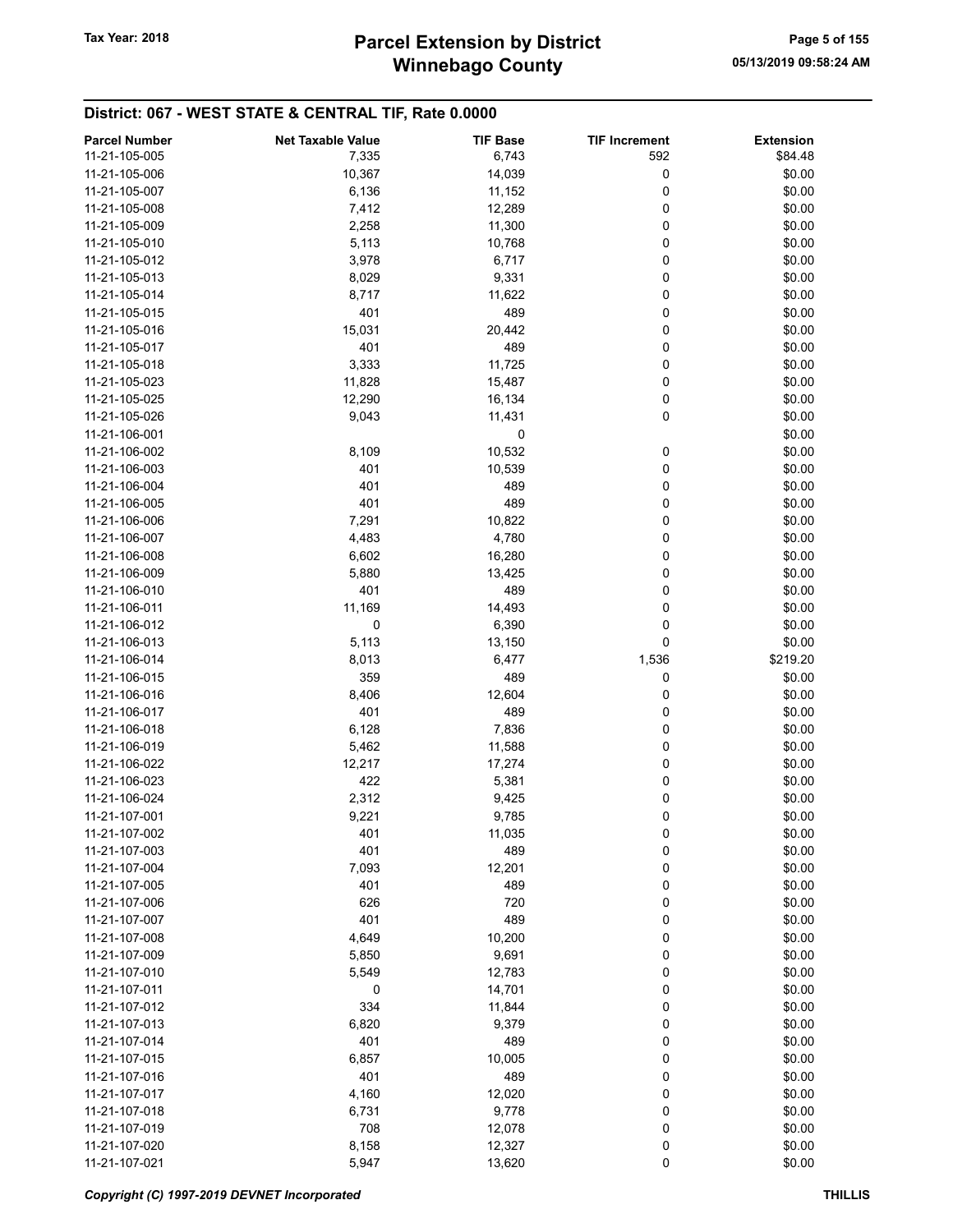## District: 067 - WEST STATE & CENTRAL TIF, Rate 0.0000

| Parcel Number | Net Taxable Value | TIF Base | TIF Increment | Extension |
|---|---|---|---|---|
| 11-21-105-005 | 7,335 | 6,743 | 592 | $84.48 |
| 11-21-105-006 | 10,367 | 14,039 | 0 | $0.00 |
| 11-21-105-007 | 6,136 | 11,152 | 0 | $0.00 |
| 11-21-105-008 | 7,412 | 12,289 | 0 | $0.00 |
| 11-21-105-009 | 2,258 | 11,300 | 0 | $0.00 |
| 11-21-105-010 | 5,113 | 10,768 | 0 | $0.00 |
| 11-21-105-012 | 3,978 | 6,717 | 0 | $0.00 |
| 11-21-105-013 | 8,029 | 9,331 | 0 | $0.00 |
| 11-21-105-014 | 8,717 | 11,622 | 0 | $0.00 |
| 11-21-105-015 | 401 | 489 | 0 | $0.00 |
| 11-21-105-016 | 15,031 | 20,442 | 0 | $0.00 |
| 11-21-105-017 | 401 | 489 | 0 | $0.00 |
| 11-21-105-018 | 3,333 | 11,725 | 0 | $0.00 |
| 11-21-105-023 | 11,828 | 15,487 | 0 | $0.00 |
| 11-21-105-025 | 12,290 | 16,134 | 0 | $0.00 |
| 11-21-105-026 | 9,043 | 11,431 | 0 | $0.00 |
| 11-21-106-001 | | 0 | | $0.00 |
| 11-21-106-002 | 8,109 | 10,532 | 0 | $0.00 |
| 11-21-106-003 | 401 | 10,539 | 0 | $0.00 |
| 11-21-106-004 | 401 | 489 | 0 | $0.00 |
| 11-21-106-005 | 401 | 489 | 0 | $0.00 |
| 11-21-106-006 | 7,291 | 10,822 | 0 | $0.00 |
| 11-21-106-007 | 4,483 | 4,780 | 0 | $0.00 |
| 11-21-106-008 | 6,602 | 16,280 | 0 | $0.00 |
| 11-21-106-009 | 5,880 | 13,425 | 0 | $0.00 |
| 11-21-106-010 | 401 | 489 | 0 | $0.00 |
| 11-21-106-011 | 11,169 | 14,493 | 0 | $0.00 |
| 11-21-106-012 | 0 | 6,390 | 0 | $0.00 |
| 11-21-106-013 | 5,113 | 13,150 | 0 | $0.00 |
| 11-21-106-014 | 8,013 | 6,477 | 1,536 | $219.20 |
| 11-21-106-015 | 359 | 489 | 0 | $0.00 |
| 11-21-106-016 | 8,406 | 12,604 | 0 | $0.00 |
| 11-21-106-017 | 401 | 489 | 0 | $0.00 |
| 11-21-106-018 | 6,128 | 7,836 | 0 | $0.00 |
| 11-21-106-019 | 5,462 | 11,588 | 0 | $0.00 |
| 11-21-106-022 | 12,217 | 17,274 | 0 | $0.00 |
| 11-21-106-023 | 422 | 5,381 | 0 | $0.00 |
| 11-21-106-024 | 2,312 | 9,425 | 0 | $0.00 |
| 11-21-107-001 | 9,221 | 9,785 | 0 | $0.00 |
| 11-21-107-002 | 401 | 11,035 | 0 | $0.00 |
| 11-21-107-003 | 401 | 489 | 0 | $0.00 |
| 11-21-107-004 | 7,093 | 12,201 | 0 | $0.00 |
| 11-21-107-005 | 401 | 489 | 0 | $0.00 |
| 11-21-107-006 | 626 | 720 | 0 | $0.00 |
| 11-21-107-007 | 401 | 489 | 0 | $0.00 |
| 11-21-107-008 | 4,649 | 10,200 | 0 | $0.00 |
| 11-21-107-009 | 5,850 | 9,691 | 0 | $0.00 |
| 11-21-107-010 | 5,549 | 12,783 | 0 | $0.00 |
| 11-21-107-011 | 0 | 14,701 | 0 | $0.00 |
| 11-21-107-012 | 334 | 11,844 | 0 | $0.00 |
| 11-21-107-013 | 6,820 | 9,379 | 0 | $0.00 |
| 11-21-107-014 | 401 | 489 | 0 | $0.00 |
| 11-21-107-015 | 6,857 | 10,005 | 0 | $0.00 |
| 11-21-107-016 | 401 | 489 | 0 | $0.00 |
| 11-21-107-017 | 4,160 | 12,020 | 0 | $0.00 |
| 11-21-107-018 | 6,731 | 9,778 | 0 | $0.00 |
| 11-21-107-019 | 708 | 12,078 | 0 | $0.00 |
| 11-21-107-020 | 8,158 | 12,327 | 0 | $0.00 |
| 11-21-107-021 | 5,947 | 13,620 | 0 | $0.00 |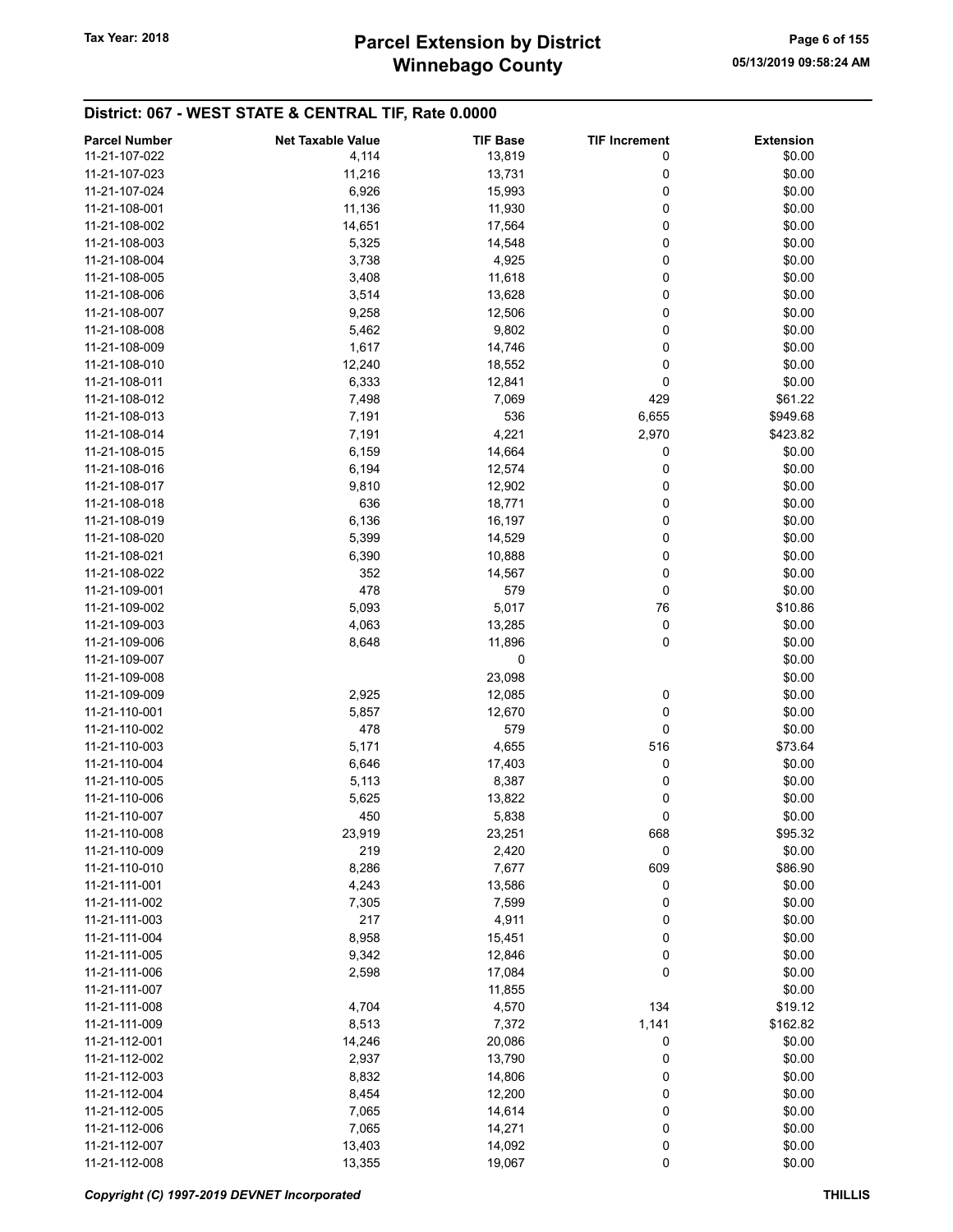# Parcel Extension by District
# Winnebago County

Tax Year: 2018

05/13/2019 09:58:24 AM

## District: 067 - WEST STATE & CENTRAL TIF, Rate 0.0000

| Parcel Number | Net Taxable Value | TIF Base | TIF Increment | Extension |
|---|---|---|---|---|
| 11-21-107-022 | 4,114 | 13,819 | 0 | $0.00 |
| 11-21-107-023 | 11,216 | 13,731 | 0 | $0.00 |
| 11-21-107-024 | 6,926 | 15,993 | 0 | $0.00 |
| 11-21-108-001 | 11,136 | 11,930 | 0 | $0.00 |
| 11-21-108-002 | 14,651 | 17,564 | 0 | $0.00 |
| 11-21-108-003 | 5,325 | 14,548 | 0 | $0.00 |
| 11-21-108-004 | 3,738 | 4,925 | 0 | $0.00 |
| 11-21-108-005 | 3,408 | 11,618 | 0 | $0.00 |
| 11-21-108-006 | 3,514 | 13,628 | 0 | $0.00 |
| 11-21-108-007 | 9,258 | 12,506 | 0 | $0.00 |
| 11-21-108-008 | 5,462 | 9,802 | 0 | $0.00 |
| 11-21-108-009 | 1,617 | 14,746 | 0 | $0.00 |
| 11-21-108-010 | 12,240 | 18,552 | 0 | $0.00 |
| 11-21-108-011 | 6,333 | 12,841 | 0 | $0.00 |
| 11-21-108-012 | 7,498 | 7,069 | 429 | $61.22 |
| 11-21-108-013 | 7,191 | 536 | 6,655 | $949.68 |
| 11-21-108-014 | 7,191 | 4,221 | 2,970 | $423.82 |
| 11-21-108-015 | 6,159 | 14,664 | 0 | $0.00 |
| 11-21-108-016 | 6,194 | 12,574 | 0 | $0.00 |
| 11-21-108-017 | 9,810 | 12,902 | 0 | $0.00 |
| 11-21-108-018 | 636 | 18,771 | 0 | $0.00 |
| 11-21-108-019 | 6,136 | 16,197 | 0 | $0.00 |
| 11-21-108-020 | 5,399 | 14,529 | 0 | $0.00 |
| 11-21-108-021 | 6,390 | 10,888 | 0 | $0.00 |
| 11-21-108-022 | 352 | 14,567 | 0 | $0.00 |
| 11-21-109-001 | 478 | 579 | 0 | $0.00 |
| 11-21-109-002 | 5,093 | 5,017 | 76 | $10.86 |
| 11-21-109-003 | 4,063 | 13,285 | 0 | $0.00 |
| 11-21-109-006 | 8,648 | 11,896 | 0 | $0.00 |
| 11-21-109-007 | | 0 | | $0.00 |
| 11-21-109-008 | | 23,098 | | $0.00 |
| 11-21-109-009 | 2,925 | 12,085 | 0 | $0.00 |
| 11-21-110-001 | 5,857 | 12,670 | 0 | $0.00 |
| 11-21-110-002 | 478 | 579 | 0 | $0.00 |
| 11-21-110-003 | 5,171 | 4,655 | 516 | $73.64 |
| 11-21-110-004 | 6,646 | 17,403 | 0 | $0.00 |
| 11-21-110-005 | 5,113 | 8,387 | 0 | $0.00 |
| 11-21-110-006 | 5,625 | 13,822 | 0 | $0.00 |
| 11-21-110-007 | 450 | 5,838 | 0 | $0.00 |
| 11-21-110-008 | 23,919 | 23,251 | 668 | $95.32 |
| 11-21-110-009 | 219 | 2,420 | 0 | $0.00 |
| 11-21-110-010 | 8,286 | 7,677 | 609 | $86.90 |
| 11-21-111-001 | 4,243 | 13,586 | 0 | $0.00 |
| 11-21-111-002 | 7,305 | 7,599 | 0 | $0.00 |
| 11-21-111-003 | 217 | 4,911 | 0 | $0.00 |
| 11-21-111-004 | 8,958 | 15,451 | 0 | $0.00 |
| 11-21-111-005 | 9,342 | 12,846 | 0 | $0.00 |
| 11-21-111-006 | 2,598 | 17,084 | 0 | $0.00 |
| 11-21-111-007 | | 11,855 | | $0.00 |
| 11-21-111-008 | 4,704 | 4,570 | 134 | $19.12 |
| 11-21-111-009 | 8,513 | 7,372 | 1,141 | $162.82 |
| 11-21-112-001 | 14,246 | 20,086 | 0 | $0.00 |
| 11-21-112-002 | 2,937 | 13,790 | 0 | $0.00 |
| 11-21-112-003 | 8,832 | 14,806 | 0 | $0.00 |
| 11-21-112-004 | 8,454 | 12,200 | 0 | $0.00 |
| 11-21-112-005 | 7,065 | 14,614 | 0 | $0.00 |
| 11-21-112-006 | 7,065 | 14,271 | 0 | $0.00 |
| 11-21-112-007 | 13,403 | 14,092 | 0 | $0.00 |
| 11-21-112-008 | 13,355 | 19,067 | 0 | $0.00 |

*Copyright (C) 1997-2019 DEVNET Incorporated* THILLIS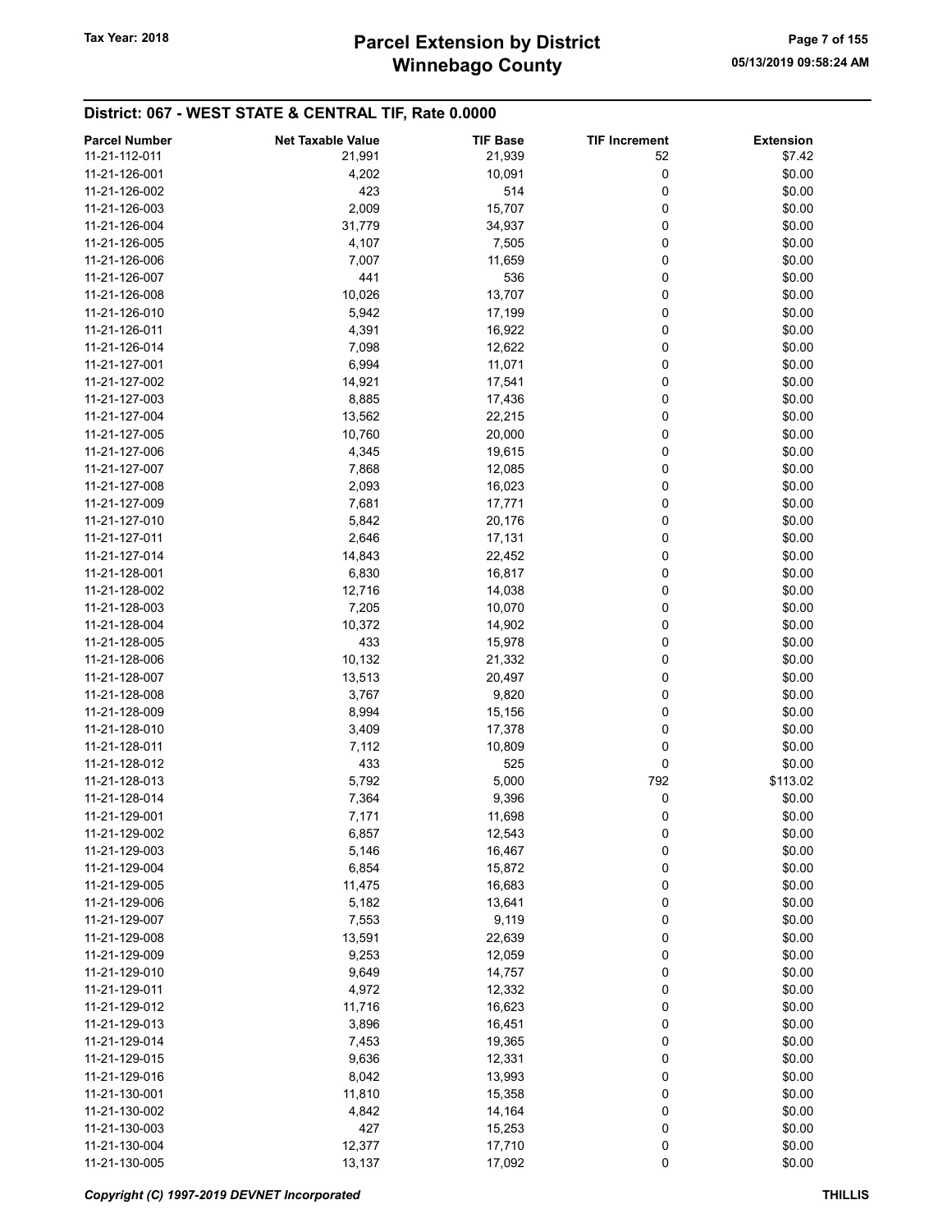## District: 067 - WEST STATE & CENTRAL TIF, Rate 0.0000

| Parcel Number | Net Taxable Value | TIF Base | TIF Increment | Extension |
|---|---|---|---|---|
| 11-21-112-011 | 21,991 | 21,939 | 52 | $7.42 |
| 11-21-126-001 | 4,202 | 10,091 | 0 | $0.00 |
| 11-21-126-002 | 423 | 514 | 0 | $0.00 |
| 11-21-126-003 | 2,009 | 15,707 | 0 | $0.00 |
| 11-21-126-004 | 31,779 | 34,937 | 0 | $0.00 |
| 11-21-126-005 | 4,107 | 7,505 | 0 | $0.00 |
| 11-21-126-006 | 7,007 | 11,659 | 0 | $0.00 |
| 11-21-126-007 | 441 | 536 | 0 | $0.00 |
| 11-21-126-008 | 10,026 | 13,707 | 0 | $0.00 |
| 11-21-126-010 | 5,942 | 17,199 | 0 | $0.00 |
| 11-21-126-011 | 4,391 | 16,922 | 0 | $0.00 |
| 11-21-126-014 | 7,098 | 12,622 | 0 | $0.00 |
| 11-21-127-001 | 6,994 | 11,071 | 0 | $0.00 |
| 11-21-127-002 | 14,921 | 17,541 | 0 | $0.00 |
| 11-21-127-003 | 8,885 | 17,436 | 0 | $0.00 |
| 11-21-127-004 | 13,562 | 22,215 | 0 | $0.00 |
| 11-21-127-005 | 10,760 | 20,000 | 0 | $0.00 |
| 11-21-127-006 | 4,345 | 19,615 | 0 | $0.00 |
| 11-21-127-007 | 7,868 | 12,085 | 0 | $0.00 |
| 11-21-127-008 | 2,093 | 16,023 | 0 | $0.00 |
| 11-21-127-009 | 7,681 | 17,771 | 0 | $0.00 |
| 11-21-127-010 | 5,842 | 20,176 | 0 | $0.00 |
| 11-21-127-011 | 2,646 | 17,131 | 0 | $0.00 |
| 11-21-127-014 | 14,843 | 22,452 | 0 | $0.00 |
| 11-21-128-001 | 6,830 | 16,817 | 0 | $0.00 |
| 11-21-128-002 | 12,716 | 14,038 | 0 | $0.00 |
| 11-21-128-003 | 7,205 | 10,070 | 0 | $0.00 |
| 11-21-128-004 | 10,372 | 14,902 | 0 | $0.00 |
| 11-21-128-005 | 433 | 15,978 | 0 | $0.00 |
| 11-21-128-006 | 10,132 | 21,332 | 0 | $0.00 |
| 11-21-128-007 | 13,513 | 20,497 | 0 | $0.00 |
| 11-21-128-008 | 3,767 | 9,820 | 0 | $0.00 |
| 11-21-128-009 | 8,994 | 15,156 | 0 | $0.00 |
| 11-21-128-010 | 3,409 | 17,378 | 0 | $0.00 |
| 11-21-128-011 | 7,112 | 10,809 | 0 | $0.00 |
| 11-21-128-012 | 433 | 525 | 0 | $0.00 |
| 11-21-128-013 | 5,792 | 5,000 | 792 | $113.02 |
| 11-21-128-014 | 7,364 | 9,396 | 0 | $0.00 |
| 11-21-129-001 | 7,171 | 11,698 | 0 | $0.00 |
| 11-21-129-002 | 6,857 | 12,543 | 0 | $0.00 |
| 11-21-129-003 | 5,146 | 16,467 | 0 | $0.00 |
| 11-21-129-004 | 6,854 | 15,872 | 0 | $0.00 |
| 11-21-129-005 | 11,475 | 16,683 | 0 | $0.00 |
| 11-21-129-006 | 5,182 | 13,641 | 0 | $0.00 |
| 11-21-129-007 | 7,553 | 9,119 | 0 | $0.00 |
| 11-21-129-008 | 13,591 | 22,639 | 0 | $0.00 |
| 11-21-129-009 | 9,253 | 12,059 | 0 | $0.00 |
| 11-21-129-010 | 9,649 | 14,757 | 0 | $0.00 |
| 11-21-129-011 | 4,972 | 12,332 | 0 | $0.00 |
| 11-21-129-012 | 11,716 | 16,623 | 0 | $0.00 |
| 11-21-129-013 | 3,896 | 16,451 | 0 | $0.00 |
| 11-21-129-014 | 7,453 | 19,365 | 0 | $0.00 |
| 11-21-129-015 | 9,636 | 12,331 | 0 | $0.00 |
| 11-21-129-016 | 8,042 | 13,993 | 0 | $0.00 |
| 11-21-130-001 | 11,810 | 15,358 | 0 | $0.00 |
| 11-21-130-002 | 4,842 | 14,164 | 0 | $0.00 |
| 11-21-130-003 | 427 | 15,253 | 0 | $0.00 |
| 11-21-130-004 | 12,377 | 17,710 | 0 | $0.00 |
| 11-21-130-005 | 13,137 | 17,092 | 0 | $0.00 |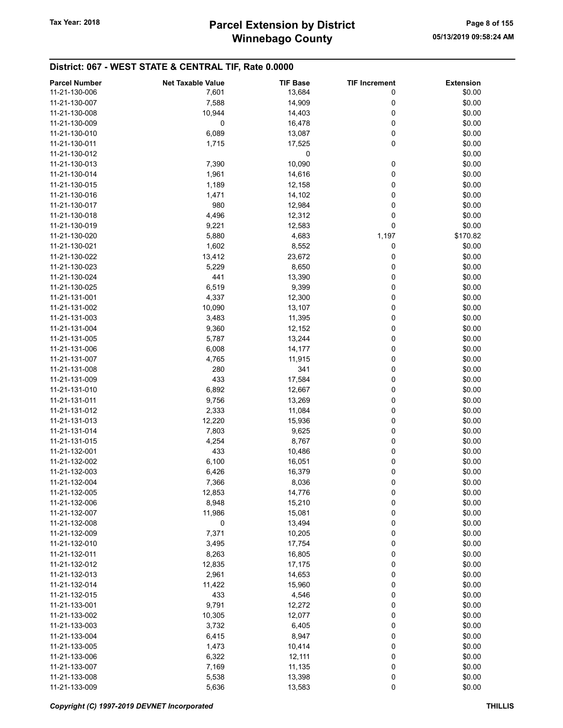## District: 067 - WEST STATE & CENTRAL TIF, Rate 0.0000

| Parcel Number | Net Taxable Value | TIF Base | TIF Increment | Extension |
|---|---|---|---|---|
| 11-21-130-006 | 7,601 | 13,684 | 0 | $0.00 |
| 11-21-130-007 | 7,588 | 14,909 | 0 | $0.00 |
| 11-21-130-008 | 10,944 | 14,403 | 0 | $0.00 |
| 11-21-130-009 | 0 | 16,478 | 0 | $0.00 |
| 11-21-130-010 | 6,089 | 13,087 | 0 | $0.00 |
| 11-21-130-011 | 1,715 | 17,525 | 0 | $0.00 |
| 11-21-130-012 | | 0 | | $0.00 |
| 11-21-130-013 | 7,390 | 10,090 | 0 | $0.00 |
| 11-21-130-014 | 1,961 | 14,616 | 0 | $0.00 |
| 11-21-130-015 | 1,189 | 12,158 | 0 | $0.00 |
| 11-21-130-016 | 1,471 | 14,102 | 0 | $0.00 |
| 11-21-130-017 | 980 | 12,984 | 0 | $0.00 |
| 11-21-130-018 | 4,496 | 12,312 | 0 | $0.00 |
| 11-21-130-019 | 9,221 | 12,583 | 0 | $0.00 |
| 11-21-130-020 | 5,880 | 4,683 | 1,197 | $170.82 |
| 11-21-130-021 | 1,602 | 8,552 | 0 | $0.00 |
| 11-21-130-022 | 13,412 | 23,672 | 0 | $0.00 |
| 11-21-130-023 | 5,229 | 8,650 | 0 | $0.00 |
| 11-21-130-024 | 441 | 13,390 | 0 | $0.00 |
| 11-21-130-025 | 6,519 | 9,399 | 0 | $0.00 |
| 11-21-131-001 | 4,337 | 12,300 | 0 | $0.00 |
| 11-21-131-002 | 10,090 | 13,107 | 0 | $0.00 |
| 11-21-131-003 | 3,483 | 11,395 | 0 | $0.00 |
| 11-21-131-004 | 9,360 | 12,152 | 0 | $0.00 |
| 11-21-131-005 | 5,787 | 13,244 | 0 | $0.00 |
| 11-21-131-006 | 6,008 | 14,177 | 0 | $0.00 |
| 11-21-131-007 | 4,765 | 11,915 | 0 | $0.00 |
| 11-21-131-008 | 280 | 341 | 0 | $0.00 |
| 11-21-131-009 | 433 | 17,584 | 0 | $0.00 |
| 11-21-131-010 | 6,892 | 12,667 | 0 | $0.00 |
| 11-21-131-011 | 9,756 | 13,269 | 0 | $0.00 |
| 11-21-131-012 | 2,333 | 11,084 | 0 | $0.00 |
| 11-21-131-013 | 12,220 | 15,936 | 0 | $0.00 |
| 11-21-131-014 | 7,803 | 9,625 | 0 | $0.00 |
| 11-21-131-015 | 4,254 | 8,767 | 0 | $0.00 |
| 11-21-132-001 | 433 | 10,486 | 0 | $0.00 |
| 11-21-132-002 | 6,100 | 16,051 | 0 | $0.00 |
| 11-21-132-003 | 6,426 | 16,379 | 0 | $0.00 |
| 11-21-132-004 | 7,366 | 8,036 | 0 | $0.00 |
| 11-21-132-005 | 12,853 | 14,776 | 0 | $0.00 |
| 11-21-132-006 | 8,948 | 15,210 | 0 | $0.00 |
| 11-21-132-007 | 11,986 | 15,081 | 0 | $0.00 |
| 11-21-132-008 | 0 | 13,494 | 0 | $0.00 |
| 11-21-132-009 | 7,371 | 10,205 | 0 | $0.00 |
| 11-21-132-010 | 3,495 | 17,754 | 0 | $0.00 |
| 11-21-132-011 | 8,263 | 16,805 | 0 | $0.00 |
| 11-21-132-012 | 12,835 | 17,175 | 0 | $0.00 |
| 11-21-132-013 | 2,961 | 14,653 | 0 | $0.00 |
| 11-21-132-014 | 11,422 | 15,960 | 0 | $0.00 |
| 11-21-132-015 | 433 | 4,546 | 0 | $0.00 |
| 11-21-133-001 | 9,791 | 12,272 | 0 | $0.00 |
| 11-21-133-002 | 10,305 | 12,077 | 0 | $0.00 |
| 11-21-133-003 | 3,732 | 6,405 | 0 | $0.00 |
| 11-21-133-004 | 6,415 | 8,947 | 0 | $0.00 |
| 11-21-133-005 | 1,473 | 10,414 | 0 | $0.00 |
| 11-21-133-006 | 6,322 | 12,111 | 0 | $0.00 |
| 11-21-133-007 | 7,169 | 11,135 | 0 | $0.00 |
| 11-21-133-008 | 5,538 | 13,398 | 0 | $0.00 |
| 11-21-133-009 | 5,636 | 13,583 | 0 | $0.00 |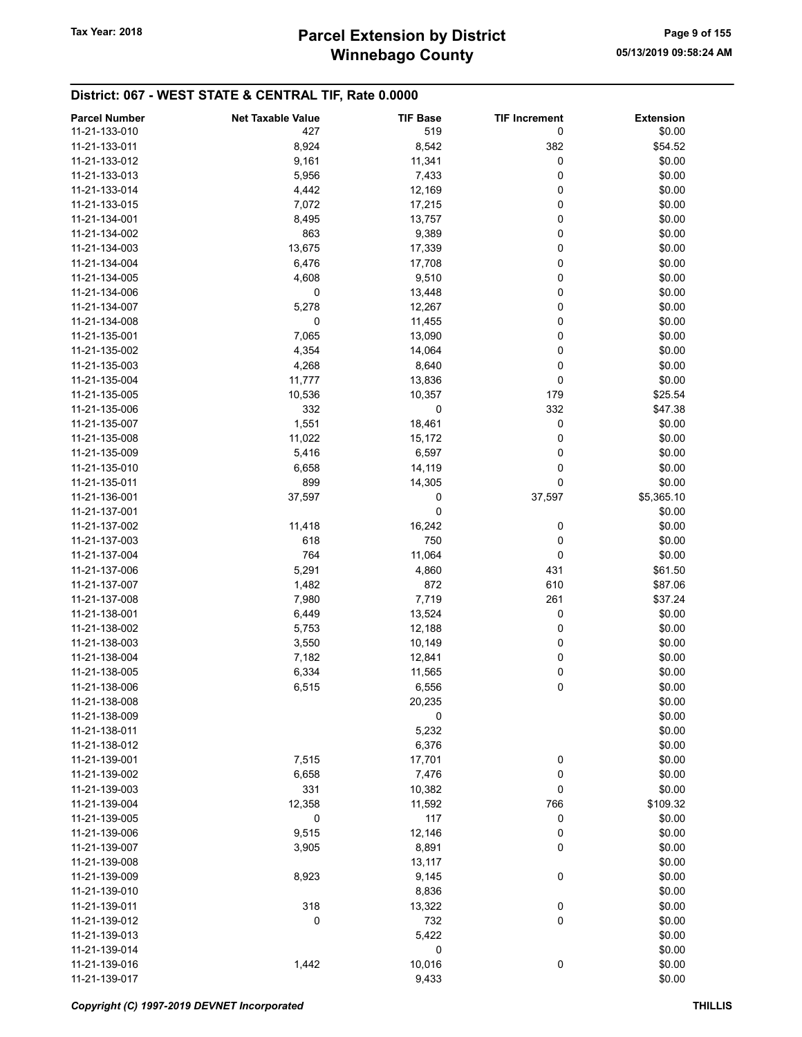## District: 067 - WEST STATE & CENTRAL TIF, Rate 0.0000

| Parcel Number | Net Taxable Value | TIF Base | TIF Increment | Extension |
|---|---|---|---|---|
| 11-21-133-010 | 427 | 519 | 0 | $0.00 |
| 11-21-133-011 | 8,924 | 8,542 | 382 | $54.52 |
| 11-21-133-012 | 9,161 | 11,341 | 0 | $0.00 |
| 11-21-133-013 | 5,956 | 7,433 | 0 | $0.00 |
| 11-21-133-014 | 4,442 | 12,169 | 0 | $0.00 |
| 11-21-133-015 | 7,072 | 17,215 | 0 | $0.00 |
| 11-21-134-001 | 8,495 | 13,757 | 0 | $0.00 |
| 11-21-134-002 | 863 | 9,389 | 0 | $0.00 |
| 11-21-134-003 | 13,675 | 17,339 | 0 | $0.00 |
| 11-21-134-004 | 6,476 | 17,708 | 0 | $0.00 |
| 11-21-134-005 | 4,608 | 9,510 | 0 | $0.00 |
| 11-21-134-006 | 0 | 13,448 | 0 | $0.00 |
| 11-21-134-007 | 5,278 | 12,267 | 0 | $0.00 |
| 11-21-134-008 | 0 | 11,455 | 0 | $0.00 |
| 11-21-135-001 | 7,065 | 13,090 | 0 | $0.00 |
| 11-21-135-002 | 4,354 | 14,064 | 0 | $0.00 |
| 11-21-135-003 | 4,268 | 8,640 | 0 | $0.00 |
| 11-21-135-004 | 11,777 | 13,836 | 0 | $0.00 |
| 11-21-135-005 | 10,536 | 10,357 | 179 | $25.54 |
| 11-21-135-006 | 332 | 0 | 332 | $47.38 |
| 11-21-135-007 | 1,551 | 18,461 | 0 | $0.00 |
| 11-21-135-008 | 11,022 | 15,172 | 0 | $0.00 |
| 11-21-135-009 | 5,416 | 6,597 | 0 | $0.00 |
| 11-21-135-010 | 6,658 | 14,119 | 0 | $0.00 |
| 11-21-135-011 | 899 | 14,305 | 0 | $0.00 |
| 11-21-136-001 | 37,597 | 0 | 37,597 | $5,365.10 |
| 11-21-137-001 | | 0 | | $0.00 |
| 11-21-137-002 | 11,418 | 16,242 | 0 | $0.00 |
| 11-21-137-003 | 618 | 750 | 0 | $0.00 |
| 11-21-137-004 | 764 | 11,064 | 0 | $0.00 |
| 11-21-137-006 | 5,291 | 4,860 | 431 | $61.50 |
| 11-21-137-007 | 1,482 | 872 | 610 | $87.06 |
| 11-21-137-008 | 7,980 | 7,719 | 261 | $37.24 |
| 11-21-138-001 | 6,449 | 13,524 | 0 | $0.00 |
| 11-21-138-002 | 5,753 | 12,188 | 0 | $0.00 |
| 11-21-138-003 | 3,550 | 10,149 | 0 | $0.00 |
| 11-21-138-004 | 7,182 | 12,841 | 0 | $0.00 |
| 11-21-138-005 | 6,334 | 11,565 | 0 | $0.00 |
| 11-21-138-006 | 6,515 | 6,556 | 0 | $0.00 |
| 11-21-138-008 | | 20,235 | | $0.00 |
| 11-21-138-009 | | 0 | | $0.00 |
| 11-21-138-011 | | 5,232 | | $0.00 |
| 11-21-138-012 | | 6,376 | | $0.00 |
| 11-21-139-001 | 7,515 | 17,701 | 0 | $0.00 |
| 11-21-139-002 | 6,658 | 7,476 | 0 | $0.00 |
| 11-21-139-003 | 331 | 10,382 | 0 | $0.00 |
| 11-21-139-004 | 12,358 | 11,592 | 766 | $109.32 |
| 11-21-139-005 | 0 | 117 | 0 | $0.00 |
| 11-21-139-006 | 9,515 | 12,146 | 0 | $0.00 |
| 11-21-139-007 | 3,905 | 8,891 | 0 | $0.00 |
| 11-21-139-008 | | 13,117 | | $0.00 |
| 11-21-139-009 | 8,923 | 9,145 | 0 | $0.00 |
| 11-21-139-010 | | 8,836 | | $0.00 |
| 11-21-139-011 | 318 | 13,322 | 0 | $0.00 |
| 11-21-139-012 | 0 | 732 | 0 | $0.00 |
| 11-21-139-013 | | 5,422 | | $0.00 |
| 11-21-139-014 | | 0 | | $0.00 |
| 11-21-139-016 | 1,442 | 10,016 | 0 | $0.00 |
| 11-21-139-017 | | 9,433 | | $0.00 |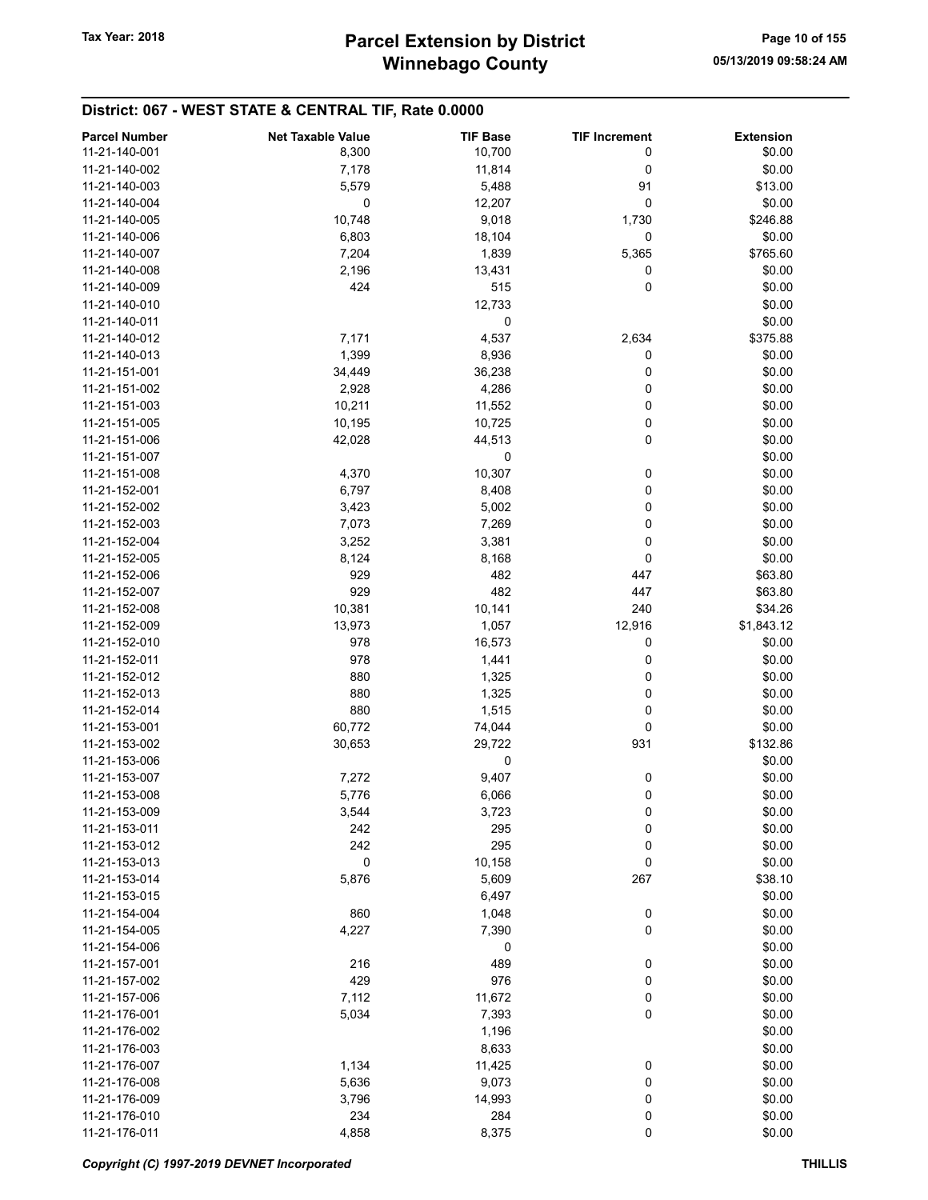## District: 067 - WEST STATE & CENTRAL TIF, Rate 0.0000

| Parcel Number | Net Taxable Value | TIF Base | TIF Increment | Extension |
|---|---|---|---|---|
| 11-21-140-001 | 8,300 | 10,700 | 0 | $0.00 |
| 11-21-140-002 | 7,178 | 11,814 | 0 | $0.00 |
| 11-21-140-003 | 5,579 | 5,488 | 91 | $13.00 |
| 11-21-140-004 | 0 | 12,207 | 0 | $0.00 |
| 11-21-140-005 | 10,748 | 9,018 | 1,730 | $246.88 |
| 11-21-140-006 | 6,803 | 18,104 | 0 | $0.00 |
| 11-21-140-007 | 7,204 | 1,839 | 5,365 | $765.60 |
| 11-21-140-008 | 2,196 | 13,431 | 0 | $0.00 |
| 11-21-140-009 | 424 | 515 | 0 | $0.00 |
| 11-21-140-010 | | 12,733 | | $0.00 |
| 11-21-140-011 | | 0 | | $0.00 |
| 11-21-140-012 | 7,171 | 4,537 | 2,634 | $375.88 |
| 11-21-140-013 | 1,399 | 8,936 | 0 | $0.00 |
| 11-21-151-001 | 34,449 | 36,238 | 0 | $0.00 |
| 11-21-151-002 | 2,928 | 4,286 | 0 | $0.00 |
| 11-21-151-003 | 10,211 | 11,552 | 0 | $0.00 |
| 11-21-151-005 | 10,195 | 10,725 | 0 | $0.00 |
| 11-21-151-006 | 42,028 | 44,513 | 0 | $0.00 |
| 11-21-151-007 | | 0 | | $0.00 |
| 11-21-151-008 | 4,370 | 10,307 | 0 | $0.00 |
| 11-21-152-001 | 6,797 | 8,408 | 0 | $0.00 |
| 11-21-152-002 | 3,423 | 5,002 | 0 | $0.00 |
| 11-21-152-003 | 7,073 | 7,269 | 0 | $0.00 |
| 11-21-152-004 | 3,252 | 3,381 | 0 | $0.00 |
| 11-21-152-005 | 8,124 | 8,168 | 0 | $0.00 |
| 11-21-152-006 | 929 | 482 | 447 | $63.80 |
| 11-21-152-007 | 929 | 482 | 447 | $63.80 |
| 11-21-152-008 | 10,381 | 10,141 | 240 | $34.26 |
| 11-21-152-009 | 13,973 | 1,057 | 12,916 | $1,843.12 |
| 11-21-152-010 | 978 | 16,573 | 0 | $0.00 |
| 11-21-152-011 | 978 | 1,441 | 0 | $0.00 |
| 11-21-152-012 | 880 | 1,325 | 0 | $0.00 |
| 11-21-152-013 | 880 | 1,325 | 0 | $0.00 |
| 11-21-152-014 | 880 | 1,515 | 0 | $0.00 |
| 11-21-153-001 | 60,772 | 74,044 | 0 | $0.00 |
| 11-21-153-002 | 30,653 | 29,722 | 931 | $132.86 |
| 11-21-153-006 | | 0 | | $0.00 |
| 11-21-153-007 | 7,272 | 9,407 | 0 | $0.00 |
| 11-21-153-008 | 5,776 | 6,066 | 0 | $0.00 |
| 11-21-153-009 | 3,544 | 3,723 | 0 | $0.00 |
| 11-21-153-011 | 242 | 295 | 0 | $0.00 |
| 11-21-153-012 | 242 | 295 | 0 | $0.00 |
| 11-21-153-013 | 0 | 10,158 | 0 | $0.00 |
| 11-21-153-014 | 5,876 | 5,609 | 267 | $38.10 |
| 11-21-153-015 | | 6,497 | | $0.00 |
| 11-21-154-004 | 860 | 1,048 | 0 | $0.00 |
| 11-21-154-005 | 4,227 | 7,390 | 0 | $0.00 |
| 11-21-154-006 | | 0 | | $0.00 |
| 11-21-157-001 | 216 | 489 | 0 | $0.00 |
| 11-21-157-002 | 429 | 976 | 0 | $0.00 |
| 11-21-157-006 | 7,112 | 11,672 | 0 | $0.00 |
| 11-21-176-001 | 5,034 | 7,393 | 0 | $0.00 |
| 11-21-176-002 | | 1,196 | | $0.00 |
| 11-21-176-003 | | 8,633 | | $0.00 |
| 11-21-176-007 | 1,134 | 11,425 | 0 | $0.00 |
| 11-21-176-008 | 5,636 | 9,073 | 0 | $0.00 |
| 11-21-176-009 | 3,796 | 14,993 | 0 | $0.00 |
| 11-21-176-010 | 234 | 284 | 0 | $0.00 |
| 11-21-176-011 | 4,858 | 8,375 | 0 | $0.00 |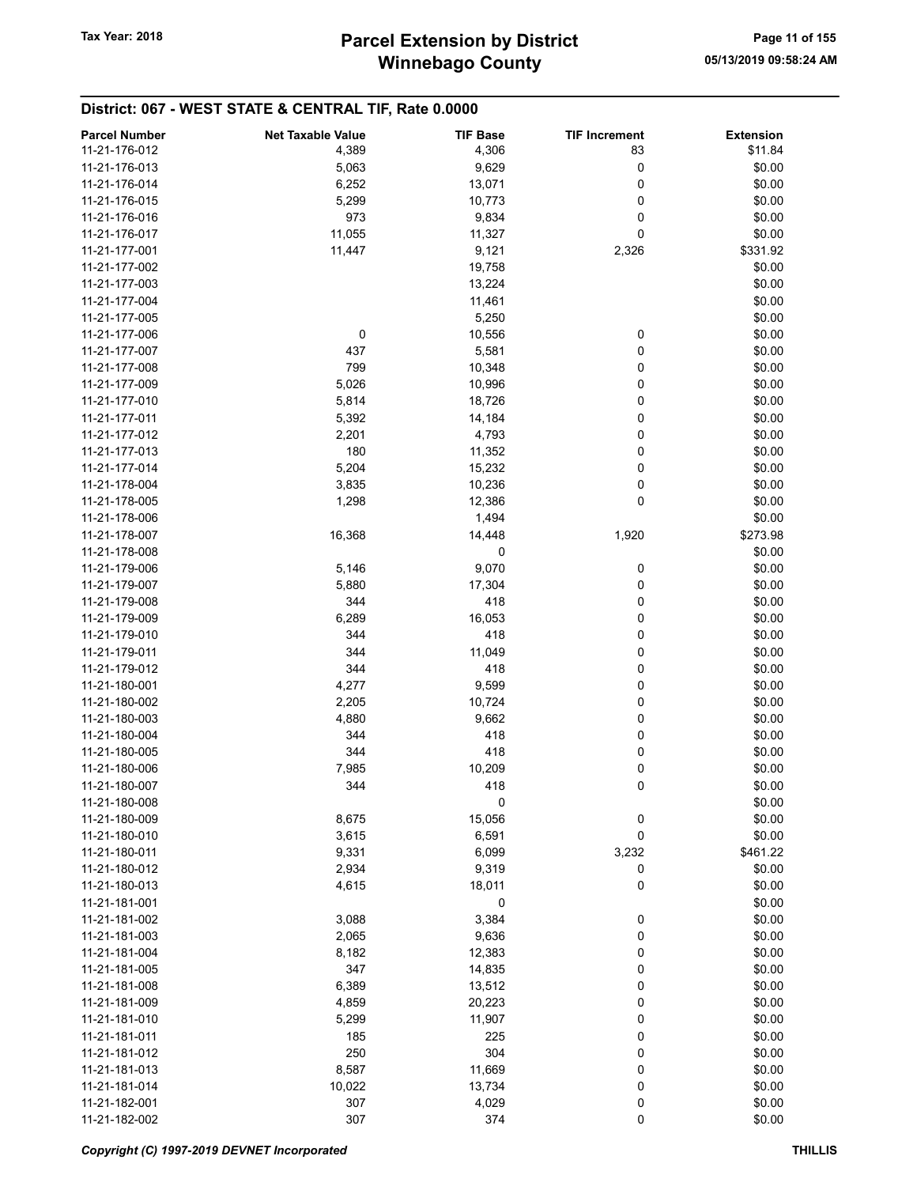## District: 067 - WEST STATE & CENTRAL TIF, Rate 0.0000

| Parcel Number | Net Taxable Value | TIF Base | TIF Increment | Extension |
|---|---|---|---|---|
| 11-21-176-012 | 4,389 | 4,306 | 83 | $11.84 |
| 11-21-176-013 | 5,063 | 9,629 | 0 | $0.00 |
| 11-21-176-014 | 6,252 | 13,071 | 0 | $0.00 |
| 11-21-176-015 | 5,299 | 10,773 | 0 | $0.00 |
| 11-21-176-016 | 973 | 9,834 | 0 | $0.00 |
| 11-21-176-017 | 11,055 | 11,327 | 0 | $0.00 |
| 11-21-177-001 | 11,447 | 9,121 | 2,326 | $331.92 |
| 11-21-177-002 | | 19,758 | | $0.00 |
| 11-21-177-003 | | 13,224 | | $0.00 |
| 11-21-177-004 | | 11,461 | | $0.00 |
| 11-21-177-005 | | 5,250 | | $0.00 |
| 11-21-177-006 | 0 | 10,556 | 0 | $0.00 |
| 11-21-177-007 | 437 | 5,581 | 0 | $0.00 |
| 11-21-177-008 | 799 | 10,348 | 0 | $0.00 |
| 11-21-177-009 | 5,026 | 10,996 | 0 | $0.00 |
| 11-21-177-010 | 5,814 | 18,726 | 0 | $0.00 |
| 11-21-177-011 | 5,392 | 14,184 | 0 | $0.00 |
| 11-21-177-012 | 2,201 | 4,793 | 0 | $0.00 |
| 11-21-177-013 | 180 | 11,352 | 0 | $0.00 |
| 11-21-177-014 | 5,204 | 15,232 | 0 | $0.00 |
| 11-21-178-004 | 3,835 | 10,236 | 0 | $0.00 |
| 11-21-178-005 | 1,298 | 12,386 | 0 | $0.00 |
| 11-21-178-006 | | 1,494 | | $0.00 |
| 11-21-178-007 | 16,368 | 14,448 | 1,920 | $273.98 |
| 11-21-178-008 | | 0 | | $0.00 |
| 11-21-179-006 | 5,146 | 9,070 | 0 | $0.00 |
| 11-21-179-007 | 5,880 | 17,304 | 0 | $0.00 |
| 11-21-179-008 | 344 | 418 | 0 | $0.00 |
| 11-21-179-009 | 6,289 | 16,053 | 0 | $0.00 |
| 11-21-179-010 | 344 | 418 | 0 | $0.00 |
| 11-21-179-011 | 344 | 11,049 | 0 | $0.00 |
| 11-21-179-012 | 344 | 418 | 0 | $0.00 |
| 11-21-180-001 | 4,277 | 9,599 | 0 | $0.00 |
| 11-21-180-002 | 2,205 | 10,724 | 0 | $0.00 |
| 11-21-180-003 | 4,880 | 9,662 | 0 | $0.00 |
| 11-21-180-004 | 344 | 418 | 0 | $0.00 |
| 11-21-180-005 | 344 | 418 | 0 | $0.00 |
| 11-21-180-006 | 7,985 | 10,209 | 0 | $0.00 |
| 11-21-180-007 | 344 | 418 | 0 | $0.00 |
| 11-21-180-008 | | 0 | | $0.00 |
| 11-21-180-009 | 8,675 | 15,056 | 0 | $0.00 |
| 11-21-180-010 | 3,615 | 6,591 | 0 | $0.00 |
| 11-21-180-011 | 9,331 | 6,099 | 3,232 | $461.22 |
| 11-21-180-012 | 2,934 | 9,319 | 0 | $0.00 |
| 11-21-180-013 | 4,615 | 18,011 | 0 | $0.00 |
| 11-21-181-001 | | 0 | | $0.00 |
| 11-21-181-002 | 3,088 | 3,384 | 0 | $0.00 |
| 11-21-181-003 | 2,065 | 9,636 | 0 | $0.00 |
| 11-21-181-004 | 8,182 | 12,383 | 0 | $0.00 |
| 11-21-181-005 | 347 | 14,835 | 0 | $0.00 |
| 11-21-181-008 | 6,389 | 13,512 | 0 | $0.00 |
| 11-21-181-009 | 4,859 | 20,223 | 0 | $0.00 |
| 11-21-181-010 | 5,299 | 11,907 | 0 | $0.00 |
| 11-21-181-011 | 185 | 225 | 0 | $0.00 |
| 11-21-181-012 | 250 | 304 | 0 | $0.00 |
| 11-21-181-013 | 8,587 | 11,669 | 0 | $0.00 |
| 11-21-181-014 | 10,022 | 13,734 | 0 | $0.00 |
| 11-21-182-001 | 307 | 4,029 | 0 | $0.00 |
| 11-21-182-002 | 307 | 374 | 0 | $0.00 |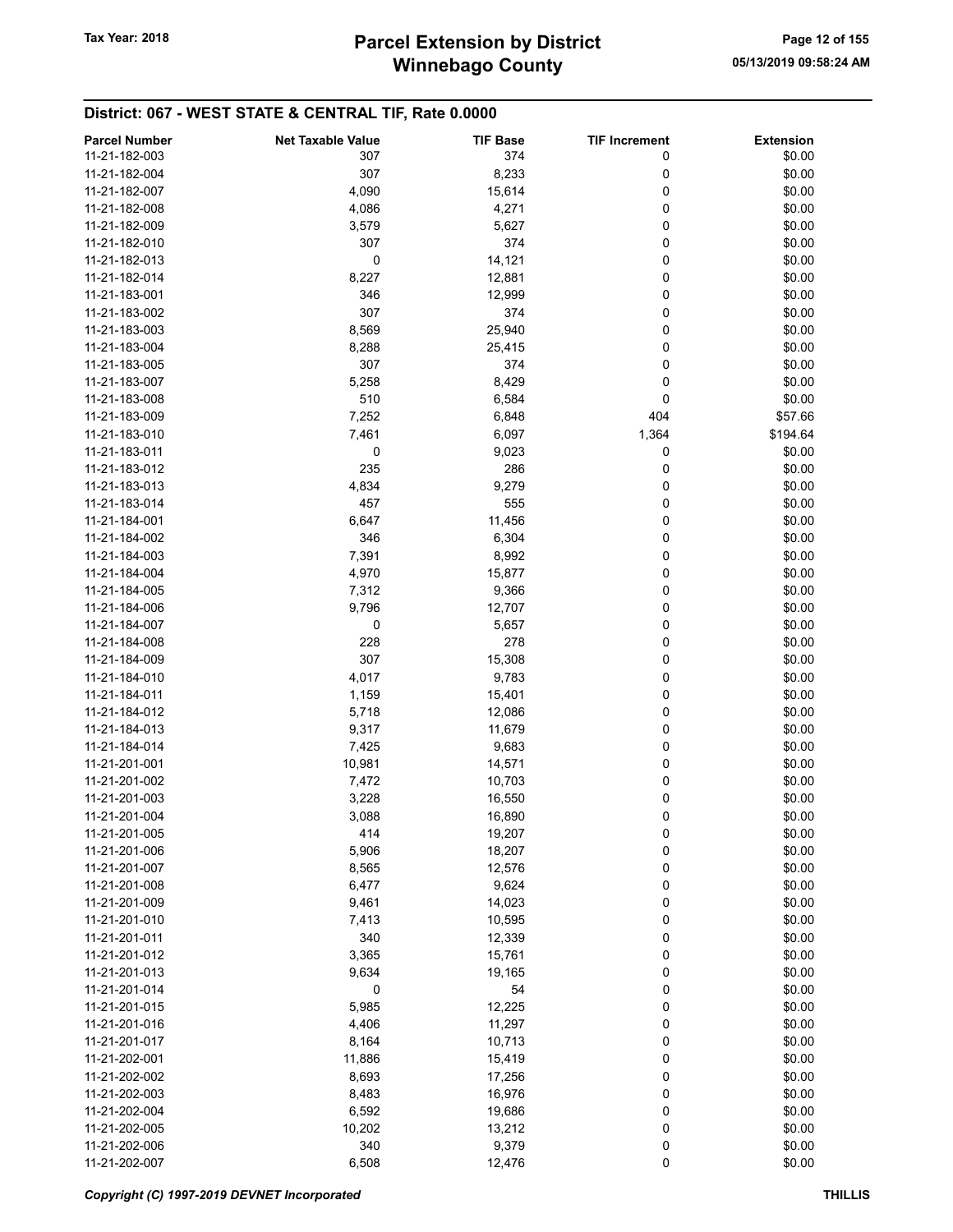## District: 067 - WEST STATE & CENTRAL TIF, Rate 0.0000

| Parcel Number | Net Taxable Value | TIF Base | TIF Increment | Extension |
|---|---|---|---|---|
| 11-21-182-003 | 307 | 374 | 0 | $0.00 |
| 11-21-182-004 | 307 | 8,233 | 0 | $0.00 |
| 11-21-182-007 | 4,090 | 15,614 | 0 | $0.00 |
| 11-21-182-008 | 4,086 | 4,271 | 0 | $0.00 |
| 11-21-182-009 | 3,579 | 5,627 | 0 | $0.00 |
| 11-21-182-010 | 307 | 374 | 0 | $0.00 |
| 11-21-182-013 | 0 | 14,121 | 0 | $0.00 |
| 11-21-182-014 | 8,227 | 12,881 | 0 | $0.00 |
| 11-21-183-001 | 346 | 12,999 | 0 | $0.00 |
| 11-21-183-002 | 307 | 374 | 0 | $0.00 |
| 11-21-183-003 | 8,569 | 25,940 | 0 | $0.00 |
| 11-21-183-004 | 8,288 | 25,415 | 0 | $0.00 |
| 11-21-183-005 | 307 | 374 | 0 | $0.00 |
| 11-21-183-007 | 5,258 | 8,429 | 0 | $0.00 |
| 11-21-183-008 | 510 | 6,584 | 0 | $0.00 |
| 11-21-183-009 | 7,252 | 6,848 | 404 | $57.66 |
| 11-21-183-010 | 7,461 | 6,097 | 1,364 | $194.64 |
| 11-21-183-011 | 0 | 9,023 | 0 | $0.00 |
| 11-21-183-012 | 235 | 286 | 0 | $0.00 |
| 11-21-183-013 | 4,834 | 9,279 | 0 | $0.00 |
| 11-21-183-014 | 457 | 555 | 0 | $0.00 |
| 11-21-184-001 | 6,647 | 11,456 | 0 | $0.00 |
| 11-21-184-002 | 346 | 6,304 | 0 | $0.00 |
| 11-21-184-003 | 7,391 | 8,992 | 0 | $0.00 |
| 11-21-184-004 | 4,970 | 15,877 | 0 | $0.00 |
| 11-21-184-005 | 7,312 | 9,366 | 0 | $0.00 |
| 11-21-184-006 | 9,796 | 12,707 | 0 | $0.00 |
| 11-21-184-007 | 0 | 5,657 | 0 | $0.00 |
| 11-21-184-008 | 228 | 278 | 0 | $0.00 |
| 11-21-184-009 | 307 | 15,308 | 0 | $0.00 |
| 11-21-184-010 | 4,017 | 9,783 | 0 | $0.00 |
| 11-21-184-011 | 1,159 | 15,401 | 0 | $0.00 |
| 11-21-184-012 | 5,718 | 12,086 | 0 | $0.00 |
| 11-21-184-013 | 9,317 | 11,679 | 0 | $0.00 |
| 11-21-184-014 | 7,425 | 9,683 | 0 | $0.00 |
| 11-21-201-001 | 10,981 | 14,571 | 0 | $0.00 |
| 11-21-201-002 | 7,472 | 10,703 | 0 | $0.00 |
| 11-21-201-003 | 3,228 | 16,550 | 0 | $0.00 |
| 11-21-201-004 | 3,088 | 16,890 | 0 | $0.00 |
| 11-21-201-005 | 414 | 19,207 | 0 | $0.00 |
| 11-21-201-006 | 5,906 | 18,207 | 0 | $0.00 |
| 11-21-201-007 | 8,565 | 12,576 | 0 | $0.00 |
| 11-21-201-008 | 6,477 | 9,624 | 0 | $0.00 |
| 11-21-201-009 | 9,461 | 14,023 | 0 | $0.00 |
| 11-21-201-010 | 7,413 | 10,595 | 0 | $0.00 |
| 11-21-201-011 | 340 | 12,339 | 0 | $0.00 |
| 11-21-201-012 | 3,365 | 15,761 | 0 | $0.00 |
| 11-21-201-013 | 9,634 | 19,165 | 0 | $0.00 |
| 11-21-201-014 | 0 | 54 | 0 | $0.00 |
| 11-21-201-015 | 5,985 | 12,225 | 0 | $0.00 |
| 11-21-201-016 | 4,406 | 11,297 | 0 | $0.00 |
| 11-21-201-017 | 8,164 | 10,713 | 0 | $0.00 |
| 11-21-202-001 | 11,886 | 15,419 | 0 | $0.00 |
| 11-21-202-002 | 8,693 | 17,256 | 0 | $0.00 |
| 11-21-202-003 | 8,483 | 16,976 | 0 | $0.00 |
| 11-21-202-004 | 6,592 | 19,686 | 0 | $0.00 |
| 11-21-202-005 | 10,202 | 13,212 | 0 | $0.00 |
| 11-21-202-006 | 340 | 9,379 | 0 | $0.00 |
| 11-21-202-007 | 6,508 | 12,476 | 0 | $0.00 |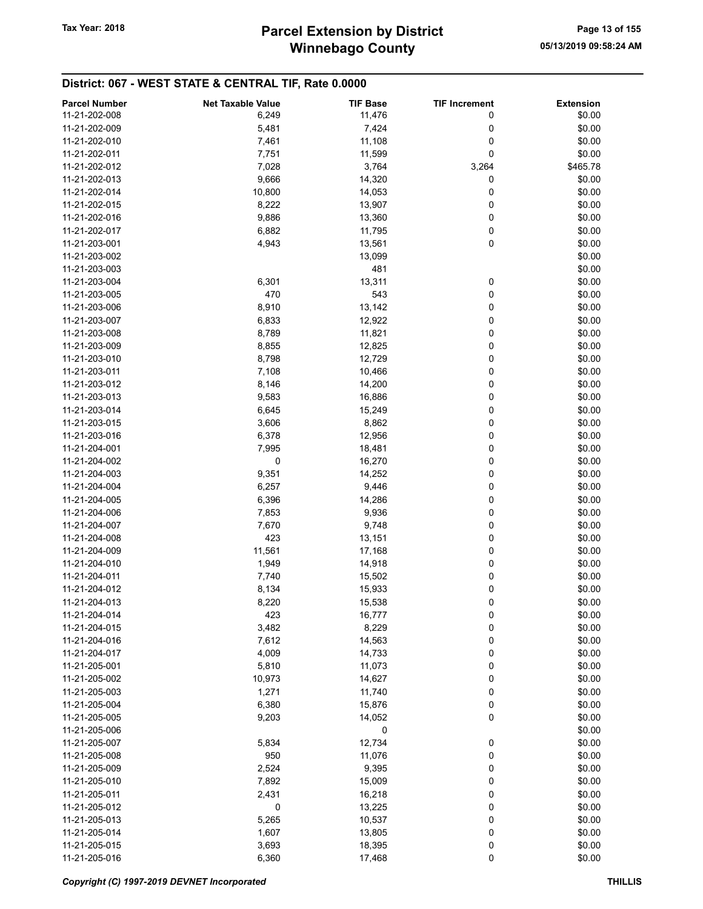## District: 067 - WEST STATE & CENTRAL TIF, Rate 0.0000

| Parcel Number | Net Taxable Value | TIF Base | TIF Increment | Extension |
|---|---|---|---|---|
| 11-21-202-008 | 6,249 | 11,476 | 0 | $0.00 |
| 11-21-202-009 | 5,481 | 7,424 | 0 | $0.00 |
| 11-21-202-010 | 7,461 | 11,108 | 0 | $0.00 |
| 11-21-202-011 | 7,751 | 11,599 | 0 | $0.00 |
| 11-21-202-012 | 7,028 | 3,764 | 3,264 | $465.78 |
| 11-21-202-013 | 9,666 | 14,320 | 0 | $0.00 |
| 11-21-202-014 | 10,800 | 14,053 | 0 | $0.00 |
| 11-21-202-015 | 8,222 | 13,907 | 0 | $0.00 |
| 11-21-202-016 | 9,886 | 13,360 | 0 | $0.00 |
| 11-21-202-017 | 6,882 | 11,795 | 0 | $0.00 |
| 11-21-203-001 | 4,943 | 13,561 | 0 | $0.00 |
| 11-21-203-002 | | 13,099 | | $0.00 |
| 11-21-203-003 | | 481 | | $0.00 |
| 11-21-203-004 | 6,301 | 13,311 | 0 | $0.00 |
| 11-21-203-005 | 470 | 543 | 0 | $0.00 |
| 11-21-203-006 | 8,910 | 13,142 | 0 | $0.00 |
| 11-21-203-007 | 6,833 | 12,922 | 0 | $0.00 |
| 11-21-203-008 | 8,789 | 11,821 | 0 | $0.00 |
| 11-21-203-009 | 8,855 | 12,825 | 0 | $0.00 |
| 11-21-203-010 | 8,798 | 12,729 | 0 | $0.00 |
| 11-21-203-011 | 7,108 | 10,466 | 0 | $0.00 |
| 11-21-203-012 | 8,146 | 14,200 | 0 | $0.00 |
| 11-21-203-013 | 9,583 | 16,886 | 0 | $0.00 |
| 11-21-203-014 | 6,645 | 15,249 | 0 | $0.00 |
| 11-21-203-015 | 3,606 | 8,862 | 0 | $0.00 |
| 11-21-203-016 | 6,378 | 12,956 | 0 | $0.00 |
| 11-21-204-001 | 7,995 | 18,481 | 0 | $0.00 |
| 11-21-204-002 | 0 | 16,270 | 0 | $0.00 |
| 11-21-204-003 | 9,351 | 14,252 | 0 | $0.00 |
| 11-21-204-004 | 6,257 | 9,446 | 0 | $0.00 |
| 11-21-204-005 | 6,396 | 14,286 | 0 | $0.00 |
| 11-21-204-006 | 7,853 | 9,936 | 0 | $0.00 |
| 11-21-204-007 | 7,670 | 9,748 | 0 | $0.00 |
| 11-21-204-008 | 423 | 13,151 | 0 | $0.00 |
| 11-21-204-009 | 11,561 | 17,168 | 0 | $0.00 |
| 11-21-204-010 | 1,949 | 14,918 | 0 | $0.00 |
| 11-21-204-011 | 7,740 | 15,502 | 0 | $0.00 |
| 11-21-204-012 | 8,134 | 15,933 | 0 | $0.00 |
| 11-21-204-013 | 8,220 | 15,538 | 0 | $0.00 |
| 11-21-204-014 | 423 | 16,777 | 0 | $0.00 |
| 11-21-204-015 | 3,482 | 8,229 | 0 | $0.00 |
| 11-21-204-016 | 7,612 | 14,563 | 0 | $0.00 |
| 11-21-204-017 | 4,009 | 14,733 | 0 | $0.00 |
| 11-21-205-001 | 5,810 | 11,073 | 0 | $0.00 |
| 11-21-205-002 | 10,973 | 14,627 | 0 | $0.00 |
| 11-21-205-003 | 1,271 | 11,740 | 0 | $0.00 |
| 11-21-205-004 | 6,380 | 15,876 | 0 | $0.00 |
| 11-21-205-005 | 9,203 | 14,052 | 0 | $0.00 |
| 11-21-205-006 | | 0 | | $0.00 |
| 11-21-205-007 | 5,834 | 12,734 | 0 | $0.00 |
| 11-21-205-008 | 950 | 11,076 | 0 | $0.00 |
| 11-21-205-009 | 2,524 | 9,395 | 0 | $0.00 |
| 11-21-205-010 | 7,892 | 15,009 | 0 | $0.00 |
| 11-21-205-011 | 2,431 | 16,218 | 0 | $0.00 |
| 11-21-205-012 | 0 | 13,225 | 0 | $0.00 |
| 11-21-205-013 | 5,265 | 10,537 | 0 | $0.00 |
| 11-21-205-014 | 1,607 | 13,805 | 0 | $0.00 |
| 11-21-205-015 | 3,693 | 18,395 | 0 | $0.00 |
| 11-21-205-016 | 6,360 | 17,468 | 0 | $0.00 |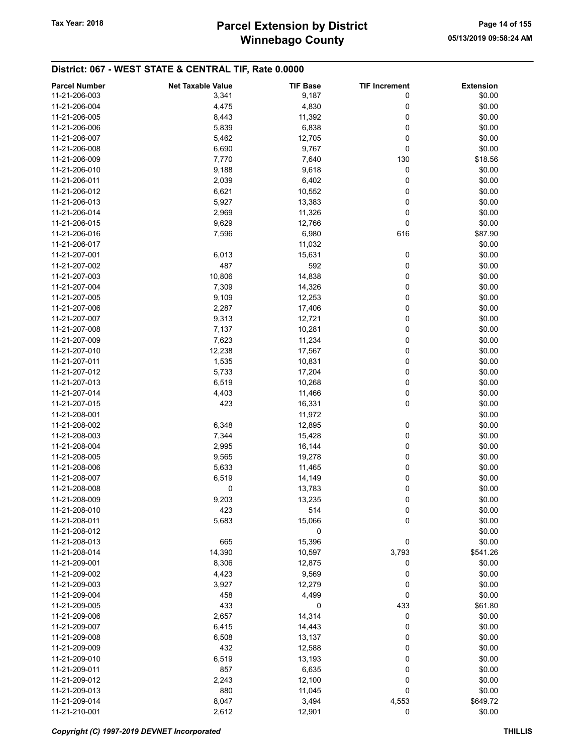## District: 067 - WEST STATE & CENTRAL TIF, Rate 0.0000

| Parcel Number | Net Taxable Value | TIF Base | TIF Increment | Extension |
|---|---|---|---|---|
| 11-21-206-003 | 3,341 | 9,187 | 0 | $0.00 |
| 11-21-206-004 | 4,475 | 4,830 | 0 | $0.00 |
| 11-21-206-005 | 8,443 | 11,392 | 0 | $0.00 |
| 11-21-206-006 | 5,839 | 6,838 | 0 | $0.00 |
| 11-21-206-007 | 5,462 | 12,705 | 0 | $0.00 |
| 11-21-206-008 | 6,690 | 9,767 | 0 | $0.00 |
| 11-21-206-009 | 7,770 | 7,640 | 130 | $18.56 |
| 11-21-206-010 | 9,188 | 9,618 | 0 | $0.00 |
| 11-21-206-011 | 2,039 | 6,402 | 0 | $0.00 |
| 11-21-206-012 | 6,621 | 10,552 | 0 | $0.00 |
| 11-21-206-013 | 5,927 | 13,383 | 0 | $0.00 |
| 11-21-206-014 | 2,969 | 11,326 | 0 | $0.00 |
| 11-21-206-015 | 9,629 | 12,766 | 0 | $0.00 |
| 11-21-206-016 | 7,596 | 6,980 | 616 | $87.90 |
| 11-21-206-017 | | 11,032 | | $0.00 |
| 11-21-207-001 | 6,013 | 15,631 | 0 | $0.00 |
| 11-21-207-002 | 487 | 592 | 0 | $0.00 |
| 11-21-207-003 | 10,806 | 14,838 | 0 | $0.00 |
| 11-21-207-004 | 7,309 | 14,326 | 0 | $0.00 |
| 11-21-207-005 | 9,109 | 12,253 | 0 | $0.00 |
| 11-21-207-006 | 2,287 | 17,406 | 0 | $0.00 |
| 11-21-207-007 | 9,313 | 12,721 | 0 | $0.00 |
| 11-21-207-008 | 7,137 | 10,281 | 0 | $0.00 |
| 11-21-207-009 | 7,623 | 11,234 | 0 | $0.00 |
| 11-21-207-010 | 12,238 | 17,567 | 0 | $0.00 |
| 11-21-207-011 | 1,535 | 10,831 | 0 | $0.00 |
| 11-21-207-012 | 5,733 | 17,204 | 0 | $0.00 |
| 11-21-207-013 | 6,519 | 10,268 | 0 | $0.00 |
| 11-21-207-014 | 4,403 | 11,466 | 0 | $0.00 |
| 11-21-207-015 | 423 | 16,331 | 0 | $0.00 |
| 11-21-208-001 | | 11,972 | | $0.00 |
| 11-21-208-002 | 6,348 | 12,895 | 0 | $0.00 |
| 11-21-208-003 | 7,344 | 15,428 | 0 | $0.00 |
| 11-21-208-004 | 2,995 | 16,144 | 0 | $0.00 |
| 11-21-208-005 | 9,565 | 19,278 | 0 | $0.00 |
| 11-21-208-006 | 5,633 | 11,465 | 0 | $0.00 |
| 11-21-208-007 | 6,519 | 14,149 | 0 | $0.00 |
| 11-21-208-008 | 0 | 13,783 | 0 | $0.00 |
| 11-21-208-009 | 9,203 | 13,235 | 0 | $0.00 |
| 11-21-208-010 | 423 | 514 | 0 | $0.00 |
| 11-21-208-011 | 5,683 | 15,066 | 0 | $0.00 |
| 11-21-208-012 | | 0 | | $0.00 |
| 11-21-208-013 | 665 | 15,396 | 0 | $0.00 |
| 11-21-208-014 | 14,390 | 10,597 | 3,793 | $541.26 |
| 11-21-209-001 | 8,306 | 12,875 | 0 | $0.00 |
| 11-21-209-002 | 4,423 | 9,569 | 0 | $0.00 |
| 11-21-209-003 | 3,927 | 12,279 | 0 | $0.00 |
| 11-21-209-004 | 458 | 4,499 | 0 | $0.00 |
| 11-21-209-005 | 433 | 0 | 433 | $61.80 |
| 11-21-209-006 | 2,657 | 14,314 | 0 | $0.00 |
| 11-21-209-007 | 6,415 | 14,443 | 0 | $0.00 |
| 11-21-209-008 | 6,508 | 13,137 | 0 | $0.00 |
| 11-21-209-009 | 432 | 12,588 | 0 | $0.00 |
| 11-21-209-010 | 6,519 | 13,193 | 0 | $0.00 |
| 11-21-209-011 | 857 | 6,635 | 0 | $0.00 |
| 11-21-209-012 | 2,243 | 12,100 | 0 | $0.00 |
| 11-21-209-013 | 880 | 11,045 | 0 | $0.00 |
| 11-21-209-014 | 8,047 | 3,494 | 4,553 | $649.72 |
| 11-21-210-001 | 2,612 | 12,901 | 0 | $0.00 |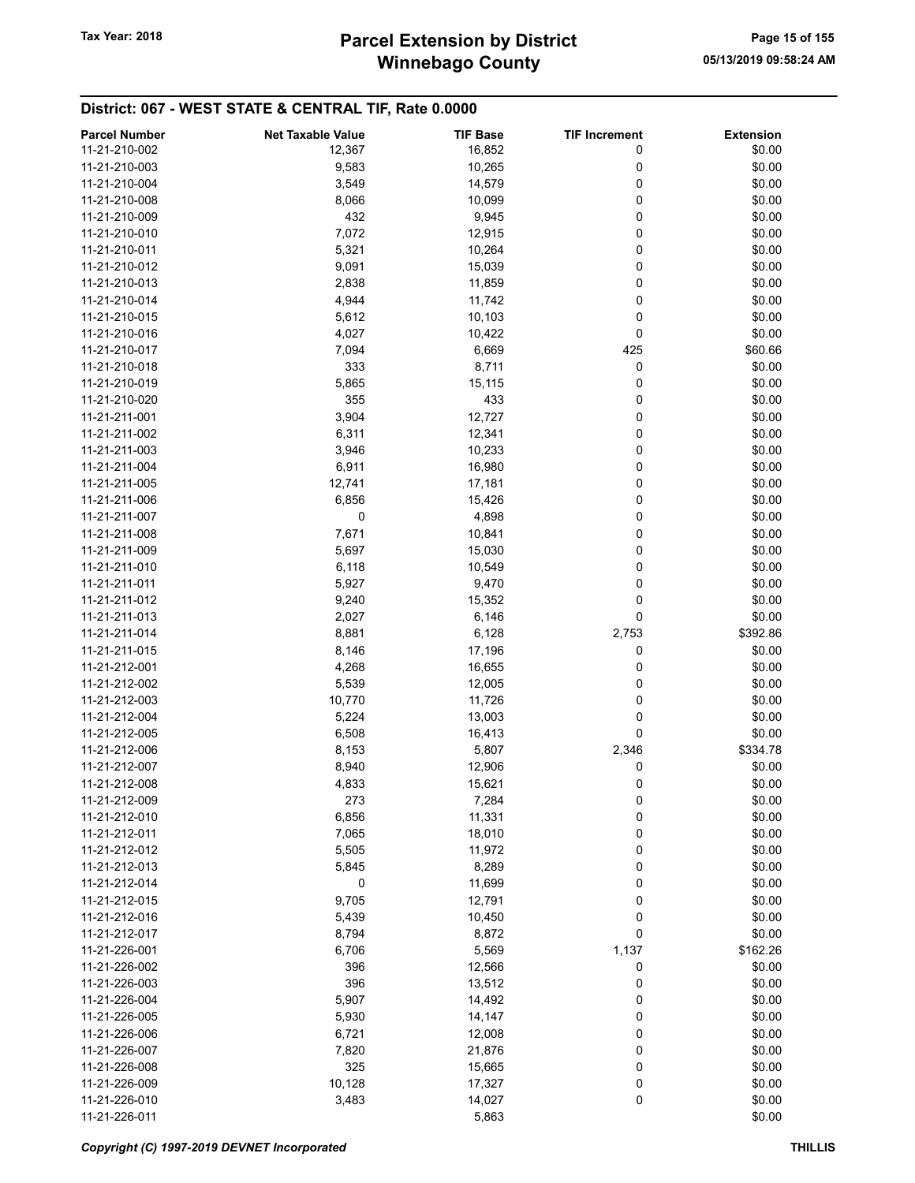## District: 067 - WEST STATE & CENTRAL TIF, Rate 0.0000

| Parcel Number | Net Taxable Value | TIF Base | TIF Increment | Extension |
|---|---|---|---|---|
| 11-21-210-002 | 12,367 | 16,852 | 0 | $0.00 |
| 11-21-210-003 | 9,583 | 10,265 | 0 | $0.00 |
| 11-21-210-004 | 3,549 | 14,579 | 0 | $0.00 |
| 11-21-210-008 | 8,066 | 10,099 | 0 | $0.00 |
| 11-21-210-009 | 432 | 9,945 | 0 | $0.00 |
| 11-21-210-010 | 7,072 | 12,915 | 0 | $0.00 |
| 11-21-210-011 | 5,321 | 10,264 | 0 | $0.00 |
| 11-21-210-012 | 9,091 | 15,039 | 0 | $0.00 |
| 11-21-210-013 | 2,838 | 11,859 | 0 | $0.00 |
| 11-21-210-014 | 4,944 | 11,742 | 0 | $0.00 |
| 11-21-210-015 | 5,612 | 10,103 | 0 | $0.00 |
| 11-21-210-016 | 4,027 | 10,422 | 0 | $0.00 |
| 11-21-210-017 | 7,094 | 6,669 | 425 | $60.66 |
| 11-21-210-018 | 333 | 8,711 | 0 | $0.00 |
| 11-21-210-019 | 5,865 | 15,115 | 0 | $0.00 |
| 11-21-210-020 | 355 | 433 | 0 | $0.00 |
| 11-21-211-001 | 3,904 | 12,727 | 0 | $0.00 |
| 11-21-211-002 | 6,311 | 12,341 | 0 | $0.00 |
| 11-21-211-003 | 3,946 | 10,233 | 0 | $0.00 |
| 11-21-211-004 | 6,911 | 16,980 | 0 | $0.00 |
| 11-21-211-005 | 12,741 | 17,181 | 0 | $0.00 |
| 11-21-211-006 | 6,856 | 15,426 | 0 | $0.00 |
| 11-21-211-007 | 0 | 4,898 | 0 | $0.00 |
| 11-21-211-008 | 7,671 | 10,841 | 0 | $0.00 |
| 11-21-211-009 | 5,697 | 15,030 | 0 | $0.00 |
| 11-21-211-010 | 6,118 | 10,549 | 0 | $0.00 |
| 11-21-211-011 | 5,927 | 9,470 | 0 | $0.00 |
| 11-21-211-012 | 9,240 | 15,352 | 0 | $0.00 |
| 11-21-211-013 | 2,027 | 6,146 | 0 | $0.00 |
| 11-21-211-014 | 8,881 | 6,128 | 2,753 | $392.86 |
| 11-21-211-015 | 8,146 | 17,196 | 0 | $0.00 |
| 11-21-212-001 | 4,268 | 16,655 | 0 | $0.00 |
| 11-21-212-002 | 5,539 | 12,005 | 0 | $0.00 |
| 11-21-212-003 | 10,770 | 11,726 | 0 | $0.00 |
| 11-21-212-004 | 5,224 | 13,003 | 0 | $0.00 |
| 11-21-212-005 | 6,508 | 16,413 | 0 | $0.00 |
| 11-21-212-006 | 8,153 | 5,807 | 2,346 | $334.78 |
| 11-21-212-007 | 8,940 | 12,906 | 0 | $0.00 |
| 11-21-212-008 | 4,833 | 15,621 | 0 | $0.00 |
| 11-21-212-009 | 273 | 7,284 | 0 | $0.00 |
| 11-21-212-010 | 6,856 | 11,331 | 0 | $0.00 |
| 11-21-212-011 | 7,065 | 18,010 | 0 | $0.00 |
| 11-21-212-012 | 5,505 | 11,972 | 0 | $0.00 |
| 11-21-212-013 | 5,845 | 8,289 | 0 | $0.00 |
| 11-21-212-014 | 0 | 11,699 | 0 | $0.00 |
| 11-21-212-015 | 9,705 | 12,791 | 0 | $0.00 |
| 11-21-212-016 | 5,439 | 10,450 | 0 | $0.00 |
| 11-21-212-017 | 8,794 | 8,872 | 0 | $0.00 |
| 11-21-226-001 | 6,706 | 5,569 | 1,137 | $162.26 |
| 11-21-226-002 | 396 | 12,566 | 0 | $0.00 |
| 11-21-226-003 | 396 | 13,512 | 0 | $0.00 |
| 11-21-226-004 | 5,907 | 14,492 | 0 | $0.00 |
| 11-21-226-005 | 5,930 | 14,147 | 0 | $0.00 |
| 11-21-226-006 | 6,721 | 12,008 | 0 | $0.00 |
| 11-21-226-007 | 7,820 | 21,876 | 0 | $0.00 |
| 11-21-226-008 | 325 | 15,665 | 0 | $0.00 |
| 11-21-226-009 | 10,128 | 17,327 | 0 | $0.00 |
| 11-21-226-010 | 3,483 | 14,027 | 0 | $0.00 |
| 11-21-226-011 | | 5,863 | | $0.00 |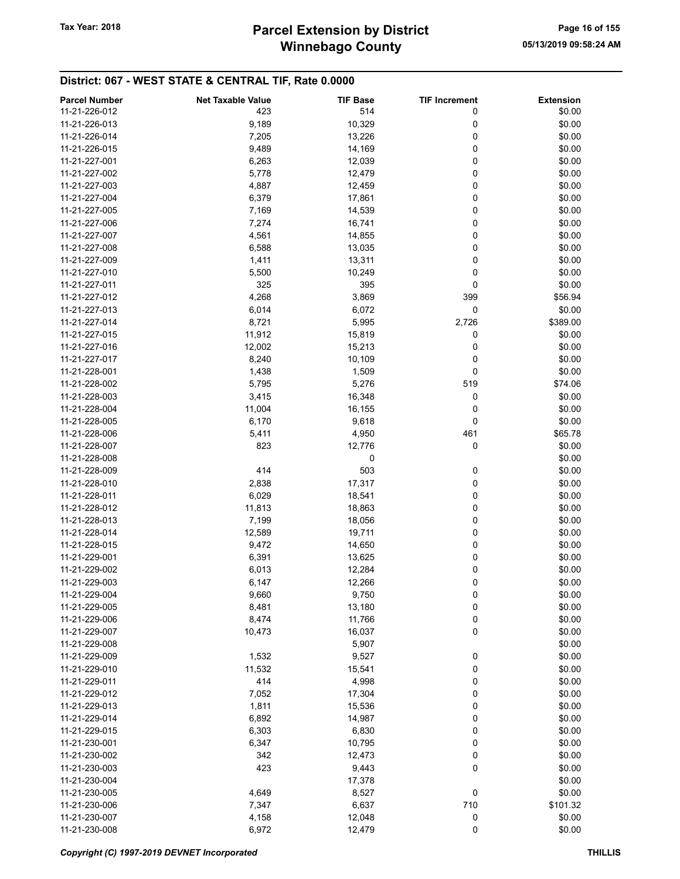## District: 067 - WEST STATE & CENTRAL TIF, Rate 0.0000

| Parcel Number | Net Taxable Value | TIF Base | TIF Increment | Extension |
|---|---|---|---|---|
| 11-21-226-012 | 423 | 514 | 0 | $0.00 |
| 11-21-226-013 | 9,189 | 10,329 | 0 | $0.00 |
| 11-21-226-014 | 7,205 | 13,226 | 0 | $0.00 |
| 11-21-226-015 | 9,489 | 14,169 | 0 | $0.00 |
| 11-21-227-001 | 6,263 | 12,039 | 0 | $0.00 |
| 11-21-227-002 | 5,778 | 12,479 | 0 | $0.00 |
| 11-21-227-003 | 4,887 | 12,459 | 0 | $0.00 |
| 11-21-227-004 | 6,379 | 17,861 | 0 | $0.00 |
| 11-21-227-005 | 7,169 | 14,539 | 0 | $0.00 |
| 11-21-227-006 | 7,274 | 16,741 | 0 | $0.00 |
| 11-21-227-007 | 4,561 | 14,855 | 0 | $0.00 |
| 11-21-227-008 | 6,588 | 13,035 | 0 | $0.00 |
| 11-21-227-009 | 1,411 | 13,311 | 0 | $0.00 |
| 11-21-227-010 | 5,500 | 10,249 | 0 | $0.00 |
| 11-21-227-011 | 325 | 395 | 0 | $0.00 |
| 11-21-227-012 | 4,268 | 3,869 | 399 | $56.94 |
| 11-21-227-013 | 6,014 | 6,072 | 0 | $0.00 |
| 11-21-227-014 | 8,721 | 5,995 | 2,726 | $389.00 |
| 11-21-227-015 | 11,912 | 15,819 | 0 | $0.00 |
| 11-21-227-016 | 12,002 | 15,213 | 0 | $0.00 |
| 11-21-227-017 | 8,240 | 10,109 | 0 | $0.00 |
| 11-21-228-001 | 1,438 | 1,509 | 0 | $0.00 |
| 11-21-228-002 | 5,795 | 5,276 | 519 | $74.06 |
| 11-21-228-003 | 3,415 | 16,348 | 0 | $0.00 |
| 11-21-228-004 | 11,004 | 16,155 | 0 | $0.00 |
| 11-21-228-005 | 6,170 | 9,618 | 0 | $0.00 |
| 11-21-228-006 | 5,411 | 4,950 | 461 | $65.78 |
| 11-21-228-007 | 823 | 12,776 | 0 | $0.00 |
| 11-21-228-008 | | 0 | | $0.00 |
| 11-21-228-009 | 414 | 503 | 0 | $0.00 |
| 11-21-228-010 | 2,838 | 17,317 | 0 | $0.00 |
| 11-21-228-011 | 6,029 | 18,541 | 0 | $0.00 |
| 11-21-228-012 | 11,813 | 18,863 | 0 | $0.00 |
| 11-21-228-013 | 7,199 | 18,056 | 0 | $0.00 |
| 11-21-228-014 | 12,589 | 19,711 | 0 | $0.00 |
| 11-21-228-015 | 9,472 | 14,650 | 0 | $0.00 |
| 11-21-229-001 | 6,391 | 13,625 | 0 | $0.00 |
| 11-21-229-002 | 6,013 | 12,284 | 0 | $0.00 |
| 11-21-229-003 | 6,147 | 12,266 | 0 | $0.00 |
| 11-21-229-004 | 9,660 | 9,750 | 0 | $0.00 |
| 11-21-229-005 | 8,481 | 13,180 | 0 | $0.00 |
| 11-21-229-006 | 8,474 | 11,766 | 0 | $0.00 |
| 11-21-229-007 | 10,473 | 16,037 | 0 | $0.00 |
| 11-21-229-008 | | 5,907 | | $0.00 |
| 11-21-229-009 | 1,532 | 9,527 | 0 | $0.00 |
| 11-21-229-010 | 11,532 | 15,541 | 0 | $0.00 |
| 11-21-229-011 | 414 | 4,998 | 0 | $0.00 |
| 11-21-229-012 | 7,052 | 17,304 | 0 | $0.00 |
| 11-21-229-013 | 1,811 | 15,536 | 0 | $0.00 |
| 11-21-229-014 | 6,892 | 14,987 | 0 | $0.00 |
| 11-21-229-015 | 6,303 | 6,830 | 0 | $0.00 |
| 11-21-230-001 | 6,347 | 10,795 | 0 | $0.00 |
| 11-21-230-002 | 342 | 12,473 | 0 | $0.00 |
| 11-21-230-003 | 423 | 9,443 | 0 | $0.00 |
| 11-21-230-004 | | 17,378 | | $0.00 |
| 11-21-230-005 | 4,649 | 8,527 | 0 | $0.00 |
| 11-21-230-006 | 7,347 | 6,637 | 710 | $101.32 |
| 11-21-230-007 | 4,158 | 12,048 | 0 | $0.00 |
| 11-21-230-008 | 6,972 | 12,479 | 0 | $0.00 |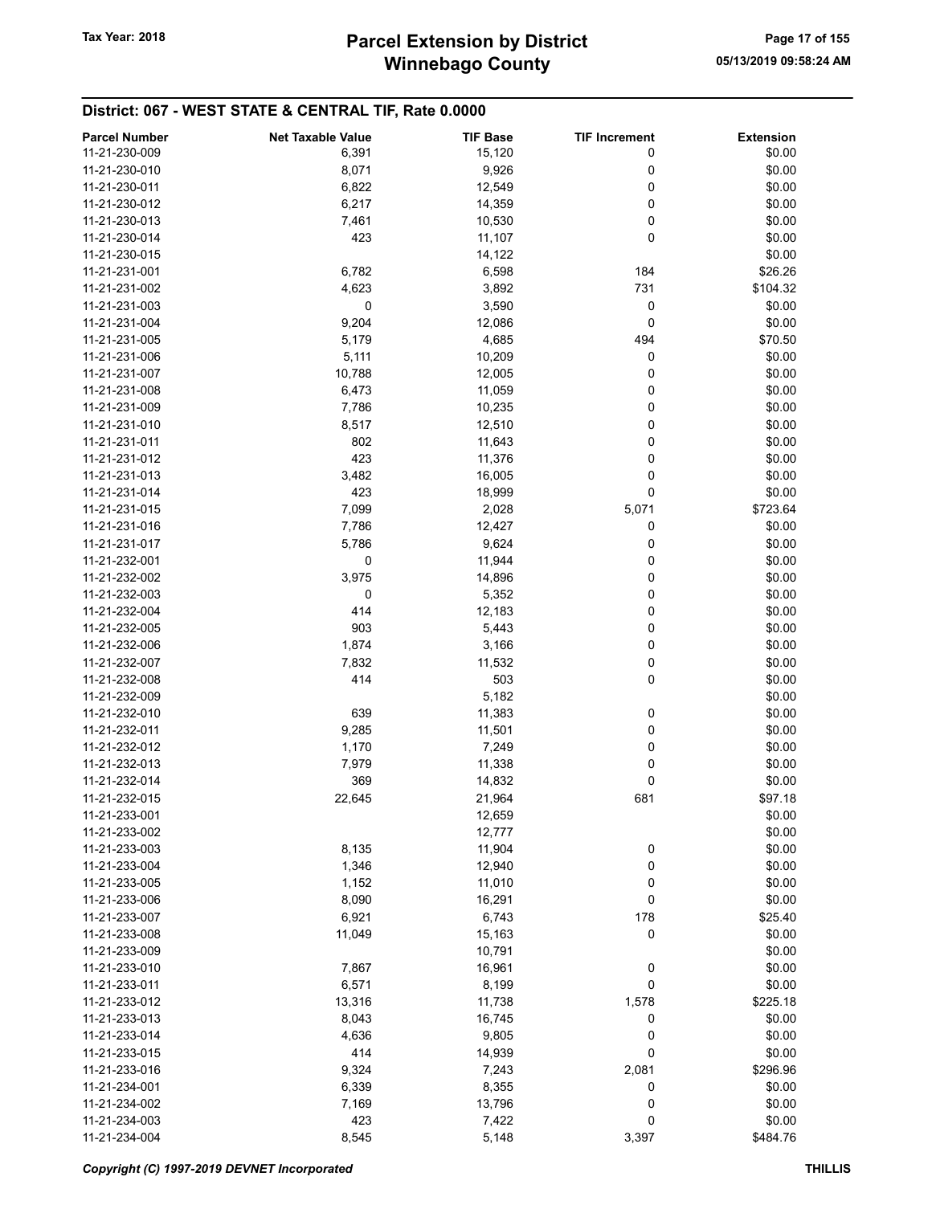# Parcel Extension by District
# Winnebago County

Tax Year: 2018

05/13/2019 09:58:24 AM

## District: 067 - WEST STATE & CENTRAL TIF, Rate 0.0000

| Parcel Number | Net Taxable Value | TIF Base | TIF Increment | Extension |
|---|---|---|---|---|
| 11-21-230-009 | 6,391 | 15,120 | 0 | $0.00 |
| 11-21-230-010 | 8,071 | 9,926 | 0 | $0.00 |
| 11-21-230-011 | 6,822 | 12,549 | 0 | $0.00 |
| 11-21-230-012 | 6,217 | 14,359 | 0 | $0.00 |
| 11-21-230-013 | 7,461 | 10,530 | 0 | $0.00 |
| 11-21-230-014 | 423 | 11,107 | 0 | $0.00 |
| 11-21-230-015 | | 14,122 | | $0.00 |
| 11-21-231-001 | 6,782 | 6,598 | 184 | $26.26 |
| 11-21-231-002 | 4,623 | 3,892 | 731 | $104.32 |
| 11-21-231-003 | 0 | 3,590 | 0 | $0.00 |
| 11-21-231-004 | 9,204 | 12,086 | 0 | $0.00 |
| 11-21-231-005 | 5,179 | 4,685 | 494 | $70.50 |
| 11-21-231-006 | 5,111 | 10,209 | 0 | $0.00 |
| 11-21-231-007 | 10,788 | 12,005 | 0 | $0.00 |
| 11-21-231-008 | 6,473 | 11,059 | 0 | $0.00 |
| 11-21-231-009 | 7,786 | 10,235 | 0 | $0.00 |
| 11-21-231-010 | 8,517 | 12,510 | 0 | $0.00 |
| 11-21-231-011 | 802 | 11,643 | 0 | $0.00 |
| 11-21-231-012 | 423 | 11,376 | 0 | $0.00 |
| 11-21-231-013 | 3,482 | 16,005 | 0 | $0.00 |
| 11-21-231-014 | 423 | 18,999 | 0 | $0.00 |
| 11-21-231-015 | 7,099 | 2,028 | 5,071 | $723.64 |
| 11-21-231-016 | 7,786 | 12,427 | 0 | $0.00 |
| 11-21-231-017 | 5,786 | 9,624 | 0 | $0.00 |
| 11-21-232-001 | 0 | 11,944 | 0 | $0.00 |
| 11-21-232-002 | 3,975 | 14,896 | 0 | $0.00 |
| 11-21-232-003 | 0 | 5,352 | 0 | $0.00 |
| 11-21-232-004 | 414 | 12,183 | 0 | $0.00 |
| 11-21-232-005 | 903 | 5,443 | 0 | $0.00 |
| 11-21-232-006 | 1,874 | 3,166 | 0 | $0.00 |
| 11-21-232-007 | 7,832 | 11,532 | 0 | $0.00 |
| 11-21-232-008 | 414 | 503 | 0 | $0.00 |
| 11-21-232-009 | | 5,182 | | $0.00 |
| 11-21-232-010 | 639 | 11,383 | 0 | $0.00 |
| 11-21-232-011 | 9,285 | 11,501 | 0 | $0.00 |
| 11-21-232-012 | 1,170 | 7,249 | 0 | $0.00 |
| 11-21-232-013 | 7,979 | 11,338 | 0 | $0.00 |
| 11-21-232-014 | 369 | 14,832 | 0 | $0.00 |
| 11-21-232-015 | 22,645 | 21,964 | 681 | $97.18 |
| 11-21-233-001 | | 12,659 | | $0.00 |
| 11-21-233-002 | | 12,777 | | $0.00 |
| 11-21-233-003 | 8,135 | 11,904 | 0 | $0.00 |
| 11-21-233-004 | 1,346 | 12,940 | 0 | $0.00 |
| 11-21-233-005 | 1,152 | 11,010 | 0 | $0.00 |
| 11-21-233-006 | 8,090 | 16,291 | 0 | $0.00 |
| 11-21-233-007 | 6,921 | 6,743 | 178 | $25.40 |
| 11-21-233-008 | 11,049 | 15,163 | 0 | $0.00 |
| 11-21-233-009 | | 10,791 | | $0.00 |
| 11-21-233-010 | 7,867 | 16,961 | 0 | $0.00 |
| 11-21-233-011 | 6,571 | 8,199 | 0 | $0.00 |
| 11-21-233-012 | 13,316 | 11,738 | 1,578 | $225.18 |
| 11-21-233-013 | 8,043 | 16,745 | 0 | $0.00 |
| 11-21-233-014 | 4,636 | 9,805 | 0 | $0.00 |
| 11-21-233-015 | 414 | 14,939 | 0 | $0.00 |
| 11-21-233-016 | 9,324 | 7,243 | 2,081 | $296.96 |
| 11-21-234-001 | 6,339 | 8,355 | 0 | $0.00 |
| 11-21-234-002 | 7,169 | 13,796 | 0 | $0.00 |
| 11-21-234-003 | 423 | 7,422 | 0 | $0.00 |
| 11-21-234-004 | 8,545 | 5,148 | 3,397 | $484.76 |

*Copyright (C) 1997-2019 DEVNET Incorporated* THILLIS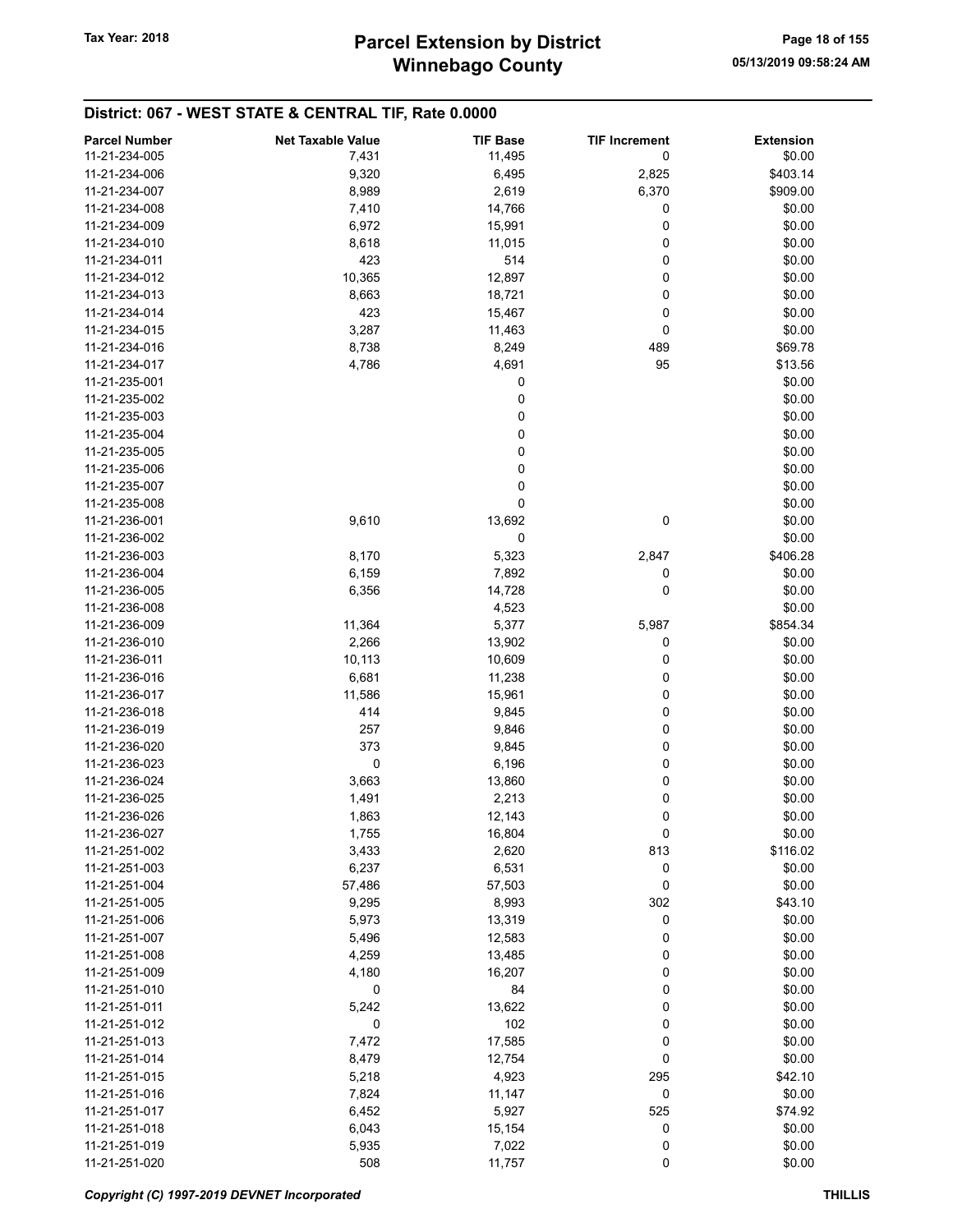## District: 067 - WEST STATE & CENTRAL TIF, Rate 0.0000

| Parcel Number | Net Taxable Value | TIF Base | TIF Increment | Extension |
|---|---|---|---|---|
| 11-21-234-005 | 7,431 | 11,495 | 0 | $0.00 |
| 11-21-234-006 | 9,320 | 6,495 | 2,825 | $403.14 |
| 11-21-234-007 | 8,989 | 2,619 | 6,370 | $909.00 |
| 11-21-234-008 | 7,410 | 14,766 | 0 | $0.00 |
| 11-21-234-009 | 6,972 | 15,991 | 0 | $0.00 |
| 11-21-234-010 | 8,618 | 11,015 | 0 | $0.00 |
| 11-21-234-011 | 423 | 514 | 0 | $0.00 |
| 11-21-234-012 | 10,365 | 12,897 | 0 | $0.00 |
| 11-21-234-013 | 8,663 | 18,721 | 0 | $0.00 |
| 11-21-234-014 | 423 | 15,467 | 0 | $0.00 |
| 11-21-234-015 | 3,287 | 11,463 | 0 | $0.00 |
| 11-21-234-016 | 8,738 | 8,249 | 489 | $69.78 |
| 11-21-234-017 | 4,786 | 4,691 | 95 | $13.56 |
| 11-21-235-001 | | 0 | | $0.00 |
| 11-21-235-002 | | 0 | | $0.00 |
| 11-21-235-003 | | 0 | | $0.00 |
| 11-21-235-004 | | 0 | | $0.00 |
| 11-21-235-005 | | 0 | | $0.00 |
| 11-21-235-006 | | 0 | | $0.00 |
| 11-21-235-007 | | 0 | | $0.00 |
| 11-21-235-008 | | 0 | | $0.00 |
| 11-21-236-001 | 9,610 | 13,692 | 0 | $0.00 |
| 11-21-236-002 | | 0 | | $0.00 |
| 11-21-236-003 | 8,170 | 5,323 | 2,847 | $406.28 |
| 11-21-236-004 | 6,159 | 7,892 | 0 | $0.00 |
| 11-21-236-005 | 6,356 | 14,728 | 0 | $0.00 |
| 11-21-236-008 | | 4,523 | | $0.00 |
| 11-21-236-009 | 11,364 | 5,377 | 5,987 | $854.34 |
| 11-21-236-010 | 2,266 | 13,902 | 0 | $0.00 |
| 11-21-236-011 | 10,113 | 10,609 | 0 | $0.00 |
| 11-21-236-016 | 6,681 | 11,238 | 0 | $0.00 |
| 11-21-236-017 | 11,586 | 15,961 | 0 | $0.00 |
| 11-21-236-018 | 414 | 9,845 | 0 | $0.00 |
| 11-21-236-019 | 257 | 9,846 | 0 | $0.00 |
| 11-21-236-020 | 373 | 9,845 | 0 | $0.00 |
| 11-21-236-023 | 0 | 6,196 | 0 | $0.00 |
| 11-21-236-024 | 3,663 | 13,860 | 0 | $0.00 |
| 11-21-236-025 | 1,491 | 2,213 | 0 | $0.00 |
| 11-21-236-026 | 1,863 | 12,143 | 0 | $0.00 |
| 11-21-236-027 | 1,755 | 16,804 | 0 | $0.00 |
| 11-21-251-002 | 3,433 | 2,620 | 813 | $116.02 |
| 11-21-251-003 | 6,237 | 6,531 | 0 | $0.00 |
| 11-21-251-004 | 57,486 | 57,503 | 0 | $0.00 |
| 11-21-251-005 | 9,295 | 8,993 | 302 | $43.10 |
| 11-21-251-006 | 5,973 | 13,319 | 0 | $0.00 |
| 11-21-251-007 | 5,496 | 12,583 | 0 | $0.00 |
| 11-21-251-008 | 4,259 | 13,485 | 0 | $0.00 |
| 11-21-251-009 | 4,180 | 16,207 | 0 | $0.00 |
| 11-21-251-010 | 0 | 84 | 0 | $0.00 |
| 11-21-251-011 | 5,242 | 13,622 | 0 | $0.00 |
| 11-21-251-012 | 0 | 102 | 0 | $0.00 |
| 11-21-251-013 | 7,472 | 17,585 | 0 | $0.00 |
| 11-21-251-014 | 8,479 | 12,754 | 0 | $0.00 |
| 11-21-251-015 | 5,218 | 4,923 | 295 | $42.10 |
| 11-21-251-016 | 7,824 | 11,147 | 0 | $0.00 |
| 11-21-251-017 | 6,452 | 5,927 | 525 | $74.92 |
| 11-21-251-018 | 6,043 | 15,154 | 0 | $0.00 |
| 11-21-251-019 | 5,935 | 7,022 | 0 | $0.00 |
| 11-21-251-020 | 508 | 11,757 | 0 | $0.00 |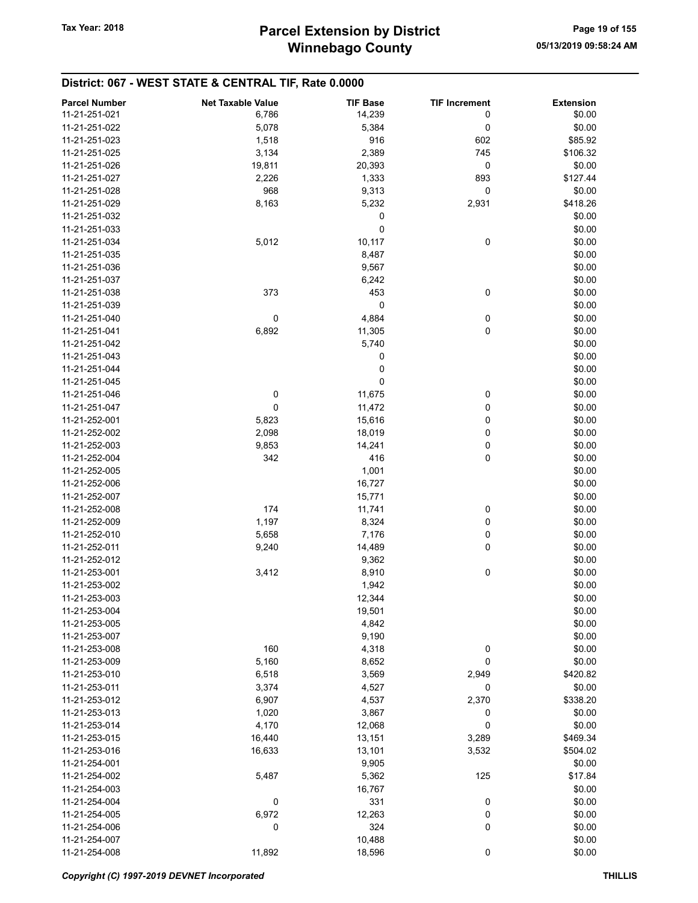## District: 067 - WEST STATE & CENTRAL TIF, Rate 0.0000

| Parcel Number | Net Taxable Value | TIF Base | TIF Increment | Extension |
|---|---|---|---|---|
| 11-21-251-021 | 6,786 | 14,239 | 0 | $0.00 |
| 11-21-251-022 | 5,078 | 5,384 | 0 | $0.00 |
| 11-21-251-023 | 1,518 | 916 | 602 | $85.92 |
| 11-21-251-025 | 3,134 | 2,389 | 745 | $106.32 |
| 11-21-251-026 | 19,811 | 20,393 | 0 | $0.00 |
| 11-21-251-027 | 2,226 | 1,333 | 893 | $127.44 |
| 11-21-251-028 | 968 | 9,313 | 0 | $0.00 |
| 11-21-251-029 | 8,163 | 5,232 | 2,931 | $418.26 |
| 11-21-251-032 | | 0 | | $0.00 |
| 11-21-251-033 | | 0 | | $0.00 |
| 11-21-251-034 | 5,012 | 10,117 | 0 | $0.00 |
| 11-21-251-035 | | 8,487 | | $0.00 |
| 11-21-251-036 | | 9,567 | | $0.00 |
| 11-21-251-037 | | 6,242 | | $0.00 |
| 11-21-251-038 | 373 | 453 | 0 | $0.00 |
| 11-21-251-039 | | 0 | | $0.00 |
| 11-21-251-040 | 0 | 4,884 | 0 | $0.00 |
| 11-21-251-041 | 6,892 | 11,305 | 0 | $0.00 |
| 11-21-251-042 | | 5,740 | | $0.00 |
| 11-21-251-043 | | 0 | | $0.00 |
| 11-21-251-044 | | 0 | | $0.00 |
| 11-21-251-045 | | 0 | | $0.00 |
| 11-21-251-046 | 0 | 11,675 | 0 | $0.00 |
| 11-21-251-047 | 0 | 11,472 | 0 | $0.00 |
| 11-21-252-001 | 5,823 | 15,616 | 0 | $0.00 |
| 11-21-252-002 | 2,098 | 18,019 | 0 | $0.00 |
| 11-21-252-003 | 9,853 | 14,241 | 0 | $0.00 |
| 11-21-252-004 | 342 | 416 | 0 | $0.00 |
| 11-21-252-005 | | 1,001 | | $0.00 |
| 11-21-252-006 | | 16,727 | | $0.00 |
| 11-21-252-007 | | 15,771 | | $0.00 |
| 11-21-252-008 | 174 | 11,741 | 0 | $0.00 |
| 11-21-252-009 | 1,197 | 8,324 | 0 | $0.00 |
| 11-21-252-010 | 5,658 | 7,176 | 0 | $0.00 |
| 11-21-252-011 | 9,240 | 14,489 | 0 | $0.00 |
| 11-21-252-012 | | 9,362 | | $0.00 |
| 11-21-253-001 | 3,412 | 8,910 | 0 | $0.00 |
| 11-21-253-002 | | 1,942 | | $0.00 |
| 11-21-253-003 | | 12,344 | | $0.00 |
| 11-21-253-004 | | 19,501 | | $0.00 |
| 11-21-253-005 | | 4,842 | | $0.00 |
| 11-21-253-007 | | 9,190 | | $0.00 |
| 11-21-253-008 | 160 | 4,318 | 0 | $0.00 |
| 11-21-253-009 | 5,160 | 8,652 | 0 | $0.00 |
| 11-21-253-010 | 6,518 | 3,569 | 2,949 | $420.82 |
| 11-21-253-011 | 3,374 | 4,527 | 0 | $0.00 |
| 11-21-253-012 | 6,907 | 4,537 | 2,370 | $338.20 |
| 11-21-253-013 | 1,020 | 3,867 | 0 | $0.00 |
| 11-21-253-014 | 4,170 | 12,068 | 0 | $0.00 |
| 11-21-253-015 | 16,440 | 13,151 | 3,289 | $469.34 |
| 11-21-253-016 | 16,633 | 13,101 | 3,532 | $504.02 |
| 11-21-254-001 | | 9,905 | | $0.00 |
| 11-21-254-002 | 5,487 | 5,362 | 125 | $17.84 |
| 11-21-254-003 | | 16,767 | | $0.00 |
| 11-21-254-004 | 0 | 331 | 0 | $0.00 |
| 11-21-254-005 | 6,972 | 12,263 | 0 | $0.00 |
| 11-21-254-006 | 0 | 324 | 0 | $0.00 |
| 11-21-254-007 | | 10,488 | | $0.00 |
| 11-21-254-008 | 11,892 | 18,596 | 0 | $0.00 |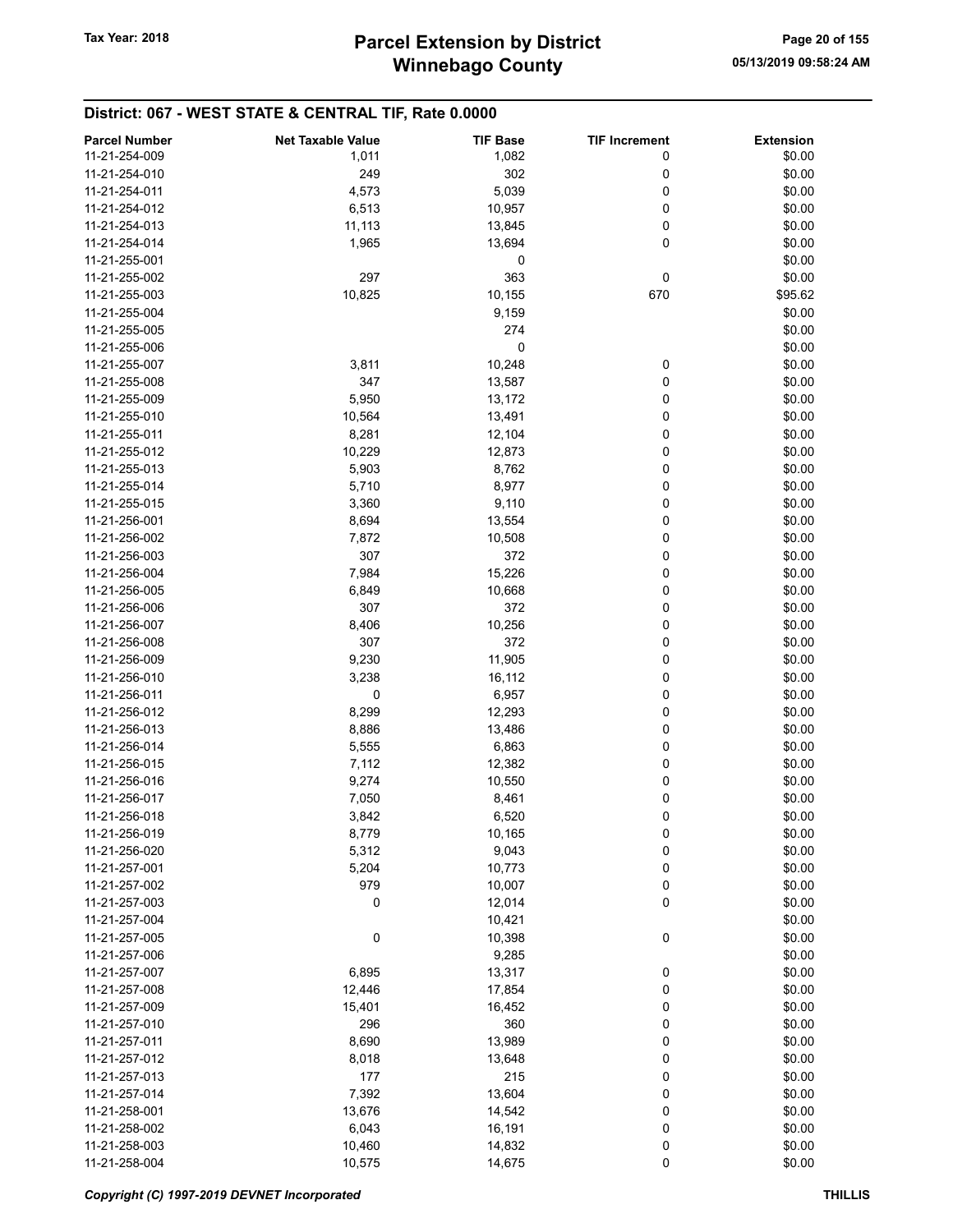## District: 067 - WEST STATE & CENTRAL TIF, Rate 0.0000

| Parcel Number | Net Taxable Value | TIF Base | TIF Increment | Extension |
|---|---|---|---|---|
| 11-21-254-009 | 1,011 | 1,082 | 0 | $0.00 |
| 11-21-254-010 | 249 | 302 | 0 | $0.00 |
| 11-21-254-011 | 4,573 | 5,039 | 0 | $0.00 |
| 11-21-254-012 | 6,513 | 10,957 | 0 | $0.00 |
| 11-21-254-013 | 11,113 | 13,845 | 0 | $0.00 |
| 11-21-254-014 | 1,965 | 13,694 | 0 | $0.00 |
| 11-21-255-001 | | 0 | | $0.00 |
| 11-21-255-002 | 297 | 363 | 0 | $0.00 |
| 11-21-255-003 | 10,825 | 10,155 | 670 | $95.62 |
| 11-21-255-004 | | 9,159 | | $0.00 |
| 11-21-255-005 | | 274 | | $0.00 |
| 11-21-255-006 | | 0 | | $0.00 |
| 11-21-255-007 | 3,811 | 10,248 | 0 | $0.00 |
| 11-21-255-008 | 347 | 13,587 | 0 | $0.00 |
| 11-21-255-009 | 5,950 | 13,172 | 0 | $0.00 |
| 11-21-255-010 | 10,564 | 13,491 | 0 | $0.00 |
| 11-21-255-011 | 8,281 | 12,104 | 0 | $0.00 |
| 11-21-255-012 | 10,229 | 12,873 | 0 | $0.00 |
| 11-21-255-013 | 5,903 | 8,762 | 0 | $0.00 |
| 11-21-255-014 | 5,710 | 8,977 | 0 | $0.00 |
| 11-21-255-015 | 3,360 | 9,110 | 0 | $0.00 |
| 11-21-256-001 | 8,694 | 13,554 | 0 | $0.00 |
| 11-21-256-002 | 7,872 | 10,508 | 0 | $0.00 |
| 11-21-256-003 | 307 | 372 | 0 | $0.00 |
| 11-21-256-004 | 7,984 | 15,226 | 0 | $0.00 |
| 11-21-256-005 | 6,849 | 10,668 | 0 | $0.00 |
| 11-21-256-006 | 307 | 372 | 0 | $0.00 |
| 11-21-256-007 | 8,406 | 10,256 | 0 | $0.00 |
| 11-21-256-008 | 307 | 372 | 0 | $0.00 |
| 11-21-256-009 | 9,230 | 11,905 | 0 | $0.00 |
| 11-21-256-010 | 3,238 | 16,112 | 0 | $0.00 |
| 11-21-256-011 | 0 | 6,957 | 0 | $0.00 |
| 11-21-256-012 | 8,299 | 12,293 | 0 | $0.00 |
| 11-21-256-013 | 8,886 | 13,486 | 0 | $0.00 |
| 11-21-256-014 | 5,555 | 6,863 | 0 | $0.00 |
| 11-21-256-015 | 7,112 | 12,382 | 0 | $0.00 |
| 11-21-256-016 | 9,274 | 10,550 | 0 | $0.00 |
| 11-21-256-017 | 7,050 | 8,461 | 0 | $0.00 |
| 11-21-256-018 | 3,842 | 6,520 | 0 | $0.00 |
| 11-21-256-019 | 8,779 | 10,165 | 0 | $0.00 |
| 11-21-256-020 | 5,312 | 9,043 | 0 | $0.00 |
| 11-21-257-001 | 5,204 | 10,773 | 0 | $0.00 |
| 11-21-257-002 | 979 | 10,007 | 0 | $0.00 |
| 11-21-257-003 | 0 | 12,014 | 0 | $0.00 |
| 11-21-257-004 | | 10,421 | | $0.00 |
| 11-21-257-005 | 0 | 10,398 | 0 | $0.00 |
| 11-21-257-006 | | 9,285 | | $0.00 |
| 11-21-257-007 | 6,895 | 13,317 | 0 | $0.00 |
| 11-21-257-008 | 12,446 | 17,854 | 0 | $0.00 |
| 11-21-257-009 | 15,401 | 16,452 | 0 | $0.00 |
| 11-21-257-010 | 296 | 360 | 0 | $0.00 |
| 11-21-257-011 | 8,690 | 13,989 | 0 | $0.00 |
| 11-21-257-012 | 8,018 | 13,648 | 0 | $0.00 |
| 11-21-257-013 | 177 | 215 | 0 | $0.00 |
| 11-21-257-014 | 7,392 | 13,604 | 0 | $0.00 |
| 11-21-258-001 | 13,676 | 14,542 | 0 | $0.00 |
| 11-21-258-002 | 6,043 | 16,191 | 0 | $0.00 |
| 11-21-258-003 | 10,460 | 14,832 | 0 | $0.00 |
| 11-21-258-004 | 10,575 | 14,675 | 0 | $0.00 |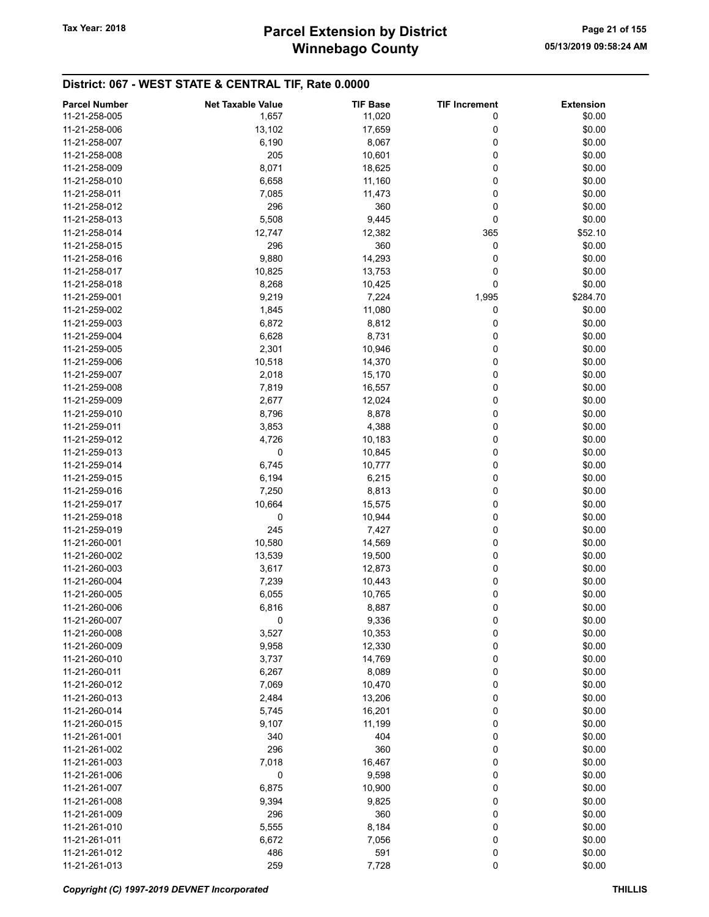## District: 067 - WEST STATE & CENTRAL TIF, Rate 0.0000

| Parcel Number | Net Taxable Value | TIF Base | TIF Increment | Extension |
|---|---|---|---|---|
| 11-21-258-005 | 1,657 | 11,020 | 0 | $0.00 |
| 11-21-258-006 | 13,102 | 17,659 | 0 | $0.00 |
| 11-21-258-007 | 6,190 | 8,067 | 0 | $0.00 |
| 11-21-258-008 | 205 | 10,601 | 0 | $0.00 |
| 11-21-258-009 | 8,071 | 18,625 | 0 | $0.00 |
| 11-21-258-010 | 6,658 | 11,160 | 0 | $0.00 |
| 11-21-258-011 | 7,085 | 11,473 | 0 | $0.00 |
| 11-21-258-012 | 296 | 360 | 0 | $0.00 |
| 11-21-258-013 | 5,508 | 9,445 | 0 | $0.00 |
| 11-21-258-014 | 12,747 | 12,382 | 365 | $52.10 |
| 11-21-258-015 | 296 | 360 | 0 | $0.00 |
| 11-21-258-016 | 9,880 | 14,293 | 0 | $0.00 |
| 11-21-258-017 | 10,825 | 13,753 | 0 | $0.00 |
| 11-21-258-018 | 8,268 | 10,425 | 0 | $0.00 |
| 11-21-259-001 | 9,219 | 7,224 | 1,995 | $284.70 |
| 11-21-259-002 | 1,845 | 11,080 | 0 | $0.00 |
| 11-21-259-003 | 6,872 | 8,812 | 0 | $0.00 |
| 11-21-259-004 | 6,628 | 8,731 | 0 | $0.00 |
| 11-21-259-005 | 2,301 | 10,946 | 0 | $0.00 |
| 11-21-259-006 | 10,518 | 14,370 | 0 | $0.00 |
| 11-21-259-007 | 2,018 | 15,170 | 0 | $0.00 |
| 11-21-259-008 | 7,819 | 16,557 | 0 | $0.00 |
| 11-21-259-009 | 2,677 | 12,024 | 0 | $0.00 |
| 11-21-259-010 | 8,796 | 8,878 | 0 | $0.00 |
| 11-21-259-011 | 3,853 | 4,388 | 0 | $0.00 |
| 11-21-259-012 | 4,726 | 10,183 | 0 | $0.00 |
| 11-21-259-013 | 0 | 10,845 | 0 | $0.00 |
| 11-21-259-014 | 6,745 | 10,777 | 0 | $0.00 |
| 11-21-259-015 | 6,194 | 6,215 | 0 | $0.00 |
| 11-21-259-016 | 7,250 | 8,813 | 0 | $0.00 |
| 11-21-259-017 | 10,664 | 15,575 | 0 | $0.00 |
| 11-21-259-018 | 0 | 10,944 | 0 | $0.00 |
| 11-21-259-019 | 245 | 7,427 | 0 | $0.00 |
| 11-21-260-001 | 10,580 | 14,569 | 0 | $0.00 |
| 11-21-260-002 | 13,539 | 19,500 | 0 | $0.00 |
| 11-21-260-003 | 3,617 | 12,873 | 0 | $0.00 |
| 11-21-260-004 | 7,239 | 10,443 | 0 | $0.00 |
| 11-21-260-005 | 6,055 | 10,765 | 0 | $0.00 |
| 11-21-260-006 | 6,816 | 8,887 | 0 | $0.00 |
| 11-21-260-007 | 0 | 9,336 | 0 | $0.00 |
| 11-21-260-008 | 3,527 | 10,353 | 0 | $0.00 |
| 11-21-260-009 | 9,958 | 12,330 | 0 | $0.00 |
| 11-21-260-010 | 3,737 | 14,769 | 0 | $0.00 |
| 11-21-260-011 | 6,267 | 8,089 | 0 | $0.00 |
| 11-21-260-012 | 7,069 | 10,470 | 0 | $0.00 |
| 11-21-260-013 | 2,484 | 13,206 | 0 | $0.00 |
| 11-21-260-014 | 5,745 | 16,201 | 0 | $0.00 |
| 11-21-260-015 | 9,107 | 11,199 | 0 | $0.00 |
| 11-21-261-001 | 340 | 404 | 0 | $0.00 |
| 11-21-261-002 | 296 | 360 | 0 | $0.00 |
| 11-21-261-003 | 7,018 | 16,467 | 0 | $0.00 |
| 11-21-261-006 | 0 | 9,598 | 0 | $0.00 |
| 11-21-261-007 | 6,875 | 10,900 | 0 | $0.00 |
| 11-21-261-008 | 9,394 | 9,825 | 0 | $0.00 |
| 11-21-261-009 | 296 | 360 | 0 | $0.00 |
| 11-21-261-010 | 5,555 | 8,184 | 0 | $0.00 |
| 11-21-261-011 | 6,672 | 7,056 | 0 | $0.00 |
| 11-21-261-012 | 486 | 591 | 0 | $0.00 |
| 11-21-261-013 | 259 | 7,728 | 0 | $0.00 |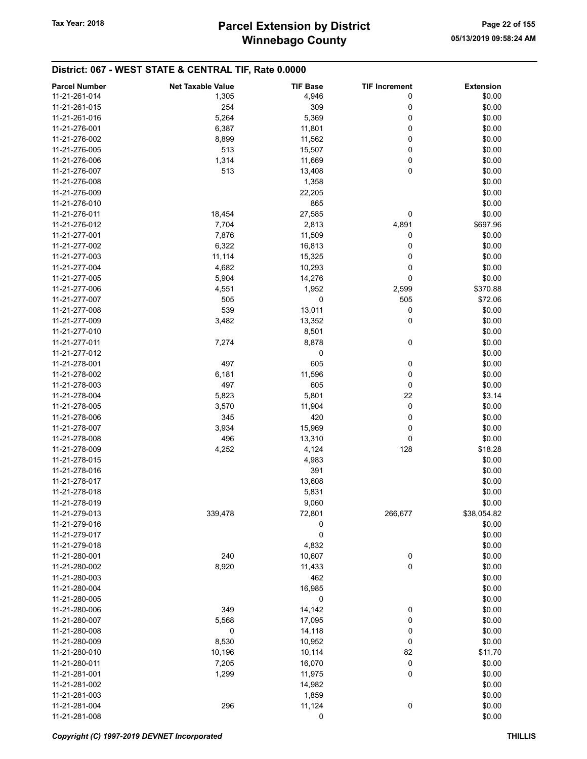## District: 067 - WEST STATE & CENTRAL TIF, Rate 0.0000

| Parcel Number | Net Taxable Value | TIF Base | TIF Increment | Extension |
|---|---|---|---|---|
| 11-21-261-014 | 1,305 | 4,946 | 0 | $0.00 |
| 11-21-261-015 | 254 | 309 | 0 | $0.00 |
| 11-21-261-016 | 5,264 | 5,369 | 0 | $0.00 |
| 11-21-276-001 | 6,387 | 11,801 | 0 | $0.00 |
| 11-21-276-002 | 8,899 | 11,562 | 0 | $0.00 |
| 11-21-276-005 | 513 | 15,507 | 0 | $0.00 |
| 11-21-276-006 | 1,314 | 11,669 | 0 | $0.00 |
| 11-21-276-007 | 513 | 13,408 | 0 | $0.00 |
| 11-21-276-008 | | 1,358 | | $0.00 |
| 11-21-276-009 | | 22,205 | | $0.00 |
| 11-21-276-010 | | 865 | | $0.00 |
| 11-21-276-011 | 18,454 | 27,585 | 0 | $0.00 |
| 11-21-276-012 | 7,704 | 2,813 | 4,891 | $697.96 |
| 11-21-277-001 | 7,876 | 11,509 | 0 | $0.00 |
| 11-21-277-002 | 6,322 | 16,813 | 0 | $0.00 |
| 11-21-277-003 | 11,114 | 15,325 | 0 | $0.00 |
| 11-21-277-004 | 4,682 | 10,293 | 0 | $0.00 |
| 11-21-277-005 | 5,904 | 14,276 | 0 | $0.00 |
| 11-21-277-006 | 4,551 | 1,952 | 2,599 | $370.88 |
| 11-21-277-007 | 505 | 0 | 505 | $72.06 |
| 11-21-277-008 | 539 | 13,011 | 0 | $0.00 |
| 11-21-277-009 | 3,482 | 13,352 | 0 | $0.00 |
| 11-21-277-010 | | 8,501 | | $0.00 |
| 11-21-277-011 | 7,274 | 8,878 | 0 | $0.00 |
| 11-21-277-012 | | 0 | | $0.00 |
| 11-21-278-001 | 497 | 605 | 0 | $0.00 |
| 11-21-278-002 | 6,181 | 11,596 | 0 | $0.00 |
| 11-21-278-003 | 497 | 605 | 0 | $0.00 |
| 11-21-278-004 | 5,823 | 5,801 | 22 | $3.14 |
| 11-21-278-005 | 3,570 | 11,904 | 0 | $0.00 |
| 11-21-278-006 | 345 | 420 | 0 | $0.00 |
| 11-21-278-007 | 3,934 | 15,969 | 0 | $0.00 |
| 11-21-278-008 | 496 | 13,310 | 0 | $0.00 |
| 11-21-278-009 | 4,252 | 4,124 | 128 | $18.28 |
| 11-21-278-015 | | 4,983 | | $0.00 |
| 11-21-278-016 | | 391 | | $0.00 |
| 11-21-278-017 | | 13,608 | | $0.00 |
| 11-21-278-018 | | 5,831 | | $0.00 |
| 11-21-278-019 | | 9,060 | | $0.00 |
| 11-21-279-013 | 339,478 | 72,801 | 266,677 | $38,054.82 |
| 11-21-279-016 | | 0 | | $0.00 |
| 11-21-279-017 | | 0 | | $0.00 |
| 11-21-279-018 | | 4,832 | | $0.00 |
| 11-21-280-001 | 240 | 10,607 | 0 | $0.00 |
| 11-21-280-002 | 8,920 | 11,433 | 0 | $0.00 |
| 11-21-280-003 | | 462 | | $0.00 |
| 11-21-280-004 | | 16,985 | | $0.00 |
| 11-21-280-005 | | 0 | | $0.00 |
| 11-21-280-006 | 349 | 14,142 | 0 | $0.00 |
| 11-21-280-007 | 5,568 | 17,095 | 0 | $0.00 |
| 11-21-280-008 | 0 | 14,118 | 0 | $0.00 |
| 11-21-280-009 | 8,530 | 10,952 | 0 | $0.00 |
| 11-21-280-010 | 10,196 | 10,114 | 82 | $11.70 |
| 11-21-280-011 | 7,205 | 16,070 | 0 | $0.00 |
| 11-21-281-001 | 1,299 | 11,975 | 0 | $0.00 |
| 11-21-281-002 | | 14,982 | | $0.00 |
| 11-21-281-003 | | 1,859 | | $0.00 |
| 11-21-281-004 | 296 | 11,124 | 0 | $0.00 |
| 11-21-281-008 | | 0 | | $0.00 |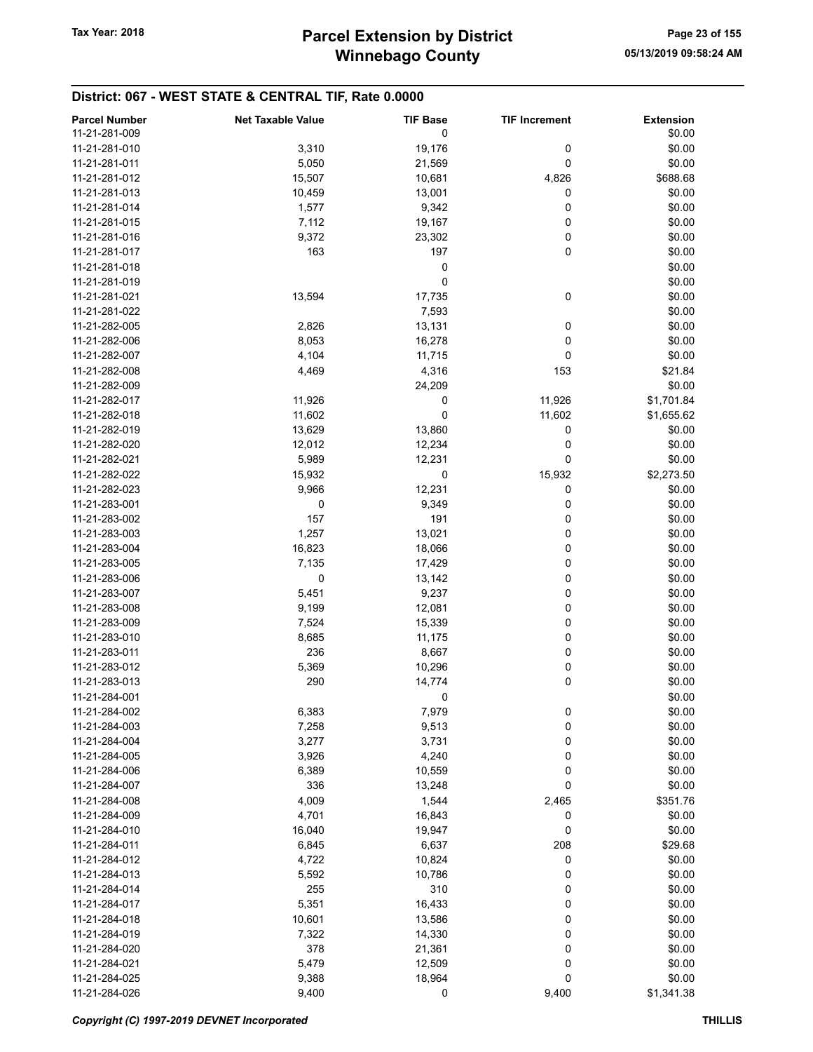## District: 067 - WEST STATE & CENTRAL TIF, Rate 0.0000

| Parcel Number | Net Taxable Value | TIF Base | TIF Increment | Extension |
|---|---|---|---|---|
| 11-21-281-009 | | 0 | | $0.00 |
| 11-21-281-010 | 3,310 | 19,176 | 0 | $0.00 |
| 11-21-281-011 | 5,050 | 21,569 | 0 | $0.00 |
| 11-21-281-012 | 15,507 | 10,681 | 4,826 | $688.68 |
| 11-21-281-013 | 10,459 | 13,001 | 0 | $0.00 |
| 11-21-281-014 | 1,577 | 9,342 | 0 | $0.00 |
| 11-21-281-015 | 7,112 | 19,167 | 0 | $0.00 |
| 11-21-281-016 | 9,372 | 23,302 | 0 | $0.00 |
| 11-21-281-017 | 163 | 197 | 0 | $0.00 |
| 11-21-281-018 | | 0 | | $0.00 |
| 11-21-281-019 | | 0 | | $0.00 |
| 11-21-281-021 | 13,594 | 17,735 | 0 | $0.00 |
| 11-21-281-022 | | 7,593 | | $0.00 |
| 11-21-282-005 | 2,826 | 13,131 | 0 | $0.00 |
| 11-21-282-006 | 8,053 | 16,278 | 0 | $0.00 |
| 11-21-282-007 | 4,104 | 11,715 | 0 | $0.00 |
| 11-21-282-008 | 4,469 | 4,316 | 153 | $21.84 |
| 11-21-282-009 | | 24,209 | | $0.00 |
| 11-21-282-017 | 11,926 | 0 | 11,926 | $1,701.84 |
| 11-21-282-018 | 11,602 | 0 | 11,602 | $1,655.62 |
| 11-21-282-019 | 13,629 | 13,860 | 0 | $0.00 |
| 11-21-282-020 | 12,012 | 12,234 | 0 | $0.00 |
| 11-21-282-021 | 5,989 | 12,231 | 0 | $0.00 |
| 11-21-282-022 | 15,932 | 0 | 15,932 | $2,273.50 |
| 11-21-282-023 | 9,966 | 12,231 | 0 | $0.00 |
| 11-21-283-001 | 0 | 9,349 | 0 | $0.00 |
| 11-21-283-002 | 157 | 191 | 0 | $0.00 |
| 11-21-283-003 | 1,257 | 13,021 | 0 | $0.00 |
| 11-21-283-004 | 16,823 | 18,066 | 0 | $0.00 |
| 11-21-283-005 | 7,135 | 17,429 | 0 | $0.00 |
| 11-21-283-006 | 0 | 13,142 | 0 | $0.00 |
| 11-21-283-007 | 5,451 | 9,237 | 0 | $0.00 |
| 11-21-283-008 | 9,199 | 12,081 | 0 | $0.00 |
| 11-21-283-009 | 7,524 | 15,339 | 0 | $0.00 |
| 11-21-283-010 | 8,685 | 11,175 | 0 | $0.00 |
| 11-21-283-011 | 236 | 8,667 | 0 | $0.00 |
| 11-21-283-012 | 5,369 | 10,296 | 0 | $0.00 |
| 11-21-283-013 | 290 | 14,774 | 0 | $0.00 |
| 11-21-284-001 | | 0 | | $0.00 |
| 11-21-284-002 | 6,383 | 7,979 | 0 | $0.00 |
| 11-21-284-003 | 7,258 | 9,513 | 0 | $0.00 |
| 11-21-284-004 | 3,277 | 3,731 | 0 | $0.00 |
| 11-21-284-005 | 3,926 | 4,240 | 0 | $0.00 |
| 11-21-284-006 | 6,389 | 10,559 | 0 | $0.00 |
| 11-21-284-007 | 336 | 13,248 | 0 | $0.00 |
| 11-21-284-008 | 4,009 | 1,544 | 2,465 | $351.76 |
| 11-21-284-009 | 4,701 | 16,843 | 0 | $0.00 |
| 11-21-284-010 | 16,040 | 19,947 | 0 | $0.00 |
| 11-21-284-011 | 6,845 | 6,637 | 208 | $29.68 |
| 11-21-284-012 | 4,722 | 10,824 | 0 | $0.00 |
| 11-21-284-013 | 5,592 | 10,786 | 0 | $0.00 |
| 11-21-284-014 | 255 | 310 | 0 | $0.00 |
| 11-21-284-017 | 5,351 | 16,433 | 0 | $0.00 |
| 11-21-284-018 | 10,601 | 13,586 | 0 | $0.00 |
| 11-21-284-019 | 7,322 | 14,330 | 0 | $0.00 |
| 11-21-284-020 | 378 | 21,361 | 0 | $0.00 |
| 11-21-284-021 | 5,479 | 12,509 | 0 | $0.00 |
| 11-21-284-025 | 9,388 | 18,964 | 0 | $0.00 |
| 11-21-284-026 | 9,400 | 0 | 9,400 | $1,341.38 |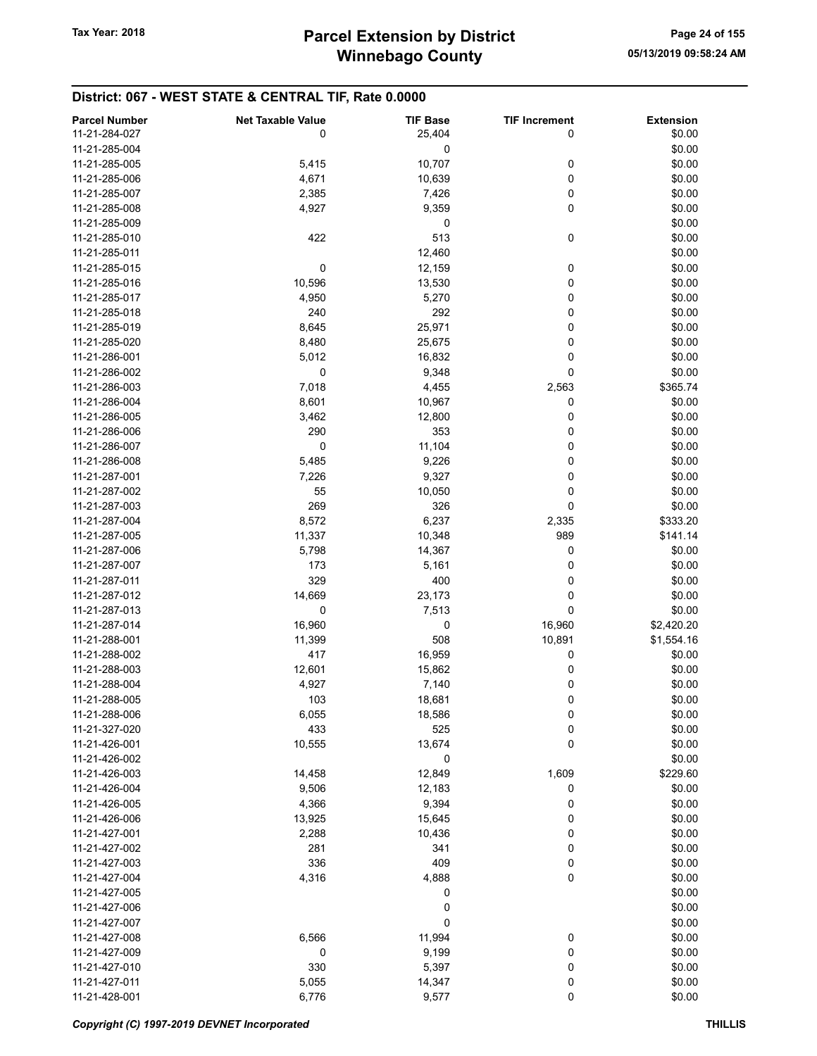## District: 067 - WEST STATE & CENTRAL TIF, Rate 0.0000

| Parcel Number | Net Taxable Value | TIF Base | TIF Increment | Extension |
|---|---|---|---|---|
| 11-21-284-027 | 0 | 25,404 | 0 | $0.00 |
| 11-21-285-004 | | 0 | | $0.00 |
| 11-21-285-005 | 5,415 | 10,707 | 0 | $0.00 |
| 11-21-285-006 | 4,671 | 10,639 | 0 | $0.00 |
| 11-21-285-007 | 2,385 | 7,426 | 0 | $0.00 |
| 11-21-285-008 | 4,927 | 9,359 | 0 | $0.00 |
| 11-21-285-009 | | 0 | | $0.00 |
| 11-21-285-010 | 422 | 513 | 0 | $0.00 |
| 11-21-285-011 | | 12,460 | | $0.00 |
| 11-21-285-015 | 0 | 12,159 | 0 | $0.00 |
| 11-21-285-016 | 10,596 | 13,530 | 0 | $0.00 |
| 11-21-285-017 | 4,950 | 5,270 | 0 | $0.00 |
| 11-21-285-018 | 240 | 292 | 0 | $0.00 |
| 11-21-285-019 | 8,645 | 25,971 | 0 | $0.00 |
| 11-21-285-020 | 8,480 | 25,675 | 0 | $0.00 |
| 11-21-286-001 | 5,012 | 16,832 | 0 | $0.00 |
| 11-21-286-002 | 0 | 9,348 | 0 | $0.00 |
| 11-21-286-003 | 7,018 | 4,455 | 2,563 | $365.74 |
| 11-21-286-004 | 8,601 | 10,967 | 0 | $0.00 |
| 11-21-286-005 | 3,462 | 12,800 | 0 | $0.00 |
| 11-21-286-006 | 290 | 353 | 0 | $0.00 |
| 11-21-286-007 | 0 | 11,104 | 0 | $0.00 |
| 11-21-286-008 | 5,485 | 9,226 | 0 | $0.00 |
| 11-21-287-001 | 7,226 | 9,327 | 0 | $0.00 |
| 11-21-287-002 | 55 | 10,050 | 0 | $0.00 |
| 11-21-287-003 | 269 | 326 | 0 | $0.00 |
| 11-21-287-004 | 8,572 | 6,237 | 2,335 | $333.20 |
| 11-21-287-005 | 11,337 | 10,348 | 989 | $141.14 |
| 11-21-287-006 | 5,798 | 14,367 | 0 | $0.00 |
| 11-21-287-007 | 173 | 5,161 | 0 | $0.00 |
| 11-21-287-011 | 329 | 400 | 0 | $0.00 |
| 11-21-287-012 | 14,669 | 23,173 | 0 | $0.00 |
| 11-21-287-013 | 0 | 7,513 | 0 | $0.00 |
| 11-21-287-014 | 16,960 | 0 | 16,960 | $2,420.20 |
| 11-21-288-001 | 11,399 | 508 | 10,891 | $1,554.16 |
| 11-21-288-002 | 417 | 16,959 | 0 | $0.00 |
| 11-21-288-003 | 12,601 | 15,862 | 0 | $0.00 |
| 11-21-288-004 | 4,927 | 7,140 | 0 | $0.00 |
| 11-21-288-005 | 103 | 18,681 | 0 | $0.00 |
| 11-21-288-006 | 6,055 | 18,586 | 0 | $0.00 |
| 11-21-327-020 | 433 | 525 | 0 | $0.00 |
| 11-21-426-001 | 10,555 | 13,674 | 0 | $0.00 |
| 11-21-426-002 | | 0 | | $0.00 |
| 11-21-426-003 | 14,458 | 12,849 | 1,609 | $229.60 |
| 11-21-426-004 | 9,506 | 12,183 | 0 | $0.00 |
| 11-21-426-005 | 4,366 | 9,394 | 0 | $0.00 |
| 11-21-426-006 | 13,925 | 15,645 | 0 | $0.00 |
| 11-21-427-001 | 2,288 | 10,436 | 0 | $0.00 |
| 11-21-427-002 | 281 | 341 | 0 | $0.00 |
| 11-21-427-003 | 336 | 409 | 0 | $0.00 |
| 11-21-427-004 | 4,316 | 4,888 | 0 | $0.00 |
| 11-21-427-005 | | 0 | | $0.00 |
| 11-21-427-006 | | 0 | | $0.00 |
| 11-21-427-007 | | 0 | | $0.00 |
| 11-21-427-008 | 6,566 | 11,994 | 0 | $0.00 |
| 11-21-427-009 | 0 | 9,199 | 0 | $0.00 |
| 11-21-427-010 | 330 | 5,397 | 0 | $0.00 |
| 11-21-427-011 | 5,055 | 14,347 | 0 | $0.00 |
| 11-21-428-001 | 6,776 | 9,577 | 0 | $0.00 |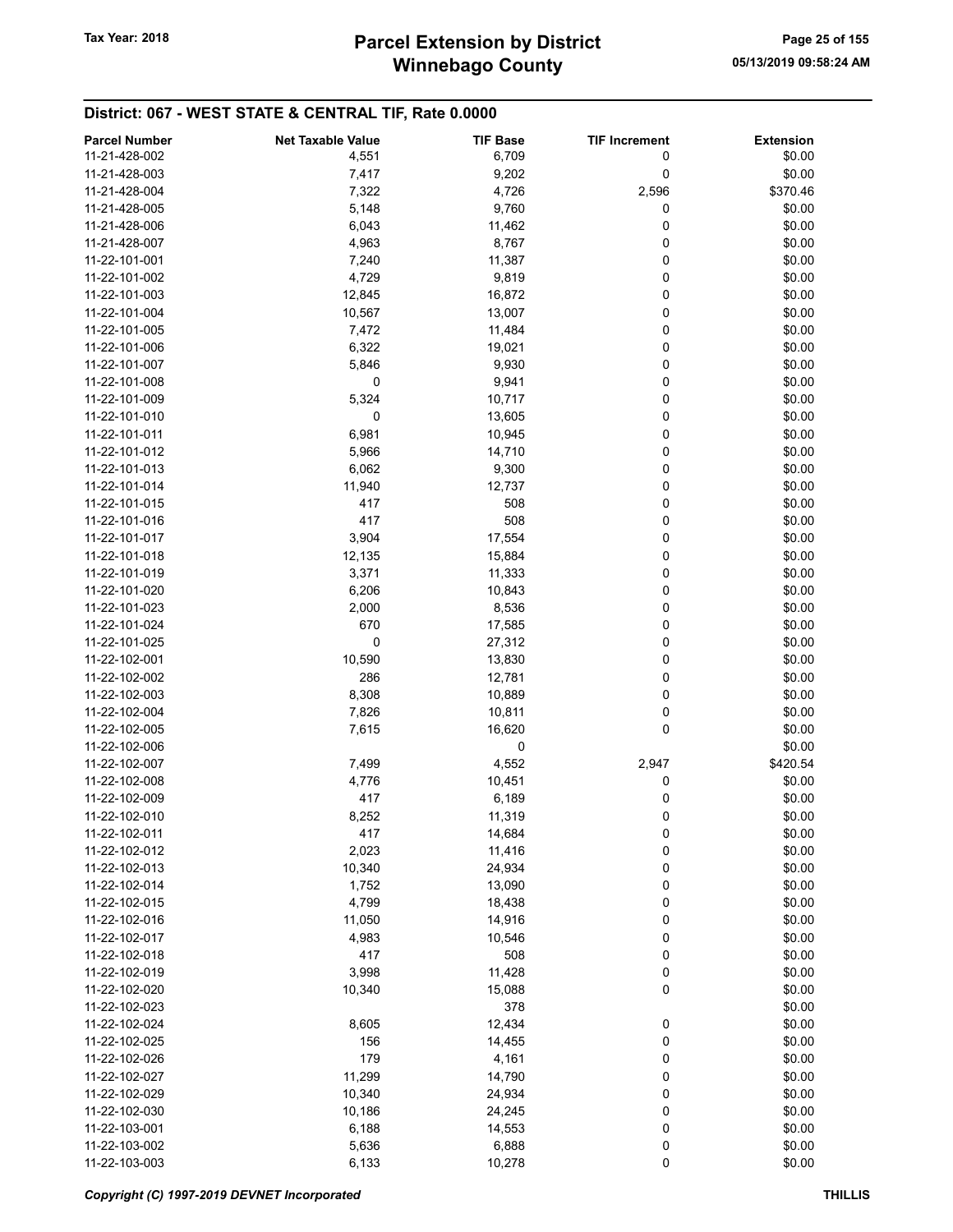## District: 067 - WEST STATE & CENTRAL TIF, Rate 0.0000

| Parcel Number | Net Taxable Value | TIF Base | TIF Increment | Extension |
|---|---|---|---|---|
| 11-21-428-002 | 4,551 | 6,709 | 0 | $0.00 |
| 11-21-428-003 | 7,417 | 9,202 | 0 | $0.00 |
| 11-21-428-004 | 7,322 | 4,726 | 2,596 | $370.46 |
| 11-21-428-005 | 5,148 | 9,760 | 0 | $0.00 |
| 11-21-428-006 | 6,043 | 11,462 | 0 | $0.00 |
| 11-21-428-007 | 4,963 | 8,767 | 0 | $0.00 |
| 11-22-101-001 | 7,240 | 11,387 | 0 | $0.00 |
| 11-22-101-002 | 4,729 | 9,819 | 0 | $0.00 |
| 11-22-101-003 | 12,845 | 16,872 | 0 | $0.00 |
| 11-22-101-004 | 10,567 | 13,007 | 0 | $0.00 |
| 11-22-101-005 | 7,472 | 11,484 | 0 | $0.00 |
| 11-22-101-006 | 6,322 | 19,021 | 0 | $0.00 |
| 11-22-101-007 | 5,846 | 9,930 | 0 | $0.00 |
| 11-22-101-008 | 0 | 9,941 | 0 | $0.00 |
| 11-22-101-009 | 5,324 | 10,717 | 0 | $0.00 |
| 11-22-101-010 | 0 | 13,605 | 0 | $0.00 |
| 11-22-101-011 | 6,981 | 10,945 | 0 | $0.00 |
| 11-22-101-012 | 5,966 | 14,710 | 0 | $0.00 |
| 11-22-101-013 | 6,062 | 9,300 | 0 | $0.00 |
| 11-22-101-014 | 11,940 | 12,737 | 0 | $0.00 |
| 11-22-101-015 | 417 | 508 | 0 | $0.00 |
| 11-22-101-016 | 417 | 508 | 0 | $0.00 |
| 11-22-101-017 | 3,904 | 17,554 | 0 | $0.00 |
| 11-22-101-018 | 12,135 | 15,884 | 0 | $0.00 |
| 11-22-101-019 | 3,371 | 11,333 | 0 | $0.00 |
| 11-22-101-020 | 6,206 | 10,843 | 0 | $0.00 |
| 11-22-101-023 | 2,000 | 8,536 | 0 | $0.00 |
| 11-22-101-024 | 670 | 17,585 | 0 | $0.00 |
| 11-22-101-025 | 0 | 27,312 | 0 | $0.00 |
| 11-22-102-001 | 10,590 | 13,830 | 0 | $0.00 |
| 11-22-102-002 | 286 | 12,781 | 0 | $0.00 |
| 11-22-102-003 | 8,308 | 10,889 | 0 | $0.00 |
| 11-22-102-004 | 7,826 | 10,811 | 0 | $0.00 |
| 11-22-102-005 | 7,615 | 16,620 | 0 | $0.00 |
| 11-22-102-006 | | 0 | | $0.00 |
| 11-22-102-007 | 7,499 | 4,552 | 2,947 | $420.54 |
| 11-22-102-008 | 4,776 | 10,451 | 0 | $0.00 |
| 11-22-102-009 | 417 | 6,189 | 0 | $0.00 |
| 11-22-102-010 | 8,252 | 11,319 | 0 | $0.00 |
| 11-22-102-011 | 417 | 14,684 | 0 | $0.00 |
| 11-22-102-012 | 2,023 | 11,416 | 0 | $0.00 |
| 11-22-102-013 | 10,340 | 24,934 | 0 | $0.00 |
| 11-22-102-014 | 1,752 | 13,090 | 0 | $0.00 |
| 11-22-102-015 | 4,799 | 18,438 | 0 | $0.00 |
| 11-22-102-016 | 11,050 | 14,916 | 0 | $0.00 |
| 11-22-102-017 | 4,983 | 10,546 | 0 | $0.00 |
| 11-22-102-018 | 417 | 508 | 0 | $0.00 |
| 11-22-102-019 | 3,998 | 11,428 | 0 | $0.00 |
| 11-22-102-020 | 10,340 | 15,088 | 0 | $0.00 |
| 11-22-102-023 | | 378 | | $0.00 |
| 11-22-102-024 | 8,605 | 12,434 | 0 | $0.00 |
| 11-22-102-025 | 156 | 14,455 | 0 | $0.00 |
| 11-22-102-026 | 179 | 4,161 | 0 | $0.00 |
| 11-22-102-027 | 11,299 | 14,790 | 0 | $0.00 |
| 11-22-102-029 | 10,340 | 24,934 | 0 | $0.00 |
| 11-22-102-030 | 10,186 | 24,245 | 0 | $0.00 |
| 11-22-103-001 | 6,188 | 14,553 | 0 | $0.00 |
| 11-22-103-002 | 5,636 | 6,888 | 0 | $0.00 |
| 11-22-103-003 | 6,133 | 10,278 | 0 | $0.00 |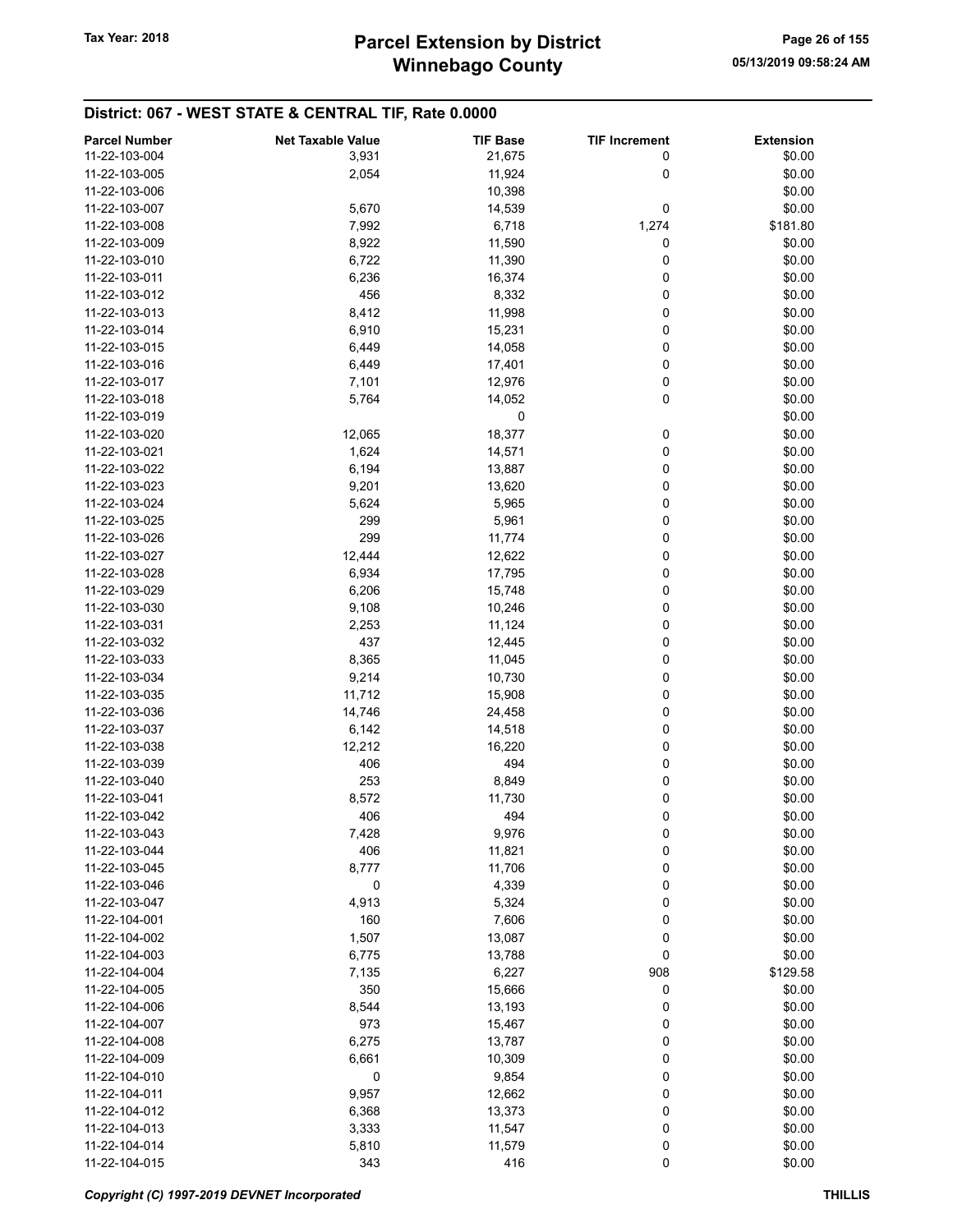## District: 067 - WEST STATE & CENTRAL TIF, Rate 0.0000

| Parcel Number | Net Taxable Value | TIF Base | TIF Increment | Extension |
|---|---|---|---|---|
| 11-22-103-004 | 3,931 | 21,675 | 0 | $0.00 |
| 11-22-103-005 | 2,054 | 11,924 | 0 | $0.00 |
| 11-22-103-006 | | 10,398 | | $0.00 |
| 11-22-103-007 | 5,670 | 14,539 | 0 | $0.00 |
| 11-22-103-008 | 7,992 | 6,718 | 1,274 | $181.80 |
| 11-22-103-009 | 8,922 | 11,590 | 0 | $0.00 |
| 11-22-103-010 | 6,722 | 11,390 | 0 | $0.00 |
| 11-22-103-011 | 6,236 | 16,374 | 0 | $0.00 |
| 11-22-103-012 | 456 | 8,332 | 0 | $0.00 |
| 11-22-103-013 | 8,412 | 11,998 | 0 | $0.00 |
| 11-22-103-014 | 6,910 | 15,231 | 0 | $0.00 |
| 11-22-103-015 | 6,449 | 14,058 | 0 | $0.00 |
| 11-22-103-016 | 6,449 | 17,401 | 0 | $0.00 |
| 11-22-103-017 | 7,101 | 12,976 | 0 | $0.00 |
| 11-22-103-018 | 5,764 | 14,052 | 0 | $0.00 |
| 11-22-103-019 | | 0 | | $0.00 |
| 11-22-103-020 | 12,065 | 18,377 | 0 | $0.00 |
| 11-22-103-021 | 1,624 | 14,571 | 0 | $0.00 |
| 11-22-103-022 | 6,194 | 13,887 | 0 | $0.00 |
| 11-22-103-023 | 9,201 | 13,620 | 0 | $0.00 |
| 11-22-103-024 | 5,624 | 5,965 | 0 | $0.00 |
| 11-22-103-025 | 299 | 5,961 | 0 | $0.00 |
| 11-22-103-026 | 299 | 11,774 | 0 | $0.00 |
| 11-22-103-027 | 12,444 | 12,622 | 0 | $0.00 |
| 11-22-103-028 | 6,934 | 17,795 | 0 | $0.00 |
| 11-22-103-029 | 6,206 | 15,748 | 0 | $0.00 |
| 11-22-103-030 | 9,108 | 10,246 | 0 | $0.00 |
| 11-22-103-031 | 2,253 | 11,124 | 0 | $0.00 |
| 11-22-103-032 | 437 | 12,445 | 0 | $0.00 |
| 11-22-103-033 | 8,365 | 11,045 | 0 | $0.00 |
| 11-22-103-034 | 9,214 | 10,730 | 0 | $0.00 |
| 11-22-103-035 | 11,712 | 15,908 | 0 | $0.00 |
| 11-22-103-036 | 14,746 | 24,458 | 0 | $0.00 |
| 11-22-103-037 | 6,142 | 14,518 | 0 | $0.00 |
| 11-22-103-038 | 12,212 | 16,220 | 0 | $0.00 |
| 11-22-103-039 | 406 | 494 | 0 | $0.00 |
| 11-22-103-040 | 253 | 8,849 | 0 | $0.00 |
| 11-22-103-041 | 8,572 | 11,730 | 0 | $0.00 |
| 11-22-103-042 | 406 | 494 | 0 | $0.00 |
| 11-22-103-043 | 7,428 | 9,976 | 0 | $0.00 |
| 11-22-103-044 | 406 | 11,821 | 0 | $0.00 |
| 11-22-103-045 | 8,777 | 11,706 | 0 | $0.00 |
| 11-22-103-046 | 0 | 4,339 | 0 | $0.00 |
| 11-22-103-047 | 4,913 | 5,324 | 0 | $0.00 |
| 11-22-104-001 | 160 | 7,606 | 0 | $0.00 |
| 11-22-104-002 | 1,507 | 13,087 | 0 | $0.00 |
| 11-22-104-003 | 6,775 | 13,788 | 0 | $0.00 |
| 11-22-104-004 | 7,135 | 6,227 | 908 | $129.58 |
| 11-22-104-005 | 350 | 15,666 | 0 | $0.00 |
| 11-22-104-006 | 8,544 | 13,193 | 0 | $0.00 |
| 11-22-104-007 | 973 | 15,467 | 0 | $0.00 |
| 11-22-104-008 | 6,275 | 13,787 | 0 | $0.00 |
| 11-22-104-009 | 6,661 | 10,309 | 0 | $0.00 |
| 11-22-104-010 | 0 | 9,854 | 0 | $0.00 |
| 11-22-104-011 | 9,957 | 12,662 | 0 | $0.00 |
| 11-22-104-012 | 6,368 | 13,373 | 0 | $0.00 |
| 11-22-104-013 | 3,333 | 11,547 | 0 | $0.00 |
| 11-22-104-014 | 5,810 | 11,579 | 0 | $0.00 |
| 11-22-104-015 | 343 | 416 | 0 | $0.00 |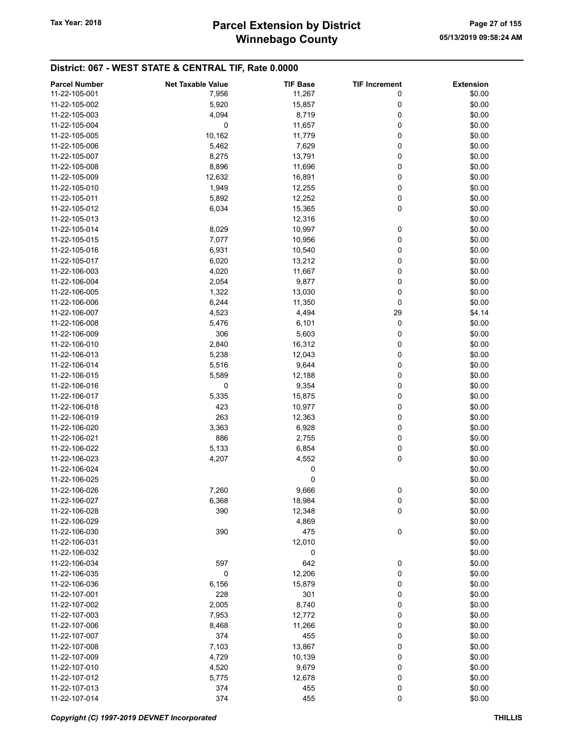# Parcel Extension by District
# Winnebago County

Tax Year: 2018

05/13/2019 09:58:24 AM

## District: 067 - WEST STATE & CENTRAL TIF, Rate 0.0000

| Parcel Number | Net Taxable Value | TIF Base | TIF Increment | Extension |
|---|---|---|---|---|
| 11-22-105-001 | 7,956 | 11,267 | 0 | $0.00 |
| 11-22-105-002 | 5,920 | 15,857 | 0 | $0.00 |
| 11-22-105-003 | 4,094 | 8,719 | 0 | $0.00 |
| 11-22-105-004 | 0 | 11,657 | 0 | $0.00 |
| 11-22-105-005 | 10,162 | 11,779 | 0 | $0.00 |
| 11-22-105-006 | 5,462 | 7,629 | 0 | $0.00 |
| 11-22-105-007 | 8,275 | 13,791 | 0 | $0.00 |
| 11-22-105-008 | 8,896 | 11,696 | 0 | $0.00 |
| 11-22-105-009 | 12,632 | 16,891 | 0 | $0.00 |
| 11-22-105-010 | 1,949 | 12,255 | 0 | $0.00 |
| 11-22-105-011 | 5,892 | 12,252 | 0 | $0.00 |
| 11-22-105-012 | 6,034 | 15,365 | 0 | $0.00 |
| 11-22-105-013 | | 12,316 | | $0.00 |
| 11-22-105-014 | 8,029 | 10,997 | 0 | $0.00 |
| 11-22-105-015 | 7,077 | 10,956 | 0 | $0.00 |
| 11-22-105-016 | 6,931 | 10,540 | 0 | $0.00 |
| 11-22-105-017 | 6,020 | 13,212 | 0 | $0.00 |
| 11-22-106-003 | 4,020 | 11,667 | 0 | $0.00 |
| 11-22-106-004 | 2,054 | 9,877 | 0 | $0.00 |
| 11-22-106-005 | 1,322 | 13,030 | 0 | $0.00 |
| 11-22-106-006 | 6,244 | 11,350 | 0 | $0.00 |
| 11-22-106-007 | 4,523 | 4,494 | 29 | $4.14 |
| 11-22-106-008 | 5,476 | 6,101 | 0 | $0.00 |
| 11-22-106-009 | 306 | 5,603 | 0 | $0.00 |
| 11-22-106-010 | 2,840 | 16,312 | 0 | $0.00 |
| 11-22-106-013 | 5,238 | 12,043 | 0 | $0.00 |
| 11-22-106-014 | 5,516 | 9,644 | 0 | $0.00 |
| 11-22-106-015 | 5,589 | 12,188 | 0 | $0.00 |
| 11-22-106-016 | 0 | 9,354 | 0 | $0.00 |
| 11-22-106-017 | 5,335 | 15,875 | 0 | $0.00 |
| 11-22-106-018 | 423 | 10,977 | 0 | $0.00 |
| 11-22-106-019 | 263 | 12,363 | 0 | $0.00 |
| 11-22-106-020 | 3,363 | 6,928 | 0 | $0.00 |
| 11-22-106-021 | 886 | 2,755 | 0 | $0.00 |
| 11-22-106-022 | 5,133 | 6,854 | 0 | $0.00 |
| 11-22-106-023 | 4,207 | 4,552 | 0 | $0.00 |
| 11-22-106-024 | | 0 | | $0.00 |
| 11-22-106-025 | | 0 | | $0.00 |
| 11-22-106-026 | 7,260 | 9,666 | 0 | $0.00 |
| 11-22-106-027 | 6,368 | 18,984 | 0 | $0.00 |
| 11-22-106-028 | 390 | 12,348 | 0 | $0.00 |
| 11-22-106-029 | | 4,869 | | $0.00 |
| 11-22-106-030 | 390 | 475 | 0 | $0.00 |
| 11-22-106-031 | | 12,010 | | $0.00 |
| 11-22-106-032 | | 0 | | $0.00 |
| 11-22-106-034 | 597 | 642 | 0 | $0.00 |
| 11-22-106-035 | 0 | 12,206 | 0 | $0.00 |
| 11-22-106-036 | 6,156 | 15,879 | 0 | $0.00 |
| 11-22-107-001 | 228 | 301 | 0 | $0.00 |
| 11-22-107-002 | 2,005 | 8,740 | 0 | $0.00 |
| 11-22-107-003 | 7,953 | 12,772 | 0 | $0.00 |
| 11-22-107-006 | 8,468 | 11,266 | 0 | $0.00 |
| 11-22-107-007 | 374 | 455 | 0 | $0.00 |
| 11-22-107-008 | 7,103 | 13,867 | 0 | $0.00 |
| 11-22-107-009 | 4,729 | 10,139 | 0 | $0.00 |
| 11-22-107-010 | 4,520 | 9,679 | 0 | $0.00 |
| 11-22-107-012 | 5,775 | 12,678 | 0 | $0.00 |
| 11-22-107-013 | 374 | 455 | 0 | $0.00 |
| 11-22-107-014 | 374 | 455 | 0 | $0.00 |

*Copyright (C) 1997-2019 DEVNET Incorporated* THILLIS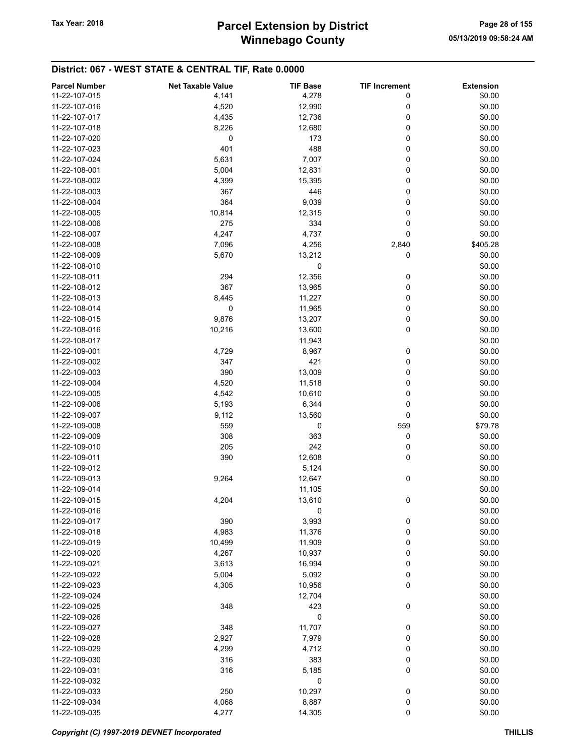## District: 067 - WEST STATE & CENTRAL TIF, Rate 0.0000

| Parcel Number | Net Taxable Value | TIF Base | TIF Increment | Extension |
|---|---|---|---|---|
| 11-22-107-015 | 4,141 | 4,278 | 0 | $0.00 |
| 11-22-107-016 | 4,520 | 12,990 | 0 | $0.00 |
| 11-22-107-017 | 4,435 | 12,736 | 0 | $0.00 |
| 11-22-107-018 | 8,226 | 12,680 | 0 | $0.00 |
| 11-22-107-020 | 0 | 173 | 0 | $0.00 |
| 11-22-107-023 | 401 | 488 | 0 | $0.00 |
| 11-22-107-024 | 5,631 | 7,007 | 0 | $0.00 |
| 11-22-108-001 | 5,004 | 12,831 | 0 | $0.00 |
| 11-22-108-002 | 4,399 | 15,395 | 0 | $0.00 |
| 11-22-108-003 | 367 | 446 | 0 | $0.00 |
| 11-22-108-004 | 364 | 9,039 | 0 | $0.00 |
| 11-22-108-005 | 10,814 | 12,315 | 0 | $0.00 |
| 11-22-108-006 | 275 | 334 | 0 | $0.00 |
| 11-22-108-007 | 4,247 | 4,737 | 0 | $0.00 |
| 11-22-108-008 | 7,096 | 4,256 | 2,840 | $405.28 |
| 11-22-108-009 | 5,670 | 13,212 | 0 | $0.00 |
| 11-22-108-010 | | 0 | | $0.00 |
| 11-22-108-011 | 294 | 12,356 | 0 | $0.00 |
| 11-22-108-012 | 367 | 13,965 | 0 | $0.00 |
| 11-22-108-013 | 8,445 | 11,227 | 0 | $0.00 |
| 11-22-108-014 | 0 | 11,965 | 0 | $0.00 |
| 11-22-108-015 | 9,876 | 13,207 | 0 | $0.00 |
| 11-22-108-016 | 10,216 | 13,600 | 0 | $0.00 |
| 11-22-108-017 | | 11,943 | | $0.00 |
| 11-22-109-001 | 4,729 | 8,967 | 0 | $0.00 |
| 11-22-109-002 | 347 | 421 | 0 | $0.00 |
| 11-22-109-003 | 390 | 13,009 | 0 | $0.00 |
| 11-22-109-004 | 4,520 | 11,518 | 0 | $0.00 |
| 11-22-109-005 | 4,542 | 10,610 | 0 | $0.00 |
| 11-22-109-006 | 5,193 | 6,344 | 0 | $0.00 |
| 11-22-109-007 | 9,112 | 13,560 | 0 | $0.00 |
| 11-22-109-008 | 559 | 0 | 559 | $79.78 |
| 11-22-109-009 | 308 | 363 | 0 | $0.00 |
| 11-22-109-010 | 205 | 242 | 0 | $0.00 |
| 11-22-109-011 | 390 | 12,608 | 0 | $0.00 |
| 11-22-109-012 | | 5,124 | | $0.00 |
| 11-22-109-013 | 9,264 | 12,647 | 0 | $0.00 |
| 11-22-109-014 | | 11,105 | | $0.00 |
| 11-22-109-015 | 4,204 | 13,610 | 0 | $0.00 |
| 11-22-109-016 | | 0 | | $0.00 |
| 11-22-109-017 | 390 | 3,993 | 0 | $0.00 |
| 11-22-109-018 | 4,983 | 11,376 | 0 | $0.00 |
| 11-22-109-019 | 10,499 | 11,909 | 0 | $0.00 |
| 11-22-109-020 | 4,267 | 10,937 | 0 | $0.00 |
| 11-22-109-021 | 3,613 | 16,994 | 0 | $0.00 |
| 11-22-109-022 | 5,004 | 5,092 | 0 | $0.00 |
| 11-22-109-023 | 4,305 | 10,956 | 0 | $0.00 |
| 11-22-109-024 | | 12,704 | | $0.00 |
| 11-22-109-025 | 348 | 423 | 0 | $0.00 |
| 11-22-109-026 | | 0 | | $0.00 |
| 11-22-109-027 | 348 | 11,707 | 0 | $0.00 |
| 11-22-109-028 | 2,927 | 7,979 | 0 | $0.00 |
| 11-22-109-029 | 4,299 | 4,712 | 0 | $0.00 |
| 11-22-109-030 | 316 | 383 | 0 | $0.00 |
| 11-22-109-031 | 316 | 5,185 | 0 | $0.00 |
| 11-22-109-032 | | 0 | | $0.00 |
| 11-22-109-033 | 250 | 10,297 | 0 | $0.00 |
| 11-22-109-034 | 4,068 | 8,887 | 0 | $0.00 |
| 11-22-109-035 | 4,277 | 14,305 | 0 | $0.00 |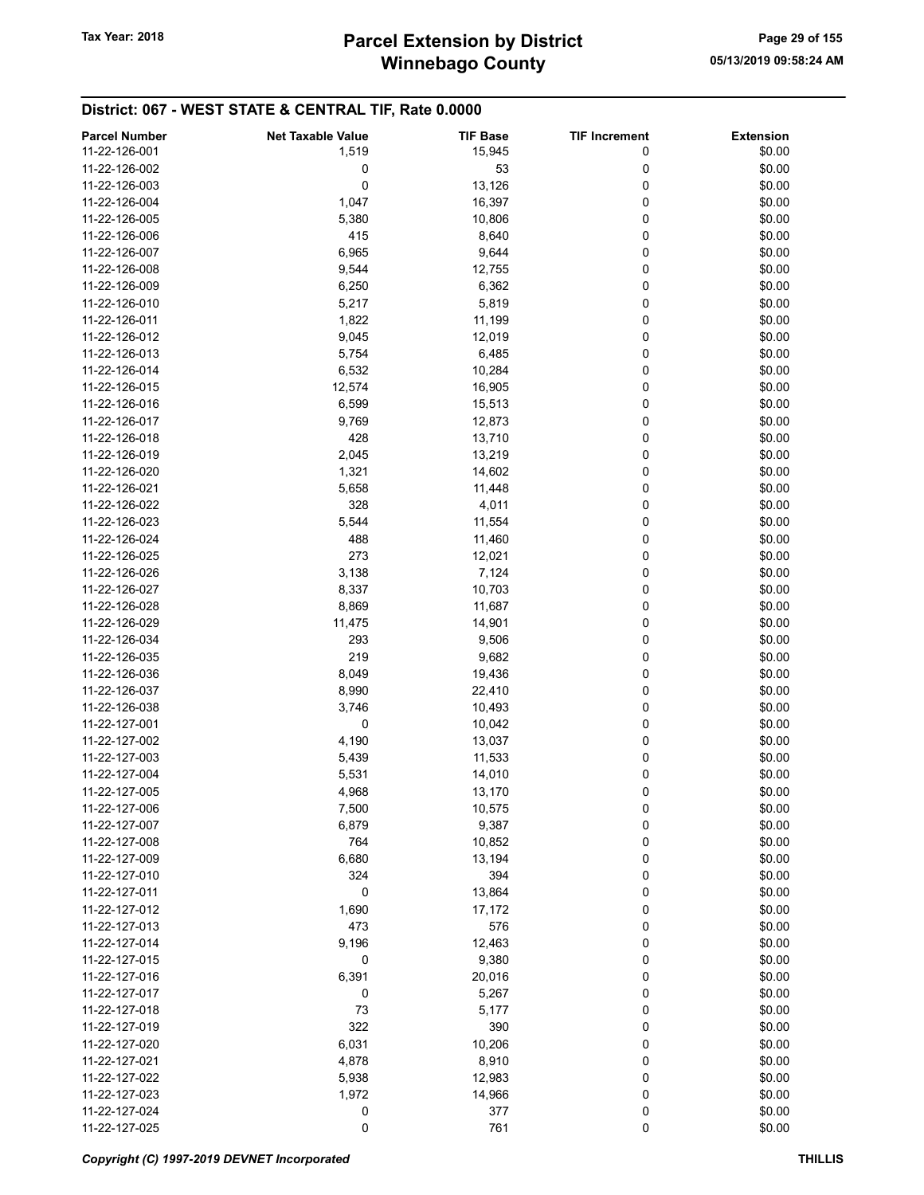## District: 067 - WEST STATE & CENTRAL TIF, Rate 0.0000

| Parcel Number | Net Taxable Value | TIF Base | TIF Increment | Extension |
|---|---|---|---|---|
| 11-22-126-001 | 1,519 | 15,945 | 0 | $0.00 |
| 11-22-126-002 | 0 | 53 | 0 | $0.00 |
| 11-22-126-003 | 0 | 13,126 | 0 | $0.00 |
| 11-22-126-004 | 1,047 | 16,397 | 0 | $0.00 |
| 11-22-126-005 | 5,380 | 10,806 | 0 | $0.00 |
| 11-22-126-006 | 415 | 8,640 | 0 | $0.00 |
| 11-22-126-007 | 6,965 | 9,644 | 0 | $0.00 |
| 11-22-126-008 | 9,544 | 12,755 | 0 | $0.00 |
| 11-22-126-009 | 6,250 | 6,362 | 0 | $0.00 |
| 11-22-126-010 | 5,217 | 5,819 | 0 | $0.00 |
| 11-22-126-011 | 1,822 | 11,199 | 0 | $0.00 |
| 11-22-126-012 | 9,045 | 12,019 | 0 | $0.00 |
| 11-22-126-013 | 5,754 | 6,485 | 0 | $0.00 |
| 11-22-126-014 | 6,532 | 10,284 | 0 | $0.00 |
| 11-22-126-015 | 12,574 | 16,905 | 0 | $0.00 |
| 11-22-126-016 | 6,599 | 15,513 | 0 | $0.00 |
| 11-22-126-017 | 9,769 | 12,873 | 0 | $0.00 |
| 11-22-126-018 | 428 | 13,710 | 0 | $0.00 |
| 11-22-126-019 | 2,045 | 13,219 | 0 | $0.00 |
| 11-22-126-020 | 1,321 | 14,602 | 0 | $0.00 |
| 11-22-126-021 | 5,658 | 11,448 | 0 | $0.00 |
| 11-22-126-022 | 328 | 4,011 | 0 | $0.00 |
| 11-22-126-023 | 5,544 | 11,554 | 0 | $0.00 |
| 11-22-126-024 | 488 | 11,460 | 0 | $0.00 |
| 11-22-126-025 | 273 | 12,021 | 0 | $0.00 |
| 11-22-126-026 | 3,138 | 7,124 | 0 | $0.00 |
| 11-22-126-027 | 8,337 | 10,703 | 0 | $0.00 |
| 11-22-126-028 | 8,869 | 11,687 | 0 | $0.00 |
| 11-22-126-029 | 11,475 | 14,901 | 0 | $0.00 |
| 11-22-126-034 | 293 | 9,506 | 0 | $0.00 |
| 11-22-126-035 | 219 | 9,682 | 0 | $0.00 |
| 11-22-126-036 | 8,049 | 19,436 | 0 | $0.00 |
| 11-22-126-037 | 8,990 | 22,410 | 0 | $0.00 |
| 11-22-126-038 | 3,746 | 10,493 | 0 | $0.00 |
| 11-22-127-001 | 0 | 10,042 | 0 | $0.00 |
| 11-22-127-002 | 4,190 | 13,037 | 0 | $0.00 |
| 11-22-127-003 | 5,439 | 11,533 | 0 | $0.00 |
| 11-22-127-004 | 5,531 | 14,010 | 0 | $0.00 |
| 11-22-127-005 | 4,968 | 13,170 | 0 | $0.00 |
| 11-22-127-006 | 7,500 | 10,575 | 0 | $0.00 |
| 11-22-127-007 | 6,879 | 9,387 | 0 | $0.00 |
| 11-22-127-008 | 764 | 10,852 | 0 | $0.00 |
| 11-22-127-009 | 6,680 | 13,194 | 0 | $0.00 |
| 11-22-127-010 | 324 | 394 | 0 | $0.00 |
| 11-22-127-011 | 0 | 13,864 | 0 | $0.00 |
| 11-22-127-012 | 1,690 | 17,172 | 0 | $0.00 |
| 11-22-127-013 | 473 | 576 | 0 | $0.00 |
| 11-22-127-014 | 9,196 | 12,463 | 0 | $0.00 |
| 11-22-127-015 | 0 | 9,380 | 0 | $0.00 |
| 11-22-127-016 | 6,391 | 20,016 | 0 | $0.00 |
| 11-22-127-017 | 0 | 5,267 | 0 | $0.00 |
| 11-22-127-018 | 73 | 5,177 | 0 | $0.00 |
| 11-22-127-019 | 322 | 390 | 0 | $0.00 |
| 11-22-127-020 | 6,031 | 10,206 | 0 | $0.00 |
| 11-22-127-021 | 4,878 | 8,910 | 0 | $0.00 |
| 11-22-127-022 | 5,938 | 12,983 | 0 | $0.00 |
| 11-22-127-023 | 1,972 | 14,966 | 0 | $0.00 |
| 11-22-127-024 | 0 | 377 | 0 | $0.00 |
| 11-22-127-025 | 0 | 761 | 0 | $0.00 |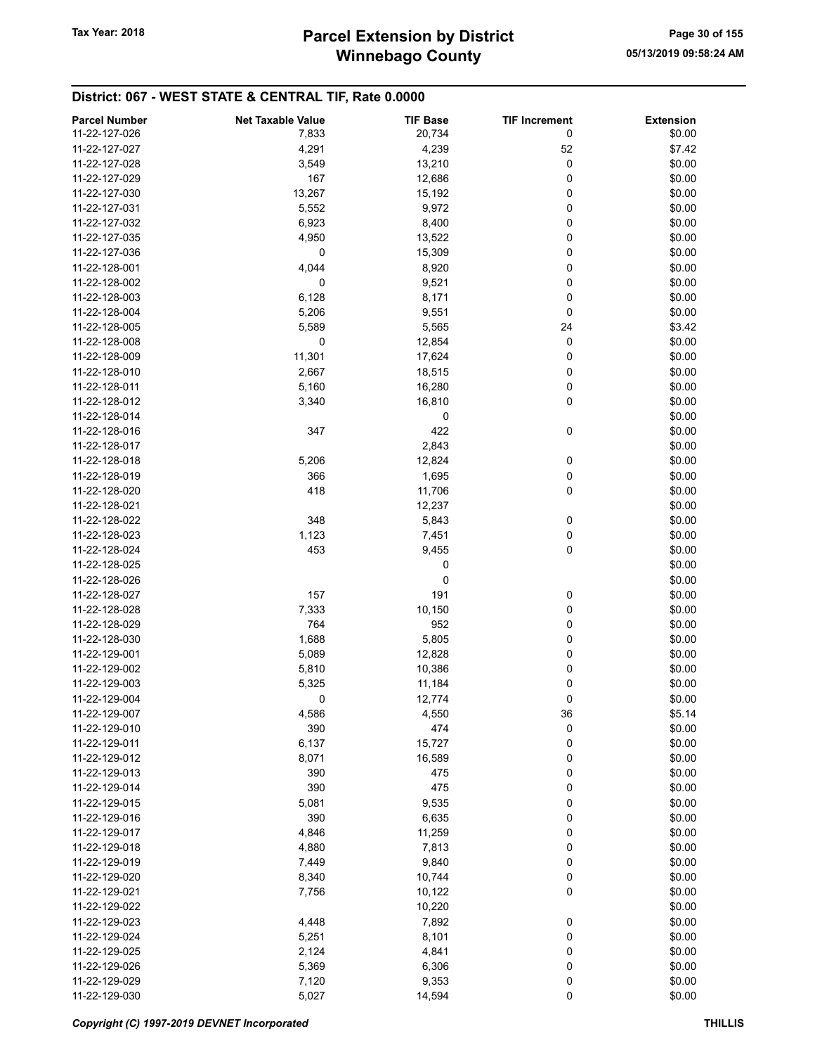## District: 067 - WEST STATE & CENTRAL TIF, Rate 0.0000

| Parcel Number | Net Taxable Value | TIF Base | TIF Increment | Extension |
|---|---|---|---|---|
| 11-22-127-026 | 7,833 | 20,734 | 0 | $0.00 |
| 11-22-127-027 | 4,291 | 4,239 | 52 | $7.42 |
| 11-22-127-028 | 3,549 | 13,210 | 0 | $0.00 |
| 11-22-127-029 | 167 | 12,686 | 0 | $0.00 |
| 11-22-127-030 | 13,267 | 15,192 | 0 | $0.00 |
| 11-22-127-031 | 5,552 | 9,972 | 0 | $0.00 |
| 11-22-127-032 | 6,923 | 8,400 | 0 | $0.00 |
| 11-22-127-035 | 4,950 | 13,522 | 0 | $0.00 |
| 11-22-127-036 | 0 | 15,309 | 0 | $0.00 |
| 11-22-128-001 | 4,044 | 8,920 | 0 | $0.00 |
| 11-22-128-002 | 0 | 9,521 | 0 | $0.00 |
| 11-22-128-003 | 6,128 | 8,171 | 0 | $0.00 |
| 11-22-128-004 | 5,206 | 9,551 | 0 | $0.00 |
| 11-22-128-005 | 5,589 | 5,565 | 24 | $3.42 |
| 11-22-128-008 | 0 | 12,854 | 0 | $0.00 |
| 11-22-128-009 | 11,301 | 17,624 | 0 | $0.00 |
| 11-22-128-010 | 2,667 | 18,515 | 0 | $0.00 |
| 11-22-128-011 | 5,160 | 16,280 | 0 | $0.00 |
| 11-22-128-012 | 3,340 | 16,810 | 0 | $0.00 |
| 11-22-128-014 | | 0 | | $0.00 |
| 11-22-128-016 | 347 | 422 | 0 | $0.00 |
| 11-22-128-017 | | 2,843 | | $0.00 |
| 11-22-128-018 | 5,206 | 12,824 | 0 | $0.00 |
| 11-22-128-019 | 366 | 1,695 | 0 | $0.00 |
| 11-22-128-020 | 418 | 11,706 | 0 | $0.00 |
| 11-22-128-021 | | 12,237 | | $0.00 |
| 11-22-128-022 | 348 | 5,843 | 0 | $0.00 |
| 11-22-128-023 | 1,123 | 7,451 | 0 | $0.00 |
| 11-22-128-024 | 453 | 9,455 | 0 | $0.00 |
| 11-22-128-025 | | 0 | | $0.00 |
| 11-22-128-026 | | 0 | | $0.00 |
| 11-22-128-027 | 157 | 191 | 0 | $0.00 |
| 11-22-128-028 | 7,333 | 10,150 | 0 | $0.00 |
| 11-22-128-029 | 764 | 952 | 0 | $0.00 |
| 11-22-128-030 | 1,688 | 5,805 | 0 | $0.00 |
| 11-22-129-001 | 5,089 | 12,828 | 0 | $0.00 |
| 11-22-129-002 | 5,810 | 10,386 | 0 | $0.00 |
| 11-22-129-003 | 5,325 | 11,184 | 0 | $0.00 |
| 11-22-129-004 | 0 | 12,774 | 0 | $0.00 |
| 11-22-129-007 | 4,586 | 4,550 | 36 | $5.14 |
| 11-22-129-010 | 390 | 474 | 0 | $0.00 |
| 11-22-129-011 | 6,137 | 15,727 | 0 | $0.00 |
| 11-22-129-012 | 8,071 | 16,589 | 0 | $0.00 |
| 11-22-129-013 | 390 | 475 | 0 | $0.00 |
| 11-22-129-014 | 390 | 475 | 0 | $0.00 |
| 11-22-129-015 | 5,081 | 9,535 | 0 | $0.00 |
| 11-22-129-016 | 390 | 6,635 | 0 | $0.00 |
| 11-22-129-017 | 4,846 | 11,259 | 0 | $0.00 |
| 11-22-129-018 | 4,880 | 7,813 | 0 | $0.00 |
| 11-22-129-019 | 7,449 | 9,840 | 0 | $0.00 |
| 11-22-129-020 | 8,340 | 10,744 | 0 | $0.00 |
| 11-22-129-021 | 7,756 | 10,122 | 0 | $0.00 |
| 11-22-129-022 | | 10,220 | | $0.00 |
| 11-22-129-023 | 4,448 | 7,892 | 0 | $0.00 |
| 11-22-129-024 | 5,251 | 8,101 | 0 | $0.00 |
| 11-22-129-025 | 2,124 | 4,841 | 0 | $0.00 |
| 11-22-129-026 | 5,369 | 6,306 | 0 | $0.00 |
| 11-22-129-029 | 7,120 | 9,353 | 0 | $0.00 |
| 11-22-129-030 | 5,027 | 14,594 | 0 | $0.00 |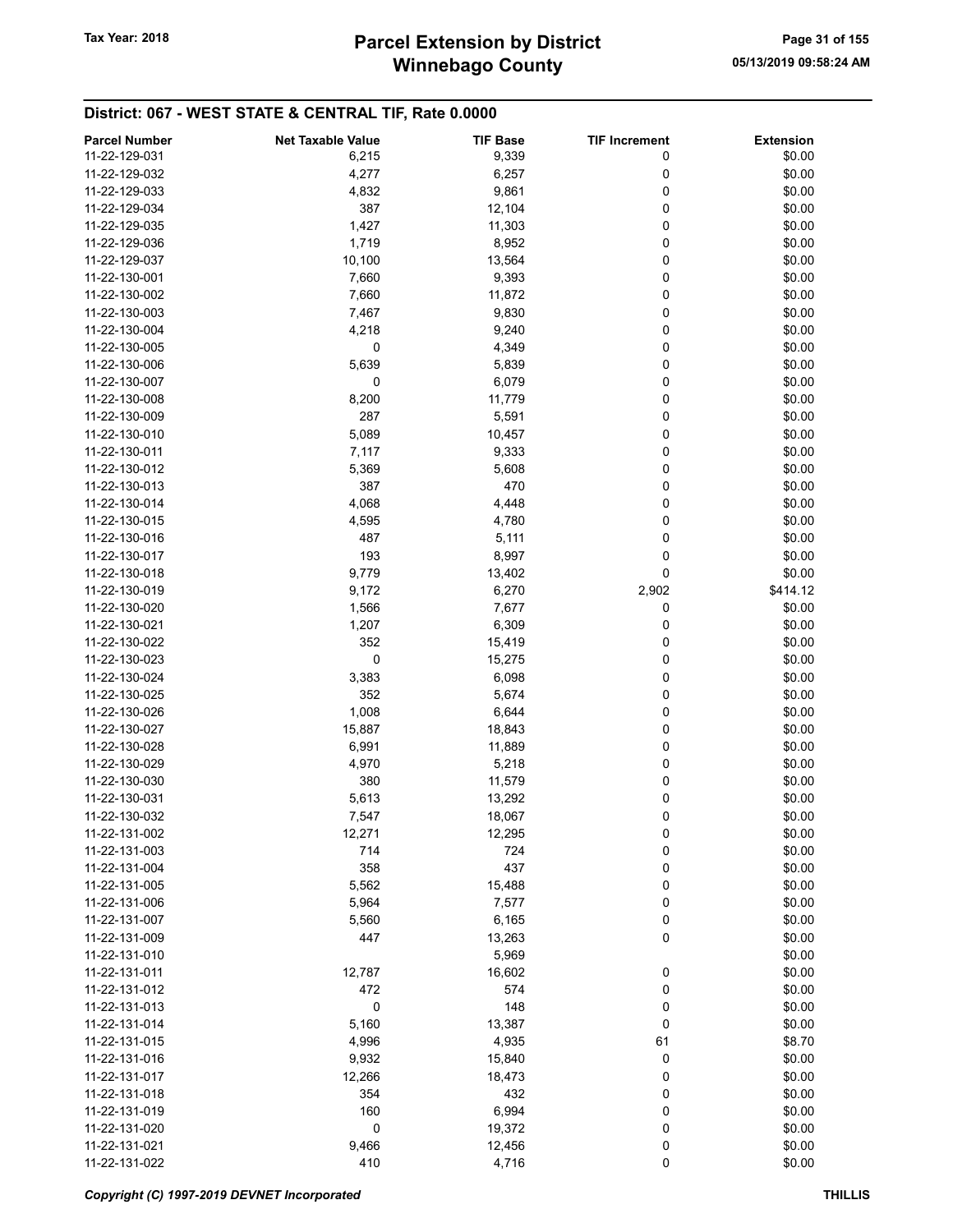## District: 067 - WEST STATE & CENTRAL TIF, Rate 0.0000

| Parcel Number | Net Taxable Value | TIF Base | TIF Increment | Extension |
|---|---|---|---|---|
| 11-22-129-031 | 6,215 | 9,339 | 0 | $0.00 |
| 11-22-129-032 | 4,277 | 6,257 | 0 | $0.00 |
| 11-22-129-033 | 4,832 | 9,861 | 0 | $0.00 |
| 11-22-129-034 | 387 | 12,104 | 0 | $0.00 |
| 11-22-129-035 | 1,427 | 11,303 | 0 | $0.00 |
| 11-22-129-036 | 1,719 | 8,952 | 0 | $0.00 |
| 11-22-129-037 | 10,100 | 13,564 | 0 | $0.00 |
| 11-22-130-001 | 7,660 | 9,393 | 0 | $0.00 |
| 11-22-130-002 | 7,660 | 11,872 | 0 | $0.00 |
| 11-22-130-003 | 7,467 | 9,830 | 0 | $0.00 |
| 11-22-130-004 | 4,218 | 9,240 | 0 | $0.00 |
| 11-22-130-005 | 0 | 4,349 | 0 | $0.00 |
| 11-22-130-006 | 5,639 | 5,839 | 0 | $0.00 |
| 11-22-130-007 | 0 | 6,079 | 0 | $0.00 |
| 11-22-130-008 | 8,200 | 11,779 | 0 | $0.00 |
| 11-22-130-009 | 287 | 5,591 | 0 | $0.00 |
| 11-22-130-010 | 5,089 | 10,457 | 0 | $0.00 |
| 11-22-130-011 | 7,117 | 9,333 | 0 | $0.00 |
| 11-22-130-012 | 5,369 | 5,608 | 0 | $0.00 |
| 11-22-130-013 | 387 | 470 | 0 | $0.00 |
| 11-22-130-014 | 4,068 | 4,448 | 0 | $0.00 |
| 11-22-130-015 | 4,595 | 4,780 | 0 | $0.00 |
| 11-22-130-016 | 487 | 5,111 | 0 | $0.00 |
| 11-22-130-017 | 193 | 8,997 | 0 | $0.00 |
| 11-22-130-018 | 9,779 | 13,402 | 0 | $0.00 |
| 11-22-130-019 | 9,172 | 6,270 | 2,902 | $414.12 |
| 11-22-130-020 | 1,566 | 7,677 | 0 | $0.00 |
| 11-22-130-021 | 1,207 | 6,309 | 0 | $0.00 |
| 11-22-130-022 | 352 | 15,419 | 0 | $0.00 |
| 11-22-130-023 | 0 | 15,275 | 0 | $0.00 |
| 11-22-130-024 | 3,383 | 6,098 | 0 | $0.00 |
| 11-22-130-025 | 352 | 5,674 | 0 | $0.00 |
| 11-22-130-026 | 1,008 | 6,644 | 0 | $0.00 |
| 11-22-130-027 | 15,887 | 18,843 | 0 | $0.00 |
| 11-22-130-028 | 6,991 | 11,889 | 0 | $0.00 |
| 11-22-130-029 | 4,970 | 5,218 | 0 | $0.00 |
| 11-22-130-030 | 380 | 11,579 | 0 | $0.00 |
| 11-22-130-031 | 5,613 | 13,292 | 0 | $0.00 |
| 11-22-130-032 | 7,547 | 18,067 | 0 | $0.00 |
| 11-22-131-002 | 12,271 | 12,295 | 0 | $0.00 |
| 11-22-131-003 | 714 | 724 | 0 | $0.00 |
| 11-22-131-004 | 358 | 437 | 0 | $0.00 |
| 11-22-131-005 | 5,562 | 15,488 | 0 | $0.00 |
| 11-22-131-006 | 5,964 | 7,577 | 0 | $0.00 |
| 11-22-131-007 | 5,560 | 6,165 | 0 | $0.00 |
| 11-22-131-009 | 447 | 13,263 | 0 | $0.00 |
| 11-22-131-010 | | 5,969 | | $0.00 |
| 11-22-131-011 | 12,787 | 16,602 | 0 | $0.00 |
| 11-22-131-012 | 472 | 574 | 0 | $0.00 |
| 11-22-131-013 | 0 | 148 | 0 | $0.00 |
| 11-22-131-014 | 5,160 | 13,387 | 0 | $0.00 |
| 11-22-131-015 | 4,996 | 4,935 | 61 | $8.70 |
| 11-22-131-016 | 9,932 | 15,840 | 0 | $0.00 |
| 11-22-131-017 | 12,266 | 18,473 | 0 | $0.00 |
| 11-22-131-018 | 354 | 432 | 0 | $0.00 |
| 11-22-131-019 | 160 | 6,994 | 0 | $0.00 |
| 11-22-131-020 | 0 | 19,372 | 0 | $0.00 |
| 11-22-131-021 | 9,466 | 12,456 | 0 | $0.00 |
| 11-22-131-022 | 410 | 4,716 | 0 | $0.00 |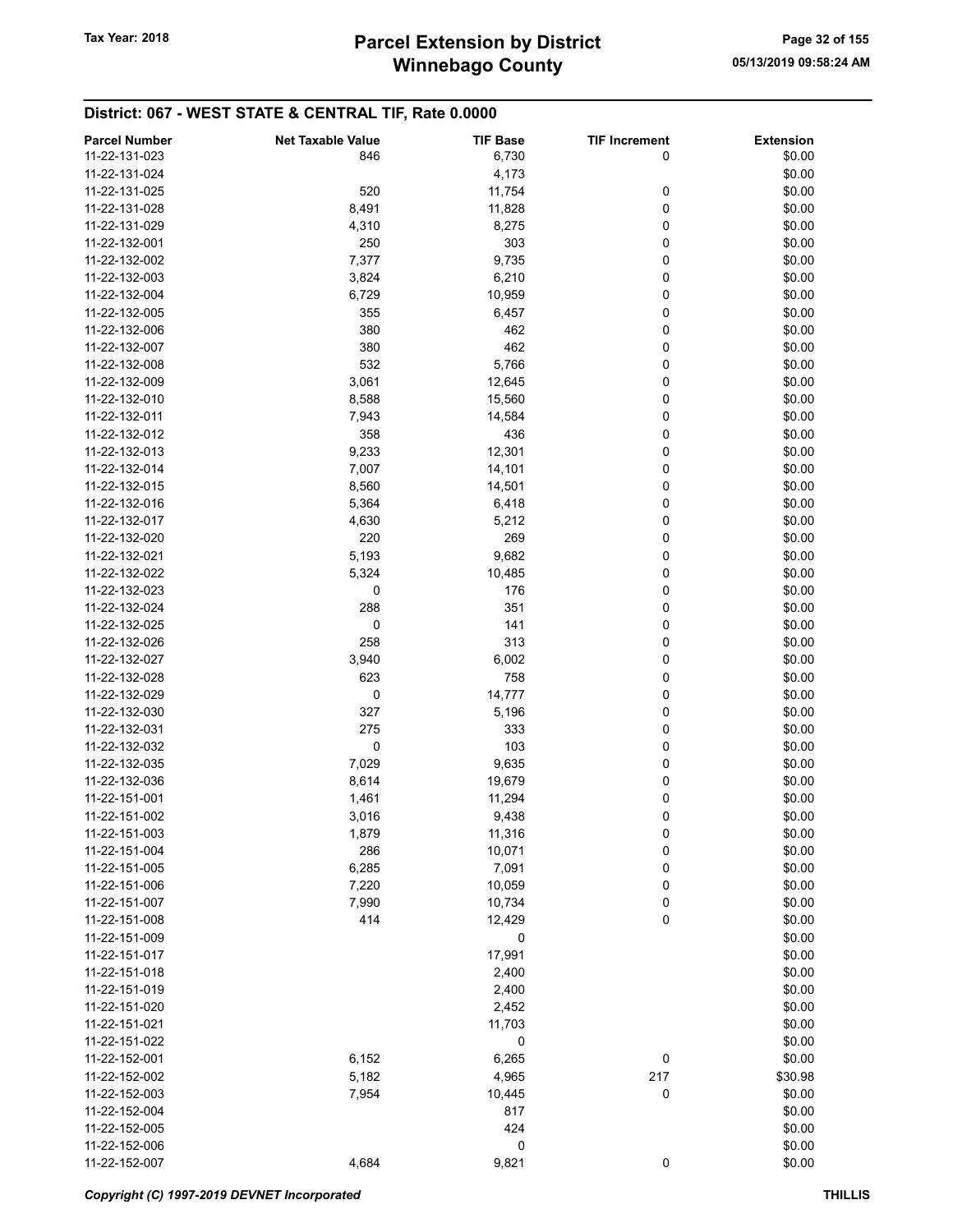## District: 067 - WEST STATE & CENTRAL TIF, Rate 0.0000

| Parcel Number | Net Taxable Value | TIF Base | TIF Increment | Extension |
|---|---|---|---|---|
| 11-22-131-023 | 846 | 6,730 | 0 | $0.00 |
| 11-22-131-024 | | 4,173 | | $0.00 |
| 11-22-131-025 | 520 | 11,754 | 0 | $0.00 |
| 11-22-131-028 | 8,491 | 11,828 | 0 | $0.00 |
| 11-22-131-029 | 4,310 | 8,275 | 0 | $0.00 |
| 11-22-132-001 | 250 | 303 | 0 | $0.00 |
| 11-22-132-002 | 7,377 | 9,735 | 0 | $0.00 |
| 11-22-132-003 | 3,824 | 6,210 | 0 | $0.00 |
| 11-22-132-004 | 6,729 | 10,959 | 0 | $0.00 |
| 11-22-132-005 | 355 | 6,457 | 0 | $0.00 |
| 11-22-132-006 | 380 | 462 | 0 | $0.00 |
| 11-22-132-007 | 380 | 462 | 0 | $0.00 |
| 11-22-132-008 | 532 | 5,766 | 0 | $0.00 |
| 11-22-132-009 | 3,061 | 12,645 | 0 | $0.00 |
| 11-22-132-010 | 8,588 | 15,560 | 0 | $0.00 |
| 11-22-132-011 | 7,943 | 14,584 | 0 | $0.00 |
| 11-22-132-012 | 358 | 436 | 0 | $0.00 |
| 11-22-132-013 | 9,233 | 12,301 | 0 | $0.00 |
| 11-22-132-014 | 7,007 | 14,101 | 0 | $0.00 |
| 11-22-132-015 | 8,560 | 14,501 | 0 | $0.00 |
| 11-22-132-016 | 5,364 | 6,418 | 0 | $0.00 |
| 11-22-132-017 | 4,630 | 5,212 | 0 | $0.00 |
| 11-22-132-020 | 220 | 269 | 0 | $0.00 |
| 11-22-132-021 | 5,193 | 9,682 | 0 | $0.00 |
| 11-22-132-022 | 5,324 | 10,485 | 0 | $0.00 |
| 11-22-132-023 | 0 | 176 | 0 | $0.00 |
| 11-22-132-024 | 288 | 351 | 0 | $0.00 |
| 11-22-132-025 | 0 | 141 | 0 | $0.00 |
| 11-22-132-026 | 258 | 313 | 0 | $0.00 |
| 11-22-132-027 | 3,940 | 6,002 | 0 | $0.00 |
| 11-22-132-028 | 623 | 758 | 0 | $0.00 |
| 11-22-132-029 | 0 | 14,777 | 0 | $0.00 |
| 11-22-132-030 | 327 | 5,196 | 0 | $0.00 |
| 11-22-132-031 | 275 | 333 | 0 | $0.00 |
| 11-22-132-032 | 0 | 103 | 0 | $0.00 |
| 11-22-132-035 | 7,029 | 9,635 | 0 | $0.00 |
| 11-22-132-036 | 8,614 | 19,679 | 0 | $0.00 |
| 11-22-151-001 | 1,461 | 11,294 | 0 | $0.00 |
| 11-22-151-002 | 3,016 | 9,438 | 0 | $0.00 |
| 11-22-151-003 | 1,879 | 11,316 | 0 | $0.00 |
| 11-22-151-004 | 286 | 10,071 | 0 | $0.00 |
| 11-22-151-005 | 6,285 | 7,091 | 0 | $0.00 |
| 11-22-151-006 | 7,220 | 10,059 | 0 | $0.00 |
| 11-22-151-007 | 7,990 | 10,734 | 0 | $0.00 |
| 11-22-151-008 | 414 | 12,429 | 0 | $0.00 |
| 11-22-151-009 | | 0 | | $0.00 |
| 11-22-151-017 | | 17,991 | | $0.00 |
| 11-22-151-018 | | 2,400 | | $0.00 |
| 11-22-151-019 | | 2,400 | | $0.00 |
| 11-22-151-020 | | 2,452 | | $0.00 |
| 11-22-151-021 | | 11,703 | | $0.00 |
| 11-22-151-022 | | 0 | | $0.00 |
| 11-22-152-001 | 6,152 | 6,265 | 0 | $0.00 |
| 11-22-152-002 | 5,182 | 4,965 | 217 | $30.98 |
| 11-22-152-003 | 7,954 | 10,445 | 0 | $0.00 |
| 11-22-152-004 | | 817 | | $0.00 |
| 11-22-152-005 | | 424 | | $0.00 |
| 11-22-152-006 | | 0 | | $0.00 |
| 11-22-152-007 | 4,684 | 9,821 | 0 | $0.00 |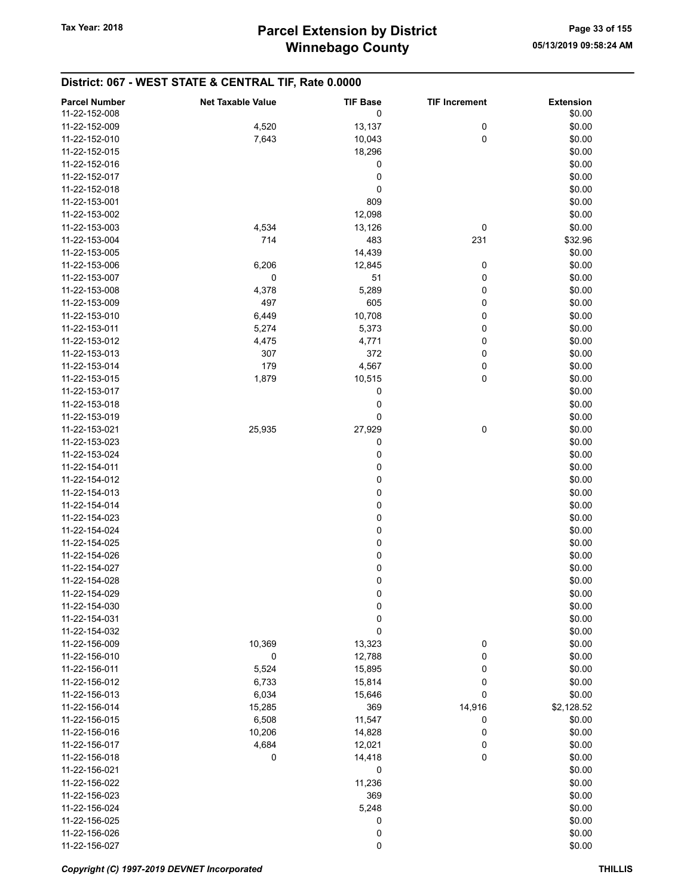## District: 067 - WEST STATE & CENTRAL TIF, Rate 0.0000

| Parcel Number | Net Taxable Value | TIF Base | TIF Increment | Extension |
|---|---|---|---|---|
| 11-22-152-008 | | 0 | | $0.00 |
| 11-22-152-009 | 4,520 | 13,137 | 0 | $0.00 |
| 11-22-152-010 | 7,643 | 10,043 | 0 | $0.00 |
| 11-22-152-015 | | 18,296 | | $0.00 |
| 11-22-152-016 | | 0 | | $0.00 |
| 11-22-152-017 | | 0 | | $0.00 |
| 11-22-152-018 | | 0 | | $0.00 |
| 11-22-153-001 | | 809 | | $0.00 |
| 11-22-153-002 | | 12,098 | | $0.00 |
| 11-22-153-003 | 4,534 | 13,126 | 0 | $0.00 |
| 11-22-153-004 | 714 | 483 | 231 | $32.96 |
| 11-22-153-005 | | 14,439 | | $0.00 |
| 11-22-153-006 | 6,206 | 12,845 | 0 | $0.00 |
| 11-22-153-007 | 0 | 51 | 0 | $0.00 |
| 11-22-153-008 | 4,378 | 5,289 | 0 | $0.00 |
| 11-22-153-009 | 497 | 605 | 0 | $0.00 |
| 11-22-153-010 | 6,449 | 10,708 | 0 | $0.00 |
| 11-22-153-011 | 5,274 | 5,373 | 0 | $0.00 |
| 11-22-153-012 | 4,475 | 4,771 | 0 | $0.00 |
| 11-22-153-013 | 307 | 372 | 0 | $0.00 |
| 11-22-153-014 | 179 | 4,567 | 0 | $0.00 |
| 11-22-153-015 | 1,879 | 10,515 | 0 | $0.00 |
| 11-22-153-017 | | 0 | | $0.00 |
| 11-22-153-018 | | 0 | | $0.00 |
| 11-22-153-019 | | 0 | | $0.00 |
| 11-22-153-021 | 25,935 | 27,929 | 0 | $0.00 |
| 11-22-153-023 | | 0 | | $0.00 |
| 11-22-153-024 | | 0 | | $0.00 |
| 11-22-154-011 | | 0 | | $0.00 |
| 11-22-154-012 | | 0 | | $0.00 |
| 11-22-154-013 | | 0 | | $0.00 |
| 11-22-154-014 | | 0 | | $0.00 |
| 11-22-154-023 | | 0 | | $0.00 |
| 11-22-154-024 | | 0 | | $0.00 |
| 11-22-154-025 | | 0 | | $0.00 |
| 11-22-154-026 | | 0 | | $0.00 |
| 11-22-154-027 | | 0 | | $0.00 |
| 11-22-154-028 | | 0 | | $0.00 |
| 11-22-154-029 | | 0 | | $0.00 |
| 11-22-154-030 | | 0 | | $0.00 |
| 11-22-154-031 | | 0 | | $0.00 |
| 11-22-154-032 | | 0 | | $0.00 |
| 11-22-156-009 | 10,369 | 13,323 | 0 | $0.00 |
| 11-22-156-010 | 0 | 12,788 | 0 | $0.00 |
| 11-22-156-011 | 5,524 | 15,895 | 0 | $0.00 |
| 11-22-156-012 | 6,733 | 15,814 | 0 | $0.00 |
| 11-22-156-013 | 6,034 | 15,646 | 0 | $0.00 |
| 11-22-156-014 | 15,285 | 369 | 14,916 | $2,128.52 |
| 11-22-156-015 | 6,508 | 11,547 | 0 | $0.00 |
| 11-22-156-016 | 10,206 | 14,828 | 0 | $0.00 |
| 11-22-156-017 | 4,684 | 12,021 | 0 | $0.00 |
| 11-22-156-018 | 0 | 14,418 | 0 | $0.00 |
| 11-22-156-021 | | 0 | | $0.00 |
| 11-22-156-022 | | 11,236 | | $0.00 |
| 11-22-156-023 | | 369 | | $0.00 |
| 11-22-156-024 | | 5,248 | | $0.00 |
| 11-22-156-025 | | 0 | | $0.00 |
| 11-22-156-026 | | 0 | | $0.00 |
| 11-22-156-027 | | 0 | | $0.00 |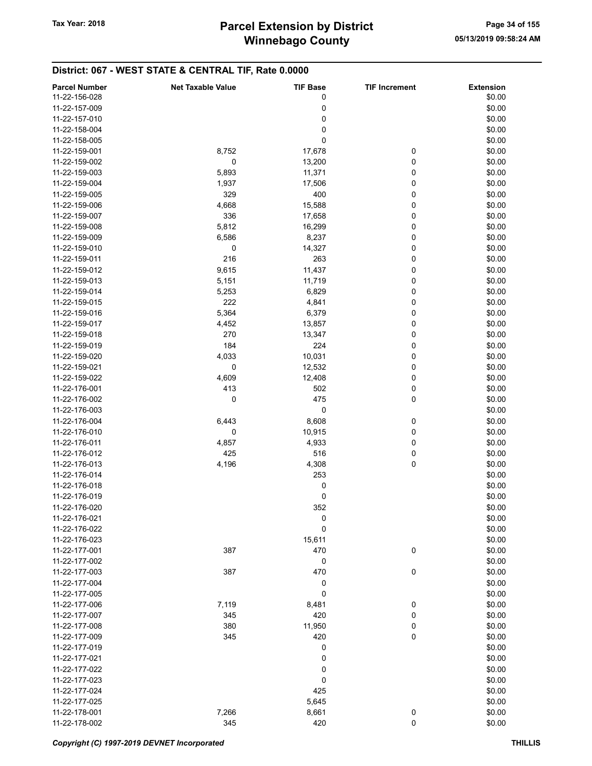## District: 067 - WEST STATE & CENTRAL TIF, Rate 0.0000

| Parcel Number | Net Taxable Value | TIF Base | TIF Increment | Extension |
|---|---|---|---|---|
| 11-22-156-028 | | 0 | | $0.00 |
| 11-22-157-009 | | 0 | | $0.00 |
| 11-22-157-010 | | 0 | | $0.00 |
| 11-22-158-004 | | 0 | | $0.00 |
| 11-22-158-005 | | 0 | | $0.00 |
| 11-22-159-001 | 8,752 | 17,678 | 0 | $0.00 |
| 11-22-159-002 | 0 | 13,200 | 0 | $0.00 |
| 11-22-159-003 | 5,893 | 11,371 | 0 | $0.00 |
| 11-22-159-004 | 1,937 | 17,506 | 0 | $0.00 |
| 11-22-159-005 | 329 | 400 | 0 | $0.00 |
| 11-22-159-006 | 4,668 | 15,588 | 0 | $0.00 |
| 11-22-159-007 | 336 | 17,658 | 0 | $0.00 |
| 11-22-159-008 | 5,812 | 16,299 | 0 | $0.00 |
| 11-22-159-009 | 6,586 | 8,237 | 0 | $0.00 |
| 11-22-159-010 | 0 | 14,327 | 0 | $0.00 |
| 11-22-159-011 | 216 | 263 | 0 | $0.00 |
| 11-22-159-012 | 9,615 | 11,437 | 0 | $0.00 |
| 11-22-159-013 | 5,151 | 11,719 | 0 | $0.00 |
| 11-22-159-014 | 5,253 | 6,829 | 0 | $0.00 |
| 11-22-159-015 | 222 | 4,841 | 0 | $0.00 |
| 11-22-159-016 | 5,364 | 6,379 | 0 | $0.00 |
| 11-22-159-017 | 4,452 | 13,857 | 0 | $0.00 |
| 11-22-159-018 | 270 | 13,347 | 0 | $0.00 |
| 11-22-159-019 | 184 | 224 | 0 | $0.00 |
| 11-22-159-020 | 4,033 | 10,031 | 0 | $0.00 |
| 11-22-159-021 | 0 | 12,532 | 0 | $0.00 |
| 11-22-159-022 | 4,609 | 12,408 | 0 | $0.00 |
| 11-22-176-001 | 413 | 502 | 0 | $0.00 |
| 11-22-176-002 | 0 | 475 | 0 | $0.00 |
| 11-22-176-003 | | 0 | | $0.00 |
| 11-22-176-004 | 6,443 | 8,608 | 0 | $0.00 |
| 11-22-176-010 | 0 | 10,915 | 0 | $0.00 |
| 11-22-176-011 | 4,857 | 4,933 | 0 | $0.00 |
| 11-22-176-012 | 425 | 516 | 0 | $0.00 |
| 11-22-176-013 | 4,196 | 4,308 | 0 | $0.00 |
| 11-22-176-014 | | 253 | | $0.00 |
| 11-22-176-018 | | 0 | | $0.00 |
| 11-22-176-019 | | 0 | | $0.00 |
| 11-22-176-020 | | 352 | | $0.00 |
| 11-22-176-021 | | 0 | | $0.00 |
| 11-22-176-022 | | 0 | | $0.00 |
| 11-22-176-023 | | 15,611 | | $0.00 |
| 11-22-177-001 | 387 | 470 | 0 | $0.00 |
| 11-22-177-002 | | 0 | | $0.00 |
| 11-22-177-003 | 387 | 470 | 0 | $0.00 |
| 11-22-177-004 | | 0 | | $0.00 |
| 11-22-177-005 | | 0 | | $0.00 |
| 11-22-177-006 | 7,119 | 8,481 | 0 | $0.00 |
| 11-22-177-007 | 345 | 420 | 0 | $0.00 |
| 11-22-177-008 | 380 | 11,950 | 0 | $0.00 |
| 11-22-177-009 | 345 | 420 | 0 | $0.00 |
| 11-22-177-019 | | 0 | | $0.00 |
| 11-22-177-021 | | 0 | | $0.00 |
| 11-22-177-022 | | 0 | | $0.00 |
| 11-22-177-023 | | 0 | | $0.00 |
| 11-22-177-024 | | 425 | | $0.00 |
| 11-22-177-025 | | 5,645 | | $0.00 |
| 11-22-178-001 | 7,266 | 8,661 | 0 | $0.00 |
| 11-22-178-002 | 345 | 420 | 0 | $0.00 |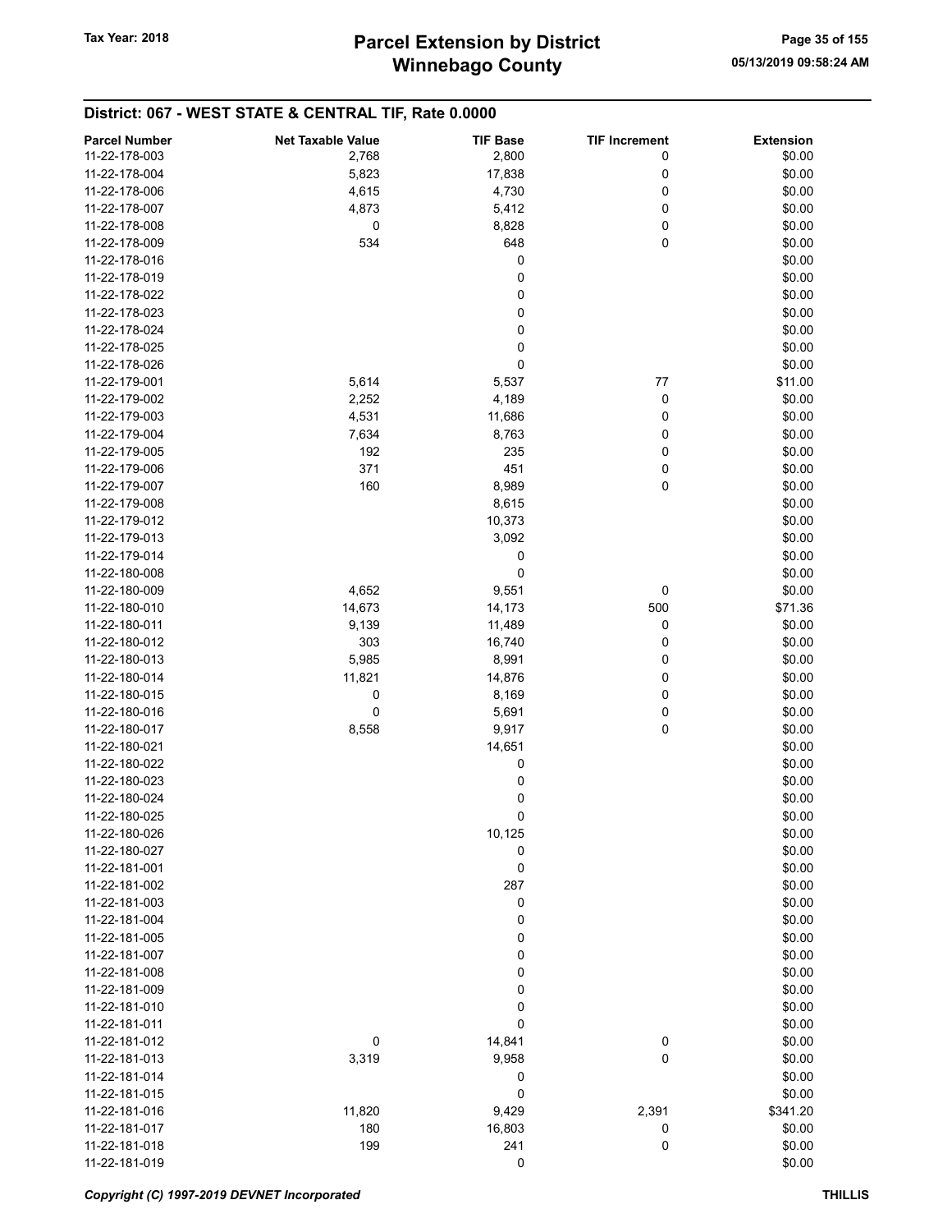## District: 067 - WEST STATE & CENTRAL TIF, Rate 0.0000

| Parcel Number | Net Taxable Value | TIF Base | TIF Increment | Extension |
|---|---|---|---|---|
| 11-22-178-003 | 2,768 | 2,800 | 0 | $0.00 |
| 11-22-178-004 | 5,823 | 17,838 | 0 | $0.00 |
| 11-22-178-006 | 4,615 | 4,730 | 0 | $0.00 |
| 11-22-178-007 | 4,873 | 5,412 | 0 | $0.00 |
| 11-22-178-008 | 0 | 8,828 | 0 | $0.00 |
| 11-22-178-009 | 534 | 648 | 0 | $0.00 |
| 11-22-178-016 | | 0 | | $0.00 |
| 11-22-178-019 | | 0 | | $0.00 |
| 11-22-178-022 | | 0 | | $0.00 |
| 11-22-178-023 | | 0 | | $0.00 |
| 11-22-178-024 | | 0 | | $0.00 |
| 11-22-178-025 | | 0 | | $0.00 |
| 11-22-178-026 | | 0 | | $0.00 |
| 11-22-179-001 | 5,614 | 5,537 | 77 | $11.00 |
| 11-22-179-002 | 2,252 | 4,189 | 0 | $0.00 |
| 11-22-179-003 | 4,531 | 11,686 | 0 | $0.00 |
| 11-22-179-004 | 7,634 | 8,763 | 0 | $0.00 |
| 11-22-179-005 | 192 | 235 | 0 | $0.00 |
| 11-22-179-006 | 371 | 451 | 0 | $0.00 |
| 11-22-179-007 | 160 | 8,989 | 0 | $0.00 |
| 11-22-179-008 | | 8,615 | | $0.00 |
| 11-22-179-012 | | 10,373 | | $0.00 |
| 11-22-179-013 | | 3,092 | | $0.00 |
| 11-22-179-014 | | 0 | | $0.00 |
| 11-22-180-008 | | 0 | | $0.00 |
| 11-22-180-009 | 4,652 | 9,551 | 0 | $0.00 |
| 11-22-180-010 | 14,673 | 14,173 | 500 | $71.36 |
| 11-22-180-011 | 9,139 | 11,489 | 0 | $0.00 |
| 11-22-180-012 | 303 | 16,740 | 0 | $0.00 |
| 11-22-180-013 | 5,985 | 8,991 | 0 | $0.00 |
| 11-22-180-014 | 11,821 | 14,876 | 0 | $0.00 |
| 11-22-180-015 | 0 | 8,169 | 0 | $0.00 |
| 11-22-180-016 | 0 | 5,691 | 0 | $0.00 |
| 11-22-180-017 | 8,558 | 9,917 | 0 | $0.00 |
| 11-22-180-021 | | 14,651 | | $0.00 |
| 11-22-180-022 | | 0 | | $0.00 |
| 11-22-180-023 | | 0 | | $0.00 |
| 11-22-180-024 | | 0 | | $0.00 |
| 11-22-180-025 | | 0 | | $0.00 |
| 11-22-180-026 | | 10,125 | | $0.00 |
| 11-22-180-027 | | 0 | | $0.00 |
| 11-22-181-001 | | 0 | | $0.00 |
| 11-22-181-002 | | 287 | | $0.00 |
| 11-22-181-003 | | 0 | | $0.00 |
| 11-22-181-004 | | 0 | | $0.00 |
| 11-22-181-005 | | 0 | | $0.00 |
| 11-22-181-007 | | 0 | | $0.00 |
| 11-22-181-008 | | 0 | | $0.00 |
| 11-22-181-009 | | 0 | | $0.00 |
| 11-22-181-010 | | 0 | | $0.00 |
| 11-22-181-011 | | 0 | | $0.00 |
| 11-22-181-012 | 0 | 14,841 | 0 | $0.00 |
| 11-22-181-013 | 3,319 | 9,958 | 0 | $0.00 |
| 11-22-181-014 | | 0 | | $0.00 |
| 11-22-181-015 | | 0 | | $0.00 |
| 11-22-181-016 | 11,820 | 9,429 | 2,391 | $341.20 |
| 11-22-181-017 | 180 | 16,803 | 0 | $0.00 |
| 11-22-181-018 | 199 | 241 | 0 | $0.00 |
| 11-22-181-019 | | 0 | | $0.00 |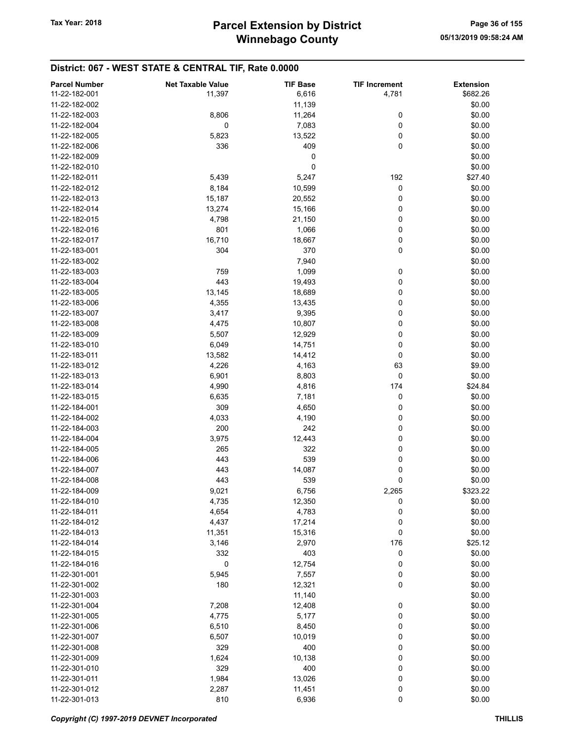## District: 067 - WEST STATE & CENTRAL TIF, Rate 0.0000

| Parcel Number | Net Taxable Value | TIF Base | TIF Increment | Extension |
|---|---|---|---|---|
| 11-22-182-001 | 11,397 | 6,616 | 4,781 | $682.26 |
| 11-22-182-002 | | 11,139 | | $0.00 |
| 11-22-182-003 | 8,806 | 11,264 | 0 | $0.00 |
| 11-22-182-004 | 0 | 7,083 | 0 | $0.00 |
| 11-22-182-005 | 5,823 | 13,522 | 0 | $0.00 |
| 11-22-182-006 | 336 | 409 | 0 | $0.00 |
| 11-22-182-009 | | 0 | | $0.00 |
| 11-22-182-010 | | 0 | | $0.00 |
| 11-22-182-011 | 5,439 | 5,247 | 192 | $27.40 |
| 11-22-182-012 | 8,184 | 10,599 | 0 | $0.00 |
| 11-22-182-013 | 15,187 | 20,552 | 0 | $0.00 |
| 11-22-182-014 | 13,274 | 15,166 | 0 | $0.00 |
| 11-22-182-015 | 4,798 | 21,150 | 0 | $0.00 |
| 11-22-182-016 | 801 | 1,066 | 0 | $0.00 |
| 11-22-182-017 | 16,710 | 18,667 | 0 | $0.00 |
| 11-22-183-001 | 304 | 370 | 0 | $0.00 |
| 11-22-183-002 | | 7,940 | | $0.00 |
| 11-22-183-003 | 759 | 1,099 | 0 | $0.00 |
| 11-22-183-004 | 443 | 19,493 | 0 | $0.00 |
| 11-22-183-005 | 13,145 | 18,689 | 0 | $0.00 |
| 11-22-183-006 | 4,355 | 13,435 | 0 | $0.00 |
| 11-22-183-007 | 3,417 | 9,395 | 0 | $0.00 |
| 11-22-183-008 | 4,475 | 10,807 | 0 | $0.00 |
| 11-22-183-009 | 5,507 | 12,929 | 0 | $0.00 |
| 11-22-183-010 | 6,049 | 14,751 | 0 | $0.00 |
| 11-22-183-011 | 13,582 | 14,412 | 0 | $0.00 |
| 11-22-183-012 | 4,226 | 4,163 | 63 | $9.00 |
| 11-22-183-013 | 6,901 | 8,803 | 0 | $0.00 |
| 11-22-183-014 | 4,990 | 4,816 | 174 | $24.84 |
| 11-22-183-015 | 6,635 | 7,181 | 0 | $0.00 |
| 11-22-184-001 | 309 | 4,650 | 0 | $0.00 |
| 11-22-184-002 | 4,033 | 4,190 | 0 | $0.00 |
| 11-22-184-003 | 200 | 242 | 0 | $0.00 |
| 11-22-184-004 | 3,975 | 12,443 | 0 | $0.00 |
| 11-22-184-005 | 265 | 322 | 0 | $0.00 |
| 11-22-184-006 | 443 | 539 | 0 | $0.00 |
| 11-22-184-007 | 443 | 14,087 | 0 | $0.00 |
| 11-22-184-008 | 443 | 539 | 0 | $0.00 |
| 11-22-184-009 | 9,021 | 6,756 | 2,265 | $323.22 |
| 11-22-184-010 | 4,735 | 12,350 | 0 | $0.00 |
| 11-22-184-011 | 4,654 | 4,783 | 0 | $0.00 |
| 11-22-184-012 | 4,437 | 17,214 | 0 | $0.00 |
| 11-22-184-013 | 11,351 | 15,316 | 0 | $0.00 |
| 11-22-184-014 | 3,146 | 2,970 | 176 | $25.12 |
| 11-22-184-015 | 332 | 403 | 0 | $0.00 |
| 11-22-184-016 | 0 | 12,754 | 0 | $0.00 |
| 11-22-301-001 | 5,945 | 7,557 | 0 | $0.00 |
| 11-22-301-002 | 180 | 12,321 | 0 | $0.00 |
| 11-22-301-003 | | 11,140 | | $0.00 |
| 11-22-301-004 | 7,208 | 12,408 | 0 | $0.00 |
| 11-22-301-005 | 4,775 | 5,177 | 0 | $0.00 |
| 11-22-301-006 | 6,510 | 8,450 | 0 | $0.00 |
| 11-22-301-007 | 6,507 | 10,019 | 0 | $0.00 |
| 11-22-301-008 | 329 | 400 | 0 | $0.00 |
| 11-22-301-009 | 1,624 | 10,138 | 0 | $0.00 |
| 11-22-301-010 | 329 | 400 | 0 | $0.00 |
| 11-22-301-011 | 1,984 | 13,026 | 0 | $0.00 |
| 11-22-301-012 | 2,287 | 11,451 | 0 | $0.00 |
| 11-22-301-013 | 810 | 6,936 | 0 | $0.00 |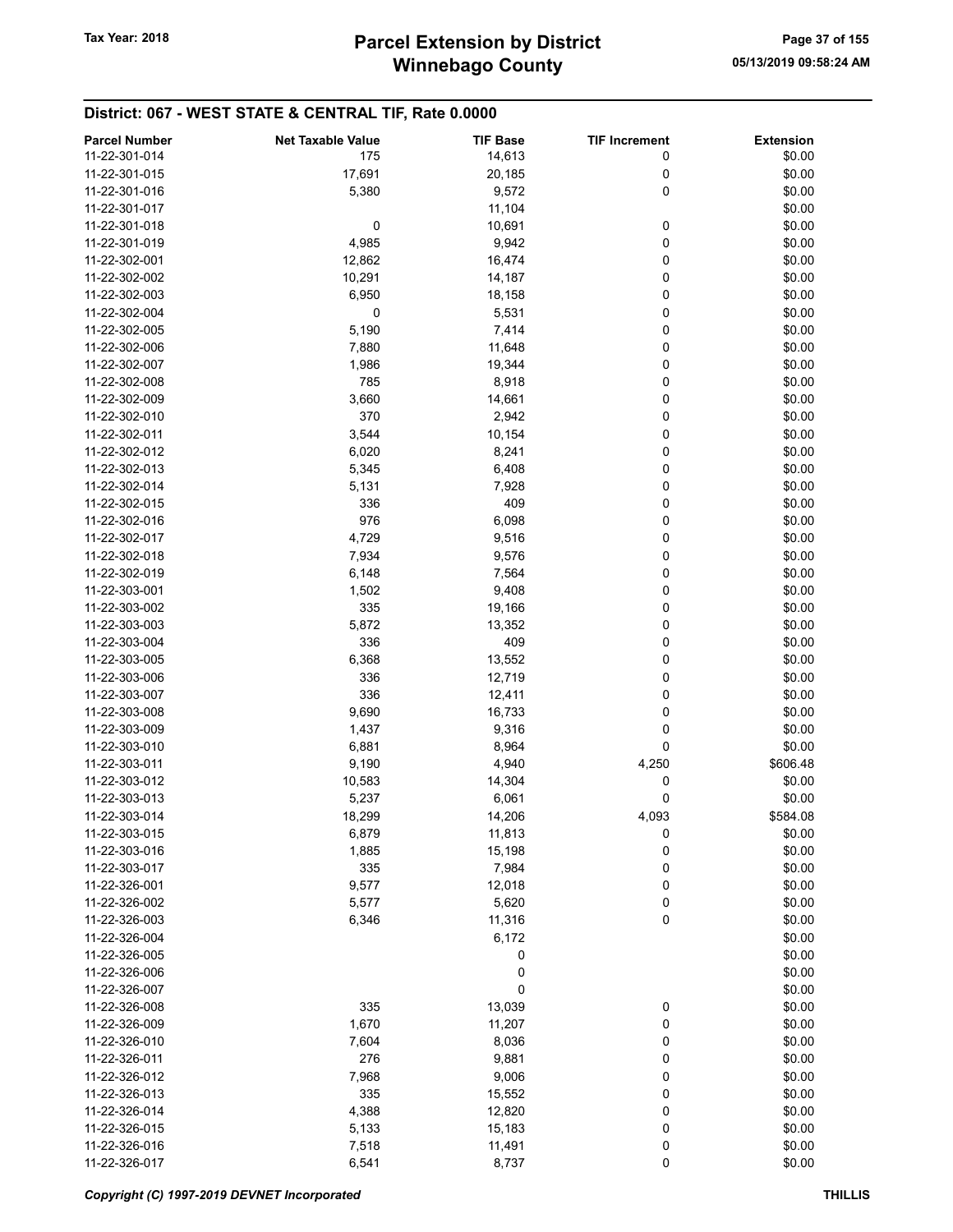## District: 067 - WEST STATE & CENTRAL TIF, Rate 0.0000

| Parcel Number | Net Taxable Value | TIF Base | TIF Increment | Extension |
|---|---|---|---|---|
| 11-22-301-014 | 175 | 14,613 | 0 | $0.00 |
| 11-22-301-015 | 17,691 | 20,185 | 0 | $0.00 |
| 11-22-301-016 | 5,380 | 9,572 | 0 | $0.00 |
| 11-22-301-017 | | 11,104 | | $0.00 |
| 11-22-301-018 | 0 | 10,691 | 0 | $0.00 |
| 11-22-301-019 | 4,985 | 9,942 | 0 | $0.00 |
| 11-22-302-001 | 12,862 | 16,474 | 0 | $0.00 |
| 11-22-302-002 | 10,291 | 14,187 | 0 | $0.00 |
| 11-22-302-003 | 6,950 | 18,158 | 0 | $0.00 |
| 11-22-302-004 | 0 | 5,531 | 0 | $0.00 |
| 11-22-302-005 | 5,190 | 7,414 | 0 | $0.00 |
| 11-22-302-006 | 7,880 | 11,648 | 0 | $0.00 |
| 11-22-302-007 | 1,986 | 19,344 | 0 | $0.00 |
| 11-22-302-008 | 785 | 8,918 | 0 | $0.00 |
| 11-22-302-009 | 3,660 | 14,661 | 0 | $0.00 |
| 11-22-302-010 | 370 | 2,942 | 0 | $0.00 |
| 11-22-302-011 | 3,544 | 10,154 | 0 | $0.00 |
| 11-22-302-012 | 6,020 | 8,241 | 0 | $0.00 |
| 11-22-302-013 | 5,345 | 6,408 | 0 | $0.00 |
| 11-22-302-014 | 5,131 | 7,928 | 0 | $0.00 |
| 11-22-302-015 | 336 | 409 | 0 | $0.00 |
| 11-22-302-016 | 976 | 6,098 | 0 | $0.00 |
| 11-22-302-017 | 4,729 | 9,516 | 0 | $0.00 |
| 11-22-302-018 | 7,934 | 9,576 | 0 | $0.00 |
| 11-22-302-019 | 6,148 | 7,564 | 0 | $0.00 |
| 11-22-303-001 | 1,502 | 9,408 | 0 | $0.00 |
| 11-22-303-002 | 335 | 19,166 | 0 | $0.00 |
| 11-22-303-003 | 5,872 | 13,352 | 0 | $0.00 |
| 11-22-303-004 | 336 | 409 | 0 | $0.00 |
| 11-22-303-005 | 6,368 | 13,552 | 0 | $0.00 |
| 11-22-303-006 | 336 | 12,719 | 0 | $0.00 |
| 11-22-303-007 | 336 | 12,411 | 0 | $0.00 |
| 11-22-303-008 | 9,690 | 16,733 | 0 | $0.00 |
| 11-22-303-009 | 1,437 | 9,316 | 0 | $0.00 |
| 11-22-303-010 | 6,881 | 8,964 | 0 | $0.00 |
| 11-22-303-011 | 9,190 | 4,940 | 4,250 | $606.48 |
| 11-22-303-012 | 10,583 | 14,304 | 0 | $0.00 |
| 11-22-303-013 | 5,237 | 6,061 | 0 | $0.00 |
| 11-22-303-014 | 18,299 | 14,206 | 4,093 | $584.08 |
| 11-22-303-015 | 6,879 | 11,813 | 0 | $0.00 |
| 11-22-303-016 | 1,885 | 15,198 | 0 | $0.00 |
| 11-22-303-017 | 335 | 7,984 | 0 | $0.00 |
| 11-22-326-001 | 9,577 | 12,018 | 0 | $0.00 |
| 11-22-326-002 | 5,577 | 5,620 | 0 | $0.00 |
| 11-22-326-003 | 6,346 | 11,316 | 0 | $0.00 |
| 11-22-326-004 | | 6,172 | | $0.00 |
| 11-22-326-005 | | 0 | | $0.00 |
| 11-22-326-006 | | 0 | | $0.00 |
| 11-22-326-007 | | 0 | | $0.00 |
| 11-22-326-008 | 335 | 13,039 | 0 | $0.00 |
| 11-22-326-009 | 1,670 | 11,207 | 0 | $0.00 |
| 11-22-326-010 | 7,604 | 8,036 | 0 | $0.00 |
| 11-22-326-011 | 276 | 9,881 | 0 | $0.00 |
| 11-22-326-012 | 7,968 | 9,006 | 0 | $0.00 |
| 11-22-326-013 | 335 | 15,552 | 0 | $0.00 |
| 11-22-326-014 | 4,388 | 12,820 | 0 | $0.00 |
| 11-22-326-015 | 5,133 | 15,183 | 0 | $0.00 |
| 11-22-326-016 | 7,518 | 11,491 | 0 | $0.00 |
| 11-22-326-017 | 6,541 | 8,737 | 0 | $0.00 |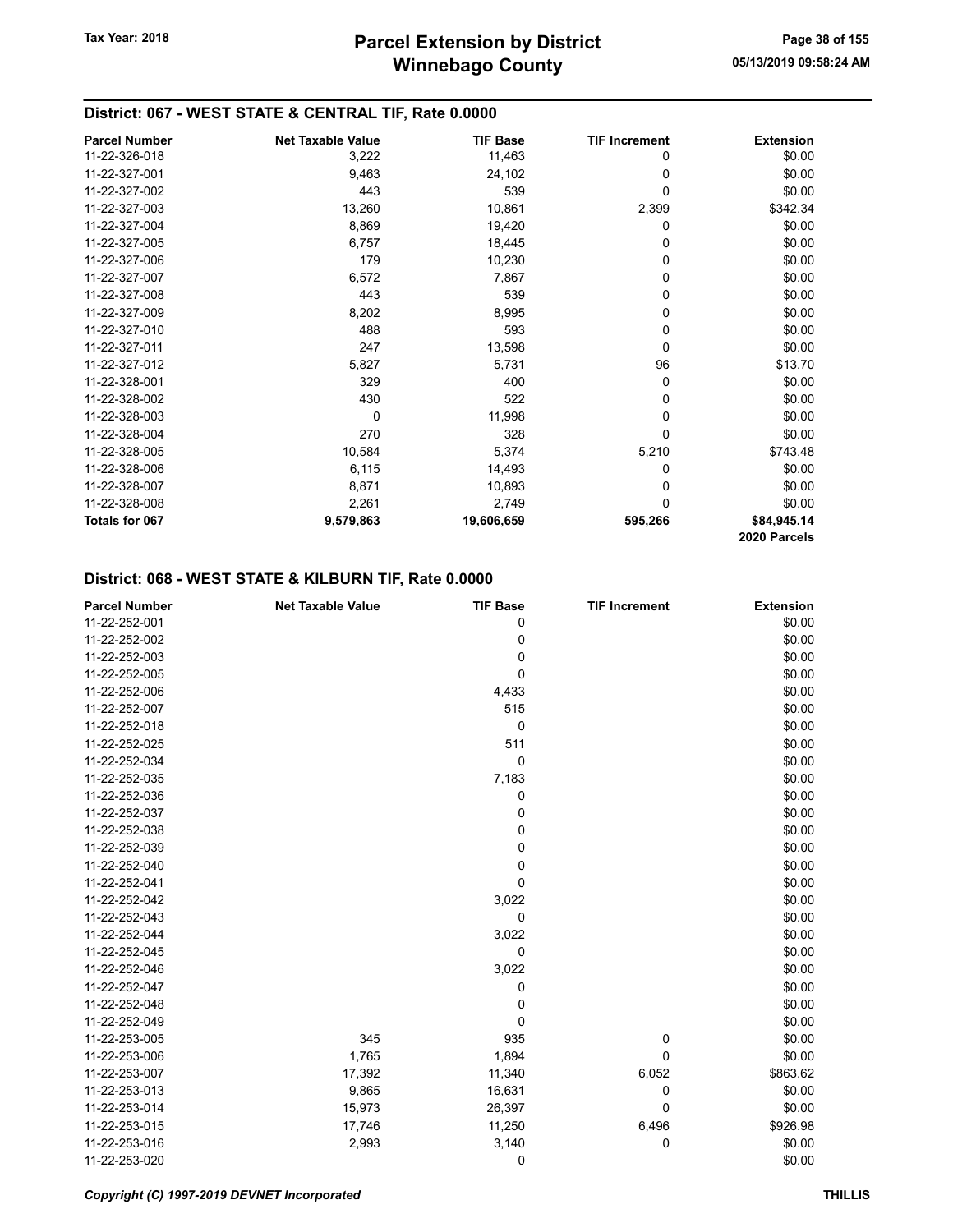## District: 067 - WEST STATE & CENTRAL TIF, Rate 0.0000

| Parcel Number | Net Taxable Value | TIF Base | TIF Increment | Extension |
|---|---|---|---|---|
| 11-22-326-018 | 3,222 | 11,463 | 0 | $0.00 |
| 11-22-327-001 | 9,463 | 24,102 | 0 | $0.00 |
| 11-22-327-002 | 443 | 539 | 0 | $0.00 |
| 11-22-327-003 | 13,260 | 10,861 | 2,399 | $342.34 |
| 11-22-327-004 | 8,869 | 19,420 | 0 | $0.00 |
| 11-22-327-005 | 6,757 | 18,445 | 0 | $0.00 |
| 11-22-327-006 | 179 | 10,230 | 0 | $0.00 |
| 11-22-327-007 | 6,572 | 7,867 | 0 | $0.00 |
| 11-22-327-008 | 443 | 539 | 0 | $0.00 |
| 11-22-327-009 | 8,202 | 8,995 | 0 | $0.00 |
| 11-22-327-010 | 488 | 593 | 0 | $0.00 |
| 11-22-327-011 | 247 | 13,598 | 0 | $0.00 |
| 11-22-327-012 | 5,827 | 5,731 | 96 | $13.70 |
| 11-22-328-001 | 329 | 400 | 0 | $0.00 |
| 11-22-328-002 | 430 | 522 | 0 | $0.00 |
| 11-22-328-003 | 0 | 11,998 | 0 | $0.00 |
| 11-22-328-004 | 270 | 328 | 0 | $0.00 |
| 11-22-328-005 | 10,584 | 5,374 | 5,210 | $743.48 |
| 11-22-328-006 | 6,115 | 14,493 | 0 | $0.00 |
| 11-22-328-007 | 8,871 | 10,893 | 0 | $0.00 |
| 11-22-328-008 | 2,261 | 2,749 | 0 | $0.00 |
| **Totals for 067** | **9,579,863** | **19,606,659** | **595,266** | **$84,945.14** |
| | | | | **2020 Parcels** |

## District: 068 - WEST STATE & KILBURN TIF, Rate 0.0000

| Parcel Number | Net Taxable Value | TIF Base | TIF Increment | Extension |
|---|---|---|---|---|
| 11-22-252-001 | | 0 | | $0.00 |
| 11-22-252-002 | | 0 | | $0.00 |
| 11-22-252-003 | | 0 | | $0.00 |
| 11-22-252-005 | | 0 | | $0.00 |
| 11-22-252-006 | | 4,433 | | $0.00 |
| 11-22-252-007 | | 515 | | $0.00 |
| 11-22-252-018 | | 0 | | $0.00 |
| 11-22-252-025 | | 511 | | $0.00 |
| 11-22-252-034 | | 0 | | $0.00 |
| 11-22-252-035 | | 7,183 | | $0.00 |
| 11-22-252-036 | | 0 | | $0.00 |
| 11-22-252-037 | | 0 | | $0.00 |
| 11-22-252-038 | | 0 | | $0.00 |
| 11-22-252-039 | | 0 | | $0.00 |
| 11-22-252-040 | | 0 | | $0.00 |
| 11-22-252-041 | | 0 | | $0.00 |
| 11-22-252-042 | | 3,022 | | $0.00 |
| 11-22-252-043 | | 0 | | $0.00 |
| 11-22-252-044 | | 3,022 | | $0.00 |
| 11-22-252-045 | | 0 | | $0.00 |
| 11-22-252-046 | | 3,022 | | $0.00 |
| 11-22-252-047 | | 0 | | $0.00 |
| 11-22-252-048 | | 0 | | $0.00 |
| 11-22-252-049 | | 0 | | $0.00 |
| 11-22-253-005 | 345 | 935 | 0 | $0.00 |
| 11-22-253-006 | 1,765 | 1,894 | 0 | $0.00 |
| 11-22-253-007 | 17,392 | 11,340 | 6,052 | $863.62 |
| 11-22-253-013 | 9,865 | 16,631 | 0 | $0.00 |
| 11-22-253-014 | 15,973 | 26,397 | 0 | $0.00 |
| 11-22-253-015 | 17,746 | 11,250 | 6,496 | $926.98 |
| 11-22-253-016 | 2,993 | 3,140 | 0 | $0.00 |
| 11-22-253-020 | | 0 | | $0.00 |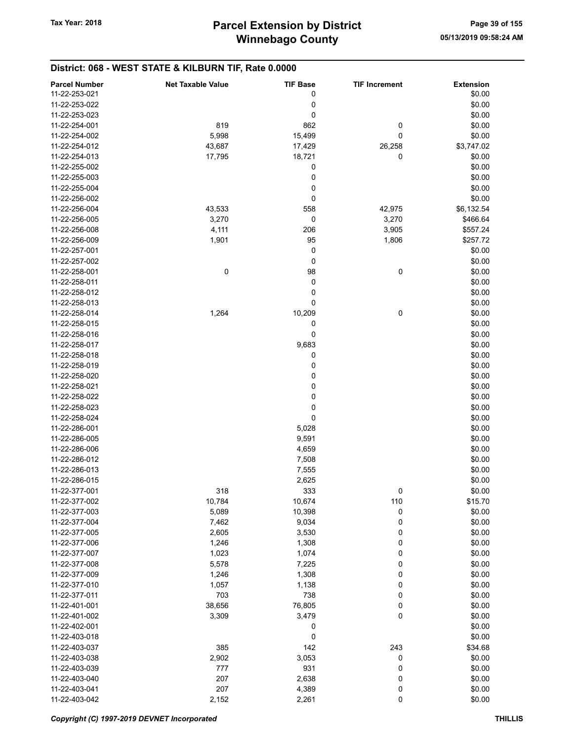## District: 068 - WEST STATE & KILBURN TIF, Rate 0.0000

| Parcel Number | Net Taxable Value | TIF Base | TIF Increment | Extension |
|---|---|---|---|---|
| 11-22-253-021 | | 0 | | $0.00 |
| 11-22-253-022 | | 0 | | $0.00 |
| 11-22-253-023 | | 0 | | $0.00 |
| 11-22-254-001 | 819 | 862 | 0 | $0.00 |
| 11-22-254-002 | 5,998 | 15,499 | 0 | $0.00 |
| 11-22-254-012 | 43,687 | 17,429 | 26,258 | $3,747.02 |
| 11-22-254-013 | 17,795 | 18,721 | 0 | $0.00 |
| 11-22-255-002 | | 0 | | $0.00 |
| 11-22-255-003 | | 0 | | $0.00 |
| 11-22-255-004 | | 0 | | $0.00 |
| 11-22-256-002 | | 0 | | $0.00 |
| 11-22-256-004 | 43,533 | 558 | 42,975 | $6,132.54 |
| 11-22-256-005 | 3,270 | 0 | 3,270 | $466.64 |
| 11-22-256-008 | 4,111 | 206 | 3,905 | $557.24 |
| 11-22-256-009 | 1,901 | 95 | 1,806 | $257.72 |
| 11-22-257-001 | | 0 | | $0.00 |
| 11-22-257-002 | | 0 | | $0.00 |
| 11-22-258-001 | 0 | 98 | 0 | $0.00 |
| 11-22-258-011 | | 0 | | $0.00 |
| 11-22-258-012 | | 0 | | $0.00 |
| 11-22-258-013 | | 0 | | $0.00 |
| 11-22-258-014 | 1,264 | 10,209 | 0 | $0.00 |
| 11-22-258-015 | | 0 | | $0.00 |
| 11-22-258-016 | | 0 | | $0.00 |
| 11-22-258-017 | | 9,683 | | $0.00 |
| 11-22-258-018 | | 0 | | $0.00 |
| 11-22-258-019 | | 0 | | $0.00 |
| 11-22-258-020 | | 0 | | $0.00 |
| 11-22-258-021 | | 0 | | $0.00 |
| 11-22-258-022 | | 0 | | $0.00 |
| 11-22-258-023 | | 0 | | $0.00 |
| 11-22-258-024 | | 0 | | $0.00 |
| 11-22-286-001 | | 5,028 | | $0.00 |
| 11-22-286-005 | | 9,591 | | $0.00 |
| 11-22-286-006 | | 4,659 | | $0.00 |
| 11-22-286-012 | | 7,508 | | $0.00 |
| 11-22-286-013 | | 7,555 | | $0.00 |
| 11-22-286-015 | | 2,625 | | $0.00 |
| 11-22-377-001 | 318 | 333 | 0 | $0.00 |
| 11-22-377-002 | 10,784 | 10,674 | 110 | $15.70 |
| 11-22-377-003 | 5,089 | 10,398 | 0 | $0.00 |
| 11-22-377-004 | 7,462 | 9,034 | 0 | $0.00 |
| 11-22-377-005 | 2,605 | 3,530 | 0 | $0.00 |
| 11-22-377-006 | 1,246 | 1,308 | 0 | $0.00 |
| 11-22-377-007 | 1,023 | 1,074 | 0 | $0.00 |
| 11-22-377-008 | 5,578 | 7,225 | 0 | $0.00 |
| 11-22-377-009 | 1,246 | 1,308 | 0 | $0.00 |
| 11-22-377-010 | 1,057 | 1,138 | 0 | $0.00 |
| 11-22-377-011 | 703 | 738 | 0 | $0.00 |
| 11-22-401-001 | 38,656 | 76,805 | 0 | $0.00 |
| 11-22-401-002 | 3,309 | 3,479 | 0 | $0.00 |
| 11-22-402-001 | | 0 | | $0.00 |
| 11-22-403-018 | | 0 | | $0.00 |
| 11-22-403-037 | 385 | 142 | 243 | $34.68 |
| 11-22-403-038 | 2,902 | 3,053 | 0 | $0.00 |
| 11-22-403-039 | 777 | 931 | 0 | $0.00 |
| 11-22-403-040 | 207 | 2,638 | 0 | $0.00 |
| 11-22-403-041 | 207 | 4,389 | 0 | $0.00 |
| 11-22-403-042 | 2,152 | 2,261 | 0 | $0.00 |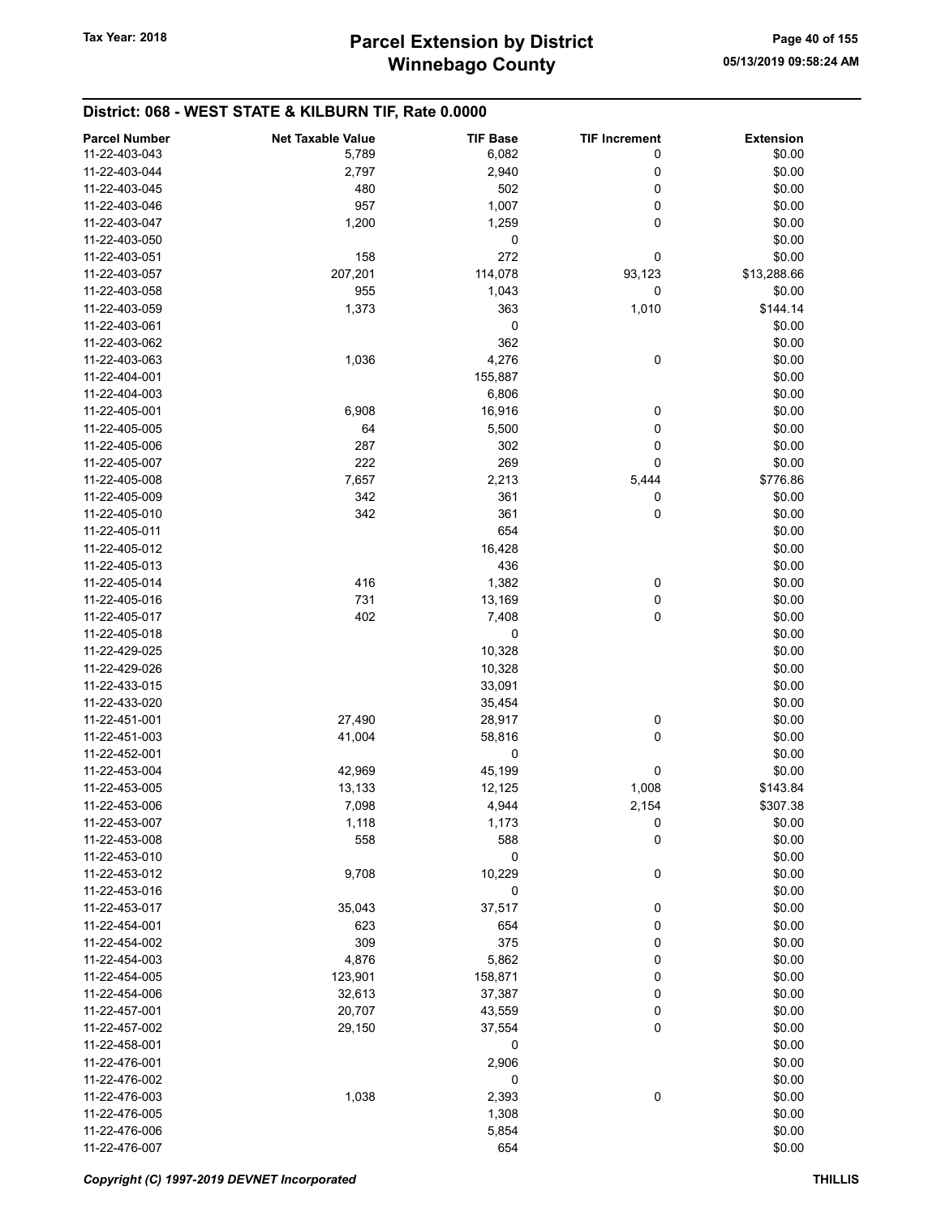# Parcel Extension by District
# Winnebago County

Tax Year: 2018

05/13/2019 09:58:24 AM

## District: 068 - WEST STATE & KILBURN TIF, Rate 0.0000

| Parcel Number | Net Taxable Value | TIF Base | TIF Increment | Extension |
|---|---|---|---|---|
| 11-22-403-043 | 5,789 | 6,082 | 0 | $0.00 |
| 11-22-403-044 | 2,797 | 2,940 | 0 | $0.00 |
| 11-22-403-045 | 480 | 502 | 0 | $0.00 |
| 11-22-403-046 | 957 | 1,007 | 0 | $0.00 |
| 11-22-403-047 | 1,200 | 1,259 | 0 | $0.00 |
| 11-22-403-050 | | 0 | | $0.00 |
| 11-22-403-051 | 158 | 272 | 0 | $0.00 |
| 11-22-403-057 | 207,201 | 114,078 | 93,123 | $13,288.66 |
| 11-22-403-058 | 955 | 1,043 | 0 | $0.00 |
| 11-22-403-059 | 1,373 | 363 | 1,010 | $144.14 |
| 11-22-403-061 | | 0 | | $0.00 |
| 11-22-403-062 | | 362 | | $0.00 |
| 11-22-403-063 | 1,036 | 4,276 | 0 | $0.00 |
| 11-22-404-001 | | 155,887 | | $0.00 |
| 11-22-404-003 | | 6,806 | | $0.00 |
| 11-22-405-001 | 6,908 | 16,916 | 0 | $0.00 |
| 11-22-405-005 | 64 | 5,500 | 0 | $0.00 |
| 11-22-405-006 | 287 | 302 | 0 | $0.00 |
| 11-22-405-007 | 222 | 269 | 0 | $0.00 |
| 11-22-405-008 | 7,657 | 2,213 | 5,444 | $776.86 |
| 11-22-405-009 | 342 | 361 | 0 | $0.00 |
| 11-22-405-010 | 342 | 361 | 0 | $0.00 |
| 11-22-405-011 | | 654 | | $0.00 |
| 11-22-405-012 | | 16,428 | | $0.00 |
| 11-22-405-013 | | 436 | | $0.00 |
| 11-22-405-014 | 416 | 1,382 | 0 | $0.00 |
| 11-22-405-016 | 731 | 13,169 | 0 | $0.00 |
| 11-22-405-017 | 402 | 7,408 | 0 | $0.00 |
| 11-22-405-018 | | 0 | | $0.00 |
| 11-22-429-025 | | 10,328 | | $0.00 |
| 11-22-429-026 | | 10,328 | | $0.00 |
| 11-22-433-015 | | 33,091 | | $0.00 |
| 11-22-433-020 | | 35,454 | | $0.00 |
| 11-22-451-001 | 27,490 | 28,917 | 0 | $0.00 |
| 11-22-451-003 | 41,004 | 58,816 | 0 | $0.00 |
| 11-22-452-001 | | 0 | | $0.00 |
| 11-22-453-004 | 42,969 | 45,199 | 0 | $0.00 |
| 11-22-453-005 | 13,133 | 12,125 | 1,008 | $143.84 |
| 11-22-453-006 | 7,098 | 4,944 | 2,154 | $307.38 |
| 11-22-453-007 | 1,118 | 1,173 | 0 | $0.00 |
| 11-22-453-008 | 558 | 588 | 0 | $0.00 |
| 11-22-453-010 | | 0 | | $0.00 |
| 11-22-453-012 | 9,708 | 10,229 | 0 | $0.00 |
| 11-22-453-016 | | 0 | | $0.00 |
| 11-22-453-017 | 35,043 | 37,517 | 0 | $0.00 |
| 11-22-454-001 | 623 | 654 | 0 | $0.00 |
| 11-22-454-002 | 309 | 375 | 0 | $0.00 |
| 11-22-454-003 | 4,876 | 5,862 | 0 | $0.00 |
| 11-22-454-005 | 123,901 | 158,871 | 0 | $0.00 |
| 11-22-454-006 | 32,613 | 37,387 | 0 | $0.00 |
| 11-22-457-001 | 20,707 | 43,559 | 0 | $0.00 |
| 11-22-457-002 | 29,150 | 37,554 | 0 | $0.00 |
| 11-22-458-001 | | 0 | | $0.00 |
| 11-22-476-001 | | 2,906 | | $0.00 |
| 11-22-476-002 | | 0 | | $0.00 |
| 11-22-476-003 | 1,038 | 2,393 | 0 | $0.00 |
| 11-22-476-005 | | 1,308 | | $0.00 |
| 11-22-476-006 | | 5,854 | | $0.00 |
| 11-22-476-007 | | 654 | | $0.00 |

*Copyright (C) 1997-2019 DEVNET Incorporated*

THILLIS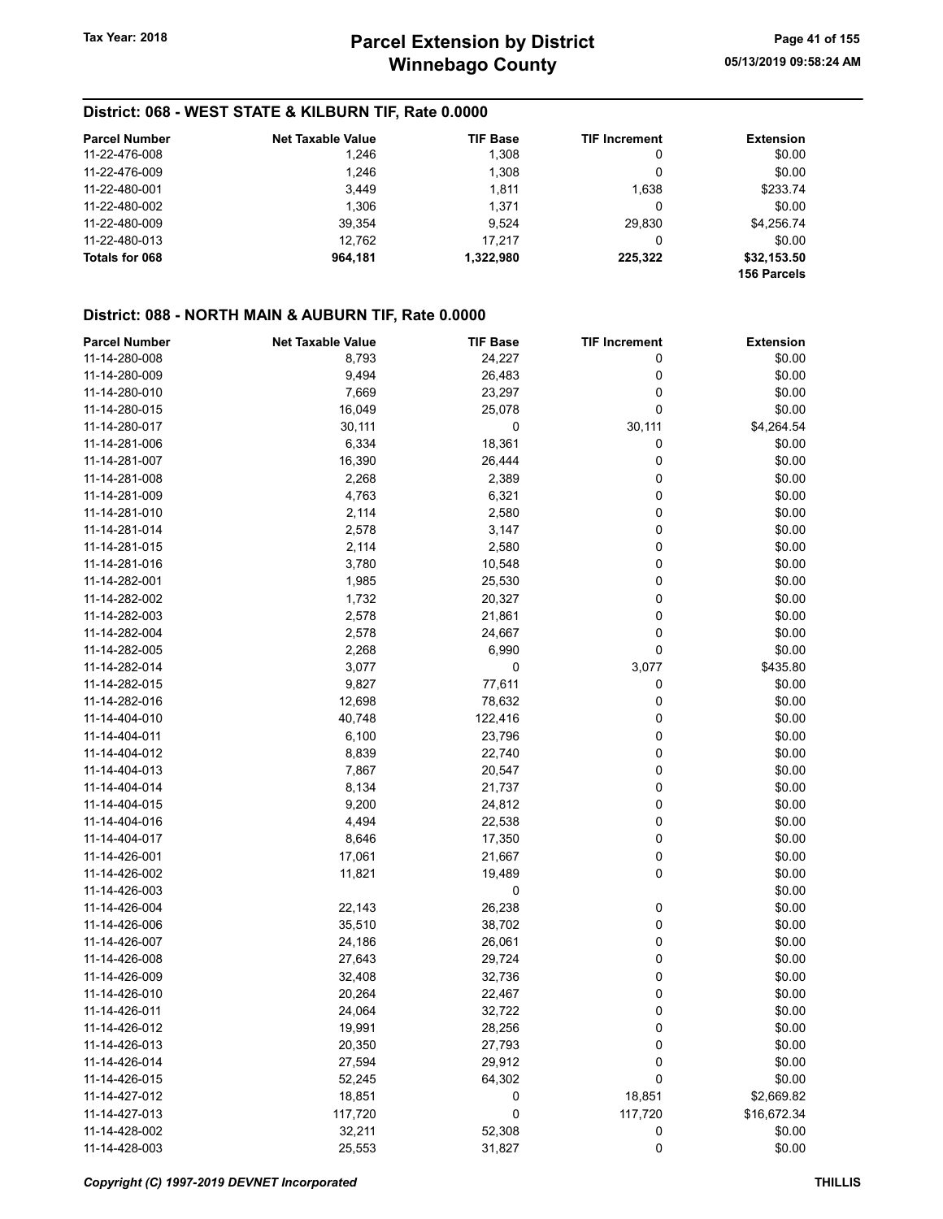## District: 068 - WEST STATE & KILBURN TIF, Rate 0.0000

| Parcel Number | Net Taxable Value | TIF Base | TIF Increment | Extension |
|---|---|---|---|---|
| 11-22-476-008 | 1,246 | 1,308 | 0 | $0.00 |
| 11-22-476-009 | 1,246 | 1,308 | 0 | $0.00 |
| 11-22-480-001 | 3,449 | 1,811 | 1,638 | $233.74 |
| 11-22-480-002 | 1,306 | 1,371 | 0 | $0.00 |
| 11-22-480-009 | 39,354 | 9,524 | 29,830 | $4,256.74 |
| 11-22-480-013 | 12,762 | 17,217 | 0 | $0.00 |
| **Totals for 068** | **964,181** | **1,322,980** | **225,322** | **$32,153.50** |
| | | | | **156 Parcels** |

## District: 088 - NORTH MAIN & AUBURN TIF, Rate 0.0000

| Parcel Number | Net Taxable Value | TIF Base | TIF Increment | Extension |
|---|---|---|---|---|
| 11-14-280-008 | 8,793 | 24,227 | 0 | $0.00 |
| 11-14-280-009 | 9,494 | 26,483 | 0 | $0.00 |
| 11-14-280-010 | 7,669 | 23,297 | 0 | $0.00 |
| 11-14-280-015 | 16,049 | 25,078 | 0 | $0.00 |
| 11-14-280-017 | 30,111 | 0 | 30,111 | $4,264.54 |
| 11-14-281-006 | 6,334 | 18,361 | 0 | $0.00 |
| 11-14-281-007 | 16,390 | 26,444 | 0 | $0.00 |
| 11-14-281-008 | 2,268 | 2,389 | 0 | $0.00 |
| 11-14-281-009 | 4,763 | 6,321 | 0 | $0.00 |
| 11-14-281-010 | 2,114 | 2,580 | 0 | $0.00 |
| 11-14-281-014 | 2,578 | 3,147 | 0 | $0.00 |
| 11-14-281-015 | 2,114 | 2,580 | 0 | $0.00 |
| 11-14-281-016 | 3,780 | 10,548 | 0 | $0.00 |
| 11-14-282-001 | 1,985 | 25,530 | 0 | $0.00 |
| 11-14-282-002 | 1,732 | 20,327 | 0 | $0.00 |
| 11-14-282-003 | 2,578 | 21,861 | 0 | $0.00 |
| 11-14-282-004 | 2,578 | 24,667 | 0 | $0.00 |
| 11-14-282-005 | 2,268 | 6,990 | 0 | $0.00 |
| 11-14-282-014 | 3,077 | 0 | 3,077 | $435.80 |
| 11-14-282-015 | 9,827 | 77,611 | 0 | $0.00 |
| 11-14-282-016 | 12,698 | 78,632 | 0 | $0.00 |
| 11-14-404-010 | 40,748 | 122,416 | 0 | $0.00 |
| 11-14-404-011 | 6,100 | 23,796 | 0 | $0.00 |
| 11-14-404-012 | 8,839 | 22,740 | 0 | $0.00 |
| 11-14-404-013 | 7,867 | 20,547 | 0 | $0.00 |
| 11-14-404-014 | 8,134 | 21,737 | 0 | $0.00 |
| 11-14-404-015 | 9,200 | 24,812 | 0 | $0.00 |
| 11-14-404-016 | 4,494 | 22,538 | 0 | $0.00 |
| 11-14-404-017 | 8,646 | 17,350 | 0 | $0.00 |
| 11-14-426-001 | 17,061 | 21,667 | 0 | $0.00 |
| 11-14-426-002 | 11,821 | 19,489 | 0 | $0.00 |
| 11-14-426-003 | | 0 | | $0.00 |
| 11-14-426-004 | 22,143 | 26,238 | 0 | $0.00 |
| 11-14-426-006 | 35,510 | 38,702 | 0 | $0.00 |
| 11-14-426-007 | 24,186 | 26,061 | 0 | $0.00 |
| 11-14-426-008 | 27,643 | 29,724 | 0 | $0.00 |
| 11-14-426-009 | 32,408 | 32,736 | 0 | $0.00 |
| 11-14-426-010 | 20,264 | 22,467 | 0 | $0.00 |
| 11-14-426-011 | 24,064 | 32,722 | 0 | $0.00 |
| 11-14-426-012 | 19,991 | 28,256 | 0 | $0.00 |
| 11-14-426-013 | 20,350 | 27,793 | 0 | $0.00 |
| 11-14-426-014 | 27,594 | 29,912 | 0 | $0.00 |
| 11-14-426-015 | 52,245 | 64,302 | 0 | $0.00 |
| 11-14-427-012 | 18,851 | 0 | 18,851 | $2,669.82 |
| 11-14-427-013 | 117,720 | 0 | 117,720 | $16,672.34 |
| 11-14-428-002 | 32,211 | 52,308 | 0 | $0.00 |
| 11-14-428-003 | 25,553 | 31,827 | 0 | $0.00 |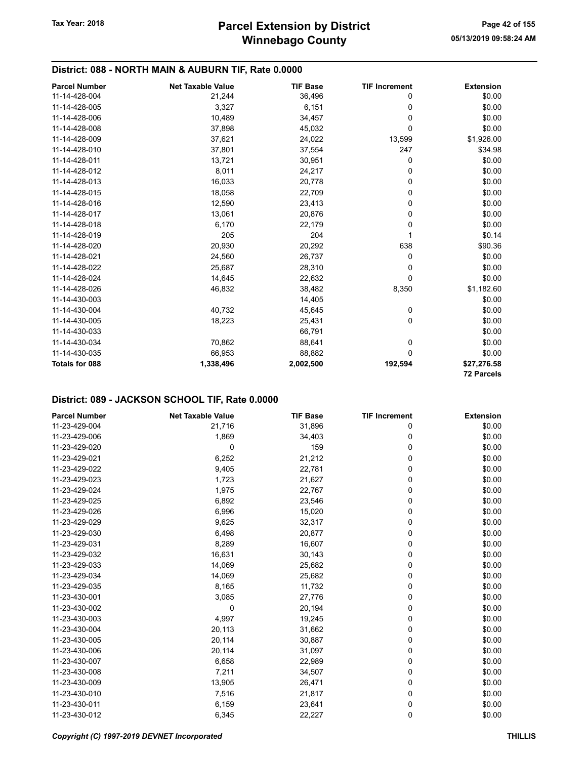## District: 088 - NORTH MAIN & AUBURN TIF, Rate 0.0000

| Parcel Number | Net Taxable Value | TIF Base | TIF Increment | Extension |
|---|---|---|---|---|
| 11-14-428-004 | 21,244 | 36,496 | 0 | $0.00 |
| 11-14-428-005 | 3,327 | 6,151 | 0 | $0.00 |
| 11-14-428-006 | 10,489 | 34,457 | 0 | $0.00 |
| 11-14-428-008 | 37,898 | 45,032 | 0 | $0.00 |
| 11-14-428-009 | 37,621 | 24,022 | 13,599 | $1,926.00 |
| 11-14-428-010 | 37,801 | 37,554 | 247 | $34.98 |
| 11-14-428-011 | 13,721 | 30,951 | 0 | $0.00 |
| 11-14-428-012 | 8,011 | 24,217 | 0 | $0.00 |
| 11-14-428-013 | 16,033 | 20,778 | 0 | $0.00 |
| 11-14-428-015 | 18,058 | 22,709 | 0 | $0.00 |
| 11-14-428-016 | 12,590 | 23,413 | 0 | $0.00 |
| 11-14-428-017 | 13,061 | 20,876 | 0 | $0.00 |
| 11-14-428-018 | 6,170 | 22,179 | 0 | $0.00 |
| 11-14-428-019 | 205 | 204 | 1 | $0.14 |
| 11-14-428-020 | 20,930 | 20,292 | 638 | $90.36 |
| 11-14-428-021 | 24,560 | 26,737 | 0 | $0.00 |
| 11-14-428-022 | 25,687 | 28,310 | 0 | $0.00 |
| 11-14-428-024 | 14,645 | 22,632 | 0 | $0.00 |
| 11-14-428-026 | 46,832 | 38,482 | 8,350 | $1,182.60 |
| 11-14-430-003 | | 14,405 | | $0.00 |
| 11-14-430-004 | 40,732 | 45,645 | 0 | $0.00 |
| 11-14-430-005 | 18,223 | 25,431 | 0 | $0.00 |
| 11-14-430-033 | | 66,791 | | $0.00 |
| 11-14-430-034 | 70,862 | 88,641 | 0 | $0.00 |
| 11-14-430-035 | 66,953 | 88,882 | 0 | $0.00 |
| **Totals for 088** | **1,338,496** | **2,002,500** | **192,594** | **$27,276.58** |
| | | | | **72 Parcels** |

## District: 089 - JACKSON SCHOOL TIF, Rate 0.0000

| Parcel Number | Net Taxable Value | TIF Base | TIF Increment | Extension |
|---|---|---|---|---|
| 11-23-429-004 | 21,716 | 31,896 | 0 | $0.00 |
| 11-23-429-006 | 1,869 | 34,403 | 0 | $0.00 |
| 11-23-429-020 | 0 | 159 | 0 | $0.00 |
| 11-23-429-021 | 6,252 | 21,212 | 0 | $0.00 |
| 11-23-429-022 | 9,405 | 22,781 | 0 | $0.00 |
| 11-23-429-023 | 1,723 | 21,627 | 0 | $0.00 |
| 11-23-429-024 | 1,975 | 22,767 | 0 | $0.00 |
| 11-23-429-025 | 6,892 | 23,546 | 0 | $0.00 |
| 11-23-429-026 | 6,996 | 15,020 | 0 | $0.00 |
| 11-23-429-029 | 9,625 | 32,317 | 0 | $0.00 |
| 11-23-429-030 | 6,498 | 20,877 | 0 | $0.00 |
| 11-23-429-031 | 8,289 | 16,607 | 0 | $0.00 |
| 11-23-429-032 | 16,631 | 30,143 | 0 | $0.00 |
| 11-23-429-033 | 14,069 | 25,682 | 0 | $0.00 |
| 11-23-429-034 | 14,069 | 25,682 | 0 | $0.00 |
| 11-23-429-035 | 8,165 | 11,732 | 0 | $0.00 |
| 11-23-430-001 | 3,085 | 27,776 | 0 | $0.00 |
| 11-23-430-002 | 0 | 20,194 | 0 | $0.00 |
| 11-23-430-003 | 4,997 | 19,245 | 0 | $0.00 |
| 11-23-430-004 | 20,113 | 31,662 | 0 | $0.00 |
| 11-23-430-005 | 20,114 | 30,887 | 0 | $0.00 |
| 11-23-430-006 | 20,114 | 31,097 | 0 | $0.00 |
| 11-23-430-007 | 6,658 | 22,989 | 0 | $0.00 |
| 11-23-430-008 | 7,211 | 34,507 | 0 | $0.00 |
| 11-23-430-009 | 13,905 | 26,471 | 0 | $0.00 |
| 11-23-430-010 | 7,516 | 21,817 | 0 | $0.00 |
| 11-23-430-011 | 6,159 | 23,641 | 0 | $0.00 |
| 11-23-430-012 | 6,345 | 22,227 | 0 | $0.00 |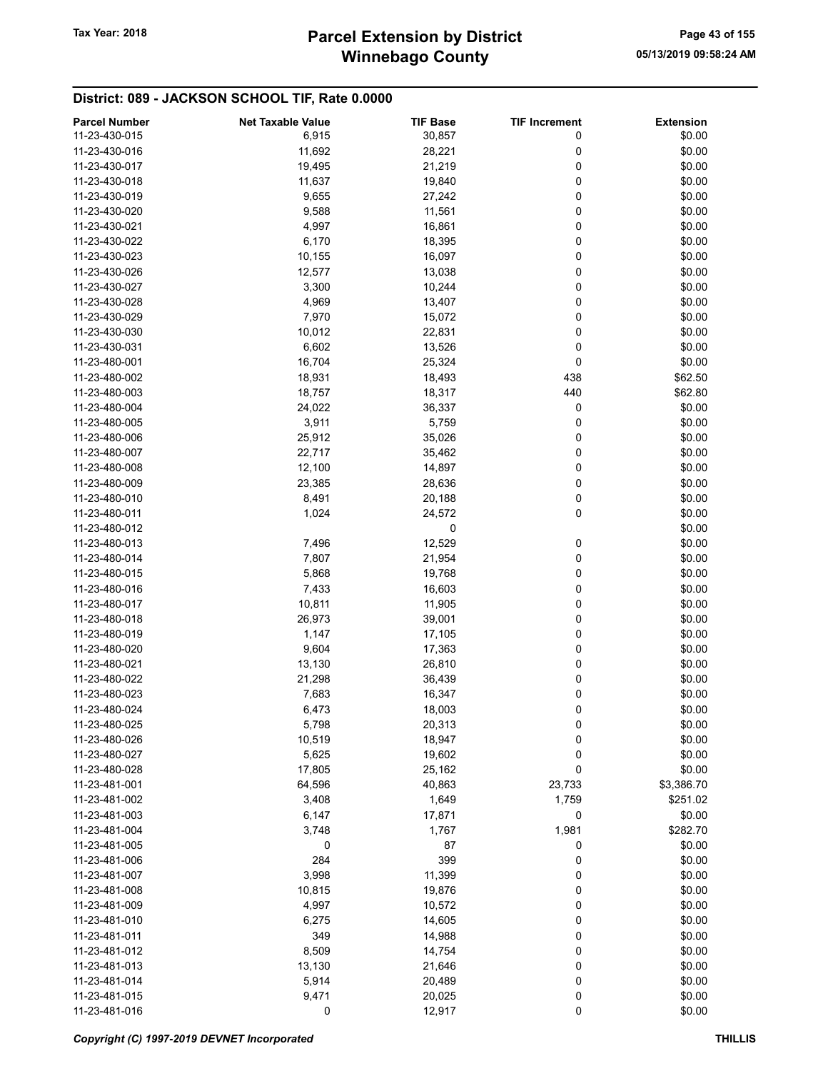## District: 089 - JACKSON SCHOOL TIF, Rate 0.0000

| Parcel Number | Net Taxable Value | TIF Base | TIF Increment | Extension |
|---|---|---|---|---|
| 11-23-430-015 | 6,915 | 30,857 | 0 | $0.00 |
| 11-23-430-016 | 11,692 | 28,221 | 0 | $0.00 |
| 11-23-430-017 | 19,495 | 21,219 | 0 | $0.00 |
| 11-23-430-018 | 11,637 | 19,840 | 0 | $0.00 |
| 11-23-430-019 | 9,655 | 27,242 | 0 | $0.00 |
| 11-23-430-020 | 9,588 | 11,561 | 0 | $0.00 |
| 11-23-430-021 | 4,997 | 16,861 | 0 | $0.00 |
| 11-23-430-022 | 6,170 | 18,395 | 0 | $0.00 |
| 11-23-430-023 | 10,155 | 16,097 | 0 | $0.00 |
| 11-23-430-026 | 12,577 | 13,038 | 0 | $0.00 |
| 11-23-430-027 | 3,300 | 10,244 | 0 | $0.00 |
| 11-23-430-028 | 4,969 | 13,407 | 0 | $0.00 |
| 11-23-430-029 | 7,970 | 15,072 | 0 | $0.00 |
| 11-23-430-030 | 10,012 | 22,831 | 0 | $0.00 |
| 11-23-430-031 | 6,602 | 13,526 | 0 | $0.00 |
| 11-23-480-001 | 16,704 | 25,324 | 0 | $0.00 |
| 11-23-480-002 | 18,931 | 18,493 | 438 | $62.50 |
| 11-23-480-003 | 18,757 | 18,317 | 440 | $62.80 |
| 11-23-480-004 | 24,022 | 36,337 | 0 | $0.00 |
| 11-23-480-005 | 3,911 | 5,759 | 0 | $0.00 |
| 11-23-480-006 | 25,912 | 35,026 | 0 | $0.00 |
| 11-23-480-007 | 22,717 | 35,462 | 0 | $0.00 |
| 11-23-480-008 | 12,100 | 14,897 | 0 | $0.00 |
| 11-23-480-009 | 23,385 | 28,636 | 0 | $0.00 |
| 11-23-480-010 | 8,491 | 20,188 | 0 | $0.00 |
| 11-23-480-011 | 1,024 | 24,572 | 0 | $0.00 |
| 11-23-480-012 | | 0 | | $0.00 |
| 11-23-480-013 | 7,496 | 12,529 | 0 | $0.00 |
| 11-23-480-014 | 7,807 | 21,954 | 0 | $0.00 |
| 11-23-480-015 | 5,868 | 19,768 | 0 | $0.00 |
| 11-23-480-016 | 7,433 | 16,603 | 0 | $0.00 |
| 11-23-480-017 | 10,811 | 11,905 | 0 | $0.00 |
| 11-23-480-018 | 26,973 | 39,001 | 0 | $0.00 |
| 11-23-480-019 | 1,147 | 17,105 | 0 | $0.00 |
| 11-23-480-020 | 9,604 | 17,363 | 0 | $0.00 |
| 11-23-480-021 | 13,130 | 26,810 | 0 | $0.00 |
| 11-23-480-022 | 21,298 | 36,439 | 0 | $0.00 |
| 11-23-480-023 | 7,683 | 16,347 | 0 | $0.00 |
| 11-23-480-024 | 6,473 | 18,003 | 0 | $0.00 |
| 11-23-480-025 | 5,798 | 20,313 | 0 | $0.00 |
| 11-23-480-026 | 10,519 | 18,947 | 0 | $0.00 |
| 11-23-480-027 | 5,625 | 19,602 | 0 | $0.00 |
| 11-23-480-028 | 17,805 | 25,162 | 0 | $0.00 |
| 11-23-481-001 | 64,596 | 40,863 | 23,733 | $3,386.70 |
| 11-23-481-002 | 3,408 | 1,649 | 1,759 | $251.02 |
| 11-23-481-003 | 6,147 | 17,871 | 0 | $0.00 |
| 11-23-481-004 | 3,748 | 1,767 | 1,981 | $282.70 |
| 11-23-481-005 | 0 | 87 | 0 | $0.00 |
| 11-23-481-006 | 284 | 399 | 0 | $0.00 |
| 11-23-481-007 | 3,998 | 11,399 | 0 | $0.00 |
| 11-23-481-008 | 10,815 | 19,876 | 0 | $0.00 |
| 11-23-481-009 | 4,997 | 10,572 | 0 | $0.00 |
| 11-23-481-010 | 6,275 | 14,605 | 0 | $0.00 |
| 11-23-481-011 | 349 | 14,988 | 0 | $0.00 |
| 11-23-481-012 | 8,509 | 14,754 | 0 | $0.00 |
| 11-23-481-013 | 13,130 | 21,646 | 0 | $0.00 |
| 11-23-481-014 | 5,914 | 20,489 | 0 | $0.00 |
| 11-23-481-015 | 9,471 | 20,025 | 0 | $0.00 |
| 11-23-481-016 | 0 | 12,917 | 0 | $0.00 |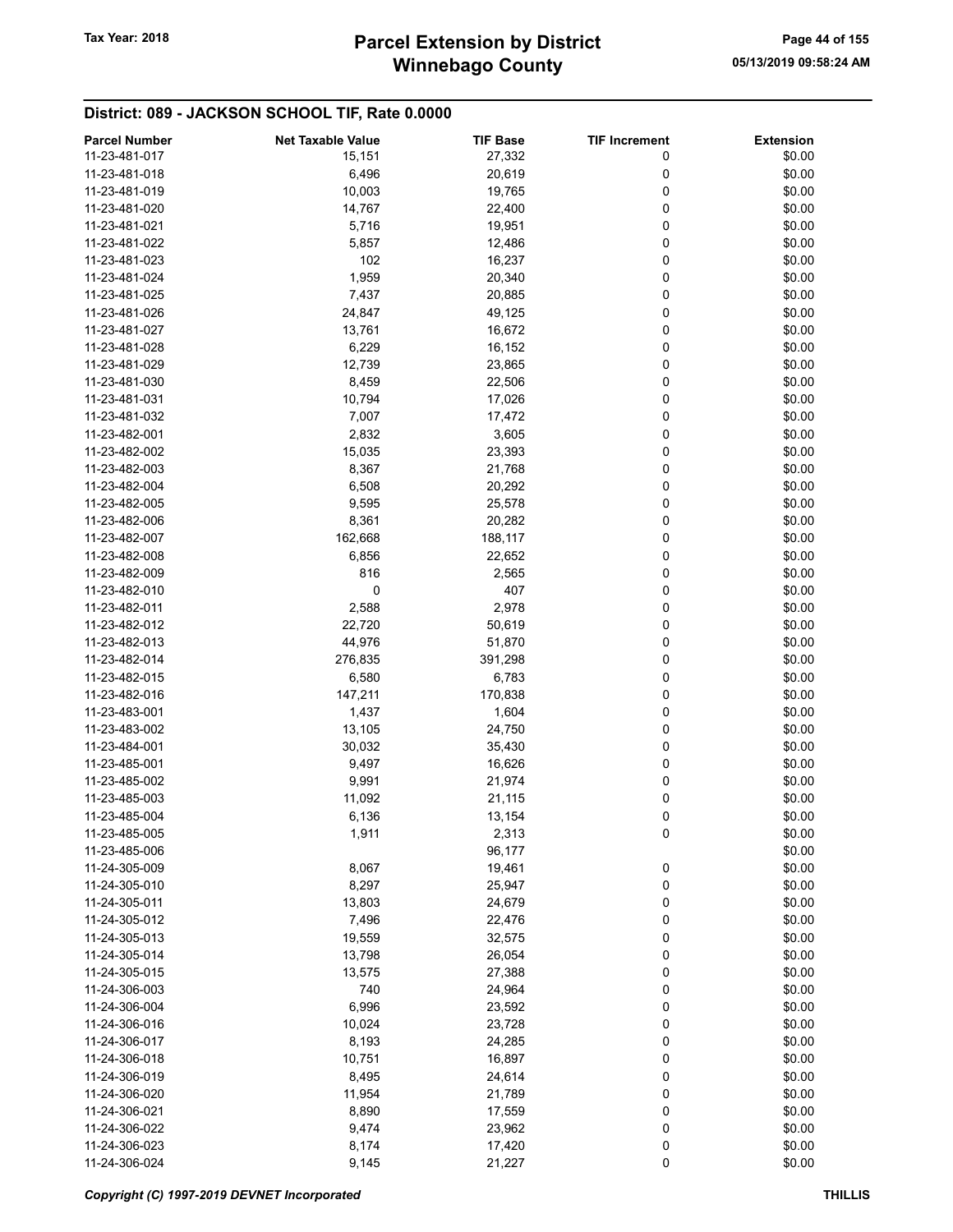## District: 089 - JACKSON SCHOOL TIF, Rate 0.0000

| Parcel Number | Net Taxable Value | TIF Base | TIF Increment | Extension |
|---|---|---|---|---|
| 11-23-481-017 | 15,151 | 27,332 | 0 | $0.00 |
| 11-23-481-018 | 6,496 | 20,619 | 0 | $0.00 |
| 11-23-481-019 | 10,003 | 19,765 | 0 | $0.00 |
| 11-23-481-020 | 14,767 | 22,400 | 0 | $0.00 |
| 11-23-481-021 | 5,716 | 19,951 | 0 | $0.00 |
| 11-23-481-022 | 5,857 | 12,486 | 0 | $0.00 |
| 11-23-481-023 | 102 | 16,237 | 0 | $0.00 |
| 11-23-481-024 | 1,959 | 20,340 | 0 | $0.00 |
| 11-23-481-025 | 7,437 | 20,885 | 0 | $0.00 |
| 11-23-481-026 | 24,847 | 49,125 | 0 | $0.00 |
| 11-23-481-027 | 13,761 | 16,672 | 0 | $0.00 |
| 11-23-481-028 | 6,229 | 16,152 | 0 | $0.00 |
| 11-23-481-029 | 12,739 | 23,865 | 0 | $0.00 |
| 11-23-481-030 | 8,459 | 22,506 | 0 | $0.00 |
| 11-23-481-031 | 10,794 | 17,026 | 0 | $0.00 |
| 11-23-481-032 | 7,007 | 17,472 | 0 | $0.00 |
| 11-23-482-001 | 2,832 | 3,605 | 0 | $0.00 |
| 11-23-482-002 | 15,035 | 23,393 | 0 | $0.00 |
| 11-23-482-003 | 8,367 | 21,768 | 0 | $0.00 |
| 11-23-482-004 | 6,508 | 20,292 | 0 | $0.00 |
| 11-23-482-005 | 9,595 | 25,578 | 0 | $0.00 |
| 11-23-482-006 | 8,361 | 20,282 | 0 | $0.00 |
| 11-23-482-007 | 162,668 | 188,117 | 0 | $0.00 |
| 11-23-482-008 | 6,856 | 22,652 | 0 | $0.00 |
| 11-23-482-009 | 816 | 2,565 | 0 | $0.00 |
| 11-23-482-010 | 0 | 407 | 0 | $0.00 |
| 11-23-482-011 | 2,588 | 2,978 | 0 | $0.00 |
| 11-23-482-012 | 22,720 | 50,619 | 0 | $0.00 |
| 11-23-482-013 | 44,976 | 51,870 | 0 | $0.00 |
| 11-23-482-014 | 276,835 | 391,298 | 0 | $0.00 |
| 11-23-482-015 | 6,580 | 6,783 | 0 | $0.00 |
| 11-23-482-016 | 147,211 | 170,838 | 0 | $0.00 |
| 11-23-483-001 | 1,437 | 1,604 | 0 | $0.00 |
| 11-23-483-002 | 13,105 | 24,750 | 0 | $0.00 |
| 11-23-484-001 | 30,032 | 35,430 | 0 | $0.00 |
| 11-23-485-001 | 9,497 | 16,626 | 0 | $0.00 |
| 11-23-485-002 | 9,991 | 21,974 | 0 | $0.00 |
| 11-23-485-003 | 11,092 | 21,115 | 0 | $0.00 |
| 11-23-485-004 | 6,136 | 13,154 | 0 | $0.00 |
| 11-23-485-005 | 1,911 | 2,313 | 0 | $0.00 |
| 11-23-485-006 | | 96,177 | | $0.00 |
| 11-24-305-009 | 8,067 | 19,461 | 0 | $0.00 |
| 11-24-305-010 | 8,297 | 25,947 | 0 | $0.00 |
| 11-24-305-011 | 13,803 | 24,679 | 0 | $0.00 |
| 11-24-305-012 | 7,496 | 22,476 | 0 | $0.00 |
| 11-24-305-013 | 19,559 | 32,575 | 0 | $0.00 |
| 11-24-305-014 | 13,798 | 26,054 | 0 | $0.00 |
| 11-24-305-015 | 13,575 | 27,388 | 0 | $0.00 |
| 11-24-306-003 | 740 | 24,964 | 0 | $0.00 |
| 11-24-306-004 | 6,996 | 23,592 | 0 | $0.00 |
| 11-24-306-016 | 10,024 | 23,728 | 0 | $0.00 |
| 11-24-306-017 | 8,193 | 24,285 | 0 | $0.00 |
| 11-24-306-018 | 10,751 | 16,897 | 0 | $0.00 |
| 11-24-306-019 | 8,495 | 24,614 | 0 | $0.00 |
| 11-24-306-020 | 11,954 | 21,789 | 0 | $0.00 |
| 11-24-306-021 | 8,890 | 17,559 | 0 | $0.00 |
| 11-24-306-022 | 9,474 | 23,962 | 0 | $0.00 |
| 11-24-306-023 | 8,174 | 17,420 | 0 | $0.00 |
| 11-24-306-024 | 9,145 | 21,227 | 0 | $0.00 |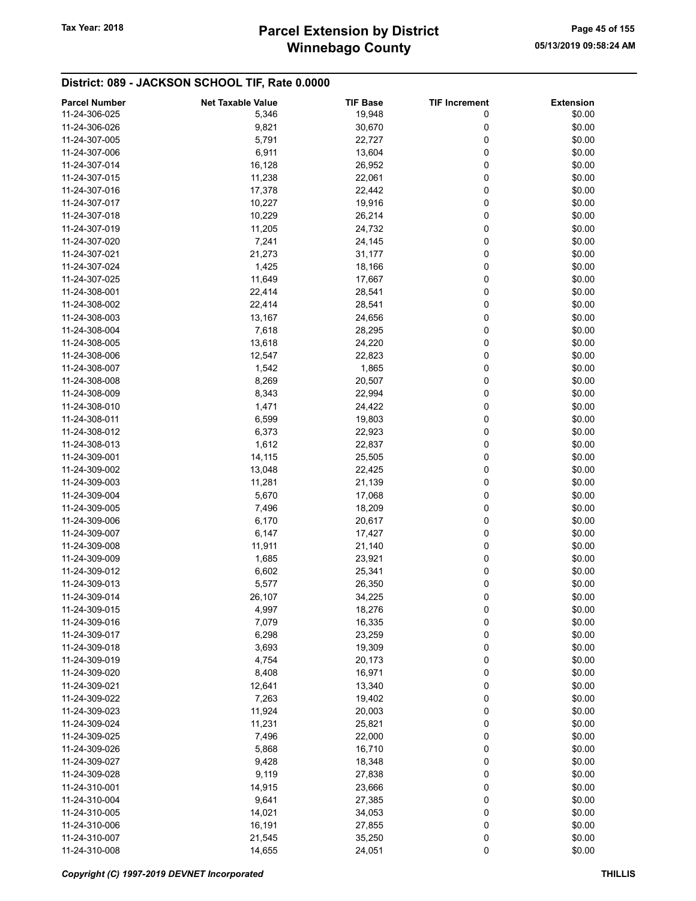## District: 089 - JACKSON SCHOOL TIF, Rate 0.0000

| Parcel Number | Net Taxable Value | TIF Base | TIF Increment | Extension |
|---|---|---|---|---|
| 11-24-306-025 | 5,346 | 19,948 | 0 | $0.00 |
| 11-24-306-026 | 9,821 | 30,670 | 0 | $0.00 |
| 11-24-307-005 | 5,791 | 22,727 | 0 | $0.00 |
| 11-24-307-006 | 6,911 | 13,604 | 0 | $0.00 |
| 11-24-307-014 | 16,128 | 26,952 | 0 | $0.00 |
| 11-24-307-015 | 11,238 | 22,061 | 0 | $0.00 |
| 11-24-307-016 | 17,378 | 22,442 | 0 | $0.00 |
| 11-24-307-017 | 10,227 | 19,916 | 0 | $0.00 |
| 11-24-307-018 | 10,229 | 26,214 | 0 | $0.00 |
| 11-24-307-019 | 11,205 | 24,732 | 0 | $0.00 |
| 11-24-307-020 | 7,241 | 24,145 | 0 | $0.00 |
| 11-24-307-021 | 21,273 | 31,177 | 0 | $0.00 |
| 11-24-307-024 | 1,425 | 18,166 | 0 | $0.00 |
| 11-24-307-025 | 11,649 | 17,667 | 0 | $0.00 |
| 11-24-308-001 | 22,414 | 28,541 | 0 | $0.00 |
| 11-24-308-002 | 22,414 | 28,541 | 0 | $0.00 |
| 11-24-308-003 | 13,167 | 24,656 | 0 | $0.00 |
| 11-24-308-004 | 7,618 | 28,295 | 0 | $0.00 |
| 11-24-308-005 | 13,618 | 24,220 | 0 | $0.00 |
| 11-24-308-006 | 12,547 | 22,823 | 0 | $0.00 |
| 11-24-308-007 | 1,542 | 1,865 | 0 | $0.00 |
| 11-24-308-008 | 8,269 | 20,507 | 0 | $0.00 |
| 11-24-308-009 | 8,343 | 22,994 | 0 | $0.00 |
| 11-24-308-010 | 1,471 | 24,422 | 0 | $0.00 |
| 11-24-308-011 | 6,599 | 19,803 | 0 | $0.00 |
| 11-24-308-012 | 6,373 | 22,923 | 0 | $0.00 |
| 11-24-308-013 | 1,612 | 22,837 | 0 | $0.00 |
| 11-24-309-001 | 14,115 | 25,505 | 0 | $0.00 |
| 11-24-309-002 | 13,048 | 22,425 | 0 | $0.00 |
| 11-24-309-003 | 11,281 | 21,139 | 0 | $0.00 |
| 11-24-309-004 | 5,670 | 17,068 | 0 | $0.00 |
| 11-24-309-005 | 7,496 | 18,209 | 0 | $0.00 |
| 11-24-309-006 | 6,170 | 20,617 | 0 | $0.00 |
| 11-24-309-007 | 6,147 | 17,427 | 0 | $0.00 |
| 11-24-309-008 | 11,911 | 21,140 | 0 | $0.00 |
| 11-24-309-009 | 1,685 | 23,921 | 0 | $0.00 |
| 11-24-309-012 | 6,602 | 25,341 | 0 | $0.00 |
| 11-24-309-013 | 5,577 | 26,350 | 0 | $0.00 |
| 11-24-309-014 | 26,107 | 34,225 | 0 | $0.00 |
| 11-24-309-015 | 4,997 | 18,276 | 0 | $0.00 |
| 11-24-309-016 | 7,079 | 16,335 | 0 | $0.00 |
| 11-24-309-017 | 6,298 | 23,259 | 0 | $0.00 |
| 11-24-309-018 | 3,693 | 19,309 | 0 | $0.00 |
| 11-24-309-019 | 4,754 | 20,173 | 0 | $0.00 |
| 11-24-309-020 | 8,408 | 16,971 | 0 | $0.00 |
| 11-24-309-021 | 12,641 | 13,340 | 0 | $0.00 |
| 11-24-309-022 | 7,263 | 19,402 | 0 | $0.00 |
| 11-24-309-023 | 11,924 | 20,003 | 0 | $0.00 |
| 11-24-309-024 | 11,231 | 25,821 | 0 | $0.00 |
| 11-24-309-025 | 7,496 | 22,000 | 0 | $0.00 |
| 11-24-309-026 | 5,868 | 16,710 | 0 | $0.00 |
| 11-24-309-027 | 9,428 | 18,348 | 0 | $0.00 |
| 11-24-309-028 | 9,119 | 27,838 | 0 | $0.00 |
| 11-24-310-001 | 14,915 | 23,666 | 0 | $0.00 |
| 11-24-310-004 | 9,641 | 27,385 | 0 | $0.00 |
| 11-24-310-005 | 14,021 | 34,053 | 0 | $0.00 |
| 11-24-310-006 | 16,191 | 27,855 | 0 | $0.00 |
| 11-24-310-007 | 21,545 | 35,250 | 0 | $0.00 |
| 11-24-310-008 | 14,655 | 24,051 | 0 | $0.00 |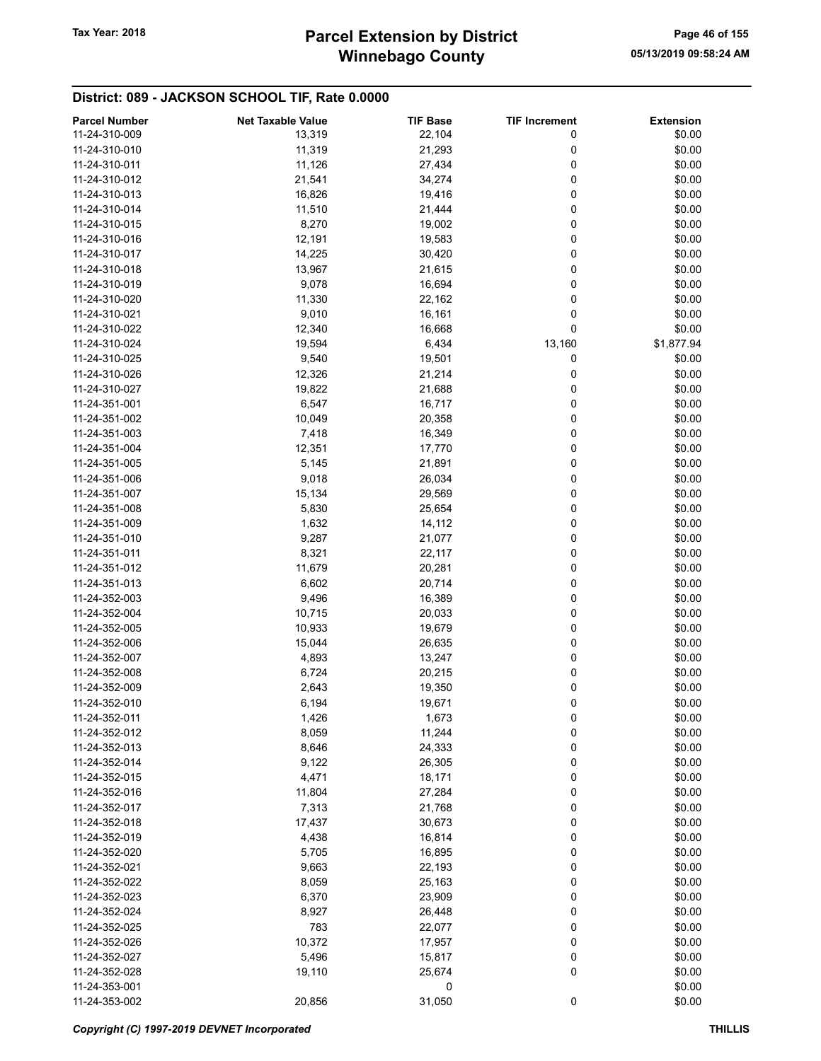## District: 089 - JACKSON SCHOOL TIF, Rate 0.0000

| Parcel Number | Net Taxable Value | TIF Base | TIF Increment | Extension |
|---|---|---|---|---|
| 11-24-310-009 | 13,319 | 22,104 | 0 | $0.00 |
| 11-24-310-010 | 11,319 | 21,293 | 0 | $0.00 |
| 11-24-310-011 | 11,126 | 27,434 | 0 | $0.00 |
| 11-24-310-012 | 21,541 | 34,274 | 0 | $0.00 |
| 11-24-310-013 | 16,826 | 19,416 | 0 | $0.00 |
| 11-24-310-014 | 11,510 | 21,444 | 0 | $0.00 |
| 11-24-310-015 | 8,270 | 19,002 | 0 | $0.00 |
| 11-24-310-016 | 12,191 | 19,583 | 0 | $0.00 |
| 11-24-310-017 | 14,225 | 30,420 | 0 | $0.00 |
| 11-24-310-018 | 13,967 | 21,615 | 0 | $0.00 |
| 11-24-310-019 | 9,078 | 16,694 | 0 | $0.00 |
| 11-24-310-020 | 11,330 | 22,162 | 0 | $0.00 |
| 11-24-310-021 | 9,010 | 16,161 | 0 | $0.00 |
| 11-24-310-022 | 12,340 | 16,668 | 0 | $0.00 |
| 11-24-310-024 | 19,594 | 6,434 | 13,160 | $1,877.94 |
| 11-24-310-025 | 9,540 | 19,501 | 0 | $0.00 |
| 11-24-310-026 | 12,326 | 21,214 | 0 | $0.00 |
| 11-24-310-027 | 19,822 | 21,688 | 0 | $0.00 |
| 11-24-351-001 | 6,547 | 16,717 | 0 | $0.00 |
| 11-24-351-002 | 10,049 | 20,358 | 0 | $0.00 |
| 11-24-351-003 | 7,418 | 16,349 | 0 | $0.00 |
| 11-24-351-004 | 12,351 | 17,770 | 0 | $0.00 |
| 11-24-351-005 | 5,145 | 21,891 | 0 | $0.00 |
| 11-24-351-006 | 9,018 | 26,034 | 0 | $0.00 |
| 11-24-351-007 | 15,134 | 29,569 | 0 | $0.00 |
| 11-24-351-008 | 5,830 | 25,654 | 0 | $0.00 |
| 11-24-351-009 | 1,632 | 14,112 | 0 | $0.00 |
| 11-24-351-010 | 9,287 | 21,077 | 0 | $0.00 |
| 11-24-351-011 | 8,321 | 22,117 | 0 | $0.00 |
| 11-24-351-012 | 11,679 | 20,281 | 0 | $0.00 |
| 11-24-351-013 | 6,602 | 20,714 | 0 | $0.00 |
| 11-24-352-003 | 9,496 | 16,389 | 0 | $0.00 |
| 11-24-352-004 | 10,715 | 20,033 | 0 | $0.00 |
| 11-24-352-005 | 10,933 | 19,679 | 0 | $0.00 |
| 11-24-352-006 | 15,044 | 26,635 | 0 | $0.00 |
| 11-24-352-007 | 4,893 | 13,247 | 0 | $0.00 |
| 11-24-352-008 | 6,724 | 20,215 | 0 | $0.00 |
| 11-24-352-009 | 2,643 | 19,350 | 0 | $0.00 |
| 11-24-352-010 | 6,194 | 19,671 | 0 | $0.00 |
| 11-24-352-011 | 1,426 | 1,673 | 0 | $0.00 |
| 11-24-352-012 | 8,059 | 11,244 | 0 | $0.00 |
| 11-24-352-013 | 8,646 | 24,333 | 0 | $0.00 |
| 11-24-352-014 | 9,122 | 26,305 | 0 | $0.00 |
| 11-24-352-015 | 4,471 | 18,171 | 0 | $0.00 |
| 11-24-352-016 | 11,804 | 27,284 | 0 | $0.00 |
| 11-24-352-017 | 7,313 | 21,768 | 0 | $0.00 |
| 11-24-352-018 | 17,437 | 30,673 | 0 | $0.00 |
| 11-24-352-019 | 4,438 | 16,814 | 0 | $0.00 |
| 11-24-352-020 | 5,705 | 16,895 | 0 | $0.00 |
| 11-24-352-021 | 9,663 | 22,193 | 0 | $0.00 |
| 11-24-352-022 | 8,059 | 25,163 | 0 | $0.00 |
| 11-24-352-023 | 6,370 | 23,909 | 0 | $0.00 |
| 11-24-352-024 | 8,927 | 26,448 | 0 | $0.00 |
| 11-24-352-025 | 783 | 22,077 | 0 | $0.00 |
| 11-24-352-026 | 10,372 | 17,957 | 0 | $0.00 |
| 11-24-352-027 | 5,496 | 15,817 | 0 | $0.00 |
| 11-24-352-028 | 19,110 | 25,674 | 0 | $0.00 |
| 11-24-353-001 | | 0 | | $0.00 |
| 11-24-353-002 | 20,856 | 31,050 | 0 | $0.00 |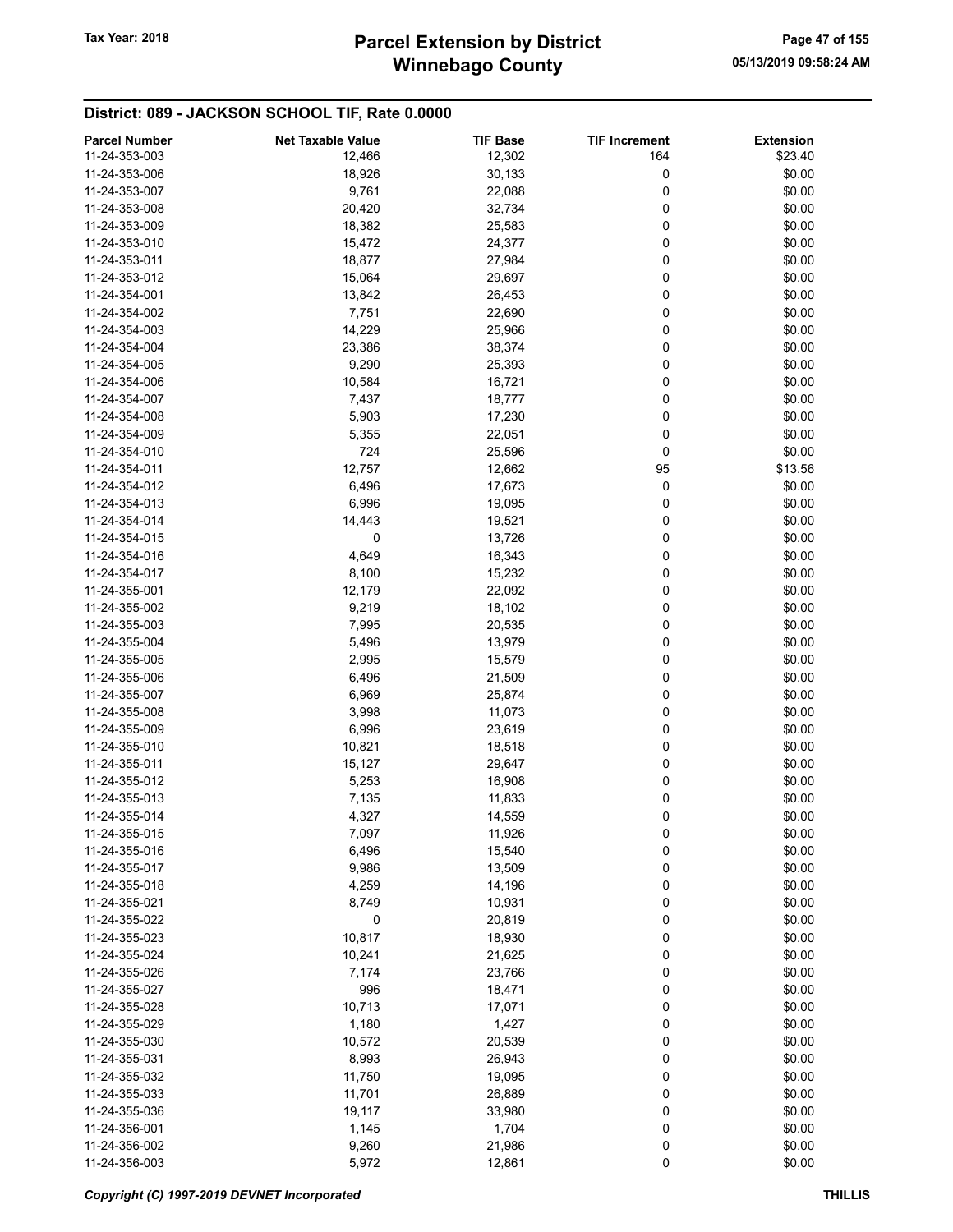## District: 089 - JACKSON SCHOOL TIF, Rate 0.0000

| Parcel Number | Net Taxable Value | TIF Base | TIF Increment | Extension |
|---|---|---|---|---|
| 11-24-353-003 | 12,466 | 12,302 | 164 | $23.40 |
| 11-24-353-006 | 18,926 | 30,133 | 0 | $0.00 |
| 11-24-353-007 | 9,761 | 22,088 | 0 | $0.00 |
| 11-24-353-008 | 20,420 | 32,734 | 0 | $0.00 |
| 11-24-353-009 | 18,382 | 25,583 | 0 | $0.00 |
| 11-24-353-010 | 15,472 | 24,377 | 0 | $0.00 |
| 11-24-353-011 | 18,877 | 27,984 | 0 | $0.00 |
| 11-24-353-012 | 15,064 | 29,697 | 0 | $0.00 |
| 11-24-354-001 | 13,842 | 26,453 | 0 | $0.00 |
| 11-24-354-002 | 7,751 | 22,690 | 0 | $0.00 |
| 11-24-354-003 | 14,229 | 25,966 | 0 | $0.00 |
| 11-24-354-004 | 23,386 | 38,374 | 0 | $0.00 |
| 11-24-354-005 | 9,290 | 25,393 | 0 | $0.00 |
| 11-24-354-006 | 10,584 | 16,721 | 0 | $0.00 |
| 11-24-354-007 | 7,437 | 18,777 | 0 | $0.00 |
| 11-24-354-008 | 5,903 | 17,230 | 0 | $0.00 |
| 11-24-354-009 | 5,355 | 22,051 | 0 | $0.00 |
| 11-24-354-010 | 724 | 25,596 | 0 | $0.00 |
| 11-24-354-011 | 12,757 | 12,662 | 95 | $13.56 |
| 11-24-354-012 | 6,496 | 17,673 | 0 | $0.00 |
| 11-24-354-013 | 6,996 | 19,095 | 0 | $0.00 |
| 11-24-354-014 | 14,443 | 19,521 | 0 | $0.00 |
| 11-24-354-015 | 0 | 13,726 | 0 | $0.00 |
| 11-24-354-016 | 4,649 | 16,343 | 0 | $0.00 |
| 11-24-354-017 | 8,100 | 15,232 | 0 | $0.00 |
| 11-24-355-001 | 12,179 | 22,092 | 0 | $0.00 |
| 11-24-355-002 | 9,219 | 18,102 | 0 | $0.00 |
| 11-24-355-003 | 7,995 | 20,535 | 0 | $0.00 |
| 11-24-355-004 | 5,496 | 13,979 | 0 | $0.00 |
| 11-24-355-005 | 2,995 | 15,579 | 0 | $0.00 |
| 11-24-355-006 | 6,496 | 21,509 | 0 | $0.00 |
| 11-24-355-007 | 6,969 | 25,874 | 0 | $0.00 |
| 11-24-355-008 | 3,998 | 11,073 | 0 | $0.00 |
| 11-24-355-009 | 6,996 | 23,619 | 0 | $0.00 |
| 11-24-355-010 | 10,821 | 18,518 | 0 | $0.00 |
| 11-24-355-011 | 15,127 | 29,647 | 0 | $0.00 |
| 11-24-355-012 | 5,253 | 16,908 | 0 | $0.00 |
| 11-24-355-013 | 7,135 | 11,833 | 0 | $0.00 |
| 11-24-355-014 | 4,327 | 14,559 | 0 | $0.00 |
| 11-24-355-015 | 7,097 | 11,926 | 0 | $0.00 |
| 11-24-355-016 | 6,496 | 15,540 | 0 | $0.00 |
| 11-24-355-017 | 9,986 | 13,509 | 0 | $0.00 |
| 11-24-355-018 | 4,259 | 14,196 | 0 | $0.00 |
| 11-24-355-021 | 8,749 | 10,931 | 0 | $0.00 |
| 11-24-355-022 | 0 | 20,819 | 0 | $0.00 |
| 11-24-355-023 | 10,817 | 18,930 | 0 | $0.00 |
| 11-24-355-024 | 10,241 | 21,625 | 0 | $0.00 |
| 11-24-355-026 | 7,174 | 23,766 | 0 | $0.00 |
| 11-24-355-027 | 996 | 18,471 | 0 | $0.00 |
| 11-24-355-028 | 10,713 | 17,071 | 0 | $0.00 |
| 11-24-355-029 | 1,180 | 1,427 | 0 | $0.00 |
| 11-24-355-030 | 10,572 | 20,539 | 0 | $0.00 |
| 11-24-355-031 | 8,993 | 26,943 | 0 | $0.00 |
| 11-24-355-032 | 11,750 | 19,095 | 0 | $0.00 |
| 11-24-355-033 | 11,701 | 26,889 | 0 | $0.00 |
| 11-24-355-036 | 19,117 | 33,980 | 0 | $0.00 |
| 11-24-356-001 | 1,145 | 1,704 | 0 | $0.00 |
| 11-24-356-002 | 9,260 | 21,986 | 0 | $0.00 |
| 11-24-356-003 | 5,972 | 12,861 | 0 | $0.00 |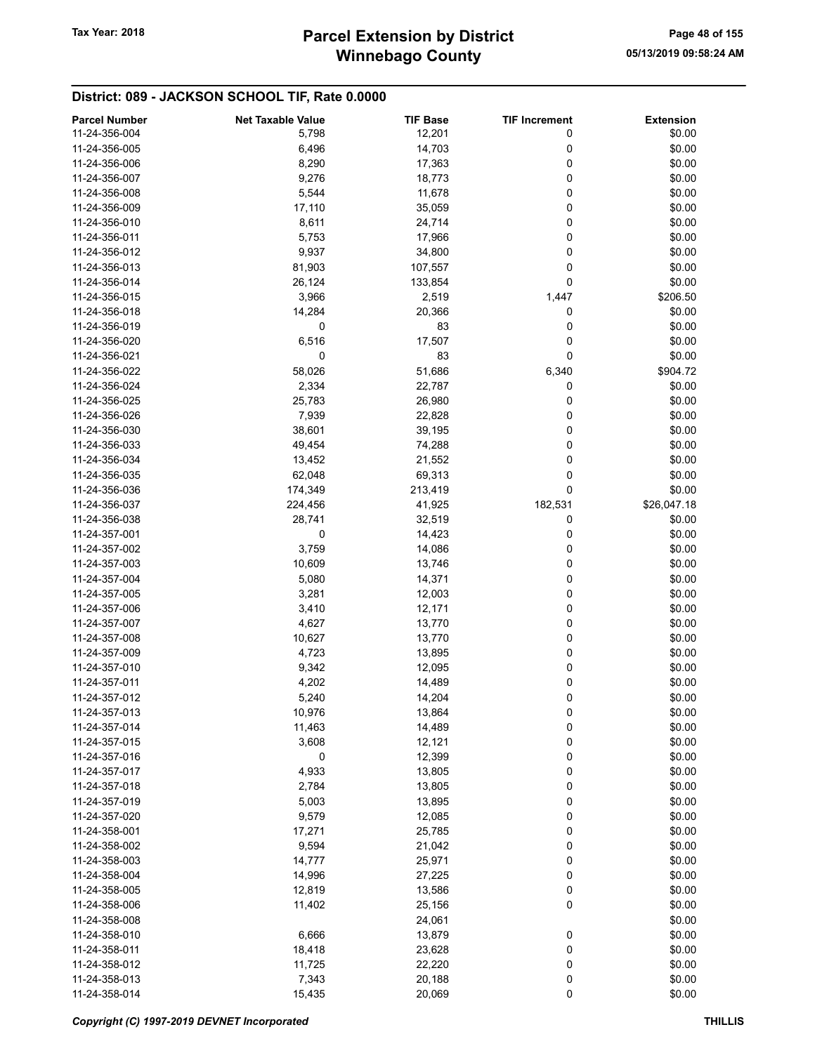## District: 089 - JACKSON SCHOOL TIF, Rate 0.0000

| Parcel Number | Net Taxable Value | TIF Base | TIF Increment | Extension |
|---|---|---|---|---|
| 11-24-356-004 | 5,798 | 12,201 | 0 | $0.00 |
| 11-24-356-005 | 6,496 | 14,703 | 0 | $0.00 |
| 11-24-356-006 | 8,290 | 17,363 | 0 | $0.00 |
| 11-24-356-007 | 9,276 | 18,773 | 0 | $0.00 |
| 11-24-356-008 | 5,544 | 11,678 | 0 | $0.00 |
| 11-24-356-009 | 17,110 | 35,059 | 0 | $0.00 |
| 11-24-356-010 | 8,611 | 24,714 | 0 | $0.00 |
| 11-24-356-011 | 5,753 | 17,966 | 0 | $0.00 |
| 11-24-356-012 | 9,937 | 34,800 | 0 | $0.00 |
| 11-24-356-013 | 81,903 | 107,557 | 0 | $0.00 |
| 11-24-356-014 | 26,124 | 133,854 | 0 | $0.00 |
| 11-24-356-015 | 3,966 | 2,519 | 1,447 | $206.50 |
| 11-24-356-018 | 14,284 | 20,366 | 0 | $0.00 |
| 11-24-356-019 | 0 | 83 | 0 | $0.00 |
| 11-24-356-020 | 6,516 | 17,507 | 0 | $0.00 |
| 11-24-356-021 | 0 | 83 | 0 | $0.00 |
| 11-24-356-022 | 58,026 | 51,686 | 6,340 | $904.72 |
| 11-24-356-024 | 2,334 | 22,787 | 0 | $0.00 |
| 11-24-356-025 | 25,783 | 26,980 | 0 | $0.00 |
| 11-24-356-026 | 7,939 | 22,828 | 0 | $0.00 |
| 11-24-356-030 | 38,601 | 39,195 | 0 | $0.00 |
| 11-24-356-033 | 49,454 | 74,288 | 0 | $0.00 |
| 11-24-356-034 | 13,452 | 21,552 | 0 | $0.00 |
| 11-24-356-035 | 62,048 | 69,313 | 0 | $0.00 |
| 11-24-356-036 | 174,349 | 213,419 | 0 | $0.00 |
| 11-24-356-037 | 224,456 | 41,925 | 182,531 | $26,047.18 |
| 11-24-356-038 | 28,741 | 32,519 | 0 | $0.00 |
| 11-24-357-001 | 0 | 14,423 | 0 | $0.00 |
| 11-24-357-002 | 3,759 | 14,086 | 0 | $0.00 |
| 11-24-357-003 | 10,609 | 13,746 | 0 | $0.00 |
| 11-24-357-004 | 5,080 | 14,371 | 0 | $0.00 |
| 11-24-357-005 | 3,281 | 12,003 | 0 | $0.00 |
| 11-24-357-006 | 3,410 | 12,171 | 0 | $0.00 |
| 11-24-357-007 | 4,627 | 13,770 | 0 | $0.00 |
| 11-24-357-008 | 10,627 | 13,770 | 0 | $0.00 |
| 11-24-357-009 | 4,723 | 13,895 | 0 | $0.00 |
| 11-24-357-010 | 9,342 | 12,095 | 0 | $0.00 |
| 11-24-357-011 | 4,202 | 14,489 | 0 | $0.00 |
| 11-24-357-012 | 5,240 | 14,204 | 0 | $0.00 |
| 11-24-357-013 | 10,976 | 13,864 | 0 | $0.00 |
| 11-24-357-014 | 11,463 | 14,489 | 0 | $0.00 |
| 11-24-357-015 | 3,608 | 12,121 | 0 | $0.00 |
| 11-24-357-016 | 0 | 12,399 | 0 | $0.00 |
| 11-24-357-017 | 4,933 | 13,805 | 0 | $0.00 |
| 11-24-357-018 | 2,784 | 13,805 | 0 | $0.00 |
| 11-24-357-019 | 5,003 | 13,895 | 0 | $0.00 |
| 11-24-357-020 | 9,579 | 12,085 | 0 | $0.00 |
| 11-24-358-001 | 17,271 | 25,785 | 0 | $0.00 |
| 11-24-358-002 | 9,594 | 21,042 | 0 | $0.00 |
| 11-24-358-003 | 14,777 | 25,971 | 0 | $0.00 |
| 11-24-358-004 | 14,996 | 27,225 | 0 | $0.00 |
| 11-24-358-005 | 12,819 | 13,586 | 0 | $0.00 |
| 11-24-358-006 | 11,402 | 25,156 | 0 | $0.00 |
| 11-24-358-008 | | 24,061 | | $0.00 |
| 11-24-358-010 | 6,666 | 13,879 | 0 | $0.00 |
| 11-24-358-011 | 18,418 | 23,628 | 0 | $0.00 |
| 11-24-358-012 | 11,725 | 22,220 | 0 | $0.00 |
| 11-24-358-013 | 7,343 | 20,188 | 0 | $0.00 |
| 11-24-358-014 | 15,435 | 20,069 | 0 | $0.00 |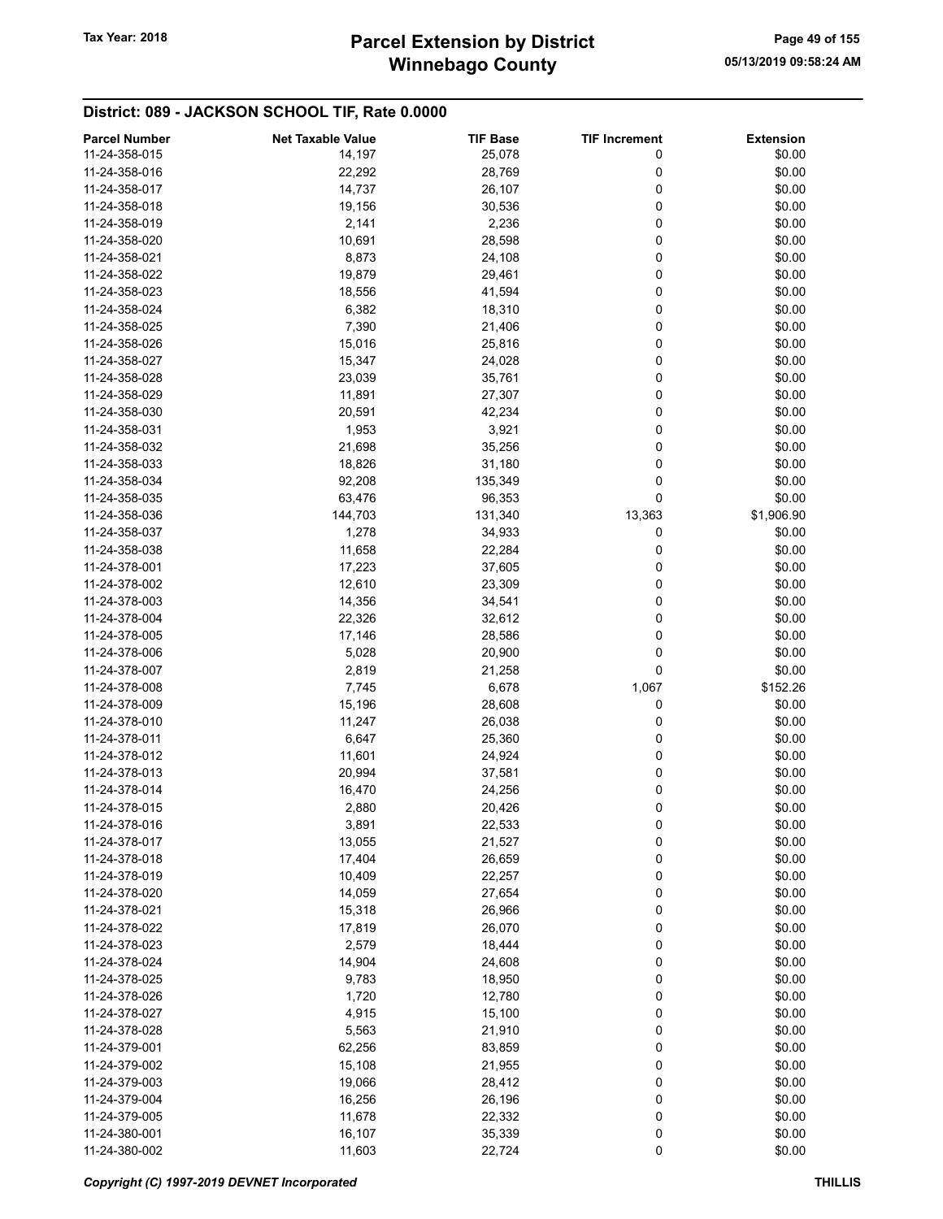## District: 089 - JACKSON SCHOOL TIF, Rate 0.0000

| Parcel Number | Net Taxable Value | TIF Base | TIF Increment | Extension |
|---|---|---|---|---|
| 11-24-358-015 | 14,197 | 25,078 | 0 | $0.00 |
| 11-24-358-016 | 22,292 | 28,769 | 0 | $0.00 |
| 11-24-358-017 | 14,737 | 26,107 | 0 | $0.00 |
| 11-24-358-018 | 19,156 | 30,536 | 0 | $0.00 |
| 11-24-358-019 | 2,141 | 2,236 | 0 | $0.00 |
| 11-24-358-020 | 10,691 | 28,598 | 0 | $0.00 |
| 11-24-358-021 | 8,873 | 24,108 | 0 | $0.00 |
| 11-24-358-022 | 19,879 | 29,461 | 0 | $0.00 |
| 11-24-358-023 | 18,556 | 41,594 | 0 | $0.00 |
| 11-24-358-024 | 6,382 | 18,310 | 0 | $0.00 |
| 11-24-358-025 | 7,390 | 21,406 | 0 | $0.00 |
| 11-24-358-026 | 15,016 | 25,816 | 0 | $0.00 |
| 11-24-358-027 | 15,347 | 24,028 | 0 | $0.00 |
| 11-24-358-028 | 23,039 | 35,761 | 0 | $0.00 |
| 11-24-358-029 | 11,891 | 27,307 | 0 | $0.00 |
| 11-24-358-030 | 20,591 | 42,234 | 0 | $0.00 |
| 11-24-358-031 | 1,953 | 3,921 | 0 | $0.00 |
| 11-24-358-032 | 21,698 | 35,256 | 0 | $0.00 |
| 11-24-358-033 | 18,826 | 31,180 | 0 | $0.00 |
| 11-24-358-034 | 92,208 | 135,349 | 0 | $0.00 |
| 11-24-358-035 | 63,476 | 96,353 | 0 | $0.00 |
| 11-24-358-036 | 144,703 | 131,340 | 13,363 | $1,906.90 |
| 11-24-358-037 | 1,278 | 34,933 | 0 | $0.00 |
| 11-24-358-038 | 11,658 | 22,284 | 0 | $0.00 |
| 11-24-378-001 | 17,223 | 37,605 | 0 | $0.00 |
| 11-24-378-002 | 12,610 | 23,309 | 0 | $0.00 |
| 11-24-378-003 | 14,356 | 34,541 | 0 | $0.00 |
| 11-24-378-004 | 22,326 | 32,612 | 0 | $0.00 |
| 11-24-378-005 | 17,146 | 28,586 | 0 | $0.00 |
| 11-24-378-006 | 5,028 | 20,900 | 0 | $0.00 |
| 11-24-378-007 | 2,819 | 21,258 | 0 | $0.00 |
| 11-24-378-008 | 7,745 | 6,678 | 1,067 | $152.26 |
| 11-24-378-009 | 15,196 | 28,608 | 0 | $0.00 |
| 11-24-378-010 | 11,247 | 26,038 | 0 | $0.00 |
| 11-24-378-011 | 6,647 | 25,360 | 0 | $0.00 |
| 11-24-378-012 | 11,601 | 24,924 | 0 | $0.00 |
| 11-24-378-013 | 20,994 | 37,581 | 0 | $0.00 |
| 11-24-378-014 | 16,470 | 24,256 | 0 | $0.00 |
| 11-24-378-015 | 2,880 | 20,426 | 0 | $0.00 |
| 11-24-378-016 | 3,891 | 22,533 | 0 | $0.00 |
| 11-24-378-017 | 13,055 | 21,527 | 0 | $0.00 |
| 11-24-378-018 | 17,404 | 26,659 | 0 | $0.00 |
| 11-24-378-019 | 10,409 | 22,257 | 0 | $0.00 |
| 11-24-378-020 | 14,059 | 27,654 | 0 | $0.00 |
| 11-24-378-021 | 15,318 | 26,966 | 0 | $0.00 |
| 11-24-378-022 | 17,819 | 26,070 | 0 | $0.00 |
| 11-24-378-023 | 2,579 | 18,444 | 0 | $0.00 |
| 11-24-378-024 | 14,904 | 24,608 | 0 | $0.00 |
| 11-24-378-025 | 9,783 | 18,950 | 0 | $0.00 |
| 11-24-378-026 | 1,720 | 12,780 | 0 | $0.00 |
| 11-24-378-027 | 4,915 | 15,100 | 0 | $0.00 |
| 11-24-378-028 | 5,563 | 21,910 | 0 | $0.00 |
| 11-24-379-001 | 62,256 | 83,859 | 0 | $0.00 |
| 11-24-379-002 | 15,108 | 21,955 | 0 | $0.00 |
| 11-24-379-003 | 19,066 | 28,412 | 0 | $0.00 |
| 11-24-379-004 | 16,256 | 26,196 | 0 | $0.00 |
| 11-24-379-005 | 11,678 | 22,332 | 0 | $0.00 |
| 11-24-380-001 | 16,107 | 35,339 | 0 | $0.00 |
| 11-24-380-002 | 11,603 | 22,724 | 0 | $0.00 |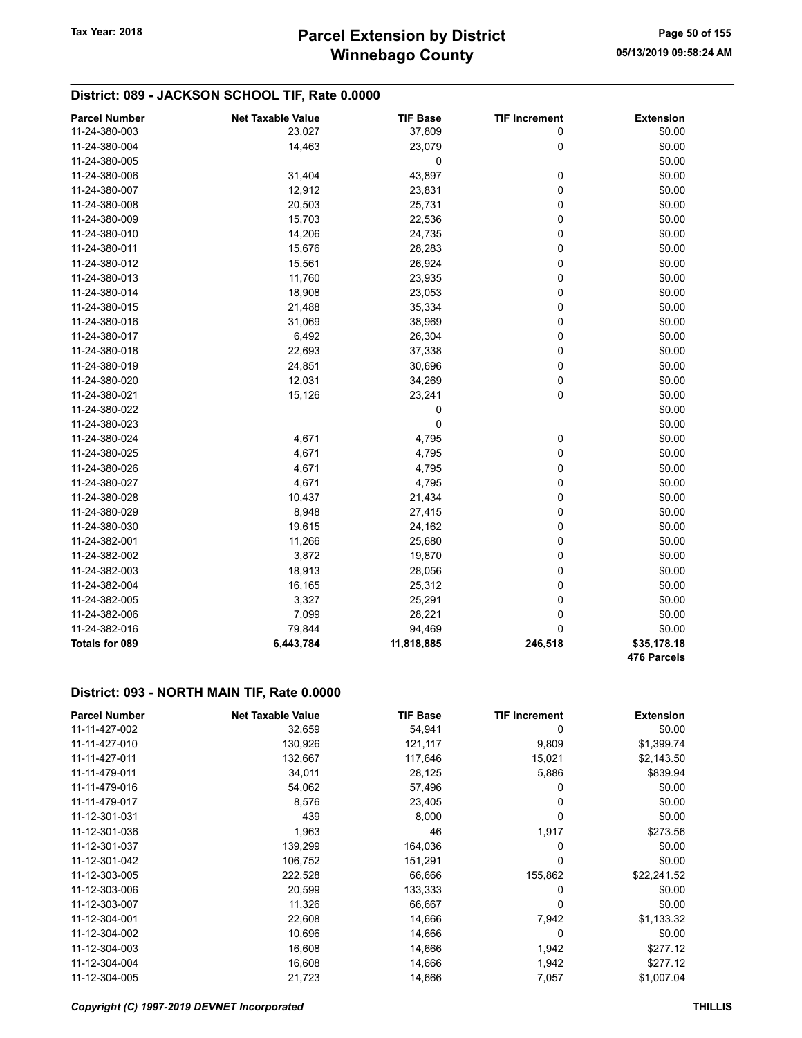## District: 089 - JACKSON SCHOOL TIF, Rate 0.0000

| Parcel Number | Net Taxable Value | TIF Base | TIF Increment | Extension |
|---|---|---|---|---|
| 11-24-380-003 | 23,027 | 37,809 | 0 | $0.00 |
| 11-24-380-004 | 14,463 | 23,079 | 0 | $0.00 |
| 11-24-380-005 | | 0 | | $0.00 |
| 11-24-380-006 | 31,404 | 43,897 | 0 | $0.00 |
| 11-24-380-007 | 12,912 | 23,831 | 0 | $0.00 |
| 11-24-380-008 | 20,503 | 25,731 | 0 | $0.00 |
| 11-24-380-009 | 15,703 | 22,536 | 0 | $0.00 |
| 11-24-380-010 | 14,206 | 24,735 | 0 | $0.00 |
| 11-24-380-011 | 15,676 | 28,283 | 0 | $0.00 |
| 11-24-380-012 | 15,561 | 26,924 | 0 | $0.00 |
| 11-24-380-013 | 11,760 | 23,935 | 0 | $0.00 |
| 11-24-380-014 | 18,908 | 23,053 | 0 | $0.00 |
| 11-24-380-015 | 21,488 | 35,334 | 0 | $0.00 |
| 11-24-380-016 | 31,069 | 38,969 | 0 | $0.00 |
| 11-24-380-017 | 6,492 | 26,304 | 0 | $0.00 |
| 11-24-380-018 | 22,693 | 37,338 | 0 | $0.00 |
| 11-24-380-019 | 24,851 | 30,696 | 0 | $0.00 |
| 11-24-380-020 | 12,031 | 34,269 | 0 | $0.00 |
| 11-24-380-021 | 15,126 | 23,241 | 0 | $0.00 |
| 11-24-380-022 | | 0 | | $0.00 |
| 11-24-380-023 | | 0 | | $0.00 |
| 11-24-380-024 | 4,671 | 4,795 | 0 | $0.00 |
| 11-24-380-025 | 4,671 | 4,795 | 0 | $0.00 |
| 11-24-380-026 | 4,671 | 4,795 | 0 | $0.00 |
| 11-24-380-027 | 4,671 | 4,795 | 0 | $0.00 |
| 11-24-380-028 | 10,437 | 21,434 | 0 | $0.00 |
| 11-24-380-029 | 8,948 | 27,415 | 0 | $0.00 |
| 11-24-380-030 | 19,615 | 24,162 | 0 | $0.00 |
| 11-24-382-001 | 11,266 | 25,680 | 0 | $0.00 |
| 11-24-382-002 | 3,872 | 19,870 | 0 | $0.00 |
| 11-24-382-003 | 18,913 | 28,056 | 0 | $0.00 |
| 11-24-382-004 | 16,165 | 25,312 | 0 | $0.00 |
| 11-24-382-005 | 3,327 | 25,291 | 0 | $0.00 |
| 11-24-382-006 | 7,099 | 28,221 | 0 | $0.00 |
| 11-24-382-016 | 79,844 | 94,469 | 0 | $0.00 |
| **Totals for 089** | **6,443,784** | **11,818,885** | **246,518** | **$35,178.18** |
| | | | | **476 Parcels** |

## District: 093 - NORTH MAIN TIF, Rate 0.0000

| Parcel Number | Net Taxable Value | TIF Base | TIF Increment | Extension |
|---|---|---|---|---|
| 11-11-427-002 | 32,659 | 54,941 | 0 | $0.00 |
| 11-11-427-010 | 130,926 | 121,117 | 9,809 | $1,399.74 |
| 11-11-427-011 | 132,667 | 117,646 | 15,021 | $2,143.50 |
| 11-11-479-011 | 34,011 | 28,125 | 5,886 | $839.94 |
| 11-11-479-016 | 54,062 | 57,496 | 0 | $0.00 |
| 11-11-479-017 | 8,576 | 23,405 | 0 | $0.00 |
| 11-12-301-031 | 439 | 8,000 | 0 | $0.00 |
| 11-12-301-036 | 1,963 | 46 | 1,917 | $273.56 |
| 11-12-301-037 | 139,299 | 164,036 | 0 | $0.00 |
| 11-12-301-042 | 106,752 | 151,291 | 0 | $0.00 |
| 11-12-303-005 | 222,528 | 66,666 | 155,862 | $22,241.52 |
| 11-12-303-006 | 20,599 | 133,333 | 0 | $0.00 |
| 11-12-303-007 | 11,326 | 66,667 | 0 | $0.00 |
| 11-12-304-001 | 22,608 | 14,666 | 7,942 | $1,133.32 |
| 11-12-304-002 | 10,696 | 14,666 | 0 | $0.00 |
| 11-12-304-003 | 16,608 | 14,666 | 1,942 | $277.12 |
| 11-12-304-004 | 16,608 | 14,666 | 1,942 | $277.12 |
| 11-12-304-005 | 21,723 | 14,666 | 7,057 | $1,007.04 |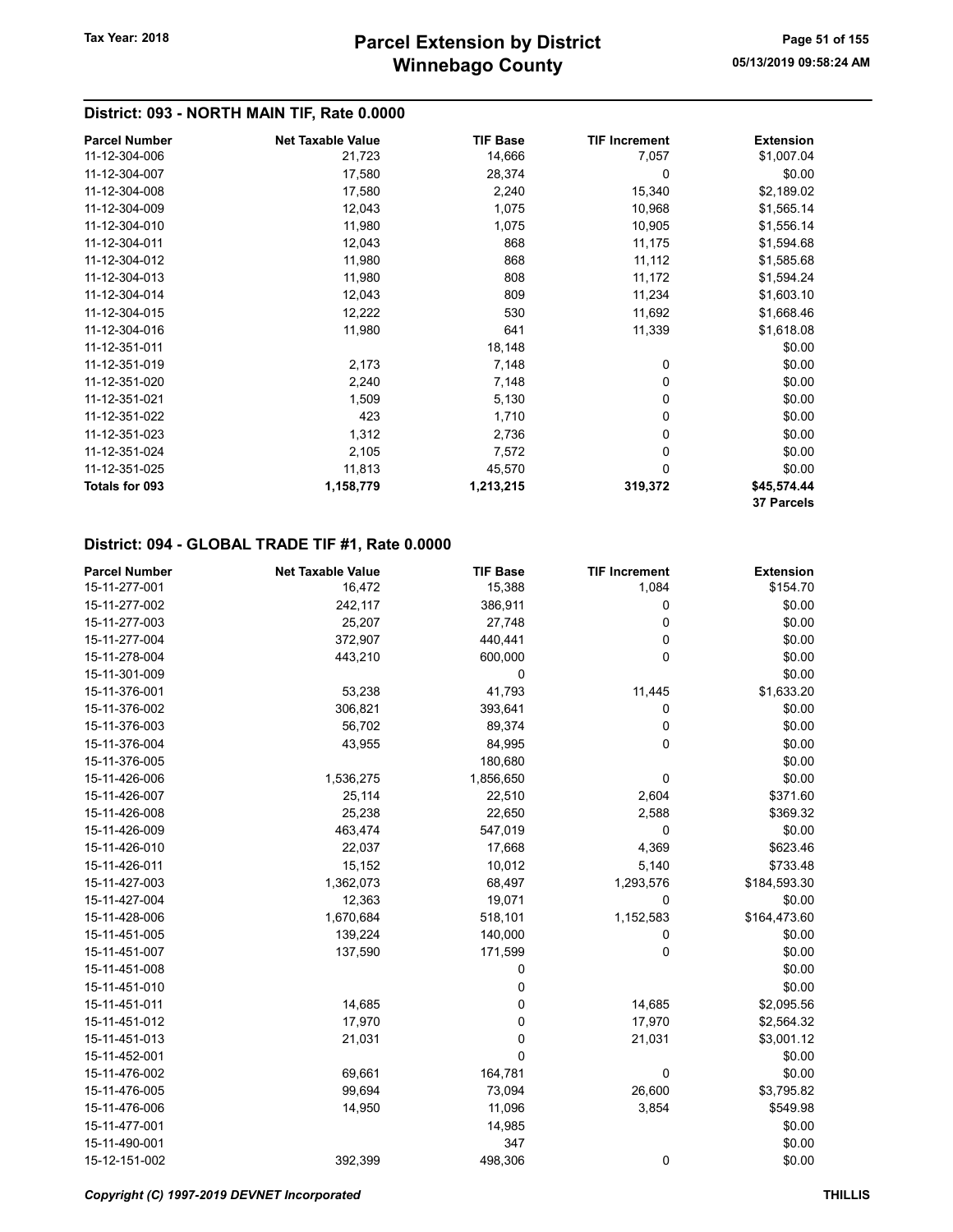## District: 093 - NORTH MAIN TIF, Rate 0.0000

| Parcel Number | Net Taxable Value | TIF Base | TIF Increment | Extension |
|---|---|---|---|---|
| 11-12-304-006 | 21,723 | 14,666 | 7,057 | $1,007.04 |
| 11-12-304-007 | 17,580 | 28,374 | 0 | $0.00 |
| 11-12-304-008 | 17,580 | 2,240 | 15,340 | $2,189.02 |
| 11-12-304-009 | 12,043 | 1,075 | 10,968 | $1,565.14 |
| 11-12-304-010 | 11,980 | 1,075 | 10,905 | $1,556.14 |
| 11-12-304-011 | 12,043 | 868 | 11,175 | $1,594.68 |
| 11-12-304-012 | 11,980 | 868 | 11,112 | $1,585.68 |
| 11-12-304-013 | 11,980 | 808 | 11,172 | $1,594.24 |
| 11-12-304-014 | 12,043 | 809 | 11,234 | $1,603.10 |
| 11-12-304-015 | 12,222 | 530 | 11,692 | $1,668.46 |
| 11-12-304-016 | 11,980 | 641 | 11,339 | $1,618.08 |
| 11-12-351-011 | | 18,148 | | $0.00 |
| 11-12-351-019 | 2,173 | 7,148 | 0 | $0.00 |
| 11-12-351-020 | 2,240 | 7,148 | 0 | $0.00 |
| 11-12-351-021 | 1,509 | 5,130 | 0 | $0.00 |
| 11-12-351-022 | 423 | 1,710 | 0 | $0.00 |
| 11-12-351-023 | 1,312 | 2,736 | 0 | $0.00 |
| 11-12-351-024 | 2,105 | 7,572 | 0 | $0.00 |
| 11-12-351-025 | 11,813 | 45,570 | 0 | $0.00 |
| **Totals for 093** | **1,158,779** | **1,213,215** | **319,372** | **$45,574.44** |
| | | | | **37 Parcels** |

## District: 094 - GLOBAL TRADE TIF #1, Rate 0.0000

| Parcel Number | Net Taxable Value | TIF Base | TIF Increment | Extension |
|---|---|---|---|---|
| 15-11-277-001 | 16,472 | 15,388 | 1,084 | $154.70 |
| 15-11-277-002 | 242,117 | 386,911 | 0 | $0.00 |
| 15-11-277-003 | 25,207 | 27,748 | 0 | $0.00 |
| 15-11-277-004 | 372,907 | 440,441 | 0 | $0.00 |
| 15-11-278-004 | 443,210 | 600,000 | 0 | $0.00 |
| 15-11-301-009 | | 0 | | $0.00 |
| 15-11-376-001 | 53,238 | 41,793 | 11,445 | $1,633.20 |
| 15-11-376-002 | 306,821 | 393,641 | 0 | $0.00 |
| 15-11-376-003 | 56,702 | 89,374 | 0 | $0.00 |
| 15-11-376-004 | 43,955 | 84,995 | 0 | $0.00 |
| 15-11-376-005 | | 180,680 | | $0.00 |
| 15-11-426-006 | 1,536,275 | 1,856,650 | 0 | $0.00 |
| 15-11-426-007 | 25,114 | 22,510 | 2,604 | $371.60 |
| 15-11-426-008 | 25,238 | 22,650 | 2,588 | $369.32 |
| 15-11-426-009 | 463,474 | 547,019 | 0 | $0.00 |
| 15-11-426-010 | 22,037 | 17,668 | 4,369 | $623.46 |
| 15-11-426-011 | 15,152 | 10,012 | 5,140 | $733.48 |
| 15-11-427-003 | 1,362,073 | 68,497 | 1,293,576 | $184,593.30 |
| 15-11-427-004 | 12,363 | 19,071 | 0 | $0.00 |
| 15-11-428-006 | 1,670,684 | 518,101 | 1,152,583 | $164,473.60 |
| 15-11-451-005 | 139,224 | 140,000 | 0 | $0.00 |
| 15-11-451-007 | 137,590 | 171,599 | 0 | $0.00 |
| 15-11-451-008 | | 0 | | $0.00 |
| 15-11-451-010 | | 0 | | $0.00 |
| 15-11-451-011 | 14,685 | 0 | 14,685 | $2,095.56 |
| 15-11-451-012 | 17,970 | 0 | 17,970 | $2,564.32 |
| 15-11-451-013 | 21,031 | 0 | 21,031 | $3,001.12 |
| 15-11-452-001 | | 0 | | $0.00 |
| 15-11-476-002 | 69,661 | 164,781 | 0 | $0.00 |
| 15-11-476-005 | 99,694 | 73,094 | 26,600 | $3,795.82 |
| 15-11-476-006 | 14,950 | 11,096 | 3,854 | $549.98 |
| 15-11-477-001 | | 14,985 | | $0.00 |
| 15-11-490-001 | | 347 | | $0.00 |
| 15-12-151-002 | 392,399 | 498,306 | 0 | $0.00 |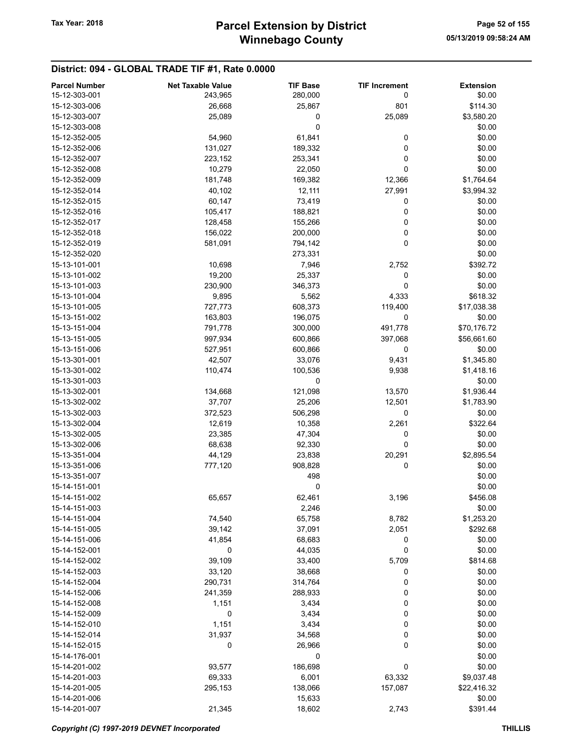# Parcel Extension by District
# Winnebago County

Tax Year: 2018

## District: 094 - GLOBAL TRADE TIF #1, Rate 0.0000

| Parcel Number | Net Taxable Value | TIF Base | TIF Increment | Extension |
|---|---|---|---|---|
| 15-12-303-001 | 243,965 | 280,000 | 0 | $0.00 |
| 15-12-303-006 | 26,668 | 25,867 | 801 | $114.30 |
| 15-12-303-007 | 25,089 | 0 | 25,089 | $3,580.20 |
| 15-12-303-008 | | 0 | | $0.00 |
| 15-12-352-005 | 54,960 | 61,841 | 0 | $0.00 |
| 15-12-352-006 | 131,027 | 189,332 | 0 | $0.00 |
| 15-12-352-007 | 223,152 | 253,341 | 0 | $0.00 |
| 15-12-352-008 | 10,279 | 22,050 | 0 | $0.00 |
| 15-12-352-009 | 181,748 | 169,382 | 12,366 | $1,764.64 |
| 15-12-352-014 | 40,102 | 12,111 | 27,991 | $3,994.32 |
| 15-12-352-015 | 60,147 | 73,419 | 0 | $0.00 |
| 15-12-352-016 | 105,417 | 188,821 | 0 | $0.00 |
| 15-12-352-017 | 128,458 | 155,266 | 0 | $0.00 |
| 15-12-352-018 | 156,022 | 200,000 | 0 | $0.00 |
| 15-12-352-019 | 581,091 | 794,142 | 0 | $0.00 |
| 15-12-352-020 | | 273,331 | | $0.00 |
| 15-13-101-001 | 10,698 | 7,946 | 2,752 | $392.72 |
| 15-13-101-002 | 19,200 | 25,337 | 0 | $0.00 |
| 15-13-101-003 | 230,900 | 346,373 | 0 | $0.00 |
| 15-13-101-004 | 9,895 | 5,562 | 4,333 | $618.32 |
| 15-13-101-005 | 727,773 | 608,373 | 119,400 | $17,038.38 |
| 15-13-151-002 | 163,803 | 196,075 | 0 | $0.00 |
| 15-13-151-004 | 791,778 | 300,000 | 491,778 | $70,176.72 |
| 15-13-151-005 | 997,934 | 600,866 | 397,068 | $56,661.60 |
| 15-13-151-006 | 527,951 | 600,866 | 0 | $0.00 |
| 15-13-301-001 | 42,507 | 33,076 | 9,431 | $1,345.80 |
| 15-13-301-002 | 110,474 | 100,536 | 9,938 | $1,418.16 |
| 15-13-301-003 | | 0 | | $0.00 |
| 15-13-302-001 | 134,668 | 121,098 | 13,570 | $1,936.44 |
| 15-13-302-002 | 37,707 | 25,206 | 12,501 | $1,783.90 |
| 15-13-302-003 | 372,523 | 506,298 | 0 | $0.00 |
| 15-13-302-004 | 12,619 | 10,358 | 2,261 | $322.64 |
| 15-13-302-005 | 23,385 | 47,304 | 0 | $0.00 |
| 15-13-302-006 | 68,638 | 92,330 | 0 | $0.00 |
| 15-13-351-004 | 44,129 | 23,838 | 20,291 | $2,895.54 |
| 15-13-351-006 | 777,120 | 908,828 | 0 | $0.00 |
| 15-13-351-007 | | 498 | | $0.00 |
| 15-14-151-001 | | 0 | | $0.00 |
| 15-14-151-002 | 65,657 | 62,461 | 3,196 | $456.08 |
| 15-14-151-003 | | 2,246 | | $0.00 |
| 15-14-151-004 | 74,540 | 65,758 | 8,782 | $1,253.20 |
| 15-14-151-005 | 39,142 | 37,091 | 2,051 | $292.68 |
| 15-14-151-006 | 41,854 | 68,683 | 0 | $0.00 |
| 15-14-152-001 | 0 | 44,035 | 0 | $0.00 |
| 15-14-152-002 | 39,109 | 33,400 | 5,709 | $814.68 |
| 15-14-152-003 | 33,120 | 38,668 | 0 | $0.00 |
| 15-14-152-004 | 290,731 | 314,764 | 0 | $0.00 |
| 15-14-152-006 | 241,359 | 288,933 | 0 | $0.00 |
| 15-14-152-008 | 1,151 | 3,434 | 0 | $0.00 |
| 15-14-152-009 | 0 | 3,434 | 0 | $0.00 |
| 15-14-152-010 | 1,151 | 3,434 | 0 | $0.00 |
| 15-14-152-014 | 31,937 | 34,568 | 0 | $0.00 |
| 15-14-152-015 | 0 | 26,966 | 0 | $0.00 |
| 15-14-176-001 | | 0 | | $0.00 |
| 15-14-201-002 | 93,577 | 186,698 | 0 | $0.00 |
| 15-14-201-003 | 69,333 | 6,001 | 63,332 | $9,037.48 |
| 15-14-201-005 | 295,153 | 138,066 | 157,087 | $22,416.32 |
| 15-14-201-006 | | 15,633 | | $0.00 |
| 15-14-201-007 | 21,345 | 18,602 | 2,743 | $391.44 |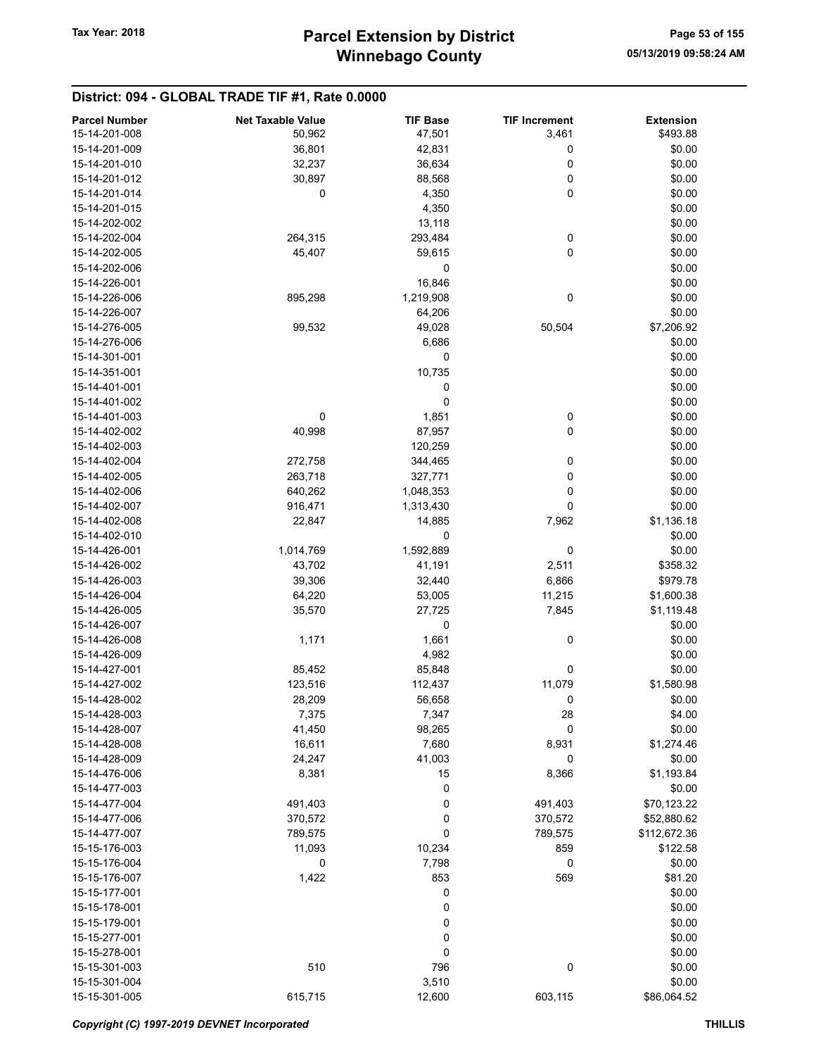## District: 094 - GLOBAL TRADE TIF #1, Rate 0.0000

| Parcel Number | Net Taxable Value | TIF Base | TIF Increment | Extension |
|---|---|---|---|---|
| 15-14-201-008 | 50,962 | 47,501 | 3,461 | $493.88 |
| 15-14-201-009 | 36,801 | 42,831 | 0 | $0.00 |
| 15-14-201-010 | 32,237 | 36,634 | 0 | $0.00 |
| 15-14-201-012 | 30,897 | 88,568 | 0 | $0.00 |
| 15-14-201-014 | 0 | 4,350 | 0 | $0.00 |
| 15-14-201-015 | | 4,350 | | $0.00 |
| 15-14-202-002 | | 13,118 | | $0.00 |
| 15-14-202-004 | 264,315 | 293,484 | 0 | $0.00 |
| 15-14-202-005 | 45,407 | 59,615 | 0 | $0.00 |
| 15-14-202-006 | | 0 | | $0.00 |
| 15-14-226-001 | | 16,846 | | $0.00 |
| 15-14-226-006 | 895,298 | 1,219,908 | 0 | $0.00 |
| 15-14-226-007 | | 64,206 | | $0.00 |
| 15-14-276-005 | 99,532 | 49,028 | 50,504 | $7,206.92 |
| 15-14-276-006 | | 6,686 | | $0.00 |
| 15-14-301-001 | | 0 | | $0.00 |
| 15-14-351-001 | | 10,735 | | $0.00 |
| 15-14-401-001 | | 0 | | $0.00 |
| 15-14-401-002 | | 0 | | $0.00 |
| 15-14-401-003 | 0 | 1,851 | 0 | $0.00 |
| 15-14-402-002 | 40,998 | 87,957 | 0 | $0.00 |
| 15-14-402-003 | | 120,259 | | $0.00 |
| 15-14-402-004 | 272,758 | 344,465 | 0 | $0.00 |
| 15-14-402-005 | 263,718 | 327,771 | 0 | $0.00 |
| 15-14-402-006 | 640,262 | 1,048,353 | 0 | $0.00 |
| 15-14-402-007 | 916,471 | 1,313,430 | 0 | $0.00 |
| 15-14-402-008 | 22,847 | 14,885 | 7,962 | $1,136.18 |
| 15-14-402-010 | | 0 | | $0.00 |
| 15-14-426-001 | 1,014,769 | 1,592,889 | 0 | $0.00 |
| 15-14-426-002 | 43,702 | 41,191 | 2,511 | $358.32 |
| 15-14-426-003 | 39,306 | 32,440 | 6,866 | $979.78 |
| 15-14-426-004 | 64,220 | 53,005 | 11,215 | $1,600.38 |
| 15-14-426-005 | 35,570 | 27,725 | 7,845 | $1,119.48 |
| 15-14-426-007 | | 0 | | $0.00 |
| 15-14-426-008 | 1,171 | 1,661 | 0 | $0.00 |
| 15-14-426-009 | | 4,982 | | $0.00 |
| 15-14-427-001 | 85,452 | 85,848 | 0 | $0.00 |
| 15-14-427-002 | 123,516 | 112,437 | 11,079 | $1,580.98 |
| 15-14-428-002 | 28,209 | 56,658 | 0 | $0.00 |
| 15-14-428-003 | 7,375 | 7,347 | 28 | $4.00 |
| 15-14-428-007 | 41,450 | 98,265 | 0 | $0.00 |
| 15-14-428-008 | 16,611 | 7,680 | 8,931 | $1,274.46 |
| 15-14-428-009 | 24,247 | 41,003 | 0 | $0.00 |
| 15-14-476-006 | 8,381 | 15 | 8,366 | $1,193.84 |
| 15-14-477-003 | | 0 | | $0.00 |
| 15-14-477-004 | 491,403 | 0 | 491,403 | $70,123.22 |
| 15-14-477-006 | 370,572 | 0 | 370,572 | $52,880.62 |
| 15-14-477-007 | 789,575 | 0 | 789,575 | $112,672.36 |
| 15-15-176-003 | 11,093 | 10,234 | 859 | $122.58 |
| 15-15-176-004 | 0 | 7,798 | 0 | $0.00 |
| 15-15-176-007 | 1,422 | 853 | 569 | $81.20 |
| 15-15-177-001 | | 0 | | $0.00 |
| 15-15-178-001 | | 0 | | $0.00 |
| 15-15-179-001 | | 0 | | $0.00 |
| 15-15-277-001 | | 0 | | $0.00 |
| 15-15-278-001 | | 0 | | $0.00 |
| 15-15-301-003 | 510 | 796 | 0 | $0.00 |
| 15-15-301-004 | | 3,510 | | $0.00 |
| 15-15-301-005 | 615,715 | 12,600 | 603,115 | $86,064.52 |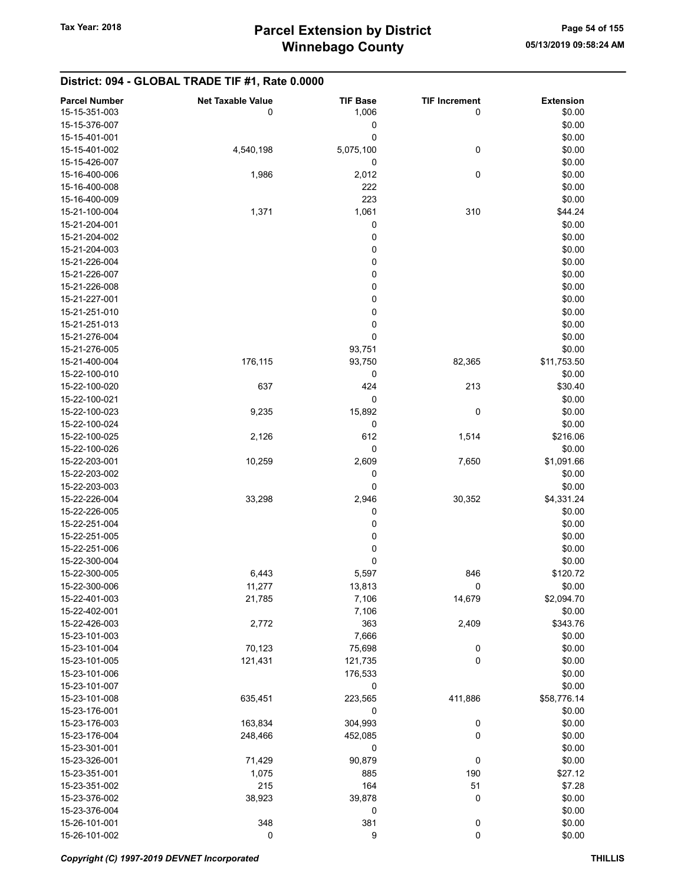## District: 094 - GLOBAL TRADE TIF #1, Rate 0.0000

| Parcel Number | Net Taxable Value | TIF Base | TIF Increment | Extension |
|---|---|---|---|---|
| 15-15-351-003 | 0 | 1,006 | 0 | $0.00 |
| 15-15-376-007 | | 0 | | $0.00 |
| 15-15-401-001 | | 0 | | $0.00 |
| 15-15-401-002 | 4,540,198 | 5,075,100 | 0 | $0.00 |
| 15-15-426-007 | | 0 | | $0.00 |
| 15-16-400-006 | 1,986 | 2,012 | 0 | $0.00 |
| 15-16-400-008 | | 222 | | $0.00 |
| 15-16-400-009 | | 223 | | $0.00 |
| 15-21-100-004 | 1,371 | 1,061 | 310 | $44.24 |
| 15-21-204-001 | | 0 | | $0.00 |
| 15-21-204-002 | | 0 | | $0.00 |
| 15-21-204-003 | | 0 | | $0.00 |
| 15-21-226-004 | | 0 | | $0.00 |
| 15-21-226-007 | | 0 | | $0.00 |
| 15-21-226-008 | | 0 | | $0.00 |
| 15-21-227-001 | | 0 | | $0.00 |
| 15-21-251-010 | | 0 | | $0.00 |
| 15-21-251-013 | | 0 | | $0.00 |
| 15-21-276-004 | | 0 | | $0.00 |
| 15-21-276-005 | | 93,751 | | $0.00 |
| 15-21-400-004 | 176,115 | 93,750 | 82,365 | $11,753.50 |
| 15-22-100-010 | | 0 | | $0.00 |
| 15-22-100-020 | 637 | 424 | 213 | $30.40 |
| 15-22-100-021 | | 0 | | $0.00 |
| 15-22-100-023 | 9,235 | 15,892 | 0 | $0.00 |
| 15-22-100-024 | | 0 | | $0.00 |
| 15-22-100-025 | 2,126 | 612 | 1,514 | $216.06 |
| 15-22-100-026 | | 0 | | $0.00 |
| 15-22-203-001 | 10,259 | 2,609 | 7,650 | $1,091.66 |
| 15-22-203-002 | | 0 | | $0.00 |
| 15-22-203-003 | | 0 | | $0.00 |
| 15-22-226-004 | 33,298 | 2,946 | 30,352 | $4,331.24 |
| 15-22-226-005 | | 0 | | $0.00 |
| 15-22-251-004 | | 0 | | $0.00 |
| 15-22-251-005 | | 0 | | $0.00 |
| 15-22-251-006 | | 0 | | $0.00 |
| 15-22-300-004 | | 0 | | $0.00 |
| 15-22-300-005 | 6,443 | 5,597 | 846 | $120.72 |
| 15-22-300-006 | 11,277 | 13,813 | 0 | $0.00 |
| 15-22-401-003 | 21,785 | 7,106 | 14,679 | $2,094.70 |
| 15-22-402-001 | | 7,106 | | $0.00 |
| 15-22-426-003 | 2,772 | 363 | 2,409 | $343.76 |
| 15-23-101-003 | | 7,666 | | $0.00 |
| 15-23-101-004 | 70,123 | 75,698 | 0 | $0.00 |
| 15-23-101-005 | 121,431 | 121,735 | 0 | $0.00 |
| 15-23-101-006 | | 176,533 | | $0.00 |
| 15-23-101-007 | | 0 | | $0.00 |
| 15-23-101-008 | 635,451 | 223,565 | 411,886 | $58,776.14 |
| 15-23-176-001 | | 0 | | $0.00 |
| 15-23-176-003 | 163,834 | 304,993 | 0 | $0.00 |
| 15-23-176-004 | 248,466 | 452,085 | 0 | $0.00 |
| 15-23-301-001 | | 0 | | $0.00 |
| 15-23-326-001 | 71,429 | 90,879 | 0 | $0.00 |
| 15-23-351-001 | 1,075 | 885 | 190 | $27.12 |
| 15-23-351-002 | 215 | 164 | 51 | $7.28 |
| 15-23-376-002 | 38,923 | 39,878 | 0 | $0.00 |
| 15-23-376-004 | | 0 | | $0.00 |
| 15-26-101-001 | 348 | 381 | 0 | $0.00 |
| 15-26-101-002 | 0 | 9 | 0 | $0.00 |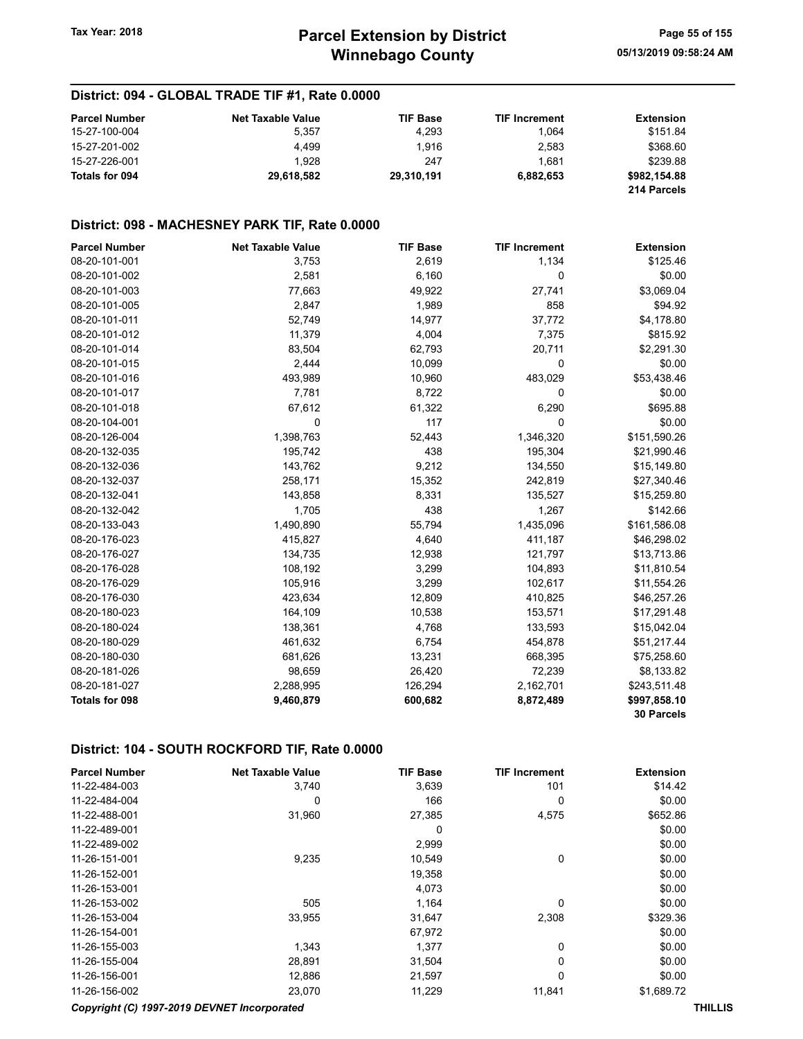## District: 094 - GLOBAL TRADE TIF #1, Rate 0.0000

| Parcel Number | Net Taxable Value | TIF Base | TIF Increment | Extension |
|---|---|---|---|---|
| 15-27-100-004 | 5,357 | 4,293 | 1,064 | $151.84 |
| 15-27-201-002 | 4,499 | 1,916 | 2,583 | $368.60 |
| 15-27-226-001 | 1,928 | 247 | 1,681 | $239.88 |
| **Totals for 094** | **29,618,582** | **29,310,191** | **6,882,653** | **$982,154.88** |
| | | | | **214 Parcels** |

## District: 098 - MACHESNEY PARK TIF, Rate 0.0000

| Parcel Number | Net Taxable Value | TIF Base | TIF Increment | Extension |
|---|---|---|---|---|
| 08-20-101-001 | 3,753 | 2,619 | 1,134 | $125.46 |
| 08-20-101-002 | 2,581 | 6,160 | 0 | $0.00 |
| 08-20-101-003 | 77,663 | 49,922 | 27,741 | $3,069.04 |
| 08-20-101-005 | 2,847 | 1,989 | 858 | $94.92 |
| 08-20-101-011 | 52,749 | 14,977 | 37,772 | $4,178.80 |
| 08-20-101-012 | 11,379 | 4,004 | 7,375 | $815.92 |
| 08-20-101-014 | 83,504 | 62,793 | 20,711 | $2,291.30 |
| 08-20-101-015 | 2,444 | 10,099 | 0 | $0.00 |
| 08-20-101-016 | 493,989 | 10,960 | 483,029 | $53,438.46 |
| 08-20-101-017 | 7,781 | 8,722 | 0 | $0.00 |
| 08-20-101-018 | 67,612 | 61,322 | 6,290 | $695.88 |
| 08-20-104-001 | 0 | 117 | 0 | $0.00 |
| 08-20-126-004 | 1,398,763 | 52,443 | 1,346,320 | $151,590.26 |
| 08-20-132-035 | 195,742 | 438 | 195,304 | $21,990.46 |
| 08-20-132-036 | 143,762 | 9,212 | 134,550 | $15,149.80 |
| 08-20-132-037 | 258,171 | 15,352 | 242,819 | $27,340.46 |
| 08-20-132-041 | 143,858 | 8,331 | 135,527 | $15,259.80 |
| 08-20-132-042 | 1,705 | 438 | 1,267 | $142.66 |
| 08-20-133-043 | 1,490,890 | 55,794 | 1,435,096 | $161,586.08 |
| 08-20-176-023 | 415,827 | 4,640 | 411,187 | $46,298.02 |
| 08-20-176-027 | 134,735 | 12,938 | 121,797 | $13,713.86 |
| 08-20-176-028 | 108,192 | 3,299 | 104,893 | $11,810.54 |
| 08-20-176-029 | 105,916 | 3,299 | 102,617 | $11,554.26 |
| 08-20-176-030 | 423,634 | 12,809 | 410,825 | $46,257.26 |
| 08-20-180-023 | 164,109 | 10,538 | 153,571 | $17,291.48 |
| 08-20-180-024 | 138,361 | 4,768 | 133,593 | $15,042.04 |
| 08-20-180-029 | 461,632 | 6,754 | 454,878 | $51,217.44 |
| 08-20-180-030 | 681,626 | 13,231 | 668,395 | $75,258.60 |
| 08-20-181-026 | 98,659 | 26,420 | 72,239 | $8,133.82 |
| 08-20-181-027 | 2,288,995 | 126,294 | 2,162,701 | $243,511.48 |
| **Totals for 098** | **9,460,879** | **600,682** | **8,872,489** | **$997,858.10** |
| | | | | **30 Parcels** |

## District: 104 - SOUTH ROCKFORD TIF, Rate 0.0000

| Parcel Number | Net Taxable Value | TIF Base | TIF Increment | Extension |
|---|---|---|---|---|
| 11-22-484-003 | 3,740 | 3,639 | 101 | $14.42 |
| 11-22-484-004 | 0 | 166 | 0 | $0.00 |
| 11-22-488-001 | 31,960 | 27,385 | 4,575 | $652.86 |
| 11-22-489-001 | | 0 | | $0.00 |
| 11-22-489-002 | | 2,999 | | $0.00 |
| 11-26-151-001 | 9,235 | 10,549 | 0 | $0.00 |
| 11-26-152-001 | | 19,358 | | $0.00 |
| 11-26-153-001 | | 4,073 | | $0.00 |
| 11-26-153-002 | 505 | 1,164 | 0 | $0.00 |
| 11-26-153-004 | 33,955 | 31,647 | 2,308 | $329.36 |
| 11-26-154-001 | | 67,972 | | $0.00 |
| 11-26-155-003 | 1,343 | 1,377 | 0 | $0.00 |
| 11-26-155-004 | 28,891 | 31,504 | 0 | $0.00 |
| 11-26-156-001 | 12,886 | 21,597 | 0 | $0.00 |
| 11-26-156-002 | 23,070 | 11,229 | 11,841 | $1,689.72 |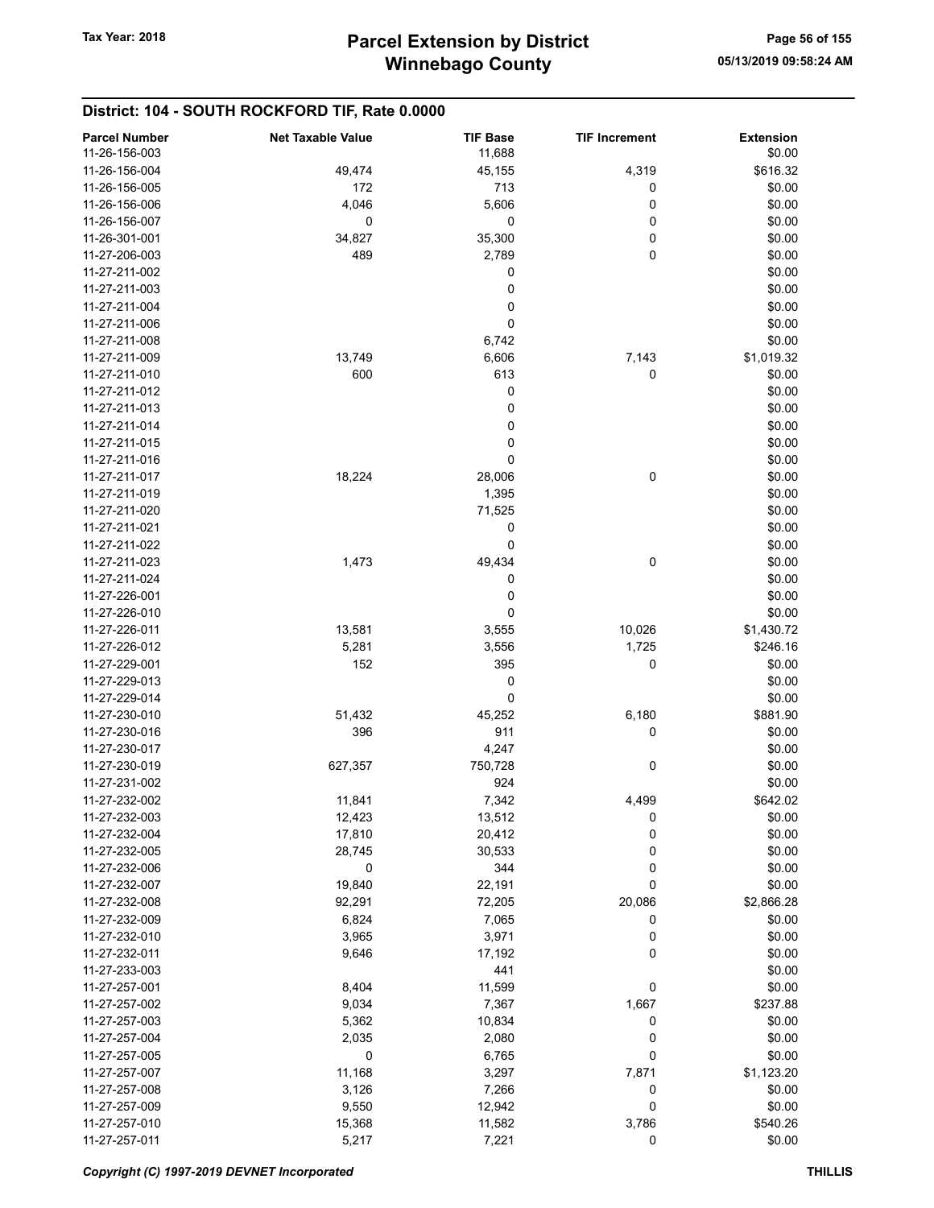## District: 104 - SOUTH ROCKFORD TIF, Rate 0.0000

| Parcel Number | Net Taxable Value | TIF Base | TIF Increment | Extension |
|---|---|---|---|---|
| 11-26-156-003 | | 11,688 | | $0.00 |
| 11-26-156-004 | 49,474 | 45,155 | 4,319 | $616.32 |
| 11-26-156-005 | 172 | 713 | 0 | $0.00 |
| 11-26-156-006 | 4,046 | 5,606 | 0 | $0.00 |
| 11-26-156-007 | 0 | 0 | 0 | $0.00 |
| 11-26-301-001 | 34,827 | 35,300 | 0 | $0.00 |
| 11-27-206-003 | 489 | 2,789 | 0 | $0.00 |
| 11-27-211-002 | | 0 | | $0.00 |
| 11-27-211-003 | | 0 | | $0.00 |
| 11-27-211-004 | | 0 | | $0.00 |
| 11-27-211-006 | | 0 | | $0.00 |
| 11-27-211-008 | | 6,742 | | $0.00 |
| 11-27-211-009 | 13,749 | 6,606 | 7,143 | $1,019.32 |
| 11-27-211-010 | 600 | 613 | 0 | $0.00 |
| 11-27-211-012 | | 0 | | $0.00 |
| 11-27-211-013 | | 0 | | $0.00 |
| 11-27-211-014 | | 0 | | $0.00 |
| 11-27-211-015 | | 0 | | $0.00 |
| 11-27-211-016 | | 0 | | $0.00 |
| 11-27-211-017 | 18,224 | 28,006 | 0 | $0.00 |
| 11-27-211-019 | | 1,395 | | $0.00 |
| 11-27-211-020 | | 71,525 | | $0.00 |
| 11-27-211-021 | | 0 | | $0.00 |
| 11-27-211-022 | | 0 | | $0.00 |
| 11-27-211-023 | 1,473 | 49,434 | 0 | $0.00 |
| 11-27-211-024 | | 0 | | $0.00 |
| 11-27-226-001 | | 0 | | $0.00 |
| 11-27-226-010 | | 0 | | $0.00 |
| 11-27-226-011 | 13,581 | 3,555 | 10,026 | $1,430.72 |
| 11-27-226-012 | 5,281 | 3,556 | 1,725 | $246.16 |
| 11-27-229-001 | 152 | 395 | 0 | $0.00 |
| 11-27-229-013 | | 0 | | $0.00 |
| 11-27-229-014 | | 0 | | $0.00 |
| 11-27-230-010 | 51,432 | 45,252 | 6,180 | $881.90 |
| 11-27-230-016 | 396 | 911 | 0 | $0.00 |
| 11-27-230-017 | | 4,247 | | $0.00 |
| 11-27-230-019 | 627,357 | 750,728 | 0 | $0.00 |
| 11-27-231-002 | | 924 | | $0.00 |
| 11-27-232-002 | 11,841 | 7,342 | 4,499 | $642.02 |
| 11-27-232-003 | 12,423 | 13,512 | 0 | $0.00 |
| 11-27-232-004 | 17,810 | 20,412 | 0 | $0.00 |
| 11-27-232-005 | 28,745 | 30,533 | 0 | $0.00 |
| 11-27-232-006 | 0 | 344 | 0 | $0.00 |
| 11-27-232-007 | 19,840 | 22,191 | 0 | $0.00 |
| 11-27-232-008 | 92,291 | 72,205 | 20,086 | $2,866.28 |
| 11-27-232-009 | 6,824 | 7,065 | 0 | $0.00 |
| 11-27-232-010 | 3,965 | 3,971 | 0 | $0.00 |
| 11-27-232-011 | 9,646 | 17,192 | 0 | $0.00 |
| 11-27-233-003 | | 441 | | $0.00 |
| 11-27-257-001 | 8,404 | 11,599 | 0 | $0.00 |
| 11-27-257-002 | 9,034 | 7,367 | 1,667 | $237.88 |
| 11-27-257-003 | 5,362 | 10,834 | 0 | $0.00 |
| 11-27-257-004 | 2,035 | 2,080 | 0 | $0.00 |
| 11-27-257-005 | 0 | 6,765 | 0 | $0.00 |
| 11-27-257-007 | 11,168 | 3,297 | 7,871 | $1,123.20 |
| 11-27-257-008 | 3,126 | 7,266 | 0 | $0.00 |
| 11-27-257-009 | 9,550 | 12,942 | 0 | $0.00 |
| 11-27-257-010 | 15,368 | 11,582 | 3,786 | $540.26 |
| 11-27-257-011 | 5,217 | 7,221 | 0 | $0.00 |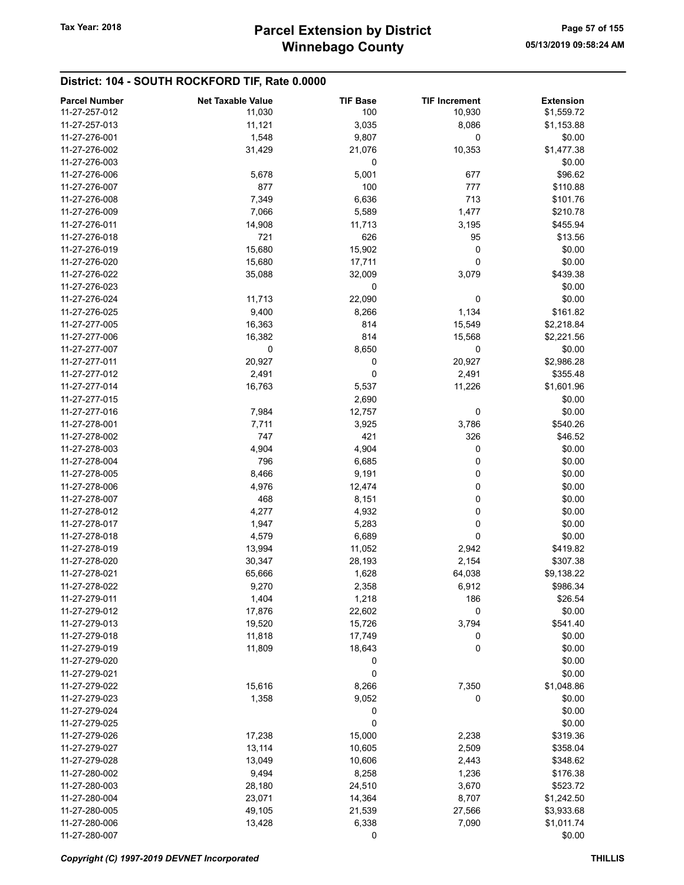## District: 104 - SOUTH ROCKFORD TIF, Rate 0.0000

| Parcel Number | Net Taxable Value | TIF Base | TIF Increment | Extension |
|---|---|---|---|---|
| 11-27-257-012 | 11,030 | 100 | 10,930 | $1,559.72 |
| 11-27-257-013 | 11,121 | 3,035 | 8,086 | $1,153.88 |
| 11-27-276-001 | 1,548 | 9,807 | 0 | $0.00 |
| 11-27-276-002 | 31,429 | 21,076 | 10,353 | $1,477.38 |
| 11-27-276-003 | | 0 | | $0.00 |
| 11-27-276-006 | 5,678 | 5,001 | 677 | $96.62 |
| 11-27-276-007 | 877 | 100 | 777 | $110.88 |
| 11-27-276-008 | 7,349 | 6,636 | 713 | $101.76 |
| 11-27-276-009 | 7,066 | 5,589 | 1,477 | $210.78 |
| 11-27-276-011 | 14,908 | 11,713 | 3,195 | $455.94 |
| 11-27-276-018 | 721 | 626 | 95 | $13.56 |
| 11-27-276-019 | 15,680 | 15,902 | 0 | $0.00 |
| 11-27-276-020 | 15,680 | 17,711 | 0 | $0.00 |
| 11-27-276-022 | 35,088 | 32,009 | 3,079 | $439.38 |
| 11-27-276-023 | | 0 | | $0.00 |
| 11-27-276-024 | 11,713 | 22,090 | 0 | $0.00 |
| 11-27-276-025 | 9,400 | 8,266 | 1,134 | $161.82 |
| 11-27-277-005 | 16,363 | 814 | 15,549 | $2,218.84 |
| 11-27-277-006 | 16,382 | 814 | 15,568 | $2,221.56 |
| 11-27-277-007 | 0 | 8,650 | 0 | $0.00 |
| 11-27-277-011 | 20,927 | 0 | 20,927 | $2,986.28 |
| 11-27-277-012 | 2,491 | 0 | 2,491 | $355.48 |
| 11-27-277-014 | 16,763 | 5,537 | 11,226 | $1,601.96 |
| 11-27-277-015 | | 2,690 | | $0.00 |
| 11-27-277-016 | 7,984 | 12,757 | 0 | $0.00 |
| 11-27-278-001 | 7,711 | 3,925 | 3,786 | $540.26 |
| 11-27-278-002 | 747 | 421 | 326 | $46.52 |
| 11-27-278-003 | 4,904 | 4,904 | 0 | $0.00 |
| 11-27-278-004 | 796 | 6,685 | 0 | $0.00 |
| 11-27-278-005 | 8,466 | 9,191 | 0 | $0.00 |
| 11-27-278-006 | 4,976 | 12,474 | 0 | $0.00 |
| 11-27-278-007 | 468 | 8,151 | 0 | $0.00 |
| 11-27-278-012 | 4,277 | 4,932 | 0 | $0.00 |
| 11-27-278-017 | 1,947 | 5,283 | 0 | $0.00 |
| 11-27-278-018 | 4,579 | 6,689 | 0 | $0.00 |
| 11-27-278-019 | 13,994 | 11,052 | 2,942 | $419.82 |
| 11-27-278-020 | 30,347 | 28,193 | 2,154 | $307.38 |
| 11-27-278-021 | 65,666 | 1,628 | 64,038 | $9,138.22 |
| 11-27-278-022 | 9,270 | 2,358 | 6,912 | $986.34 |
| 11-27-279-011 | 1,404 | 1,218 | 186 | $26.54 |
| 11-27-279-012 | 17,876 | 22,602 | 0 | $0.00 |
| 11-27-279-013 | 19,520 | 15,726 | 3,794 | $541.40 |
| 11-27-279-018 | 11,818 | 17,749 | 0 | $0.00 |
| 11-27-279-019 | 11,809 | 18,643 | 0 | $0.00 |
| 11-27-279-020 | | 0 | | $0.00 |
| 11-27-279-021 | | 0 | | $0.00 |
| 11-27-279-022 | 15,616 | 8,266 | 7,350 | $1,048.86 |
| 11-27-279-023 | 1,358 | 9,052 | 0 | $0.00 |
| 11-27-279-024 | | 0 | | $0.00 |
| 11-27-279-025 | | 0 | | $0.00 |
| 11-27-279-026 | 17,238 | 15,000 | 2,238 | $319.36 |
| 11-27-279-027 | 13,114 | 10,605 | 2,509 | $358.04 |
| 11-27-279-028 | 13,049 | 10,606 | 2,443 | $348.62 |
| 11-27-280-002 | 9,494 | 8,258 | 1,236 | $176.38 |
| 11-27-280-003 | 28,180 | 24,510 | 3,670 | $523.72 |
| 11-27-280-004 | 23,071 | 14,364 | 8,707 | $1,242.50 |
| 11-27-280-005 | 49,105 | 21,539 | 27,566 | $3,933.68 |
| 11-27-280-006 | 13,428 | 6,338 | 7,090 | $1,011.74 |
| 11-27-280-007 | | 0 | | $0.00 |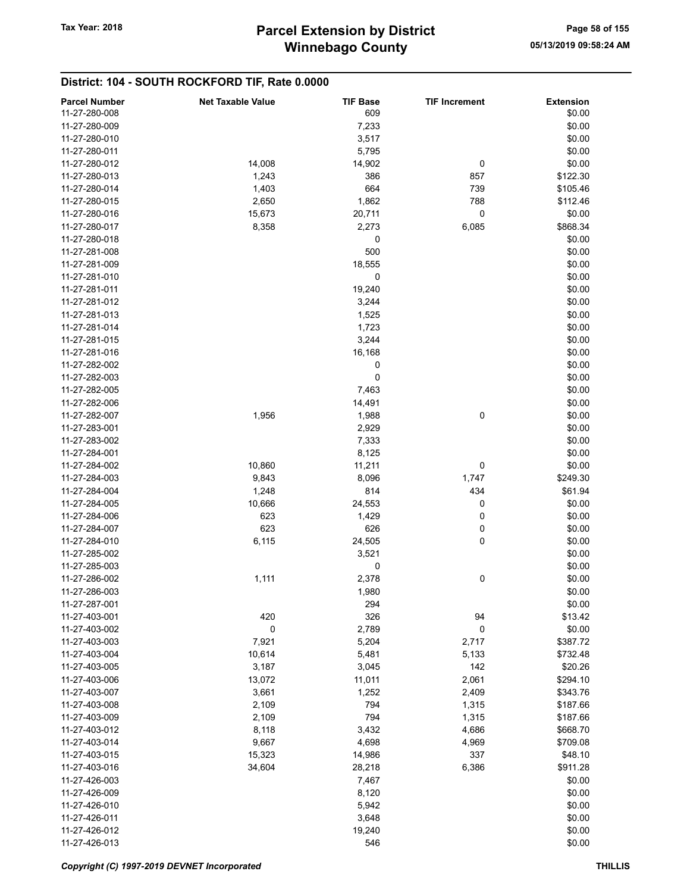## District: 104 - SOUTH ROCKFORD TIF, Rate 0.0000

| Parcel Number | Net Taxable Value | TIF Base | TIF Increment | Extension |
|---|---|---|---|---|
| 11-27-280-008 | | 609 | | $0.00 |
| 11-27-280-009 | | 7,233 | | $0.00 |
| 11-27-280-010 | | 3,517 | | $0.00 |
| 11-27-280-011 | | 5,795 | | $0.00 |
| 11-27-280-012 | 14,008 | 14,902 | 0 | $0.00 |
| 11-27-280-013 | 1,243 | 386 | 857 | $122.30 |
| 11-27-280-014 | 1,403 | 664 | 739 | $105.46 |
| 11-27-280-015 | 2,650 | 1,862 | 788 | $112.46 |
| 11-27-280-016 | 15,673 | 20,711 | 0 | $0.00 |
| 11-27-280-017 | 8,358 | 2,273 | 6,085 | $868.34 |
| 11-27-280-018 | | 0 | | $0.00 |
| 11-27-281-008 | | 500 | | $0.00 |
| 11-27-281-009 | | 18,555 | | $0.00 |
| 11-27-281-010 | | 0 | | $0.00 |
| 11-27-281-011 | | 19,240 | | $0.00 |
| 11-27-281-012 | | 3,244 | | $0.00 |
| 11-27-281-013 | | 1,525 | | $0.00 |
| 11-27-281-014 | | 1,723 | | $0.00 |
| 11-27-281-015 | | 3,244 | | $0.00 |
| 11-27-281-016 | | 16,168 | | $0.00 |
| 11-27-282-002 | | 0 | | $0.00 |
| 11-27-282-003 | | 0 | | $0.00 |
| 11-27-282-005 | | 7,463 | | $0.00 |
| 11-27-282-006 | | 14,491 | | $0.00 |
| 11-27-282-007 | 1,956 | 1,988 | 0 | $0.00 |
| 11-27-283-001 | | 2,929 | | $0.00 |
| 11-27-283-002 | | 7,333 | | $0.00 |
| 11-27-284-001 | | 8,125 | | $0.00 |
| 11-27-284-002 | 10,860 | 11,211 | 0 | $0.00 |
| 11-27-284-003 | 9,843 | 8,096 | 1,747 | $249.30 |
| 11-27-284-004 | 1,248 | 814 | 434 | $61.94 |
| 11-27-284-005 | 10,666 | 24,553 | 0 | $0.00 |
| 11-27-284-006 | 623 | 1,429 | 0 | $0.00 |
| 11-27-284-007 | 623 | 626 | 0 | $0.00 |
| 11-27-284-010 | 6,115 | 24,505 | 0 | $0.00 |
| 11-27-285-002 | | 3,521 | | $0.00 |
| 11-27-285-003 | | 0 | | $0.00 |
| 11-27-286-002 | 1,111 | 2,378 | 0 | $0.00 |
| 11-27-286-003 | | 1,980 | | $0.00 |
| 11-27-287-001 | | 294 | | $0.00 |
| 11-27-403-001 | 420 | 326 | 94 | $13.42 |
| 11-27-403-002 | 0 | 2,789 | 0 | $0.00 |
| 11-27-403-003 | 7,921 | 5,204 | 2,717 | $387.72 |
| 11-27-403-004 | 10,614 | 5,481 | 5,133 | $732.48 |
| 11-27-403-005 | 3,187 | 3,045 | 142 | $20.26 |
| 11-27-403-006 | 13,072 | 11,011 | 2,061 | $294.10 |
| 11-27-403-007 | 3,661 | 1,252 | 2,409 | $343.76 |
| 11-27-403-008 | 2,109 | 794 | 1,315 | $187.66 |
| 11-27-403-009 | 2,109 | 794 | 1,315 | $187.66 |
| 11-27-403-012 | 8,118 | 3,432 | 4,686 | $668.70 |
| 11-27-403-014 | 9,667 | 4,698 | 4,969 | $709.08 |
| 11-27-403-015 | 15,323 | 14,986 | 337 | $48.10 |
| 11-27-403-016 | 34,604 | 28,218 | 6,386 | $911.28 |
| 11-27-426-003 | | 7,467 | | $0.00 |
| 11-27-426-009 | | 8,120 | | $0.00 |
| 11-27-426-010 | | 5,942 | | $0.00 |
| 11-27-426-011 | | 3,648 | | $0.00 |
| 11-27-426-012 | | 19,240 | | $0.00 |
| 11-27-426-013 | | 546 | | $0.00 |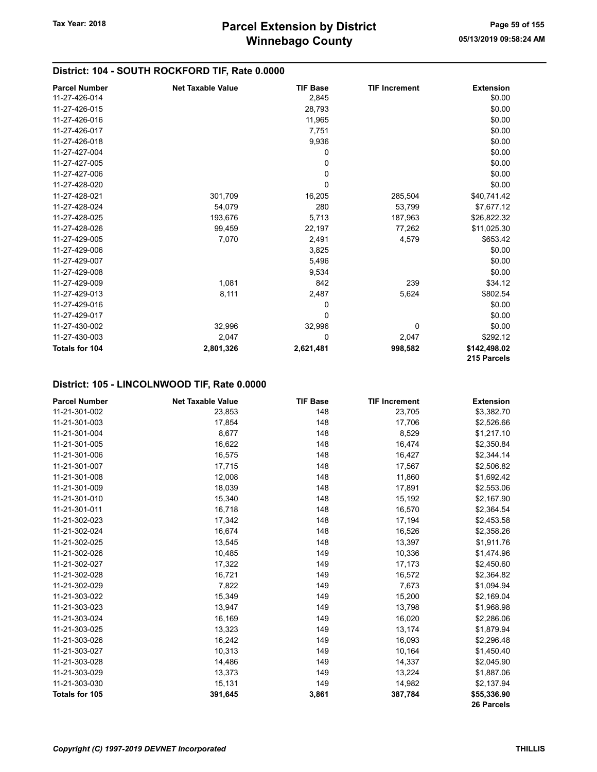## District: 104 - SOUTH ROCKFORD TIF, Rate 0.0000

| Parcel Number | Net Taxable Value | TIF Base | TIF Increment | Extension |
|---|---|---|---|---|
| 11-27-426-014 | | 2,845 | | $0.00 |
| 11-27-426-015 | | 28,793 | | $0.00 |
| 11-27-426-016 | | 11,965 | | $0.00 |
| 11-27-426-017 | | 7,751 | | $0.00 |
| 11-27-426-018 | | 9,936 | | $0.00 |
| 11-27-427-004 | | 0 | | $0.00 |
| 11-27-427-005 | | 0 | | $0.00 |
| 11-27-427-006 | | 0 | | $0.00 |
| 11-27-428-020 | | 0 | | $0.00 |
| 11-27-428-021 | 301,709 | 16,205 | 285,504 | $40,741.42 |
| 11-27-428-024 | 54,079 | 280 | 53,799 | $7,677.12 |
| 11-27-428-025 | 193,676 | 5,713 | 187,963 | $26,822.32 |
| 11-27-428-026 | 99,459 | 22,197 | 77,262 | $11,025.30 |
| 11-27-429-005 | 7,070 | 2,491 | 4,579 | $653.42 |
| 11-27-429-006 | | 3,825 | | $0.00 |
| 11-27-429-007 | | 5,496 | | $0.00 |
| 11-27-429-008 | | 9,534 | | $0.00 |
| 11-27-429-009 | 1,081 | 842 | 239 | $34.12 |
| 11-27-429-013 | 8,111 | 2,487 | 5,624 | $802.54 |
| 11-27-429-016 | | 0 | | $0.00 |
| 11-27-429-017 | | 0 | | $0.00 |
| 11-27-430-002 | 32,996 | 32,996 | 0 | $0.00 |
| 11-27-430-003 | 2,047 | 0 | 2,047 | $292.12 |
| **Totals for 104** | **2,801,326** | **2,621,481** | **998,582** | **$142,498.02** |
| | | | | **215 Parcels** |

## District: 105 - LINCOLNWOOD TIF, Rate 0.0000

| Parcel Number | Net Taxable Value | TIF Base | TIF Increment | Extension |
|---|---|---|---|---|
| 11-21-301-002 | 23,853 | 148 | 23,705 | $3,382.70 |
| 11-21-301-003 | 17,854 | 148 | 17,706 | $2,526.66 |
| 11-21-301-004 | 8,677 | 148 | 8,529 | $1,217.10 |
| 11-21-301-005 | 16,622 | 148 | 16,474 | $2,350.84 |
| 11-21-301-006 | 16,575 | 148 | 16,427 | $2,344.14 |
| 11-21-301-007 | 17,715 | 148 | 17,567 | $2,506.82 |
| 11-21-301-008 | 12,008 | 148 | 11,860 | $1,692.42 |
| 11-21-301-009 | 18,039 | 148 | 17,891 | $2,553.06 |
| 11-21-301-010 | 15,340 | 148 | 15,192 | $2,167.90 |
| 11-21-301-011 | 16,718 | 148 | 16,570 | $2,364.54 |
| 11-21-302-023 | 17,342 | 148 | 17,194 | $2,453.58 |
| 11-21-302-024 | 16,674 | 148 | 16,526 | $2,358.26 |
| 11-21-302-025 | 13,545 | 148 | 13,397 | $1,911.76 |
| 11-21-302-026 | 10,485 | 149 | 10,336 | $1,474.96 |
| 11-21-302-027 | 17,322 | 149 | 17,173 | $2,450.60 |
| 11-21-302-028 | 16,721 | 149 | 16,572 | $2,364.82 |
| 11-21-302-029 | 7,822 | 149 | 7,673 | $1,094.94 |
| 11-21-303-022 | 15,349 | 149 | 15,200 | $2,169.04 |
| 11-21-303-023 | 13,947 | 149 | 13,798 | $1,968.98 |
| 11-21-303-024 | 16,169 | 149 | 16,020 | $2,286.06 |
| 11-21-303-025 | 13,323 | 149 | 13,174 | $1,879.94 |
| 11-21-303-026 | 16,242 | 149 | 16,093 | $2,296.48 |
| 11-21-303-027 | 10,313 | 149 | 10,164 | $1,450.40 |
| 11-21-303-028 | 14,486 | 149 | 14,337 | $2,045.90 |
| 11-21-303-029 | 13,373 | 149 | 13,224 | $1,887.06 |
| 11-21-303-030 | 15,131 | 149 | 14,982 | $2,137.94 |
| **Totals for 105** | **391,645** | **3,861** | **387,784** | **$55,336.90** |
| | | | | **26 Parcels** |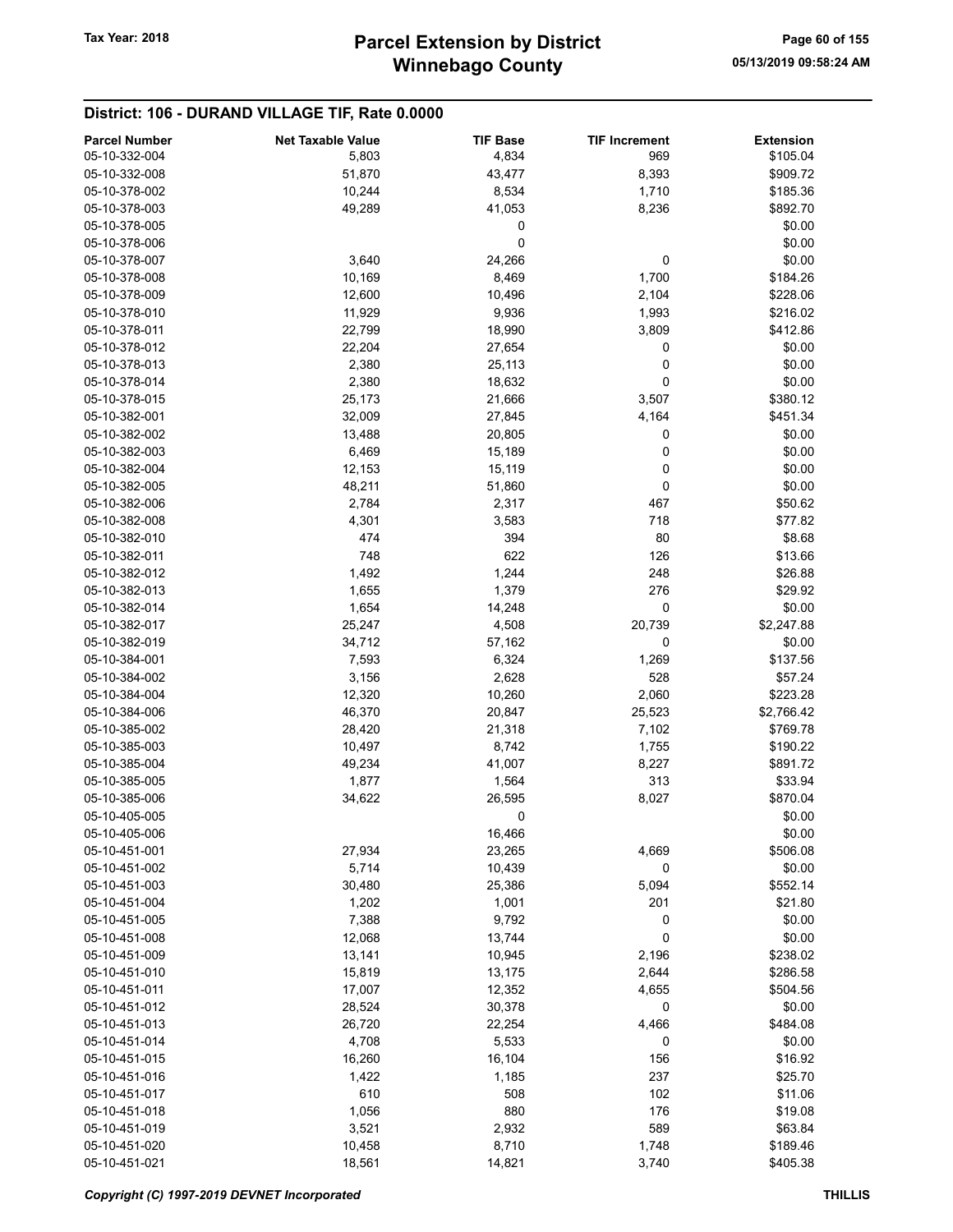## District: 106 - DURAND VILLAGE TIF, Rate 0.0000

| Parcel Number | Net Taxable Value | TIF Base | TIF Increment | Extension |
|---|---|---|---|---|
| 05-10-332-004 | 5,803 | 4,834 | 969 | $105.04 |
| 05-10-332-008 | 51,870 | 43,477 | 8,393 | $909.72 |
| 05-10-378-002 | 10,244 | 8,534 | 1,710 | $185.36 |
| 05-10-378-003 | 49,289 | 41,053 | 8,236 | $892.70 |
| 05-10-378-005 | | 0 | | $0.00 |
| 05-10-378-006 | | 0 | | $0.00 |
| 05-10-378-007 | 3,640 | 24,266 | 0 | $0.00 |
| 05-10-378-008 | 10,169 | 8,469 | 1,700 | $184.26 |
| 05-10-378-009 | 12,600 | 10,496 | 2,104 | $228.06 |
| 05-10-378-010 | 11,929 | 9,936 | 1,993 | $216.02 |
| 05-10-378-011 | 22,799 | 18,990 | 3,809 | $412.86 |
| 05-10-378-012 | 22,204 | 27,654 | 0 | $0.00 |
| 05-10-378-013 | 2,380 | 25,113 | 0 | $0.00 |
| 05-10-378-014 | 2,380 | 18,632 | 0 | $0.00 |
| 05-10-378-015 | 25,173 | 21,666 | 3,507 | $380.12 |
| 05-10-382-001 | 32,009 | 27,845 | 4,164 | $451.34 |
| 05-10-382-002 | 13,488 | 20,805 | 0 | $0.00 |
| 05-10-382-003 | 6,469 | 15,189 | 0 | $0.00 |
| 05-10-382-004 | 12,153 | 15,119 | 0 | $0.00 |
| 05-10-382-005 | 48,211 | 51,860 | 0 | $0.00 |
| 05-10-382-006 | 2,784 | 2,317 | 467 | $50.62 |
| 05-10-382-008 | 4,301 | 3,583 | 718 | $77.82 |
| 05-10-382-010 | 474 | 394 | 80 | $8.68 |
| 05-10-382-011 | 748 | 622 | 126 | $13.66 |
| 05-10-382-012 | 1,492 | 1,244 | 248 | $26.88 |
| 05-10-382-013 | 1,655 | 1,379 | 276 | $29.92 |
| 05-10-382-014 | 1,654 | 14,248 | 0 | $0.00 |
| 05-10-382-017 | 25,247 | 4,508 | 20,739 | $2,247.88 |
| 05-10-382-019 | 34,712 | 57,162 | 0 | $0.00 |
| 05-10-384-001 | 7,593 | 6,324 | 1,269 | $137.56 |
| 05-10-384-002 | 3,156 | 2,628 | 528 | $57.24 |
| 05-10-384-004 | 12,320 | 10,260 | 2,060 | $223.28 |
| 05-10-384-006 | 46,370 | 20,847 | 25,523 | $2,766.42 |
| 05-10-385-002 | 28,420 | 21,318 | 7,102 | $769.78 |
| 05-10-385-003 | 10,497 | 8,742 | 1,755 | $190.22 |
| 05-10-385-004 | 49,234 | 41,007 | 8,227 | $891.72 |
| 05-10-385-005 | 1,877 | 1,564 | 313 | $33.94 |
| 05-10-385-006 | 34,622 | 26,595 | 8,027 | $870.04 |
| 05-10-405-005 | | 0 | | $0.00 |
| 05-10-405-006 | | 16,466 | | $0.00 |
| 05-10-451-001 | 27,934 | 23,265 | 4,669 | $506.08 |
| 05-10-451-002 | 5,714 | 10,439 | 0 | $0.00 |
| 05-10-451-003 | 30,480 | 25,386 | 5,094 | $552.14 |
| 05-10-451-004 | 1,202 | 1,001 | 201 | $21.80 |
| 05-10-451-005 | 7,388 | 9,792 | 0 | $0.00 |
| 05-10-451-008 | 12,068 | 13,744 | 0 | $0.00 |
| 05-10-451-009 | 13,141 | 10,945 | 2,196 | $238.02 |
| 05-10-451-010 | 15,819 | 13,175 | 2,644 | $286.58 |
| 05-10-451-011 | 17,007 | 12,352 | 4,655 | $504.56 |
| 05-10-451-012 | 28,524 | 30,378 | 0 | $0.00 |
| 05-10-451-013 | 26,720 | 22,254 | 4,466 | $484.08 |
| 05-10-451-014 | 4,708 | 5,533 | 0 | $0.00 |
| 05-10-451-015 | 16,260 | 16,104 | 156 | $16.92 |
| 05-10-451-016 | 1,422 | 1,185 | 237 | $25.70 |
| 05-10-451-017 | 610 | 508 | 102 | $11.06 |
| 05-10-451-018 | 1,056 | 880 | 176 | $19.08 |
| 05-10-451-019 | 3,521 | 2,932 | 589 | $63.84 |
| 05-10-451-020 | 10,458 | 8,710 | 1,748 | $189.46 |
| 05-10-451-021 | 18,561 | 14,821 | 3,740 | $405.38 |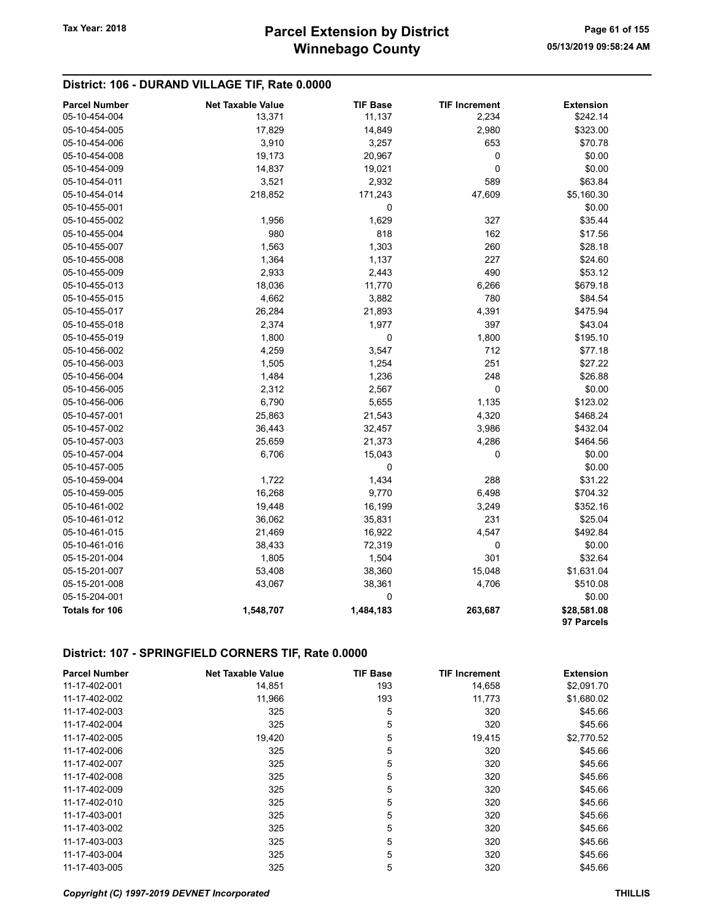## District: 106 - DURAND VILLAGE TIF, Rate 0.0000

| Parcel Number | Net Taxable Value | TIF Base | TIF Increment | Extension |
|---|---|---|---|---|
| 05-10-454-004 | 13,371 | 11,137 | 2,234 | $242.14 |
| 05-10-454-005 | 17,829 | 14,849 | 2,980 | $323.00 |
| 05-10-454-006 | 3,910 | 3,257 | 653 | $70.78 |
| 05-10-454-008 | 19,173 | 20,967 | 0 | $0.00 |
| 05-10-454-009 | 14,837 | 19,021 | 0 | $0.00 |
| 05-10-454-011 | 3,521 | 2,932 | 589 | $63.84 |
| 05-10-454-014 | 218,852 | 171,243 | 47,609 | $5,160.30 |
| 05-10-455-001 | | 0 | | $0.00 |
| 05-10-455-002 | 1,956 | 1,629 | 327 | $35.44 |
| 05-10-455-004 | 980 | 818 | 162 | $17.56 |
| 05-10-455-007 | 1,563 | 1,303 | 260 | $28.18 |
| 05-10-455-008 | 1,364 | 1,137 | 227 | $24.60 |
| 05-10-455-009 | 2,933 | 2,443 | 490 | $53.12 |
| 05-10-455-013 | 18,036 | 11,770 | 6,266 | $679.18 |
| 05-10-455-015 | 4,662 | 3,882 | 780 | $84.54 |
| 05-10-455-017 | 26,284 | 21,893 | 4,391 | $475.94 |
| 05-10-455-018 | 2,374 | 1,977 | 397 | $43.04 |
| 05-10-455-019 | 1,800 | 0 | 1,800 | $195.10 |
| 05-10-456-002 | 4,259 | 3,547 | 712 | $77.18 |
| 05-10-456-003 | 1,505 | 1,254 | 251 | $27.22 |
| 05-10-456-004 | 1,484 | 1,236 | 248 | $26.88 |
| 05-10-456-005 | 2,312 | 2,567 | 0 | $0.00 |
| 05-10-456-006 | 6,790 | 5,655 | 1,135 | $123.02 |
| 05-10-457-001 | 25,863 | 21,543 | 4,320 | $468.24 |
| 05-10-457-002 | 36,443 | 32,457 | 3,986 | $432.04 |
| 05-10-457-003 | 25,659 | 21,373 | 4,286 | $464.56 |
| 05-10-457-004 | 6,706 | 15,043 | 0 | $0.00 |
| 05-10-457-005 | | 0 | | $0.00 |
| 05-10-459-004 | 1,722 | 1,434 | 288 | $31.22 |
| 05-10-459-005 | 16,268 | 9,770 | 6,498 | $704.32 |
| 05-10-461-002 | 19,448 | 16,199 | 3,249 | $352.16 |
| 05-10-461-012 | 36,062 | 35,831 | 231 | $25.04 |
| 05-10-461-015 | 21,469 | 16,922 | 4,547 | $492.84 |
| 05-10-461-016 | 38,433 | 72,319 | 0 | $0.00 |
| 05-15-201-004 | 1,805 | 1,504 | 301 | $32.64 |
| 05-15-201-007 | 53,408 | 38,360 | 15,048 | $1,631.04 |
| 05-15-201-008 | 43,067 | 38,361 | 4,706 | $510.08 |
| 05-15-204-001 | | 0 | | $0.00 |
| **Totals for 106** | **1,548,707** | **1,484,183** | **263,687** | **$28,581.08** |
| | | | | **97 Parcels** |

## District: 107 - SPRINGFIELD CORNERS TIF, Rate 0.0000

| Parcel Number | Net Taxable Value | TIF Base | TIF Increment | Extension |
|---|---|---|---|---|
| 11-17-402-001 | 14,851 | 193 | 14,658 | $2,091.70 |
| 11-17-402-002 | 11,966 | 193 | 11,773 | $1,680.02 |
| 11-17-402-003 | 325 | 5 | 320 | $45.66 |
| 11-17-402-004 | 325 | 5 | 320 | $45.66 |
| 11-17-402-005 | 19,420 | 5 | 19,415 | $2,770.52 |
| 11-17-402-006 | 325 | 5 | 320 | $45.66 |
| 11-17-402-007 | 325 | 5 | 320 | $45.66 |
| 11-17-402-008 | 325 | 5 | 320 | $45.66 |
| 11-17-402-009 | 325 | 5 | 320 | $45.66 |
| 11-17-402-010 | 325 | 5 | 320 | $45.66 |
| 11-17-403-001 | 325 | 5 | 320 | $45.66 |
| 11-17-403-002 | 325 | 5 | 320 | $45.66 |
| 11-17-403-003 | 325 | 5 | 320 | $45.66 |
| 11-17-403-004 | 325 | 5 | 320 | $45.66 |
| 11-17-403-005 | 325 | 5 | 320 | $45.66 |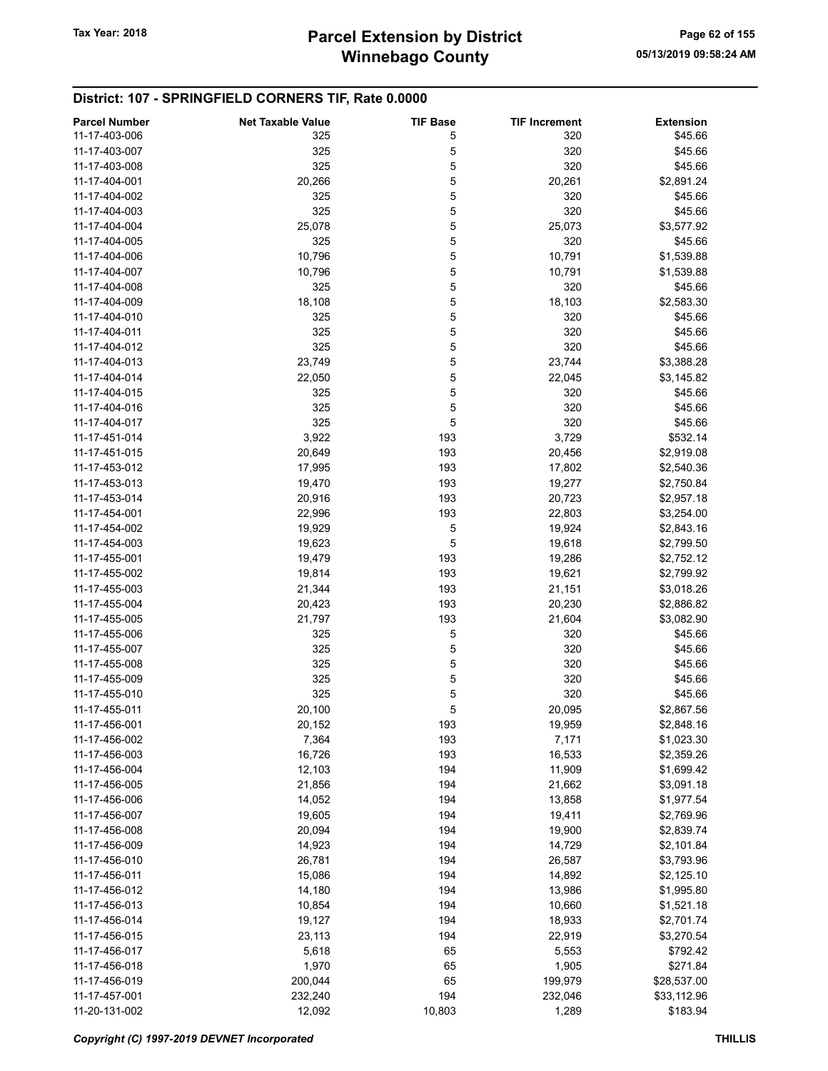## District: 107 - SPRINGFIELD CORNERS TIF, Rate 0.0000

| Parcel Number | Net Taxable Value | TIF Base | TIF Increment | Extension |
|---|---|---|---|---|
| 11-17-403-006 | 325 | 5 | 320 | $45.66 |
| 11-17-403-007 | 325 | 5 | 320 | $45.66 |
| 11-17-403-008 | 325 | 5 | 320 | $45.66 |
| 11-17-404-001 | 20,266 | 5 | 20,261 | $2,891.24 |
| 11-17-404-002 | 325 | 5 | 320 | $45.66 |
| 11-17-404-003 | 325 | 5 | 320 | $45.66 |
| 11-17-404-004 | 25,078 | 5 | 25,073 | $3,577.92 |
| 11-17-404-005 | 325 | 5 | 320 | $45.66 |
| 11-17-404-006 | 10,796 | 5 | 10,791 | $1,539.88 |
| 11-17-404-007 | 10,796 | 5 | 10,791 | $1,539.88 |
| 11-17-404-008 | 325 | 5 | 320 | $45.66 |
| 11-17-404-009 | 18,108 | 5 | 18,103 | $2,583.30 |
| 11-17-404-010 | 325 | 5 | 320 | $45.66 |
| 11-17-404-011 | 325 | 5 | 320 | $45.66 |
| 11-17-404-012 | 325 | 5 | 320 | $45.66 |
| 11-17-404-013 | 23,749 | 5 | 23,744 | $3,388.28 |
| 11-17-404-014 | 22,050 | 5 | 22,045 | $3,145.82 |
| 11-17-404-015 | 325 | 5 | 320 | $45.66 |
| 11-17-404-016 | 325 | 5 | 320 | $45.66 |
| 11-17-404-017 | 325 | 5 | 320 | $45.66 |
| 11-17-451-014 | 3,922 | 193 | 3,729 | $532.14 |
| 11-17-451-015 | 20,649 | 193 | 20,456 | $2,919.08 |
| 11-17-453-012 | 17,995 | 193 | 17,802 | $2,540.36 |
| 11-17-453-013 | 19,470 | 193 | 19,277 | $2,750.84 |
| 11-17-453-014 | 20,916 | 193 | 20,723 | $2,957.18 |
| 11-17-454-001 | 22,996 | 193 | 22,803 | $3,254.00 |
| 11-17-454-002 | 19,929 | 5 | 19,924 | $2,843.16 |
| 11-17-454-003 | 19,623 | 5 | 19,618 | $2,799.50 |
| 11-17-455-001 | 19,479 | 193 | 19,286 | $2,752.12 |
| 11-17-455-002 | 19,814 | 193 | 19,621 | $2,799.92 |
| 11-17-455-003 | 21,344 | 193 | 21,151 | $3,018.26 |
| 11-17-455-004 | 20,423 | 193 | 20,230 | $2,886.82 |
| 11-17-455-005 | 21,797 | 193 | 21,604 | $3,082.90 |
| 11-17-455-006 | 325 | 5 | 320 | $45.66 |
| 11-17-455-007 | 325 | 5 | 320 | $45.66 |
| 11-17-455-008 | 325 | 5 | 320 | $45.66 |
| 11-17-455-009 | 325 | 5 | 320 | $45.66 |
| 11-17-455-010 | 325 | 5 | 320 | $45.66 |
| 11-17-455-011 | 20,100 | 5 | 20,095 | $2,867.56 |
| 11-17-456-001 | 20,152 | 193 | 19,959 | $2,848.16 |
| 11-17-456-002 | 7,364 | 193 | 7,171 | $1,023.30 |
| 11-17-456-003 | 16,726 | 193 | 16,533 | $2,359.26 |
| 11-17-456-004 | 12,103 | 194 | 11,909 | $1,699.42 |
| 11-17-456-005 | 21,856 | 194 | 21,662 | $3,091.18 |
| 11-17-456-006 | 14,052 | 194 | 13,858 | $1,977.54 |
| 11-17-456-007 | 19,605 | 194 | 19,411 | $2,769.96 |
| 11-17-456-008 | 20,094 | 194 | 19,900 | $2,839.74 |
| 11-17-456-009 | 14,923 | 194 | 14,729 | $2,101.84 |
| 11-17-456-010 | 26,781 | 194 | 26,587 | $3,793.96 |
| 11-17-456-011 | 15,086 | 194 | 14,892 | $2,125.10 |
| 11-17-456-012 | 14,180 | 194 | 13,986 | $1,995.80 |
| 11-17-456-013 | 10,854 | 194 | 10,660 | $1,521.18 |
| 11-17-456-014 | 19,127 | 194 | 18,933 | $2,701.74 |
| 11-17-456-015 | 23,113 | 194 | 22,919 | $3,270.54 |
| 11-17-456-017 | 5,618 | 65 | 5,553 | $792.42 |
| 11-17-456-018 | 1,970 | 65 | 1,905 | $271.84 |
| 11-17-456-019 | 200,044 | 65 | 199,979 | $28,537.00 |
| 11-17-457-001 | 232,240 | 194 | 232,046 | $33,112.96 |
| 11-20-131-002 | 12,092 | 10,803 | 1,289 | $183.94 |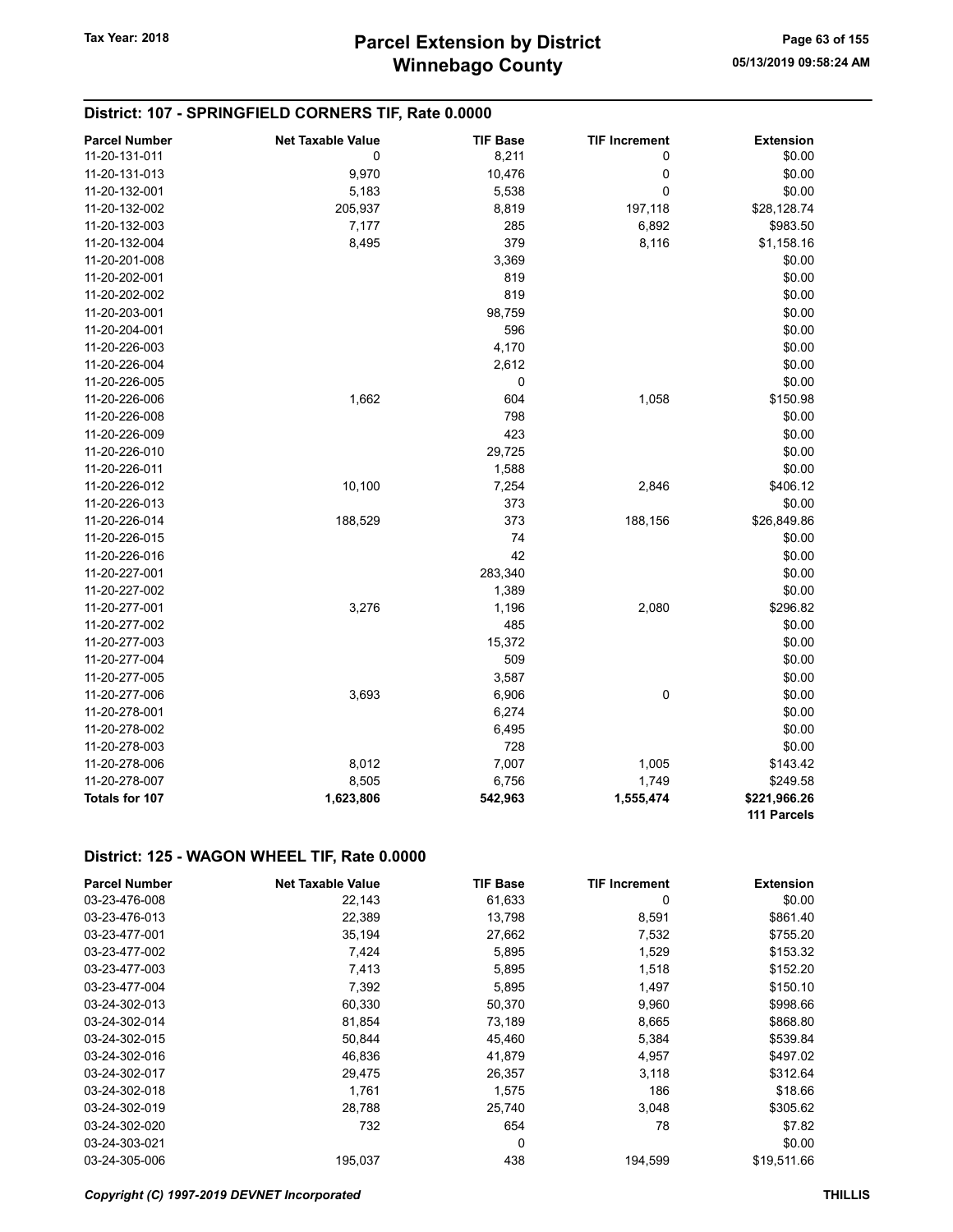## District: 107 - SPRINGFIELD CORNERS TIF, Rate 0.0000

| Parcel Number | Net Taxable Value | TIF Base | TIF Increment | Extension |
|---|---|---|---|---|
| 11-20-131-011 | 0 | 8,211 | 0 | $0.00 |
| 11-20-131-013 | 9,970 | 10,476 | 0 | $0.00 |
| 11-20-132-001 | 5,183 | 5,538 | 0 | $0.00 |
| 11-20-132-002 | 205,937 | 8,819 | 197,118 | $28,128.74 |
| 11-20-132-003 | 7,177 | 285 | 6,892 | $983.50 |
| 11-20-132-004 | 8,495 | 379 | 8,116 | $1,158.16 |
| 11-20-201-008 | | 3,369 | | $0.00 |
| 11-20-202-001 | | 819 | | $0.00 |
| 11-20-202-002 | | 819 | | $0.00 |
| 11-20-203-001 | | 98,759 | | $0.00 |
| 11-20-204-001 | | 596 | | $0.00 |
| 11-20-226-003 | | 4,170 | | $0.00 |
| 11-20-226-004 | | 2,612 | | $0.00 |
| 11-20-226-005 | | 0 | | $0.00 |
| 11-20-226-006 | 1,662 | 604 | 1,058 | $150.98 |
| 11-20-226-008 | | 798 | | $0.00 |
| 11-20-226-009 | | 423 | | $0.00 |
| 11-20-226-010 | | 29,725 | | $0.00 |
| 11-20-226-011 | | 1,588 | | $0.00 |
| 11-20-226-012 | 10,100 | 7,254 | 2,846 | $406.12 |
| 11-20-226-013 | | 373 | | $0.00 |
| 11-20-226-014 | 188,529 | 373 | 188,156 | $26,849.86 |
| 11-20-226-015 | | 74 | | $0.00 |
| 11-20-226-016 | | 42 | | $0.00 |
| 11-20-227-001 | | 283,340 | | $0.00 |
| 11-20-227-002 | | 1,389 | | $0.00 |
| 11-20-277-001 | 3,276 | 1,196 | 2,080 | $296.82 |
| 11-20-277-002 | | 485 | | $0.00 |
| 11-20-277-003 | | 15,372 | | $0.00 |
| 11-20-277-004 | | 509 | | $0.00 |
| 11-20-277-005 | | 3,587 | | $0.00 |
| 11-20-277-006 | 3,693 | 6,906 | 0 | $0.00 |
| 11-20-278-001 | | 6,274 | | $0.00 |
| 11-20-278-002 | | 6,495 | | $0.00 |
| 11-20-278-003 | | 728 | | $0.00 |
| 11-20-278-006 | 8,012 | 7,007 | 1,005 | $143.42 |
| 11-20-278-007 | 8,505 | 6,756 | 1,749 | $249.58 |
| **Totals for 107** | **1,623,806** | **542,963** | **1,555,474** | **$221,966.26** |
| | | | | **111 Parcels** |

## District: 125 - WAGON WHEEL TIF, Rate 0.0000

| Parcel Number | Net Taxable Value | TIF Base | TIF Increment | Extension |
|---|---|---|---|---|
| 03-23-476-008 | 22,143 | 61,633 | 0 | $0.00 |
| 03-23-476-013 | 22,389 | 13,798 | 8,591 | $861.40 |
| 03-23-477-001 | 35,194 | 27,662 | 7,532 | $755.20 |
| 03-23-477-002 | 7,424 | 5,895 | 1,529 | $153.32 |
| 03-23-477-003 | 7,413 | 5,895 | 1,518 | $152.20 |
| 03-23-477-004 | 7,392 | 5,895 | 1,497 | $150.10 |
| 03-24-302-013 | 60,330 | 50,370 | 9,960 | $998.66 |
| 03-24-302-014 | 81,854 | 73,189 | 8,665 | $868.80 |
| 03-24-302-015 | 50,844 | 45,460 | 5,384 | $539.84 |
| 03-24-302-016 | 46,836 | 41,879 | 4,957 | $497.02 |
| 03-24-302-017 | 29,475 | 26,357 | 3,118 | $312.64 |
| 03-24-302-018 | 1,761 | 1,575 | 186 | $18.66 |
| 03-24-302-019 | 28,788 | 25,740 | 3,048 | $305.62 |
| 03-24-302-020 | 732 | 654 | 78 | $7.82 |
| 03-24-303-021 | | 0 | | $0.00 |
| 03-24-305-006 | 195,037 | 438 | 194,599 | $19,511.66 |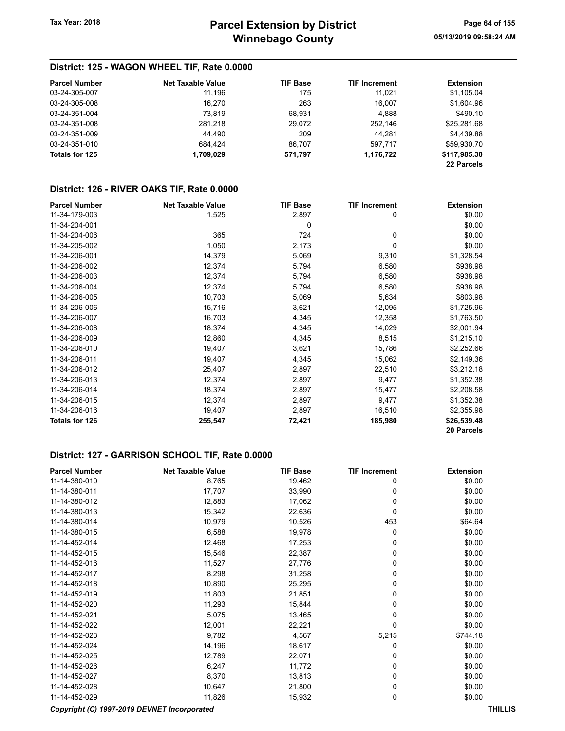## District: 125 - WAGON WHEEL TIF, Rate 0.0000

| Parcel Number | Net Taxable Value | TIF Base | TIF Increment | Extension |
|---|---|---|---|---|
| 03-24-305-007 | 11,196 | 175 | 11,021 | $1,105.04 |
| 03-24-305-008 | 16,270 | 263 | 16,007 | $1,604.96 |
| 03-24-351-004 | 73,819 | 68,931 | 4,888 | $490.10 |
| 03-24-351-008 | 281,218 | 29,072 | 252,146 | $25,281.68 |
| 03-24-351-009 | 44,490 | 209 | 44,281 | $4,439.88 |
| 03-24-351-010 | 684,424 | 86,707 | 597,717 | $59,930.70 |
| **Totals for 125** | **1,709,029** | **571,797** | **1,176,722** | **$117,985.30** |
| | | | | **22 Parcels** |

## District: 126 - RIVER OAKS TIF, Rate 0.0000

| Parcel Number | Net Taxable Value | TIF Base | TIF Increment | Extension |
|---|---|---|---|---|
| 11-34-179-003 | 1,525 | 2,897 | 0 | $0.00 |
| 11-34-204-001 | | 0 | | $0.00 |
| 11-34-204-006 | 365 | 724 | 0 | $0.00 |
| 11-34-205-002 | 1,050 | 2,173 | 0 | $0.00 |
| 11-34-206-001 | 14,379 | 5,069 | 9,310 | $1,328.54 |
| 11-34-206-002 | 12,374 | 5,794 | 6,580 | $938.98 |
| 11-34-206-003 | 12,374 | 5,794 | 6,580 | $938.98 |
| 11-34-206-004 | 12,374 | 5,794 | 6,580 | $938.98 |
| 11-34-206-005 | 10,703 | 5,069 | 5,634 | $803.98 |
| 11-34-206-006 | 15,716 | 3,621 | 12,095 | $1,725.96 |
| 11-34-206-007 | 16,703 | 4,345 | 12,358 | $1,763.50 |
| 11-34-206-008 | 18,374 | 4,345 | 14,029 | $2,001.94 |
| 11-34-206-009 | 12,860 | 4,345 | 8,515 | $1,215.10 |
| 11-34-206-010 | 19,407 | 3,621 | 15,786 | $2,252.66 |
| 11-34-206-011 | 19,407 | 4,345 | 15,062 | $2,149.36 |
| 11-34-206-012 | 25,407 | 2,897 | 22,510 | $3,212.18 |
| 11-34-206-013 | 12,374 | 2,897 | 9,477 | $1,352.38 |
| 11-34-206-014 | 18,374 | 2,897 | 15,477 | $2,208.58 |
| 11-34-206-015 | 12,374 | 2,897 | 9,477 | $1,352.38 |
| 11-34-206-016 | 19,407 | 2,897 | 16,510 | $2,355.98 |
| **Totals for 126** | **255,547** | **72,421** | **185,980** | **$26,539.48** |
| | | | | **20 Parcels** |

## District: 127 - GARRISON SCHOOL TIF, Rate 0.0000

| Parcel Number | Net Taxable Value | TIF Base | TIF Increment | Extension |
|---|---|---|---|---|
| 11-14-380-010 | 8,765 | 19,462 | 0 | $0.00 |
| 11-14-380-011 | 17,707 | 33,990 | 0 | $0.00 |
| 11-14-380-012 | 12,883 | 17,062 | 0 | $0.00 |
| 11-14-380-013 | 15,342 | 22,636 | 0 | $0.00 |
| 11-14-380-014 | 10,979 | 10,526 | 453 | $64.64 |
| 11-14-380-015 | 6,588 | 19,978 | 0 | $0.00 |
| 11-14-452-014 | 12,468 | 17,253 | 0 | $0.00 |
| 11-14-452-015 | 15,546 | 22,387 | 0 | $0.00 |
| 11-14-452-016 | 11,527 | 27,776 | 0 | $0.00 |
| 11-14-452-017 | 8,298 | 31,258 | 0 | $0.00 |
| 11-14-452-018 | 10,890 | 25,295 | 0 | $0.00 |
| 11-14-452-019 | 11,803 | 21,851 | 0 | $0.00 |
| 11-14-452-020 | 11,293 | 15,844 | 0 | $0.00 |
| 11-14-452-021 | 5,075 | 13,465 | 0 | $0.00 |
| 11-14-452-022 | 12,001 | 22,221 | 0 | $0.00 |
| 11-14-452-023 | 9,782 | 4,567 | 5,215 | $744.18 |
| 11-14-452-024 | 14,196 | 18,617 | 0 | $0.00 |
| 11-14-452-025 | 12,789 | 22,071 | 0 | $0.00 |
| 11-14-452-026 | 6,247 | 11,772 | 0 | $0.00 |
| 11-14-452-027 | 8,370 | 13,813 | 0 | $0.00 |
| 11-14-452-028 | 10,647 | 21,800 | 0 | $0.00 |
| 11-14-452-029 | 11,826 | 15,932 | 0 | $0.00 |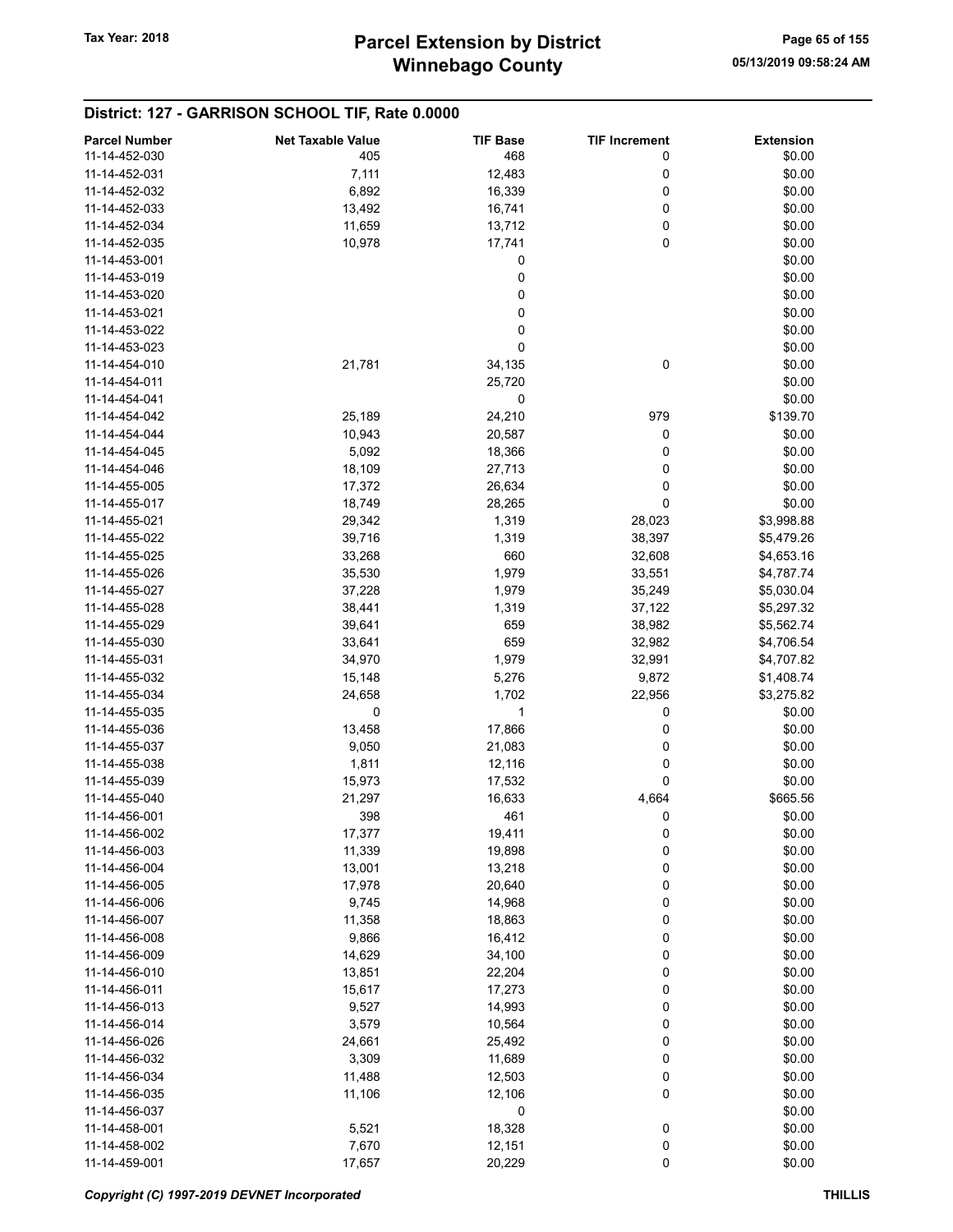## District: 127 - GARRISON SCHOOL TIF, Rate 0.0000

| Parcel Number | Net Taxable Value | TIF Base | TIF Increment | Extension |
|---|---|---|---|---|
| 11-14-452-030 | 405 | 468 | 0 | $0.00 |
| 11-14-452-031 | 7,111 | 12,483 | 0 | $0.00 |
| 11-14-452-032 | 6,892 | 16,339 | 0 | $0.00 |
| 11-14-452-033 | 13,492 | 16,741 | 0 | $0.00 |
| 11-14-452-034 | 11,659 | 13,712 | 0 | $0.00 |
| 11-14-452-035 | 10,978 | 17,741 | 0 | $0.00 |
| 11-14-453-001 | | 0 | | $0.00 |
| 11-14-453-019 | | 0 | | $0.00 |
| 11-14-453-020 | | 0 | | $0.00 |
| 11-14-453-021 | | 0 | | $0.00 |
| 11-14-453-022 | | 0 | | $0.00 |
| 11-14-453-023 | | 0 | | $0.00 |
| 11-14-454-010 | 21,781 | 34,135 | 0 | $0.00 |
| 11-14-454-011 | | 25,720 | | $0.00 |
| 11-14-454-041 | | 0 | | $0.00 |
| 11-14-454-042 | 25,189 | 24,210 | 979 | $139.70 |
| 11-14-454-044 | 10,943 | 20,587 | 0 | $0.00 |
| 11-14-454-045 | 5,092 | 18,366 | 0 | $0.00 |
| 11-14-454-046 | 18,109 | 27,713 | 0 | $0.00 |
| 11-14-455-005 | 17,372 | 26,634 | 0 | $0.00 |
| 11-14-455-017 | 18,749 | 28,265 | 0 | $0.00 |
| 11-14-455-021 | 29,342 | 1,319 | 28,023 | $3,998.88 |
| 11-14-455-022 | 39,716 | 1,319 | 38,397 | $5,479.26 |
| 11-14-455-025 | 33,268 | 660 | 32,608 | $4,653.16 |
| 11-14-455-026 | 35,530 | 1,979 | 33,551 | $4,787.74 |
| 11-14-455-027 | 37,228 | 1,979 | 35,249 | $5,030.04 |
| 11-14-455-028 | 38,441 | 1,319 | 37,122 | $5,297.32 |
| 11-14-455-029 | 39,641 | 659 | 38,982 | $5,562.74 |
| 11-14-455-030 | 33,641 | 659 | 32,982 | $4,706.54 |
| 11-14-455-031 | 34,970 | 1,979 | 32,991 | $4,707.82 |
| 11-14-455-032 | 15,148 | 5,276 | 9,872 | $1,408.74 |
| 11-14-455-034 | 24,658 | 1,702 | 22,956 | $3,275.82 |
| 11-14-455-035 | 0 | 1 | 0 | $0.00 |
| 11-14-455-036 | 13,458 | 17,866 | 0 | $0.00 |
| 11-14-455-037 | 9,050 | 21,083 | 0 | $0.00 |
| 11-14-455-038 | 1,811 | 12,116 | 0 | $0.00 |
| 11-14-455-039 | 15,973 | 17,532 | 0 | $0.00 |
| 11-14-455-040 | 21,297 | 16,633 | 4,664 | $665.56 |
| 11-14-456-001 | 398 | 461 | 0 | $0.00 |
| 11-14-456-002 | 17,377 | 19,411 | 0 | $0.00 |
| 11-14-456-003 | 11,339 | 19,898 | 0 | $0.00 |
| 11-14-456-004 | 13,001 | 13,218 | 0 | $0.00 |
| 11-14-456-005 | 17,978 | 20,640 | 0 | $0.00 |
| 11-14-456-006 | 9,745 | 14,968 | 0 | $0.00 |
| 11-14-456-007 | 11,358 | 18,863 | 0 | $0.00 |
| 11-14-456-008 | 9,866 | 16,412 | 0 | $0.00 |
| 11-14-456-009 | 14,629 | 34,100 | 0 | $0.00 |
| 11-14-456-010 | 13,851 | 22,204 | 0 | $0.00 |
| 11-14-456-011 | 15,617 | 17,273 | 0 | $0.00 |
| 11-14-456-013 | 9,527 | 14,993 | 0 | $0.00 |
| 11-14-456-014 | 3,579 | 10,564 | 0 | $0.00 |
| 11-14-456-026 | 24,661 | 25,492 | 0 | $0.00 |
| 11-14-456-032 | 3,309 | 11,689 | 0 | $0.00 |
| 11-14-456-034 | 11,488 | 12,503 | 0 | $0.00 |
| 11-14-456-035 | 11,106 | 12,106 | 0 | $0.00 |
| 11-14-456-037 | | 0 | | $0.00 |
| 11-14-458-001 | 5,521 | 18,328 | 0 | $0.00 |
| 11-14-458-002 | 7,670 | 12,151 | 0 | $0.00 |
| 11-14-459-001 | 17,657 | 20,229 | 0 | $0.00 |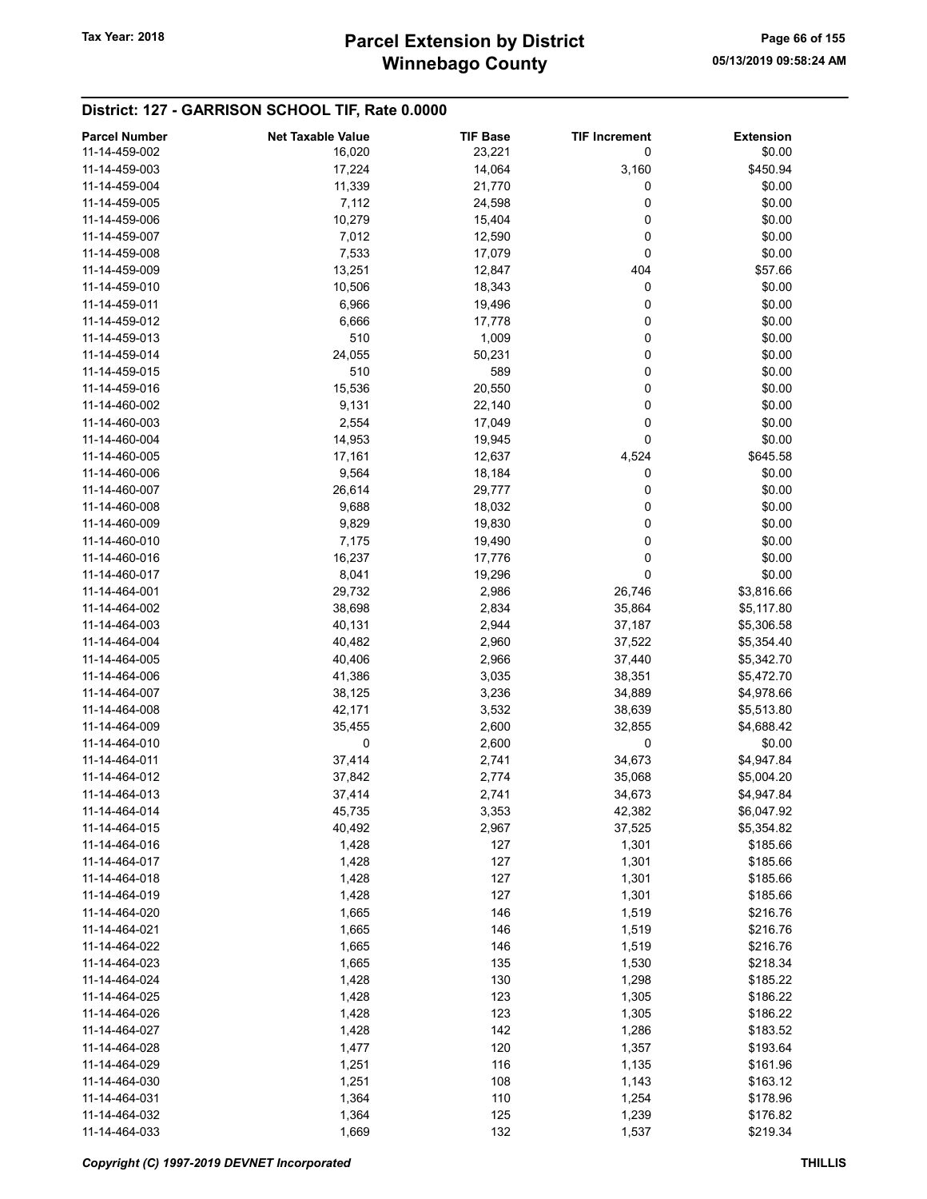## District: 127 - GARRISON SCHOOL TIF, Rate 0.0000

| Parcel Number | Net Taxable Value | TIF Base | TIF Increment | Extension |
|---|---|---|---|---|
| 11-14-459-002 | 16,020 | 23,221 | 0 | $0.00 |
| 11-14-459-003 | 17,224 | 14,064 | 3,160 | $450.94 |
| 11-14-459-004 | 11,339 | 21,770 | 0 | $0.00 |
| 11-14-459-005 | 7,112 | 24,598 | 0 | $0.00 |
| 11-14-459-006 | 10,279 | 15,404 | 0 | $0.00 |
| 11-14-459-007 | 7,012 | 12,590 | 0 | $0.00 |
| 11-14-459-008 | 7,533 | 17,079 | 0 | $0.00 |
| 11-14-459-009 | 13,251 | 12,847 | 404 | $57.66 |
| 11-14-459-010 | 10,506 | 18,343 | 0 | $0.00 |
| 11-14-459-011 | 6,966 | 19,496 | 0 | $0.00 |
| 11-14-459-012 | 6,666 | 17,778 | 0 | $0.00 |
| 11-14-459-013 | 510 | 1,009 | 0 | $0.00 |
| 11-14-459-014 | 24,055 | 50,231 | 0 | $0.00 |
| 11-14-459-015 | 510 | 589 | 0 | $0.00 |
| 11-14-459-016 | 15,536 | 20,550 | 0 | $0.00 |
| 11-14-460-002 | 9,131 | 22,140 | 0 | $0.00 |
| 11-14-460-003 | 2,554 | 17,049 | 0 | $0.00 |
| 11-14-460-004 | 14,953 | 19,945 | 0 | $0.00 |
| 11-14-460-005 | 17,161 | 12,637 | 4,524 | $645.58 |
| 11-14-460-006 | 9,564 | 18,184 | 0 | $0.00 |
| 11-14-460-007 | 26,614 | 29,777 | 0 | $0.00 |
| 11-14-460-008 | 9,688 | 18,032 | 0 | $0.00 |
| 11-14-460-009 | 9,829 | 19,830 | 0 | $0.00 |
| 11-14-460-010 | 7,175 | 19,490 | 0 | $0.00 |
| 11-14-460-016 | 16,237 | 17,776 | 0 | $0.00 |
| 11-14-460-017 | 8,041 | 19,296 | 0 | $0.00 |
| 11-14-464-001 | 29,732 | 2,986 | 26,746 | $3,816.66 |
| 11-14-464-002 | 38,698 | 2,834 | 35,864 | $5,117.80 |
| 11-14-464-003 | 40,131 | 2,944 | 37,187 | $5,306.58 |
| 11-14-464-004 | 40,482 | 2,960 | 37,522 | $5,354.40 |
| 11-14-464-005 | 40,406 | 2,966 | 37,440 | $5,342.70 |
| 11-14-464-006 | 41,386 | 3,035 | 38,351 | $5,472.70 |
| 11-14-464-007 | 38,125 | 3,236 | 34,889 | $4,978.66 |
| 11-14-464-008 | 42,171 | 3,532 | 38,639 | $5,513.80 |
| 11-14-464-009 | 35,455 | 2,600 | 32,855 | $4,688.42 |
| 11-14-464-010 | 0 | 2,600 | 0 | $0.00 |
| 11-14-464-011 | 37,414 | 2,741 | 34,673 | $4,947.84 |
| 11-14-464-012 | 37,842 | 2,774 | 35,068 | $5,004.20 |
| 11-14-464-013 | 37,414 | 2,741 | 34,673 | $4,947.84 |
| 11-14-464-014 | 45,735 | 3,353 | 42,382 | $6,047.92 |
| 11-14-464-015 | 40,492 | 2,967 | 37,525 | $5,354.82 |
| 11-14-464-016 | 1,428 | 127 | 1,301 | $185.66 |
| 11-14-464-017 | 1,428 | 127 | 1,301 | $185.66 |
| 11-14-464-018 | 1,428 | 127 | 1,301 | $185.66 |
| 11-14-464-019 | 1,428 | 127 | 1,301 | $185.66 |
| 11-14-464-020 | 1,665 | 146 | 1,519 | $216.76 |
| 11-14-464-021 | 1,665 | 146 | 1,519 | $216.76 |
| 11-14-464-022 | 1,665 | 146 | 1,519 | $216.76 |
| 11-14-464-023 | 1,665 | 135 | 1,530 | $218.34 |
| 11-14-464-024 | 1,428 | 130 | 1,298 | $185.22 |
| 11-14-464-025 | 1,428 | 123 | 1,305 | $186.22 |
| 11-14-464-026 | 1,428 | 123 | 1,305 | $186.22 |
| 11-14-464-027 | 1,428 | 142 | 1,286 | $183.52 |
| 11-14-464-028 | 1,477 | 120 | 1,357 | $193.64 |
| 11-14-464-029 | 1,251 | 116 | 1,135 | $161.96 |
| 11-14-464-030 | 1,251 | 108 | 1,143 | $163.12 |
| 11-14-464-031 | 1,364 | 110 | 1,254 | $178.96 |
| 11-14-464-032 | 1,364 | 125 | 1,239 | $176.82 |
| 11-14-464-033 | 1,669 | 132 | 1,537 | $219.34 |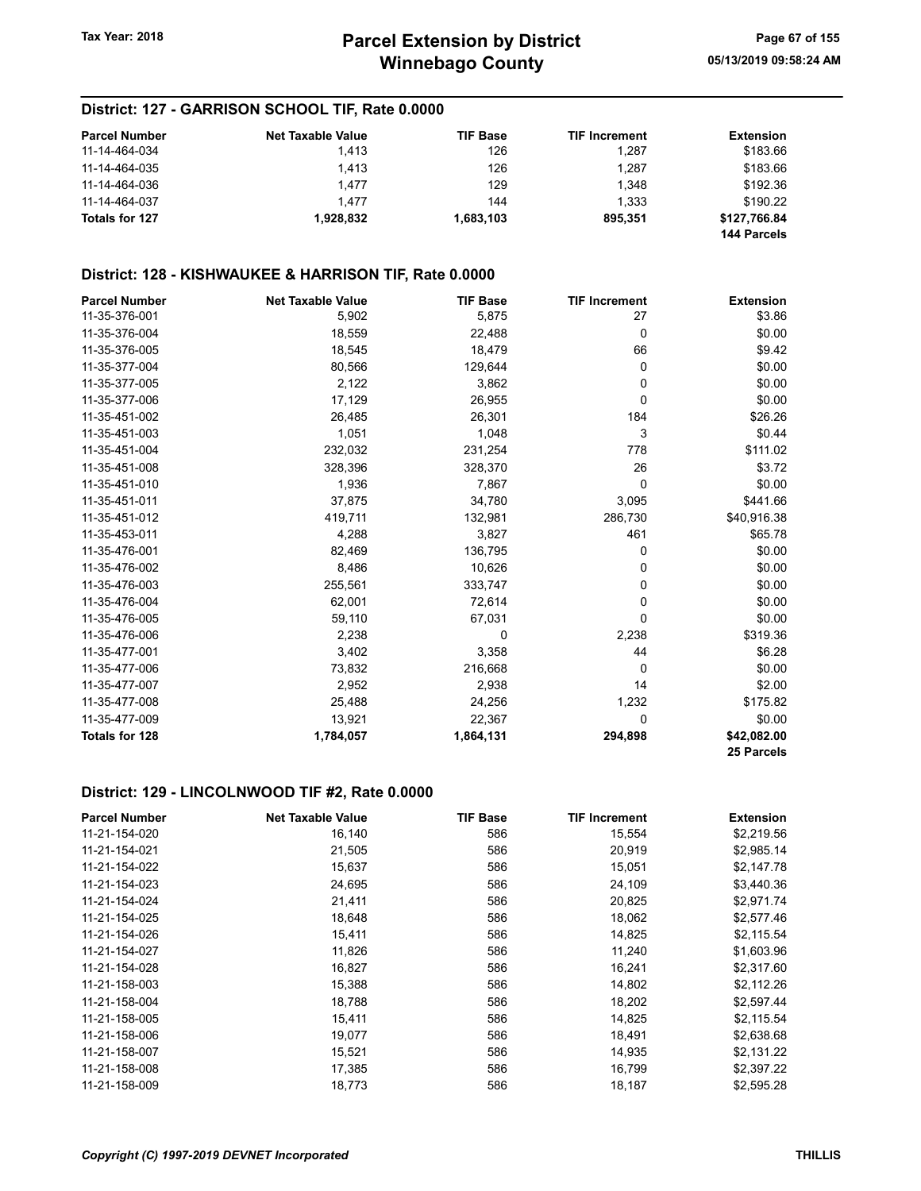### District: 127 - GARRISON SCHOOL TIF, Rate 0.0000

| Parcel Number | Net Taxable Value | TIF Base | TIF Increment | Extension |
|---|---|---|---|---|
| 11-14-464-034 | 1,413 | 126 | 1,287 | $183.66 |
| 11-14-464-035 | 1,413 | 126 | 1,287 | $183.66 |
| 11-14-464-036 | 1,477 | 129 | 1,348 | $192.36 |
| 11-14-464-037 | 1,477 | 144 | 1,333 | $190.22 |
| **Totals for 127** | **1,928,832** | **1,683,103** | **895,351** | **$127,766.84** |
| | | | | **144 Parcels** |

### District: 128 - KISHWAUKEE & HARRISON TIF, Rate 0.0000

| Parcel Number | Net Taxable Value | TIF Base | TIF Increment | Extension |
|---|---|---|---|---|
| 11-35-376-001 | 5,902 | 5,875 | 27 | $3.86 |
| 11-35-376-004 | 18,559 | 22,488 | 0 | $0.00 |
| 11-35-376-005 | 18,545 | 18,479 | 66 | $9.42 |
| 11-35-377-004 | 80,566 | 129,644 | 0 | $0.00 |
| 11-35-377-005 | 2,122 | 3,862 | 0 | $0.00 |
| 11-35-377-006 | 17,129 | 26,955 | 0 | $0.00 |
| 11-35-451-002 | 26,485 | 26,301 | 184 | $26.26 |
| 11-35-451-003 | 1,051 | 1,048 | 3 | $0.44 |
| 11-35-451-004 | 232,032 | 231,254 | 778 | $111.02 |
| 11-35-451-008 | 328,396 | 328,370 | 26 | $3.72 |
| 11-35-451-010 | 1,936 | 7,867 | 0 | $0.00 |
| 11-35-451-011 | 37,875 | 34,780 | 3,095 | $441.66 |
| 11-35-451-012 | 419,711 | 132,981 | 286,730 | $40,916.38 |
| 11-35-453-011 | 4,288 | 3,827 | 461 | $65.78 |
| 11-35-476-001 | 82,469 | 136,795 | 0 | $0.00 |
| 11-35-476-002 | 8,486 | 10,626 | 0 | $0.00 |
| 11-35-476-003 | 255,561 | 333,747 | 0 | $0.00 |
| 11-35-476-004 | 62,001 | 72,614 | 0 | $0.00 |
| 11-35-476-005 | 59,110 | 67,031 | 0 | $0.00 |
| 11-35-476-006 | 2,238 | 0 | 2,238 | $319.36 |
| 11-35-477-001 | 3,402 | 3,358 | 44 | $6.28 |
| 11-35-477-006 | 73,832 | 216,668 | 0 | $0.00 |
| 11-35-477-007 | 2,952 | 2,938 | 14 | $2.00 |
| 11-35-477-008 | 25,488 | 24,256 | 1,232 | $175.82 |
| 11-35-477-009 | 13,921 | 22,367 | 0 | $0.00 |
| **Totals for 128** | **1,784,057** | **1,864,131** | **294,898** | **$42,082.00** |
| | | | | **25 Parcels** |

### District: 129 - LINCOLNWOOD TIF #2, Rate 0.0000

| Parcel Number | Net Taxable Value | TIF Base | TIF Increment | Extension |
|---|---|---|---|---|
| 11-21-154-020 | 16,140 | 586 | 15,554 | $2,219.56 |
| 11-21-154-021 | 21,505 | 586 | 20,919 | $2,985.14 |
| 11-21-154-022 | 15,637 | 586 | 15,051 | $2,147.78 |
| 11-21-154-023 | 24,695 | 586 | 24,109 | $3,440.36 |
| 11-21-154-024 | 21,411 | 586 | 20,825 | $2,971.74 |
| 11-21-154-025 | 18,648 | 586 | 18,062 | $2,577.46 |
| 11-21-154-026 | 15,411 | 586 | 14,825 | $2,115.54 |
| 11-21-154-027 | 11,826 | 586 | 11,240 | $1,603.96 |
| 11-21-154-028 | 16,827 | 586 | 16,241 | $2,317.60 |
| 11-21-158-003 | 15,388 | 586 | 14,802 | $2,112.26 |
| 11-21-158-004 | 18,788 | 586 | 18,202 | $2,597.44 |
| 11-21-158-005 | 15,411 | 586 | 14,825 | $2,115.54 |
| 11-21-158-006 | 19,077 | 586 | 18,491 | $2,638.68 |
| 11-21-158-007 | 15,521 | 586 | 14,935 | $2,131.22 |
| 11-21-158-008 | 17,385 | 586 | 16,799 | $2,397.22 |
| 11-21-158-009 | 18,773 | 586 | 18,187 | $2,595.28 |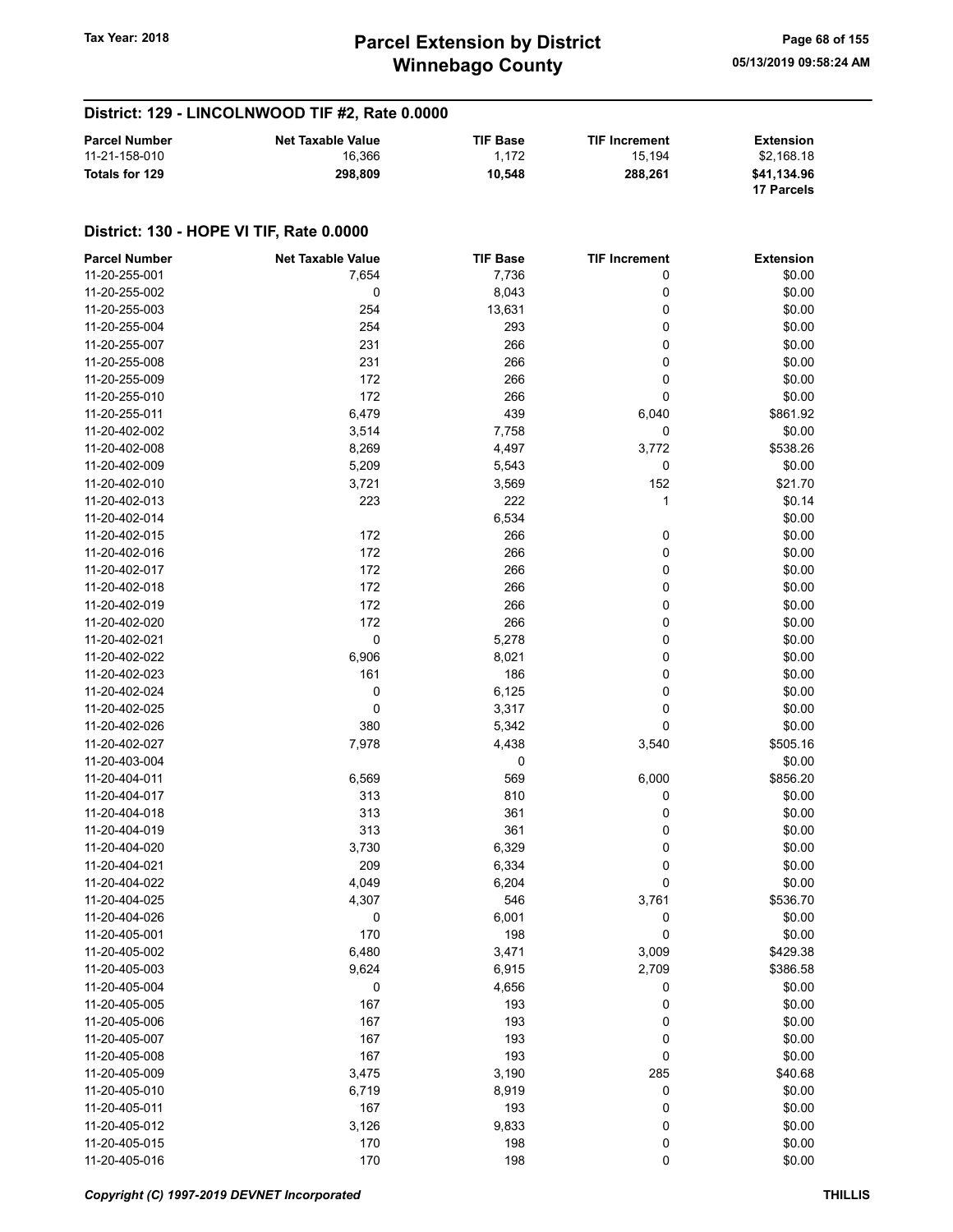## District: 129 - LINCOLNWOOD TIF #2, Rate 0.0000

| Parcel Number | Net Taxable Value | TIF Base | TIF Increment | Extension |
|---|---|---|---|---|
| 11-21-158-010 | 16,366 | 1,172 | 15,194 | $2,168.18 |
| **Totals for 129** | **298,809** | **10,548** | **288,261** | **$41,134.96** |
| | | | | **17 Parcels** |

## District: 130 - HOPE VI TIF, Rate 0.0000

| Parcel Number | Net Taxable Value | TIF Base | TIF Increment | Extension |
|---|---|---|---|---|
| 11-20-255-001 | 7,654 | 7,736 | 0 | $0.00 |
| 11-20-255-002 | 0 | 8,043 | 0 | $0.00 |
| 11-20-255-003 | 254 | 13,631 | 0 | $0.00 |
| 11-20-255-004 | 254 | 293 | 0 | $0.00 |
| 11-20-255-007 | 231 | 266 | 0 | $0.00 |
| 11-20-255-008 | 231 | 266 | 0 | $0.00 |
| 11-20-255-009 | 172 | 266 | 0 | $0.00 |
| 11-20-255-010 | 172 | 266 | 0 | $0.00 |
| 11-20-255-011 | 6,479 | 439 | 6,040 | $861.92 |
| 11-20-402-002 | 3,514 | 7,758 | 0 | $0.00 |
| 11-20-402-008 | 8,269 | 4,497 | 3,772 | $538.26 |
| 11-20-402-009 | 5,209 | 5,543 | 0 | $0.00 |
| 11-20-402-010 | 3,721 | 3,569 | 152 | $21.70 |
| 11-20-402-013 | 223 | 222 | 1 | $0.14 |
| 11-20-402-014 | | 6,534 | | $0.00 |
| 11-20-402-015 | 172 | 266 | 0 | $0.00 |
| 11-20-402-016 | 172 | 266 | 0 | $0.00 |
| 11-20-402-017 | 172 | 266 | 0 | $0.00 |
| 11-20-402-018 | 172 | 266 | 0 | $0.00 |
| 11-20-402-019 | 172 | 266 | 0 | $0.00 |
| 11-20-402-020 | 172 | 266 | 0 | $0.00 |
| 11-20-402-021 | 0 | 5,278 | 0 | $0.00 |
| 11-20-402-022 | 6,906 | 8,021 | 0 | $0.00 |
| 11-20-402-023 | 161 | 186 | 0 | $0.00 |
| 11-20-402-024 | 0 | 6,125 | 0 | $0.00 |
| 11-20-402-025 | 0 | 3,317 | 0 | $0.00 |
| 11-20-402-026 | 380 | 5,342 | 0 | $0.00 |
| 11-20-402-027 | 7,978 | 4,438 | 3,540 | $505.16 |
| 11-20-403-004 | | 0 | | $0.00 |
| 11-20-404-011 | 6,569 | 569 | 6,000 | $856.20 |
| 11-20-404-017 | 313 | 810 | 0 | $0.00 |
| 11-20-404-018 | 313 | 361 | 0 | $0.00 |
| 11-20-404-019 | 313 | 361 | 0 | $0.00 |
| 11-20-404-020 | 3,730 | 6,329 | 0 | $0.00 |
| 11-20-404-021 | 209 | 6,334 | 0 | $0.00 |
| 11-20-404-022 | 4,049 | 6,204 | 0 | $0.00 |
| 11-20-404-025 | 4,307 | 546 | 3,761 | $536.70 |
| 11-20-404-026 | 0 | 6,001 | 0 | $0.00 |
| 11-20-405-001 | 170 | 198 | 0 | $0.00 |
| 11-20-405-002 | 6,480 | 3,471 | 3,009 | $429.38 |
| 11-20-405-003 | 9,624 | 6,915 | 2,709 | $386.58 |
| 11-20-405-004 | 0 | 4,656 | 0 | $0.00 |
| 11-20-405-005 | 167 | 193 | 0 | $0.00 |
| 11-20-405-006 | 167 | 193 | 0 | $0.00 |
| 11-20-405-007 | 167 | 193 | 0 | $0.00 |
| 11-20-405-008 | 167 | 193 | 0 | $0.00 |
| 11-20-405-009 | 3,475 | 3,190 | 285 | $40.68 |
| 11-20-405-010 | 6,719 | 8,919 | 0 | $0.00 |
| 11-20-405-011 | 167 | 193 | 0 | $0.00 |
| 11-20-405-012 | 3,126 | 9,833 | 0 | $0.00 |
| 11-20-405-015 | 170 | 198 | 0 | $0.00 |
| 11-20-405-016 | 170 | 198 | 0 | $0.00 |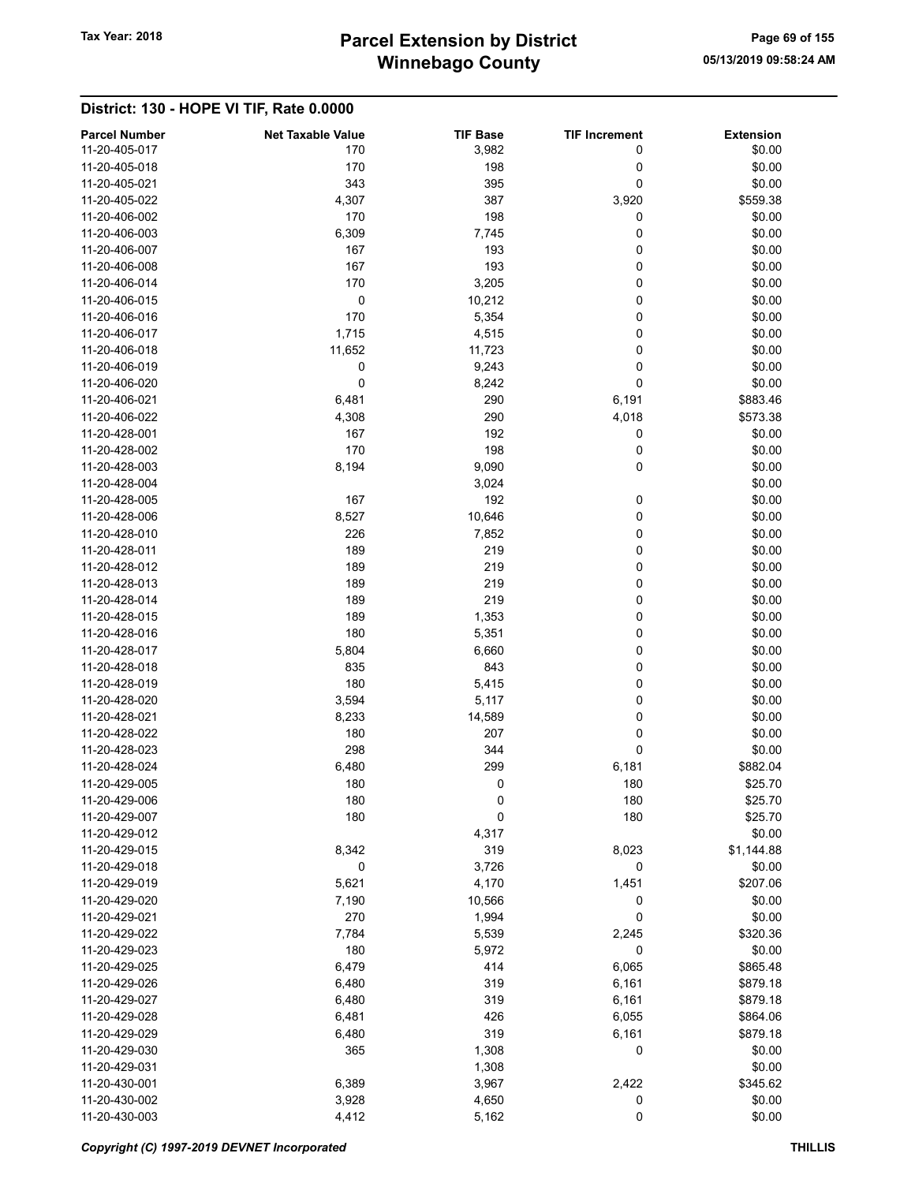## District: 130 - HOPE VI TIF, Rate 0.0000

| Parcel Number | Net Taxable Value | TIF Base | TIF Increment | Extension |
|---|---|---|---|---|
| 11-20-405-017 | 170 | 3,982 | 0 | $0.00 |
| 11-20-405-018 | 170 | 198 | 0 | $0.00 |
| 11-20-405-021 | 343 | 395 | 0 | $0.00 |
| 11-20-405-022 | 4,307 | 387 | 3,920 | $559.38 |
| 11-20-406-002 | 170 | 198 | 0 | $0.00 |
| 11-20-406-003 | 6,309 | 7,745 | 0 | $0.00 |
| 11-20-406-007 | 167 | 193 | 0 | $0.00 |
| 11-20-406-008 | 167 | 193 | 0 | $0.00 |
| 11-20-406-014 | 170 | 3,205 | 0 | $0.00 |
| 11-20-406-015 | 0 | 10,212 | 0 | $0.00 |
| 11-20-406-016 | 170 | 5,354 | 0 | $0.00 |
| 11-20-406-017 | 1,715 | 4,515 | 0 | $0.00 |
| 11-20-406-018 | 11,652 | 11,723 | 0 | $0.00 |
| 11-20-406-019 | 0 | 9,243 | 0 | $0.00 |
| 11-20-406-020 | 0 | 8,242 | 0 | $0.00 |
| 11-20-406-021 | 6,481 | 290 | 6,191 | $883.46 |
| 11-20-406-022 | 4,308 | 290 | 4,018 | $573.38 |
| 11-20-428-001 | 167 | 192 | 0 | $0.00 |
| 11-20-428-002 | 170 | 198 | 0 | $0.00 |
| 11-20-428-003 | 8,194 | 9,090 | 0 | $0.00 |
| 11-20-428-004 | | 3,024 | | $0.00 |
| 11-20-428-005 | 167 | 192 | 0 | $0.00 |
| 11-20-428-006 | 8,527 | 10,646 | 0 | $0.00 |
| 11-20-428-010 | 226 | 7,852 | 0 | $0.00 |
| 11-20-428-011 | 189 | 219 | 0 | $0.00 |
| 11-20-428-012 | 189 | 219 | 0 | $0.00 |
| 11-20-428-013 | 189 | 219 | 0 | $0.00 |
| 11-20-428-014 | 189 | 219 | 0 | $0.00 |
| 11-20-428-015 | 189 | 1,353 | 0 | $0.00 |
| 11-20-428-016 | 180 | 5,351 | 0 | $0.00 |
| 11-20-428-017 | 5,804 | 6,660 | 0 | $0.00 |
| 11-20-428-018 | 835 | 843 | 0 | $0.00 |
| 11-20-428-019 | 180 | 5,415 | 0 | $0.00 |
| 11-20-428-020 | 3,594 | 5,117 | 0 | $0.00 |
| 11-20-428-021 | 8,233 | 14,589 | 0 | $0.00 |
| 11-20-428-022 | 180 | 207 | 0 | $0.00 |
| 11-20-428-023 | 298 | 344 | 0 | $0.00 |
| 11-20-428-024 | 6,480 | 299 | 6,181 | $882.04 |
| 11-20-429-005 | 180 | 0 | 180 | $25.70 |
| 11-20-429-006 | 180 | 0 | 180 | $25.70 |
| 11-20-429-007 | 180 | 0 | 180 | $25.70 |
| 11-20-429-012 | | 4,317 | | $0.00 |
| 11-20-429-015 | 8,342 | 319 | 8,023 | $1,144.88 |
| 11-20-429-018 | 0 | 3,726 | 0 | $0.00 |
| 11-20-429-019 | 5,621 | 4,170 | 1,451 | $207.06 |
| 11-20-429-020 | 7,190 | 10,566 | 0 | $0.00 |
| 11-20-429-021 | 270 | 1,994 | 0 | $0.00 |
| 11-20-429-022 | 7,784 | 5,539 | 2,245 | $320.36 |
| 11-20-429-023 | 180 | 5,972 | 0 | $0.00 |
| 11-20-429-025 | 6,479 | 414 | 6,065 | $865.48 |
| 11-20-429-026 | 6,480 | 319 | 6,161 | $879.18 |
| 11-20-429-027 | 6,480 | 319 | 6,161 | $879.18 |
| 11-20-429-028 | 6,481 | 426 | 6,055 | $864.06 |
| 11-20-429-029 | 6,480 | 319 | 6,161 | $879.18 |
| 11-20-429-030 | 365 | 1,308 | 0 | $0.00 |
| 11-20-429-031 | | 1,308 | | $0.00 |
| 11-20-430-001 | 6,389 | 3,967 | 2,422 | $345.62 |
| 11-20-430-002 | 3,928 | 4,650 | 0 | $0.00 |
| 11-20-430-003 | 4,412 | 5,162 | 0 | $0.00 |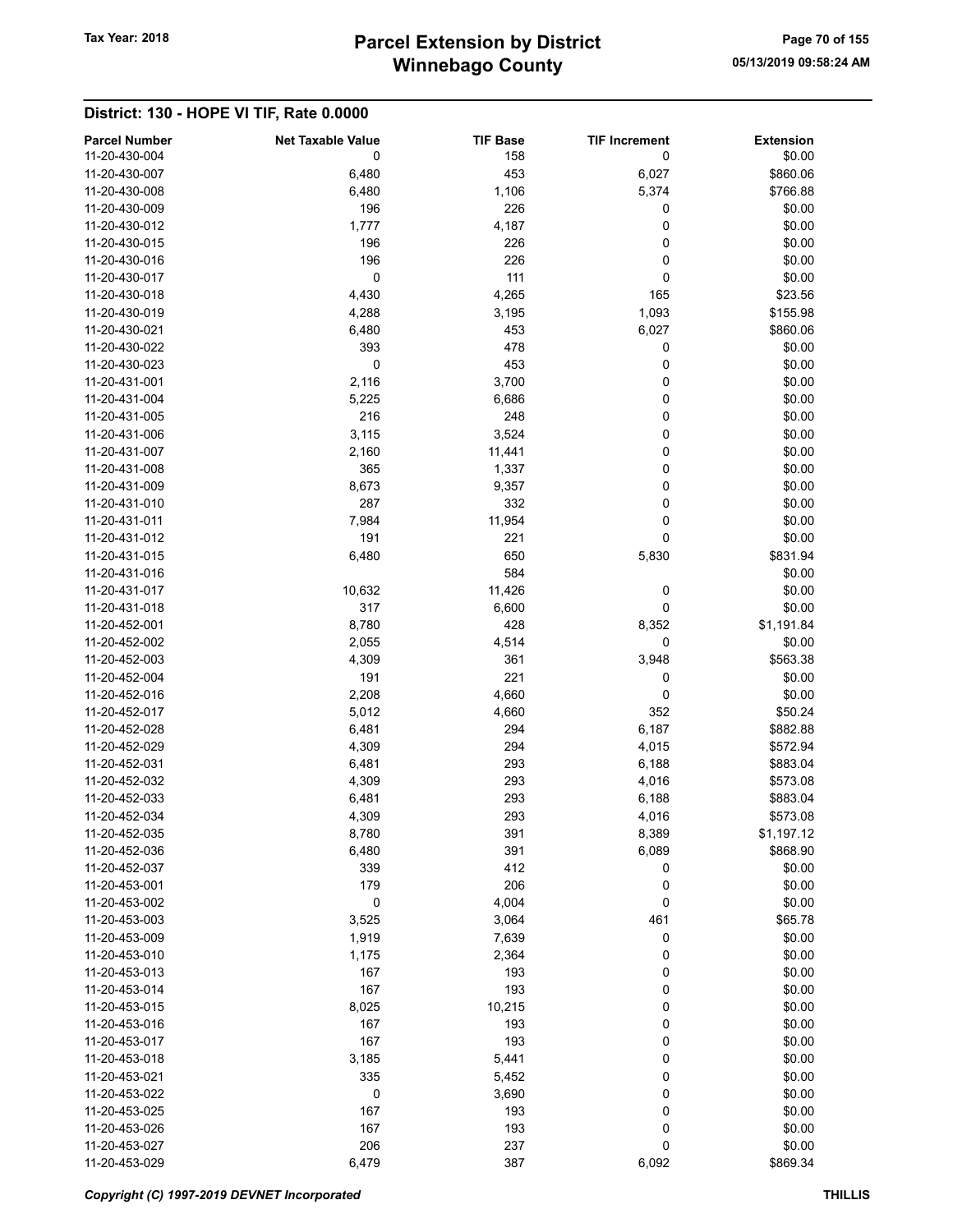## District: 130 - HOPE VI TIF, Rate 0.0000

| Parcel Number | Net Taxable Value | TIF Base | TIF Increment | Extension |
|---|---|---|---|---|
| 11-20-430-004 | 0 | 158 | 0 | $0.00 |
| 11-20-430-007 | 6,480 | 453 | 6,027 | $860.06 |
| 11-20-430-008 | 6,480 | 1,106 | 5,374 | $766.88 |
| 11-20-430-009 | 196 | 226 | 0 | $0.00 |
| 11-20-430-012 | 1,777 | 4,187 | 0 | $0.00 |
| 11-20-430-015 | 196 | 226 | 0 | $0.00 |
| 11-20-430-016 | 196 | 226 | 0 | $0.00 |
| 11-20-430-017 | 0 | 111 | 0 | $0.00 |
| 11-20-430-018 | 4,430 | 4,265 | 165 | $23.56 |
| 11-20-430-019 | 4,288 | 3,195 | 1,093 | $155.98 |
| 11-20-430-021 | 6,480 | 453 | 6,027 | $860.06 |
| 11-20-430-022 | 393 | 478 | 0 | $0.00 |
| 11-20-430-023 | 0 | 453 | 0 | $0.00 |
| 11-20-431-001 | 2,116 | 3,700 | 0 | $0.00 |
| 11-20-431-004 | 5,225 | 6,686 | 0 | $0.00 |
| 11-20-431-005 | 216 | 248 | 0 | $0.00 |
| 11-20-431-006 | 3,115 | 3,524 | 0 | $0.00 |
| 11-20-431-007 | 2,160 | 11,441 | 0 | $0.00 |
| 11-20-431-008 | 365 | 1,337 | 0 | $0.00 |
| 11-20-431-009 | 8,673 | 9,357 | 0 | $0.00 |
| 11-20-431-010 | 287 | 332 | 0 | $0.00 |
| 11-20-431-011 | 7,984 | 11,954 | 0 | $0.00 |
| 11-20-431-012 | 191 | 221 | 0 | $0.00 |
| 11-20-431-015 | 6,480 | 650 | 5,830 | $831.94 |
| 11-20-431-016 | | 584 | | $0.00 |
| 11-20-431-017 | 10,632 | 11,426 | 0 | $0.00 |
| 11-20-431-018 | 317 | 6,600 | 0 | $0.00 |
| 11-20-452-001 | 8,780 | 428 | 8,352 | $1,191.84 |
| 11-20-452-002 | 2,055 | 4,514 | 0 | $0.00 |
| 11-20-452-003 | 4,309 | 361 | 3,948 | $563.38 |
| 11-20-452-004 | 191 | 221 | 0 | $0.00 |
| 11-20-452-016 | 2,208 | 4,660 | 0 | $0.00 |
| 11-20-452-017 | 5,012 | 4,660 | 352 | $50.24 |
| 11-20-452-028 | 6,481 | 294 | 6,187 | $882.88 |
| 11-20-452-029 | 4,309 | 294 | 4,015 | $572.94 |
| 11-20-452-031 | 6,481 | 293 | 6,188 | $883.04 |
| 11-20-452-032 | 4,309 | 293 | 4,016 | $573.08 |
| 11-20-452-033 | 6,481 | 293 | 6,188 | $883.04 |
| 11-20-452-034 | 4,309 | 293 | 4,016 | $573.08 |
| 11-20-452-035 | 8,780 | 391 | 8,389 | $1,197.12 |
| 11-20-452-036 | 6,480 | 391 | 6,089 | $868.90 |
| 11-20-452-037 | 339 | 412 | 0 | $0.00 |
| 11-20-453-001 | 179 | 206 | 0 | $0.00 |
| 11-20-453-002 | 0 | 4,004 | 0 | $0.00 |
| 11-20-453-003 | 3,525 | 3,064 | 461 | $65.78 |
| 11-20-453-009 | 1,919 | 7,639 | 0 | $0.00 |
| 11-20-453-010 | 1,175 | 2,364 | 0 | $0.00 |
| 11-20-453-013 | 167 | 193 | 0 | $0.00 |
| 11-20-453-014 | 167 | 193 | 0 | $0.00 |
| 11-20-453-015 | 8,025 | 10,215 | 0 | $0.00 |
| 11-20-453-016 | 167 | 193 | 0 | $0.00 |
| 11-20-453-017 | 167 | 193 | 0 | $0.00 |
| 11-20-453-018 | 3,185 | 5,441 | 0 | $0.00 |
| 11-20-453-021 | 335 | 5,452 | 0 | $0.00 |
| 11-20-453-022 | 0 | 3,690 | 0 | $0.00 |
| 11-20-453-025 | 167 | 193 | 0 | $0.00 |
| 11-20-453-026 | 167 | 193 | 0 | $0.00 |
| 11-20-453-027 | 206 | 237 | 0 | $0.00 |
| 11-20-453-029 | 6,479 | 387 | 6,092 | $869.34 |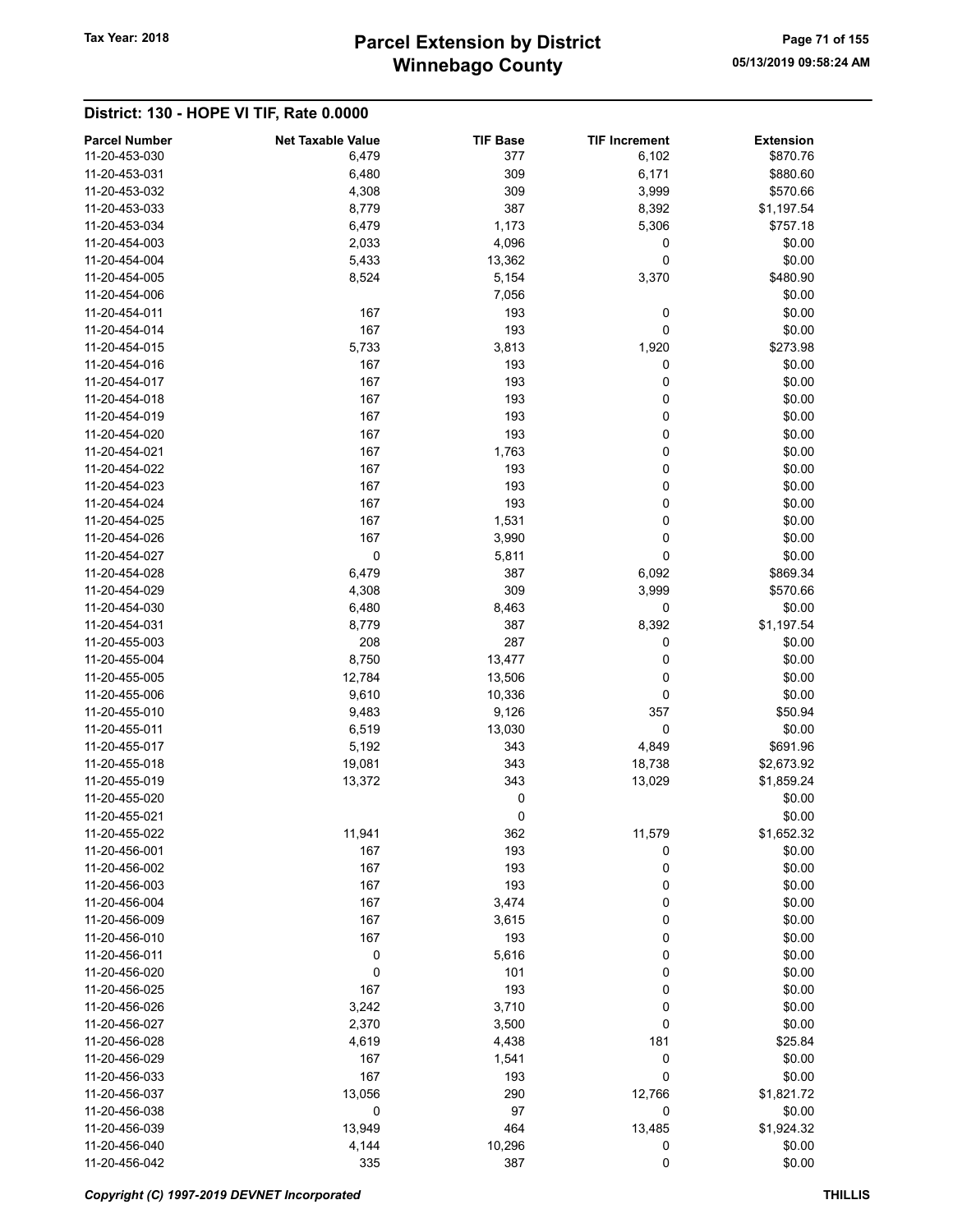## District: 130 - HOPE VI TIF, Rate 0.0000

| Parcel Number | Net Taxable Value | TIF Base | TIF Increment | Extension |
|---|---|---|---|---|
| 11-20-453-030 | 6,479 | 377 | 6,102 | $870.76 |
| 11-20-453-031 | 6,480 | 309 | 6,171 | $880.60 |
| 11-20-453-032 | 4,308 | 309 | 3,999 | $570.66 |
| 11-20-453-033 | 8,779 | 387 | 8,392 | $1,197.54 |
| 11-20-453-034 | 6,479 | 1,173 | 5,306 | $757.18 |
| 11-20-454-003 | 2,033 | 4,096 | 0 | $0.00 |
| 11-20-454-004 | 5,433 | 13,362 | 0 | $0.00 |
| 11-20-454-005 | 8,524 | 5,154 | 3,370 | $480.90 |
| 11-20-454-006 | | 7,056 | | $0.00 |
| 11-20-454-011 | 167 | 193 | 0 | $0.00 |
| 11-20-454-014 | 167 | 193 | 0 | $0.00 |
| 11-20-454-015 | 5,733 | 3,813 | 1,920 | $273.98 |
| 11-20-454-016 | 167 | 193 | 0 | $0.00 |
| 11-20-454-017 | 167 | 193 | 0 | $0.00 |
| 11-20-454-018 | 167 | 193 | 0 | $0.00 |
| 11-20-454-019 | 167 | 193 | 0 | $0.00 |
| 11-20-454-020 | 167 | 193 | 0 | $0.00 |
| 11-20-454-021 | 167 | 1,763 | 0 | $0.00 |
| 11-20-454-022 | 167 | 193 | 0 | $0.00 |
| 11-20-454-023 | 167 | 193 | 0 | $0.00 |
| 11-20-454-024 | 167 | 193 | 0 | $0.00 |
| 11-20-454-025 | 167 | 1,531 | 0 | $0.00 |
| 11-20-454-026 | 167 | 3,990 | 0 | $0.00 |
| 11-20-454-027 | 0 | 5,811 | 0 | $0.00 |
| 11-20-454-028 | 6,479 | 387 | 6,092 | $869.34 |
| 11-20-454-029 | 4,308 | 309 | 3,999 | $570.66 |
| 11-20-454-030 | 6,480 | 8,463 | 0 | $0.00 |
| 11-20-454-031 | 8,779 | 387 | 8,392 | $1,197.54 |
| 11-20-455-003 | 208 | 287 | 0 | $0.00 |
| 11-20-455-004 | 8,750 | 13,477 | 0 | $0.00 |
| 11-20-455-005 | 12,784 | 13,506 | 0 | $0.00 |
| 11-20-455-006 | 9,610 | 10,336 | 0 | $0.00 |
| 11-20-455-010 | 9,483 | 9,126 | 357 | $50.94 |
| 11-20-455-011 | 6,519 | 13,030 | 0 | $0.00 |
| 11-20-455-017 | 5,192 | 343 | 4,849 | $691.96 |
| 11-20-455-018 | 19,081 | 343 | 18,738 | $2,673.92 |
| 11-20-455-019 | 13,372 | 343 | 13,029 | $1,859.24 |
| 11-20-455-020 | | 0 | | $0.00 |
| 11-20-455-021 | | 0 | | $0.00 |
| 11-20-455-022 | 11,941 | 362 | 11,579 | $1,652.32 |
| 11-20-456-001 | 167 | 193 | 0 | $0.00 |
| 11-20-456-002 | 167 | 193 | 0 | $0.00 |
| 11-20-456-003 | 167 | 193 | 0 | $0.00 |
| 11-20-456-004 | 167 | 3,474 | 0 | $0.00 |
| 11-20-456-009 | 167 | 3,615 | 0 | $0.00 |
| 11-20-456-010 | 167 | 193 | 0 | $0.00 |
| 11-20-456-011 | 0 | 5,616 | 0 | $0.00 |
| 11-20-456-020 | 0 | 101 | 0 | $0.00 |
| 11-20-456-025 | 167 | 193 | 0 | $0.00 |
| 11-20-456-026 | 3,242 | 3,710 | 0 | $0.00 |
| 11-20-456-027 | 2,370 | 3,500 | 0 | $0.00 |
| 11-20-456-028 | 4,619 | 4,438 | 181 | $25.84 |
| 11-20-456-029 | 167 | 1,541 | 0 | $0.00 |
| 11-20-456-033 | 167 | 193 | 0 | $0.00 |
| 11-20-456-037 | 13,056 | 290 | 12,766 | $1,821.72 |
| 11-20-456-038 | 0 | 97 | 0 | $0.00 |
| 11-20-456-039 | 13,949 | 464 | 13,485 | $1,924.32 |
| 11-20-456-040 | 4,144 | 10,296 | 0 | $0.00 |
| 11-20-456-042 | 335 | 387 | 0 | $0.00 |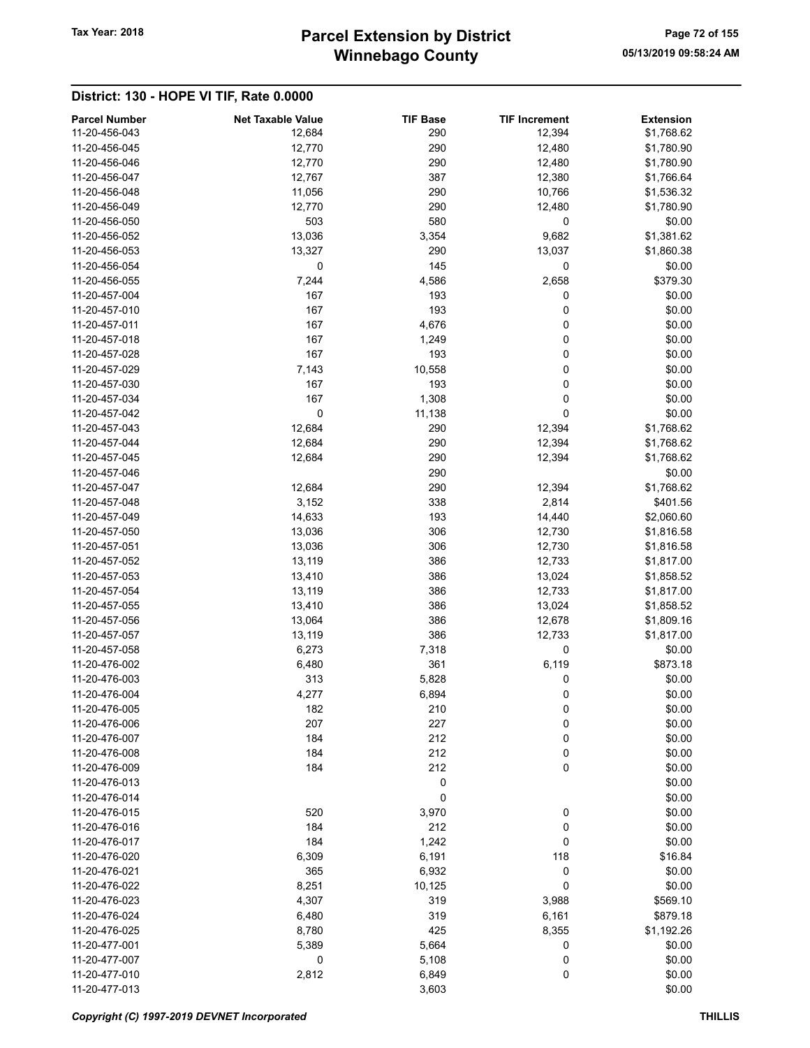## District: 130 - HOPE VI TIF, Rate 0.0000

| Parcel Number | Net Taxable Value | TIF Base | TIF Increment | Extension |
|---|---|---|---|---|
| 11-20-456-043 | 12,684 | 290 | 12,394 | $1,768.62 |
| 11-20-456-045 | 12,770 | 290 | 12,480 | $1,780.90 |
| 11-20-456-046 | 12,770 | 290 | 12,480 | $1,780.90 |
| 11-20-456-047 | 12,767 | 387 | 12,380 | $1,766.64 |
| 11-20-456-048 | 11,056 | 290 | 10,766 | $1,536.32 |
| 11-20-456-049 | 12,770 | 290 | 12,480 | $1,780.90 |
| 11-20-456-050 | 503 | 580 | 0 | $0.00 |
| 11-20-456-052 | 13,036 | 3,354 | 9,682 | $1,381.62 |
| 11-20-456-053 | 13,327 | 290 | 13,037 | $1,860.38 |
| 11-20-456-054 | 0 | 145 | 0 | $0.00 |
| 11-20-456-055 | 7,244 | 4,586 | 2,658 | $379.30 |
| 11-20-457-004 | 167 | 193 | 0 | $0.00 |
| 11-20-457-010 | 167 | 193 | 0 | $0.00 |
| 11-20-457-011 | 167 | 4,676 | 0 | $0.00 |
| 11-20-457-018 | 167 | 1,249 | 0 | $0.00 |
| 11-20-457-028 | 167 | 193 | 0 | $0.00 |
| 11-20-457-029 | 7,143 | 10,558 | 0 | $0.00 |
| 11-20-457-030 | 167 | 193 | 0 | $0.00 |
| 11-20-457-034 | 167 | 1,308 | 0 | $0.00 |
| 11-20-457-042 | 0 | 11,138 | 0 | $0.00 |
| 11-20-457-043 | 12,684 | 290 | 12,394 | $1,768.62 |
| 11-20-457-044 | 12,684 | 290 | 12,394 | $1,768.62 |
| 11-20-457-045 | 12,684 | 290 | 12,394 | $1,768.62 |
| 11-20-457-046 | | 290 | | $0.00 |
| 11-20-457-047 | 12,684 | 290 | 12,394 | $1,768.62 |
| 11-20-457-048 | 3,152 | 338 | 2,814 | $401.56 |
| 11-20-457-049 | 14,633 | 193 | 14,440 | $2,060.60 |
| 11-20-457-050 | 13,036 | 306 | 12,730 | $1,816.58 |
| 11-20-457-051 | 13,036 | 306 | 12,730 | $1,816.58 |
| 11-20-457-052 | 13,119 | 386 | 12,733 | $1,817.00 |
| 11-20-457-053 | 13,410 | 386 | 13,024 | $1,858.52 |
| 11-20-457-054 | 13,119 | 386 | 12,733 | $1,817.00 |
| 11-20-457-055 | 13,410 | 386 | 13,024 | $1,858.52 |
| 11-20-457-056 | 13,064 | 386 | 12,678 | $1,809.16 |
| 11-20-457-057 | 13,119 | 386 | 12,733 | $1,817.00 |
| 11-20-457-058 | 6,273 | 7,318 | 0 | $0.00 |
| 11-20-476-002 | 6,480 | 361 | 6,119 | $873.18 |
| 11-20-476-003 | 313 | 5,828 | 0 | $0.00 |
| 11-20-476-004 | 4,277 | 6,894 | 0 | $0.00 |
| 11-20-476-005 | 182 | 210 | 0 | $0.00 |
| 11-20-476-006 | 207 | 227 | 0 | $0.00 |
| 11-20-476-007 | 184 | 212 | 0 | $0.00 |
| 11-20-476-008 | 184 | 212 | 0 | $0.00 |
| 11-20-476-009 | 184 | 212 | 0 | $0.00 |
| 11-20-476-013 | | 0 | | $0.00 |
| 11-20-476-014 | | 0 | | $0.00 |
| 11-20-476-015 | 520 | 3,970 | 0 | $0.00 |
| 11-20-476-016 | 184 | 212 | 0 | $0.00 |
| 11-20-476-017 | 184 | 1,242 | 0 | $0.00 |
| 11-20-476-020 | 6,309 | 6,191 | 118 | $16.84 |
| 11-20-476-021 | 365 | 6,932 | 0 | $0.00 |
| 11-20-476-022 | 8,251 | 10,125 | 0 | $0.00 |
| 11-20-476-023 | 4,307 | 319 | 3,988 | $569.10 |
| 11-20-476-024 | 6,480 | 319 | 6,161 | $879.18 |
| 11-20-476-025 | 8,780 | 425 | 8,355 | $1,192.26 |
| 11-20-477-001 | 5,389 | 5,664 | 0 | $0.00 |
| 11-20-477-007 | 0 | 5,108 | 0 | $0.00 |
| 11-20-477-010 | 2,812 | 6,849 | 0 | $0.00 |
| 11-20-477-013 | | 3,603 | | $0.00 |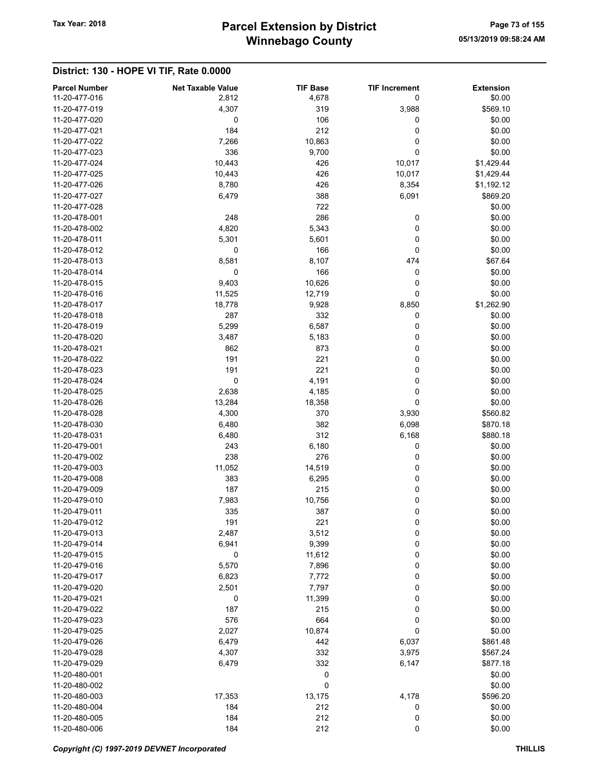## District: 130 - HOPE VI TIF, Rate 0.0000

| Parcel Number | Net Taxable Value | TIF Base | TIF Increment | Extension |
|---|---|---|---|---|
| 11-20-477-016 | 2,812 | 4,678 | 0 | $0.00 |
| 11-20-477-019 | 4,307 | 319 | 3,988 | $569.10 |
| 11-20-477-020 | 0 | 106 | 0 | $0.00 |
| 11-20-477-021 | 184 | 212 | 0 | $0.00 |
| 11-20-477-022 | 7,266 | 10,863 | 0 | $0.00 |
| 11-20-477-023 | 336 | 9,700 | 0 | $0.00 |
| 11-20-477-024 | 10,443 | 426 | 10,017 | $1,429.44 |
| 11-20-477-025 | 10,443 | 426 | 10,017 | $1,429.44 |
| 11-20-477-026 | 8,780 | 426 | 8,354 | $1,192.12 |
| 11-20-477-027 | 6,479 | 388 | 6,091 | $869.20 |
| 11-20-477-028 | | 722 | | $0.00 |
| 11-20-478-001 | 248 | 286 | 0 | $0.00 |
| 11-20-478-002 | 4,820 | 5,343 | 0 | $0.00 |
| 11-20-478-011 | 5,301 | 5,601 | 0 | $0.00 |
| 11-20-478-012 | 0 | 166 | 0 | $0.00 |
| 11-20-478-013 | 8,581 | 8,107 | 474 | $67.64 |
| 11-20-478-014 | 0 | 166 | 0 | $0.00 |
| 11-20-478-015 | 9,403 | 10,626 | 0 | $0.00 |
| 11-20-478-016 | 11,525 | 12,719 | 0 | $0.00 |
| 11-20-478-017 | 18,778 | 9,928 | 8,850 | $1,262.90 |
| 11-20-478-018 | 287 | 332 | 0 | $0.00 |
| 11-20-478-019 | 5,299 | 6,587 | 0 | $0.00 |
| 11-20-478-020 | 3,487 | 5,183 | 0 | $0.00 |
| 11-20-478-021 | 862 | 873 | 0 | $0.00 |
| 11-20-478-022 | 191 | 221 | 0 | $0.00 |
| 11-20-478-023 | 191 | 221 | 0 | $0.00 |
| 11-20-478-024 | 0 | 4,191 | 0 | $0.00 |
| 11-20-478-025 | 2,638 | 4,185 | 0 | $0.00 |
| 11-20-478-026 | 13,284 | 18,358 | 0 | $0.00 |
| 11-20-478-028 | 4,300 | 370 | 3,930 | $560.82 |
| 11-20-478-030 | 6,480 | 382 | 6,098 | $870.18 |
| 11-20-478-031 | 6,480 | 312 | 6,168 | $880.18 |
| 11-20-479-001 | 243 | 6,180 | 0 | $0.00 |
| 11-20-479-002 | 238 | 276 | 0 | $0.00 |
| 11-20-479-003 | 11,052 | 14,519 | 0 | $0.00 |
| 11-20-479-008 | 383 | 6,295 | 0 | $0.00 |
| 11-20-479-009 | 187 | 215 | 0 | $0.00 |
| 11-20-479-010 | 7,983 | 10,756 | 0 | $0.00 |
| 11-20-479-011 | 335 | 387 | 0 | $0.00 |
| 11-20-479-012 | 191 | 221 | 0 | $0.00 |
| 11-20-479-013 | 2,487 | 3,512 | 0 | $0.00 |
| 11-20-479-014 | 6,941 | 9,399 | 0 | $0.00 |
| 11-20-479-015 | 0 | 11,612 | 0 | $0.00 |
| 11-20-479-016 | 5,570 | 7,896 | 0 | $0.00 |
| 11-20-479-017 | 6,823 | 7,772 | 0 | $0.00 |
| 11-20-479-020 | 2,501 | 7,797 | 0 | $0.00 |
| 11-20-479-021 | 0 | 11,399 | 0 | $0.00 |
| 11-20-479-022 | 187 | 215 | 0 | $0.00 |
| 11-20-479-023 | 576 | 664 | 0 | $0.00 |
| 11-20-479-025 | 2,027 | 10,874 | 0 | $0.00 |
| 11-20-479-026 | 6,479 | 442 | 6,037 | $861.48 |
| 11-20-479-028 | 4,307 | 332 | 3,975 | $567.24 |
| 11-20-479-029 | 6,479 | 332 | 6,147 | $877.18 |
| 11-20-480-001 | | 0 | | $0.00 |
| 11-20-480-002 | | 0 | | $0.00 |
| 11-20-480-003 | 17,353 | 13,175 | 4,178 | $596.20 |
| 11-20-480-004 | 184 | 212 | 0 | $0.00 |
| 11-20-480-005 | 184 | 212 | 0 | $0.00 |
| 11-20-480-006 | 184 | 212 | 0 | $0.00 |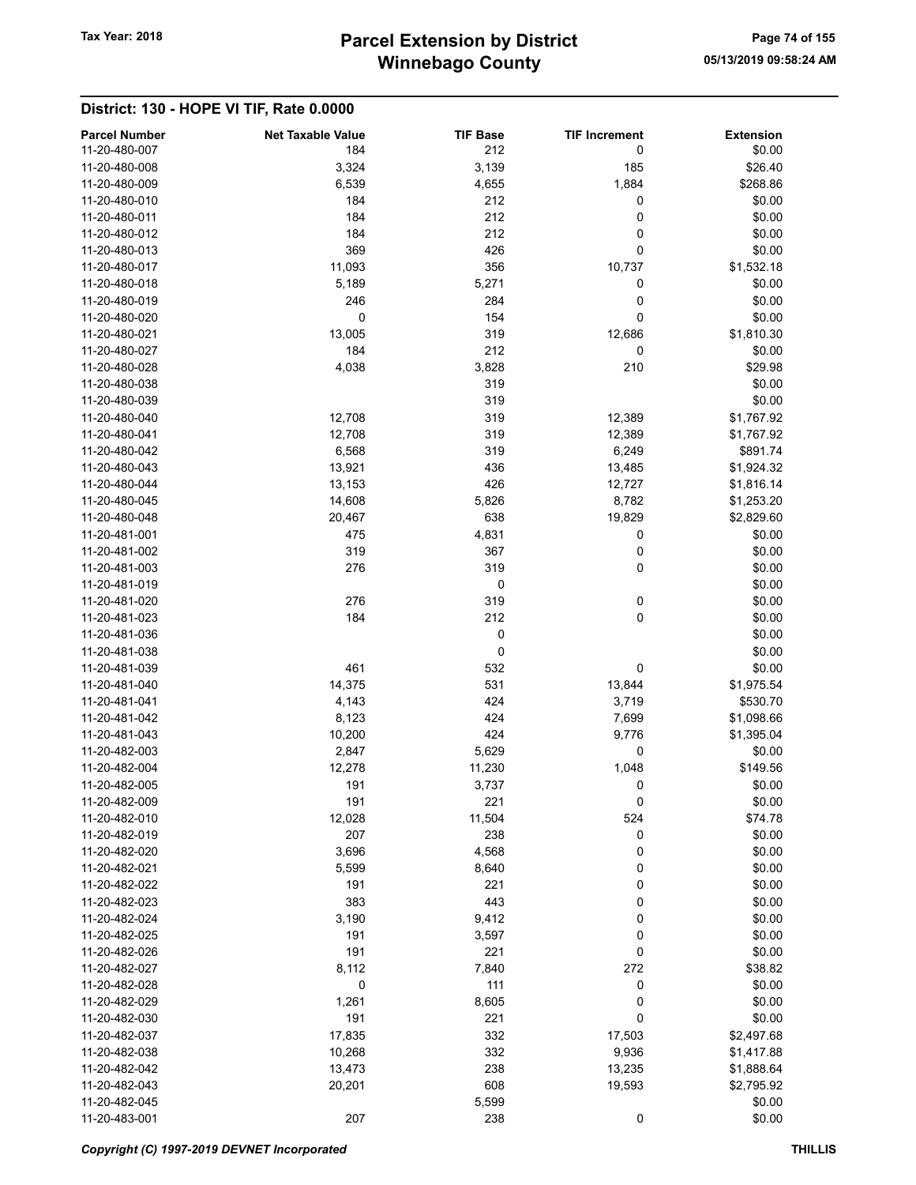## District: 130 - HOPE VI TIF, Rate 0.0000

| Parcel Number | Net Taxable Value | TIF Base | TIF Increment | Extension |
|---|---|---|---|---|
| 11-20-480-007 | 184 | 212 | 0 | $0.00 |
| 11-20-480-008 | 3,324 | 3,139 | 185 | $26.40 |
| 11-20-480-009 | 6,539 | 4,655 | 1,884 | $268.86 |
| 11-20-480-010 | 184 | 212 | 0 | $0.00 |
| 11-20-480-011 | 184 | 212 | 0 | $0.00 |
| 11-20-480-012 | 184 | 212 | 0 | $0.00 |
| 11-20-480-013 | 369 | 426 | 0 | $0.00 |
| 11-20-480-017 | 11,093 | 356 | 10,737 | $1,532.18 |
| 11-20-480-018 | 5,189 | 5,271 | 0 | $0.00 |
| 11-20-480-019 | 246 | 284 | 0 | $0.00 |
| 11-20-480-020 | 0 | 154 | 0 | $0.00 |
| 11-20-480-021 | 13,005 | 319 | 12,686 | $1,810.30 |
| 11-20-480-027 | 184 | 212 | 0 | $0.00 |
| 11-20-480-028 | 4,038 | 3,828 | 210 | $29.98 |
| 11-20-480-038 | | 319 | | $0.00 |
| 11-20-480-039 | | 319 | | $0.00 |
| 11-20-480-040 | 12,708 | 319 | 12,389 | $1,767.92 |
| 11-20-480-041 | 12,708 | 319 | 12,389 | $1,767.92 |
| 11-20-480-042 | 6,568 | 319 | 6,249 | $891.74 |
| 11-20-480-043 | 13,921 | 436 | 13,485 | $1,924.32 |
| 11-20-480-044 | 13,153 | 426 | 12,727 | $1,816.14 |
| 11-20-480-045 | 14,608 | 5,826 | 8,782 | $1,253.20 |
| 11-20-480-048 | 20,467 | 638 | 19,829 | $2,829.60 |
| 11-20-481-001 | 475 | 4,831 | 0 | $0.00 |
| 11-20-481-002 | 319 | 367 | 0 | $0.00 |
| 11-20-481-003 | 276 | 319 | 0 | $0.00 |
| 11-20-481-019 | | 0 | | $0.00 |
| 11-20-481-020 | 276 | 319 | 0 | $0.00 |
| 11-20-481-023 | 184 | 212 | 0 | $0.00 |
| 11-20-481-036 | | 0 | | $0.00 |
| 11-20-481-038 | | 0 | | $0.00 |
| 11-20-481-039 | 461 | 532 | 0 | $0.00 |
| 11-20-481-040 | 14,375 | 531 | 13,844 | $1,975.54 |
| 11-20-481-041 | 4,143 | 424 | 3,719 | $530.70 |
| 11-20-481-042 | 8,123 | 424 | 7,699 | $1,098.66 |
| 11-20-481-043 | 10,200 | 424 | 9,776 | $1,395.04 |
| 11-20-482-003 | 2,847 | 5,629 | 0 | $0.00 |
| 11-20-482-004 | 12,278 | 11,230 | 1,048 | $149.56 |
| 11-20-482-005 | 191 | 3,737 | 0 | $0.00 |
| 11-20-482-009 | 191 | 221 | 0 | $0.00 |
| 11-20-482-010 | 12,028 | 11,504 | 524 | $74.78 |
| 11-20-482-019 | 207 | 238 | 0 | $0.00 |
| 11-20-482-020 | 3,696 | 4,568 | 0 | $0.00 |
| 11-20-482-021 | 5,599 | 8,640 | 0 | $0.00 |
| 11-20-482-022 | 191 | 221 | 0 | $0.00 |
| 11-20-482-023 | 383 | 443 | 0 | $0.00 |
| 11-20-482-024 | 3,190 | 9,412 | 0 | $0.00 |
| 11-20-482-025 | 191 | 3,597 | 0 | $0.00 |
| 11-20-482-026 | 191 | 221 | 0 | $0.00 |
| 11-20-482-027 | 8,112 | 7,840 | 272 | $38.82 |
| 11-20-482-028 | 0 | 111 | 0 | $0.00 |
| 11-20-482-029 | 1,261 | 8,605 | 0 | $0.00 |
| 11-20-482-030 | 191 | 221 | 0 | $0.00 |
| 11-20-482-037 | 17,835 | 332 | 17,503 | $2,497.68 |
| 11-20-482-038 | 10,268 | 332 | 9,936 | $1,417.88 |
| 11-20-482-042 | 13,473 | 238 | 13,235 | $1,888.64 |
| 11-20-482-043 | 20,201 | 608 | 19,593 | $2,795.92 |
| 11-20-482-045 | | 5,599 | | $0.00 |
| 11-20-483-001 | 207 | 238 | 0 | $0.00 |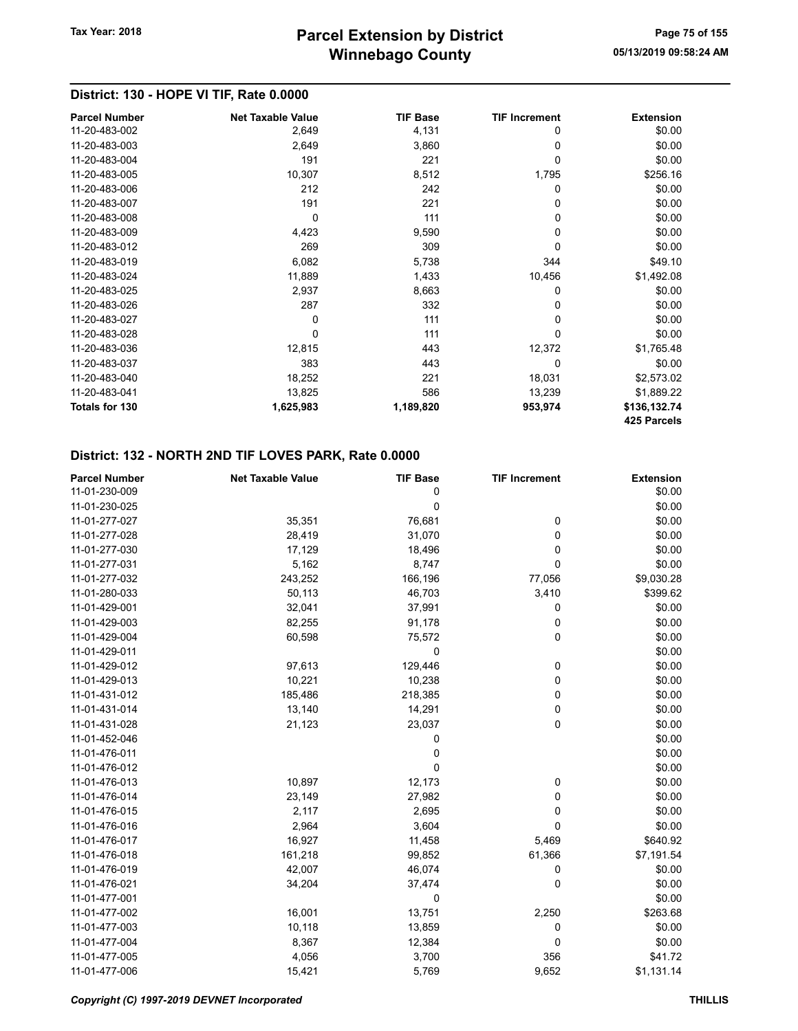## District: 130 - HOPE VI TIF, Rate 0.0000

| Parcel Number | Net Taxable Value | TIF Base | TIF Increment | Extension |
|---|---|---|---|---|
| 11-20-483-002 | 2,649 | 4,131 | 0 | $0.00 |
| 11-20-483-003 | 2,649 | 3,860 | 0 | $0.00 |
| 11-20-483-004 | 191 | 221 | 0 | $0.00 |
| 11-20-483-005 | 10,307 | 8,512 | 1,795 | $256.16 |
| 11-20-483-006 | 212 | 242 | 0 | $0.00 |
| 11-20-483-007 | 191 | 221 | 0 | $0.00 |
| 11-20-483-008 | 0 | 111 | 0 | $0.00 |
| 11-20-483-009 | 4,423 | 9,590 | 0 | $0.00 |
| 11-20-483-012 | 269 | 309 | 0 | $0.00 |
| 11-20-483-019 | 6,082 | 5,738 | 344 | $49.10 |
| 11-20-483-024 | 11,889 | 1,433 | 10,456 | $1,492.08 |
| 11-20-483-025 | 2,937 | 8,663 | 0 | $0.00 |
| 11-20-483-026 | 287 | 332 | 0 | $0.00 |
| 11-20-483-027 | 0 | 111 | 0 | $0.00 |
| 11-20-483-028 | 0 | 111 | 0 | $0.00 |
| 11-20-483-036 | 12,815 | 443 | 12,372 | $1,765.48 |
| 11-20-483-037 | 383 | 443 | 0 | $0.00 |
| 11-20-483-040 | 18,252 | 221 | 18,031 | $2,573.02 |
| 11-20-483-041 | 13,825 | 586 | 13,239 | $1,889.22 |
| **Totals for 130** | **1,625,983** | **1,189,820** | **953,974** | **$136,132.74** |
| | | | | **425 Parcels** |

## District: 132 - NORTH 2ND TIF LOVES PARK, Rate 0.0000

| Parcel Number | Net Taxable Value | TIF Base | TIF Increment | Extension |
|---|---|---|---|---|
| 11-01-230-009 | | 0 | | $0.00 |
| 11-01-230-025 | | 0 | | $0.00 |
| 11-01-277-027 | 35,351 | 76,681 | 0 | $0.00 |
| 11-01-277-028 | 28,419 | 31,070 | 0 | $0.00 |
| 11-01-277-030 | 17,129 | 18,496 | 0 | $0.00 |
| 11-01-277-031 | 5,162 | 8,747 | 0 | $0.00 |
| 11-01-277-032 | 243,252 | 166,196 | 77,056 | $9,030.28 |
| 11-01-280-033 | 50,113 | 46,703 | 3,410 | $399.62 |
| 11-01-429-001 | 32,041 | 37,991 | 0 | $0.00 |
| 11-01-429-003 | 82,255 | 91,178 | 0 | $0.00 |
| 11-01-429-004 | 60,598 | 75,572 | 0 | $0.00 |
| 11-01-429-011 | | 0 | | $0.00 |
| 11-01-429-012 | 97,613 | 129,446 | 0 | $0.00 |
| 11-01-429-013 | 10,221 | 10,238 | 0 | $0.00 |
| 11-01-431-012 | 185,486 | 218,385 | 0 | $0.00 |
| 11-01-431-014 | 13,140 | 14,291 | 0 | $0.00 |
| 11-01-431-028 | 21,123 | 23,037 | 0 | $0.00 |
| 11-01-452-046 | | 0 | | $0.00 |
| 11-01-476-011 | | 0 | | $0.00 |
| 11-01-476-012 | | 0 | | $0.00 |
| 11-01-476-013 | 10,897 | 12,173 | 0 | $0.00 |
| 11-01-476-014 | 23,149 | 27,982 | 0 | $0.00 |
| 11-01-476-015 | 2,117 | 2,695 | 0 | $0.00 |
| 11-01-476-016 | 2,964 | 3,604 | 0 | $0.00 |
| 11-01-476-017 | 16,927 | 11,458 | 5,469 | $640.92 |
| 11-01-476-018 | 161,218 | 99,852 | 61,366 | $7,191.54 |
| 11-01-476-019 | 42,007 | 46,074 | 0 | $0.00 |
| 11-01-476-021 | 34,204 | 37,474 | 0 | $0.00 |
| 11-01-477-001 | | 0 | | $0.00 |
| 11-01-477-002 | 16,001 | 13,751 | 2,250 | $263.68 |
| 11-01-477-003 | 10,118 | 13,859 | 0 | $0.00 |
| 11-01-477-004 | 8,367 | 12,384 | 0 | $0.00 |
| 11-01-477-005 | 4,056 | 3,700 | 356 | $41.72 |
| 11-01-477-006 | 15,421 | 5,769 | 9,652 | $1,131.14 |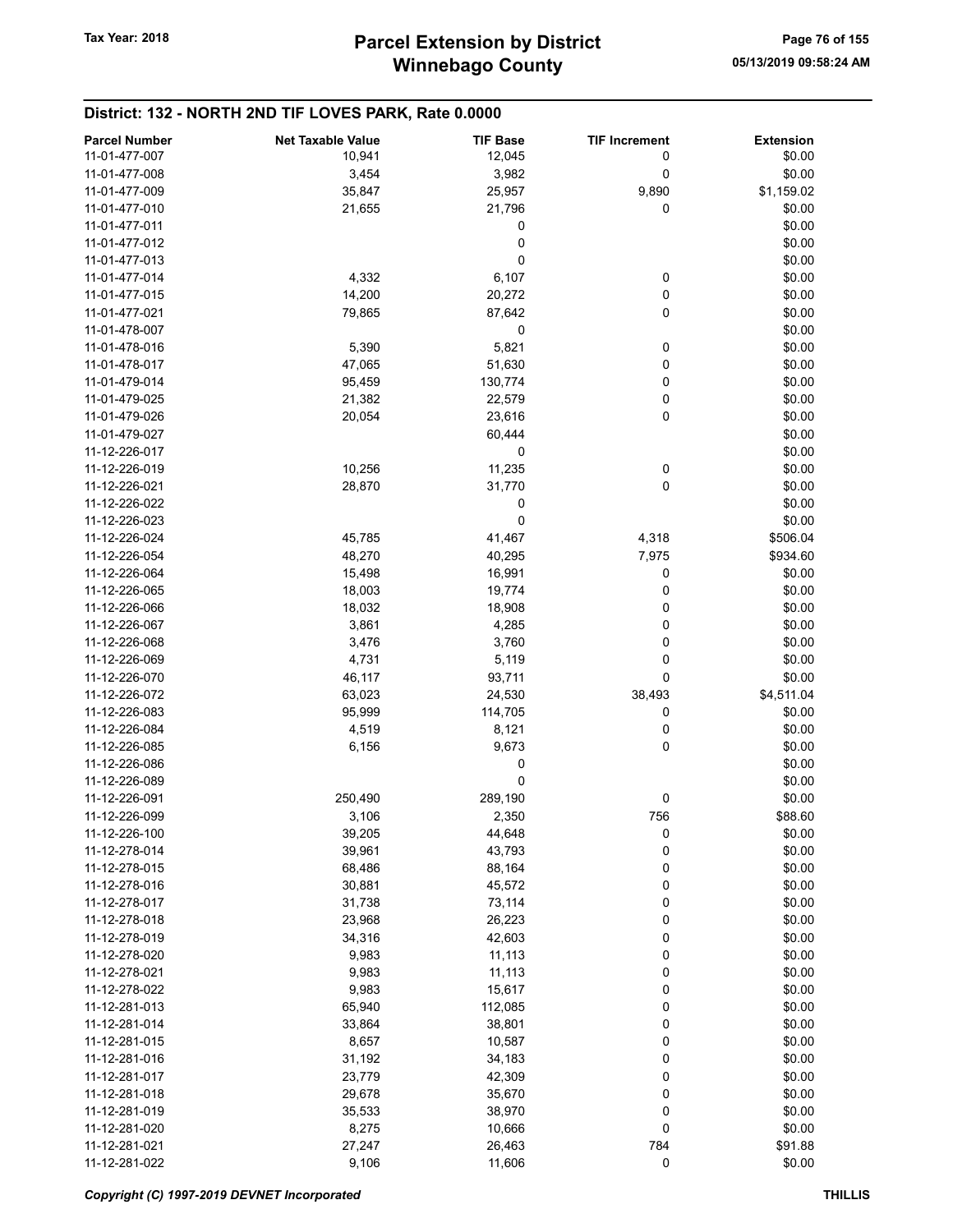## District: 132 - NORTH 2ND TIF LOVES PARK, Rate 0.0000

| Parcel Number | Net Taxable Value | TIF Base | TIF Increment | Extension |
|---|---|---|---|---|
| 11-01-477-007 | 10,941 | 12,045 | 0 | $0.00 |
| 11-01-477-008 | 3,454 | 3,982 | 0 | $0.00 |
| 11-01-477-009 | 35,847 | 25,957 | 9,890 | $1,159.02 |
| 11-01-477-010 | 21,655 | 21,796 | 0 | $0.00 |
| 11-01-477-011 | | 0 | | $0.00 |
| 11-01-477-012 | | 0 | | $0.00 |
| 11-01-477-013 | | 0 | | $0.00 |
| 11-01-477-014 | 4,332 | 6,107 | 0 | $0.00 |
| 11-01-477-015 | 14,200 | 20,272 | 0 | $0.00 |
| 11-01-477-021 | 79,865 | 87,642 | 0 | $0.00 |
| 11-01-478-007 | | 0 | | $0.00 |
| 11-01-478-016 | 5,390 | 5,821 | 0 | $0.00 |
| 11-01-478-017 | 47,065 | 51,630 | 0 | $0.00 |
| 11-01-479-014 | 95,459 | 130,774 | 0 | $0.00 |
| 11-01-479-025 | 21,382 | 22,579 | 0 | $0.00 |
| 11-01-479-026 | 20,054 | 23,616 | 0 | $0.00 |
| 11-01-479-027 | | 60,444 | | $0.00 |
| 11-12-226-017 | | 0 | | $0.00 |
| 11-12-226-019 | 10,256 | 11,235 | 0 | $0.00 |
| 11-12-226-021 | 28,870 | 31,770 | 0 | $0.00 |
| 11-12-226-022 | | 0 | | $0.00 |
| 11-12-226-023 | | 0 | | $0.00 |
| 11-12-226-024 | 45,785 | 41,467 | 4,318 | $506.04 |
| 11-12-226-054 | 48,270 | 40,295 | 7,975 | $934.60 |
| 11-12-226-064 | 15,498 | 16,991 | 0 | $0.00 |
| 11-12-226-065 | 18,003 | 19,774 | 0 | $0.00 |
| 11-12-226-066 | 18,032 | 18,908 | 0 | $0.00 |
| 11-12-226-067 | 3,861 | 4,285 | 0 | $0.00 |
| 11-12-226-068 | 3,476 | 3,760 | 0 | $0.00 |
| 11-12-226-069 | 4,731 | 5,119 | 0 | $0.00 |
| 11-12-226-070 | 46,117 | 93,711 | 0 | $0.00 |
| 11-12-226-072 | 63,023 | 24,530 | 38,493 | $4,511.04 |
| 11-12-226-083 | 95,999 | 114,705 | 0 | $0.00 |
| 11-12-226-084 | 4,519 | 8,121 | 0 | $0.00 |
| 11-12-226-085 | 6,156 | 9,673 | 0 | $0.00 |
| 11-12-226-086 | | 0 | | $0.00 |
| 11-12-226-089 | | 0 | | $0.00 |
| 11-12-226-091 | 250,490 | 289,190 | 0 | $0.00 |
| 11-12-226-099 | 3,106 | 2,350 | 756 | $88.60 |
| 11-12-226-100 | 39,205 | 44,648 | 0 | $0.00 |
| 11-12-278-014 | 39,961 | 43,793 | 0 | $0.00 |
| 11-12-278-015 | 68,486 | 88,164 | 0 | $0.00 |
| 11-12-278-016 | 30,881 | 45,572 | 0 | $0.00 |
| 11-12-278-017 | 31,738 | 73,114 | 0 | $0.00 |
| 11-12-278-018 | 23,968 | 26,223 | 0 | $0.00 |
| 11-12-278-019 | 34,316 | 42,603 | 0 | $0.00 |
| 11-12-278-020 | 9,983 | 11,113 | 0 | $0.00 |
| 11-12-278-021 | 9,983 | 11,113 | 0 | $0.00 |
| 11-12-278-022 | 9,983 | 15,617 | 0 | $0.00 |
| 11-12-281-013 | 65,940 | 112,085 | 0 | $0.00 |
| 11-12-281-014 | 33,864 | 38,801 | 0 | $0.00 |
| 11-12-281-015 | 8,657 | 10,587 | 0 | $0.00 |
| 11-12-281-016 | 31,192 | 34,183 | 0 | $0.00 |
| 11-12-281-017 | 23,779 | 42,309 | 0 | $0.00 |
| 11-12-281-018 | 29,678 | 35,670 | 0 | $0.00 |
| 11-12-281-019 | 35,533 | 38,970 | 0 | $0.00 |
| 11-12-281-020 | 8,275 | 10,666 | 0 | $0.00 |
| 11-12-281-021 | 27,247 | 26,463 | 784 | $91.88 |
| 11-12-281-022 | 9,106 | 11,606 | 0 | $0.00 |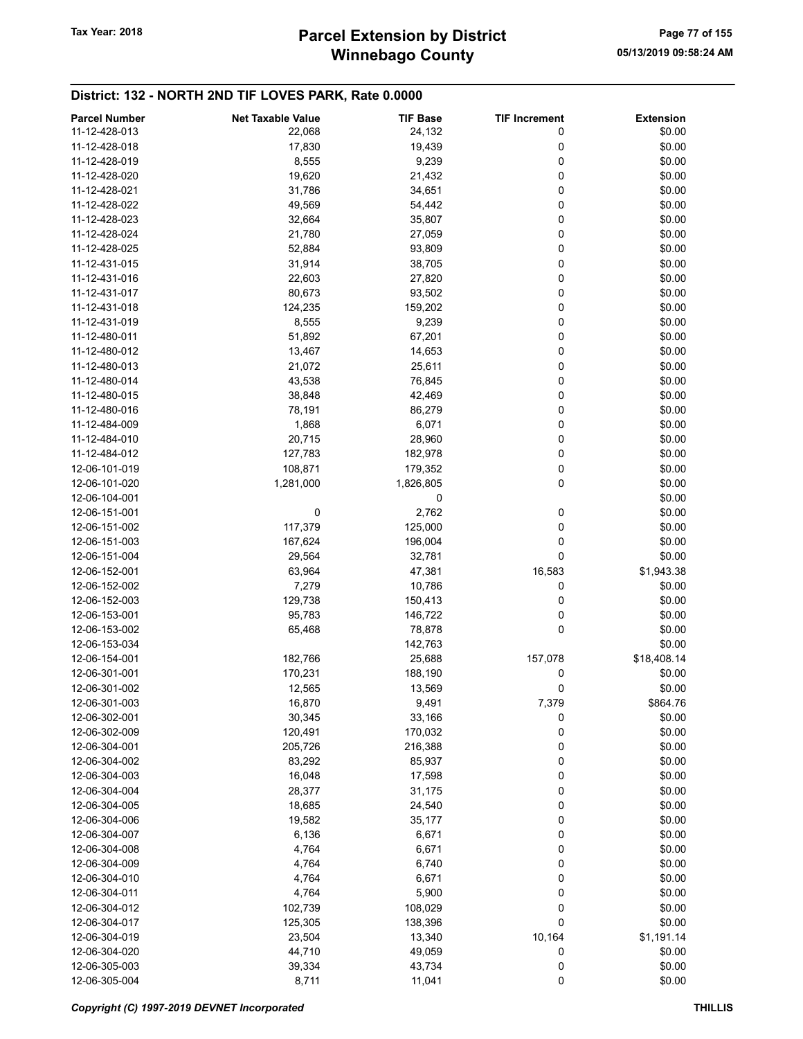## District: 132 - NORTH 2ND TIF LOVES PARK, Rate 0.0000

| Parcel Number | Net Taxable Value | TIF Base | TIF Increment | Extension |
|---|---|---|---|---|
| 11-12-428-013 | 22,068 | 24,132 | 0 | $0.00 |
| 11-12-428-018 | 17,830 | 19,439 | 0 | $0.00 |
| 11-12-428-019 | 8,555 | 9,239 | 0 | $0.00 |
| 11-12-428-020 | 19,620 | 21,432 | 0 | $0.00 |
| 11-12-428-021 | 31,786 | 34,651 | 0 | $0.00 |
| 11-12-428-022 | 49,569 | 54,442 | 0 | $0.00 |
| 11-12-428-023 | 32,664 | 35,807 | 0 | $0.00 |
| 11-12-428-024 | 21,780 | 27,059 | 0 | $0.00 |
| 11-12-428-025 | 52,884 | 93,809 | 0 | $0.00 |
| 11-12-431-015 | 31,914 | 38,705 | 0 | $0.00 |
| 11-12-431-016 | 22,603 | 27,820 | 0 | $0.00 |
| 11-12-431-017 | 80,673 | 93,502 | 0 | $0.00 |
| 11-12-431-018 | 124,235 | 159,202 | 0 | $0.00 |
| 11-12-431-019 | 8,555 | 9,239 | 0 | $0.00 |
| 11-12-480-011 | 51,892 | 67,201 | 0 | $0.00 |
| 11-12-480-012 | 13,467 | 14,653 | 0 | $0.00 |
| 11-12-480-013 | 21,072 | 25,611 | 0 | $0.00 |
| 11-12-480-014 | 43,538 | 76,845 | 0 | $0.00 |
| 11-12-480-015 | 38,848 | 42,469 | 0 | $0.00 |
| 11-12-480-016 | 78,191 | 86,279 | 0 | $0.00 |
| 11-12-484-009 | 1,868 | 6,071 | 0 | $0.00 |
| 11-12-484-010 | 20,715 | 28,960 | 0 | $0.00 |
| 11-12-484-012 | 127,783 | 182,978 | 0 | $0.00 |
| 12-06-101-019 | 108,871 | 179,352 | 0 | $0.00 |
| 12-06-101-020 | 1,281,000 | 1,826,805 | 0 | $0.00 |
| 12-06-104-001 | | 0 | | $0.00 |
| 12-06-151-001 | 0 | 2,762 | 0 | $0.00 |
| 12-06-151-002 | 117,379 | 125,000 | 0 | $0.00 |
| 12-06-151-003 | 167,624 | 196,004 | 0 | $0.00 |
| 12-06-151-004 | 29,564 | 32,781 | 0 | $0.00 |
| 12-06-152-001 | 63,964 | 47,381 | 16,583 | $1,943.38 |
| 12-06-152-002 | 7,279 | 10,786 | 0 | $0.00 |
| 12-06-152-003 | 129,738 | 150,413 | 0 | $0.00 |
| 12-06-153-001 | 95,783 | 146,722 | 0 | $0.00 |
| 12-06-153-002 | 65,468 | 78,878 | 0 | $0.00 |
| 12-06-153-034 | | 142,763 | | $0.00 |
| 12-06-154-001 | 182,766 | 25,688 | 157,078 | $18,408.14 |
| 12-06-301-001 | 170,231 | 188,190 | 0 | $0.00 |
| 12-06-301-002 | 12,565 | 13,569 | 0 | $0.00 |
| 12-06-301-003 | 16,870 | 9,491 | 7,379 | $864.76 |
| 12-06-302-001 | 30,345 | 33,166 | 0 | $0.00 |
| 12-06-302-009 | 120,491 | 170,032 | 0 | $0.00 |
| 12-06-304-001 | 205,726 | 216,388 | 0 | $0.00 |
| 12-06-304-002 | 83,292 | 85,937 | 0 | $0.00 |
| 12-06-304-003 | 16,048 | 17,598 | 0 | $0.00 |
| 12-06-304-004 | 28,377 | 31,175 | 0 | $0.00 |
| 12-06-304-005 | 18,685 | 24,540 | 0 | $0.00 |
| 12-06-304-006 | 19,582 | 35,177 | 0 | $0.00 |
| 12-06-304-007 | 6,136 | 6,671 | 0 | $0.00 |
| 12-06-304-008 | 4,764 | 6,671 | 0 | $0.00 |
| 12-06-304-009 | 4,764 | 6,740 | 0 | $0.00 |
| 12-06-304-010 | 4,764 | 6,671 | 0 | $0.00 |
| 12-06-304-011 | 4,764 | 5,900 | 0 | $0.00 |
| 12-06-304-012 | 102,739 | 108,029 | 0 | $0.00 |
| 12-06-304-017 | 125,305 | 138,396 | 0 | $0.00 |
| 12-06-304-019 | 23,504 | 13,340 | 10,164 | $1,191.14 |
| 12-06-304-020 | 44,710 | 49,059 | 0 | $0.00 |
| 12-06-305-003 | 39,334 | 43,734 | 0 | $0.00 |
| 12-06-305-004 | 8,711 | 11,041 | 0 | $0.00 |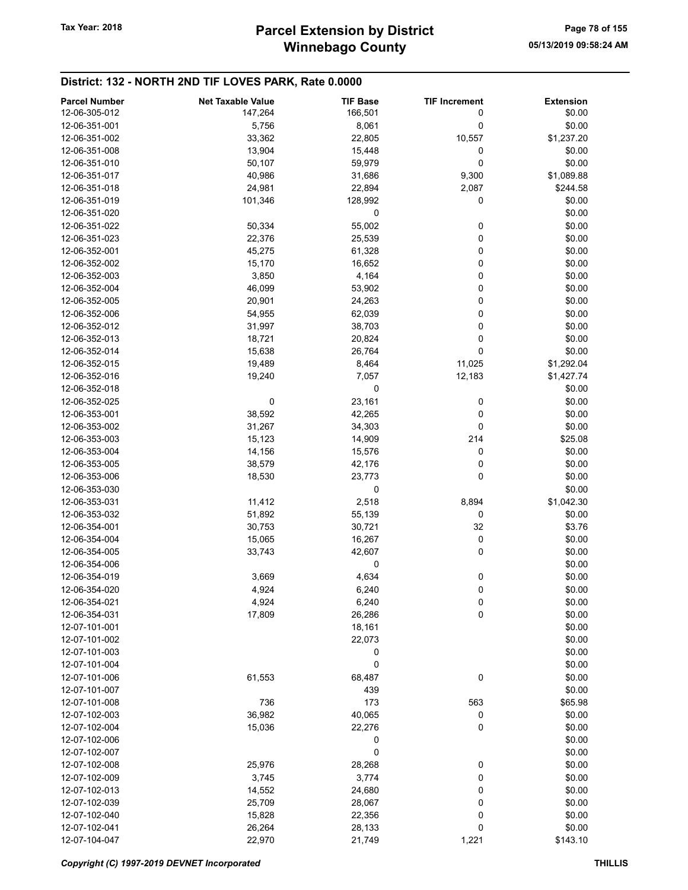## District: 132 - NORTH 2ND TIF LOVES PARK, Rate 0.0000

| Parcel Number | Net Taxable Value | TIF Base | TIF Increment | Extension |
|---|---|---|---|---|
| 12-06-305-012 | 147,264 | 166,501 | 0 | $0.00 |
| 12-06-351-001 | 5,756 | 8,061 | 0 | $0.00 |
| 12-06-351-002 | 33,362 | 22,805 | 10,557 | $1,237.20 |
| 12-06-351-008 | 13,904 | 15,448 | 0 | $0.00 |
| 12-06-351-010 | 50,107 | 59,979 | 0 | $0.00 |
| 12-06-351-017 | 40,986 | 31,686 | 9,300 | $1,089.88 |
| 12-06-351-018 | 24,981 | 22,894 | 2,087 | $244.58 |
| 12-06-351-019 | 101,346 | 128,992 | 0 | $0.00 |
| 12-06-351-020 | | 0 | | $0.00 |
| 12-06-351-022 | 50,334 | 55,002 | 0 | $0.00 |
| 12-06-351-023 | 22,376 | 25,539 | 0 | $0.00 |
| 12-06-352-001 | 45,275 | 61,328 | 0 | $0.00 |
| 12-06-352-002 | 15,170 | 16,652 | 0 | $0.00 |
| 12-06-352-003 | 3,850 | 4,164 | 0 | $0.00 |
| 12-06-352-004 | 46,099 | 53,902 | 0 | $0.00 |
| 12-06-352-005 | 20,901 | 24,263 | 0 | $0.00 |
| 12-06-352-006 | 54,955 | 62,039 | 0 | $0.00 |
| 12-06-352-012 | 31,997 | 38,703 | 0 | $0.00 |
| 12-06-352-013 | 18,721 | 20,824 | 0 | $0.00 |
| 12-06-352-014 | 15,638 | 26,764 | 0 | $0.00 |
| 12-06-352-015 | 19,489 | 8,464 | 11,025 | $1,292.04 |
| 12-06-352-016 | 19,240 | 7,057 | 12,183 | $1,427.74 |
| 12-06-352-018 | | 0 | | $0.00 |
| 12-06-352-025 | 0 | 23,161 | 0 | $0.00 |
| 12-06-353-001 | 38,592 | 42,265 | 0 | $0.00 |
| 12-06-353-002 | 31,267 | 34,303 | 0 | $0.00 |
| 12-06-353-003 | 15,123 | 14,909 | 214 | $25.08 |
| 12-06-353-004 | 14,156 | 15,576 | 0 | $0.00 |
| 12-06-353-005 | 38,579 | 42,176 | 0 | $0.00 |
| 12-06-353-006 | 18,530 | 23,773 | 0 | $0.00 |
| 12-06-353-030 | | 0 | | $0.00 |
| 12-06-353-031 | 11,412 | 2,518 | 8,894 | $1,042.30 |
| 12-06-353-032 | 51,892 | 55,139 | 0 | $0.00 |
| 12-06-354-001 | 30,753 | 30,721 | 32 | $3.76 |
| 12-06-354-004 | 15,065 | 16,267 | 0 | $0.00 |
| 12-06-354-005 | 33,743 | 42,607 | 0 | $0.00 |
| 12-06-354-006 | | 0 | | $0.00 |
| 12-06-354-019 | 3,669 | 4,634 | 0 | $0.00 |
| 12-06-354-020 | 4,924 | 6,240 | 0 | $0.00 |
| 12-06-354-021 | 4,924 | 6,240 | 0 | $0.00 |
| 12-06-354-031 | 17,809 | 26,286 | 0 | $0.00 |
| 12-07-101-001 | | 18,161 | | $0.00 |
| 12-07-101-002 | | 22,073 | | $0.00 |
| 12-07-101-003 | | 0 | | $0.00 |
| 12-07-101-004 | | 0 | | $0.00 |
| 12-07-101-006 | 61,553 | 68,487 | 0 | $0.00 |
| 12-07-101-007 | | 439 | | $0.00 |
| 12-07-101-008 | 736 | 173 | 563 | $65.98 |
| 12-07-102-003 | 36,982 | 40,065 | 0 | $0.00 |
| 12-07-102-004 | 15,036 | 22,276 | 0 | $0.00 |
| 12-07-102-006 | | 0 | | $0.00 |
| 12-07-102-007 | | 0 | | $0.00 |
| 12-07-102-008 | 25,976 | 28,268 | 0 | $0.00 |
| 12-07-102-009 | 3,745 | 3,774 | 0 | $0.00 |
| 12-07-102-013 | 14,552 | 24,680 | 0 | $0.00 |
| 12-07-102-039 | 25,709 | 28,067 | 0 | $0.00 |
| 12-07-102-040 | 15,828 | 22,356 | 0 | $0.00 |
| 12-07-102-041 | 26,264 | 28,133 | 0 | $0.00 |
| 12-07-104-047 | 22,970 | 21,749 | 1,221 | $143.10 |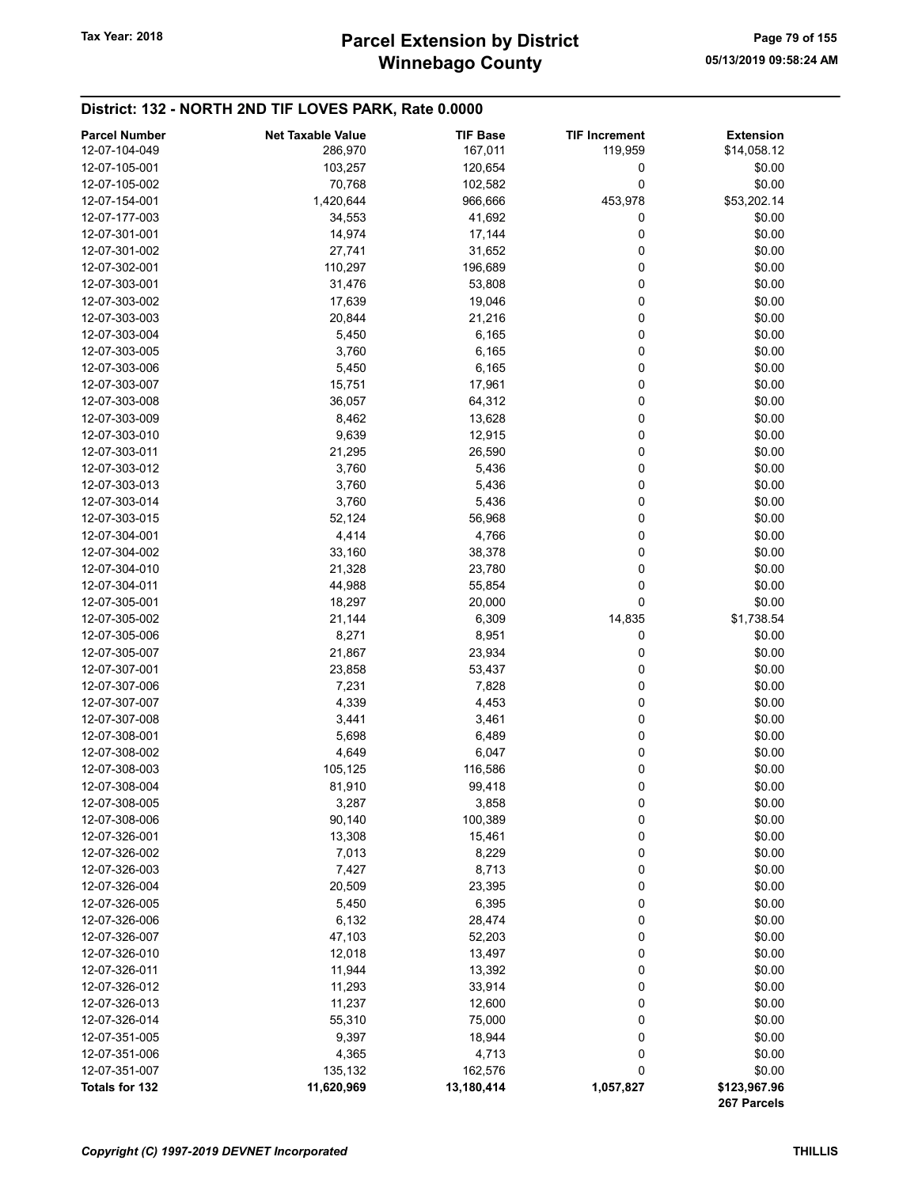## District: 132 - NORTH 2ND TIF LOVES PARK, Rate 0.0000

| Parcel Number | Net Taxable Value | TIF Base | TIF Increment | Extension |
|---|---|---|---|---|
| 12-07-104-049 | 286,970 | 167,011 | 119,959 | $14,058.12 |
| 12-07-105-001 | 103,257 | 120,654 | 0 | $0.00 |
| 12-07-105-002 | 70,768 | 102,582 | 0 | $0.00 |
| 12-07-154-001 | 1,420,644 | 966,666 | 453,978 | $53,202.14 |
| 12-07-177-003 | 34,553 | 41,692 | 0 | $0.00 |
| 12-07-301-001 | 14,974 | 17,144 | 0 | $0.00 |
| 12-07-301-002 | 27,741 | 31,652 | 0 | $0.00 |
| 12-07-302-001 | 110,297 | 196,689 | 0 | $0.00 |
| 12-07-303-001 | 31,476 | 53,808 | 0 | $0.00 |
| 12-07-303-002 | 17,639 | 19,046 | 0 | $0.00 |
| 12-07-303-003 | 20,844 | 21,216 | 0 | $0.00 |
| 12-07-303-004 | 5,450 | 6,165 | 0 | $0.00 |
| 12-07-303-005 | 3,760 | 6,165 | 0 | $0.00 |
| 12-07-303-006 | 5,450 | 6,165 | 0 | $0.00 |
| 12-07-303-007 | 15,751 | 17,961 | 0 | $0.00 |
| 12-07-303-008 | 36,057 | 64,312 | 0 | $0.00 |
| 12-07-303-009 | 8,462 | 13,628 | 0 | $0.00 |
| 12-07-303-010 | 9,639 | 12,915 | 0 | $0.00 |
| 12-07-303-011 | 21,295 | 26,590 | 0 | $0.00 |
| 12-07-303-012 | 3,760 | 5,436 | 0 | $0.00 |
| 12-07-303-013 | 3,760 | 5,436 | 0 | $0.00 |
| 12-07-303-014 | 3,760 | 5,436 | 0 | $0.00 |
| 12-07-303-015 | 52,124 | 56,968 | 0 | $0.00 |
| 12-07-304-001 | 4,414 | 4,766 | 0 | $0.00 |
| 12-07-304-002 | 33,160 | 38,378 | 0 | $0.00 |
| 12-07-304-010 | 21,328 | 23,780 | 0 | $0.00 |
| 12-07-304-011 | 44,988 | 55,854 | 0 | $0.00 |
| 12-07-305-001 | 18,297 | 20,000 | 0 | $0.00 |
| 12-07-305-002 | 21,144 | 6,309 | 14,835 | $1,738.54 |
| 12-07-305-006 | 8,271 | 8,951 | 0 | $0.00 |
| 12-07-305-007 | 21,867 | 23,934 | 0 | $0.00 |
| 12-07-307-001 | 23,858 | 53,437 | 0 | $0.00 |
| 12-07-307-006 | 7,231 | 7,828 | 0 | $0.00 |
| 12-07-307-007 | 4,339 | 4,453 | 0 | $0.00 |
| 12-07-307-008 | 3,441 | 3,461 | 0 | $0.00 |
| 12-07-308-001 | 5,698 | 6,489 | 0 | $0.00 |
| 12-07-308-002 | 4,649 | 6,047 | 0 | $0.00 |
| 12-07-308-003 | 105,125 | 116,586 | 0 | $0.00 |
| 12-07-308-004 | 81,910 | 99,418 | 0 | $0.00 |
| 12-07-308-005 | 3,287 | 3,858 | 0 | $0.00 |
| 12-07-308-006 | 90,140 | 100,389 | 0 | $0.00 |
| 12-07-326-001 | 13,308 | 15,461 | 0 | $0.00 |
| 12-07-326-002 | 7,013 | 8,229 | 0 | $0.00 |
| 12-07-326-003 | 7,427 | 8,713 | 0 | $0.00 |
| 12-07-326-004 | 20,509 | 23,395 | 0 | $0.00 |
| 12-07-326-005 | 5,450 | 6,395 | 0 | $0.00 |
| 12-07-326-006 | 6,132 | 28,474 | 0 | $0.00 |
| 12-07-326-007 | 47,103 | 52,203 | 0 | $0.00 |
| 12-07-326-010 | 12,018 | 13,497 | 0 | $0.00 |
| 12-07-326-011 | 11,944 | 13,392 | 0 | $0.00 |
| 12-07-326-012 | 11,293 | 33,914 | 0 | $0.00 |
| 12-07-326-013 | 11,237 | 12,600 | 0 | $0.00 |
| 12-07-326-014 | 55,310 | 75,000 | 0 | $0.00 |
| 12-07-351-005 | 9,397 | 18,944 | 0 | $0.00 |
| 12-07-351-006 | 4,365 | 4,713 | 0 | $0.00 |
| 12-07-351-007 | 135,132 | 162,576 | 0 | $0.00 |
| **Totals for 132** | **11,620,969** | **13,180,414** | **1,057,827** | **$123,967.96** |
| | | | | **267 Parcels** |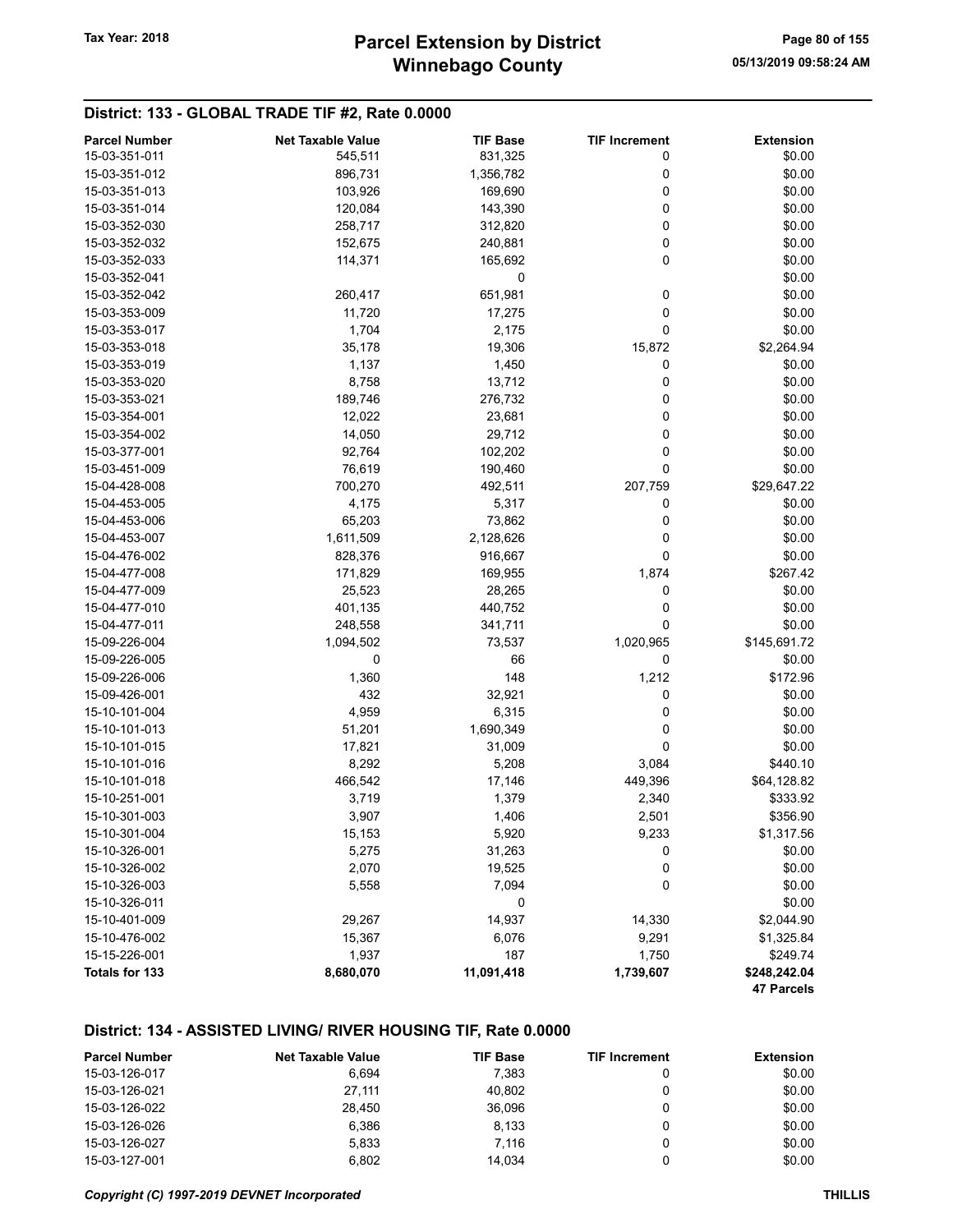## District: 133 - GLOBAL TRADE TIF #2, Rate 0.0000

| Parcel Number | Net Taxable Value | TIF Base | TIF Increment | Extension |
|---|---|---|---|---|
| 15-03-351-011 | 545,511 | 831,325 | 0 | $0.00 |
| 15-03-351-012 | 896,731 | 1,356,782 | 0 | $0.00 |
| 15-03-351-013 | 103,926 | 169,690 | 0 | $0.00 |
| 15-03-351-014 | 120,084 | 143,390 | 0 | $0.00 |
| 15-03-352-030 | 258,717 | 312,820 | 0 | $0.00 |
| 15-03-352-032 | 152,675 | 240,881 | 0 | $0.00 |
| 15-03-352-033 | 114,371 | 165,692 | 0 | $0.00 |
| 15-03-352-041 | | 0 | | $0.00 |
| 15-03-352-042 | 260,417 | 651,981 | 0 | $0.00 |
| 15-03-353-009 | 11,720 | 17,275 | 0 | $0.00 |
| 15-03-353-017 | 1,704 | 2,175 | 0 | $0.00 |
| 15-03-353-018 | 35,178 | 19,306 | 15,872 | $2,264.94 |
| 15-03-353-019 | 1,137 | 1,450 | 0 | $0.00 |
| 15-03-353-020 | 8,758 | 13,712 | 0 | $0.00 |
| 15-03-353-021 | 189,746 | 276,732 | 0 | $0.00 |
| 15-03-354-001 | 12,022 | 23,681 | 0 | $0.00 |
| 15-03-354-002 | 14,050 | 29,712 | 0 | $0.00 |
| 15-03-377-001 | 92,764 | 102,202 | 0 | $0.00 |
| 15-03-451-009 | 76,619 | 190,460 | 0 | $0.00 |
| 15-04-428-008 | 700,270 | 492,511 | 207,759 | $29,647.22 |
| 15-04-453-005 | 4,175 | 5,317 | 0 | $0.00 |
| 15-04-453-006 | 65,203 | 73,862 | 0 | $0.00 |
| 15-04-453-007 | 1,611,509 | 2,128,626 | 0 | $0.00 |
| 15-04-476-002 | 828,376 | 916,667 | 0 | $0.00 |
| 15-04-477-008 | 171,829 | 169,955 | 1,874 | $267.42 |
| 15-04-477-009 | 25,523 | 28,265 | 0 | $0.00 |
| 15-04-477-010 | 401,135 | 440,752 | 0 | $0.00 |
| 15-04-477-011 | 248,558 | 341,711 | 0 | $0.00 |
| 15-09-226-004 | 1,094,502 | 73,537 | 1,020,965 | $145,691.72 |
| 15-09-226-005 | 0 | 66 | 0 | $0.00 |
| 15-09-226-006 | 1,360 | 148 | 1,212 | $172.96 |
| 15-09-426-001 | 432 | 32,921 | 0 | $0.00 |
| 15-10-101-004 | 4,959 | 6,315 | 0 | $0.00 |
| 15-10-101-013 | 51,201 | 1,690,349 | 0 | $0.00 |
| 15-10-101-015 | 17,821 | 31,009 | 0 | $0.00 |
| 15-10-101-016 | 8,292 | 5,208 | 3,084 | $440.10 |
| 15-10-101-018 | 466,542 | 17,146 | 449,396 | $64,128.82 |
| 15-10-251-001 | 3,719 | 1,379 | 2,340 | $333.92 |
| 15-10-301-003 | 3,907 | 1,406 | 2,501 | $356.90 |
| 15-10-301-004 | 15,153 | 5,920 | 9,233 | $1,317.56 |
| 15-10-326-001 | 5,275 | 31,263 | 0 | $0.00 |
| 15-10-326-002 | 2,070 | 19,525 | 0 | $0.00 |
| 15-10-326-003 | 5,558 | 7,094 | 0 | $0.00 |
| 15-10-326-011 | | 0 | | $0.00 |
| 15-10-401-009 | 29,267 | 14,937 | 14,330 | $2,044.90 |
| 15-10-476-002 | 15,367 | 6,076 | 9,291 | $1,325.84 |
| 15-15-226-001 | 1,937 | 187 | 1,750 | $249.74 |
| **Totals for 133** | **8,680,070** | **11,091,418** | **1,739,607** | **$248,242.04** |
| | | | | **47 Parcels** |

## District: 134 - ASSISTED LIVING/ RIVER HOUSING TIF, Rate 0.0000

| Parcel Number | Net Taxable Value | TIF Base | TIF Increment | Extension |
|---|---|---|---|---|
| 15-03-126-017 | 6,694 | 7,383 | 0 | $0.00 |
| 15-03-126-021 | 27,111 | 40,802 | 0 | $0.00 |
| 15-03-126-022 | 28,450 | 36,096 | 0 | $0.00 |
| 15-03-126-026 | 6,386 | 8,133 | 0 | $0.00 |
| 15-03-126-027 | 5,833 | 7,116 | 0 | $0.00 |
| 15-03-127-001 | 6,802 | 14,034 | 0 | $0.00 |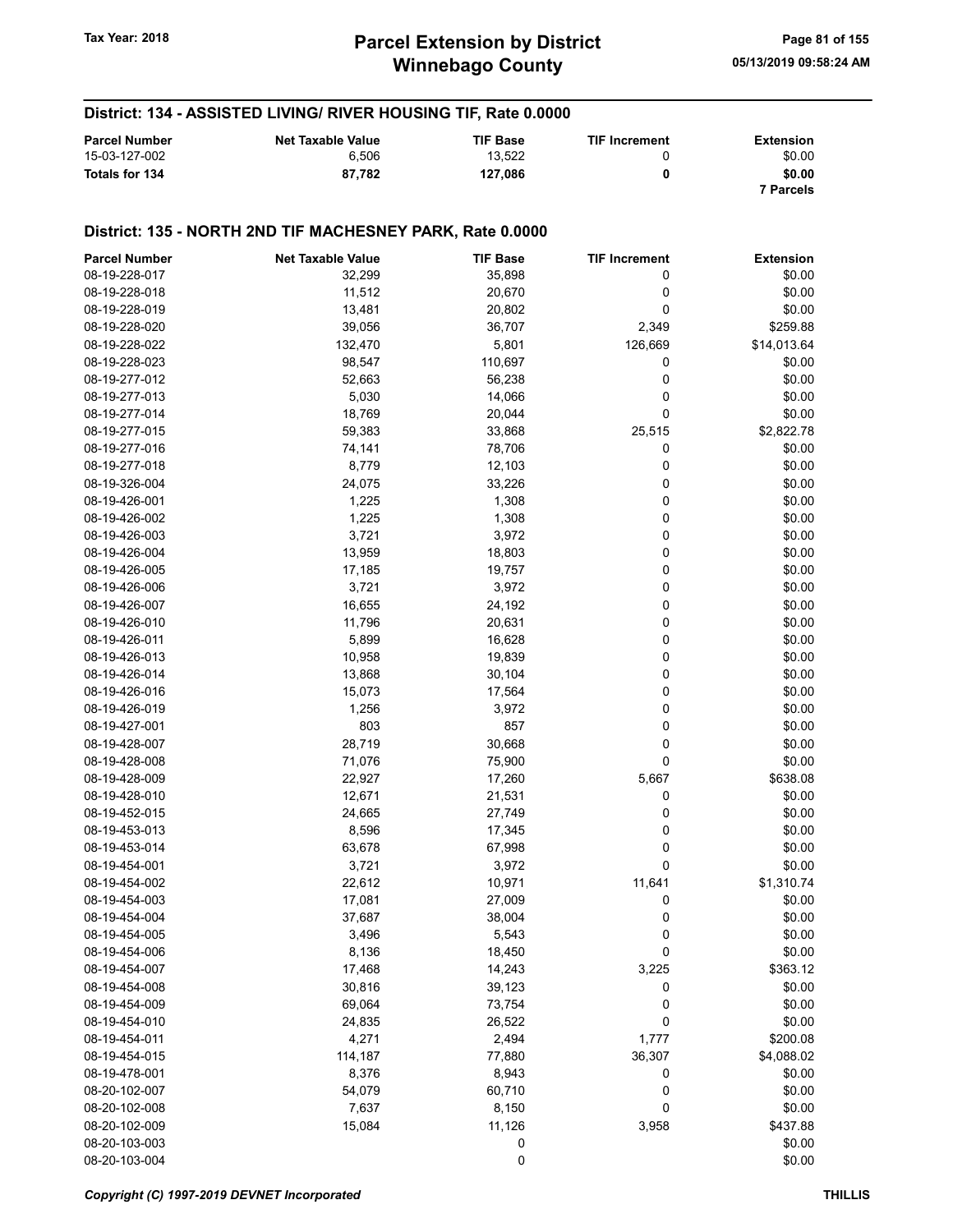## District: 134 - ASSISTED LIVING/ RIVER HOUSING TIF, Rate 0.0000

| Parcel Number | Net Taxable Value | TIF Base | TIF Increment | Extension |
|---|---|---|---|---|
| 15-03-127-002 | 6,506 | 13,522 | 0 | $0.00 |
| **Totals for 134** | **87,782** | **127,086** | **0** | **$0.00** |
| | | | | **7 Parcels** |

## District: 135 - NORTH 2ND TIF MACHESNEY PARK, Rate 0.0000

| Parcel Number | Net Taxable Value | TIF Base | TIF Increment | Extension |
|---|---|---|---|---|
| 08-19-228-017 | 32,299 | 35,898 | 0 | $0.00 |
| 08-19-228-018 | 11,512 | 20,670 | 0 | $0.00 |
| 08-19-228-019 | 13,481 | 20,802 | 0 | $0.00 |
| 08-19-228-020 | 39,056 | 36,707 | 2,349 | $259.88 |
| 08-19-228-022 | 132,470 | 5,801 | 126,669 | $14,013.64 |
| 08-19-228-023 | 98,547 | 110,697 | 0 | $0.00 |
| 08-19-277-012 | 52,663 | 56,238 | 0 | $0.00 |
| 08-19-277-013 | 5,030 | 14,066 | 0 | $0.00 |
| 08-19-277-014 | 18,769 | 20,044 | 0 | $0.00 |
| 08-19-277-015 | 59,383 | 33,868 | 25,515 | $2,822.78 |
| 08-19-277-016 | 74,141 | 78,706 | 0 | $0.00 |
| 08-19-277-018 | 8,779 | 12,103 | 0 | $0.00 |
| 08-19-326-004 | 24,075 | 33,226 | 0 | $0.00 |
| 08-19-426-001 | 1,225 | 1,308 | 0 | $0.00 |
| 08-19-426-002 | 1,225 | 1,308 | 0 | $0.00 |
| 08-19-426-003 | 3,721 | 3,972 | 0 | $0.00 |
| 08-19-426-004 | 13,959 | 18,803 | 0 | $0.00 |
| 08-19-426-005 | 17,185 | 19,757 | 0 | $0.00 |
| 08-19-426-006 | 3,721 | 3,972 | 0 | $0.00 |
| 08-19-426-007 | 16,655 | 24,192 | 0 | $0.00 |
| 08-19-426-010 | 11,796 | 20,631 | 0 | $0.00 |
| 08-19-426-011 | 5,899 | 16,628 | 0 | $0.00 |
| 08-19-426-013 | 10,958 | 19,839 | 0 | $0.00 |
| 08-19-426-014 | 13,868 | 30,104 | 0 | $0.00 |
| 08-19-426-016 | 15,073 | 17,564 | 0 | $0.00 |
| 08-19-426-019 | 1,256 | 3,972 | 0 | $0.00 |
| 08-19-427-001 | 803 | 857 | 0 | $0.00 |
| 08-19-428-007 | 28,719 | 30,668 | 0 | $0.00 |
| 08-19-428-008 | 71,076 | 75,900 | 0 | $0.00 |
| 08-19-428-009 | 22,927 | 17,260 | 5,667 | $638.08 |
| 08-19-428-010 | 12,671 | 21,531 | 0 | $0.00 |
| 08-19-452-015 | 24,665 | 27,749 | 0 | $0.00 |
| 08-19-453-013 | 8,596 | 17,345 | 0 | $0.00 |
| 08-19-453-014 | 63,678 | 67,998 | 0 | $0.00 |
| 08-19-454-001 | 3,721 | 3,972 | 0 | $0.00 |
| 08-19-454-002 | 22,612 | 10,971 | 11,641 | $1,310.74 |
| 08-19-454-003 | 17,081 | 27,009 | 0 | $0.00 |
| 08-19-454-004 | 37,687 | 38,004 | 0 | $0.00 |
| 08-19-454-005 | 3,496 | 5,543 | 0 | $0.00 |
| 08-19-454-006 | 8,136 | 18,450 | 0 | $0.00 |
| 08-19-454-007 | 17,468 | 14,243 | 3,225 | $363.12 |
| 08-19-454-008 | 30,816 | 39,123 | 0 | $0.00 |
| 08-19-454-009 | 69,064 | 73,754 | 0 | $0.00 |
| 08-19-454-010 | 24,835 | 26,522 | 0 | $0.00 |
| 08-19-454-011 | 4,271 | 2,494 | 1,777 | $200.08 |
| 08-19-454-015 | 114,187 | 77,880 | 36,307 | $4,088.02 |
| 08-19-478-001 | 8,376 | 8,943 | 0 | $0.00 |
| 08-20-102-007 | 54,079 | 60,710 | 0 | $0.00 |
| 08-20-102-008 | 7,637 | 8,150 | 0 | $0.00 |
| 08-20-102-009 | 15,084 | 11,126 | 3,958 | $437.88 |
| 08-20-103-003 | | 0 | | $0.00 |
| 08-20-103-004 | | 0 | | $0.00 |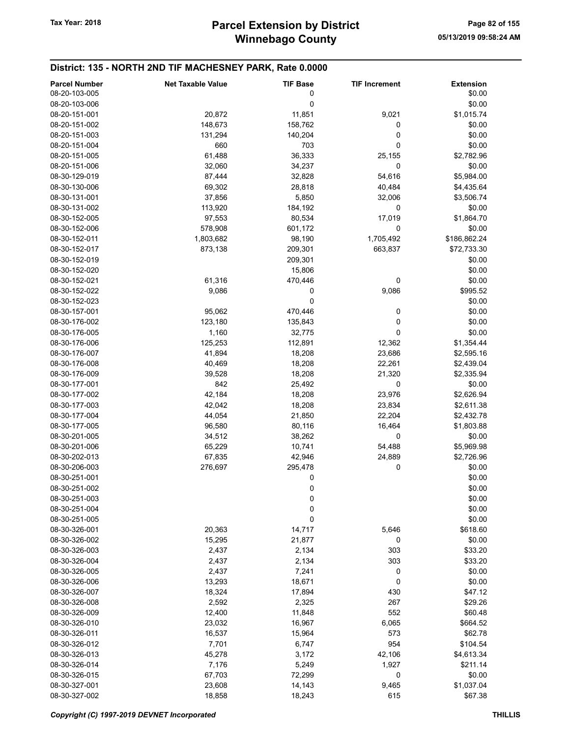## District: 135 - NORTH 2ND TIF MACHESNEY PARK, Rate 0.0000

| Parcel Number | Net Taxable Value | TIF Base | TIF Increment | Extension |
|---|---|---|---|---|
| 08-20-103-005 | | 0 | | $0.00 |
| 08-20-103-006 | | 0 | | $0.00 |
| 08-20-151-001 | 20,872 | 11,851 | 9,021 | $1,015.74 |
| 08-20-151-002 | 148,673 | 158,762 | 0 | $0.00 |
| 08-20-151-003 | 131,294 | 140,204 | 0 | $0.00 |
| 08-20-151-004 | 660 | 703 | 0 | $0.00 |
| 08-20-151-005 | 61,488 | 36,333 | 25,155 | $2,782.96 |
| 08-20-151-006 | 32,060 | 34,237 | 0 | $0.00 |
| 08-30-129-019 | 87,444 | 32,828 | 54,616 | $5,984.00 |
| 08-30-130-006 | 69,302 | 28,818 | 40,484 | $4,435.64 |
| 08-30-131-001 | 37,856 | 5,850 | 32,006 | $3,506.74 |
| 08-30-131-002 | 113,920 | 184,192 | 0 | $0.00 |
| 08-30-152-005 | 97,553 | 80,534 | 17,019 | $1,864.70 |
| 08-30-152-006 | 578,908 | 601,172 | 0 | $0.00 |
| 08-30-152-011 | 1,803,682 | 98,190 | 1,705,492 | $186,862.24 |
| 08-30-152-017 | 873,138 | 209,301 | 663,837 | $72,733.30 |
| 08-30-152-019 | | 209,301 | | $0.00 |
| 08-30-152-020 | | 15,806 | | $0.00 |
| 08-30-152-021 | 61,316 | 470,446 | 0 | $0.00 |
| 08-30-152-022 | 9,086 | 0 | 9,086 | $995.52 |
| 08-30-152-023 | | 0 | | $0.00 |
| 08-30-157-001 | 95,062 | 470,446 | 0 | $0.00 |
| 08-30-176-002 | 123,180 | 135,843 | 0 | $0.00 |
| 08-30-176-005 | 1,160 | 32,775 | 0 | $0.00 |
| 08-30-176-006 | 125,253 | 112,891 | 12,362 | $1,354.44 |
| 08-30-176-007 | 41,894 | 18,208 | 23,686 | $2,595.16 |
| 08-30-176-008 | 40,469 | 18,208 | 22,261 | $2,439.04 |
| 08-30-176-009 | 39,528 | 18,208 | 21,320 | $2,335.94 |
| 08-30-177-001 | 842 | 25,492 | 0 | $0.00 |
| 08-30-177-002 | 42,184 | 18,208 | 23,976 | $2,626.94 |
| 08-30-177-003 | 42,042 | 18,208 | 23,834 | $2,611.38 |
| 08-30-177-004 | 44,054 | 21,850 | 22,204 | $2,432.78 |
| 08-30-177-005 | 96,580 | 80,116 | 16,464 | $1,803.88 |
| 08-30-201-005 | 34,512 | 38,262 | 0 | $0.00 |
| 08-30-201-006 | 65,229 | 10,741 | 54,488 | $5,969.98 |
| 08-30-202-013 | 67,835 | 42,946 | 24,889 | $2,726.96 |
| 08-30-206-003 | 276,697 | 295,478 | 0 | $0.00 |
| 08-30-251-001 | | 0 | | $0.00 |
| 08-30-251-002 | | 0 | | $0.00 |
| 08-30-251-003 | | 0 | | $0.00 |
| 08-30-251-004 | | 0 | | $0.00 |
| 08-30-251-005 | | 0 | | $0.00 |
| 08-30-326-001 | 20,363 | 14,717 | 5,646 | $618.60 |
| 08-30-326-002 | 15,295 | 21,877 | 0 | $0.00 |
| 08-30-326-003 | 2,437 | 2,134 | 303 | $33.20 |
| 08-30-326-004 | 2,437 | 2,134 | 303 | $33.20 |
| 08-30-326-005 | 2,437 | 7,241 | 0 | $0.00 |
| 08-30-326-006 | 13,293 | 18,671 | 0 | $0.00 |
| 08-30-326-007 | 18,324 | 17,894 | 430 | $47.12 |
| 08-30-326-008 | 2,592 | 2,325 | 267 | $29.26 |
| 08-30-326-009 | 12,400 | 11,848 | 552 | $60.48 |
| 08-30-326-010 | 23,032 | 16,967 | 6,065 | $664.52 |
| 08-30-326-011 | 16,537 | 15,964 | 573 | $62.78 |
| 08-30-326-012 | 7,701 | 6,747 | 954 | $104.54 |
| 08-30-326-013 | 45,278 | 3,172 | 42,106 | $4,613.34 |
| 08-30-326-014 | 7,176 | 5,249 | 1,927 | $211.14 |
| 08-30-326-015 | 67,703 | 72,299 | 0 | $0.00 |
| 08-30-327-001 | 23,608 | 14,143 | 9,465 | $1,037.04 |
| 08-30-327-002 | 18,858 | 18,243 | 615 | $67.38 |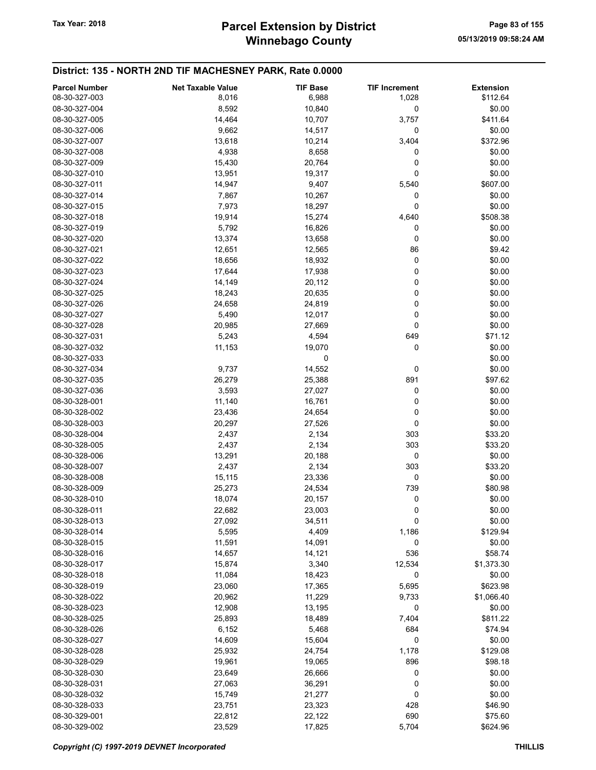## District: 135 - NORTH 2ND TIF MACHESNEY PARK, Rate 0.0000

| Parcel Number | Net Taxable Value | TIF Base | TIF Increment | Extension |
|---|---|---|---|---|
| 08-30-327-003 | 8,016 | 6,988 | 1,028 | $112.64 |
| 08-30-327-004 | 8,592 | 10,840 | 0 | $0.00 |
| 08-30-327-005 | 14,464 | 10,707 | 3,757 | $411.64 |
| 08-30-327-006 | 9,662 | 14,517 | 0 | $0.00 |
| 08-30-327-007 | 13,618 | 10,214 | 3,404 | $372.96 |
| 08-30-327-008 | 4,938 | 8,658 | 0 | $0.00 |
| 08-30-327-009 | 15,430 | 20,764 | 0 | $0.00 |
| 08-30-327-010 | 13,951 | 19,317 | 0 | $0.00 |
| 08-30-327-011 | 14,947 | 9,407 | 5,540 | $607.00 |
| 08-30-327-014 | 7,867 | 10,267 | 0 | $0.00 |
| 08-30-327-015 | 7,973 | 18,297 | 0 | $0.00 |
| 08-30-327-018 | 19,914 | 15,274 | 4,640 | $508.38 |
| 08-30-327-019 | 5,792 | 16,826 | 0 | $0.00 |
| 08-30-327-020 | 13,374 | 13,658 | 0 | $0.00 |
| 08-30-327-021 | 12,651 | 12,565 | 86 | $9.42 |
| 08-30-327-022 | 18,656 | 18,932 | 0 | $0.00 |
| 08-30-327-023 | 17,644 | 17,938 | 0 | $0.00 |
| 08-30-327-024 | 14,149 | 20,112 | 0 | $0.00 |
| 08-30-327-025 | 18,243 | 20,635 | 0 | $0.00 |
| 08-30-327-026 | 24,658 | 24,819 | 0 | $0.00 |
| 08-30-327-027 | 5,490 | 12,017 | 0 | $0.00 |
| 08-30-327-028 | 20,985 | 27,669 | 0 | $0.00 |
| 08-30-327-031 | 5,243 | 4,594 | 649 | $71.12 |
| 08-30-327-032 | 11,153 | 19,070 | 0 | $0.00 |
| 08-30-327-033 | | 0 | | $0.00 |
| 08-30-327-034 | 9,737 | 14,552 | 0 | $0.00 |
| 08-30-327-035 | 26,279 | 25,388 | 891 | $97.62 |
| 08-30-327-036 | 3,593 | 27,027 | 0 | $0.00 |
| 08-30-328-001 | 11,140 | 16,761 | 0 | $0.00 |
| 08-30-328-002 | 23,436 | 24,654 | 0 | $0.00 |
| 08-30-328-003 | 20,297 | 27,526 | 0 | $0.00 |
| 08-30-328-004 | 2,437 | 2,134 | 303 | $33.20 |
| 08-30-328-005 | 2,437 | 2,134 | 303 | $33.20 |
| 08-30-328-006 | 13,291 | 20,188 | 0 | $0.00 |
| 08-30-328-007 | 2,437 | 2,134 | 303 | $33.20 |
| 08-30-328-008 | 15,115 | 23,336 | 0 | $0.00 |
| 08-30-328-009 | 25,273 | 24,534 | 739 | $80.98 |
| 08-30-328-010 | 18,074 | 20,157 | 0 | $0.00 |
| 08-30-328-011 | 22,682 | 23,003 | 0 | $0.00 |
| 08-30-328-013 | 27,092 | 34,511 | 0 | $0.00 |
| 08-30-328-014 | 5,595 | 4,409 | 1,186 | $129.94 |
| 08-30-328-015 | 11,591 | 14,091 | 0 | $0.00 |
| 08-30-328-016 | 14,657 | 14,121 | 536 | $58.74 |
| 08-30-328-017 | 15,874 | 3,340 | 12,534 | $1,373.30 |
| 08-30-328-018 | 11,084 | 18,423 | 0 | $0.00 |
| 08-30-328-019 | 23,060 | 17,365 | 5,695 | $623.98 |
| 08-30-328-022 | 20,962 | 11,229 | 9,733 | $1,066.40 |
| 08-30-328-023 | 12,908 | 13,195 | 0 | $0.00 |
| 08-30-328-025 | 25,893 | 18,489 | 7,404 | $811.22 |
| 08-30-328-026 | 6,152 | 5,468 | 684 | $74.94 |
| 08-30-328-027 | 14,609 | 15,604 | 0 | $0.00 |
| 08-30-328-028 | 25,932 | 24,754 | 1,178 | $129.08 |
| 08-30-328-029 | 19,961 | 19,065 | 896 | $98.18 |
| 08-30-328-030 | 23,649 | 26,666 | 0 | $0.00 |
| 08-30-328-031 | 27,063 | 36,291 | 0 | $0.00 |
| 08-30-328-032 | 15,749 | 21,277 | 0 | $0.00 |
| 08-30-328-033 | 23,751 | 23,323 | 428 | $46.90 |
| 08-30-329-001 | 22,812 | 22,122 | 690 | $75.60 |
| 08-30-329-002 | 23,529 | 17,825 | 5,704 | $624.96 |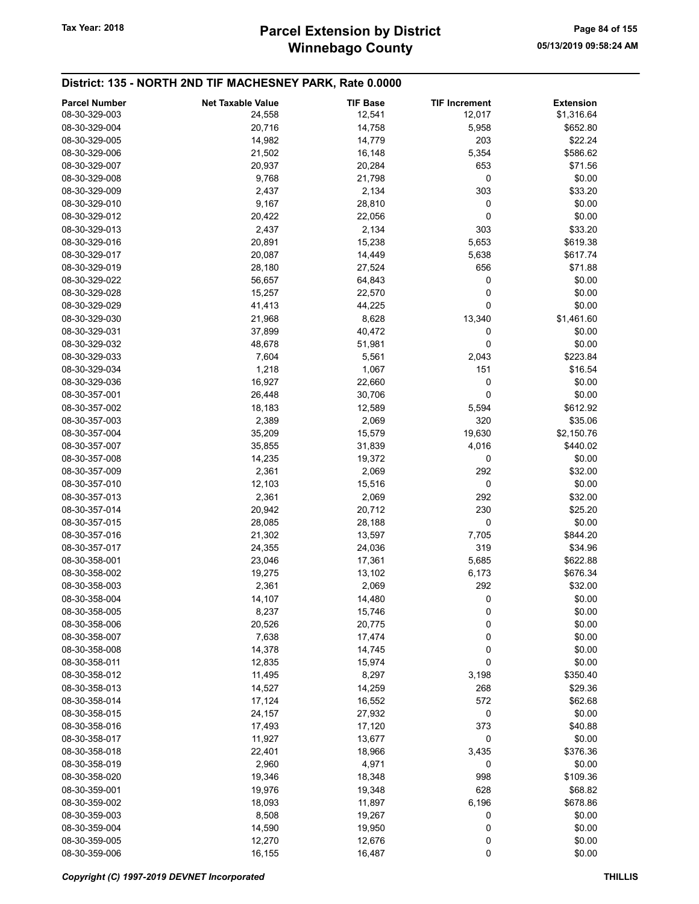## District: 135 - NORTH 2ND TIF MACHESNEY PARK, Rate 0.0000

| Parcel Number | Net Taxable Value | TIF Base | TIF Increment | Extension |
|---|---|---|---|---|
| 08-30-329-003 | 24,558 | 12,541 | 12,017 | $1,316.64 |
| 08-30-329-004 | 20,716 | 14,758 | 5,958 | $652.80 |
| 08-30-329-005 | 14,982 | 14,779 | 203 | $22.24 |
| 08-30-329-006 | 21,502 | 16,148 | 5,354 | $586.62 |
| 08-30-329-007 | 20,937 | 20,284 | 653 | $71.56 |
| 08-30-329-008 | 9,768 | 21,798 | 0 | $0.00 |
| 08-30-329-009 | 2,437 | 2,134 | 303 | $33.20 |
| 08-30-329-010 | 9,167 | 28,810 | 0 | $0.00 |
| 08-30-329-012 | 20,422 | 22,056 | 0 | $0.00 |
| 08-30-329-013 | 2,437 | 2,134 | 303 | $33.20 |
| 08-30-329-016 | 20,891 | 15,238 | 5,653 | $619.38 |
| 08-30-329-017 | 20,087 | 14,449 | 5,638 | $617.74 |
| 08-30-329-019 | 28,180 | 27,524 | 656 | $71.88 |
| 08-30-329-022 | 56,657 | 64,843 | 0 | $0.00 |
| 08-30-329-028 | 15,257 | 22,570 | 0 | $0.00 |
| 08-30-329-029 | 41,413 | 44,225 | 0 | $0.00 |
| 08-30-329-030 | 21,968 | 8,628 | 13,340 | $1,461.60 |
| 08-30-329-031 | 37,899 | 40,472 | 0 | $0.00 |
| 08-30-329-032 | 48,678 | 51,981 | 0 | $0.00 |
| 08-30-329-033 | 7,604 | 5,561 | 2,043 | $223.84 |
| 08-30-329-034 | 1,218 | 1,067 | 151 | $16.54 |
| 08-30-329-036 | 16,927 | 22,660 | 0 | $0.00 |
| 08-30-357-001 | 26,448 | 30,706 | 0 | $0.00 |
| 08-30-357-002 | 18,183 | 12,589 | 5,594 | $612.92 |
| 08-30-357-003 | 2,389 | 2,069 | 320 | $35.06 |
| 08-30-357-004 | 35,209 | 15,579 | 19,630 | $2,150.76 |
| 08-30-357-007 | 35,855 | 31,839 | 4,016 | $440.02 |
| 08-30-357-008 | 14,235 | 19,372 | 0 | $0.00 |
| 08-30-357-009 | 2,361 | 2,069 | 292 | $32.00 |
| 08-30-357-010 | 12,103 | 15,516 | 0 | $0.00 |
| 08-30-357-013 | 2,361 | 2,069 | 292 | $32.00 |
| 08-30-357-014 | 20,942 | 20,712 | 230 | $25.20 |
| 08-30-357-015 | 28,085 | 28,188 | 0 | $0.00 |
| 08-30-357-016 | 21,302 | 13,597 | 7,705 | $844.20 |
| 08-30-357-017 | 24,355 | 24,036 | 319 | $34.96 |
| 08-30-358-001 | 23,046 | 17,361 | 5,685 | $622.88 |
| 08-30-358-002 | 19,275 | 13,102 | 6,173 | $676.34 |
| 08-30-358-003 | 2,361 | 2,069 | 292 | $32.00 |
| 08-30-358-004 | 14,107 | 14,480 | 0 | $0.00 |
| 08-30-358-005 | 8,237 | 15,746 | 0 | $0.00 |
| 08-30-358-006 | 20,526 | 20,775 | 0 | $0.00 |
| 08-30-358-007 | 7,638 | 17,474 | 0 | $0.00 |
| 08-30-358-008 | 14,378 | 14,745 | 0 | $0.00 |
| 08-30-358-011 | 12,835 | 15,974 | 0 | $0.00 |
| 08-30-358-012 | 11,495 | 8,297 | 3,198 | $350.40 |
| 08-30-358-013 | 14,527 | 14,259 | 268 | $29.36 |
| 08-30-358-014 | 17,124 | 16,552 | 572 | $62.68 |
| 08-30-358-015 | 24,157 | 27,932 | 0 | $0.00 |
| 08-30-358-016 | 17,493 | 17,120 | 373 | $40.88 |
| 08-30-358-017 | 11,927 | 13,677 | 0 | $0.00 |
| 08-30-358-018 | 22,401 | 18,966 | 3,435 | $376.36 |
| 08-30-358-019 | 2,960 | 4,971 | 0 | $0.00 |
| 08-30-358-020 | 19,346 | 18,348 | 998 | $109.36 |
| 08-30-359-001 | 19,976 | 19,348 | 628 | $68.82 |
| 08-30-359-002 | 18,093 | 11,897 | 6,196 | $678.86 |
| 08-30-359-003 | 8,508 | 19,267 | 0 | $0.00 |
| 08-30-359-004 | 14,590 | 19,950 | 0 | $0.00 |
| 08-30-359-005 | 12,270 | 12,676 | 0 | $0.00 |
| 08-30-359-006 | 16,155 | 16,487 | 0 | $0.00 |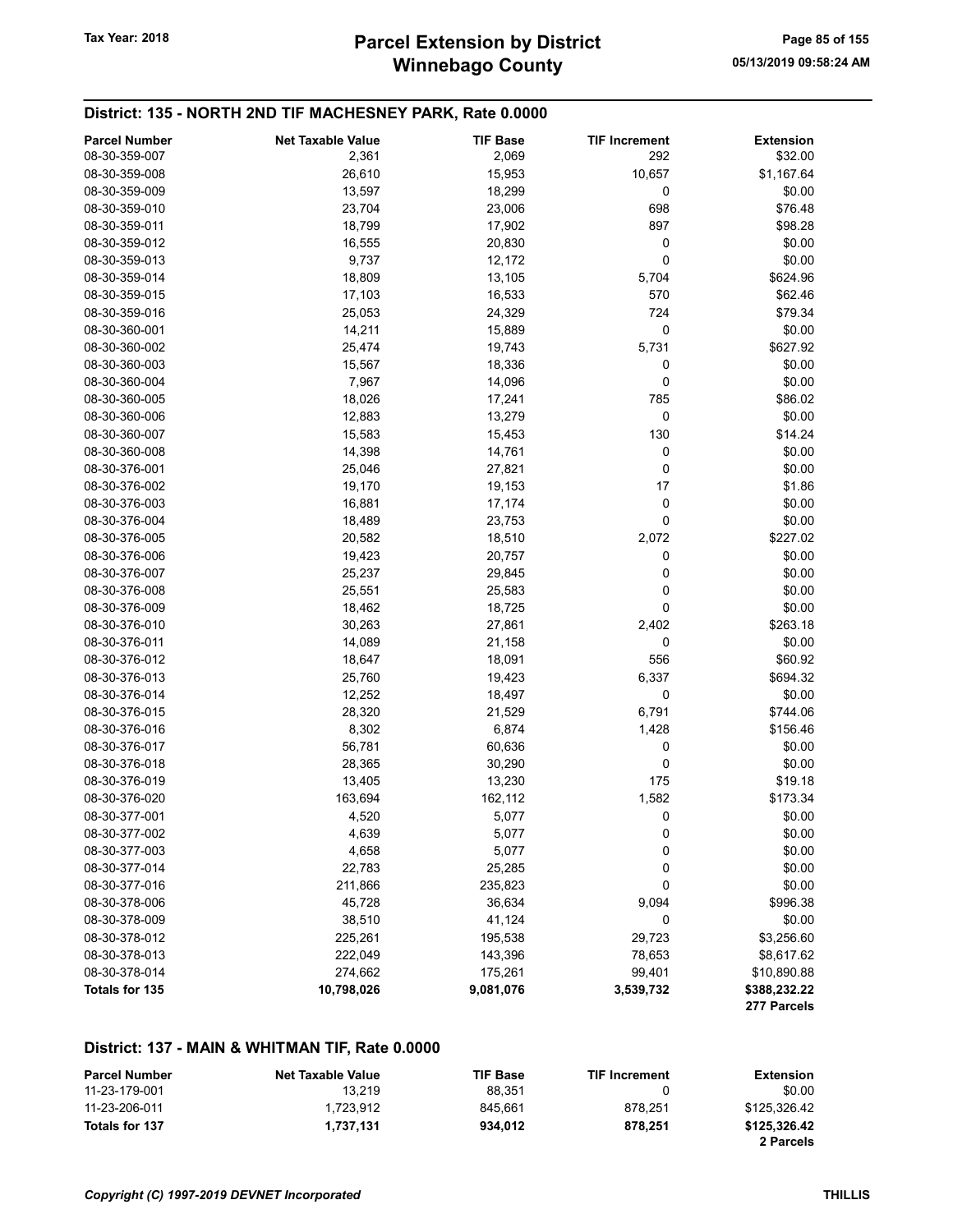## District: 135 - NORTH 2ND TIF MACHESNEY PARK, Rate 0.0000

| Parcel Number | Net Taxable Value | TIF Base | TIF Increment | Extension |
|---|---|---|---|---|
| 08-30-359-007 | 2,361 | 2,069 | 292 | $32.00 |
| 08-30-359-008 | 26,610 | 15,953 | 10,657 | $1,167.64 |
| 08-30-359-009 | 13,597 | 18,299 | 0 | $0.00 |
| 08-30-359-010 | 23,704 | 23,006 | 698 | $76.48 |
| 08-30-359-011 | 18,799 | 17,902 | 897 | $98.28 |
| 08-30-359-012 | 16,555 | 20,830 | 0 | $0.00 |
| 08-30-359-013 | 9,737 | 12,172 | 0 | $0.00 |
| 08-30-359-014 | 18,809 | 13,105 | 5,704 | $624.96 |
| 08-30-359-015 | 17,103 | 16,533 | 570 | $62.46 |
| 08-30-359-016 | 25,053 | 24,329 | 724 | $79.34 |
| 08-30-360-001 | 14,211 | 15,889 | 0 | $0.00 |
| 08-30-360-002 | 25,474 | 19,743 | 5,731 | $627.92 |
| 08-30-360-003 | 15,567 | 18,336 | 0 | $0.00 |
| 08-30-360-004 | 7,967 | 14,096 | 0 | $0.00 |
| 08-30-360-005 | 18,026 | 17,241 | 785 | $86.02 |
| 08-30-360-006 | 12,883 | 13,279 | 0 | $0.00 |
| 08-30-360-007 | 15,583 | 15,453 | 130 | $14.24 |
| 08-30-360-008 | 14,398 | 14,761 | 0 | $0.00 |
| 08-30-376-001 | 25,046 | 27,821 | 0 | $0.00 |
| 08-30-376-002 | 19,170 | 19,153 | 17 | $1.86 |
| 08-30-376-003 | 16,881 | 17,174 | 0 | $0.00 |
| 08-30-376-004 | 18,489 | 23,753 | 0 | $0.00 |
| 08-30-376-005 | 20,582 | 18,510 | 2,072 | $227.02 |
| 08-30-376-006 | 19,423 | 20,757 | 0 | $0.00 |
| 08-30-376-007 | 25,237 | 29,845 | 0 | $0.00 |
| 08-30-376-008 | 25,551 | 25,583 | 0 | $0.00 |
| 08-30-376-009 | 18,462 | 18,725 | 0 | $0.00 |
| 08-30-376-010 | 30,263 | 27,861 | 2,402 | $263.18 |
| 08-30-376-011 | 14,089 | 21,158 | 0 | $0.00 |
| 08-30-376-012 | 18,647 | 18,091 | 556 | $60.92 |
| 08-30-376-013 | 25,760 | 19,423 | 6,337 | $694.32 |
| 08-30-376-014 | 12,252 | 18,497 | 0 | $0.00 |
| 08-30-376-015 | 28,320 | 21,529 | 6,791 | $744.06 |
| 08-30-376-016 | 8,302 | 6,874 | 1,428 | $156.46 |
| 08-30-376-017 | 56,781 | 60,636 | 0 | $0.00 |
| 08-30-376-018 | 28,365 | 30,290 | 0 | $0.00 |
| 08-30-376-019 | 13,405 | 13,230 | 175 | $19.18 |
| 08-30-376-020 | 163,694 | 162,112 | 1,582 | $173.34 |
| 08-30-377-001 | 4,520 | 5,077 | 0 | $0.00 |
| 08-30-377-002 | 4,639 | 5,077 | 0 | $0.00 |
| 08-30-377-003 | 4,658 | 5,077 | 0 | $0.00 |
| 08-30-377-014 | 22,783 | 25,285 | 0 | $0.00 |
| 08-30-377-016 | 211,866 | 235,823 | 0 | $0.00 |
| 08-30-378-006 | 45,728 | 36,634 | 9,094 | $996.38 |
| 08-30-378-009 | 38,510 | 41,124 | 0 | $0.00 |
| 08-30-378-012 | 225,261 | 195,538 | 29,723 | $3,256.60 |
| 08-30-378-013 | 222,049 | 143,396 | 78,653 | $8,617.62 |
| 08-30-378-014 | 274,662 | 175,261 | 99,401 | $10,890.88 |
| **Totals for 135** | **10,798,026** | **9,081,076** | **3,539,732** | **$388,232.22** |
| | | | | **277 Parcels** |

## District: 137 - MAIN & WHITMAN TIF, Rate 0.0000

| Parcel Number | Net Taxable Value | TIF Base | TIF Increment | Extension |
|---|---|---|---|---|
| 11-23-179-001 | 13,219 | 88,351 | 0 | $0.00 |
| 11-23-206-011 | 1,723,912 | 845,661 | 878,251 | $125,326.42 |
| **Totals for 137** | **1,737,131** | **934,012** | **878,251** | **$125,326.42** |
| | | | | **2 Parcels** |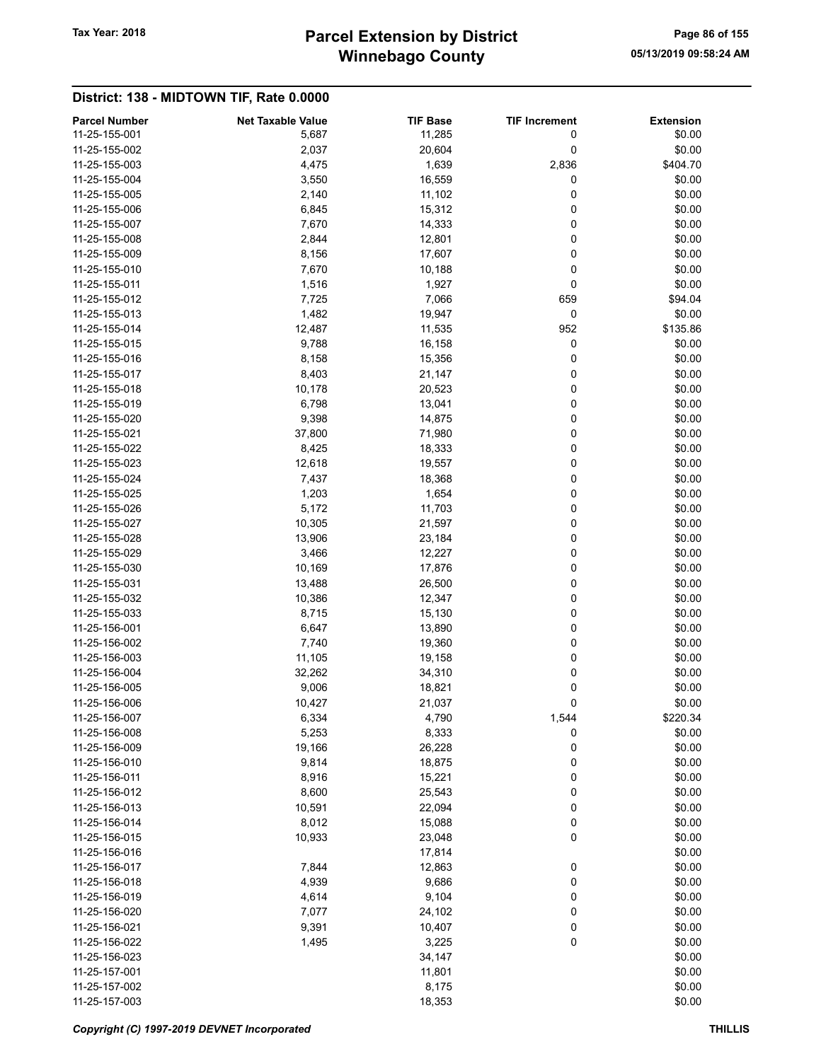## District: 138 - MIDTOWN TIF, Rate 0.0000

| Parcel Number | Net Taxable Value | TIF Base | TIF Increment | Extension |
|---|---|---|---|---|
| 11-25-155-001 | 5,687 | 11,285 | 0 | $0.00 |
| 11-25-155-002 | 2,037 | 20,604 | 0 | $0.00 |
| 11-25-155-003 | 4,475 | 1,639 | 2,836 | $404.70 |
| 11-25-155-004 | 3,550 | 16,559 | 0 | $0.00 |
| 11-25-155-005 | 2,140 | 11,102 | 0 | $0.00 |
| 11-25-155-006 | 6,845 | 15,312 | 0 | $0.00 |
| 11-25-155-007 | 7,670 | 14,333 | 0 | $0.00 |
| 11-25-155-008 | 2,844 | 12,801 | 0 | $0.00 |
| 11-25-155-009 | 8,156 | 17,607 | 0 | $0.00 |
| 11-25-155-010 | 7,670 | 10,188 | 0 | $0.00 |
| 11-25-155-011 | 1,516 | 1,927 | 0 | $0.00 |
| 11-25-155-012 | 7,725 | 7,066 | 659 | $94.04 |
| 11-25-155-013 | 1,482 | 19,947 | 0 | $0.00 |
| 11-25-155-014 | 12,487 | 11,535 | 952 | $135.86 |
| 11-25-155-015 | 9,788 | 16,158 | 0 | $0.00 |
| 11-25-155-016 | 8,158 | 15,356 | 0 | $0.00 |
| 11-25-155-017 | 8,403 | 21,147 | 0 | $0.00 |
| 11-25-155-018 | 10,178 | 20,523 | 0 | $0.00 |
| 11-25-155-019 | 6,798 | 13,041 | 0 | $0.00 |
| 11-25-155-020 | 9,398 | 14,875 | 0 | $0.00 |
| 11-25-155-021 | 37,800 | 71,980 | 0 | $0.00 |
| 11-25-155-022 | 8,425 | 18,333 | 0 | $0.00 |
| 11-25-155-023 | 12,618 | 19,557 | 0 | $0.00 |
| 11-25-155-024 | 7,437 | 18,368 | 0 | $0.00 |
| 11-25-155-025 | 1,203 | 1,654 | 0 | $0.00 |
| 11-25-155-026 | 5,172 | 11,703 | 0 | $0.00 |
| 11-25-155-027 | 10,305 | 21,597 | 0 | $0.00 |
| 11-25-155-028 | 13,906 | 23,184 | 0 | $0.00 |
| 11-25-155-029 | 3,466 | 12,227 | 0 | $0.00 |
| 11-25-155-030 | 10,169 | 17,876 | 0 | $0.00 |
| 11-25-155-031 | 13,488 | 26,500 | 0 | $0.00 |
| 11-25-155-032 | 10,386 | 12,347 | 0 | $0.00 |
| 11-25-155-033 | 8,715 | 15,130 | 0 | $0.00 |
| 11-25-156-001 | 6,647 | 13,890 | 0 | $0.00 |
| 11-25-156-002 | 7,740 | 19,360 | 0 | $0.00 |
| 11-25-156-003 | 11,105 | 19,158 | 0 | $0.00 |
| 11-25-156-004 | 32,262 | 34,310 | 0 | $0.00 |
| 11-25-156-005 | 9,006 | 18,821 | 0 | $0.00 |
| 11-25-156-006 | 10,427 | 21,037 | 0 | $0.00 |
| 11-25-156-007 | 6,334 | 4,790 | 1,544 | $220.34 |
| 11-25-156-008 | 5,253 | 8,333 | 0 | $0.00 |
| 11-25-156-009 | 19,166 | 26,228 | 0 | $0.00 |
| 11-25-156-010 | 9,814 | 18,875 | 0 | $0.00 |
| 11-25-156-011 | 8,916 | 15,221 | 0 | $0.00 |
| 11-25-156-012 | 8,600 | 25,543 | 0 | $0.00 |
| 11-25-156-013 | 10,591 | 22,094 | 0 | $0.00 |
| 11-25-156-014 | 8,012 | 15,088 | 0 | $0.00 |
| 11-25-156-015 | 10,933 | 23,048 | 0 | $0.00 |
| 11-25-156-016 | | 17,814 | | $0.00 |
| 11-25-156-017 | 7,844 | 12,863 | 0 | $0.00 |
| 11-25-156-018 | 4,939 | 9,686 | 0 | $0.00 |
| 11-25-156-019 | 4,614 | 9,104 | 0 | $0.00 |
| 11-25-156-020 | 7,077 | 24,102 | 0 | $0.00 |
| 11-25-156-021 | 9,391 | 10,407 | 0 | $0.00 |
| 11-25-156-022 | 1,495 | 3,225 | 0 | $0.00 |
| 11-25-156-023 | | 34,147 | | $0.00 |
| 11-25-157-001 | | 11,801 | | $0.00 |
| 11-25-157-002 | | 8,175 | | $0.00 |
| 11-25-157-003 | | 18,353 | | $0.00 |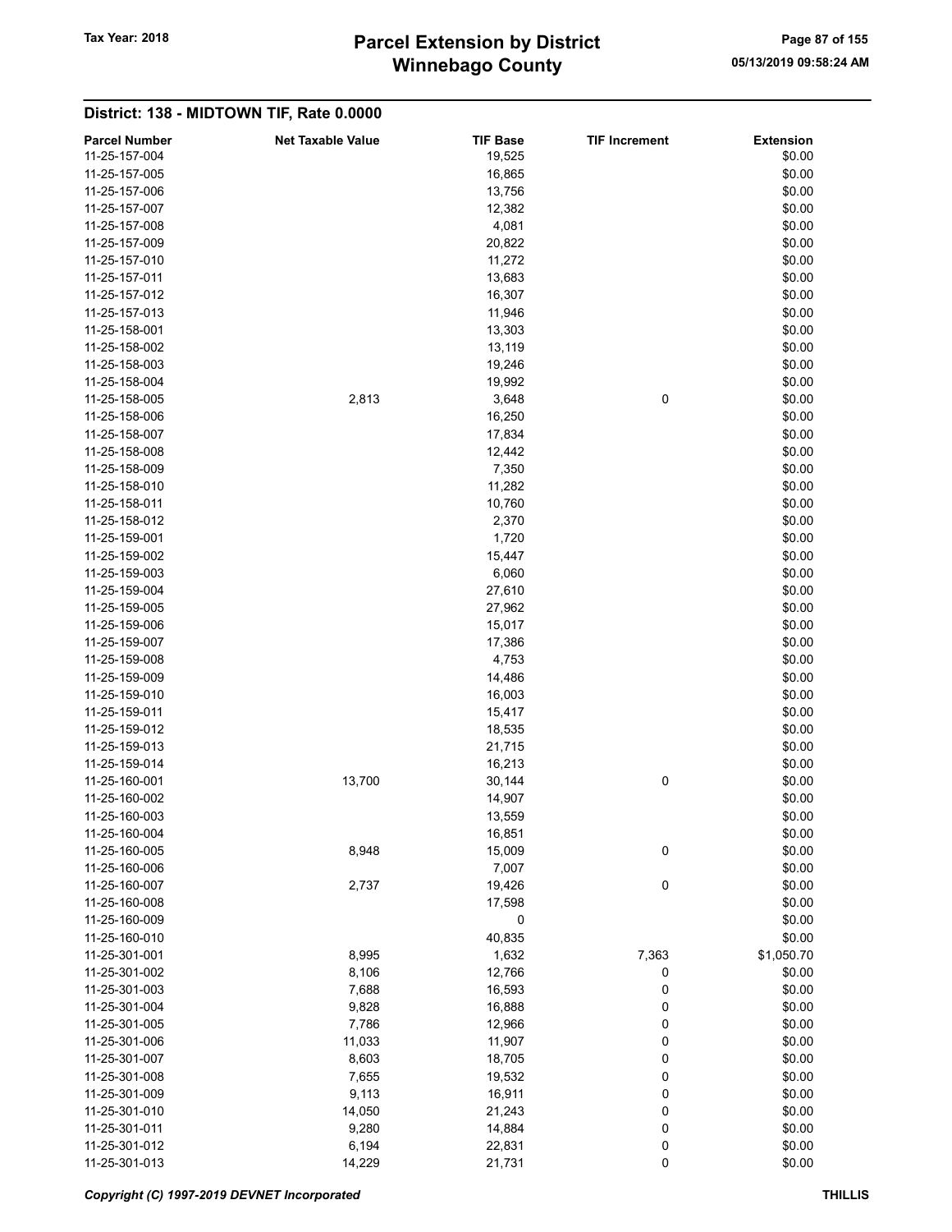Tax Year: 2018

# Parcel Extension by District
## Winnebago County

### District: 138 - MIDTOWN TIF, Rate 0.0000

| Parcel Number | Net Taxable Value | TIF Base | TIF Increment | Extension |
|---|---|---|---|---|
| 11-25-157-004 | | 19,525 | | $0.00 |
| 11-25-157-005 | | 16,865 | | $0.00 |
| 11-25-157-006 | | 13,756 | | $0.00 |
| 11-25-157-007 | | 12,382 | | $0.00 |
| 11-25-157-008 | | 4,081 | | $0.00 |
| 11-25-157-009 | | 20,822 | | $0.00 |
| 11-25-157-010 | | 11,272 | | $0.00 |
| 11-25-157-011 | | 13,683 | | $0.00 |
| 11-25-157-012 | | 16,307 | | $0.00 |
| 11-25-157-013 | | 11,946 | | $0.00 |
| 11-25-158-001 | | 13,303 | | $0.00 |
| 11-25-158-002 | | 13,119 | | $0.00 |
| 11-25-158-003 | | 19,246 | | $0.00 |
| 11-25-158-004 | | 19,992 | | $0.00 |
| 11-25-158-005 | 2,813 | 3,648 | 0 | $0.00 |
| 11-25-158-006 | | 16,250 | | $0.00 |
| 11-25-158-007 | | 17,834 | | $0.00 |
| 11-25-158-008 | | 12,442 | | $0.00 |
| 11-25-158-009 | | 7,350 | | $0.00 |
| 11-25-158-010 | | 11,282 | | $0.00 |
| 11-25-158-011 | | 10,760 | | $0.00 |
| 11-25-158-012 | | 2,370 | | $0.00 |
| 11-25-159-001 | | 1,720 | | $0.00 |
| 11-25-159-002 | | 15,447 | | $0.00 |
| 11-25-159-003 | | 6,060 | | $0.00 |
| 11-25-159-004 | | 27,610 | | $0.00 |
| 11-25-159-005 | | 27,962 | | $0.00 |
| 11-25-159-006 | | 15,017 | | $0.00 |
| 11-25-159-007 | | 17,386 | | $0.00 |
| 11-25-159-008 | | 4,753 | | $0.00 |
| 11-25-159-009 | | 14,486 | | $0.00 |
| 11-25-159-010 | | 16,003 | | $0.00 |
| 11-25-159-011 | | 15,417 | | $0.00 |
| 11-25-159-012 | | 18,535 | | $0.00 |
| 11-25-159-013 | | 21,715 | | $0.00 |
| 11-25-159-014 | | 16,213 | | $0.00 |
| 11-25-160-001 | 13,700 | 30,144 | 0 | $0.00 |
| 11-25-160-002 | | 14,907 | | $0.00 |
| 11-25-160-003 | | 13,559 | | $0.00 |
| 11-25-160-004 | | 16,851 | | $0.00 |
| 11-25-160-005 | 8,948 | 15,009 | 0 | $0.00 |
| 11-25-160-006 | | 7,007 | | $0.00 |
| 11-25-160-007 | 2,737 | 19,426 | 0 | $0.00 |
| 11-25-160-008 | | 17,598 | | $0.00 |
| 11-25-160-009 | | 0 | | $0.00 |
| 11-25-160-010 | | 40,835 | | $0.00 |
| 11-25-301-001 | 8,995 | 1,632 | 7,363 | $1,050.70 |
| 11-25-301-002 | 8,106 | 12,766 | 0 | $0.00 |
| 11-25-301-003 | 7,688 | 16,593 | 0 | $0.00 |
| 11-25-301-004 | 9,828 | 16,888 | 0 | $0.00 |
| 11-25-301-005 | 7,786 | 12,966 | 0 | $0.00 |
| 11-25-301-006 | 11,033 | 11,907 | 0 | $0.00 |
| 11-25-301-007 | 8,603 | 18,705 | 0 | $0.00 |
| 11-25-301-008 | 7,655 | 19,532 | 0 | $0.00 |
| 11-25-301-009 | 9,113 | 16,911 | 0 | $0.00 |
| 11-25-301-010 | 14,050 | 21,243 | 0 | $0.00 |
| 11-25-301-011 | 9,280 | 14,884 | 0 | $0.00 |
| 11-25-301-012 | 6,194 | 22,831 | 0 | $0.00 |
| 11-25-301-013 | 14,229 | 21,731 | 0 | $0.00 |

*Copyright (C) 1997-2019 DEVNET Incorporated* THILLIS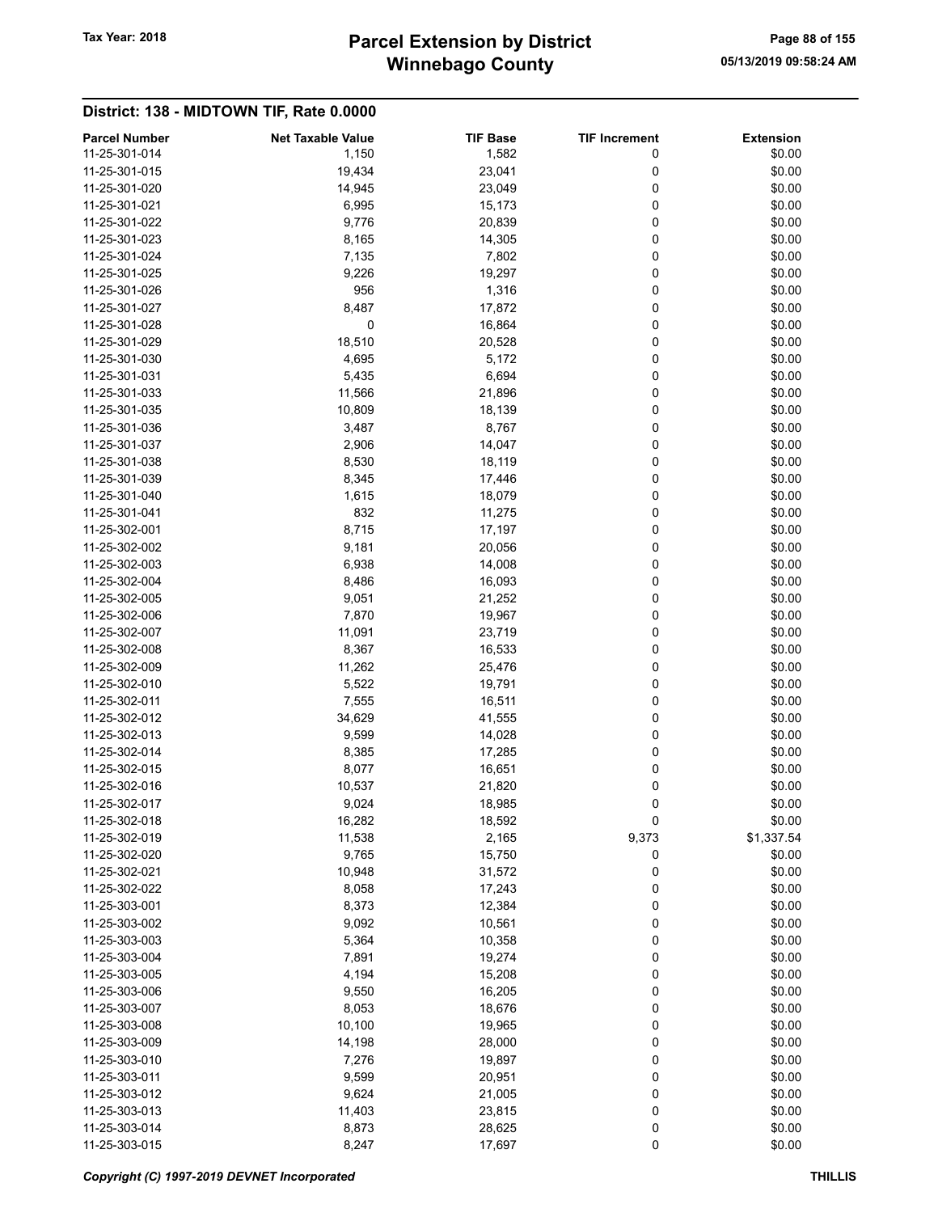## District: 138 - MIDTOWN TIF, Rate 0.0000

| Parcel Number | Net Taxable Value | TIF Base | TIF Increment | Extension |
|---|---|---|---|---|
| 11-25-301-014 | 1,150 | 1,582 | 0 | $0.00 |
| 11-25-301-015 | 19,434 | 23,041 | 0 | $0.00 |
| 11-25-301-020 | 14,945 | 23,049 | 0 | $0.00 |
| 11-25-301-021 | 6,995 | 15,173 | 0 | $0.00 |
| 11-25-301-022 | 9,776 | 20,839 | 0 | $0.00 |
| 11-25-301-023 | 8,165 | 14,305 | 0 | $0.00 |
| 11-25-301-024 | 7,135 | 7,802 | 0 | $0.00 |
| 11-25-301-025 | 9,226 | 19,297 | 0 | $0.00 |
| 11-25-301-026 | 956 | 1,316 | 0 | $0.00 |
| 11-25-301-027 | 8,487 | 17,872 | 0 | $0.00 |
| 11-25-301-028 | 0 | 16,864 | 0 | $0.00 |
| 11-25-301-029 | 18,510 | 20,528 | 0 | $0.00 |
| 11-25-301-030 | 4,695 | 5,172 | 0 | $0.00 |
| 11-25-301-031 | 5,435 | 6,694 | 0 | $0.00 |
| 11-25-301-033 | 11,566 | 21,896 | 0 | $0.00 |
| 11-25-301-035 | 10,809 | 18,139 | 0 | $0.00 |
| 11-25-301-036 | 3,487 | 8,767 | 0 | $0.00 |
| 11-25-301-037 | 2,906 | 14,047 | 0 | $0.00 |
| 11-25-301-038 | 8,530 | 18,119 | 0 | $0.00 |
| 11-25-301-039 | 8,345 | 17,446 | 0 | $0.00 |
| 11-25-301-040 | 1,615 | 18,079 | 0 | $0.00 |
| 11-25-301-041 | 832 | 11,275 | 0 | $0.00 |
| 11-25-302-001 | 8,715 | 17,197 | 0 | $0.00 |
| 11-25-302-002 | 9,181 | 20,056 | 0 | $0.00 |
| 11-25-302-003 | 6,938 | 14,008 | 0 | $0.00 |
| 11-25-302-004 | 8,486 | 16,093 | 0 | $0.00 |
| 11-25-302-005 | 9,051 | 21,252 | 0 | $0.00 |
| 11-25-302-006 | 7,870 | 19,967 | 0 | $0.00 |
| 11-25-302-007 | 11,091 | 23,719 | 0 | $0.00 |
| 11-25-302-008 | 8,367 | 16,533 | 0 | $0.00 |
| 11-25-302-009 | 11,262 | 25,476 | 0 | $0.00 |
| 11-25-302-010 | 5,522 | 19,791 | 0 | $0.00 |
| 11-25-302-011 | 7,555 | 16,511 | 0 | $0.00 |
| 11-25-302-012 | 34,629 | 41,555 | 0 | $0.00 |
| 11-25-302-013 | 9,599 | 14,028 | 0 | $0.00 |
| 11-25-302-014 | 8,385 | 17,285 | 0 | $0.00 |
| 11-25-302-015 | 8,077 | 16,651 | 0 | $0.00 |
| 11-25-302-016 | 10,537 | 21,820 | 0 | $0.00 |
| 11-25-302-017 | 9,024 | 18,985 | 0 | $0.00 |
| 11-25-302-018 | 16,282 | 18,592 | 0 | $0.00 |
| 11-25-302-019 | 11,538 | 2,165 | 9,373 | $1,337.54 |
| 11-25-302-020 | 9,765 | 15,750 | 0 | $0.00 |
| 11-25-302-021 | 10,948 | 31,572 | 0 | $0.00 |
| 11-25-302-022 | 8,058 | 17,243 | 0 | $0.00 |
| 11-25-303-001 | 8,373 | 12,384 | 0 | $0.00 |
| 11-25-303-002 | 9,092 | 10,561 | 0 | $0.00 |
| 11-25-303-003 | 5,364 | 10,358 | 0 | $0.00 |
| 11-25-303-004 | 7,891 | 19,274 | 0 | $0.00 |
| 11-25-303-005 | 4,194 | 15,208 | 0 | $0.00 |
| 11-25-303-006 | 9,550 | 16,205 | 0 | $0.00 |
| 11-25-303-007 | 8,053 | 18,676 | 0 | $0.00 |
| 11-25-303-008 | 10,100 | 19,965 | 0 | $0.00 |
| 11-25-303-009 | 14,198 | 28,000 | 0 | $0.00 |
| 11-25-303-010 | 7,276 | 19,897 | 0 | $0.00 |
| 11-25-303-011 | 9,599 | 20,951 | 0 | $0.00 |
| 11-25-303-012 | 9,624 | 21,005 | 0 | $0.00 |
| 11-25-303-013 | 11,403 | 23,815 | 0 | $0.00 |
| 11-25-303-014 | 8,873 | 28,625 | 0 | $0.00 |
| 11-25-303-015 | 8,247 | 17,697 | 0 | $0.00 |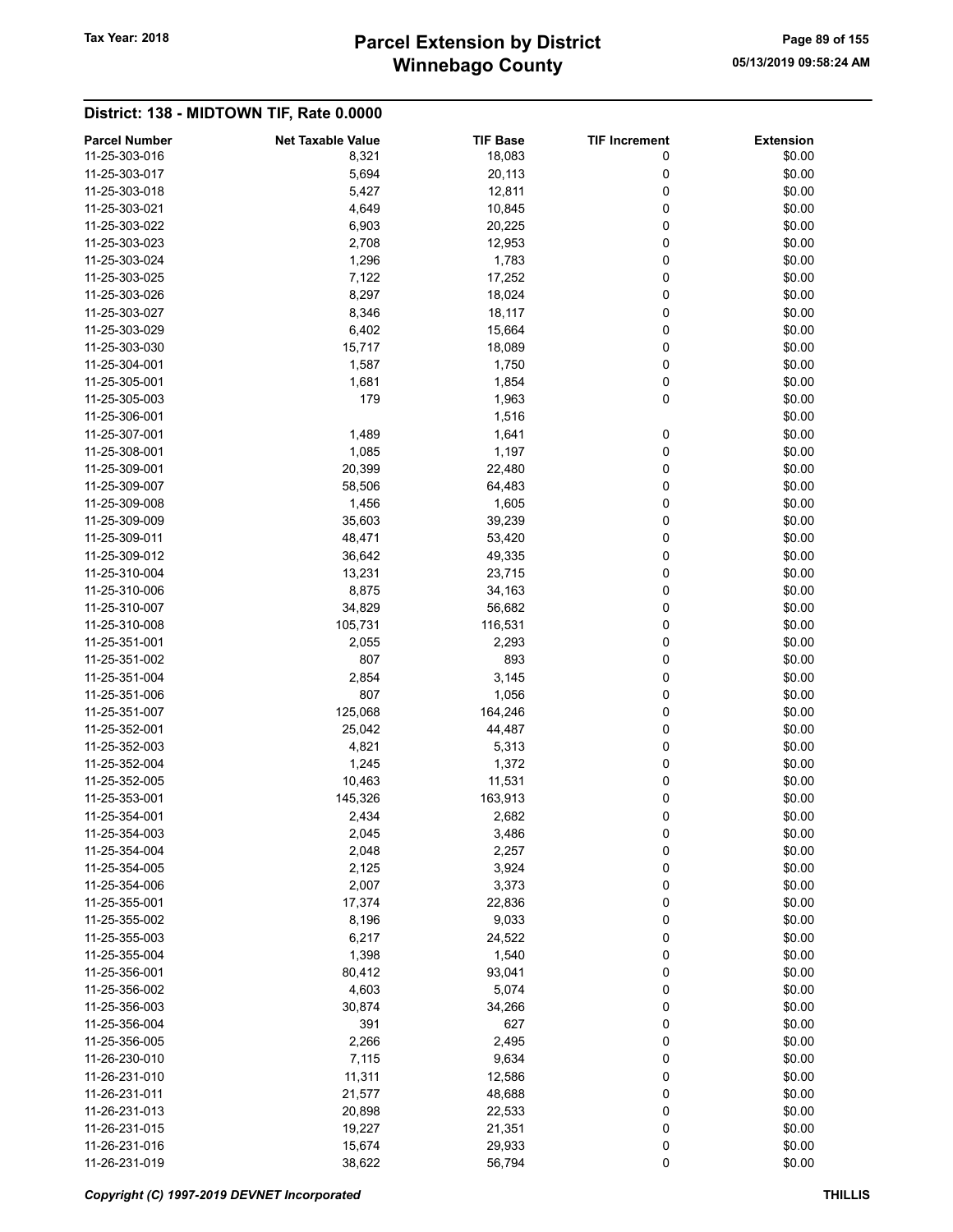## District: 138 - MIDTOWN TIF, Rate 0.0000

| Parcel Number | Net Taxable Value | TIF Base | TIF Increment | Extension |
|---|---|---|---|---|
| 11-25-303-016 | 8,321 | 18,083 | 0 | $0.00 |
| 11-25-303-017 | 5,694 | 20,113 | 0 | $0.00 |
| 11-25-303-018 | 5,427 | 12,811 | 0 | $0.00 |
| 11-25-303-021 | 4,649 | 10,845 | 0 | $0.00 |
| 11-25-303-022 | 6,903 | 20,225 | 0 | $0.00 |
| 11-25-303-023 | 2,708 | 12,953 | 0 | $0.00 |
| 11-25-303-024 | 1,296 | 1,783 | 0 | $0.00 |
| 11-25-303-025 | 7,122 | 17,252 | 0 | $0.00 |
| 11-25-303-026 | 8,297 | 18,024 | 0 | $0.00 |
| 11-25-303-027 | 8,346 | 18,117 | 0 | $0.00 |
| 11-25-303-029 | 6,402 | 15,664 | 0 | $0.00 |
| 11-25-303-030 | 15,717 | 18,089 | 0 | $0.00 |
| 11-25-304-001 | 1,587 | 1,750 | 0 | $0.00 |
| 11-25-305-001 | 1,681 | 1,854 | 0 | $0.00 |
| 11-25-305-003 | 179 | 1,963 | 0 | $0.00 |
| 11-25-306-001 | | 1,516 | | $0.00 |
| 11-25-307-001 | 1,489 | 1,641 | 0 | $0.00 |
| 11-25-308-001 | 1,085 | 1,197 | 0 | $0.00 |
| 11-25-309-001 | 20,399 | 22,480 | 0 | $0.00 |
| 11-25-309-007 | 58,506 | 64,483 | 0 | $0.00 |
| 11-25-309-008 | 1,456 | 1,605 | 0 | $0.00 |
| 11-25-309-009 | 35,603 | 39,239 | 0 | $0.00 |
| 11-25-309-011 | 48,471 | 53,420 | 0 | $0.00 |
| 11-25-309-012 | 36,642 | 49,335 | 0 | $0.00 |
| 11-25-310-004 | 13,231 | 23,715 | 0 | $0.00 |
| 11-25-310-006 | 8,875 | 34,163 | 0 | $0.00 |
| 11-25-310-007 | 34,829 | 56,682 | 0 | $0.00 |
| 11-25-310-008 | 105,731 | 116,531 | 0 | $0.00 |
| 11-25-351-001 | 2,055 | 2,293 | 0 | $0.00 |
| 11-25-351-002 | 807 | 893 | 0 | $0.00 |
| 11-25-351-004 | 2,854 | 3,145 | 0 | $0.00 |
| 11-25-351-006 | 807 | 1,056 | 0 | $0.00 |
| 11-25-351-007 | 125,068 | 164,246 | 0 | $0.00 |
| 11-25-352-001 | 25,042 | 44,487 | 0 | $0.00 |
| 11-25-352-003 | 4,821 | 5,313 | 0 | $0.00 |
| 11-25-352-004 | 1,245 | 1,372 | 0 | $0.00 |
| 11-25-352-005 | 10,463 | 11,531 | 0 | $0.00 |
| 11-25-353-001 | 145,326 | 163,913 | 0 | $0.00 |
| 11-25-354-001 | 2,434 | 2,682 | 0 | $0.00 |
| 11-25-354-003 | 2,045 | 3,486 | 0 | $0.00 |
| 11-25-354-004 | 2,048 | 2,257 | 0 | $0.00 |
| 11-25-354-005 | 2,125 | 3,924 | 0 | $0.00 |
| 11-25-354-006 | 2,007 | 3,373 | 0 | $0.00 |
| 11-25-355-001 | 17,374 | 22,836 | 0 | $0.00 |
| 11-25-355-002 | 8,196 | 9,033 | 0 | $0.00 |
| 11-25-355-003 | 6,217 | 24,522 | 0 | $0.00 |
| 11-25-355-004 | 1,398 | 1,540 | 0 | $0.00 |
| 11-25-356-001 | 80,412 | 93,041 | 0 | $0.00 |
| 11-25-356-002 | 4,603 | 5,074 | 0 | $0.00 |
| 11-25-356-003 | 30,874 | 34,266 | 0 | $0.00 |
| 11-25-356-004 | 391 | 627 | 0 | $0.00 |
| 11-25-356-005 | 2,266 | 2,495 | 0 | $0.00 |
| 11-26-230-010 | 7,115 | 9,634 | 0 | $0.00 |
| 11-26-231-010 | 11,311 | 12,586 | 0 | $0.00 |
| 11-26-231-011 | 21,577 | 48,688 | 0 | $0.00 |
| 11-26-231-013 | 20,898 | 22,533 | 0 | $0.00 |
| 11-26-231-015 | 19,227 | 21,351 | 0 | $0.00 |
| 11-26-231-016 | 15,674 | 29,933 | 0 | $0.00 |
| 11-26-231-019 | 38,622 | 56,794 | 0 | $0.00 |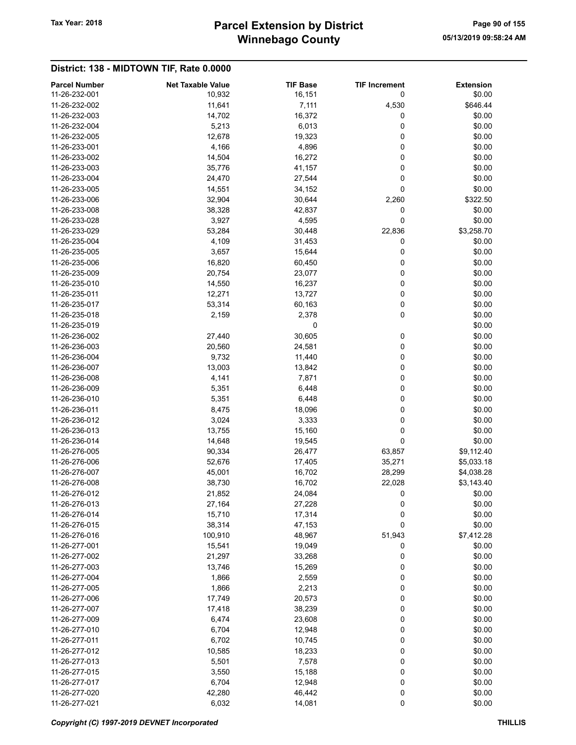## District: 138 - MIDTOWN TIF, Rate 0.0000

| Parcel Number | Net Taxable Value | TIF Base | TIF Increment | Extension |
|---|---|---|---|---|
| 11-26-232-001 | 10,932 | 16,151 | 0 | $0.00 |
| 11-26-232-002 | 11,641 | 7,111 | 4,530 | $646.44 |
| 11-26-232-003 | 14,702 | 16,372 | 0 | $0.00 |
| 11-26-232-004 | 5,213 | 6,013 | 0 | $0.00 |
| 11-26-232-005 | 12,678 | 19,323 | 0 | $0.00 |
| 11-26-233-001 | 4,166 | 4,896 | 0 | $0.00 |
| 11-26-233-002 | 14,504 | 16,272 | 0 | $0.00 |
| 11-26-233-003 | 35,776 | 41,157 | 0 | $0.00 |
| 11-26-233-004 | 24,470 | 27,544 | 0 | $0.00 |
| 11-26-233-005 | 14,551 | 34,152 | 0 | $0.00 |
| 11-26-233-006 | 32,904 | 30,644 | 2,260 | $322.50 |
| 11-26-233-008 | 38,328 | 42,837 | 0 | $0.00 |
| 11-26-233-028 | 3,927 | 4,595 | 0 | $0.00 |
| 11-26-233-029 | 53,284 | 30,448 | 22,836 | $3,258.70 |
| 11-26-235-004 | 4,109 | 31,453 | 0 | $0.00 |
| 11-26-235-005 | 3,657 | 15,644 | 0 | $0.00 |
| 11-26-235-006 | 16,820 | 60,450 | 0 | $0.00 |
| 11-26-235-009 | 20,754 | 23,077 | 0 | $0.00 |
| 11-26-235-010 | 14,550 | 16,237 | 0 | $0.00 |
| 11-26-235-011 | 12,271 | 13,727 | 0 | $0.00 |
| 11-26-235-017 | 53,314 | 60,163 | 0 | $0.00 |
| 11-26-235-018 | 2,159 | 2,378 | 0 | $0.00 |
| 11-26-235-019 | | 0 | | $0.00 |
| 11-26-236-002 | 27,440 | 30,605 | 0 | $0.00 |
| 11-26-236-003 | 20,560 | 24,581 | 0 | $0.00 |
| 11-26-236-004 | 9,732 | 11,440 | 0 | $0.00 |
| 11-26-236-007 | 13,003 | 13,842 | 0 | $0.00 |
| 11-26-236-008 | 4,141 | 7,871 | 0 | $0.00 |
| 11-26-236-009 | 5,351 | 6,448 | 0 | $0.00 |
| 11-26-236-010 | 5,351 | 6,448 | 0 | $0.00 |
| 11-26-236-011 | 8,475 | 18,096 | 0 | $0.00 |
| 11-26-236-012 | 3,024 | 3,333 | 0 | $0.00 |
| 11-26-236-013 | 13,755 | 15,160 | 0 | $0.00 |
| 11-26-236-014 | 14,648 | 19,545 | 0 | $0.00 |
| 11-26-276-005 | 90,334 | 26,477 | 63,857 | $9,112.40 |
| 11-26-276-006 | 52,676 | 17,405 | 35,271 | $5,033.18 |
| 11-26-276-007 | 45,001 | 16,702 | 28,299 | $4,038.28 |
| 11-26-276-008 | 38,730 | 16,702 | 22,028 | $3,143.40 |
| 11-26-276-012 | 21,852 | 24,084 | 0 | $0.00 |
| 11-26-276-013 | 27,164 | 27,228 | 0 | $0.00 |
| 11-26-276-014 | 15,710 | 17,314 | 0 | $0.00 |
| 11-26-276-015 | 38,314 | 47,153 | 0 | $0.00 |
| 11-26-276-016 | 100,910 | 48,967 | 51,943 | $7,412.28 |
| 11-26-277-001 | 15,541 | 19,049 | 0 | $0.00 |
| 11-26-277-002 | 21,297 | 33,268 | 0 | $0.00 |
| 11-26-277-003 | 13,746 | 15,269 | 0 | $0.00 |
| 11-26-277-004 | 1,866 | 2,559 | 0 | $0.00 |
| 11-26-277-005 | 1,866 | 2,213 | 0 | $0.00 |
| 11-26-277-006 | 17,749 | 20,573 | 0 | $0.00 |
| 11-26-277-007 | 17,418 | 38,239 | 0 | $0.00 |
| 11-26-277-009 | 6,474 | 23,608 | 0 | $0.00 |
| 11-26-277-010 | 6,704 | 12,948 | 0 | $0.00 |
| 11-26-277-011 | 6,702 | 10,745 | 0 | $0.00 |
| 11-26-277-012 | 10,585 | 18,233 | 0 | $0.00 |
| 11-26-277-013 | 5,501 | 7,578 | 0 | $0.00 |
| 11-26-277-015 | 3,550 | 15,188 | 0 | $0.00 |
| 11-26-277-017 | 6,704 | 12,948 | 0 | $0.00 |
| 11-26-277-020 | 42,280 | 46,442 | 0 | $0.00 |
| 11-26-277-021 | 6,032 | 14,081 | 0 | $0.00 |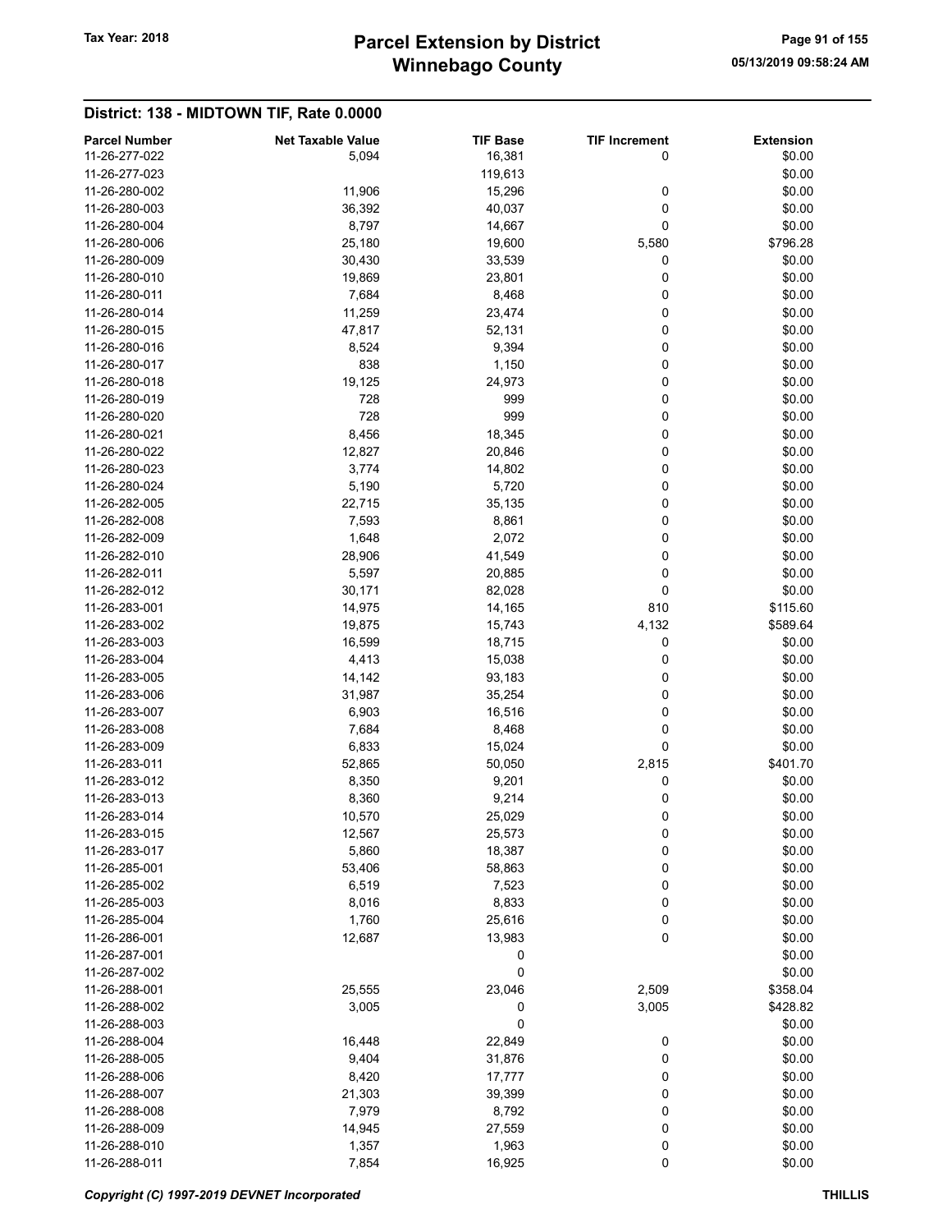## District: 138 - MIDTOWN TIF, Rate 0.0000

| Parcel Number | Net Taxable Value | TIF Base | TIF Increment | Extension |
|---|---|---|---|---|
| 11-26-277-022 | 5,094 | 16,381 | 0 | $0.00 |
| 11-26-277-023 | | 119,613 | | $0.00 |
| 11-26-280-002 | 11,906 | 15,296 | 0 | $0.00 |
| 11-26-280-003 | 36,392 | 40,037 | 0 | $0.00 |
| 11-26-280-004 | 8,797 | 14,667 | 0 | $0.00 |
| 11-26-280-006 | 25,180 | 19,600 | 5,580 | $796.28 |
| 11-26-280-009 | 30,430 | 33,539 | 0 | $0.00 |
| 11-26-280-010 | 19,869 | 23,801 | 0 | $0.00 |
| 11-26-280-011 | 7,684 | 8,468 | 0 | $0.00 |
| 11-26-280-014 | 11,259 | 23,474 | 0 | $0.00 |
| 11-26-280-015 | 47,817 | 52,131 | 0 | $0.00 |
| 11-26-280-016 | 8,524 | 9,394 | 0 | $0.00 |
| 11-26-280-017 | 838 | 1,150 | 0 | $0.00 |
| 11-26-280-018 | 19,125 | 24,973 | 0 | $0.00 |
| 11-26-280-019 | 728 | 999 | 0 | $0.00 |
| 11-26-280-020 | 728 | 999 | 0 | $0.00 |
| 11-26-280-021 | 8,456 | 18,345 | 0 | $0.00 |
| 11-26-280-022 | 12,827 | 20,846 | 0 | $0.00 |
| 11-26-280-023 | 3,774 | 14,802 | 0 | $0.00 |
| 11-26-280-024 | 5,190 | 5,720 | 0 | $0.00 |
| 11-26-282-005 | 22,715 | 35,135 | 0 | $0.00 |
| 11-26-282-008 | 7,593 | 8,861 | 0 | $0.00 |
| 11-26-282-009 | 1,648 | 2,072 | 0 | $0.00 |
| 11-26-282-010 | 28,906 | 41,549 | 0 | $0.00 |
| 11-26-282-011 | 5,597 | 20,885 | 0 | $0.00 |
| 11-26-282-012 | 30,171 | 82,028 | 0 | $0.00 |
| 11-26-283-001 | 14,975 | 14,165 | 810 | $115.60 |
| 11-26-283-002 | 19,875 | 15,743 | 4,132 | $589.64 |
| 11-26-283-003 | 16,599 | 18,715 | 0 | $0.00 |
| 11-26-283-004 | 4,413 | 15,038 | 0 | $0.00 |
| 11-26-283-005 | 14,142 | 93,183 | 0 | $0.00 |
| 11-26-283-006 | 31,987 | 35,254 | 0 | $0.00 |
| 11-26-283-007 | 6,903 | 16,516 | 0 | $0.00 |
| 11-26-283-008 | 7,684 | 8,468 | 0 | $0.00 |
| 11-26-283-009 | 6,833 | 15,024 | 0 | $0.00 |
| 11-26-283-011 | 52,865 | 50,050 | 2,815 | $401.70 |
| 11-26-283-012 | 8,350 | 9,201 | 0 | $0.00 |
| 11-26-283-013 | 8,360 | 9,214 | 0 | $0.00 |
| 11-26-283-014 | 10,570 | 25,029 | 0 | $0.00 |
| 11-26-283-015 | 12,567 | 25,573 | 0 | $0.00 |
| 11-26-283-017 | 5,860 | 18,387 | 0 | $0.00 |
| 11-26-285-001 | 53,406 | 58,863 | 0 | $0.00 |
| 11-26-285-002 | 6,519 | 7,523 | 0 | $0.00 |
| 11-26-285-003 | 8,016 | 8,833 | 0 | $0.00 |
| 11-26-285-004 | 1,760 | 25,616 | 0 | $0.00 |
| 11-26-286-001 | 12,687 | 13,983 | 0 | $0.00 |
| 11-26-287-001 | | 0 | | $0.00 |
| 11-26-287-002 | | 0 | | $0.00 |
| 11-26-288-001 | 25,555 | 23,046 | 2,509 | $358.04 |
| 11-26-288-002 | 3,005 | 0 | 3,005 | $428.82 |
| 11-26-288-003 | | 0 | | $0.00 |
| 11-26-288-004 | 16,448 | 22,849 | 0 | $0.00 |
| 11-26-288-005 | 9,404 | 31,876 | 0 | $0.00 |
| 11-26-288-006 | 8,420 | 17,777 | 0 | $0.00 |
| 11-26-288-007 | 21,303 | 39,399 | 0 | $0.00 |
| 11-26-288-008 | 7,979 | 8,792 | 0 | $0.00 |
| 11-26-288-009 | 14,945 | 27,559 | 0 | $0.00 |
| 11-26-288-010 | 1,357 | 1,963 | 0 | $0.00 |
| 11-26-288-011 | 7,854 | 16,925 | 0 | $0.00 |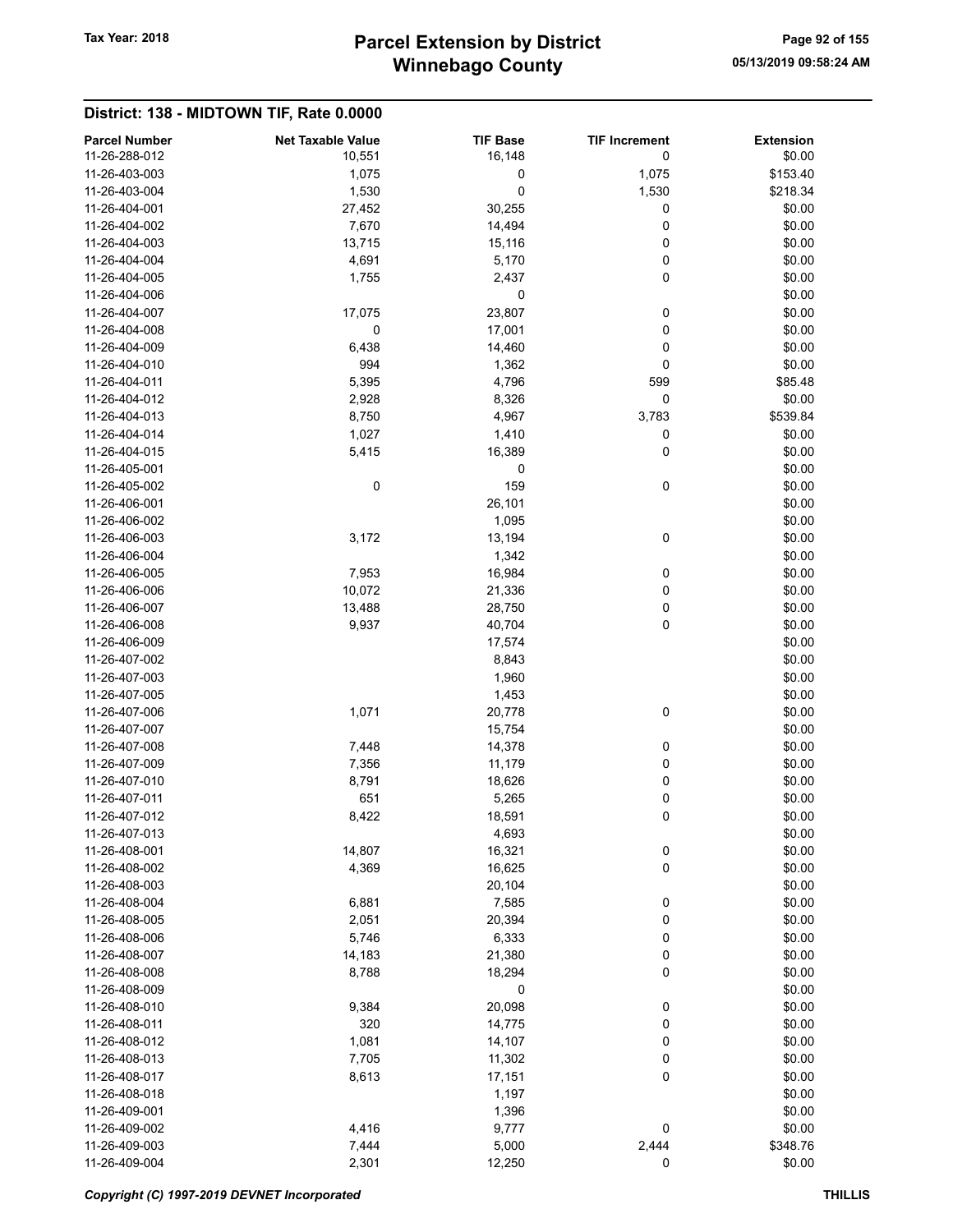## District: 138 - MIDTOWN TIF, Rate 0.0000

| Parcel Number | Net Taxable Value | TIF Base | TIF Increment | Extension |
|---|---|---|---|---|
| 11-26-288-012 | 10,551 | 16,148 | 0 | $0.00 |
| 11-26-403-003 | 1,075 | 0 | 1,075 | $153.40 |
| 11-26-403-004 | 1,530 | 0 | 1,530 | $218.34 |
| 11-26-404-001 | 27,452 | 30,255 | 0 | $0.00 |
| 11-26-404-002 | 7,670 | 14,494 | 0 | $0.00 |
| 11-26-404-003 | 13,715 | 15,116 | 0 | $0.00 |
| 11-26-404-004 | 4,691 | 5,170 | 0 | $0.00 |
| 11-26-404-005 | 1,755 | 2,437 | 0 | $0.00 |
| 11-26-404-006 | | 0 | | $0.00 |
| 11-26-404-007 | 17,075 | 23,807 | 0 | $0.00 |
| 11-26-404-008 | 0 | 17,001 | 0 | $0.00 |
| 11-26-404-009 | 6,438 | 14,460 | 0 | $0.00 |
| 11-26-404-010 | 994 | 1,362 | 0 | $0.00 |
| 11-26-404-011 | 5,395 | 4,796 | 599 | $85.48 |
| 11-26-404-012 | 2,928 | 8,326 | 0 | $0.00 |
| 11-26-404-013 | 8,750 | 4,967 | 3,783 | $539.84 |
| 11-26-404-014 | 1,027 | 1,410 | 0 | $0.00 |
| 11-26-404-015 | 5,415 | 16,389 | 0 | $0.00 |
| 11-26-405-001 | | 0 | | $0.00 |
| 11-26-405-002 | 0 | 159 | 0 | $0.00 |
| 11-26-406-001 | | 26,101 | | $0.00 |
| 11-26-406-002 | | 1,095 | | $0.00 |
| 11-26-406-003 | 3,172 | 13,194 | 0 | $0.00 |
| 11-26-406-004 | | 1,342 | | $0.00 |
| 11-26-406-005 | 7,953 | 16,984 | 0 | $0.00 |
| 11-26-406-006 | 10,072 | 21,336 | 0 | $0.00 |
| 11-26-406-007 | 13,488 | 28,750 | 0 | $0.00 |
| 11-26-406-008 | 9,937 | 40,704 | 0 | $0.00 |
| 11-26-406-009 | | 17,574 | | $0.00 |
| 11-26-407-002 | | 8,843 | | $0.00 |
| 11-26-407-003 | | 1,960 | | $0.00 |
| 11-26-407-005 | | 1,453 | | $0.00 |
| 11-26-407-006 | 1,071 | 20,778 | 0 | $0.00 |
| 11-26-407-007 | | 15,754 | | $0.00 |
| 11-26-407-008 | 7,448 | 14,378 | 0 | $0.00 |
| 11-26-407-009 | 7,356 | 11,179 | 0 | $0.00 |
| 11-26-407-010 | 8,791 | 18,626 | 0 | $0.00 |
| 11-26-407-011 | 651 | 5,265 | 0 | $0.00 |
| 11-26-407-012 | 8,422 | 18,591 | 0 | $0.00 |
| 11-26-407-013 | | 4,693 | | $0.00 |
| 11-26-408-001 | 14,807 | 16,321 | 0 | $0.00 |
| 11-26-408-002 | 4,369 | 16,625 | 0 | $0.00 |
| 11-26-408-003 | | 20,104 | | $0.00 |
| 11-26-408-004 | 6,881 | 7,585 | 0 | $0.00 |
| 11-26-408-005 | 2,051 | 20,394 | 0 | $0.00 |
| 11-26-408-006 | 5,746 | 6,333 | 0 | $0.00 |
| 11-26-408-007 | 14,183 | 21,380 | 0 | $0.00 |
| 11-26-408-008 | 8,788 | 18,294 | 0 | $0.00 |
| 11-26-408-009 | | 0 | | $0.00 |
| 11-26-408-010 | 9,384 | 20,098 | 0 | $0.00 |
| 11-26-408-011 | 320 | 14,775 | 0 | $0.00 |
| 11-26-408-012 | 1,081 | 14,107 | 0 | $0.00 |
| 11-26-408-013 | 7,705 | 11,302 | 0 | $0.00 |
| 11-26-408-017 | 8,613 | 17,151 | 0 | $0.00 |
| 11-26-408-018 | | 1,197 | | $0.00 |
| 11-26-409-001 | | 1,396 | | $0.00 |
| 11-26-409-002 | 4,416 | 9,777 | 0 | $0.00 |
| 11-26-409-003 | 7,444 | 5,000 | 2,444 | $348.76 |
| 11-26-409-004 | 2,301 | 12,250 | 0 | $0.00 |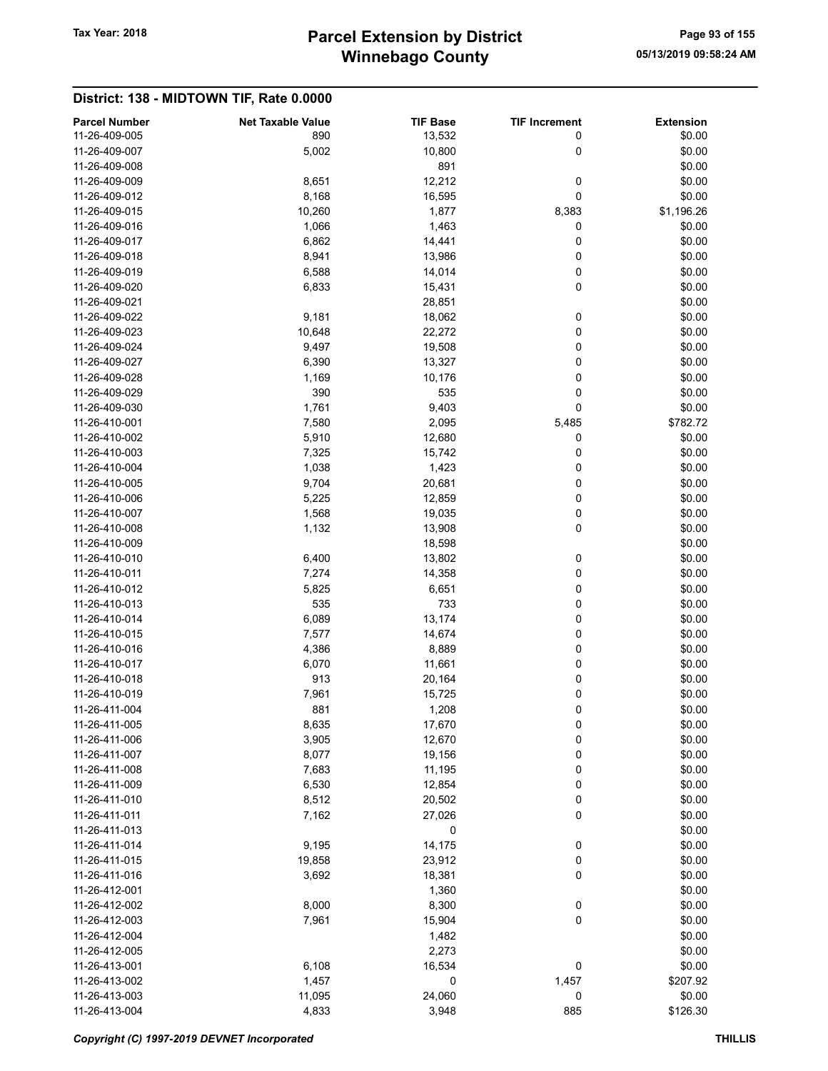# Parcel Extension by District
# Winnebago County

Tax Year: 2018

05/13/2019 09:58:24 AM

## District: 138 - MIDTOWN TIF, Rate 0.0000

| Parcel Number | Net Taxable Value | TIF Base | TIF Increment | Extension |
|---|---|---|---|---|
| 11-26-409-005 | 890 | 13,532 | 0 | $0.00 |
| 11-26-409-007 | 5,002 | 10,800 | 0 | $0.00 |
| 11-26-409-008 | | 891 | | $0.00 |
| 11-26-409-009 | 8,651 | 12,212 | 0 | $0.00 |
| 11-26-409-012 | 8,168 | 16,595 | 0 | $0.00 |
| 11-26-409-015 | 10,260 | 1,877 | 8,383 | $1,196.26 |
| 11-26-409-016 | 1,066 | 1,463 | 0 | $0.00 |
| 11-26-409-017 | 6,862 | 14,441 | 0 | $0.00 |
| 11-26-409-018 | 8,941 | 13,986 | 0 | $0.00 |
| 11-26-409-019 | 6,588 | 14,014 | 0 | $0.00 |
| 11-26-409-020 | 6,833 | 15,431 | 0 | $0.00 |
| 11-26-409-021 | | 28,851 | | $0.00 |
| 11-26-409-022 | 9,181 | 18,062 | 0 | $0.00 |
| 11-26-409-023 | 10,648 | 22,272 | 0 | $0.00 |
| 11-26-409-024 | 9,497 | 19,508 | 0 | $0.00 |
| 11-26-409-027 | 6,390 | 13,327 | 0 | $0.00 |
| 11-26-409-028 | 1,169 | 10,176 | 0 | $0.00 |
| 11-26-409-029 | 390 | 535 | 0 | $0.00 |
| 11-26-409-030 | 1,761 | 9,403 | 0 | $0.00 |
| 11-26-410-001 | 7,580 | 2,095 | 5,485 | $782.72 |
| 11-26-410-002 | 5,910 | 12,680 | 0 | $0.00 |
| 11-26-410-003 | 7,325 | 15,742 | 0 | $0.00 |
| 11-26-410-004 | 1,038 | 1,423 | 0 | $0.00 |
| 11-26-410-005 | 9,704 | 20,681 | 0 | $0.00 |
| 11-26-410-006 | 5,225 | 12,859 | 0 | $0.00 |
| 11-26-410-007 | 1,568 | 19,035 | 0 | $0.00 |
| 11-26-410-008 | 1,132 | 13,908 | 0 | $0.00 |
| 11-26-410-009 | | 18,598 | | $0.00 |
| 11-26-410-010 | 6,400 | 13,802 | 0 | $0.00 |
| 11-26-410-011 | 7,274 | 14,358 | 0 | $0.00 |
| 11-26-410-012 | 5,825 | 6,651 | 0 | $0.00 |
| 11-26-410-013 | 535 | 733 | 0 | $0.00 |
| 11-26-410-014 | 6,089 | 13,174 | 0 | $0.00 |
| 11-26-410-015 | 7,577 | 14,674 | 0 | $0.00 |
| 11-26-410-016 | 4,386 | 8,889 | 0 | $0.00 |
| 11-26-410-017 | 6,070 | 11,661 | 0 | $0.00 |
| 11-26-410-018 | 913 | 20,164 | 0 | $0.00 |
| 11-26-410-019 | 7,961 | 15,725 | 0 | $0.00 |
| 11-26-411-004 | 881 | 1,208 | 0 | $0.00 |
| 11-26-411-005 | 8,635 | 17,670 | 0 | $0.00 |
| 11-26-411-006 | 3,905 | 12,670 | 0 | $0.00 |
| 11-26-411-007 | 8,077 | 19,156 | 0 | $0.00 |
| 11-26-411-008 | 7,683 | 11,195 | 0 | $0.00 |
| 11-26-411-009 | 6,530 | 12,854 | 0 | $0.00 |
| 11-26-411-010 | 8,512 | 20,502 | 0 | $0.00 |
| 11-26-411-011 | 7,162 | 27,026 | 0 | $0.00 |
| 11-26-411-013 | | 0 | | $0.00 |
| 11-26-411-014 | 9,195 | 14,175 | 0 | $0.00 |
| 11-26-411-015 | 19,858 | 23,912 | 0 | $0.00 |
| 11-26-411-016 | 3,692 | 18,381 | 0 | $0.00 |
| 11-26-412-001 | | 1,360 | | $0.00 |
| 11-26-412-002 | 8,000 | 8,300 | 0 | $0.00 |
| 11-26-412-003 | 7,961 | 15,904 | 0 | $0.00 |
| 11-26-412-004 | | 1,482 | | $0.00 |
| 11-26-412-005 | | 2,273 | | $0.00 |
| 11-26-413-001 | 6,108 | 16,534 | 0 | $0.00 |
| 11-26-413-002 | 1,457 | 0 | 1,457 | $207.92 |
| 11-26-413-003 | 11,095 | 24,060 | 0 | $0.00 |
| 11-26-413-004 | 4,833 | 3,948 | 885 | $126.30 |

*Copyright (C) 1997-2019 DEVNET Incorporated* THILLIS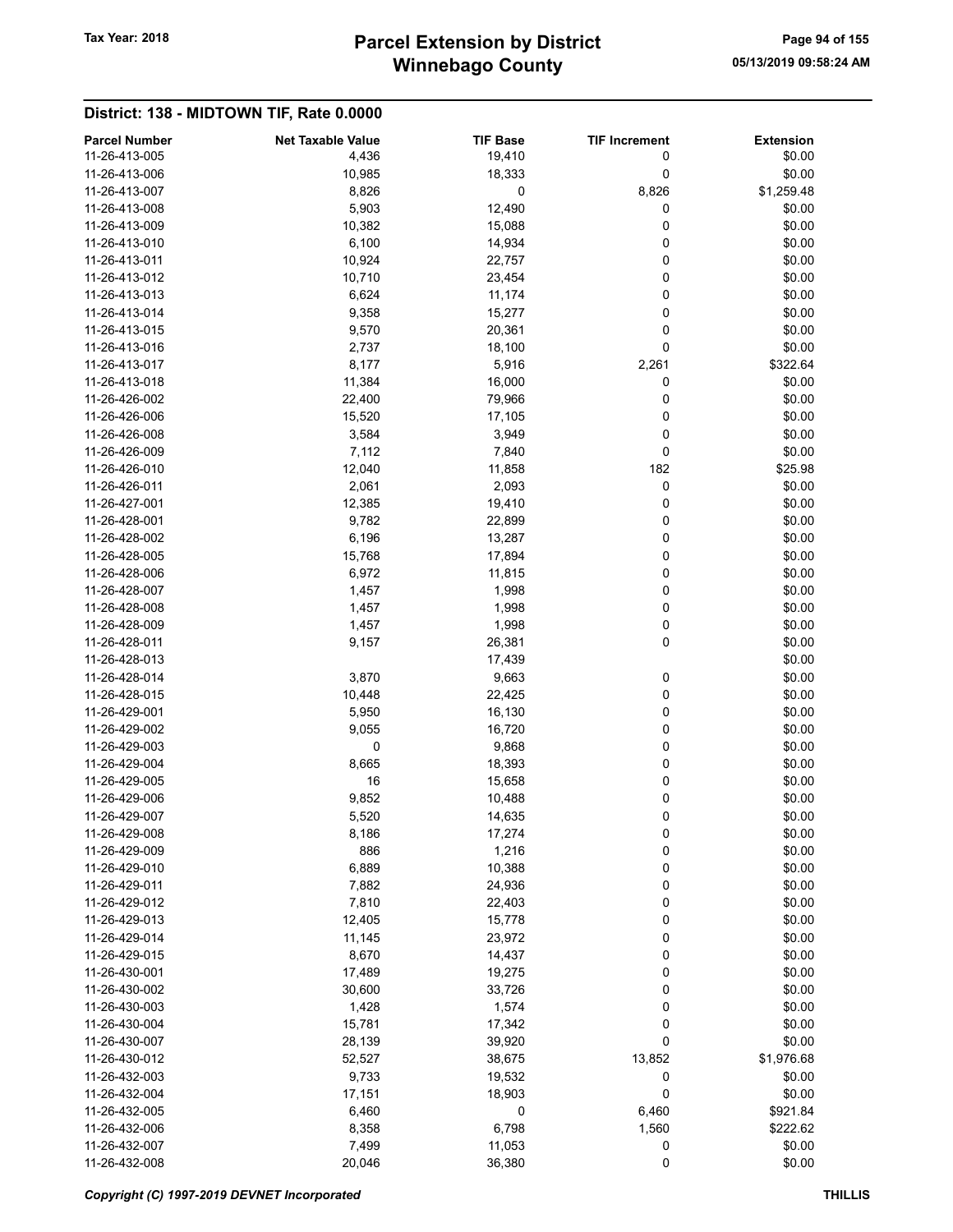# Parcel Extension by District
# Winnebago County

Tax Year: 2018

05/13/2019 09:58:24 AM

## District: 138 - MIDTOWN TIF, Rate 0.0000

| Parcel Number | Net Taxable Value | TIF Base | TIF Increment | Extension |
|---|---|---|---|---|
| 11-26-413-005 | 4,436 | 19,410 | 0 | $0.00 |
| 11-26-413-006 | 10,985 | 18,333 | 0 | $0.00 |
| 11-26-413-007 | 8,826 | 0 | 8,826 | $1,259.48 |
| 11-26-413-008 | 5,903 | 12,490 | 0 | $0.00 |
| 11-26-413-009 | 10,382 | 15,088 | 0 | $0.00 |
| 11-26-413-010 | 6,100 | 14,934 | 0 | $0.00 |
| 11-26-413-011 | 10,924 | 22,757 | 0 | $0.00 |
| 11-26-413-012 | 10,710 | 23,454 | 0 | $0.00 |
| 11-26-413-013 | 6,624 | 11,174 | 0 | $0.00 |
| 11-26-413-014 | 9,358 | 15,277 | 0 | $0.00 |
| 11-26-413-015 | 9,570 | 20,361 | 0 | $0.00 |
| 11-26-413-016 | 2,737 | 18,100 | 0 | $0.00 |
| 11-26-413-017 | 8,177 | 5,916 | 2,261 | $322.64 |
| 11-26-413-018 | 11,384 | 16,000 | 0 | $0.00 |
| 11-26-426-002 | 22,400 | 79,966 | 0 | $0.00 |
| 11-26-426-006 | 15,520 | 17,105 | 0 | $0.00 |
| 11-26-426-008 | 3,584 | 3,949 | 0 | $0.00 |
| 11-26-426-009 | 7,112 | 7,840 | 0 | $0.00 |
| 11-26-426-010 | 12,040 | 11,858 | 182 | $25.98 |
| 11-26-426-011 | 2,061 | 2,093 | 0 | $0.00 |
| 11-26-427-001 | 12,385 | 19,410 | 0 | $0.00 |
| 11-26-428-001 | 9,782 | 22,899 | 0 | $0.00 |
| 11-26-428-002 | 6,196 | 13,287 | 0 | $0.00 |
| 11-26-428-005 | 15,768 | 17,894 | 0 | $0.00 |
| 11-26-428-006 | 6,972 | 11,815 | 0 | $0.00 |
| 11-26-428-007 | 1,457 | 1,998 | 0 | $0.00 |
| 11-26-428-008 | 1,457 | 1,998 | 0 | $0.00 |
| 11-26-428-009 | 1,457 | 1,998 | 0 | $0.00 |
| 11-26-428-011 | 9,157 | 26,381 | 0 | $0.00 |
| 11-26-428-013 | | 17,439 | | $0.00 |
| 11-26-428-014 | 3,870 | 9,663 | 0 | $0.00 |
| 11-26-428-015 | 10,448 | 22,425 | 0 | $0.00 |
| 11-26-429-001 | 5,950 | 16,130 | 0 | $0.00 |
| 11-26-429-002 | 9,055 | 16,720 | 0 | $0.00 |
| 11-26-429-003 | 0 | 9,868 | 0 | $0.00 |
| 11-26-429-004 | 8,665 | 18,393 | 0 | $0.00 |
| 11-26-429-005 | 16 | 15,658 | 0 | $0.00 |
| 11-26-429-006 | 9,852 | 10,488 | 0 | $0.00 |
| 11-26-429-007 | 5,520 | 14,635 | 0 | $0.00 |
| 11-26-429-008 | 8,186 | 17,274 | 0 | $0.00 |
| 11-26-429-009 | 886 | 1,216 | 0 | $0.00 |
| 11-26-429-010 | 6,889 | 10,388 | 0 | $0.00 |
| 11-26-429-011 | 7,882 | 24,936 | 0 | $0.00 |
| 11-26-429-012 | 7,810 | 22,403 | 0 | $0.00 |
| 11-26-429-013 | 12,405 | 15,778 | 0 | $0.00 |
| 11-26-429-014 | 11,145 | 23,972 | 0 | $0.00 |
| 11-26-429-015 | 8,670 | 14,437 | 0 | $0.00 |
| 11-26-430-001 | 17,489 | 19,275 | 0 | $0.00 |
| 11-26-430-002 | 30,600 | 33,726 | 0 | $0.00 |
| 11-26-430-003 | 1,428 | 1,574 | 0 | $0.00 |
| 11-26-430-004 | 15,781 | 17,342 | 0 | $0.00 |
| 11-26-430-007 | 28,139 | 39,920 | 0 | $0.00 |
| 11-26-430-012 | 52,527 | 38,675 | 13,852 | $1,976.68 |
| 11-26-432-003 | 9,733 | 19,532 | 0 | $0.00 |
| 11-26-432-004 | 17,151 | 18,903 | 0 | $0.00 |
| 11-26-432-005 | 6,460 | 0 | 6,460 | $921.84 |
| 11-26-432-006 | 8,358 | 6,798 | 1,560 | $222.62 |
| 11-26-432-007 | 7,499 | 11,053 | 0 | $0.00 |
| 11-26-432-008 | 20,046 | 36,380 | 0 | $0.00 |

*Copyright (C) 1997-2019 DEVNET Incorporated* THILLIS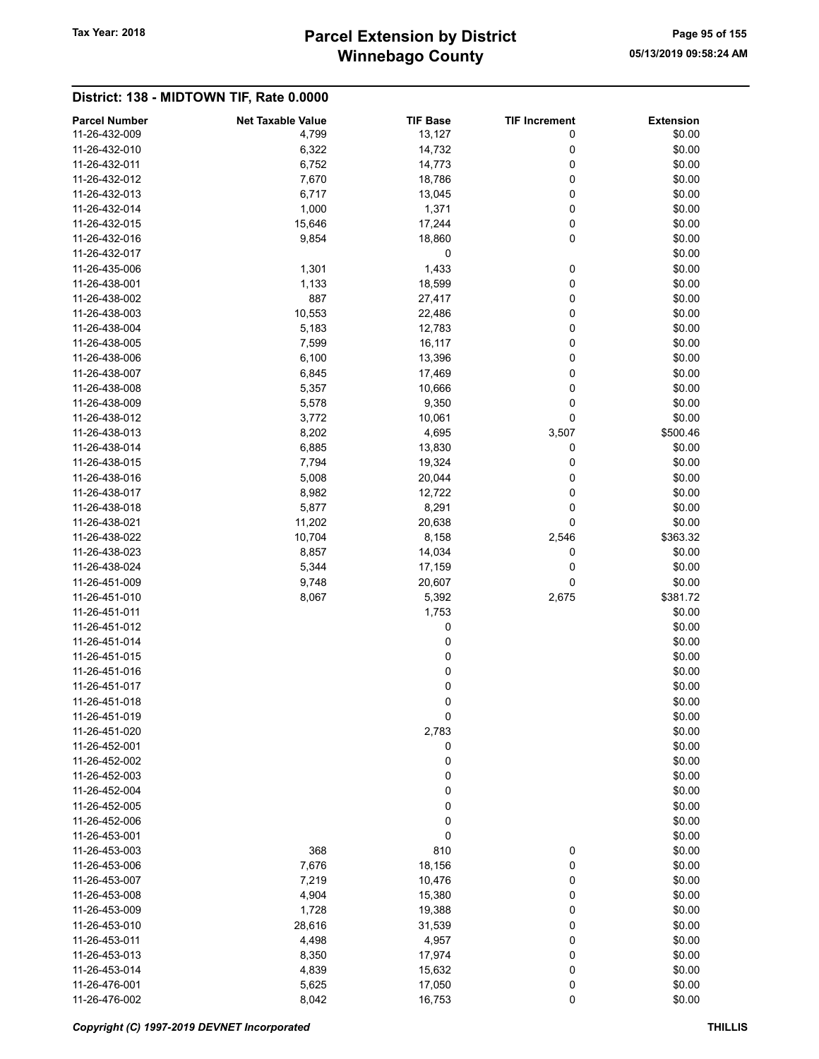## District: 138 - MIDTOWN TIF, Rate 0.0000

| Parcel Number | Net Taxable Value | TIF Base | TIF Increment | Extension |
|---|---|---|---|---|
| 11-26-432-009 | 4,799 | 13,127 | 0 | $0.00 |
| 11-26-432-010 | 6,322 | 14,732 | 0 | $0.00 |
| 11-26-432-011 | 6,752 | 14,773 | 0 | $0.00 |
| 11-26-432-012 | 7,670 | 18,786 | 0 | $0.00 |
| 11-26-432-013 | 6,717 | 13,045 | 0 | $0.00 |
| 11-26-432-014 | 1,000 | 1,371 | 0 | $0.00 |
| 11-26-432-015 | 15,646 | 17,244 | 0 | $0.00 |
| 11-26-432-016 | 9,854 | 18,860 | 0 | $0.00 |
| 11-26-432-017 | | 0 | | $0.00 |
| 11-26-435-006 | 1,301 | 1,433 | 0 | $0.00 |
| 11-26-438-001 | 1,133 | 18,599 | 0 | $0.00 |
| 11-26-438-002 | 887 | 27,417 | 0 | $0.00 |
| 11-26-438-003 | 10,553 | 22,486 | 0 | $0.00 |
| 11-26-438-004 | 5,183 | 12,783 | 0 | $0.00 |
| 11-26-438-005 | 7,599 | 16,117 | 0 | $0.00 |
| 11-26-438-006 | 6,100 | 13,396 | 0 | $0.00 |
| 11-26-438-007 | 6,845 | 17,469 | 0 | $0.00 |
| 11-26-438-008 | 5,357 | 10,666 | 0 | $0.00 |
| 11-26-438-009 | 5,578 | 9,350 | 0 | $0.00 |
| 11-26-438-012 | 3,772 | 10,061 | 0 | $0.00 |
| 11-26-438-013 | 8,202 | 4,695 | 3,507 | $500.46 |
| 11-26-438-014 | 6,885 | 13,830 | 0 | $0.00 |
| 11-26-438-015 | 7,794 | 19,324 | 0 | $0.00 |
| 11-26-438-016 | 5,008 | 20,044 | 0 | $0.00 |
| 11-26-438-017 | 8,982 | 12,722 | 0 | $0.00 |
| 11-26-438-018 | 5,877 | 8,291 | 0 | $0.00 |
| 11-26-438-021 | 11,202 | 20,638 | 0 | $0.00 |
| 11-26-438-022 | 10,704 | 8,158 | 2,546 | $363.32 |
| 11-26-438-023 | 8,857 | 14,034 | 0 | $0.00 |
| 11-26-438-024 | 5,344 | 17,159 | 0 | $0.00 |
| 11-26-451-009 | 9,748 | 20,607 | 0 | $0.00 |
| 11-26-451-010 | 8,067 | 5,392 | 2,675 | $381.72 |
| 11-26-451-011 | | 1,753 | | $0.00 |
| 11-26-451-012 | | 0 | | $0.00 |
| 11-26-451-014 | | 0 | | $0.00 |
| 11-26-451-015 | | 0 | | $0.00 |
| 11-26-451-016 | | 0 | | $0.00 |
| 11-26-451-017 | | 0 | | $0.00 |
| 11-26-451-018 | | 0 | | $0.00 |
| 11-26-451-019 | | 0 | | $0.00 |
| 11-26-451-020 | | 2,783 | | $0.00 |
| 11-26-452-001 | | 0 | | $0.00 |
| 11-26-452-002 | | 0 | | $0.00 |
| 11-26-452-003 | | 0 | | $0.00 |
| 11-26-452-004 | | 0 | | $0.00 |
| 11-26-452-005 | | 0 | | $0.00 |
| 11-26-452-006 | | 0 | | $0.00 |
| 11-26-453-001 | | 0 | | $0.00 |
| 11-26-453-003 | 368 | 810 | 0 | $0.00 |
| 11-26-453-006 | 7,676 | 18,156 | 0 | $0.00 |
| 11-26-453-007 | 7,219 | 10,476 | 0 | $0.00 |
| 11-26-453-008 | 4,904 | 15,380 | 0 | $0.00 |
| 11-26-453-009 | 1,728 | 19,388 | 0 | $0.00 |
| 11-26-453-010 | 28,616 | 31,539 | 0 | $0.00 |
| 11-26-453-011 | 4,498 | 4,957 | 0 | $0.00 |
| 11-26-453-013 | 8,350 | 17,974 | 0 | $0.00 |
| 11-26-453-014 | 4,839 | 15,632 | 0 | $0.00 |
| 11-26-476-001 | 5,625 | 17,050 | 0 | $0.00 |
| 11-26-476-002 | 8,042 | 16,753 | 0 | $0.00 |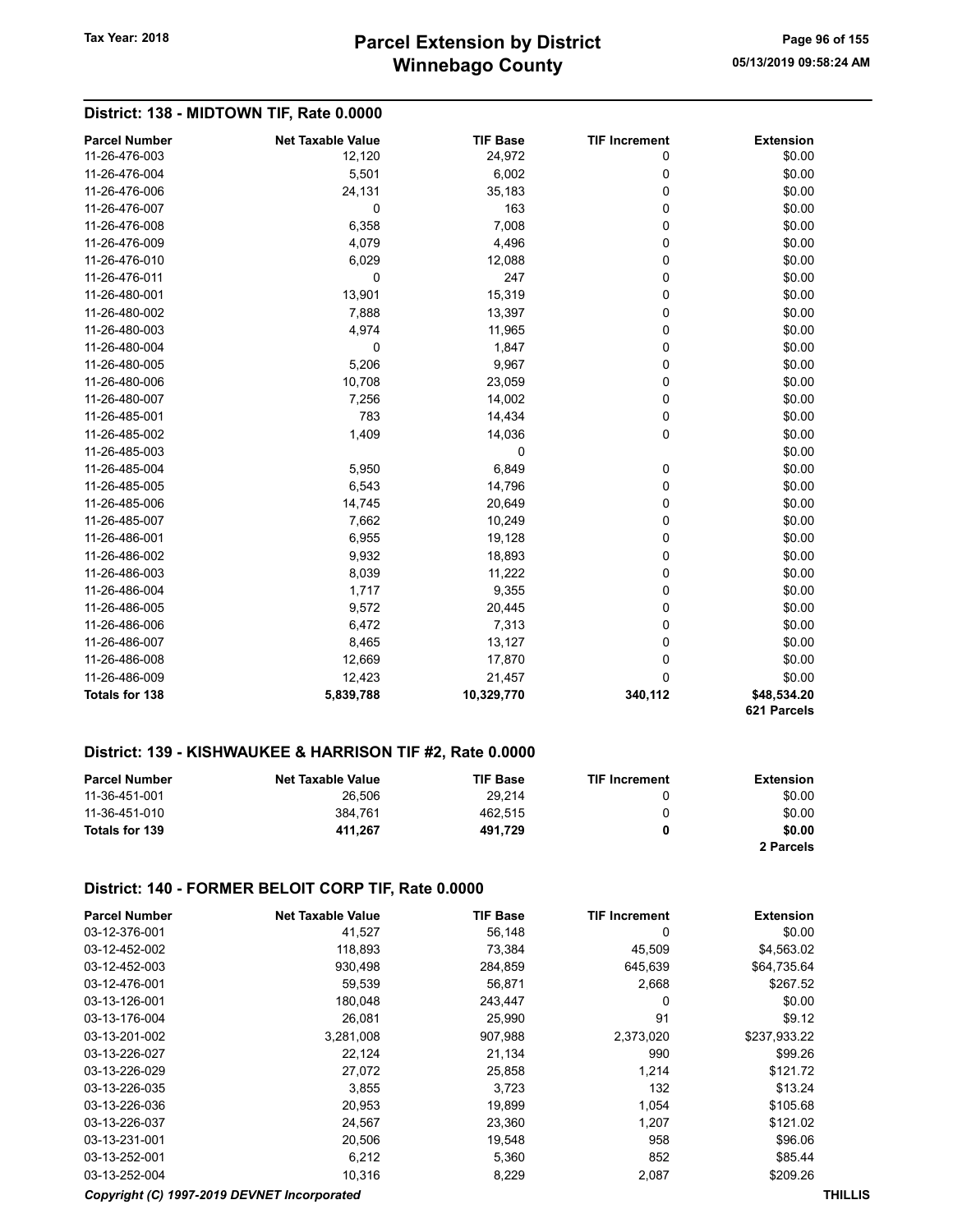## District: 138 - MIDTOWN TIF, Rate 0.0000

| Parcel Number | Net Taxable Value | TIF Base | TIF Increment | Extension |
|---|---|---|---|---|
| 11-26-476-003 | 12,120 | 24,972 | 0 | $0.00 |
| 11-26-476-004 | 5,501 | 6,002 | 0 | $0.00 |
| 11-26-476-006 | 24,131 | 35,183 | 0 | $0.00 |
| 11-26-476-007 | 0 | 163 | 0 | $0.00 |
| 11-26-476-008 | 6,358 | 7,008 | 0 | $0.00 |
| 11-26-476-009 | 4,079 | 4,496 | 0 | $0.00 |
| 11-26-476-010 | 6,029 | 12,088 | 0 | $0.00 |
| 11-26-476-011 | 0 | 247 | 0 | $0.00 |
| 11-26-480-001 | 13,901 | 15,319 | 0 | $0.00 |
| 11-26-480-002 | 7,888 | 13,397 | 0 | $0.00 |
| 11-26-480-003 | 4,974 | 11,965 | 0 | $0.00 |
| 11-26-480-004 | 0 | 1,847 | 0 | $0.00 |
| 11-26-480-005 | 5,206 | 9,967 | 0 | $0.00 |
| 11-26-480-006 | 10,708 | 23,059 | 0 | $0.00 |
| 11-26-480-007 | 7,256 | 14,002 | 0 | $0.00 |
| 11-26-485-001 | 783 | 14,434 | 0 | $0.00 |
| 11-26-485-002 | 1,409 | 14,036 | 0 | $0.00 |
| 11-26-485-003 | | 0 | | $0.00 |
| 11-26-485-004 | 5,950 | 6,849 | 0 | $0.00 |
| 11-26-485-005 | 6,543 | 14,796 | 0 | $0.00 |
| 11-26-485-006 | 14,745 | 20,649 | 0 | $0.00 |
| 11-26-485-007 | 7,662 | 10,249 | 0 | $0.00 |
| 11-26-486-001 | 6,955 | 19,128 | 0 | $0.00 |
| 11-26-486-002 | 9,932 | 18,893 | 0 | $0.00 |
| 11-26-486-003 | 8,039 | 11,222 | 0 | $0.00 |
| 11-26-486-004 | 1,717 | 9,355 | 0 | $0.00 |
| 11-26-486-005 | 9,572 | 20,445 | 0 | $0.00 |
| 11-26-486-006 | 6,472 | 7,313 | 0 | $0.00 |
| 11-26-486-007 | 8,465 | 13,127 | 0 | $0.00 |
| 11-26-486-008 | 12,669 | 17,870 | 0 | $0.00 |
| 11-26-486-009 | 12,423 | 21,457 | 0 | $0.00 |
| **Totals for 138** | **5,839,788** | **10,329,770** | **340,112** | **$48,534.20** |
| | | | | **621 Parcels** |

## District: 139 - KISHWAUKEE & HARRISON TIF #2, Rate 0.0000

| Parcel Number | Net Taxable Value | TIF Base | TIF Increment | Extension |
|---|---|---|---|---|
| 11-36-451-001 | 26,506 | 29,214 | 0 | $0.00 |
| 11-36-451-010 | 384,761 | 462,515 | 0 | $0.00 |
| **Totals for 139** | **411,267** | **491,729** | **0** | **$0.00** |
| | | | | **2 Parcels** |

## District: 140 - FORMER BELOIT CORP TIF, Rate 0.0000

| Parcel Number | Net Taxable Value | TIF Base | TIF Increment | Extension |
|---|---|---|---|---|
| 03-12-376-001 | 41,527 | 56,148 | 0 | $0.00 |
| 03-12-452-002 | 118,893 | 73,384 | 45,509 | $4,563.02 |
| 03-12-452-003 | 930,498 | 284,859 | 645,639 | $64,735.64 |
| 03-12-476-001 | 59,539 | 56,871 | 2,668 | $267.52 |
| 03-13-126-001 | 180,048 | 243,447 | 0 | $0.00 |
| 03-13-176-004 | 26,081 | 25,990 | 91 | $9.12 |
| 03-13-201-002 | 3,281,008 | 907,988 | 2,373,020 | $237,933.22 |
| 03-13-226-027 | 22,124 | 21,134 | 990 | $99.26 |
| 03-13-226-029 | 27,072 | 25,858 | 1,214 | $121.72 |
| 03-13-226-035 | 3,855 | 3,723 | 132 | $13.24 |
| 03-13-226-036 | 20,953 | 19,899 | 1,054 | $105.68 |
| 03-13-226-037 | 24,567 | 23,360 | 1,207 | $121.02 |
| 03-13-231-001 | 20,506 | 19,548 | 958 | $96.06 |
| 03-13-252-001 | 6,212 | 5,360 | 852 | $85.44 |
| 03-13-252-004 | 10,316 | 8,229 | 2,087 | $209.26 |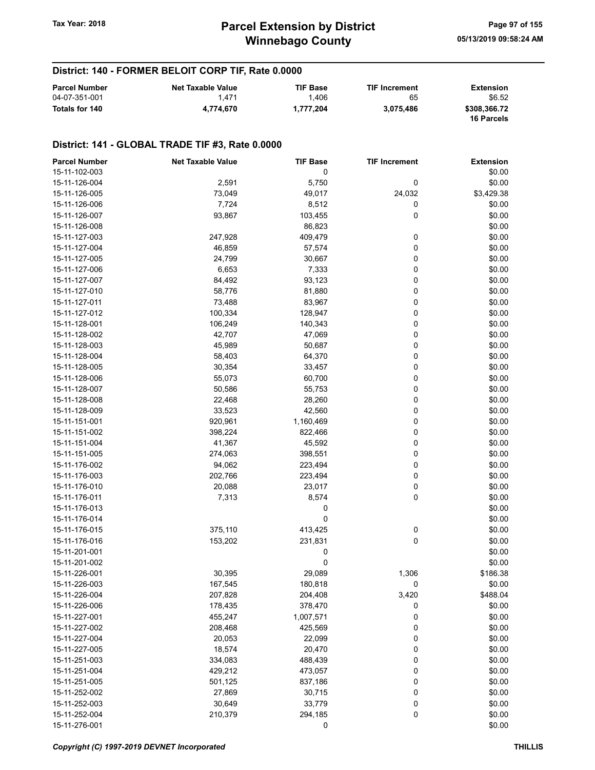## District: 140 - FORMER BELOIT CORP TIF, Rate 0.0000

| Parcel Number | Net Taxable Value | TIF Base | TIF Increment | Extension |
|---|---|---|---|---|
| 04-07-351-001 | 1,471 | 1,406 | 65 | $6.52 |
| **Totals for 140** | **4,774,670** | **1,777,204** | **3,075,486** | **$308,366.72** |
| | | | | **16 Parcels** |

## District: 141 - GLOBAL TRADE TIF #3, Rate 0.0000

| Parcel Number | Net Taxable Value | TIF Base | TIF Increment | Extension |
|---|---|---|---|---|
| 15-11-102-003 | | 0 | | $0.00 |
| 15-11-126-004 | 2,591 | 5,750 | 0 | $0.00 |
| 15-11-126-005 | 73,049 | 49,017 | 24,032 | $3,429.38 |
| 15-11-126-006 | 7,724 | 8,512 | 0 | $0.00 |
| 15-11-126-007 | 93,867 | 103,455 | 0 | $0.00 |
| 15-11-126-008 | | 86,823 | | $0.00 |
| 15-11-127-003 | 247,928 | 409,479 | 0 | $0.00 |
| 15-11-127-004 | 46,859 | 57,574 | 0 | $0.00 |
| 15-11-127-005 | 24,799 | 30,667 | 0 | $0.00 |
| 15-11-127-006 | 6,653 | 7,333 | 0 | $0.00 |
| 15-11-127-007 | 84,492 | 93,123 | 0 | $0.00 |
| 15-11-127-010 | 58,776 | 81,880 | 0 | $0.00 |
| 15-11-127-011 | 73,488 | 83,967 | 0 | $0.00 |
| 15-11-127-012 | 100,334 | 128,947 | 0 | $0.00 |
| 15-11-128-001 | 106,249 | 140,343 | 0 | $0.00 |
| 15-11-128-002 | 42,707 | 47,069 | 0 | $0.00 |
| 15-11-128-003 | 45,989 | 50,687 | 0 | $0.00 |
| 15-11-128-004 | 58,403 | 64,370 | 0 | $0.00 |
| 15-11-128-005 | 30,354 | 33,457 | 0 | $0.00 |
| 15-11-128-006 | 55,073 | 60,700 | 0 | $0.00 |
| 15-11-128-007 | 50,586 | 55,753 | 0 | $0.00 |
| 15-11-128-008 | 22,468 | 28,260 | 0 | $0.00 |
| 15-11-128-009 | 33,523 | 42,560 | 0 | $0.00 |
| 15-11-151-001 | 920,961 | 1,160,469 | 0 | $0.00 |
| 15-11-151-002 | 398,224 | 822,466 | 0 | $0.00 |
| 15-11-151-004 | 41,367 | 45,592 | 0 | $0.00 |
| 15-11-151-005 | 274,063 | 398,551 | 0 | $0.00 |
| 15-11-176-002 | 94,062 | 223,494 | 0 | $0.00 |
| 15-11-176-003 | 202,766 | 223,494 | 0 | $0.00 |
| 15-11-176-010 | 20,088 | 23,017 | 0 | $0.00 |
| 15-11-176-011 | 7,313 | 8,574 | 0 | $0.00 |
| 15-11-176-013 | | 0 | | $0.00 |
| 15-11-176-014 | | 0 | | $0.00 |
| 15-11-176-015 | 375,110 | 413,425 | 0 | $0.00 |
| 15-11-176-016 | 153,202 | 231,831 | 0 | $0.00 |
| 15-11-201-001 | | 0 | | $0.00 |
| 15-11-201-002 | | 0 | | $0.00 |
| 15-11-226-001 | 30,395 | 29,089 | 1,306 | $186.38 |
| 15-11-226-003 | 167,545 | 180,818 | 0 | $0.00 |
| 15-11-226-004 | 207,828 | 204,408 | 3,420 | $488.04 |
| 15-11-226-006 | 178,435 | 378,470 | 0 | $0.00 |
| 15-11-227-001 | 455,247 | 1,007,571 | 0 | $0.00 |
| 15-11-227-002 | 208,468 | 425,569 | 0 | $0.00 |
| 15-11-227-004 | 20,053 | 22,099 | 0 | $0.00 |
| 15-11-227-005 | 18,574 | 20,470 | 0 | $0.00 |
| 15-11-251-003 | 334,083 | 488,439 | 0 | $0.00 |
| 15-11-251-004 | 429,212 | 473,057 | 0 | $0.00 |
| 15-11-251-005 | 501,125 | 837,186 | 0 | $0.00 |
| 15-11-252-002 | 27,869 | 30,715 | 0 | $0.00 |
| 15-11-252-003 | 30,649 | 33,779 | 0 | $0.00 |
| 15-11-252-004 | 210,379 | 294,185 | 0 | $0.00 |
| 15-11-276-001 | | 0 | | $0.00 |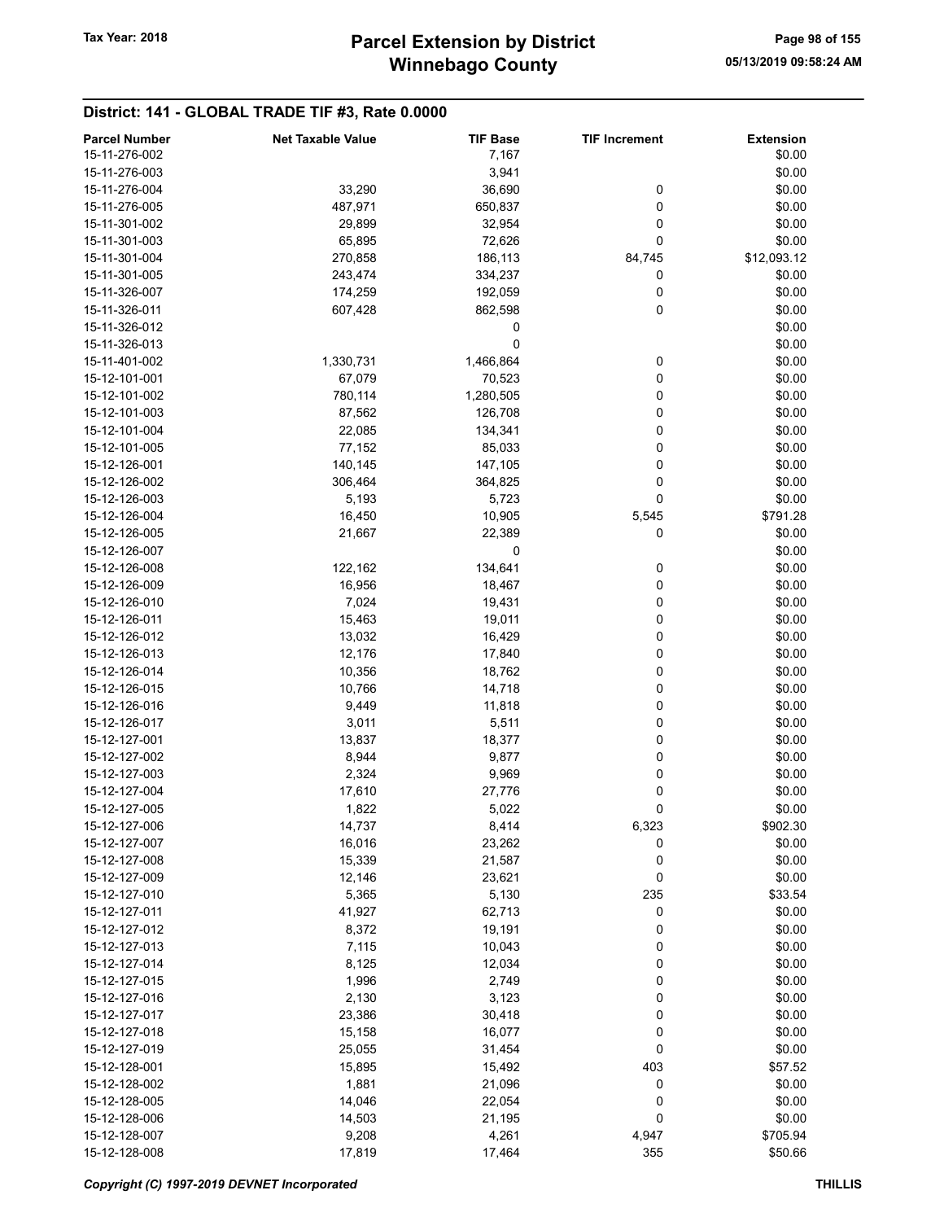# Parcel Extension by District
# Winnebago County

Tax Year: 2018

05/13/2019 09:58:24 AM

## District: 141 - GLOBAL TRADE TIF #3, Rate 0.0000

| Parcel Number | Net Taxable Value | TIF Base | TIF Increment | Extension |
|---|---|---|---|---|
| 15-11-276-002 | | 7,167 | | $0.00 |
| 15-11-276-003 | | 3,941 | | $0.00 |
| 15-11-276-004 | 33,290 | 36,690 | 0 | $0.00 |
| 15-11-276-005 | 487,971 | 650,837 | 0 | $0.00 |
| 15-11-301-002 | 29,899 | 32,954 | 0 | $0.00 |
| 15-11-301-003 | 65,895 | 72,626 | 0 | $0.00 |
| 15-11-301-004 | 270,858 | 186,113 | 84,745 | $12,093.12 |
| 15-11-301-005 | 243,474 | 334,237 | 0 | $0.00 |
| 15-11-326-007 | 174,259 | 192,059 | 0 | $0.00 |
| 15-11-326-011 | 607,428 | 862,598 | 0 | $0.00 |
| 15-11-326-012 | | 0 | | $0.00 |
| 15-11-326-013 | | 0 | | $0.00 |
| 15-11-401-002 | 1,330,731 | 1,466,864 | 0 | $0.00 |
| 15-12-101-001 | 67,079 | 70,523 | 0 | $0.00 |
| 15-12-101-002 | 780,114 | 1,280,505 | 0 | $0.00 |
| 15-12-101-003 | 87,562 | 126,708 | 0 | $0.00 |
| 15-12-101-004 | 22,085 | 134,341 | 0 | $0.00 |
| 15-12-101-005 | 77,152 | 85,033 | 0 | $0.00 |
| 15-12-126-001 | 140,145 | 147,105 | 0 | $0.00 |
| 15-12-126-002 | 306,464 | 364,825 | 0 | $0.00 |
| 15-12-126-003 | 5,193 | 5,723 | 0 | $0.00 |
| 15-12-126-004 | 16,450 | 10,905 | 5,545 | $791.28 |
| 15-12-126-005 | 21,667 | 22,389 | 0 | $0.00 |
| 15-12-126-007 | | 0 | | $0.00 |
| 15-12-126-008 | 122,162 | 134,641 | 0 | $0.00 |
| 15-12-126-009 | 16,956 | 18,467 | 0 | $0.00 |
| 15-12-126-010 | 7,024 | 19,431 | 0 | $0.00 |
| 15-12-126-011 | 15,463 | 19,011 | 0 | $0.00 |
| 15-12-126-012 | 13,032 | 16,429 | 0 | $0.00 |
| 15-12-126-013 | 12,176 | 17,840 | 0 | $0.00 |
| 15-12-126-014 | 10,356 | 18,762 | 0 | $0.00 |
| 15-12-126-015 | 10,766 | 14,718 | 0 | $0.00 |
| 15-12-126-016 | 9,449 | 11,818 | 0 | $0.00 |
| 15-12-126-017 | 3,011 | 5,511 | 0 | $0.00 |
| 15-12-127-001 | 13,837 | 18,377 | 0 | $0.00 |
| 15-12-127-002 | 8,944 | 9,877 | 0 | $0.00 |
| 15-12-127-003 | 2,324 | 9,969 | 0 | $0.00 |
| 15-12-127-004 | 17,610 | 27,776 | 0 | $0.00 |
| 15-12-127-005 | 1,822 | 5,022 | 0 | $0.00 |
| 15-12-127-006 | 14,737 | 8,414 | 6,323 | $902.30 |
| 15-12-127-007 | 16,016 | 23,262 | 0 | $0.00 |
| 15-12-127-008 | 15,339 | 21,587 | 0 | $0.00 |
| 15-12-127-009 | 12,146 | 23,621 | 0 | $0.00 |
| 15-12-127-010 | 5,365 | 5,130 | 235 | $33.54 |
| 15-12-127-011 | 41,927 | 62,713 | 0 | $0.00 |
| 15-12-127-012 | 8,372 | 19,191 | 0 | $0.00 |
| 15-12-127-013 | 7,115 | 10,043 | 0 | $0.00 |
| 15-12-127-014 | 8,125 | 12,034 | 0 | $0.00 |
| 15-12-127-015 | 1,996 | 2,749 | 0 | $0.00 |
| 15-12-127-016 | 2,130 | 3,123 | 0 | $0.00 |
| 15-12-127-017 | 23,386 | 30,418 | 0 | $0.00 |
| 15-12-127-018 | 15,158 | 16,077 | 0 | $0.00 |
| 15-12-127-019 | 25,055 | 31,454 | 0 | $0.00 |
| 15-12-128-001 | 15,895 | 15,492 | 403 | $57.52 |
| 15-12-128-002 | 1,881 | 21,096 | 0 | $0.00 |
| 15-12-128-005 | 14,046 | 22,054 | 0 | $0.00 |
| 15-12-128-006 | 14,503 | 21,195 | 0 | $0.00 |
| 15-12-128-007 | 9,208 | 4,261 | 4,947 | $705.94 |
| 15-12-128-008 | 17,819 | 17,464 | 355 | $50.66 |

*Copyright (C) 1997-2019 DEVNET Incorporated*

THILLIS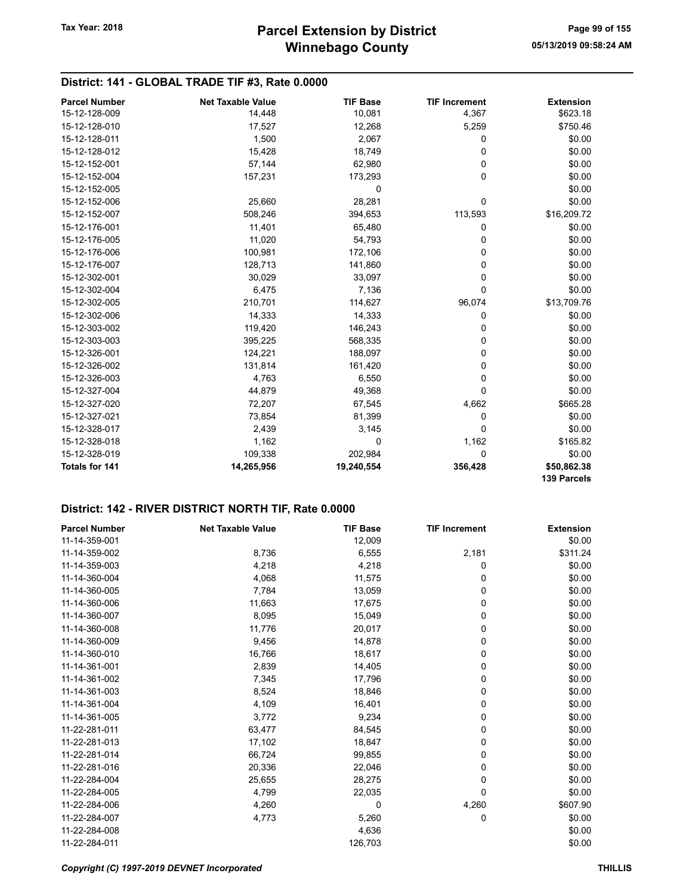## District: 141 - GLOBAL TRADE TIF #3, Rate 0.0000

| Parcel Number | Net Taxable Value | TIF Base | TIF Increment | Extension |
|---|---|---|---|---|
| 15-12-128-009 | 14,448 | 10,081 | 4,367 | $623.18 |
| 15-12-128-010 | 17,527 | 12,268 | 5,259 | $750.46 |
| 15-12-128-011 | 1,500 | 2,067 | 0 | $0.00 |
| 15-12-128-012 | 15,428 | 18,749 | 0 | $0.00 |
| 15-12-152-001 | 57,144 | 62,980 | 0 | $0.00 |
| 15-12-152-004 | 157,231 | 173,293 | 0 | $0.00 |
| 15-12-152-005 | | 0 | | $0.00 |
| 15-12-152-006 | 25,660 | 28,281 | 0 | $0.00 |
| 15-12-152-007 | 508,246 | 394,653 | 113,593 | $16,209.72 |
| 15-12-176-001 | 11,401 | 65,480 | 0 | $0.00 |
| 15-12-176-005 | 11,020 | 54,793 | 0 | $0.00 |
| 15-12-176-006 | 100,981 | 172,106 | 0 | $0.00 |
| 15-12-176-007 | 128,713 | 141,860 | 0 | $0.00 |
| 15-12-302-001 | 30,029 | 33,097 | 0 | $0.00 |
| 15-12-302-004 | 6,475 | 7,136 | 0 | $0.00 |
| 15-12-302-005 | 210,701 | 114,627 | 96,074 | $13,709.76 |
| 15-12-302-006 | 14,333 | 14,333 | 0 | $0.00 |
| 15-12-303-002 | 119,420 | 146,243 | 0 | $0.00 |
| 15-12-303-003 | 395,225 | 568,335 | 0 | $0.00 |
| 15-12-326-001 | 124,221 | 188,097 | 0 | $0.00 |
| 15-12-326-002 | 131,814 | 161,420 | 0 | $0.00 |
| 15-12-326-003 | 4,763 | 6,550 | 0 | $0.00 |
| 15-12-327-004 | 44,879 | 49,368 | 0 | $0.00 |
| 15-12-327-020 | 72,207 | 67,545 | 4,662 | $665.28 |
| 15-12-327-021 | 73,854 | 81,399 | 0 | $0.00 |
| 15-12-328-017 | 2,439 | 3,145 | 0 | $0.00 |
| 15-12-328-018 | 1,162 | 0 | 1,162 | $165.82 |
| 15-12-328-019 | 109,338 | 202,984 | 0 | $0.00 |
| **Totals for 141** | **14,265,956** | **19,240,554** | **356,428** | **$50,862.38** |
| | | | | **139 Parcels** |

## District: 142 - RIVER DISTRICT NORTH TIF, Rate 0.0000

| Parcel Number | Net Taxable Value | TIF Base | TIF Increment | Extension |
|---|---|---|---|---|
| 11-14-359-001 | | 12,009 | | $0.00 |
| 11-14-359-002 | 8,736 | 6,555 | 2,181 | $311.24 |
| 11-14-359-003 | 4,218 | 4,218 | 0 | $0.00 |
| 11-14-360-004 | 4,068 | 11,575 | 0 | $0.00 |
| 11-14-360-005 | 7,784 | 13,059 | 0 | $0.00 |
| 11-14-360-006 | 11,663 | 17,675 | 0 | $0.00 |
| 11-14-360-007 | 8,095 | 15,049 | 0 | $0.00 |
| 11-14-360-008 | 11,776 | 20,017 | 0 | $0.00 |
| 11-14-360-009 | 9,456 | 14,878 | 0 | $0.00 |
| 11-14-360-010 | 16,766 | 18,617 | 0 | $0.00 |
| 11-14-361-001 | 2,839 | 14,405 | 0 | $0.00 |
| 11-14-361-002 | 7,345 | 17,796 | 0 | $0.00 |
| 11-14-361-003 | 8,524 | 18,846 | 0 | $0.00 |
| 11-14-361-004 | 4,109 | 16,401 | 0 | $0.00 |
| 11-14-361-005 | 3,772 | 9,234 | 0 | $0.00 |
| 11-22-281-011 | 63,477 | 84,545 | 0 | $0.00 |
| 11-22-281-013 | 17,102 | 18,847 | 0 | $0.00 |
| 11-22-281-014 | 66,724 | 99,855 | 0 | $0.00 |
| 11-22-281-016 | 20,336 | 22,046 | 0 | $0.00 |
| 11-22-284-004 | 25,655 | 28,275 | 0 | $0.00 |
| 11-22-284-005 | 4,799 | 22,035 | 0 | $0.00 |
| 11-22-284-006 | 4,260 | 0 | 4,260 | $607.90 |
| 11-22-284-007 | 4,773 | 5,260 | 0 | $0.00 |
| 11-22-284-008 | | 4,636 | | $0.00 |
| 11-22-284-011 | | 126,703 | | $0.00 |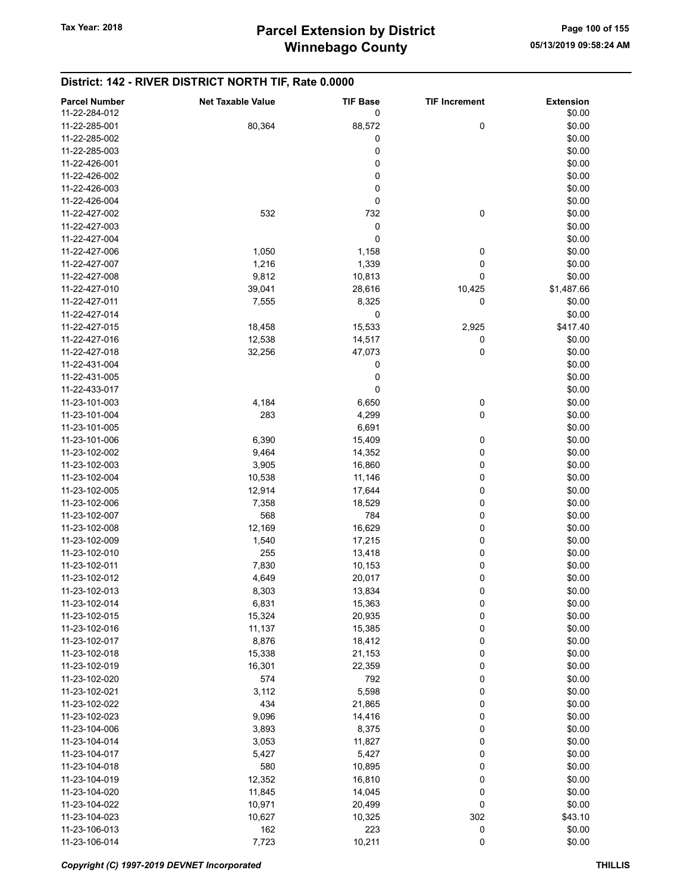## District: 142 - RIVER DISTRICT NORTH TIF, Rate 0.0000

| Parcel Number | Net Taxable Value | TIF Base | TIF Increment | Extension |
|---|---|---|---|---|
| 11-22-284-012 | | 0 | | $0.00 |
| 11-22-285-001 | 80,364 | 88,572 | 0 | $0.00 |
| 11-22-285-002 | | 0 | | $0.00 |
| 11-22-285-003 | | 0 | | $0.00 |
| 11-22-426-001 | | 0 | | $0.00 |
| 11-22-426-002 | | 0 | | $0.00 |
| 11-22-426-003 | | 0 | | $0.00 |
| 11-22-426-004 | | 0 | | $0.00 |
| 11-22-427-002 | 532 | 732 | 0 | $0.00 |
| 11-22-427-003 | | 0 | | $0.00 |
| 11-22-427-004 | | 0 | | $0.00 |
| 11-22-427-006 | 1,050 | 1,158 | 0 | $0.00 |
| 11-22-427-007 | 1,216 | 1,339 | 0 | $0.00 |
| 11-22-427-008 | 9,812 | 10,813 | 0 | $0.00 |
| 11-22-427-010 | 39,041 | 28,616 | 10,425 | $1,487.66 |
| 11-22-427-011 | 7,555 | 8,325 | 0 | $0.00 |
| 11-22-427-014 | | 0 | | $0.00 |
| 11-22-427-015 | 18,458 | 15,533 | 2,925 | $417.40 |
| 11-22-427-016 | 12,538 | 14,517 | 0 | $0.00 |
| 11-22-427-018 | 32,256 | 47,073 | 0 | $0.00 |
| 11-22-431-004 | | 0 | | $0.00 |
| 11-22-431-005 | | 0 | | $0.00 |
| 11-22-433-017 | | 0 | | $0.00 |
| 11-23-101-003 | 4,184 | 6,650 | 0 | $0.00 |
| 11-23-101-004 | 283 | 4,299 | 0 | $0.00 |
| 11-23-101-005 | | 6,691 | | $0.00 |
| 11-23-101-006 | 6,390 | 15,409 | 0 | $0.00 |
| 11-23-102-002 | 9,464 | 14,352 | 0 | $0.00 |
| 11-23-102-003 | 3,905 | 16,860 | 0 | $0.00 |
| 11-23-102-004 | 10,538 | 11,146 | 0 | $0.00 |
| 11-23-102-005 | 12,914 | 17,644 | 0 | $0.00 |
| 11-23-102-006 | 7,358 | 18,529 | 0 | $0.00 |
| 11-23-102-007 | 568 | 784 | 0 | $0.00 |
| 11-23-102-008 | 12,169 | 16,629 | 0 | $0.00 |
| 11-23-102-009 | 1,540 | 17,215 | 0 | $0.00 |
| 11-23-102-010 | 255 | 13,418 | 0 | $0.00 |
| 11-23-102-011 | 7,830 | 10,153 | 0 | $0.00 |
| 11-23-102-012 | 4,649 | 20,017 | 0 | $0.00 |
| 11-23-102-013 | 8,303 | 13,834 | 0 | $0.00 |
| 11-23-102-014 | 6,831 | 15,363 | 0 | $0.00 |
| 11-23-102-015 | 15,324 | 20,935 | 0 | $0.00 |
| 11-23-102-016 | 11,137 | 15,385 | 0 | $0.00 |
| 11-23-102-017 | 8,876 | 18,412 | 0 | $0.00 |
| 11-23-102-018 | 15,338 | 21,153 | 0 | $0.00 |
| 11-23-102-019 | 16,301 | 22,359 | 0 | $0.00 |
| 11-23-102-020 | 574 | 792 | 0 | $0.00 |
| 11-23-102-021 | 3,112 | 5,598 | 0 | $0.00 |
| 11-23-102-022 | 434 | 21,865 | 0 | $0.00 |
| 11-23-102-023 | 9,096 | 14,416 | 0 | $0.00 |
| 11-23-104-006 | 3,893 | 8,375 | 0 | $0.00 |
| 11-23-104-014 | 3,053 | 11,827 | 0 | $0.00 |
| 11-23-104-017 | 5,427 | 5,427 | 0 | $0.00 |
| 11-23-104-018 | 580 | 10,895 | 0 | $0.00 |
| 11-23-104-019 | 12,352 | 16,810 | 0 | $0.00 |
| 11-23-104-020 | 11,845 | 14,045 | 0 | $0.00 |
| 11-23-104-022 | 10,971 | 20,499 | 0 | $0.00 |
| 11-23-104-023 | 10,627 | 10,325 | 302 | $43.10 |
| 11-23-106-013 | 162 | 223 | 0 | $0.00 |
| 11-23-106-014 | 7,723 | 10,211 | 0 | $0.00 |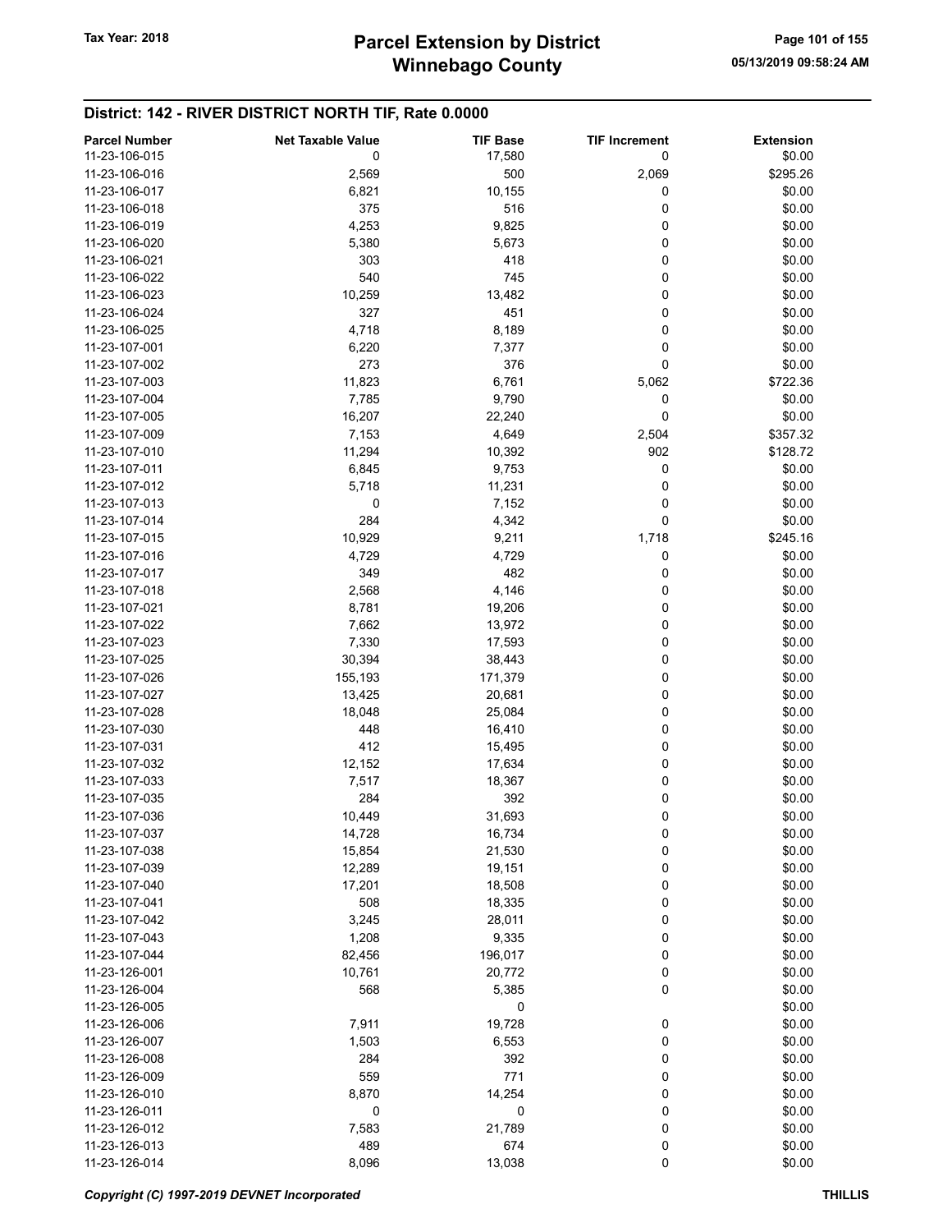## District: 142 - RIVER DISTRICT NORTH TIF, Rate 0.0000

| Parcel Number | Net Taxable Value | TIF Base | TIF Increment | Extension |
|---|---|---|---|---|
| 11-23-106-015 | 0 | 17,580 | 0 | $0.00 |
| 11-23-106-016 | 2,569 | 500 | 2,069 | $295.26 |
| 11-23-106-017 | 6,821 | 10,155 | 0 | $0.00 |
| 11-23-106-018 | 375 | 516 | 0 | $0.00 |
| 11-23-106-019 | 4,253 | 9,825 | 0 | $0.00 |
| 11-23-106-020 | 5,380 | 5,673 | 0 | $0.00 |
| 11-23-106-021 | 303 | 418 | 0 | $0.00 |
| 11-23-106-022 | 540 | 745 | 0 | $0.00 |
| 11-23-106-023 | 10,259 | 13,482 | 0 | $0.00 |
| 11-23-106-024 | 327 | 451 | 0 | $0.00 |
| 11-23-106-025 | 4,718 | 8,189 | 0 | $0.00 |
| 11-23-107-001 | 6,220 | 7,377 | 0 | $0.00 |
| 11-23-107-002 | 273 | 376 | 0 | $0.00 |
| 11-23-107-003 | 11,823 | 6,761 | 5,062 | $722.36 |
| 11-23-107-004 | 7,785 | 9,790 | 0 | $0.00 |
| 11-23-107-005 | 16,207 | 22,240 | 0 | $0.00 |
| 11-23-107-009 | 7,153 | 4,649 | 2,504 | $357.32 |
| 11-23-107-010 | 11,294 | 10,392 | 902 | $128.72 |
| 11-23-107-011 | 6,845 | 9,753 | 0 | $0.00 |
| 11-23-107-012 | 5,718 | 11,231 | 0 | $0.00 |
| 11-23-107-013 | 0 | 7,152 | 0 | $0.00 |
| 11-23-107-014 | 284 | 4,342 | 0 | $0.00 |
| 11-23-107-015 | 10,929 | 9,211 | 1,718 | $245.16 |
| 11-23-107-016 | 4,729 | 4,729 | 0 | $0.00 |
| 11-23-107-017 | 349 | 482 | 0 | $0.00 |
| 11-23-107-018 | 2,568 | 4,146 | 0 | $0.00 |
| 11-23-107-021 | 8,781 | 19,206 | 0 | $0.00 |
| 11-23-107-022 | 7,662 | 13,972 | 0 | $0.00 |
| 11-23-107-023 | 7,330 | 17,593 | 0 | $0.00 |
| 11-23-107-025 | 30,394 | 38,443 | 0 | $0.00 |
| 11-23-107-026 | 155,193 | 171,379 | 0 | $0.00 |
| 11-23-107-027 | 13,425 | 20,681 | 0 | $0.00 |
| 11-23-107-028 | 18,048 | 25,084 | 0 | $0.00 |
| 11-23-107-030 | 448 | 16,410 | 0 | $0.00 |
| 11-23-107-031 | 412 | 15,495 | 0 | $0.00 |
| 11-23-107-032 | 12,152 | 17,634 | 0 | $0.00 |
| 11-23-107-033 | 7,517 | 18,367 | 0 | $0.00 |
| 11-23-107-035 | 284 | 392 | 0 | $0.00 |
| 11-23-107-036 | 10,449 | 31,693 | 0 | $0.00 |
| 11-23-107-037 | 14,728 | 16,734 | 0 | $0.00 |
| 11-23-107-038 | 15,854 | 21,530 | 0 | $0.00 |
| 11-23-107-039 | 12,289 | 19,151 | 0 | $0.00 |
| 11-23-107-040 | 17,201 | 18,508 | 0 | $0.00 |
| 11-23-107-041 | 508 | 18,335 | 0 | $0.00 |
| 11-23-107-042 | 3,245 | 28,011 | 0 | $0.00 |
| 11-23-107-043 | 1,208 | 9,335 | 0 | $0.00 |
| 11-23-107-044 | 82,456 | 196,017 | 0 | $0.00 |
| 11-23-126-001 | 10,761 | 20,772 | 0 | $0.00 |
| 11-23-126-004 | 568 | 5,385 | 0 | $0.00 |
| 11-23-126-005 | | 0 | | $0.00 |
| 11-23-126-006 | 7,911 | 19,728 | 0 | $0.00 |
| 11-23-126-007 | 1,503 | 6,553 | 0 | $0.00 |
| 11-23-126-008 | 284 | 392 | 0 | $0.00 |
| 11-23-126-009 | 559 | 771 | 0 | $0.00 |
| 11-23-126-010 | 8,870 | 14,254 | 0 | $0.00 |
| 11-23-126-011 | 0 | 0 | 0 | $0.00 |
| 11-23-126-012 | 7,583 | 21,789 | 0 | $0.00 |
| 11-23-126-013 | 489 | 674 | 0 | $0.00 |
| 11-23-126-014 | 8,096 | 13,038 | 0 | $0.00 |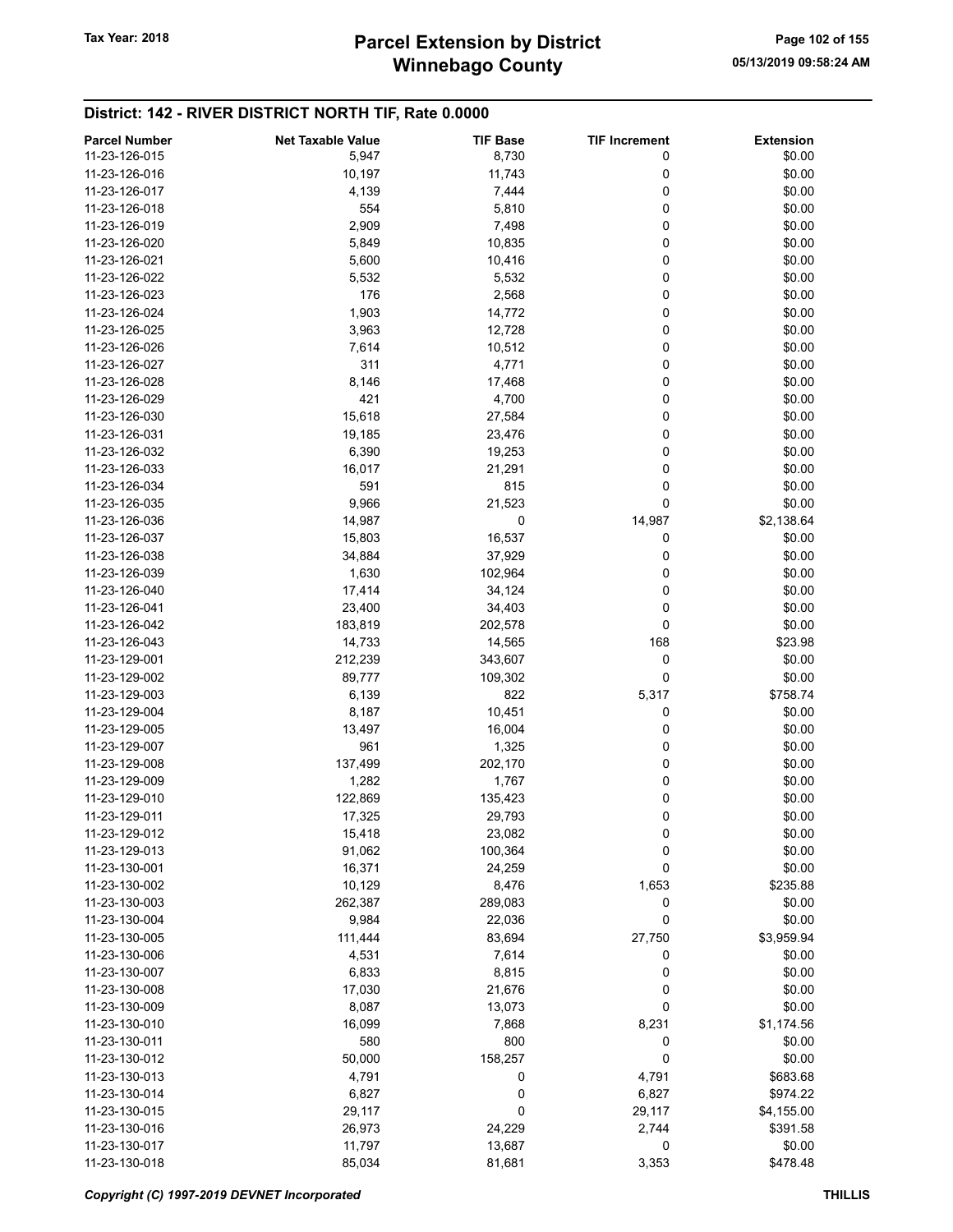## District: 142 - RIVER DISTRICT NORTH TIF, Rate 0.0000

| Parcel Number | Net Taxable Value | TIF Base | TIF Increment | Extension |
|---|---|---|---|---|
| 11-23-126-015 | 5,947 | 8,730 | 0 | $0.00 |
| 11-23-126-016 | 10,197 | 11,743 | 0 | $0.00 |
| 11-23-126-017 | 4,139 | 7,444 | 0 | $0.00 |
| 11-23-126-018 | 554 | 5,810 | 0 | $0.00 |
| 11-23-126-019 | 2,909 | 7,498 | 0 | $0.00 |
| 11-23-126-020 | 5,849 | 10,835 | 0 | $0.00 |
| 11-23-126-021 | 5,600 | 10,416 | 0 | $0.00 |
| 11-23-126-022 | 5,532 | 5,532 | 0 | $0.00 |
| 11-23-126-023 | 176 | 2,568 | 0 | $0.00 |
| 11-23-126-024 | 1,903 | 14,772 | 0 | $0.00 |
| 11-23-126-025 | 3,963 | 12,728 | 0 | $0.00 |
| 11-23-126-026 | 7,614 | 10,512 | 0 | $0.00 |
| 11-23-126-027 | 311 | 4,771 | 0 | $0.00 |
| 11-23-126-028 | 8,146 | 17,468 | 0 | $0.00 |
| 11-23-126-029 | 421 | 4,700 | 0 | $0.00 |
| 11-23-126-030 | 15,618 | 27,584 | 0 | $0.00 |
| 11-23-126-031 | 19,185 | 23,476 | 0 | $0.00 |
| 11-23-126-032 | 6,390 | 19,253 | 0 | $0.00 |
| 11-23-126-033 | 16,017 | 21,291 | 0 | $0.00 |
| 11-23-126-034 | 591 | 815 | 0 | $0.00 |
| 11-23-126-035 | 9,966 | 21,523 | 0 | $0.00 |
| 11-23-126-036 | 14,987 | 0 | 14,987 | $2,138.64 |
| 11-23-126-037 | 15,803 | 16,537 | 0 | $0.00 |
| 11-23-126-038 | 34,884 | 37,929 | 0 | $0.00 |
| 11-23-126-039 | 1,630 | 102,964 | 0 | $0.00 |
| 11-23-126-040 | 17,414 | 34,124 | 0 | $0.00 |
| 11-23-126-041 | 23,400 | 34,403 | 0 | $0.00 |
| 11-23-126-042 | 183,819 | 202,578 | 0 | $0.00 |
| 11-23-126-043 | 14,733 | 14,565 | 168 | $23.98 |
| 11-23-129-001 | 212,239 | 343,607 | 0 | $0.00 |
| 11-23-129-002 | 89,777 | 109,302 | 0 | $0.00 |
| 11-23-129-003 | 6,139 | 822 | 5,317 | $758.74 |
| 11-23-129-004 | 8,187 | 10,451 | 0 | $0.00 |
| 11-23-129-005 | 13,497 | 16,004 | 0 | $0.00 |
| 11-23-129-007 | 961 | 1,325 | 0 | $0.00 |
| 11-23-129-008 | 137,499 | 202,170 | 0 | $0.00 |
| 11-23-129-009 | 1,282 | 1,767 | 0 | $0.00 |
| 11-23-129-010 | 122,869 | 135,423 | 0 | $0.00 |
| 11-23-129-011 | 17,325 | 29,793 | 0 | $0.00 |
| 11-23-129-012 | 15,418 | 23,082 | 0 | $0.00 |
| 11-23-129-013 | 91,062 | 100,364 | 0 | $0.00 |
| 11-23-130-001 | 16,371 | 24,259 | 0 | $0.00 |
| 11-23-130-002 | 10,129 | 8,476 | 1,653 | $235.88 |
| 11-23-130-003 | 262,387 | 289,083 | 0 | $0.00 |
| 11-23-130-004 | 9,984 | 22,036 | 0 | $0.00 |
| 11-23-130-005 | 111,444 | 83,694 | 27,750 | $3,959.94 |
| 11-23-130-006 | 4,531 | 7,614 | 0 | $0.00 |
| 11-23-130-007 | 6,833 | 8,815 | 0 | $0.00 |
| 11-23-130-008 | 17,030 | 21,676 | 0 | $0.00 |
| 11-23-130-009 | 8,087 | 13,073 | 0 | $0.00 |
| 11-23-130-010 | 16,099 | 7,868 | 8,231 | $1,174.56 |
| 11-23-130-011 | 580 | 800 | 0 | $0.00 |
| 11-23-130-012 | 50,000 | 158,257 | 0 | $0.00 |
| 11-23-130-013 | 4,791 | 0 | 4,791 | $683.68 |
| 11-23-130-014 | 6,827 | 0 | 6,827 | $974.22 |
| 11-23-130-015 | 29,117 | 0 | 29,117 | $4,155.00 |
| 11-23-130-016 | 26,973 | 24,229 | 2,744 | $391.58 |
| 11-23-130-017 | 11,797 | 13,687 | 0 | $0.00 |
| 11-23-130-018 | 85,034 | 81,681 | 3,353 | $478.48 |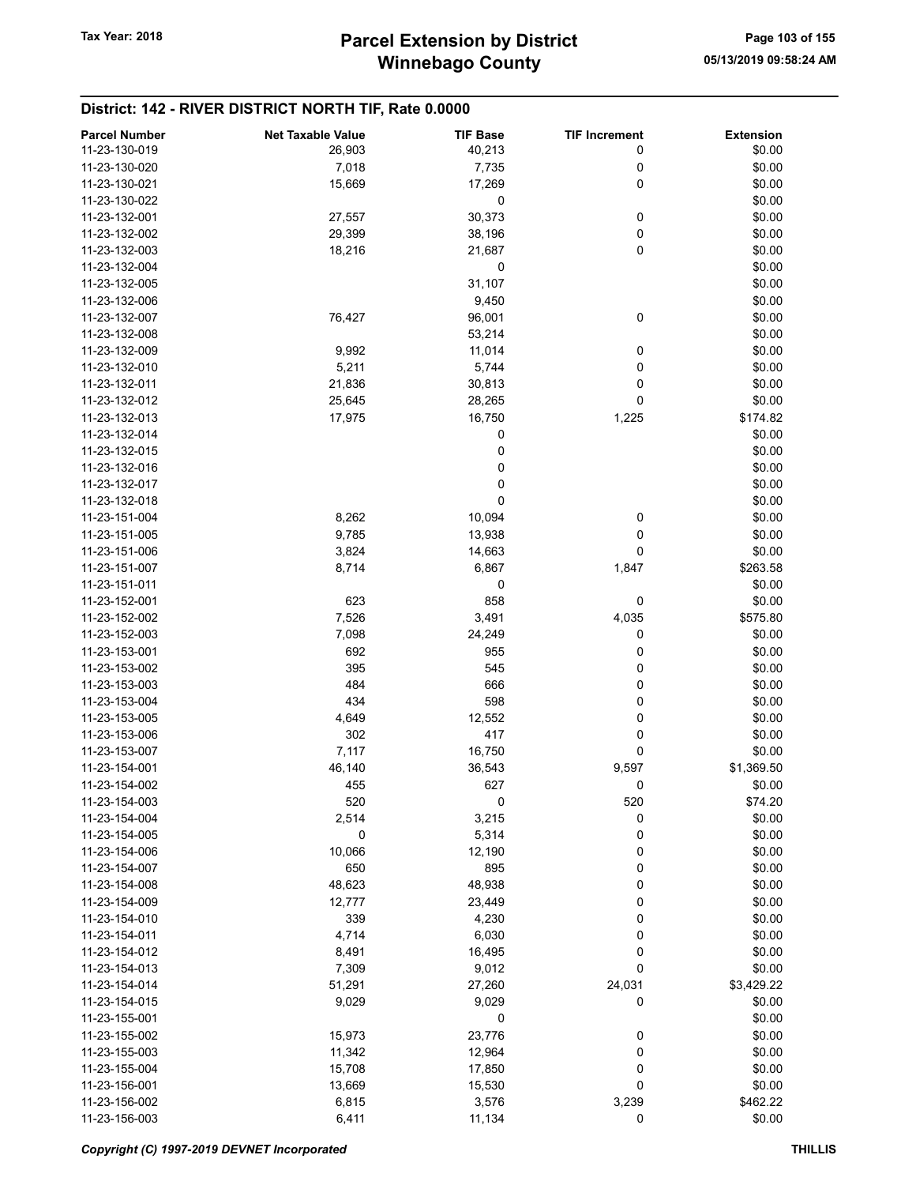## District: 142 - RIVER DISTRICT NORTH TIF, Rate 0.0000

| Parcel Number | Net Taxable Value | TIF Base | TIF Increment | Extension |
|---|---|---|---|---|
| 11-23-130-019 | 26,903 | 40,213 | 0 | $0.00 |
| 11-23-130-020 | 7,018 | 7,735 | 0 | $0.00 |
| 11-23-130-021 | 15,669 | 17,269 | 0 | $0.00 |
| 11-23-130-022 | | 0 | | $0.00 |
| 11-23-132-001 | 27,557 | 30,373 | 0 | $0.00 |
| 11-23-132-002 | 29,399 | 38,196 | 0 | $0.00 |
| 11-23-132-003 | 18,216 | 21,687 | 0 | $0.00 |
| 11-23-132-004 | | 0 | | $0.00 |
| 11-23-132-005 | | 31,107 | | $0.00 |
| 11-23-132-006 | | 9,450 | | $0.00 |
| 11-23-132-007 | 76,427 | 96,001 | 0 | $0.00 |
| 11-23-132-008 | | 53,214 | | $0.00 |
| 11-23-132-009 | 9,992 | 11,014 | 0 | $0.00 |
| 11-23-132-010 | 5,211 | 5,744 | 0 | $0.00 |
| 11-23-132-011 | 21,836 | 30,813 | 0 | $0.00 |
| 11-23-132-012 | 25,645 | 28,265 | 0 | $0.00 |
| 11-23-132-013 | 17,975 | 16,750 | 1,225 | $174.82 |
| 11-23-132-014 | | 0 | | $0.00 |
| 11-23-132-015 | | 0 | | $0.00 |
| 11-23-132-016 | | 0 | | $0.00 |
| 11-23-132-017 | | 0 | | $0.00 |
| 11-23-132-018 | | 0 | | $0.00 |
| 11-23-151-004 | 8,262 | 10,094 | 0 | $0.00 |
| 11-23-151-005 | 9,785 | 13,938 | 0 | $0.00 |
| 11-23-151-006 | 3,824 | 14,663 | 0 | $0.00 |
| 11-23-151-007 | 8,714 | 6,867 | 1,847 | $263.58 |
| 11-23-151-011 | | 0 | | $0.00 |
| 11-23-152-001 | 623 | 858 | 0 | $0.00 |
| 11-23-152-002 | 7,526 | 3,491 | 4,035 | $575.80 |
| 11-23-152-003 | 7,098 | 24,249 | 0 | $0.00 |
| 11-23-153-001 | 692 | 955 | 0 | $0.00 |
| 11-23-153-002 | 395 | 545 | 0 | $0.00 |
| 11-23-153-003 | 484 | 666 | 0 | $0.00 |
| 11-23-153-004 | 434 | 598 | 0 | $0.00 |
| 11-23-153-005 | 4,649 | 12,552 | 0 | $0.00 |
| 11-23-153-006 | 302 | 417 | 0 | $0.00 |
| 11-23-153-007 | 7,117 | 16,750 | 0 | $0.00 |
| 11-23-154-001 | 46,140 | 36,543 | 9,597 | $1,369.50 |
| 11-23-154-002 | 455 | 627 | 0 | $0.00 |
| 11-23-154-003 | 520 | 0 | 520 | $74.20 |
| 11-23-154-004 | 2,514 | 3,215 | 0 | $0.00 |
| 11-23-154-005 | 0 | 5,314 | 0 | $0.00 |
| 11-23-154-006 | 10,066 | 12,190 | 0 | $0.00 |
| 11-23-154-007 | 650 | 895 | 0 | $0.00 |
| 11-23-154-008 | 48,623 | 48,938 | 0 | $0.00 |
| 11-23-154-009 | 12,777 | 23,449 | 0 | $0.00 |
| 11-23-154-010 | 339 | 4,230 | 0 | $0.00 |
| 11-23-154-011 | 4,714 | 6,030 | 0 | $0.00 |
| 11-23-154-012 | 8,491 | 16,495 | 0 | $0.00 |
| 11-23-154-013 | 7,309 | 9,012 | 0 | $0.00 |
| 11-23-154-014 | 51,291 | 27,260 | 24,031 | $3,429.22 |
| 11-23-154-015 | 9,029 | 9,029 | 0 | $0.00 |
| 11-23-155-001 | | 0 | | $0.00 |
| 11-23-155-002 | 15,973 | 23,776 | 0 | $0.00 |
| 11-23-155-003 | 11,342 | 12,964 | 0 | $0.00 |
| 11-23-155-004 | 15,708 | 17,850 | 0 | $0.00 |
| 11-23-156-001 | 13,669 | 15,530 | 0 | $0.00 |
| 11-23-156-002 | 6,815 | 3,576 | 3,239 | $462.22 |
| 11-23-156-003 | 6,411 | 11,134 | 0 | $0.00 |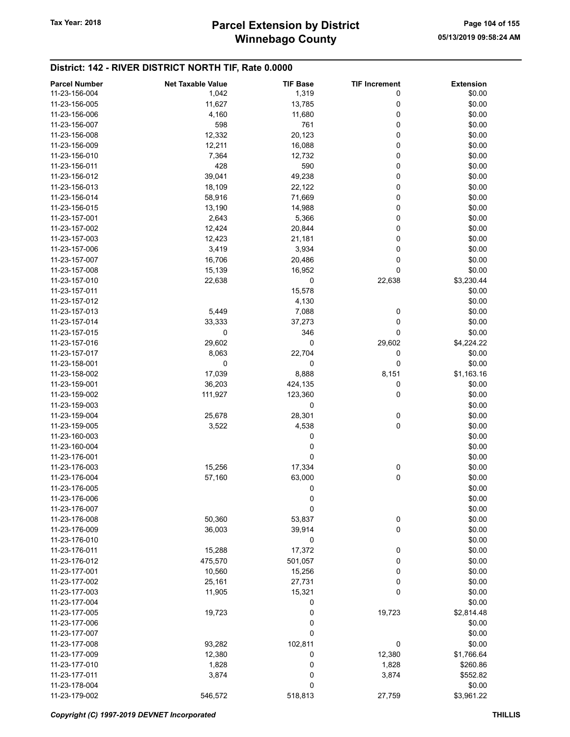## District: 142 - RIVER DISTRICT NORTH TIF, Rate 0.0000

| Parcel Number | Net Taxable Value | TIF Base | TIF Increment | Extension |
|---|---|---|---|---|
| 11-23-156-004 | 1,042 | 1,319 | 0 | $0.00 |
| 11-23-156-005 | 11,627 | 13,785 | 0 | $0.00 |
| 11-23-156-006 | 4,160 | 11,680 | 0 | $0.00 |
| 11-23-156-007 | 598 | 761 | 0 | $0.00 |
| 11-23-156-008 | 12,332 | 20,123 | 0 | $0.00 |
| 11-23-156-009 | 12,211 | 16,088 | 0 | $0.00 |
| 11-23-156-010 | 7,364 | 12,732 | 0 | $0.00 |
| 11-23-156-011 | 428 | 590 | 0 | $0.00 |
| 11-23-156-012 | 39,041 | 49,238 | 0 | $0.00 |
| 11-23-156-013 | 18,109 | 22,122 | 0 | $0.00 |
| 11-23-156-014 | 58,916 | 71,669 | 0 | $0.00 |
| 11-23-156-015 | 13,190 | 14,988 | 0 | $0.00 |
| 11-23-157-001 | 2,643 | 5,366 | 0 | $0.00 |
| 11-23-157-002 | 12,424 | 20,844 | 0 | $0.00 |
| 11-23-157-003 | 12,423 | 21,181 | 0 | $0.00 |
| 11-23-157-006 | 3,419 | 3,934 | 0 | $0.00 |
| 11-23-157-007 | 16,706 | 20,486 | 0 | $0.00 |
| 11-23-157-008 | 15,139 | 16,952 | 0 | $0.00 |
| 11-23-157-010 | 22,638 | 0 | 22,638 | $3,230.44 |
| 11-23-157-011 | | 15,578 | | $0.00 |
| 11-23-157-012 | | 4,130 | | $0.00 |
| 11-23-157-013 | 5,449 | 7,088 | 0 | $0.00 |
| 11-23-157-014 | 33,333 | 37,273 | 0 | $0.00 |
| 11-23-157-015 | 0 | 346 | 0 | $0.00 |
| 11-23-157-016 | 29,602 | 0 | 29,602 | $4,224.22 |
| 11-23-157-017 | 8,063 | 22,704 | 0 | $0.00 |
| 11-23-158-001 | 0 | 0 | 0 | $0.00 |
| 11-23-158-002 | 17,039 | 8,888 | 8,151 | $1,163.16 |
| 11-23-159-001 | 36,203 | 424,135 | 0 | $0.00 |
| 11-23-159-002 | 111,927 | 123,360 | 0 | $0.00 |
| 11-23-159-003 | | 0 | | $0.00 |
| 11-23-159-004 | 25,678 | 28,301 | 0 | $0.00 |
| 11-23-159-005 | 3,522 | 4,538 | 0 | $0.00 |
| 11-23-160-003 | | 0 | | $0.00 |
| 11-23-160-004 | | 0 | | $0.00 |
| 11-23-176-001 | | 0 | | $0.00 |
| 11-23-176-003 | 15,256 | 17,334 | 0 | $0.00 |
| 11-23-176-004 | 57,160 | 63,000 | 0 | $0.00 |
| 11-23-176-005 | | 0 | | $0.00 |
| 11-23-176-006 | | 0 | | $0.00 |
| 11-23-176-007 | | 0 | | $0.00 |
| 11-23-176-008 | 50,360 | 53,837 | 0 | $0.00 |
| 11-23-176-009 | 36,003 | 39,914 | 0 | $0.00 |
| 11-23-176-010 | | 0 | | $0.00 |
| 11-23-176-011 | 15,288 | 17,372 | 0 | $0.00 |
| 11-23-176-012 | 475,570 | 501,057 | 0 | $0.00 |
| 11-23-177-001 | 10,560 | 15,256 | 0 | $0.00 |
| 11-23-177-002 | 25,161 | 27,731 | 0 | $0.00 |
| 11-23-177-003 | 11,905 | 15,321 | 0 | $0.00 |
| 11-23-177-004 | | 0 | | $0.00 |
| 11-23-177-005 | 19,723 | 0 | 19,723 | $2,814.48 |
| 11-23-177-006 | | 0 | | $0.00 |
| 11-23-177-007 | | 0 | | $0.00 |
| 11-23-177-008 | 93,282 | 102,811 | 0 | $0.00 |
| 11-23-177-009 | 12,380 | 0 | 12,380 | $1,766.64 |
| 11-23-177-010 | 1,828 | 0 | 1,828 | $260.86 |
| 11-23-177-011 | 3,874 | 0 | 3,874 | $552.82 |
| 11-23-178-004 | | 0 | | $0.00 |
| 11-23-179-002 | 546,572 | 518,813 | 27,759 | $3,961.22 |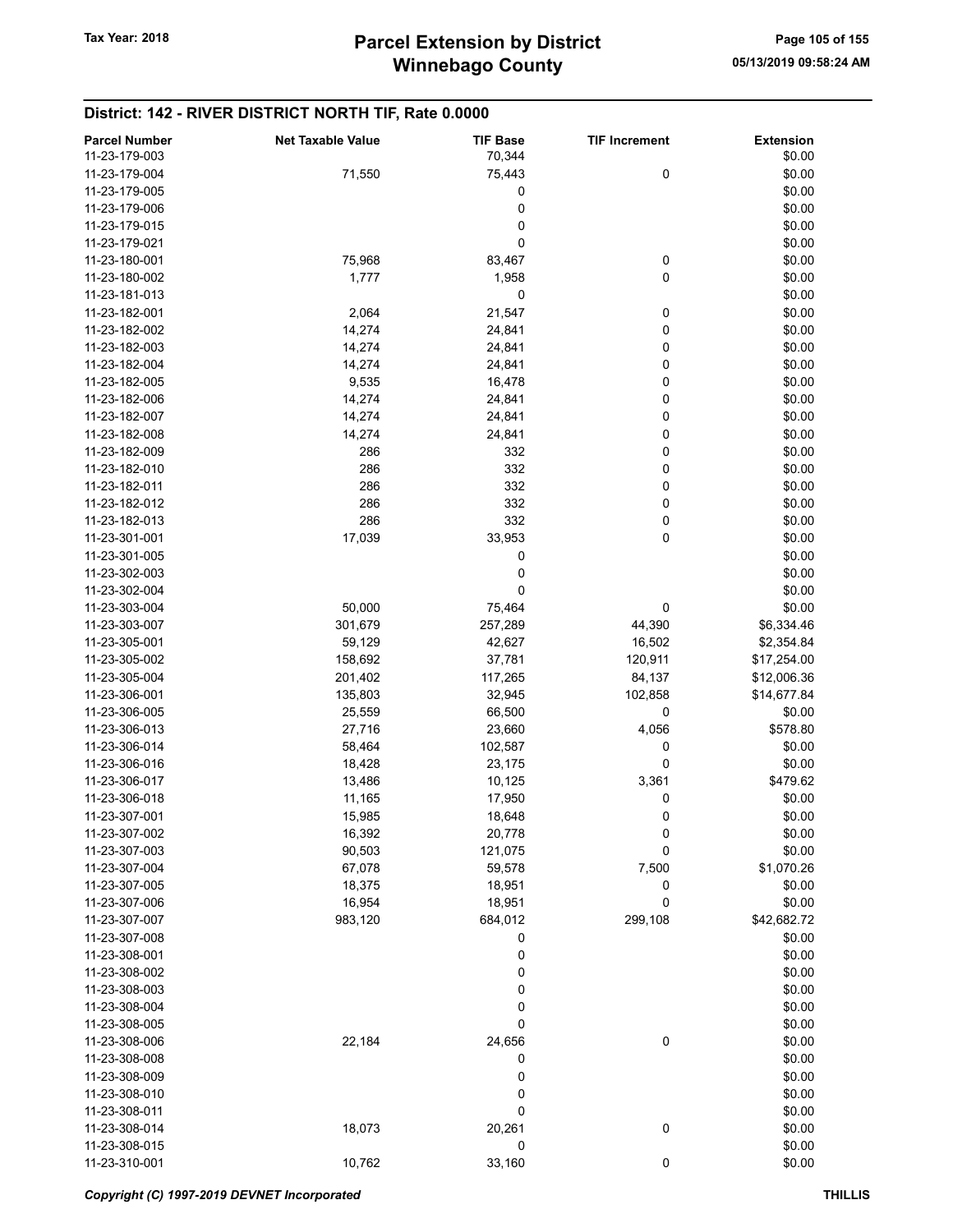## District: 142 - RIVER DISTRICT NORTH TIF, Rate 0.0000

| Parcel Number | Net Taxable Value | TIF Base | TIF Increment | Extension |
|---|---|---|---|---|
| 11-23-179-003 | | 70,344 | | $0.00 |
| 11-23-179-004 | 71,550 | 75,443 | 0 | $0.00 |
| 11-23-179-005 | | 0 | | $0.00 |
| 11-23-179-006 | | 0 | | $0.00 |
| 11-23-179-015 | | 0 | | $0.00 |
| 11-23-179-021 | | 0 | | $0.00 |
| 11-23-180-001 | 75,968 | 83,467 | 0 | $0.00 |
| 11-23-180-002 | 1,777 | 1,958 | 0 | $0.00 |
| 11-23-181-013 | | 0 | | $0.00 |
| 11-23-182-001 | 2,064 | 21,547 | 0 | $0.00 |
| 11-23-182-002 | 14,274 | 24,841 | 0 | $0.00 |
| 11-23-182-003 | 14,274 | 24,841 | 0 | $0.00 |
| 11-23-182-004 | 14,274 | 24,841 | 0 | $0.00 |
| 11-23-182-005 | 9,535 | 16,478 | 0 | $0.00 |
| 11-23-182-006 | 14,274 | 24,841 | 0 | $0.00 |
| 11-23-182-007 | 14,274 | 24,841 | 0 | $0.00 |
| 11-23-182-008 | 14,274 | 24,841 | 0 | $0.00 |
| 11-23-182-009 | 286 | 332 | 0 | $0.00 |
| 11-23-182-010 | 286 | 332 | 0 | $0.00 |
| 11-23-182-011 | 286 | 332 | 0 | $0.00 |
| 11-23-182-012 | 286 | 332 | 0 | $0.00 |
| 11-23-182-013 | 286 | 332 | 0 | $0.00 |
| 11-23-301-001 | 17,039 | 33,953 | 0 | $0.00 |
| 11-23-301-005 | | 0 | | $0.00 |
| 11-23-302-003 | | 0 | | $0.00 |
| 11-23-302-004 | | 0 | | $0.00 |
| 11-23-303-004 | 50,000 | 75,464 | 0 | $0.00 |
| 11-23-303-007 | 301,679 | 257,289 | 44,390 | $6,334.46 |
| 11-23-305-001 | 59,129 | 42,627 | 16,502 | $2,354.84 |
| 11-23-305-002 | 158,692 | 37,781 | 120,911 | $17,254.00 |
| 11-23-305-004 | 201,402 | 117,265 | 84,137 | $12,006.36 |
| 11-23-306-001 | 135,803 | 32,945 | 102,858 | $14,677.84 |
| 11-23-306-005 | 25,559 | 66,500 | 0 | $0.00 |
| 11-23-306-013 | 27,716 | 23,660 | 4,056 | $578.80 |
| 11-23-306-014 | 58,464 | 102,587 | 0 | $0.00 |
| 11-23-306-016 | 18,428 | 23,175 | 0 | $0.00 |
| 11-23-306-017 | 13,486 | 10,125 | 3,361 | $479.62 |
| 11-23-306-018 | 11,165 | 17,950 | 0 | $0.00 |
| 11-23-307-001 | 15,985 | 18,648 | 0 | $0.00 |
| 11-23-307-002 | 16,392 | 20,778 | 0 | $0.00 |
| 11-23-307-003 | 90,503 | 121,075 | 0 | $0.00 |
| 11-23-307-004 | 67,078 | 59,578 | 7,500 | $1,070.26 |
| 11-23-307-005 | 18,375 | 18,951 | 0 | $0.00 |
| 11-23-307-006 | 16,954 | 18,951 | 0 | $0.00 |
| 11-23-307-007 | 983,120 | 684,012 | 299,108 | $42,682.72 |
| 11-23-307-008 | | 0 | | $0.00 |
| 11-23-308-001 | | 0 | | $0.00 |
| 11-23-308-002 | | 0 | | $0.00 |
| 11-23-308-003 | | 0 | | $0.00 |
| 11-23-308-004 | | 0 | | $0.00 |
| 11-23-308-005 | | 0 | | $0.00 |
| 11-23-308-006 | 22,184 | 24,656 | 0 | $0.00 |
| 11-23-308-008 | | 0 | | $0.00 |
| 11-23-308-009 | | 0 | | $0.00 |
| 11-23-308-010 | | 0 | | $0.00 |
| 11-23-308-011 | | 0 | | $0.00 |
| 11-23-308-014 | 18,073 | 20,261 | 0 | $0.00 |
| 11-23-308-015 | | 0 | | $0.00 |
| 11-23-310-001 | 10,762 | 33,160 | 0 | $0.00 |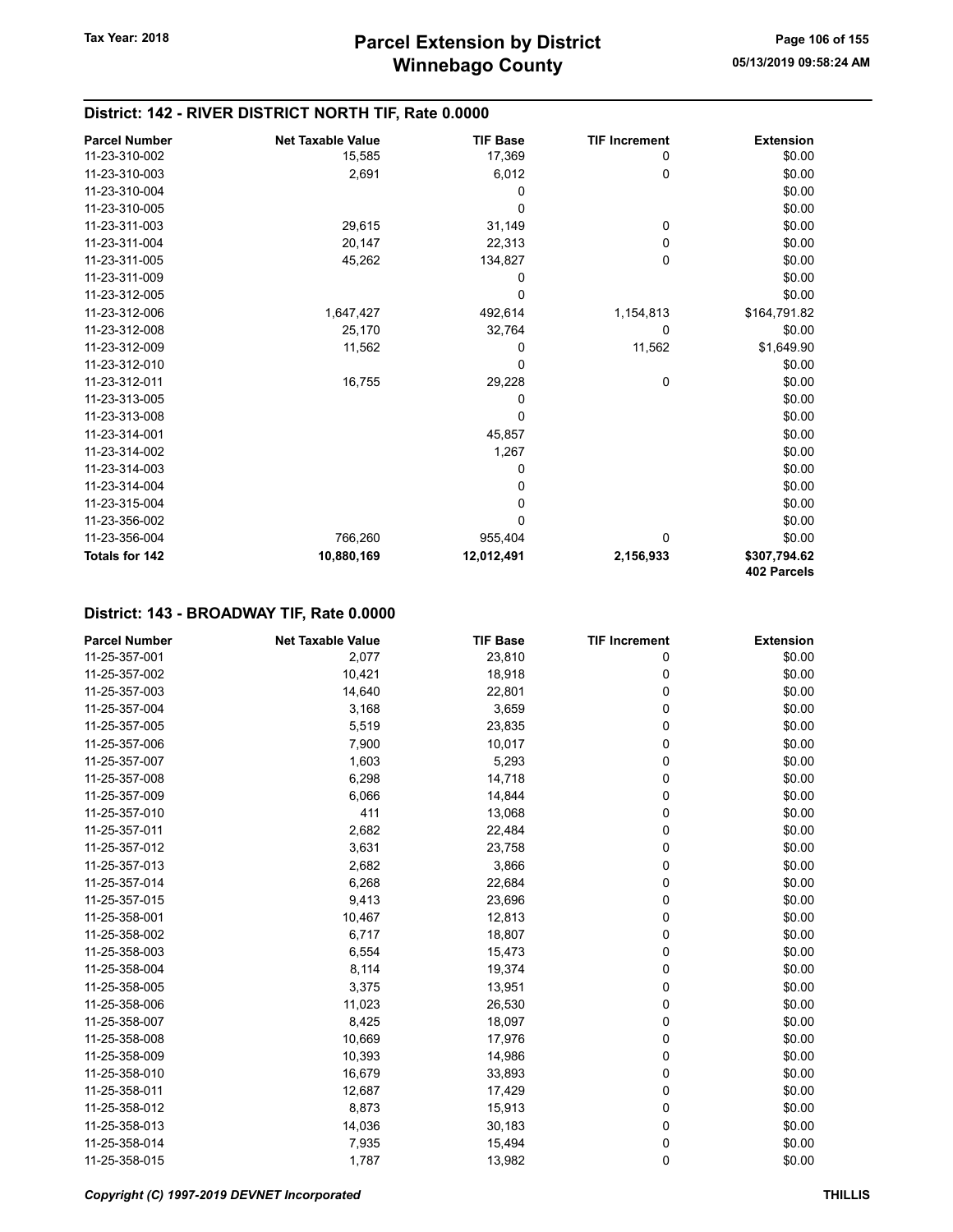## District: 142 - RIVER DISTRICT NORTH TIF, Rate 0.0000

| Parcel Number | Net Taxable Value | TIF Base | TIF Increment | Extension |
|---|---|---|---|---|
| 11-23-310-002 | 15,585 | 17,369 | 0 | $0.00 |
| 11-23-310-003 | 2,691 | 6,012 | 0 | $0.00 |
| 11-23-310-004 | | 0 | | $0.00 |
| 11-23-310-005 | | 0 | | $0.00 |
| 11-23-311-003 | 29,615 | 31,149 | 0 | $0.00 |
| 11-23-311-004 | 20,147 | 22,313 | 0 | $0.00 |
| 11-23-311-005 | 45,262 | 134,827 | 0 | $0.00 |
| 11-23-311-009 | | 0 | | $0.00 |
| 11-23-312-005 | | 0 | | $0.00 |
| 11-23-312-006 | 1,647,427 | 492,614 | 1,154,813 | $164,791.82 |
| 11-23-312-008 | 25,170 | 32,764 | 0 | $0.00 |
| 11-23-312-009 | 11,562 | 0 | 11,562 | $1,649.90 |
| 11-23-312-010 | | 0 | | $0.00 |
| 11-23-312-011 | 16,755 | 29,228 | 0 | $0.00 |
| 11-23-313-005 | | 0 | | $0.00 |
| 11-23-313-008 | | 0 | | $0.00 |
| 11-23-314-001 | | 45,857 | | $0.00 |
| 11-23-314-002 | | 1,267 | | $0.00 |
| 11-23-314-003 | | 0 | | $0.00 |
| 11-23-314-004 | | 0 | | $0.00 |
| 11-23-315-004 | | 0 | | $0.00 |
| 11-23-356-002 | | 0 | | $0.00 |
| 11-23-356-004 | 766,260 | 955,404 | 0 | $0.00 |
| **Totals for 142** | **10,880,169** | **12,012,491** | **2,156,933** | **$307,794.62** |
| | | | | **402 Parcels** |

## District: 143 - BROADWAY TIF, Rate 0.0000

| Parcel Number | Net Taxable Value | TIF Base | TIF Increment | Extension |
|---|---|---|---|---|
| 11-25-357-001 | 2,077 | 23,810 | 0 | $0.00 |
| 11-25-357-002 | 10,421 | 18,918 | 0 | $0.00 |
| 11-25-357-003 | 14,640 | 22,801 | 0 | $0.00 |
| 11-25-357-004 | 3,168 | 3,659 | 0 | $0.00 |
| 11-25-357-005 | 5,519 | 23,835 | 0 | $0.00 |
| 11-25-357-006 | 7,900 | 10,017 | 0 | $0.00 |
| 11-25-357-007 | 1,603 | 5,293 | 0 | $0.00 |
| 11-25-357-008 | 6,298 | 14,718 | 0 | $0.00 |
| 11-25-357-009 | 6,066 | 14,844 | 0 | $0.00 |
| 11-25-357-010 | 411 | 13,068 | 0 | $0.00 |
| 11-25-357-011 | 2,682 | 22,484 | 0 | $0.00 |
| 11-25-357-012 | 3,631 | 23,758 | 0 | $0.00 |
| 11-25-357-013 | 2,682 | 3,866 | 0 | $0.00 |
| 11-25-357-014 | 6,268 | 22,684 | 0 | $0.00 |
| 11-25-357-015 | 9,413 | 23,696 | 0 | $0.00 |
| 11-25-358-001 | 10,467 | 12,813 | 0 | $0.00 |
| 11-25-358-002 | 6,717 | 18,807 | 0 | $0.00 |
| 11-25-358-003 | 6,554 | 15,473 | 0 | $0.00 |
| 11-25-358-004 | 8,114 | 19,374 | 0 | $0.00 |
| 11-25-358-005 | 3,375 | 13,951 | 0 | $0.00 |
| 11-25-358-006 | 11,023 | 26,530 | 0 | $0.00 |
| 11-25-358-007 | 8,425 | 18,097 | 0 | $0.00 |
| 11-25-358-008 | 10,669 | 17,976 | 0 | $0.00 |
| 11-25-358-009 | 10,393 | 14,986 | 0 | $0.00 |
| 11-25-358-010 | 16,679 | 33,893 | 0 | $0.00 |
| 11-25-358-011 | 12,687 | 17,429 | 0 | $0.00 |
| 11-25-358-012 | 8,873 | 15,913 | 0 | $0.00 |
| 11-25-358-013 | 14,036 | 30,183 | 0 | $0.00 |
| 11-25-358-014 | 7,935 | 15,494 | 0 | $0.00 |
| 11-25-358-015 | 1,787 | 13,982 | 0 | $0.00 |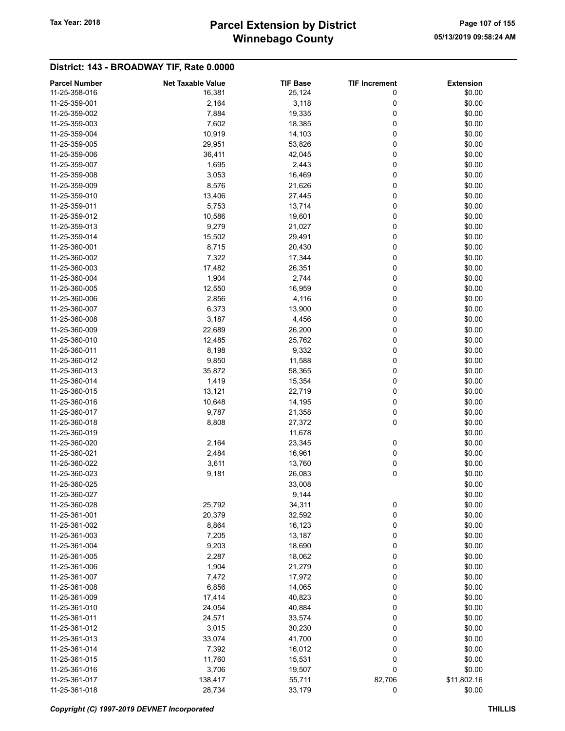# Parcel Extension by District
# Winnebago County

Tax Year: 2018

05/13/2019 09:58:24 AM

## District: 143 - BROADWAY TIF, Rate 0.0000

| Parcel Number | Net Taxable Value | TIF Base | TIF Increment | Extension |
|---|---|---|---|---|
| 11-25-358-016 | 16,381 | 25,124 | 0 | $0.00 |
| 11-25-359-001 | 2,164 | 3,118 | 0 | $0.00 |
| 11-25-359-002 | 7,884 | 19,335 | 0 | $0.00 |
| 11-25-359-003 | 7,602 | 18,385 | 0 | $0.00 |
| 11-25-359-004 | 10,919 | 14,103 | 0 | $0.00 |
| 11-25-359-005 | 29,951 | 53,826 | 0 | $0.00 |
| 11-25-359-006 | 36,411 | 42,045 | 0 | $0.00 |
| 11-25-359-007 | 1,695 | 2,443 | 0 | $0.00 |
| 11-25-359-008 | 3,053 | 16,469 | 0 | $0.00 |
| 11-25-359-009 | 8,576 | 21,626 | 0 | $0.00 |
| 11-25-359-010 | 13,406 | 27,445 | 0 | $0.00 |
| 11-25-359-011 | 5,753 | 13,714 | 0 | $0.00 |
| 11-25-359-012 | 10,586 | 19,601 | 0 | $0.00 |
| 11-25-359-013 | 9,279 | 21,027 | 0 | $0.00 |
| 11-25-359-014 | 15,502 | 29,491 | 0 | $0.00 |
| 11-25-360-001 | 8,715 | 20,430 | 0 | $0.00 |
| 11-25-360-002 | 7,322 | 17,344 | 0 | $0.00 |
| 11-25-360-003 | 17,482 | 26,351 | 0 | $0.00 |
| 11-25-360-004 | 1,904 | 2,744 | 0 | $0.00 |
| 11-25-360-005 | 12,550 | 16,959 | 0 | $0.00 |
| 11-25-360-006 | 2,856 | 4,116 | 0 | $0.00 |
| 11-25-360-007 | 6,373 | 13,900 | 0 | $0.00 |
| 11-25-360-008 | 3,187 | 4,456 | 0 | $0.00 |
| 11-25-360-009 | 22,689 | 26,200 | 0 | $0.00 |
| 11-25-360-010 | 12,485 | 25,762 | 0 | $0.00 |
| 11-25-360-011 | 8,198 | 9,332 | 0 | $0.00 |
| 11-25-360-012 | 9,850 | 11,588 | 0 | $0.00 |
| 11-25-360-013 | 35,872 | 58,365 | 0 | $0.00 |
| 11-25-360-014 | 1,419 | 15,354 | 0 | $0.00 |
| 11-25-360-015 | 13,121 | 22,719 | 0 | $0.00 |
| 11-25-360-016 | 10,648 | 14,195 | 0 | $0.00 |
| 11-25-360-017 | 9,787 | 21,358 | 0 | $0.00 |
| 11-25-360-018 | 8,808 | 27,372 | 0 | $0.00 |
| 11-25-360-019 | | 11,678 | | $0.00 |
| 11-25-360-020 | 2,164 | 23,345 | 0 | $0.00 |
| 11-25-360-021 | 2,484 | 16,961 | 0 | $0.00 |
| 11-25-360-022 | 3,611 | 13,760 | 0 | $0.00 |
| 11-25-360-023 | 9,181 | 26,083 | 0 | $0.00 |
| 11-25-360-025 | | 33,008 | | $0.00 |
| 11-25-360-027 | | 9,144 | | $0.00 |
| 11-25-360-028 | 25,792 | 34,311 | 0 | $0.00 |
| 11-25-361-001 | 20,379 | 32,592 | 0 | $0.00 |
| 11-25-361-002 | 8,864 | 16,123 | 0 | $0.00 |
| 11-25-361-003 | 7,205 | 13,187 | 0 | $0.00 |
| 11-25-361-004 | 9,203 | 18,690 | 0 | $0.00 |
| 11-25-361-005 | 2,287 | 18,062 | 0 | $0.00 |
| 11-25-361-006 | 1,904 | 21,279 | 0 | $0.00 |
| 11-25-361-007 | 7,472 | 17,972 | 0 | $0.00 |
| 11-25-361-008 | 6,856 | 14,065 | 0 | $0.00 |
| 11-25-361-009 | 17,414 | 40,823 | 0 | $0.00 |
| 11-25-361-010 | 24,054 | 40,884 | 0 | $0.00 |
| 11-25-361-011 | 24,571 | 33,574 | 0 | $0.00 |
| 11-25-361-012 | 3,015 | 30,230 | 0 | $0.00 |
| 11-25-361-013 | 33,074 | 41,700 | 0 | $0.00 |
| 11-25-361-014 | 7,392 | 16,012 | 0 | $0.00 |
| 11-25-361-015 | 11,760 | 15,531 | 0 | $0.00 |
| 11-25-361-016 | 3,706 | 19,507 | 0 | $0.00 |
| 11-25-361-017 | 138,417 | 55,711 | 82,706 | $11,802.16 |
| 11-25-361-018 | 28,734 | 33,179 | 0 | $0.00 |

*Copyright (C) 1997-2019 DEVNET Incorporated*

THILLIS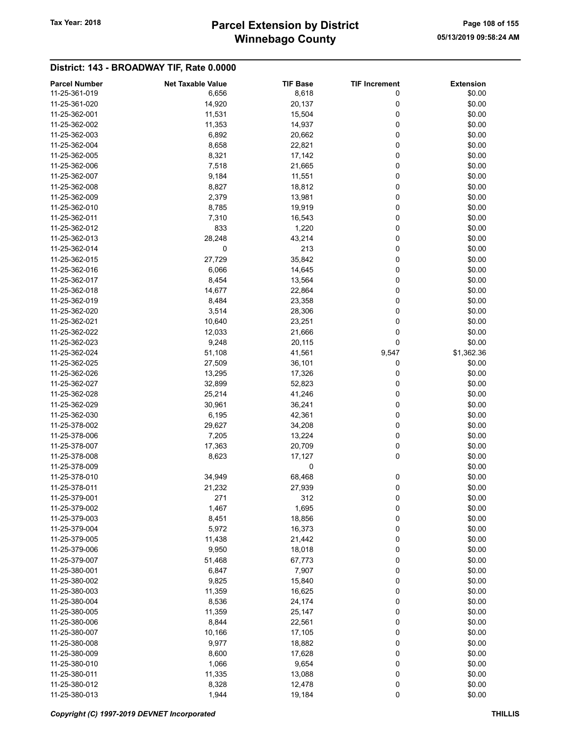## District: 143 - BROADWAY TIF, Rate 0.0000

| Parcel Number | Net Taxable Value | TIF Base | TIF Increment | Extension |
|---|---|---|---|---|
| 11-25-361-019 | 6,656 | 8,618 | 0 | $0.00 |
| 11-25-361-020 | 14,920 | 20,137 | 0 | $0.00 |
| 11-25-362-001 | 11,531 | 15,504 | 0 | $0.00 |
| 11-25-362-002 | 11,353 | 14,937 | 0 | $0.00 |
| 11-25-362-003 | 6,892 | 20,662 | 0 | $0.00 |
| 11-25-362-004 | 8,658 | 22,821 | 0 | $0.00 |
| 11-25-362-005 | 8,321 | 17,142 | 0 | $0.00 |
| 11-25-362-006 | 7,518 | 21,665 | 0 | $0.00 |
| 11-25-362-007 | 9,184 | 11,551 | 0 | $0.00 |
| 11-25-362-008 | 8,827 | 18,812 | 0 | $0.00 |
| 11-25-362-009 | 2,379 | 13,981 | 0 | $0.00 |
| 11-25-362-010 | 8,785 | 19,919 | 0 | $0.00 |
| 11-25-362-011 | 7,310 | 16,543 | 0 | $0.00 |
| 11-25-362-012 | 833 | 1,220 | 0 | $0.00 |
| 11-25-362-013 | 28,248 | 43,214 | 0 | $0.00 |
| 11-25-362-014 | 0 | 213 | 0 | $0.00 |
| 11-25-362-015 | 27,729 | 35,842 | 0 | $0.00 |
| 11-25-362-016 | 6,066 | 14,645 | 0 | $0.00 |
| 11-25-362-017 | 8,454 | 13,564 | 0 | $0.00 |
| 11-25-362-018 | 14,677 | 22,864 | 0 | $0.00 |
| 11-25-362-019 | 8,484 | 23,358 | 0 | $0.00 |
| 11-25-362-020 | 3,514 | 28,306 | 0 | $0.00 |
| 11-25-362-021 | 10,640 | 23,251 | 0 | $0.00 |
| 11-25-362-022 | 12,033 | 21,666 | 0 | $0.00 |
| 11-25-362-023 | 9,248 | 20,115 | 0 | $0.00 |
| 11-25-362-024 | 51,108 | 41,561 | 9,547 | $1,362.36 |
| 11-25-362-025 | 27,509 | 36,101 | 0 | $0.00 |
| 11-25-362-026 | 13,295 | 17,326 | 0 | $0.00 |
| 11-25-362-027 | 32,899 | 52,823 | 0 | $0.00 |
| 11-25-362-028 | 25,214 | 41,246 | 0 | $0.00 |
| 11-25-362-029 | 30,961 | 36,241 | 0 | $0.00 |
| 11-25-362-030 | 6,195 | 42,361 | 0 | $0.00 |
| 11-25-378-002 | 29,627 | 34,208 | 0 | $0.00 |
| 11-25-378-006 | 7,205 | 13,224 | 0 | $0.00 |
| 11-25-378-007 | 17,363 | 20,709 | 0 | $0.00 |
| 11-25-378-008 | 8,623 | 17,127 | 0 | $0.00 |
| 11-25-378-009 | | 0 | | $0.00 |
| 11-25-378-010 | 34,949 | 68,468 | 0 | $0.00 |
| 11-25-378-011 | 21,232 | 27,939 | 0 | $0.00 |
| 11-25-379-001 | 271 | 312 | 0 | $0.00 |
| 11-25-379-002 | 1,467 | 1,695 | 0 | $0.00 |
| 11-25-379-003 | 8,451 | 18,856 | 0 | $0.00 |
| 11-25-379-004 | 5,972 | 16,373 | 0 | $0.00 |
| 11-25-379-005 | 11,438 | 21,442 | 0 | $0.00 |
| 11-25-379-006 | 9,950 | 18,018 | 0 | $0.00 |
| 11-25-379-007 | 51,468 | 67,773 | 0 | $0.00 |
| 11-25-380-001 | 6,847 | 7,907 | 0 | $0.00 |
| 11-25-380-002 | 9,825 | 15,840 | 0 | $0.00 |
| 11-25-380-003 | 11,359 | 16,625 | 0 | $0.00 |
| 11-25-380-004 | 8,536 | 24,174 | 0 | $0.00 |
| 11-25-380-005 | 11,359 | 25,147 | 0 | $0.00 |
| 11-25-380-006 | 8,844 | 22,561 | 0 | $0.00 |
| 11-25-380-007 | 10,166 | 17,105 | 0 | $0.00 |
| 11-25-380-008 | 9,977 | 18,882 | 0 | $0.00 |
| 11-25-380-009 | 8,600 | 17,628 | 0 | $0.00 |
| 11-25-380-010 | 1,066 | 9,654 | 0 | $0.00 |
| 11-25-380-011 | 11,335 | 13,088 | 0 | $0.00 |
| 11-25-380-012 | 8,328 | 12,478 | 0 | $0.00 |
| 11-25-380-013 | 1,944 | 19,184 | 0 | $0.00 |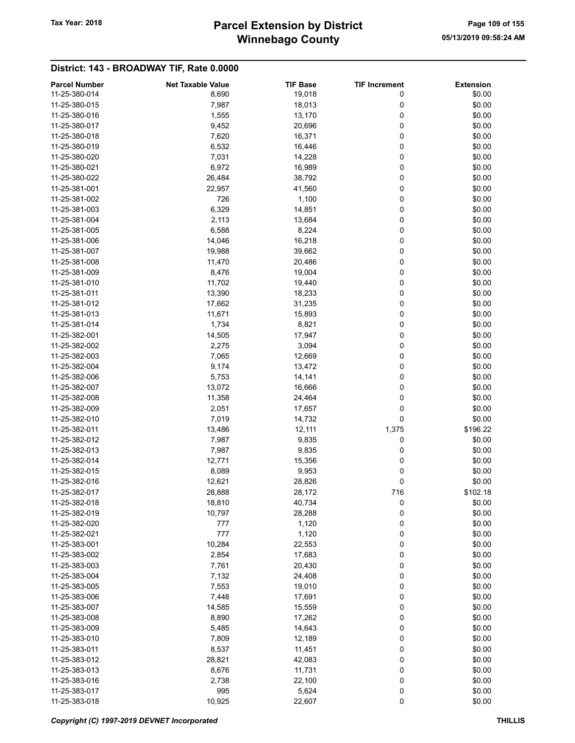## District: 143 - BROADWAY TIF, Rate 0.0000

| Parcel Number | Net Taxable Value | TIF Base | TIF Increment | Extension |
|---|---|---|---|---|
| 11-25-380-014 | 8,690 | 19,018 | 0 | $0.00 |
| 11-25-380-015 | 7,987 | 18,013 | 0 | $0.00 |
| 11-25-380-016 | 1,555 | 13,170 | 0 | $0.00 |
| 11-25-380-017 | 9,452 | 20,696 | 0 | $0.00 |
| 11-25-380-018 | 7,620 | 16,371 | 0 | $0.00 |
| 11-25-380-019 | 6,532 | 16,446 | 0 | $0.00 |
| 11-25-380-020 | 7,031 | 14,228 | 0 | $0.00 |
| 11-25-380-021 | 6,972 | 16,989 | 0 | $0.00 |
| 11-25-380-022 | 26,484 | 38,792 | 0 | $0.00 |
| 11-25-381-001 | 22,957 | 41,560 | 0 | $0.00 |
| 11-25-381-002 | 726 | 1,100 | 0 | $0.00 |
| 11-25-381-003 | 6,329 | 14,851 | 0 | $0.00 |
| 11-25-381-004 | 2,113 | 13,684 | 0 | $0.00 |
| 11-25-381-005 | 6,588 | 8,224 | 0 | $0.00 |
| 11-25-381-006 | 14,046 | 16,218 | 0 | $0.00 |
| 11-25-381-007 | 19,988 | 39,662 | 0 | $0.00 |
| 11-25-381-008 | 11,470 | 20,486 | 0 | $0.00 |
| 11-25-381-009 | 8,476 | 19,004 | 0 | $0.00 |
| 11-25-381-010 | 11,702 | 19,440 | 0 | $0.00 |
| 11-25-381-011 | 13,390 | 18,233 | 0 | $0.00 |
| 11-25-381-012 | 17,662 | 31,235 | 0 | $0.00 |
| 11-25-381-013 | 11,671 | 15,893 | 0 | $0.00 |
| 11-25-381-014 | 1,734 | 8,821 | 0 | $0.00 |
| 11-25-382-001 | 14,505 | 17,947 | 0 | $0.00 |
| 11-25-382-002 | 2,275 | 3,094 | 0 | $0.00 |
| 11-25-382-003 | 7,065 | 12,669 | 0 | $0.00 |
| 11-25-382-004 | 9,174 | 13,472 | 0 | $0.00 |
| 11-25-382-006 | 5,753 | 14,141 | 0 | $0.00 |
| 11-25-382-007 | 13,072 | 16,666 | 0 | $0.00 |
| 11-25-382-008 | 11,358 | 24,464 | 0 | $0.00 |
| 11-25-382-009 | 2,051 | 17,657 | 0 | $0.00 |
| 11-25-382-010 | 7,019 | 14,732 | 0 | $0.00 |
| 11-25-382-011 | 13,486 | 12,111 | 1,375 | $196.22 |
| 11-25-382-012 | 7,987 | 9,835 | 0 | $0.00 |
| 11-25-382-013 | 7,987 | 9,835 | 0 | $0.00 |
| 11-25-382-014 | 12,771 | 15,356 | 0 | $0.00 |
| 11-25-382-015 | 8,089 | 9,953 | 0 | $0.00 |
| 11-25-382-016 | 12,621 | 28,826 | 0 | $0.00 |
| 11-25-382-017 | 28,888 | 28,172 | 716 | $102.18 |
| 11-25-382-018 | 18,810 | 40,734 | 0 | $0.00 |
| 11-25-382-019 | 10,797 | 28,288 | 0 | $0.00 |
| 11-25-382-020 | 777 | 1,120 | 0 | $0.00 |
| 11-25-382-021 | 777 | 1,120 | 0 | $0.00 |
| 11-25-383-001 | 10,284 | 22,553 | 0 | $0.00 |
| 11-25-383-002 | 2,854 | 17,683 | 0 | $0.00 |
| 11-25-383-003 | 7,761 | 20,430 | 0 | $0.00 |
| 11-25-383-004 | 7,132 | 24,408 | 0 | $0.00 |
| 11-25-383-005 | 7,553 | 19,010 | 0 | $0.00 |
| 11-25-383-006 | 7,448 | 17,691 | 0 | $0.00 |
| 11-25-383-007 | 14,585 | 15,559 | 0 | $0.00 |
| 11-25-383-008 | 8,890 | 17,262 | 0 | $0.00 |
| 11-25-383-009 | 5,485 | 14,643 | 0 | $0.00 |
| 11-25-383-010 | 7,809 | 12,189 | 0 | $0.00 |
| 11-25-383-011 | 8,537 | 11,451 | 0 | $0.00 |
| 11-25-383-012 | 28,821 | 42,083 | 0 | $0.00 |
| 11-25-383-013 | 8,676 | 11,731 | 0 | $0.00 |
| 11-25-383-016 | 2,738 | 22,100 | 0 | $0.00 |
| 11-25-383-017 | 995 | 5,624 | 0 | $0.00 |
| 11-25-383-018 | 10,925 | 22,607 | 0 | $0.00 |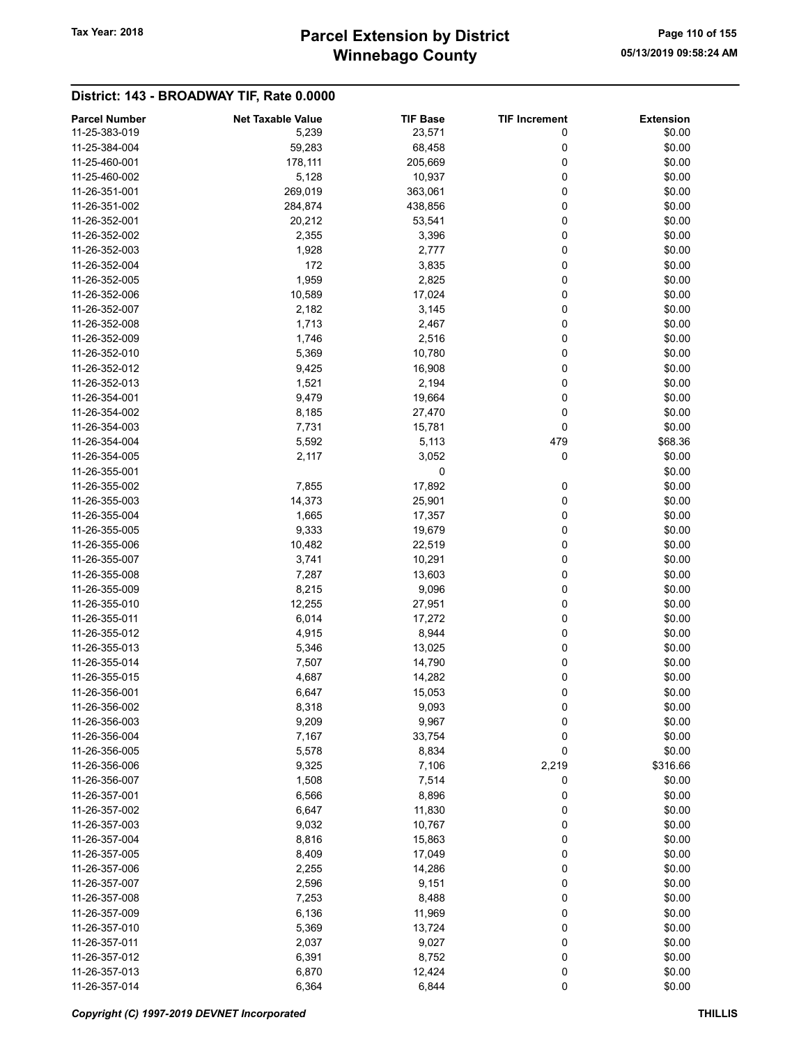## District: 143 - BROADWAY TIF, Rate 0.0000

| Parcel Number | Net Taxable Value | TIF Base | TIF Increment | Extension |
|---|---|---|---|---|
| 11-25-383-019 | 5,239 | 23,571 | 0 | $0.00 |
| 11-25-384-004 | 59,283 | 68,458 | 0 | $0.00 |
| 11-25-460-001 | 178,111 | 205,669 | 0 | $0.00 |
| 11-25-460-002 | 5,128 | 10,937 | 0 | $0.00 |
| 11-26-351-001 | 269,019 | 363,061 | 0 | $0.00 |
| 11-26-351-002 | 284,874 | 438,856 | 0 | $0.00 |
| 11-26-352-001 | 20,212 | 53,541 | 0 | $0.00 |
| 11-26-352-002 | 2,355 | 3,396 | 0 | $0.00 |
| 11-26-352-003 | 1,928 | 2,777 | 0 | $0.00 |
| 11-26-352-004 | 172 | 3,835 | 0 | $0.00 |
| 11-26-352-005 | 1,959 | 2,825 | 0 | $0.00 |
| 11-26-352-006 | 10,589 | 17,024 | 0 | $0.00 |
| 11-26-352-007 | 2,182 | 3,145 | 0 | $0.00 |
| 11-26-352-008 | 1,713 | 2,467 | 0 | $0.00 |
| 11-26-352-009 | 1,746 | 2,516 | 0 | $0.00 |
| 11-26-352-010 | 5,369 | 10,780 | 0 | $0.00 |
| 11-26-352-012 | 9,425 | 16,908 | 0 | $0.00 |
| 11-26-352-013 | 1,521 | 2,194 | 0 | $0.00 |
| 11-26-354-001 | 9,479 | 19,664 | 0 | $0.00 |
| 11-26-354-002 | 8,185 | 27,470 | 0 | $0.00 |
| 11-26-354-003 | 7,731 | 15,781 | 0 | $0.00 |
| 11-26-354-004 | 5,592 | 5,113 | 479 | $68.36 |
| 11-26-354-005 | 2,117 | 3,052 | 0 | $0.00 |
| 11-26-355-001 | | 0 | | $0.00 |
| 11-26-355-002 | 7,855 | 17,892 | 0 | $0.00 |
| 11-26-355-003 | 14,373 | 25,901 | 0 | $0.00 |
| 11-26-355-004 | 1,665 | 17,357 | 0 | $0.00 |
| 11-26-355-005 | 9,333 | 19,679 | 0 | $0.00 |
| 11-26-355-006 | 10,482 | 22,519 | 0 | $0.00 |
| 11-26-355-007 | 3,741 | 10,291 | 0 | $0.00 |
| 11-26-355-008 | 7,287 | 13,603 | 0 | $0.00 |
| 11-26-355-009 | 8,215 | 9,096 | 0 | $0.00 |
| 11-26-355-010 | 12,255 | 27,951 | 0 | $0.00 |
| 11-26-355-011 | 6,014 | 17,272 | 0 | $0.00 |
| 11-26-355-012 | 4,915 | 8,944 | 0 | $0.00 |
| 11-26-355-013 | 5,346 | 13,025 | 0 | $0.00 |
| 11-26-355-014 | 7,507 | 14,790 | 0 | $0.00 |
| 11-26-355-015 | 4,687 | 14,282 | 0 | $0.00 |
| 11-26-356-001 | 6,647 | 15,053 | 0 | $0.00 |
| 11-26-356-002 | 8,318 | 9,093 | 0 | $0.00 |
| 11-26-356-003 | 9,209 | 9,967 | 0 | $0.00 |
| 11-26-356-004 | 7,167 | 33,754 | 0 | $0.00 |
| 11-26-356-005 | 5,578 | 8,834 | 0 | $0.00 |
| 11-26-356-006 | 9,325 | 7,106 | 2,219 | $316.66 |
| 11-26-356-007 | 1,508 | 7,514 | 0 | $0.00 |
| 11-26-357-001 | 6,566 | 8,896 | 0 | $0.00 |
| 11-26-357-002 | 6,647 | 11,830 | 0 | $0.00 |
| 11-26-357-003 | 9,032 | 10,767 | 0 | $0.00 |
| 11-26-357-004 | 8,816 | 15,863 | 0 | $0.00 |
| 11-26-357-005 | 8,409 | 17,049 | 0 | $0.00 |
| 11-26-357-006 | 2,255 | 14,286 | 0 | $0.00 |
| 11-26-357-007 | 2,596 | 9,151 | 0 | $0.00 |
| 11-26-357-008 | 7,253 | 8,488 | 0 | $0.00 |
| 11-26-357-009 | 6,136 | 11,969 | 0 | $0.00 |
| 11-26-357-010 | 5,369 | 13,724 | 0 | $0.00 |
| 11-26-357-011 | 2,037 | 9,027 | 0 | $0.00 |
| 11-26-357-012 | 6,391 | 8,752 | 0 | $0.00 |
| 11-26-357-013 | 6,870 | 12,424 | 0 | $0.00 |
| 11-26-357-014 | 6,364 | 6,844 | 0 | $0.00 |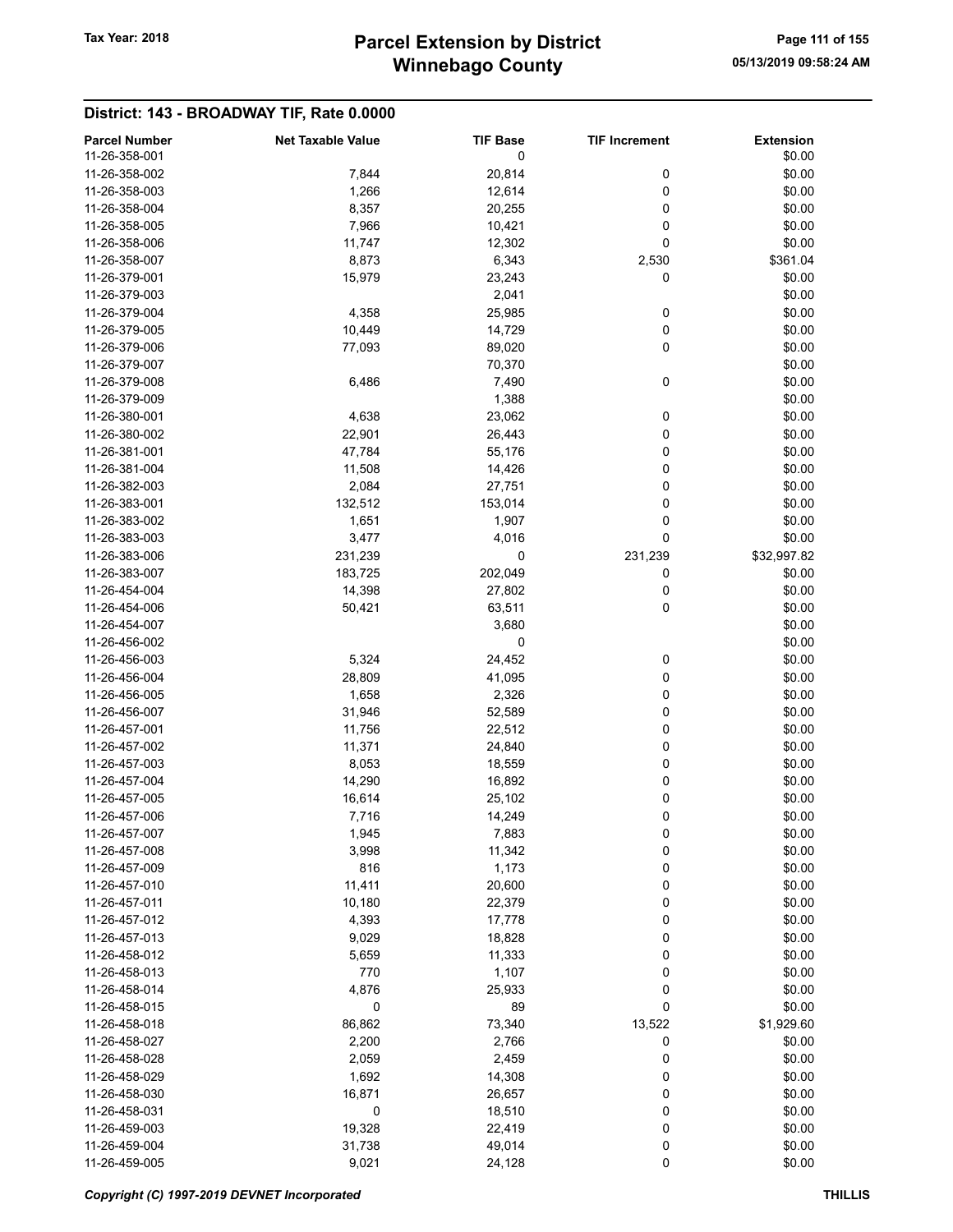## District: 143 - BROADWAY TIF, Rate 0.0000

| Parcel Number | Net Taxable Value | TIF Base | TIF Increment | Extension |
|---|---|---|---|---|
| 11-26-358-001 | | 0 | | $0.00 |
| 11-26-358-002 | 7,844 | 20,814 | 0 | $0.00 |
| 11-26-358-003 | 1,266 | 12,614 | 0 | $0.00 |
| 11-26-358-004 | 8,357 | 20,255 | 0 | $0.00 |
| 11-26-358-005 | 7,966 | 10,421 | 0 | $0.00 |
| 11-26-358-006 | 11,747 | 12,302 | 0 | $0.00 |
| 11-26-358-007 | 8,873 | 6,343 | 2,530 | $361.04 |
| 11-26-379-001 | 15,979 | 23,243 | 0 | $0.00 |
| 11-26-379-003 | | 2,041 | | $0.00 |
| 11-26-379-004 | 4,358 | 25,985 | 0 | $0.00 |
| 11-26-379-005 | 10,449 | 14,729 | 0 | $0.00 |
| 11-26-379-006 | 77,093 | 89,020 | 0 | $0.00 |
| 11-26-379-007 | | 70,370 | | $0.00 |
| 11-26-379-008 | 6,486 | 7,490 | 0 | $0.00 |
| 11-26-379-009 | | 1,388 | | $0.00 |
| 11-26-380-001 | 4,638 | 23,062 | 0 | $0.00 |
| 11-26-380-002 | 22,901 | 26,443 | 0 | $0.00 |
| 11-26-381-001 | 47,784 | 55,176 | 0 | $0.00 |
| 11-26-381-004 | 11,508 | 14,426 | 0 | $0.00 |
| 11-26-382-003 | 2,084 | 27,751 | 0 | $0.00 |
| 11-26-383-001 | 132,512 | 153,014 | 0 | $0.00 |
| 11-26-383-002 | 1,651 | 1,907 | 0 | $0.00 |
| 11-26-383-003 | 3,477 | 4,016 | 0 | $0.00 |
| 11-26-383-006 | 231,239 | 0 | 231,239 | $32,997.82 |
| 11-26-383-007 | 183,725 | 202,049 | 0 | $0.00 |
| 11-26-454-004 | 14,398 | 27,802 | 0 | $0.00 |
| 11-26-454-006 | 50,421 | 63,511 | 0 | $0.00 |
| 11-26-454-007 | | 3,680 | | $0.00 |
| 11-26-456-002 | | 0 | | $0.00 |
| 11-26-456-003 | 5,324 | 24,452 | 0 | $0.00 |
| 11-26-456-004 | 28,809 | 41,095 | 0 | $0.00 |
| 11-26-456-005 | 1,658 | 2,326 | 0 | $0.00 |
| 11-26-456-007 | 31,946 | 52,589 | 0 | $0.00 |
| 11-26-457-001 | 11,756 | 22,512 | 0 | $0.00 |
| 11-26-457-002 | 11,371 | 24,840 | 0 | $0.00 |
| 11-26-457-003 | 8,053 | 18,559 | 0 | $0.00 |
| 11-26-457-004 | 14,290 | 16,892 | 0 | $0.00 |
| 11-26-457-005 | 16,614 | 25,102 | 0 | $0.00 |
| 11-26-457-006 | 7,716 | 14,249 | 0 | $0.00 |
| 11-26-457-007 | 1,945 | 7,883 | 0 | $0.00 |
| 11-26-457-008 | 3,998 | 11,342 | 0 | $0.00 |
| 11-26-457-009 | 816 | 1,173 | 0 | $0.00 |
| 11-26-457-010 | 11,411 | 20,600 | 0 | $0.00 |
| 11-26-457-011 | 10,180 | 22,379 | 0 | $0.00 |
| 11-26-457-012 | 4,393 | 17,778 | 0 | $0.00 |
| 11-26-457-013 | 9,029 | 18,828 | 0 | $0.00 |
| 11-26-458-012 | 5,659 | 11,333 | 0 | $0.00 |
| 11-26-458-013 | 770 | 1,107 | 0 | $0.00 |
| 11-26-458-014 | 4,876 | 25,933 | 0 | $0.00 |
| 11-26-458-015 | 0 | 89 | 0 | $0.00 |
| 11-26-458-018 | 86,862 | 73,340 | 13,522 | $1,929.60 |
| 11-26-458-027 | 2,200 | 2,766 | 0 | $0.00 |
| 11-26-458-028 | 2,059 | 2,459 | 0 | $0.00 |
| 11-26-458-029 | 1,692 | 14,308 | 0 | $0.00 |
| 11-26-458-030 | 16,871 | 26,657 | 0 | $0.00 |
| 11-26-458-031 | 0 | 18,510 | 0 | $0.00 |
| 11-26-459-003 | 19,328 | 22,419 | 0 | $0.00 |
| 11-26-459-004 | 31,738 | 49,014 | 0 | $0.00 |
| 11-26-459-005 | 9,021 | 24,128 | 0 | $0.00 |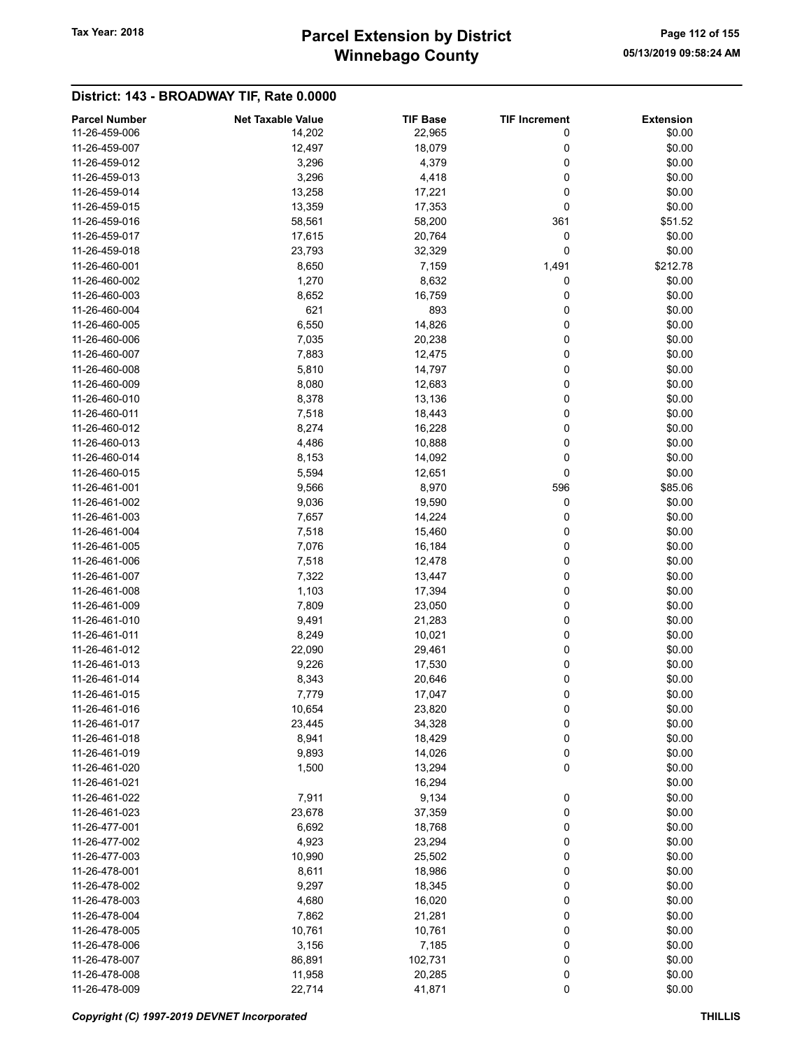## District: 143 - BROADWAY TIF, Rate 0.0000

| Parcel Number | Net Taxable Value | TIF Base | TIF Increment | Extension |
|---|---|---|---|---|
| 11-26-459-006 | 14,202 | 22,965 | 0 | $0.00 |
| 11-26-459-007 | 12,497 | 18,079 | 0 | $0.00 |
| 11-26-459-012 | 3,296 | 4,379 | 0 | $0.00 |
| 11-26-459-013 | 3,296 | 4,418 | 0 | $0.00 |
| 11-26-459-014 | 13,258 | 17,221 | 0 | $0.00 |
| 11-26-459-015 | 13,359 | 17,353 | 0 | $0.00 |
| 11-26-459-016 | 58,561 | 58,200 | 361 | $51.52 |
| 11-26-459-017 | 17,615 | 20,764 | 0 | $0.00 |
| 11-26-459-018 | 23,793 | 32,329 | 0 | $0.00 |
| 11-26-460-001 | 8,650 | 7,159 | 1,491 | $212.78 |
| 11-26-460-002 | 1,270 | 8,632 | 0 | $0.00 |
| 11-26-460-003 | 8,652 | 16,759 | 0 | $0.00 |
| 11-26-460-004 | 621 | 893 | 0 | $0.00 |
| 11-26-460-005 | 6,550 | 14,826 | 0 | $0.00 |
| 11-26-460-006 | 7,035 | 20,238 | 0 | $0.00 |
| 11-26-460-007 | 7,883 | 12,475 | 0 | $0.00 |
| 11-26-460-008 | 5,810 | 14,797 | 0 | $0.00 |
| 11-26-460-009 | 8,080 | 12,683 | 0 | $0.00 |
| 11-26-460-010 | 8,378 | 13,136 | 0 | $0.00 |
| 11-26-460-011 | 7,518 | 18,443 | 0 | $0.00 |
| 11-26-460-012 | 8,274 | 16,228 | 0 | $0.00 |
| 11-26-460-013 | 4,486 | 10,888 | 0 | $0.00 |
| 11-26-460-014 | 8,153 | 14,092 | 0 | $0.00 |
| 11-26-460-015 | 5,594 | 12,651 | 0 | $0.00 |
| 11-26-461-001 | 9,566 | 8,970 | 596 | $85.06 |
| 11-26-461-002 | 9,036 | 19,590 | 0 | $0.00 |
| 11-26-461-003 | 7,657 | 14,224 | 0 | $0.00 |
| 11-26-461-004 | 7,518 | 15,460 | 0 | $0.00 |
| 11-26-461-005 | 7,076 | 16,184 | 0 | $0.00 |
| 11-26-461-006 | 7,518 | 12,478 | 0 | $0.00 |
| 11-26-461-007 | 7,322 | 13,447 | 0 | $0.00 |
| 11-26-461-008 | 1,103 | 17,394 | 0 | $0.00 |
| 11-26-461-009 | 7,809 | 23,050 | 0 | $0.00 |
| 11-26-461-010 | 9,491 | 21,283 | 0 | $0.00 |
| 11-26-461-011 | 8,249 | 10,021 | 0 | $0.00 |
| 11-26-461-012 | 22,090 | 29,461 | 0 | $0.00 |
| 11-26-461-013 | 9,226 | 17,530 | 0 | $0.00 |
| 11-26-461-014 | 8,343 | 20,646 | 0 | $0.00 |
| 11-26-461-015 | 7,779 | 17,047 | 0 | $0.00 |
| 11-26-461-016 | 10,654 | 23,820 | 0 | $0.00 |
| 11-26-461-017 | 23,445 | 34,328 | 0 | $0.00 |
| 11-26-461-018 | 8,941 | 18,429 | 0 | $0.00 |
| 11-26-461-019 | 9,893 | 14,026 | 0 | $0.00 |
| 11-26-461-020 | 1,500 | 13,294 | 0 | $0.00 |
| 11-26-461-021 | | 16,294 | | $0.00 |
| 11-26-461-022 | 7,911 | 9,134 | 0 | $0.00 |
| 11-26-461-023 | 23,678 | 37,359 | 0 | $0.00 |
| 11-26-477-001 | 6,692 | 18,768 | 0 | $0.00 |
| 11-26-477-002 | 4,923 | 23,294 | 0 | $0.00 |
| 11-26-477-003 | 10,990 | 25,502 | 0 | $0.00 |
| 11-26-478-001 | 8,611 | 18,986 | 0 | $0.00 |
| 11-26-478-002 | 9,297 | 18,345 | 0 | $0.00 |
| 11-26-478-003 | 4,680 | 16,020 | 0 | $0.00 |
| 11-26-478-004 | 7,862 | 21,281 | 0 | $0.00 |
| 11-26-478-005 | 10,761 | 10,761 | 0 | $0.00 |
| 11-26-478-006 | 3,156 | 7,185 | 0 | $0.00 |
| 11-26-478-007 | 86,891 | 102,731 | 0 | $0.00 |
| 11-26-478-008 | 11,958 | 20,285 | 0 | $0.00 |
| 11-26-478-009 | 22,714 | 41,871 | 0 | $0.00 |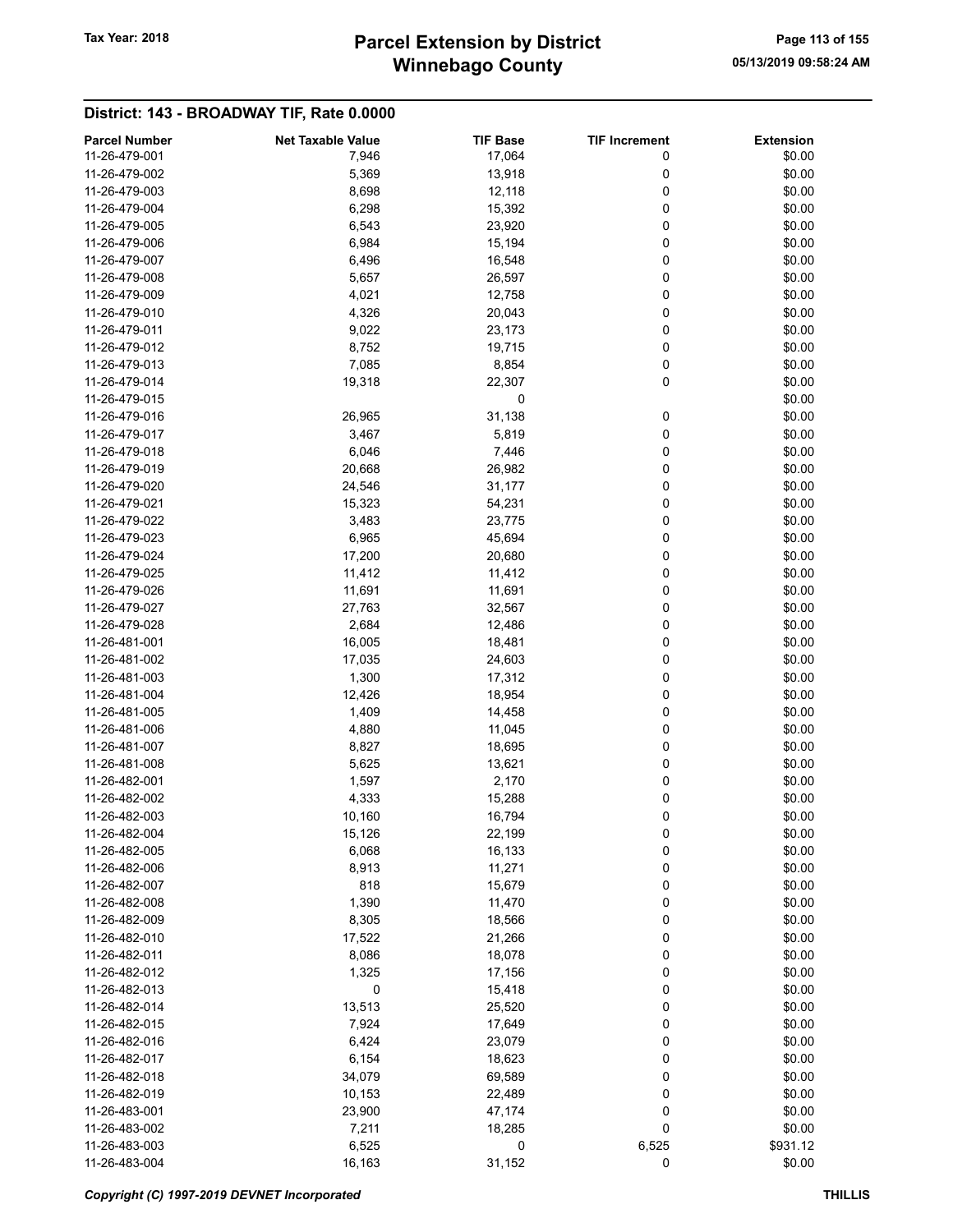## District: 143 - BROADWAY TIF, Rate 0.0000

| Parcel Number | Net Taxable Value | TIF Base | TIF Increment | Extension |
|---|---|---|---|---|
| 11-26-479-001 | 7,946 | 17,064 | 0 | $0.00 |
| 11-26-479-002 | 5,369 | 13,918 | 0 | $0.00 |
| 11-26-479-003 | 8,698 | 12,118 | 0 | $0.00 |
| 11-26-479-004 | 6,298 | 15,392 | 0 | $0.00 |
| 11-26-479-005 | 6,543 | 23,920 | 0 | $0.00 |
| 11-26-479-006 | 6,984 | 15,194 | 0 | $0.00 |
| 11-26-479-007 | 6,496 | 16,548 | 0 | $0.00 |
| 11-26-479-008 | 5,657 | 26,597 | 0 | $0.00 |
| 11-26-479-009 | 4,021 | 12,758 | 0 | $0.00 |
| 11-26-479-010 | 4,326 | 20,043 | 0 | $0.00 |
| 11-26-479-011 | 9,022 | 23,173 | 0 | $0.00 |
| 11-26-479-012 | 8,752 | 19,715 | 0 | $0.00 |
| 11-26-479-013 | 7,085 | 8,854 | 0 | $0.00 |
| 11-26-479-014 | 19,318 | 22,307 | 0 | $0.00 |
| 11-26-479-015 | | 0 | | $0.00 |
| 11-26-479-016 | 26,965 | 31,138 | 0 | $0.00 |
| 11-26-479-017 | 3,467 | 5,819 | 0 | $0.00 |
| 11-26-479-018 | 6,046 | 7,446 | 0 | $0.00 |
| 11-26-479-019 | 20,668 | 26,982 | 0 | $0.00 |
| 11-26-479-020 | 24,546 | 31,177 | 0 | $0.00 |
| 11-26-479-021 | 15,323 | 54,231 | 0 | $0.00 |
| 11-26-479-022 | 3,483 | 23,775 | 0 | $0.00 |
| 11-26-479-023 | 6,965 | 45,694 | 0 | $0.00 |
| 11-26-479-024 | 17,200 | 20,680 | 0 | $0.00 |
| 11-26-479-025 | 11,412 | 11,412 | 0 | $0.00 |
| 11-26-479-026 | 11,691 | 11,691 | 0 | $0.00 |
| 11-26-479-027 | 27,763 | 32,567 | 0 | $0.00 |
| 11-26-479-028 | 2,684 | 12,486 | 0 | $0.00 |
| 11-26-481-001 | 16,005 | 18,481 | 0 | $0.00 |
| 11-26-481-002 | 17,035 | 24,603 | 0 | $0.00 |
| 11-26-481-003 | 1,300 | 17,312 | 0 | $0.00 |
| 11-26-481-004 | 12,426 | 18,954 | 0 | $0.00 |
| 11-26-481-005 | 1,409 | 14,458 | 0 | $0.00 |
| 11-26-481-006 | 4,880 | 11,045 | 0 | $0.00 |
| 11-26-481-007 | 8,827 | 18,695 | 0 | $0.00 |
| 11-26-481-008 | 5,625 | 13,621 | 0 | $0.00 |
| 11-26-482-001 | 1,597 | 2,170 | 0 | $0.00 |
| 11-26-482-002 | 4,333 | 15,288 | 0 | $0.00 |
| 11-26-482-003 | 10,160 | 16,794 | 0 | $0.00 |
| 11-26-482-004 | 15,126 | 22,199 | 0 | $0.00 |
| 11-26-482-005 | 6,068 | 16,133 | 0 | $0.00 |
| 11-26-482-006 | 8,913 | 11,271 | 0 | $0.00 |
| 11-26-482-007 | 818 | 15,679 | 0 | $0.00 |
| 11-26-482-008 | 1,390 | 11,470 | 0 | $0.00 |
| 11-26-482-009 | 8,305 | 18,566 | 0 | $0.00 |
| 11-26-482-010 | 17,522 | 21,266 | 0 | $0.00 |
| 11-26-482-011 | 8,086 | 18,078 | 0 | $0.00 |
| 11-26-482-012 | 1,325 | 17,156 | 0 | $0.00 |
| 11-26-482-013 | 0 | 15,418 | 0 | $0.00 |
| 11-26-482-014 | 13,513 | 25,520 | 0 | $0.00 |
| 11-26-482-015 | 7,924 | 17,649 | 0 | $0.00 |
| 11-26-482-016 | 6,424 | 23,079 | 0 | $0.00 |
| 11-26-482-017 | 6,154 | 18,623 | 0 | $0.00 |
| 11-26-482-018 | 34,079 | 69,589 | 0 | $0.00 |
| 11-26-482-019 | 10,153 | 22,489 | 0 | $0.00 |
| 11-26-483-001 | 23,900 | 47,174 | 0 | $0.00 |
| 11-26-483-002 | 7,211 | 18,285 | 0 | $0.00 |
| 11-26-483-003 | 6,525 | 0 | 6,525 | $931.12 |
| 11-26-483-004 | 16,163 | 31,152 | 0 | $0.00 |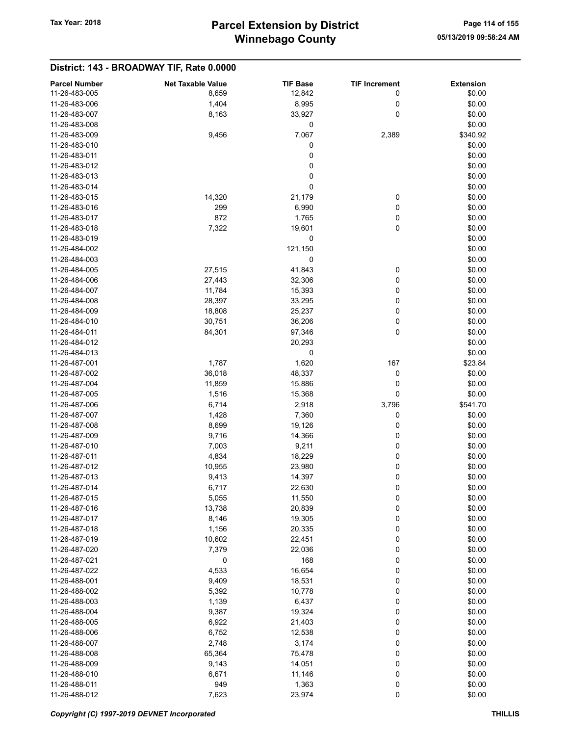## District: 143 - BROADWAY TIF, Rate 0.0000

| Parcel Number | Net Taxable Value | TIF Base | TIF Increment | Extension |
|---|---|---|---|---|
| 11-26-483-005 | 8,659 | 12,842 | 0 | $0.00 |
| 11-26-483-006 | 1,404 | 8,995 | 0 | $0.00 |
| 11-26-483-007 | 8,163 | 33,927 | 0 | $0.00 |
| 11-26-483-008 | | 0 | | $0.00 |
| 11-26-483-009 | 9,456 | 7,067 | 2,389 | $340.92 |
| 11-26-483-010 | | 0 | | $0.00 |
| 11-26-483-011 | | 0 | | $0.00 |
| 11-26-483-012 | | 0 | | $0.00 |
| 11-26-483-013 | | 0 | | $0.00 |
| 11-26-483-014 | | 0 | | $0.00 |
| 11-26-483-015 | 14,320 | 21,179 | 0 | $0.00 |
| 11-26-483-016 | 299 | 6,990 | 0 | $0.00 |
| 11-26-483-017 | 872 | 1,765 | 0 | $0.00 |
| 11-26-483-018 | 7,322 | 19,601 | 0 | $0.00 |
| 11-26-483-019 | | 0 | | $0.00 |
| 11-26-484-002 | | 121,150 | | $0.00 |
| 11-26-484-003 | | 0 | | $0.00 |
| 11-26-484-005 | 27,515 | 41,843 | 0 | $0.00 |
| 11-26-484-006 | 27,443 | 32,306 | 0 | $0.00 |
| 11-26-484-007 | 11,784 | 15,393 | 0 | $0.00 |
| 11-26-484-008 | 28,397 | 33,295 | 0 | $0.00 |
| 11-26-484-009 | 18,808 | 25,237 | 0 | $0.00 |
| 11-26-484-010 | 30,751 | 36,206 | 0 | $0.00 |
| 11-26-484-011 | 84,301 | 97,346 | 0 | $0.00 |
| 11-26-484-012 | | 20,293 | | $0.00 |
| 11-26-484-013 | | 0 | | $0.00 |
| 11-26-487-001 | 1,787 | 1,620 | 167 | $23.84 |
| 11-26-487-002 | 36,018 | 48,337 | 0 | $0.00 |
| 11-26-487-004 | 11,859 | 15,886 | 0 | $0.00 |
| 11-26-487-005 | 1,516 | 15,368 | 0 | $0.00 |
| 11-26-487-006 | 6,714 | 2,918 | 3,796 | $541.70 |
| 11-26-487-007 | 1,428 | 7,360 | 0 | $0.00 |
| 11-26-487-008 | 8,699 | 19,126 | 0 | $0.00 |
| 11-26-487-009 | 9,716 | 14,366 | 0 | $0.00 |
| 11-26-487-010 | 7,003 | 9,211 | 0 | $0.00 |
| 11-26-487-011 | 4,834 | 18,229 | 0 | $0.00 |
| 11-26-487-012 | 10,955 | 23,980 | 0 | $0.00 |
| 11-26-487-013 | 9,413 | 14,397 | 0 | $0.00 |
| 11-26-487-014 | 6,717 | 22,630 | 0 | $0.00 |
| 11-26-487-015 | 5,055 | 11,550 | 0 | $0.00 |
| 11-26-487-016 | 13,738 | 20,839 | 0 | $0.00 |
| 11-26-487-017 | 8,146 | 19,305 | 0 | $0.00 |
| 11-26-487-018 | 1,156 | 20,335 | 0 | $0.00 |
| 11-26-487-019 | 10,602 | 22,451 | 0 | $0.00 |
| 11-26-487-020 | 7,379 | 22,036 | 0 | $0.00 |
| 11-26-487-021 | 0 | 168 | 0 | $0.00 |
| 11-26-487-022 | 4,533 | 16,654 | 0 | $0.00 |
| 11-26-488-001 | 9,409 | 18,531 | 0 | $0.00 |
| 11-26-488-002 | 5,392 | 10,778 | 0 | $0.00 |
| 11-26-488-003 | 1,139 | 6,437 | 0 | $0.00 |
| 11-26-488-004 | 9,387 | 19,324 | 0 | $0.00 |
| 11-26-488-005 | 6,922 | 21,403 | 0 | $0.00 |
| 11-26-488-006 | 6,752 | 12,538 | 0 | $0.00 |
| 11-26-488-007 | 2,748 | 3,174 | 0 | $0.00 |
| 11-26-488-008 | 65,364 | 75,478 | 0 | $0.00 |
| 11-26-488-009 | 9,143 | 14,051 | 0 | $0.00 |
| 11-26-488-010 | 6,671 | 11,146 | 0 | $0.00 |
| 11-26-488-011 | 949 | 1,363 | 0 | $0.00 |
| 11-26-488-012 | 7,623 | 23,974 | 0 | $0.00 |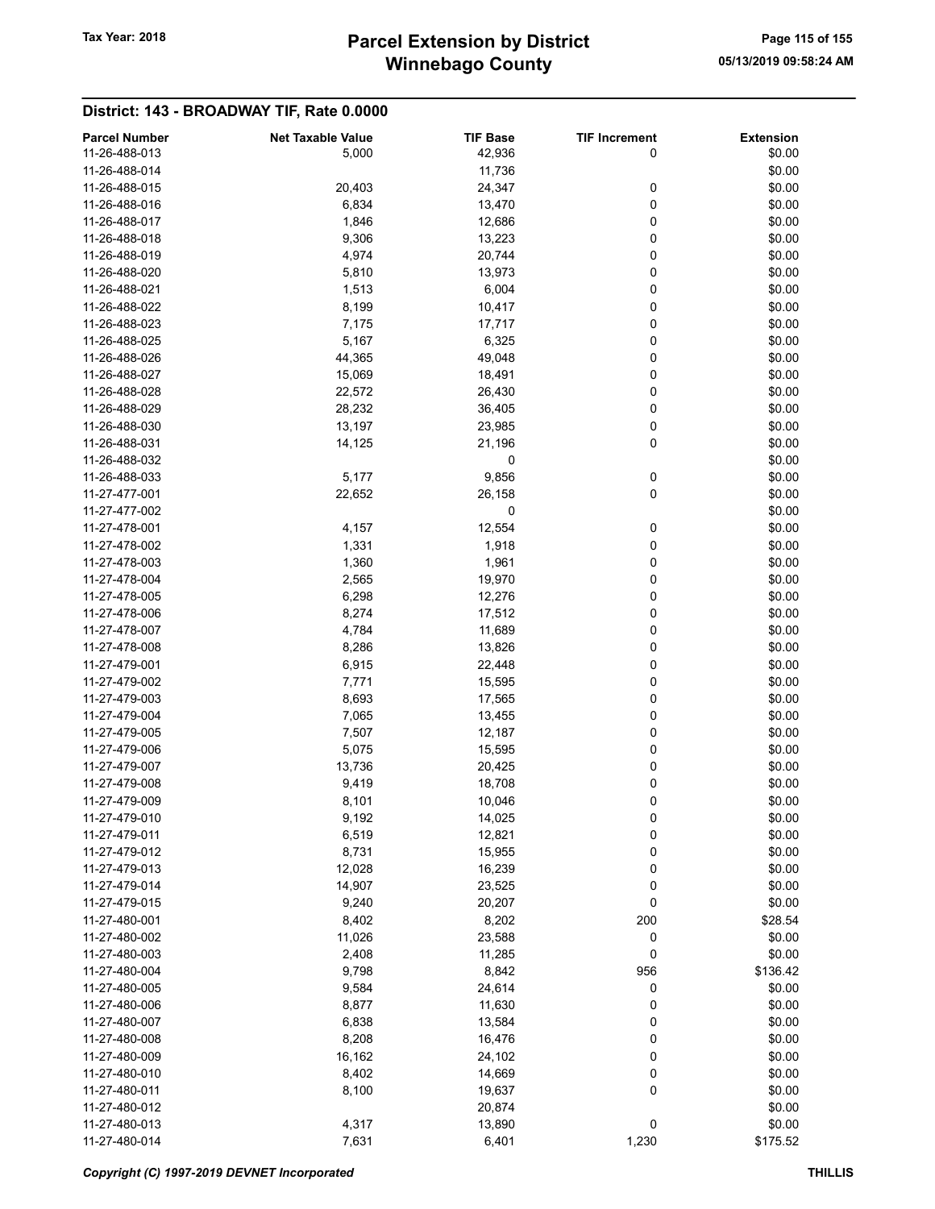## District: 143 - BROADWAY TIF, Rate 0.0000

| Parcel Number | Net Taxable Value | TIF Base | TIF Increment | Extension |
|---|---|---|---|---|
| 11-26-488-013 | 5,000 | 42,936 | 0 | $0.00 |
| 11-26-488-014 | | 11,736 | | $0.00 |
| 11-26-488-015 | 20,403 | 24,347 | 0 | $0.00 |
| 11-26-488-016 | 6,834 | 13,470 | 0 | $0.00 |
| 11-26-488-017 | 1,846 | 12,686 | 0 | $0.00 |
| 11-26-488-018 | 9,306 | 13,223 | 0 | $0.00 |
| 11-26-488-019 | 4,974 | 20,744 | 0 | $0.00 |
| 11-26-488-020 | 5,810 | 13,973 | 0 | $0.00 |
| 11-26-488-021 | 1,513 | 6,004 | 0 | $0.00 |
| 11-26-488-022 | 8,199 | 10,417 | 0 | $0.00 |
| 11-26-488-023 | 7,175 | 17,717 | 0 | $0.00 |
| 11-26-488-025 | 5,167 | 6,325 | 0 | $0.00 |
| 11-26-488-026 | 44,365 | 49,048 | 0 | $0.00 |
| 11-26-488-027 | 15,069 | 18,491 | 0 | $0.00 |
| 11-26-488-028 | 22,572 | 26,430 | 0 | $0.00 |
| 11-26-488-029 | 28,232 | 36,405 | 0 | $0.00 |
| 11-26-488-030 | 13,197 | 23,985 | 0 | $0.00 |
| 11-26-488-031 | 14,125 | 21,196 | 0 | $0.00 |
| 11-26-488-032 | | 0 | | $0.00 |
| 11-26-488-033 | 5,177 | 9,856 | 0 | $0.00 |
| 11-27-477-001 | 22,652 | 26,158 | 0 | $0.00 |
| 11-27-477-002 | | 0 | | $0.00 |
| 11-27-478-001 | 4,157 | 12,554 | 0 | $0.00 |
| 11-27-478-002 | 1,331 | 1,918 | 0 | $0.00 |
| 11-27-478-003 | 1,360 | 1,961 | 0 | $0.00 |
| 11-27-478-004 | 2,565 | 19,970 | 0 | $0.00 |
| 11-27-478-005 | 6,298 | 12,276 | 0 | $0.00 |
| 11-27-478-006 | 8,274 | 17,512 | 0 | $0.00 |
| 11-27-478-007 | 4,784 | 11,689 | 0 | $0.00 |
| 11-27-478-008 | 8,286 | 13,826 | 0 | $0.00 |
| 11-27-479-001 | 6,915 | 22,448 | 0 | $0.00 |
| 11-27-479-002 | 7,771 | 15,595 | 0 | $0.00 |
| 11-27-479-003 | 8,693 | 17,565 | 0 | $0.00 |
| 11-27-479-004 | 7,065 | 13,455 | 0 | $0.00 |
| 11-27-479-005 | 7,507 | 12,187 | 0 | $0.00 |
| 11-27-479-006 | 5,075 | 15,595 | 0 | $0.00 |
| 11-27-479-007 | 13,736 | 20,425 | 0 | $0.00 |
| 11-27-479-008 | 9,419 | 18,708 | 0 | $0.00 |
| 11-27-479-009 | 8,101 | 10,046 | 0 | $0.00 |
| 11-27-479-010 | 9,192 | 14,025 | 0 | $0.00 |
| 11-27-479-011 | 6,519 | 12,821 | 0 | $0.00 |
| 11-27-479-012 | 8,731 | 15,955 | 0 | $0.00 |
| 11-27-479-013 | 12,028 | 16,239 | 0 | $0.00 |
| 11-27-479-014 | 14,907 | 23,525 | 0 | $0.00 |
| 11-27-479-015 | 9,240 | 20,207 | 0 | $0.00 |
| 11-27-480-001 | 8,402 | 8,202 | 200 | $28.54 |
| 11-27-480-002 | 11,026 | 23,588 | 0 | $0.00 |
| 11-27-480-003 | 2,408 | 11,285 | 0 | $0.00 |
| 11-27-480-004 | 9,798 | 8,842 | 956 | $136.42 |
| 11-27-480-005 | 9,584 | 24,614 | 0 | $0.00 |
| 11-27-480-006 | 8,877 | 11,630 | 0 | $0.00 |
| 11-27-480-007 | 6,838 | 13,584 | 0 | $0.00 |
| 11-27-480-008 | 8,208 | 16,476 | 0 | $0.00 |
| 11-27-480-009 | 16,162 | 24,102 | 0 | $0.00 |
| 11-27-480-010 | 8,402 | 14,669 | 0 | $0.00 |
| 11-27-480-011 | 8,100 | 19,637 | 0 | $0.00 |
| 11-27-480-012 | | 20,874 | | $0.00 |
| 11-27-480-013 | 4,317 | 13,890 | 0 | $0.00 |
| 11-27-480-014 | 7,631 | 6,401 | 1,230 | $175.52 |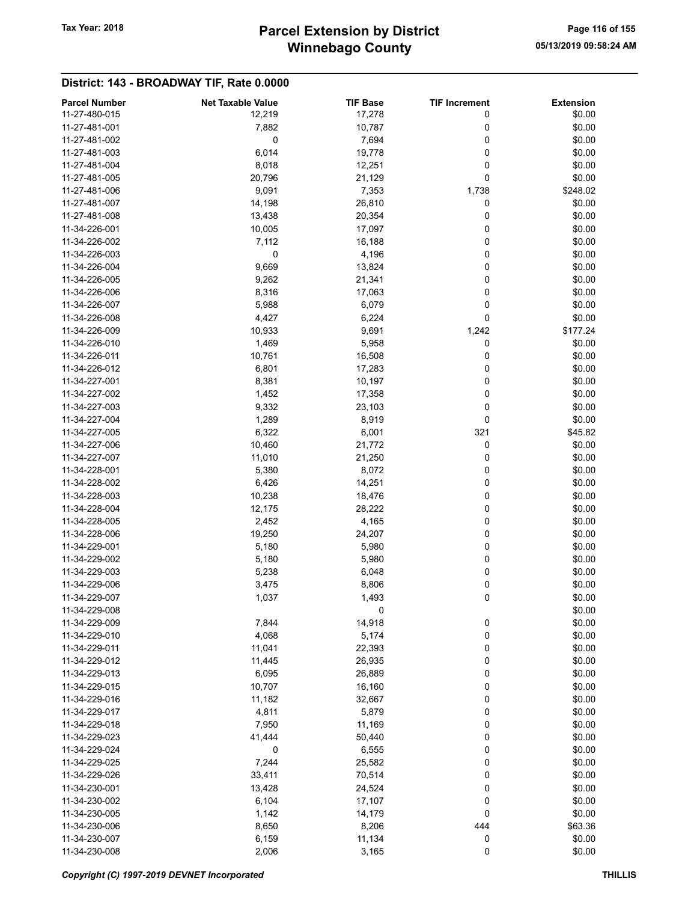## District: 143 - BROADWAY TIF, Rate 0.0000

| Parcel Number | Net Taxable Value | TIF Base | TIF Increment | Extension |
|---|---|---|---|---|
| 11-27-480-015 | 12,219 | 17,278 | 0 | $0.00 |
| 11-27-481-001 | 7,882 | 10,787 | 0 | $0.00 |
| 11-27-481-002 | 0 | 7,694 | 0 | $0.00 |
| 11-27-481-003 | 6,014 | 19,778 | 0 | $0.00 |
| 11-27-481-004 | 8,018 | 12,251 | 0 | $0.00 |
| 11-27-481-005 | 20,796 | 21,129 | 0 | $0.00 |
| 11-27-481-006 | 9,091 | 7,353 | 1,738 | $248.02 |
| 11-27-481-007 | 14,198 | 26,810 | 0 | $0.00 |
| 11-27-481-008 | 13,438 | 20,354 | 0 | $0.00 |
| 11-34-226-001 | 10,005 | 17,097 | 0 | $0.00 |
| 11-34-226-002 | 7,112 | 16,188 | 0 | $0.00 |
| 11-34-226-003 | 0 | 4,196 | 0 | $0.00 |
| 11-34-226-004 | 9,669 | 13,824 | 0 | $0.00 |
| 11-34-226-005 | 9,262 | 21,341 | 0 | $0.00 |
| 11-34-226-006 | 8,316 | 17,063 | 0 | $0.00 |
| 11-34-226-007 | 5,988 | 6,079 | 0 | $0.00 |
| 11-34-226-008 | 4,427 | 6,224 | 0 | $0.00 |
| 11-34-226-009 | 10,933 | 9,691 | 1,242 | $177.24 |
| 11-34-226-010 | 1,469 | 5,958 | 0 | $0.00 |
| 11-34-226-011 | 10,761 | 16,508 | 0 | $0.00 |
| 11-34-226-012 | 6,801 | 17,283 | 0 | $0.00 |
| 11-34-227-001 | 8,381 | 10,197 | 0 | $0.00 |
| 11-34-227-002 | 1,452 | 17,358 | 0 | $0.00 |
| 11-34-227-003 | 9,332 | 23,103 | 0 | $0.00 |
| 11-34-227-004 | 1,289 | 8,919 | 0 | $0.00 |
| 11-34-227-005 | 6,322 | 6,001 | 321 | $45.82 |
| 11-34-227-006 | 10,460 | 21,772 | 0 | $0.00 |
| 11-34-227-007 | 11,010 | 21,250 | 0 | $0.00 |
| 11-34-228-001 | 5,380 | 8,072 | 0 | $0.00 |
| 11-34-228-002 | 6,426 | 14,251 | 0 | $0.00 |
| 11-34-228-003 | 10,238 | 18,476 | 0 | $0.00 |
| 11-34-228-004 | 12,175 | 28,222 | 0 | $0.00 |
| 11-34-228-005 | 2,452 | 4,165 | 0 | $0.00 |
| 11-34-228-006 | 19,250 | 24,207 | 0 | $0.00 |
| 11-34-229-001 | 5,180 | 5,980 | 0 | $0.00 |
| 11-34-229-002 | 5,180 | 5,980 | 0 | $0.00 |
| 11-34-229-003 | 5,238 | 6,048 | 0 | $0.00 |
| 11-34-229-006 | 3,475 | 8,806 | 0 | $0.00 |
| 11-34-229-007 | 1,037 | 1,493 | 0 | $0.00 |
| 11-34-229-008 | | 0 | | $0.00 |
| 11-34-229-009 | 7,844 | 14,918 | 0 | $0.00 |
| 11-34-229-010 | 4,068 | 5,174 | 0 | $0.00 |
| 11-34-229-011 | 11,041 | 22,393 | 0 | $0.00 |
| 11-34-229-012 | 11,445 | 26,935 | 0 | $0.00 |
| 11-34-229-013 | 6,095 | 26,889 | 0 | $0.00 |
| 11-34-229-015 | 10,707 | 16,160 | 0 | $0.00 |
| 11-34-229-016 | 11,182 | 32,667 | 0 | $0.00 |
| 11-34-229-017 | 4,811 | 5,879 | 0 | $0.00 |
| 11-34-229-018 | 7,950 | 11,169 | 0 | $0.00 |
| 11-34-229-023 | 41,444 | 50,440 | 0 | $0.00 |
| 11-34-229-024 | 0 | 6,555 | 0 | $0.00 |
| 11-34-229-025 | 7,244 | 25,582 | 0 | $0.00 |
| 11-34-229-026 | 33,411 | 70,514 | 0 | $0.00 |
| 11-34-230-001 | 13,428 | 24,524 | 0 | $0.00 |
| 11-34-230-002 | 6,104 | 17,107 | 0 | $0.00 |
| 11-34-230-005 | 1,142 | 14,179 | 0 | $0.00 |
| 11-34-230-006 | 8,650 | 8,206 | 444 | $63.36 |
| 11-34-230-007 | 6,159 | 11,134 | 0 | $0.00 |
| 11-34-230-008 | 2,006 | 3,165 | 0 | $0.00 |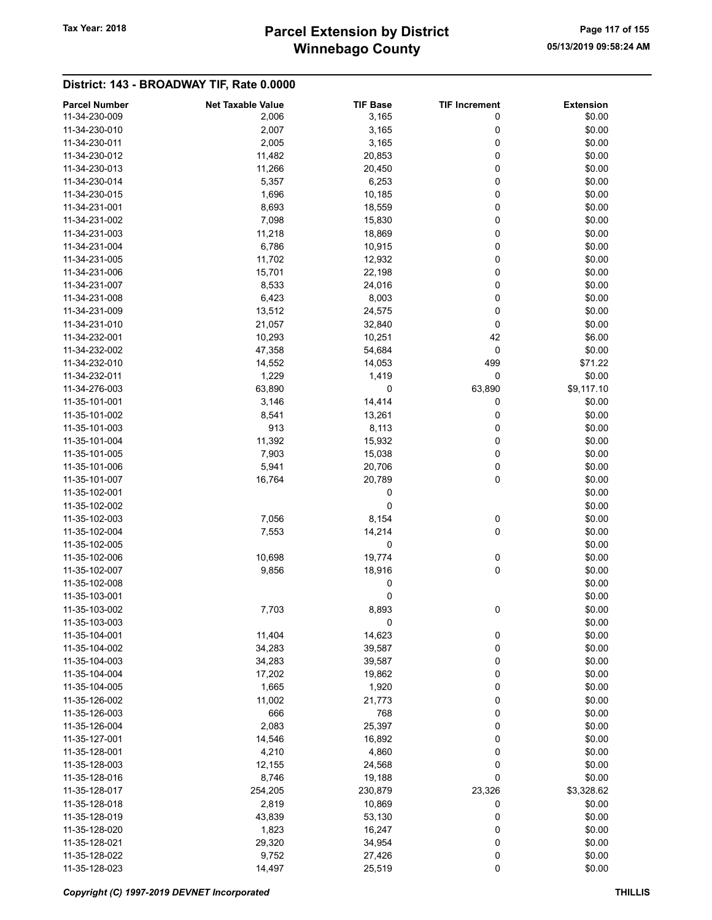# Parcel Extension by District
# Winnebago County

Tax Year: 2018

05/13/2019 09:58:24 AM

## District: 143 - BROADWAY TIF, Rate 0.0000

| Parcel Number | Net Taxable Value | TIF Base | TIF Increment | Extension |
|---|---|---|---|---|
| 11-34-230-009 | 2,006 | 3,165 | 0 | $0.00 |
| 11-34-230-010 | 2,007 | 3,165 | 0 | $0.00 |
| 11-34-230-011 | 2,005 | 3,165 | 0 | $0.00 |
| 11-34-230-012 | 11,482 | 20,853 | 0 | $0.00 |
| 11-34-230-013 | 11,266 | 20,450 | 0 | $0.00 |
| 11-34-230-014 | 5,357 | 6,253 | 0 | $0.00 |
| 11-34-230-015 | 1,696 | 10,185 | 0 | $0.00 |
| 11-34-231-001 | 8,693 | 18,559 | 0 | $0.00 |
| 11-34-231-002 | 7,098 | 15,830 | 0 | $0.00 |
| 11-34-231-003 | 11,218 | 18,869 | 0 | $0.00 |
| 11-34-231-004 | 6,786 | 10,915 | 0 | $0.00 |
| 11-34-231-005 | 11,702 | 12,932 | 0 | $0.00 |
| 11-34-231-006 | 15,701 | 22,198 | 0 | $0.00 |
| 11-34-231-007 | 8,533 | 24,016 | 0 | $0.00 |
| 11-34-231-008 | 6,423 | 8,003 | 0 | $0.00 |
| 11-34-231-009 | 13,512 | 24,575 | 0 | $0.00 |
| 11-34-231-010 | 21,057 | 32,840 | 0 | $0.00 |
| 11-34-232-001 | 10,293 | 10,251 | 42 | $6.00 |
| 11-34-232-002 | 47,358 | 54,684 | 0 | $0.00 |
| 11-34-232-010 | 14,552 | 14,053 | 499 | $71.22 |
| 11-34-232-011 | 1,229 | 1,419 | 0 | $0.00 |
| 11-34-276-003 | 63,890 | 0 | 63,890 | $9,117.10 |
| 11-35-101-001 | 3,146 | 14,414 | 0 | $0.00 |
| 11-35-101-002 | 8,541 | 13,261 | 0 | $0.00 |
| 11-35-101-003 | 913 | 8,113 | 0 | $0.00 |
| 11-35-101-004 | 11,392 | 15,932 | 0 | $0.00 |
| 11-35-101-005 | 7,903 | 15,038 | 0 | $0.00 |
| 11-35-101-006 | 5,941 | 20,706 | 0 | $0.00 |
| 11-35-101-007 | 16,764 | 20,789 | 0 | $0.00 |
| 11-35-102-001 | | 0 | | $0.00 |
| 11-35-102-002 | | 0 | | $0.00 |
| 11-35-102-003 | 7,056 | 8,154 | 0 | $0.00 |
| 11-35-102-004 | 7,553 | 14,214 | 0 | $0.00 |
| 11-35-102-005 | | 0 | | $0.00 |
| 11-35-102-006 | 10,698 | 19,774 | 0 | $0.00 |
| 11-35-102-007 | 9,856 | 18,916 | 0 | $0.00 |
| 11-35-102-008 | | 0 | | $0.00 |
| 11-35-103-001 | | 0 | | $0.00 |
| 11-35-103-002 | 7,703 | 8,893 | 0 | $0.00 |
| 11-35-103-003 | | 0 | | $0.00 |
| 11-35-104-001 | 11,404 | 14,623 | 0 | $0.00 |
| 11-35-104-002 | 34,283 | 39,587 | 0 | $0.00 |
| 11-35-104-003 | 34,283 | 39,587 | 0 | $0.00 |
| 11-35-104-004 | 17,202 | 19,862 | 0 | $0.00 |
| 11-35-104-005 | 1,665 | 1,920 | 0 | $0.00 |
| 11-35-126-002 | 11,002 | 21,773 | 0 | $0.00 |
| 11-35-126-003 | 666 | 768 | 0 | $0.00 |
| 11-35-126-004 | 2,083 | 25,397 | 0 | $0.00 |
| 11-35-127-001 | 14,546 | 16,892 | 0 | $0.00 |
| 11-35-128-001 | 4,210 | 4,860 | 0 | $0.00 |
| 11-35-128-003 | 12,155 | 24,568 | 0 | $0.00 |
| 11-35-128-016 | 8,746 | 19,188 | 0 | $0.00 |
| 11-35-128-017 | 254,205 | 230,879 | 23,326 | $3,328.62 |
| 11-35-128-018 | 2,819 | 10,869 | 0 | $0.00 |
| 11-35-128-019 | 43,839 | 53,130 | 0 | $0.00 |
| 11-35-128-020 | 1,823 | 16,247 | 0 | $0.00 |
| 11-35-128-021 | 29,320 | 34,954 | 0 | $0.00 |
| 11-35-128-022 | 9,752 | 27,426 | 0 | $0.00 |
| 11-35-128-023 | 14,497 | 25,519 | 0 | $0.00 |

*Copyright (C) 1997-2019 DEVNET Incorporated* THILLIS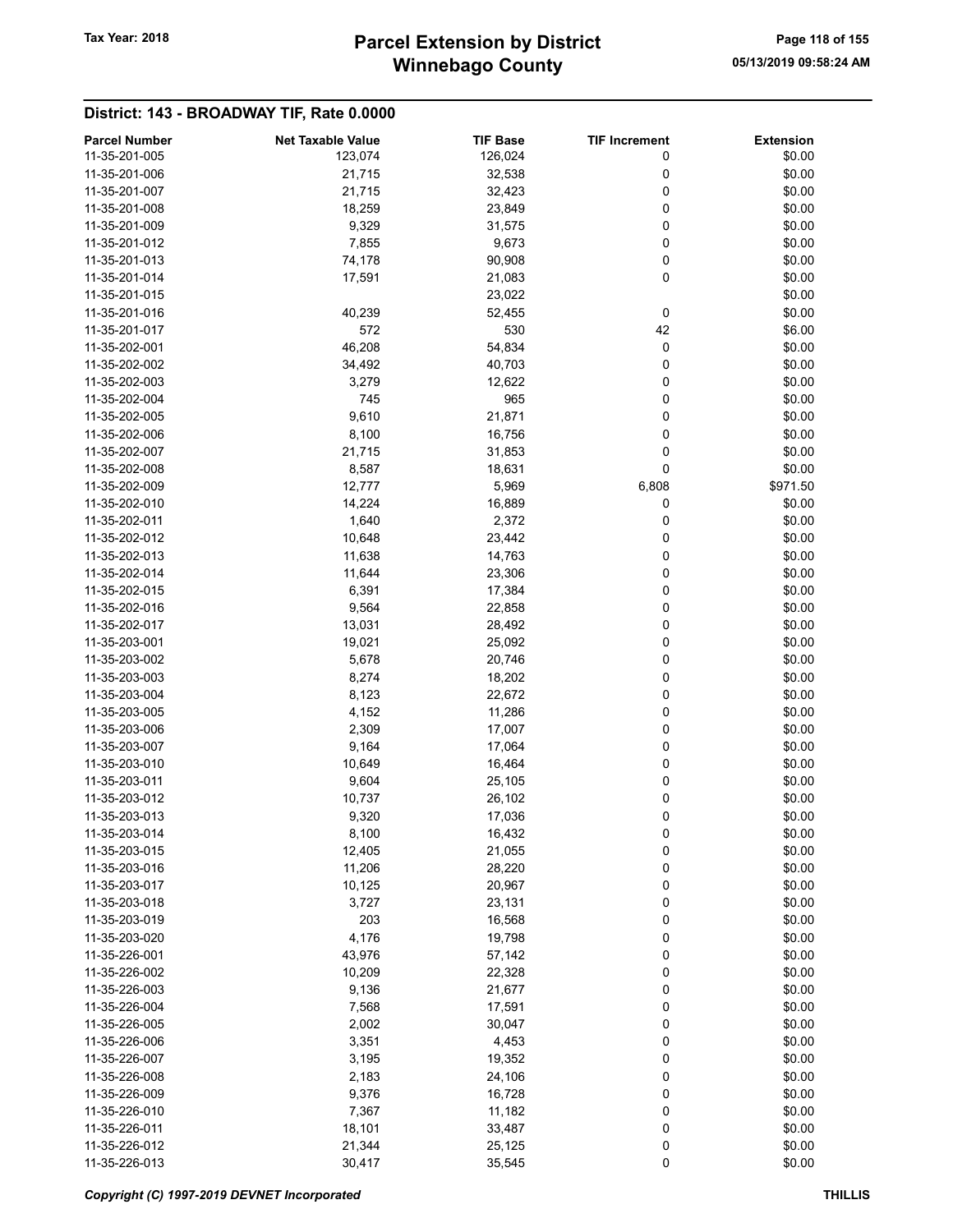## District: 143 - BROADWAY TIF, Rate 0.0000

| Parcel Number | Net Taxable Value | TIF Base | TIF Increment | Extension |
|---|---|---|---|---|
| 11-35-201-005 | 123,074 | 126,024 | 0 | $0.00 |
| 11-35-201-006 | 21,715 | 32,538 | 0 | $0.00 |
| 11-35-201-007 | 21,715 | 32,423 | 0 | $0.00 |
| 11-35-201-008 | 18,259 | 23,849 | 0 | $0.00 |
| 11-35-201-009 | 9,329 | 31,575 | 0 | $0.00 |
| 11-35-201-012 | 7,855 | 9,673 | 0 | $0.00 |
| 11-35-201-013 | 74,178 | 90,908 | 0 | $0.00 |
| 11-35-201-014 | 17,591 | 21,083 | 0 | $0.00 |
| 11-35-201-015 | | 23,022 | | $0.00 |
| 11-35-201-016 | 40,239 | 52,455 | 0 | $0.00 |
| 11-35-201-017 | 572 | 530 | 42 | $6.00 |
| 11-35-202-001 | 46,208 | 54,834 | 0 | $0.00 |
| 11-35-202-002 | 34,492 | 40,703 | 0 | $0.00 |
| 11-35-202-003 | 3,279 | 12,622 | 0 | $0.00 |
| 11-35-202-004 | 745 | 965 | 0 | $0.00 |
| 11-35-202-005 | 9,610 | 21,871 | 0 | $0.00 |
| 11-35-202-006 | 8,100 | 16,756 | 0 | $0.00 |
| 11-35-202-007 | 21,715 | 31,853 | 0 | $0.00 |
| 11-35-202-008 | 8,587 | 18,631 | 0 | $0.00 |
| 11-35-202-009 | 12,777 | 5,969 | 6,808 | $971.50 |
| 11-35-202-010 | 14,224 | 16,889 | 0 | $0.00 |
| 11-35-202-011 | 1,640 | 2,372 | 0 | $0.00 |
| 11-35-202-012 | 10,648 | 23,442 | 0 | $0.00 |
| 11-35-202-013 | 11,638 | 14,763 | 0 | $0.00 |
| 11-35-202-014 | 11,644 | 23,306 | 0 | $0.00 |
| 11-35-202-015 | 6,391 | 17,384 | 0 | $0.00 |
| 11-35-202-016 | 9,564 | 22,858 | 0 | $0.00 |
| 11-35-202-017 | 13,031 | 28,492 | 0 | $0.00 |
| 11-35-203-001 | 19,021 | 25,092 | 0 | $0.00 |
| 11-35-203-002 | 5,678 | 20,746 | 0 | $0.00 |
| 11-35-203-003 | 8,274 | 18,202 | 0 | $0.00 |
| 11-35-203-004 | 8,123 | 22,672 | 0 | $0.00 |
| 11-35-203-005 | 4,152 | 11,286 | 0 | $0.00 |
| 11-35-203-006 | 2,309 | 17,007 | 0 | $0.00 |
| 11-35-203-007 | 9,164 | 17,064 | 0 | $0.00 |
| 11-35-203-010 | 10,649 | 16,464 | 0 | $0.00 |
| 11-35-203-011 | 9,604 | 25,105 | 0 | $0.00 |
| 11-35-203-012 | 10,737 | 26,102 | 0 | $0.00 |
| 11-35-203-013 | 9,320 | 17,036 | 0 | $0.00 |
| 11-35-203-014 | 8,100 | 16,432 | 0 | $0.00 |
| 11-35-203-015 | 12,405 | 21,055 | 0 | $0.00 |
| 11-35-203-016 | 11,206 | 28,220 | 0 | $0.00 |
| 11-35-203-017 | 10,125 | 20,967 | 0 | $0.00 |
| 11-35-203-018 | 3,727 | 23,131 | 0 | $0.00 |
| 11-35-203-019 | 203 | 16,568 | 0 | $0.00 |
| 11-35-203-020 | 4,176 | 19,798 | 0 | $0.00 |
| 11-35-226-001 | 43,976 | 57,142 | 0 | $0.00 |
| 11-35-226-002 | 10,209 | 22,328 | 0 | $0.00 |
| 11-35-226-003 | 9,136 | 21,677 | 0 | $0.00 |
| 11-35-226-004 | 7,568 | 17,591 | 0 | $0.00 |
| 11-35-226-005 | 2,002 | 30,047 | 0 | $0.00 |
| 11-35-226-006 | 3,351 | 4,453 | 0 | $0.00 |
| 11-35-226-007 | 3,195 | 19,352 | 0 | $0.00 |
| 11-35-226-008 | 2,183 | 24,106 | 0 | $0.00 |
| 11-35-226-009 | 9,376 | 16,728 | 0 | $0.00 |
| 11-35-226-010 | 7,367 | 11,182 | 0 | $0.00 |
| 11-35-226-011 | 18,101 | 33,487 | 0 | $0.00 |
| 11-35-226-012 | 21,344 | 25,125 | 0 | $0.00 |
| 11-35-226-013 | 30,417 | 35,545 | 0 | $0.00 |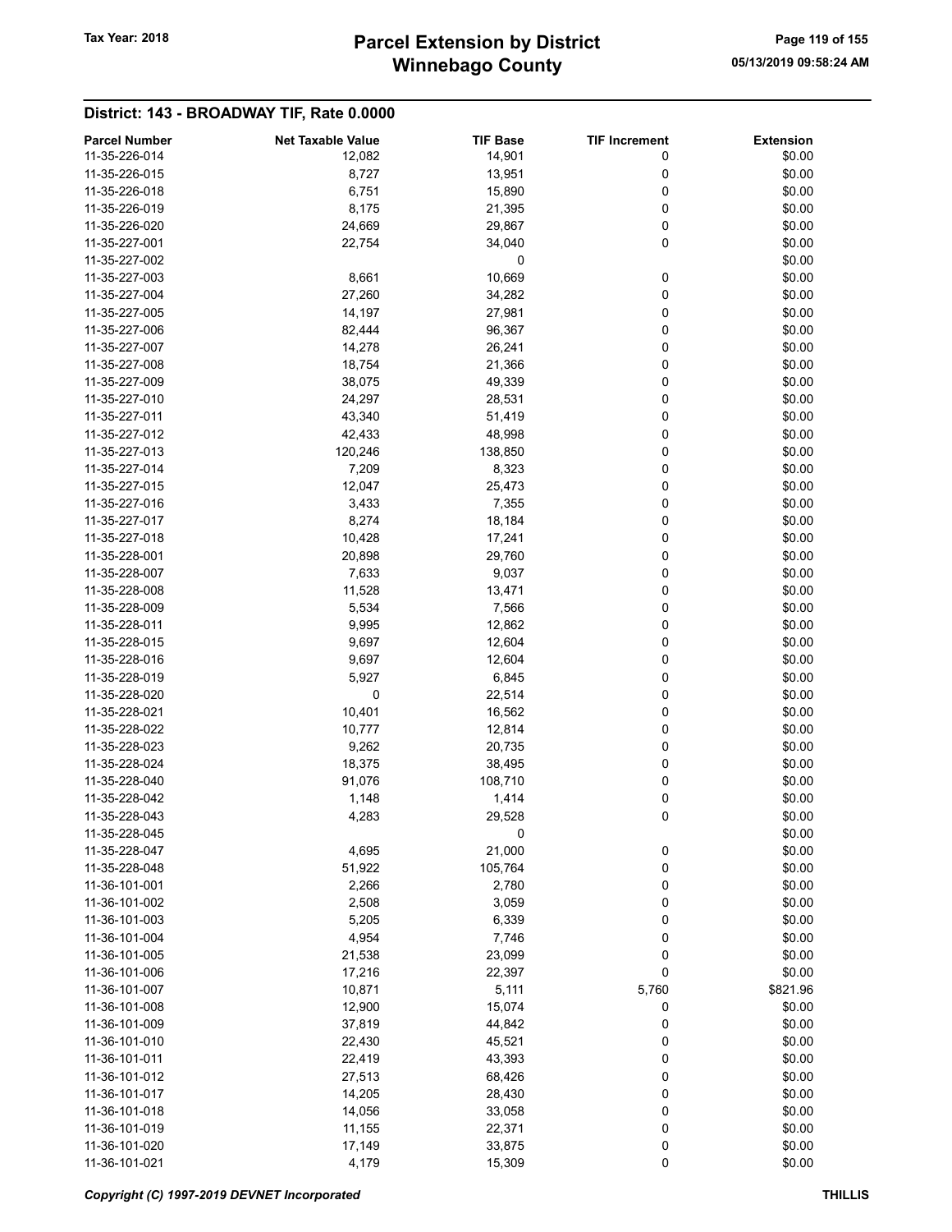## District: 143 - BROADWAY TIF, Rate 0.0000

| Parcel Number | Net Taxable Value | TIF Base | TIF Increment | Extension |
|---|---|---|---|---|
| 11-35-226-014 | 12,082 | 14,901 | 0 | $0.00 |
| 11-35-226-015 | 8,727 | 13,951 | 0 | $0.00 |
| 11-35-226-018 | 6,751 | 15,890 | 0 | $0.00 |
| 11-35-226-019 | 8,175 | 21,395 | 0 | $0.00 |
| 11-35-226-020 | 24,669 | 29,867 | 0 | $0.00 |
| 11-35-227-001 | 22,754 | 34,040 | 0 | $0.00 |
| 11-35-227-002 | | 0 | | $0.00 |
| 11-35-227-003 | 8,661 | 10,669 | 0 | $0.00 |
| 11-35-227-004 | 27,260 | 34,282 | 0 | $0.00 |
| 11-35-227-005 | 14,197 | 27,981 | 0 | $0.00 |
| 11-35-227-006 | 82,444 | 96,367 | 0 | $0.00 |
| 11-35-227-007 | 14,278 | 26,241 | 0 | $0.00 |
| 11-35-227-008 | 18,754 | 21,366 | 0 | $0.00 |
| 11-35-227-009 | 38,075 | 49,339 | 0 | $0.00 |
| 11-35-227-010 | 24,297 | 28,531 | 0 | $0.00 |
| 11-35-227-011 | 43,340 | 51,419 | 0 | $0.00 |
| 11-35-227-012 | 42,433 | 48,998 | 0 | $0.00 |
| 11-35-227-013 | 120,246 | 138,850 | 0 | $0.00 |
| 11-35-227-014 | 7,209 | 8,323 | 0 | $0.00 |
| 11-35-227-015 | 12,047 | 25,473 | 0 | $0.00 |
| 11-35-227-016 | 3,433 | 7,355 | 0 | $0.00 |
| 11-35-227-017 | 8,274 | 18,184 | 0 | $0.00 |
| 11-35-227-018 | 10,428 | 17,241 | 0 | $0.00 |
| 11-35-228-001 | 20,898 | 29,760 | 0 | $0.00 |
| 11-35-228-007 | 7,633 | 9,037 | 0 | $0.00 |
| 11-35-228-008 | 11,528 | 13,471 | 0 | $0.00 |
| 11-35-228-009 | 5,534 | 7,566 | 0 | $0.00 |
| 11-35-228-011 | 9,995 | 12,862 | 0 | $0.00 |
| 11-35-228-015 | 9,697 | 12,604 | 0 | $0.00 |
| 11-35-228-016 | 9,697 | 12,604 | 0 | $0.00 |
| 11-35-228-019 | 5,927 | 6,845 | 0 | $0.00 |
| 11-35-228-020 | 0 | 22,514 | 0 | $0.00 |
| 11-35-228-021 | 10,401 | 16,562 | 0 | $0.00 |
| 11-35-228-022 | 10,777 | 12,814 | 0 | $0.00 |
| 11-35-228-023 | 9,262 | 20,735 | 0 | $0.00 |
| 11-35-228-024 | 18,375 | 38,495 | 0 | $0.00 |
| 11-35-228-040 | 91,076 | 108,710 | 0 | $0.00 |
| 11-35-228-042 | 1,148 | 1,414 | 0 | $0.00 |
| 11-35-228-043 | 4,283 | 29,528 | 0 | $0.00 |
| 11-35-228-045 | | 0 | | $0.00 |
| 11-35-228-047 | 4,695 | 21,000 | 0 | $0.00 |
| 11-35-228-048 | 51,922 | 105,764 | 0 | $0.00 |
| 11-36-101-001 | 2,266 | 2,780 | 0 | $0.00 |
| 11-36-101-002 | 2,508 | 3,059 | 0 | $0.00 |
| 11-36-101-003 | 5,205 | 6,339 | 0 | $0.00 |
| 11-36-101-004 | 4,954 | 7,746 | 0 | $0.00 |
| 11-36-101-005 | 21,538 | 23,099 | 0 | $0.00 |
| 11-36-101-006 | 17,216 | 22,397 | 0 | $0.00 |
| 11-36-101-007 | 10,871 | 5,111 | 5,760 | $821.96 |
| 11-36-101-008 | 12,900 | 15,074 | 0 | $0.00 |
| 11-36-101-009 | 37,819 | 44,842 | 0 | $0.00 |
| 11-36-101-010 | 22,430 | 45,521 | 0 | $0.00 |
| 11-36-101-011 | 22,419 | 43,393 | 0 | $0.00 |
| 11-36-101-012 | 27,513 | 68,426 | 0 | $0.00 |
| 11-36-101-017 | 14,205 | 28,430 | 0 | $0.00 |
| 11-36-101-018 | 14,056 | 33,058 | 0 | $0.00 |
| 11-36-101-019 | 11,155 | 22,371 | 0 | $0.00 |
| 11-36-101-020 | 17,149 | 33,875 | 0 | $0.00 |
| 11-36-101-021 | 4,179 | 15,309 | 0 | $0.00 |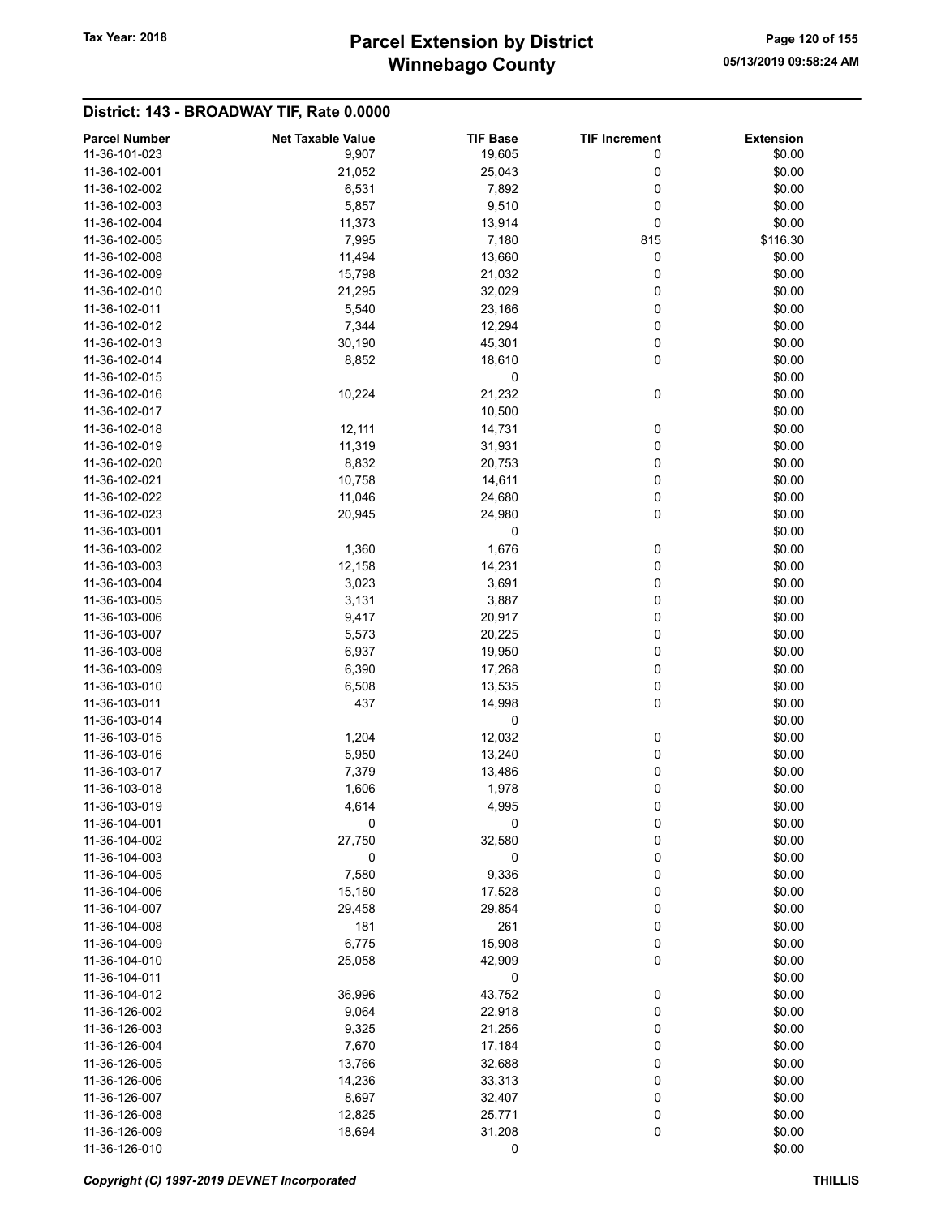## District: 143 - BROADWAY TIF, Rate 0.0000

| Parcel Number | Net Taxable Value | TIF Base | TIF Increment | Extension |
|---|---|---|---|---|
| 11-36-101-023 | 9,907 | 19,605 | 0 | $0.00 |
| 11-36-102-001 | 21,052 | 25,043 | 0 | $0.00 |
| 11-36-102-002 | 6,531 | 7,892 | 0 | $0.00 |
| 11-36-102-003 | 5,857 | 9,510 | 0 | $0.00 |
| 11-36-102-004 | 11,373 | 13,914 | 0 | $0.00 |
| 11-36-102-005 | 7,995 | 7,180 | 815 | $116.30 |
| 11-36-102-008 | 11,494 | 13,660 | 0 | $0.00 |
| 11-36-102-009 | 15,798 | 21,032 | 0 | $0.00 |
| 11-36-102-010 | 21,295 | 32,029 | 0 | $0.00 |
| 11-36-102-011 | 5,540 | 23,166 | 0 | $0.00 |
| 11-36-102-012 | 7,344 | 12,294 | 0 | $0.00 |
| 11-36-102-013 | 30,190 | 45,301 | 0 | $0.00 |
| 11-36-102-014 | 8,852 | 18,610 | 0 | $0.00 |
| 11-36-102-015 | | 0 | | $0.00 |
| 11-36-102-016 | 10,224 | 21,232 | 0 | $0.00 |
| 11-36-102-017 | | 10,500 | | $0.00 |
| 11-36-102-018 | 12,111 | 14,731 | 0 | $0.00 |
| 11-36-102-019 | 11,319 | 31,931 | 0 | $0.00 |
| 11-36-102-020 | 8,832 | 20,753 | 0 | $0.00 |
| 11-36-102-021 | 10,758 | 14,611 | 0 | $0.00 |
| 11-36-102-022 | 11,046 | 24,680 | 0 | $0.00 |
| 11-36-102-023 | 20,945 | 24,980 | 0 | $0.00 |
| 11-36-103-001 | | 0 | | $0.00 |
| 11-36-103-002 | 1,360 | 1,676 | 0 | $0.00 |
| 11-36-103-003 | 12,158 | 14,231 | 0 | $0.00 |
| 11-36-103-004 | 3,023 | 3,691 | 0 | $0.00 |
| 11-36-103-005 | 3,131 | 3,887 | 0 | $0.00 |
| 11-36-103-006 | 9,417 | 20,917 | 0 | $0.00 |
| 11-36-103-007 | 5,573 | 20,225 | 0 | $0.00 |
| 11-36-103-008 | 6,937 | 19,950 | 0 | $0.00 |
| 11-36-103-009 | 6,390 | 17,268 | 0 | $0.00 |
| 11-36-103-010 | 6,508 | 13,535 | 0 | $0.00 |
| 11-36-103-011 | 437 | 14,998 | 0 | $0.00 |
| 11-36-103-014 | | 0 | | $0.00 |
| 11-36-103-015 | 1,204 | 12,032 | 0 | $0.00 |
| 11-36-103-016 | 5,950 | 13,240 | 0 | $0.00 |
| 11-36-103-017 | 7,379 | 13,486 | 0 | $0.00 |
| 11-36-103-018 | 1,606 | 1,978 | 0 | $0.00 |
| 11-36-103-019 | 4,614 | 4,995 | 0 | $0.00 |
| 11-36-104-001 | 0 | 0 | 0 | $0.00 |
| 11-36-104-002 | 27,750 | 32,580 | 0 | $0.00 |
| 11-36-104-003 | 0 | 0 | 0 | $0.00 |
| 11-36-104-005 | 7,580 | 9,336 | 0 | $0.00 |
| 11-36-104-006 | 15,180 | 17,528 | 0 | $0.00 |
| 11-36-104-007 | 29,458 | 29,854 | 0 | $0.00 |
| 11-36-104-008 | 181 | 261 | 0 | $0.00 |
| 11-36-104-009 | 6,775 | 15,908 | 0 | $0.00 |
| 11-36-104-010 | 25,058 | 42,909 | 0 | $0.00 |
| 11-36-104-011 | | 0 | | $0.00 |
| 11-36-104-012 | 36,996 | 43,752 | 0 | $0.00 |
| 11-36-126-002 | 9,064 | 22,918 | 0 | $0.00 |
| 11-36-126-003 | 9,325 | 21,256 | 0 | $0.00 |
| 11-36-126-004 | 7,670 | 17,184 | 0 | $0.00 |
| 11-36-126-005 | 13,766 | 32,688 | 0 | $0.00 |
| 11-36-126-006 | 14,236 | 33,313 | 0 | $0.00 |
| 11-36-126-007 | 8,697 | 32,407 | 0 | $0.00 |
| 11-36-126-008 | 12,825 | 25,771 | 0 | $0.00 |
| 11-36-126-009 | 18,694 | 31,208 | 0 | $0.00 |
| 11-36-126-010 | | 0 | | $0.00 |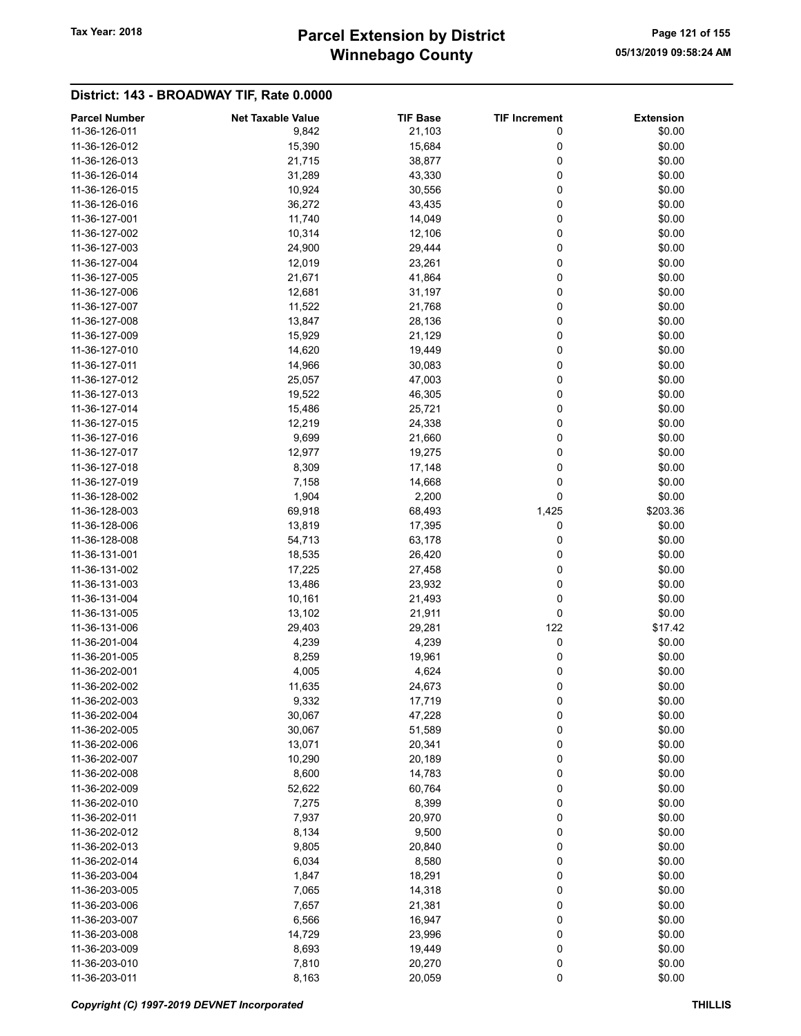## District: 143 - BROADWAY TIF, Rate 0.0000

| Parcel Number | Net Taxable Value | TIF Base | TIF Increment | Extension |
|---|---|---|---|---|
| 11-36-126-011 | 9,842 | 21,103 | 0 | $0.00 |
| 11-36-126-012 | 15,390 | 15,684 | 0 | $0.00 |
| 11-36-126-013 | 21,715 | 38,877 | 0 | $0.00 |
| 11-36-126-014 | 31,289 | 43,330 | 0 | $0.00 |
| 11-36-126-015 | 10,924 | 30,556 | 0 | $0.00 |
| 11-36-126-016 | 36,272 | 43,435 | 0 | $0.00 |
| 11-36-127-001 | 11,740 | 14,049 | 0 | $0.00 |
| 11-36-127-002 | 10,314 | 12,106 | 0 | $0.00 |
| 11-36-127-003 | 24,900 | 29,444 | 0 | $0.00 |
| 11-36-127-004 | 12,019 | 23,261 | 0 | $0.00 |
| 11-36-127-005 | 21,671 | 41,864 | 0 | $0.00 |
| 11-36-127-006 | 12,681 | 31,197 | 0 | $0.00 |
| 11-36-127-007 | 11,522 | 21,768 | 0 | $0.00 |
| 11-36-127-008 | 13,847 | 28,136 | 0 | $0.00 |
| 11-36-127-009 | 15,929 | 21,129 | 0 | $0.00 |
| 11-36-127-010 | 14,620 | 19,449 | 0 | $0.00 |
| 11-36-127-011 | 14,966 | 30,083 | 0 | $0.00 |
| 11-36-127-012 | 25,057 | 47,003 | 0 | $0.00 |
| 11-36-127-013 | 19,522 | 46,305 | 0 | $0.00 |
| 11-36-127-014 | 15,486 | 25,721 | 0 | $0.00 |
| 11-36-127-015 | 12,219 | 24,338 | 0 | $0.00 |
| 11-36-127-016 | 9,699 | 21,660 | 0 | $0.00 |
| 11-36-127-017 | 12,977 | 19,275 | 0 | $0.00 |
| 11-36-127-018 | 8,309 | 17,148 | 0 | $0.00 |
| 11-36-127-019 | 7,158 | 14,668 | 0 | $0.00 |
| 11-36-128-002 | 1,904 | 2,200 | 0 | $0.00 |
| 11-36-128-003 | 69,918 | 68,493 | 1,425 | $203.36 |
| 11-36-128-006 | 13,819 | 17,395 | 0 | $0.00 |
| 11-36-128-008 | 54,713 | 63,178 | 0 | $0.00 |
| 11-36-131-001 | 18,535 | 26,420 | 0 | $0.00 |
| 11-36-131-002 | 17,225 | 27,458 | 0 | $0.00 |
| 11-36-131-003 | 13,486 | 23,932 | 0 | $0.00 |
| 11-36-131-004 | 10,161 | 21,493 | 0 | $0.00 |
| 11-36-131-005 | 13,102 | 21,911 | 0 | $0.00 |
| 11-36-131-006 | 29,403 | 29,281 | 122 | $17.42 |
| 11-36-201-004 | 4,239 | 4,239 | 0 | $0.00 |
| 11-36-201-005 | 8,259 | 19,961 | 0 | $0.00 |
| 11-36-202-001 | 4,005 | 4,624 | 0 | $0.00 |
| 11-36-202-002 | 11,635 | 24,673 | 0 | $0.00 |
| 11-36-202-003 | 9,332 | 17,719 | 0 | $0.00 |
| 11-36-202-004 | 30,067 | 47,228 | 0 | $0.00 |
| 11-36-202-005 | 30,067 | 51,589 | 0 | $0.00 |
| 11-36-202-006 | 13,071 | 20,341 | 0 | $0.00 |
| 11-36-202-007 | 10,290 | 20,189 | 0 | $0.00 |
| 11-36-202-008 | 8,600 | 14,783 | 0 | $0.00 |
| 11-36-202-009 | 52,622 | 60,764 | 0 | $0.00 |
| 11-36-202-010 | 7,275 | 8,399 | 0 | $0.00 |
| 11-36-202-011 | 7,937 | 20,970 | 0 | $0.00 |
| 11-36-202-012 | 8,134 | 9,500 | 0 | $0.00 |
| 11-36-202-013 | 9,805 | 20,840 | 0 | $0.00 |
| 11-36-202-014 | 6,034 | 8,580 | 0 | $0.00 |
| 11-36-203-004 | 1,847 | 18,291 | 0 | $0.00 |
| 11-36-203-005 | 7,065 | 14,318 | 0 | $0.00 |
| 11-36-203-006 | 7,657 | 21,381 | 0 | $0.00 |
| 11-36-203-007 | 6,566 | 16,947 | 0 | $0.00 |
| 11-36-203-008 | 14,729 | 23,996 | 0 | $0.00 |
| 11-36-203-009 | 8,693 | 19,449 | 0 | $0.00 |
| 11-36-203-010 | 7,810 | 20,270 | 0 | $0.00 |
| 11-36-203-011 | 8,163 | 20,059 | 0 | $0.00 |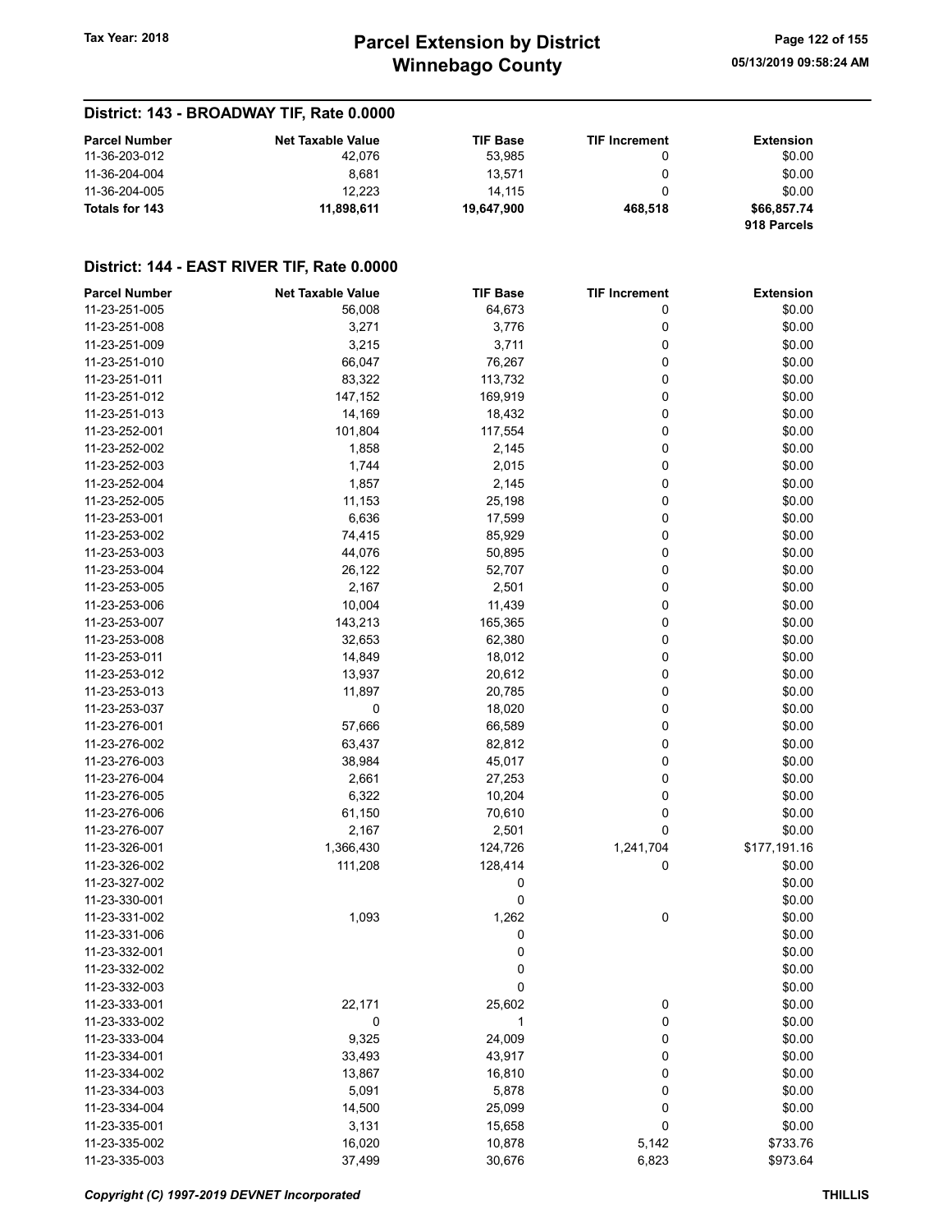## District: 143 - BROADWAY TIF, Rate 0.0000

| Parcel Number | Net Taxable Value | TIF Base | TIF Increment | Extension |
|---|---|---|---|---|
| 11-36-203-012 | 42,076 | 53,985 | 0 | $0.00 |
| 11-36-204-004 | 8,681 | 13,571 | 0 | $0.00 |
| 11-36-204-005 | 12,223 | 14,115 | 0 | $0.00 |
| **Totals for 143** | **11,898,611** | **19,647,900** | **468,518** | **$66,857.74** |
| | | | | **918 Parcels** |

## District: 144 - EAST RIVER TIF, Rate 0.0000

| Parcel Number | Net Taxable Value | TIF Base | TIF Increment | Extension |
|---|---|---|---|---|
| 11-23-251-005 | 56,008 | 64,673 | 0 | $0.00 |
| 11-23-251-008 | 3,271 | 3,776 | 0 | $0.00 |
| 11-23-251-009 | 3,215 | 3,711 | 0 | $0.00 |
| 11-23-251-010 | 66,047 | 76,267 | 0 | $0.00 |
| 11-23-251-011 | 83,322 | 113,732 | 0 | $0.00 |
| 11-23-251-012 | 147,152 | 169,919 | 0 | $0.00 |
| 11-23-251-013 | 14,169 | 18,432 | 0 | $0.00 |
| 11-23-252-001 | 101,804 | 117,554 | 0 | $0.00 |
| 11-23-252-002 | 1,858 | 2,145 | 0 | $0.00 |
| 11-23-252-003 | 1,744 | 2,015 | 0 | $0.00 |
| 11-23-252-004 | 1,857 | 2,145 | 0 | $0.00 |
| 11-23-252-005 | 11,153 | 25,198 | 0 | $0.00 |
| 11-23-253-001 | 6,636 | 17,599 | 0 | $0.00 |
| 11-23-253-002 | 74,415 | 85,929 | 0 | $0.00 |
| 11-23-253-003 | 44,076 | 50,895 | 0 | $0.00 |
| 11-23-253-004 | 26,122 | 52,707 | 0 | $0.00 |
| 11-23-253-005 | 2,167 | 2,501 | 0 | $0.00 |
| 11-23-253-006 | 10,004 | 11,439 | 0 | $0.00 |
| 11-23-253-007 | 143,213 | 165,365 | 0 | $0.00 |
| 11-23-253-008 | 32,653 | 62,380 | 0 | $0.00 |
| 11-23-253-011 | 14,849 | 18,012 | 0 | $0.00 |
| 11-23-253-012 | 13,937 | 20,612 | 0 | $0.00 |
| 11-23-253-013 | 11,897 | 20,785 | 0 | $0.00 |
| 11-23-253-037 | 0 | 18,020 | 0 | $0.00 |
| 11-23-276-001 | 57,666 | 66,589 | 0 | $0.00 |
| 11-23-276-002 | 63,437 | 82,812 | 0 | $0.00 |
| 11-23-276-003 | 38,984 | 45,017 | 0 | $0.00 |
| 11-23-276-004 | 2,661 | 27,253 | 0 | $0.00 |
| 11-23-276-005 | 6,322 | 10,204 | 0 | $0.00 |
| 11-23-276-006 | 61,150 | 70,610 | 0 | $0.00 |
| 11-23-276-007 | 2,167 | 2,501 | 0 | $0.00 |
| 11-23-326-001 | 1,366,430 | 124,726 | 1,241,704 | $177,191.16 |
| 11-23-326-002 | 111,208 | 128,414 | 0 | $0.00 |
| 11-23-327-002 | | 0 | | $0.00 |
| 11-23-330-001 | | 0 | | $0.00 |
| 11-23-331-002 | 1,093 | 1,262 | 0 | $0.00 |
| 11-23-331-006 | | 0 | | $0.00 |
| 11-23-332-001 | | 0 | | $0.00 |
| 11-23-332-002 | | 0 | | $0.00 |
| 11-23-332-003 | | 0 | | $0.00 |
| 11-23-333-001 | 22,171 | 25,602 | 0 | $0.00 |
| 11-23-333-002 | 0 | 1 | 0 | $0.00 |
| 11-23-333-004 | 9,325 | 24,009 | 0 | $0.00 |
| 11-23-334-001 | 33,493 | 43,917 | 0 | $0.00 |
| 11-23-334-002 | 13,867 | 16,810 | 0 | $0.00 |
| 11-23-334-003 | 5,091 | 5,878 | 0 | $0.00 |
| 11-23-334-004 | 14,500 | 25,099 | 0 | $0.00 |
| 11-23-335-001 | 3,131 | 15,658 | 0 | $0.00 |
| 11-23-335-002 | 16,020 | 10,878 | 5,142 | $733.76 |
| 11-23-335-003 | 37,499 | 30,676 | 6,823 | $973.64 |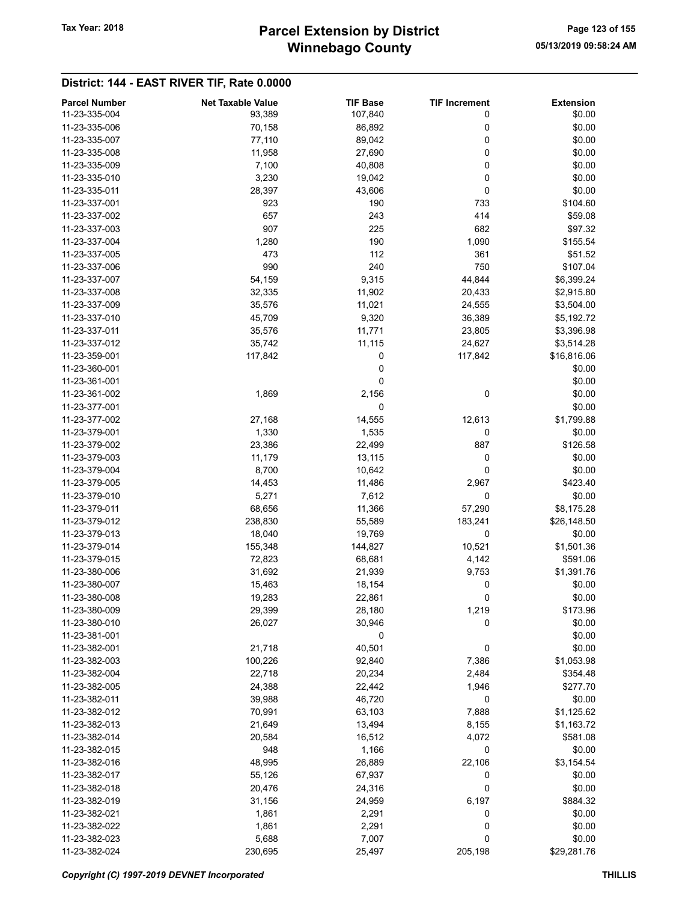# Parcel Extension by District
# Winnebago County

Tax Year: 2018

05/13/2019 09:58:24 AM

## District: 144 - EAST RIVER TIF, Rate 0.0000

| Parcel Number | Net Taxable Value | TIF Base | TIF Increment | Extension |
|---|---|---|---|---|
| 11-23-335-004 | 93,389 | 107,840 | 0 | $0.00 |
| 11-23-335-006 | 70,158 | 86,892 | 0 | $0.00 |
| 11-23-335-007 | 77,110 | 89,042 | 0 | $0.00 |
| 11-23-335-008 | 11,958 | 27,690 | 0 | $0.00 |
| 11-23-335-009 | 7,100 | 40,808 | 0 | $0.00 |
| 11-23-335-010 | 3,230 | 19,042 | 0 | $0.00 |
| 11-23-335-011 | 28,397 | 43,606 | 0 | $0.00 |
| 11-23-337-001 | 923 | 190 | 733 | $104.60 |
| 11-23-337-002 | 657 | 243 | 414 | $59.08 |
| 11-23-337-003 | 907 | 225 | 682 | $97.32 |
| 11-23-337-004 | 1,280 | 190 | 1,090 | $155.54 |
| 11-23-337-005 | 473 | 112 | 361 | $51.52 |
| 11-23-337-006 | 990 | 240 | 750 | $107.04 |
| 11-23-337-007 | 54,159 | 9,315 | 44,844 | $6,399.24 |
| 11-23-337-008 | 32,335 | 11,902 | 20,433 | $2,915.80 |
| 11-23-337-009 | 35,576 | 11,021 | 24,555 | $3,504.00 |
| 11-23-337-010 | 45,709 | 9,320 | 36,389 | $5,192.72 |
| 11-23-337-011 | 35,576 | 11,771 | 23,805 | $3,396.98 |
| 11-23-337-012 | 35,742 | 11,115 | 24,627 | $3,514.28 |
| 11-23-359-001 | 117,842 | 0 | 117,842 | $16,816.06 |
| 11-23-360-001 | | 0 | | $0.00 |
| 11-23-361-001 | | 0 | | $0.00 |
| 11-23-361-002 | 1,869 | 2,156 | 0 | $0.00 |
| 11-23-377-001 | | 0 | | $0.00 |
| 11-23-377-002 | 27,168 | 14,555 | 12,613 | $1,799.88 |
| 11-23-379-001 | 1,330 | 1,535 | 0 | $0.00 |
| 11-23-379-002 | 23,386 | 22,499 | 887 | $126.58 |
| 11-23-379-003 | 11,179 | 13,115 | 0 | $0.00 |
| 11-23-379-004 | 8,700 | 10,642 | 0 | $0.00 |
| 11-23-379-005 | 14,453 | 11,486 | 2,967 | $423.40 |
| 11-23-379-010 | 5,271 | 7,612 | 0 | $0.00 |
| 11-23-379-011 | 68,656 | 11,366 | 57,290 | $8,175.28 |
| 11-23-379-012 | 238,830 | 55,589 | 183,241 | $26,148.50 |
| 11-23-379-013 | 18,040 | 19,769 | 0 | $0.00 |
| 11-23-379-014 | 155,348 | 144,827 | 10,521 | $1,501.36 |
| 11-23-379-015 | 72,823 | 68,681 | 4,142 | $591.06 |
| 11-23-380-006 | 31,692 | 21,939 | 9,753 | $1,391.76 |
| 11-23-380-007 | 15,463 | 18,154 | 0 | $0.00 |
| 11-23-380-008 | 19,283 | 22,861 | 0 | $0.00 |
| 11-23-380-009 | 29,399 | 28,180 | 1,219 | $173.96 |
| 11-23-380-010 | 26,027 | 30,946 | 0 | $0.00 |
| 11-23-381-001 | | 0 | | $0.00 |
| 11-23-382-001 | 21,718 | 40,501 | 0 | $0.00 |
| 11-23-382-003 | 100,226 | 92,840 | 7,386 | $1,053.98 |
| 11-23-382-004 | 22,718 | 20,234 | 2,484 | $354.48 |
| 11-23-382-005 | 24,388 | 22,442 | 1,946 | $277.70 |
| 11-23-382-011 | 39,988 | 46,720 | 0 | $0.00 |
| 11-23-382-012 | 70,991 | 63,103 | 7,888 | $1,125.62 |
| 11-23-382-013 | 21,649 | 13,494 | 8,155 | $1,163.72 |
| 11-23-382-014 | 20,584 | 16,512 | 4,072 | $581.08 |
| 11-23-382-015 | 948 | 1,166 | 0 | $0.00 |
| 11-23-382-016 | 48,995 | 26,889 | 22,106 | $3,154.54 |
| 11-23-382-017 | 55,126 | 67,937 | 0 | $0.00 |
| 11-23-382-018 | 20,476 | 24,316 | 0 | $0.00 |
| 11-23-382-019 | 31,156 | 24,959 | 6,197 | $884.32 |
| 11-23-382-021 | 1,861 | 2,291 | 0 | $0.00 |
| 11-23-382-022 | 1,861 | 2,291 | 0 | $0.00 |
| 11-23-382-023 | 5,688 | 7,007 | 0 | $0.00 |
| 11-23-382-024 | 230,695 | 25,497 | 205,198 | $29,281.76 |

*Copyright (C) 1997-2019 DEVNET Incorporated* THILLIS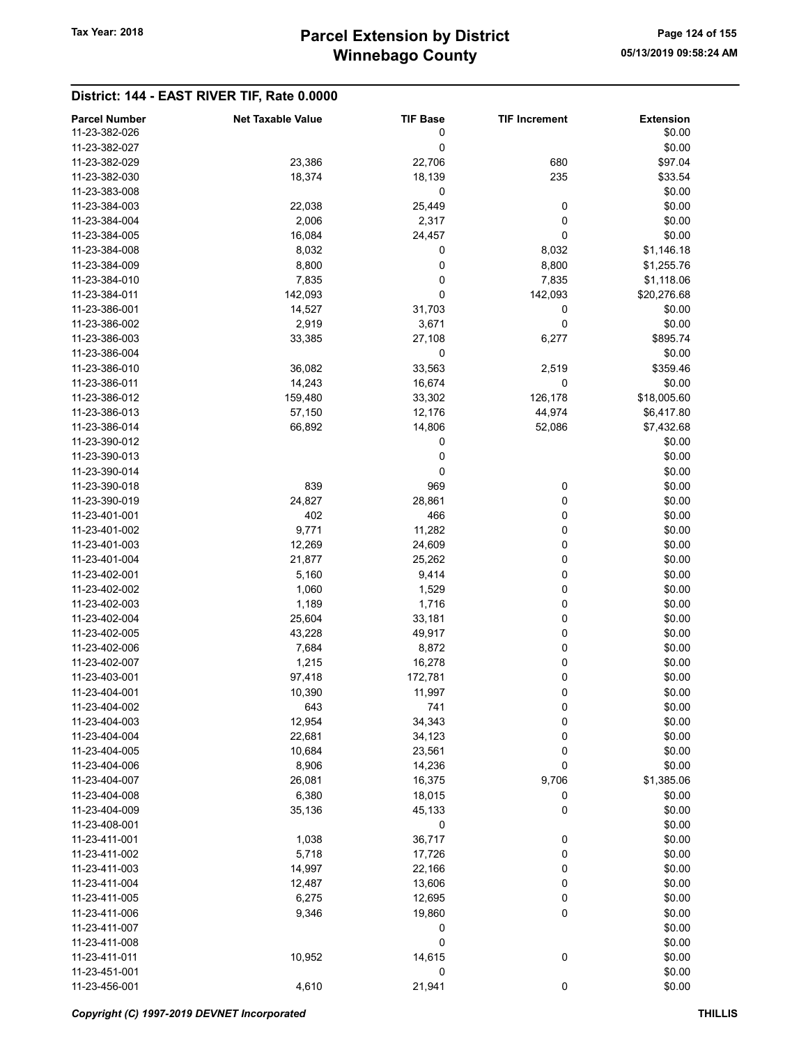## District: 144 - EAST RIVER TIF, Rate 0.0000

| Parcel Number | Net Taxable Value | TIF Base | TIF Increment | Extension |
|---|---|---|---|---|
| 11-23-382-026 | | 0 | | $0.00 |
| 11-23-382-027 | | 0 | | $0.00 |
| 11-23-382-029 | 23,386 | 22,706 | 680 | $97.04 |
| 11-23-382-030 | 18,374 | 18,139 | 235 | $33.54 |
| 11-23-383-008 | | 0 | | $0.00 |
| 11-23-384-003 | 22,038 | 25,449 | 0 | $0.00 |
| 11-23-384-004 | 2,006 | 2,317 | 0 | $0.00 |
| 11-23-384-005 | 16,084 | 24,457 | 0 | $0.00 |
| 11-23-384-008 | 8,032 | 0 | 8,032 | $1,146.18 |
| 11-23-384-009 | 8,800 | 0 | 8,800 | $1,255.76 |
| 11-23-384-010 | 7,835 | 0 | 7,835 | $1,118.06 |
| 11-23-384-011 | 142,093 | 0 | 142,093 | $20,276.68 |
| 11-23-386-001 | 14,527 | 31,703 | 0 | $0.00 |
| 11-23-386-002 | 2,919 | 3,671 | 0 | $0.00 |
| 11-23-386-003 | 33,385 | 27,108 | 6,277 | $895.74 |
| 11-23-386-004 | | 0 | | $0.00 |
| 11-23-386-010 | 36,082 | 33,563 | 2,519 | $359.46 |
| 11-23-386-011 | 14,243 | 16,674 | 0 | $0.00 |
| 11-23-386-012 | 159,480 | 33,302 | 126,178 | $18,005.60 |
| 11-23-386-013 | 57,150 | 12,176 | 44,974 | $6,417.80 |
| 11-23-386-014 | 66,892 | 14,806 | 52,086 | $7,432.68 |
| 11-23-390-012 | | 0 | | $0.00 |
| 11-23-390-013 | | 0 | | $0.00 |
| 11-23-390-014 | | 0 | | $0.00 |
| 11-23-390-018 | 839 | 969 | 0 | $0.00 |
| 11-23-390-019 | 24,827 | 28,861 | 0 | $0.00 |
| 11-23-401-001 | 402 | 466 | 0 | $0.00 |
| 11-23-401-002 | 9,771 | 11,282 | 0 | $0.00 |
| 11-23-401-003 | 12,269 | 24,609 | 0 | $0.00 |
| 11-23-401-004 | 21,877 | 25,262 | 0 | $0.00 |
| 11-23-402-001 | 5,160 | 9,414 | 0 | $0.00 |
| 11-23-402-002 | 1,060 | 1,529 | 0 | $0.00 |
| 11-23-402-003 | 1,189 | 1,716 | 0 | $0.00 |
| 11-23-402-004 | 25,604 | 33,181 | 0 | $0.00 |
| 11-23-402-005 | 43,228 | 49,917 | 0 | $0.00 |
| 11-23-402-006 | 7,684 | 8,872 | 0 | $0.00 |
| 11-23-402-007 | 1,215 | 16,278 | 0 | $0.00 |
| 11-23-403-001 | 97,418 | 172,781 | 0 | $0.00 |
| 11-23-404-001 | 10,390 | 11,997 | 0 | $0.00 |
| 11-23-404-002 | 643 | 741 | 0 | $0.00 |
| 11-23-404-003 | 12,954 | 34,343 | 0 | $0.00 |
| 11-23-404-004 | 22,681 | 34,123 | 0 | $0.00 |
| 11-23-404-005 | 10,684 | 23,561 | 0 | $0.00 |
| 11-23-404-006 | 8,906 | 14,236 | 0 | $0.00 |
| 11-23-404-007 | 26,081 | 16,375 | 9,706 | $1,385.06 |
| 11-23-404-008 | 6,380 | 18,015 | 0 | $0.00 |
| 11-23-404-009 | 35,136 | 45,133 | 0 | $0.00 |
| 11-23-408-001 | | 0 | | $0.00 |
| 11-23-411-001 | 1,038 | 36,717 | 0 | $0.00 |
| 11-23-411-002 | 5,718 | 17,726 | 0 | $0.00 |
| 11-23-411-003 | 14,997 | 22,166 | 0 | $0.00 |
| 11-23-411-004 | 12,487 | 13,606 | 0 | $0.00 |
| 11-23-411-005 | 6,275 | 12,695 | 0 | $0.00 |
| 11-23-411-006 | 9,346 | 19,860 | 0 | $0.00 |
| 11-23-411-007 | | 0 | | $0.00 |
| 11-23-411-008 | | 0 | | $0.00 |
| 11-23-411-011 | 10,952 | 14,615 | 0 | $0.00 |
| 11-23-451-001 | | 0 | | $0.00 |
| 11-23-456-001 | 4,610 | 21,941 | 0 | $0.00 |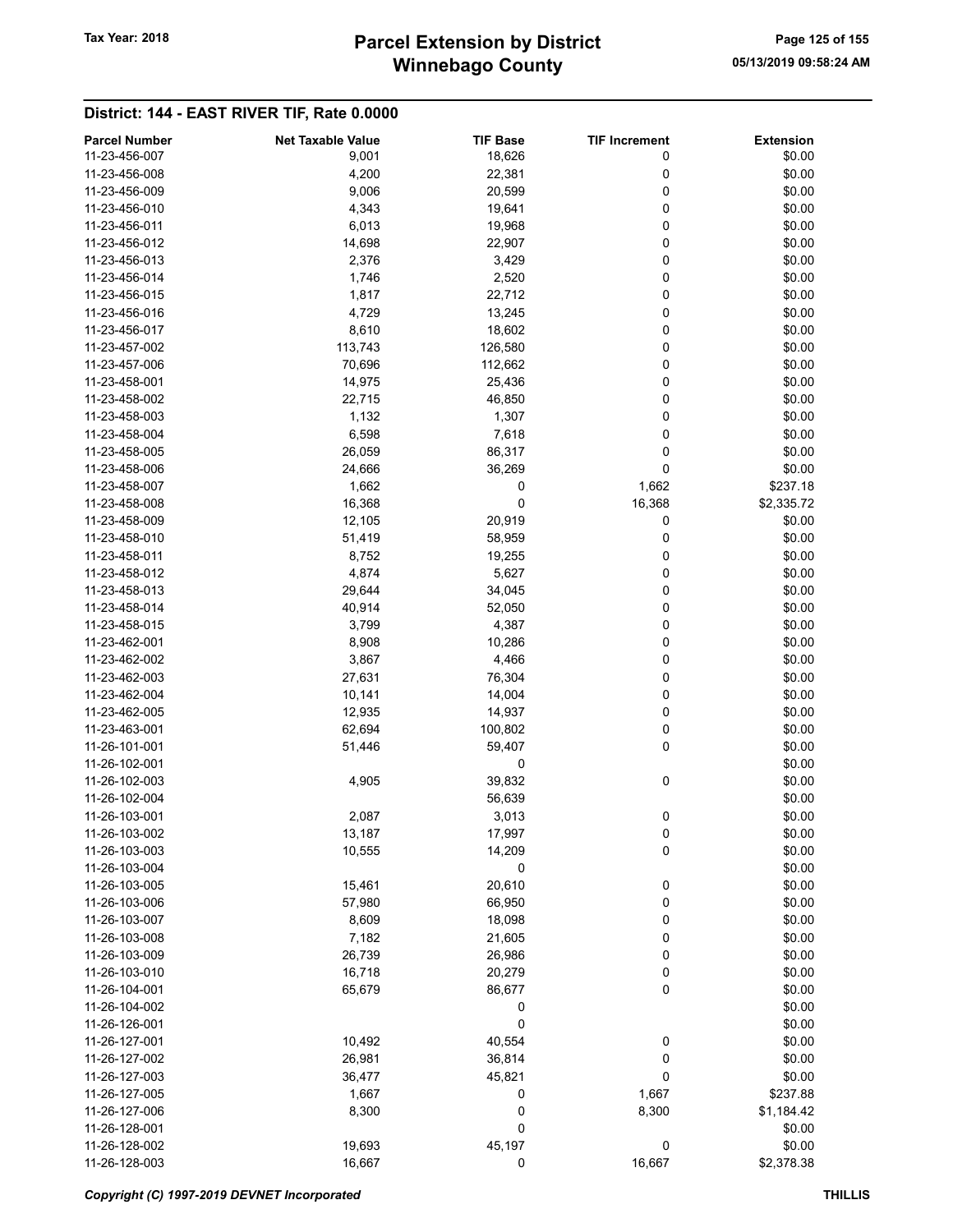## District: 144 - EAST RIVER TIF, Rate 0.0000

| Parcel Number | Net Taxable Value | TIF Base | TIF Increment | Extension |
|---|---|---|---|---|
| 11-23-456-007 | 9,001 | 18,626 | 0 | $0.00 |
| 11-23-456-008 | 4,200 | 22,381 | 0 | $0.00 |
| 11-23-456-009 | 9,006 | 20,599 | 0 | $0.00 |
| 11-23-456-010 | 4,343 | 19,641 | 0 | $0.00 |
| 11-23-456-011 | 6,013 | 19,968 | 0 | $0.00 |
| 11-23-456-012 | 14,698 | 22,907 | 0 | $0.00 |
| 11-23-456-013 | 2,376 | 3,429 | 0 | $0.00 |
| 11-23-456-014 | 1,746 | 2,520 | 0 | $0.00 |
| 11-23-456-015 | 1,817 | 22,712 | 0 | $0.00 |
| 11-23-456-016 | 4,729 | 13,245 | 0 | $0.00 |
| 11-23-456-017 | 8,610 | 18,602 | 0 | $0.00 |
| 11-23-457-002 | 113,743 | 126,580 | 0 | $0.00 |
| 11-23-457-006 | 70,696 | 112,662 | 0 | $0.00 |
| 11-23-458-001 | 14,975 | 25,436 | 0 | $0.00 |
| 11-23-458-002 | 22,715 | 46,850 | 0 | $0.00 |
| 11-23-458-003 | 1,132 | 1,307 | 0 | $0.00 |
| 11-23-458-004 | 6,598 | 7,618 | 0 | $0.00 |
| 11-23-458-005 | 26,059 | 86,317 | 0 | $0.00 |
| 11-23-458-006 | 24,666 | 36,269 | 0 | $0.00 |
| 11-23-458-007 | 1,662 | 0 | 1,662 | $237.18 |
| 11-23-458-008 | 16,368 | 0 | 16,368 | $2,335.72 |
| 11-23-458-009 | 12,105 | 20,919 | 0 | $0.00 |
| 11-23-458-010 | 51,419 | 58,959 | 0 | $0.00 |
| 11-23-458-011 | 8,752 | 19,255 | 0 | $0.00 |
| 11-23-458-012 | 4,874 | 5,627 | 0 | $0.00 |
| 11-23-458-013 | 29,644 | 34,045 | 0 | $0.00 |
| 11-23-458-014 | 40,914 | 52,050 | 0 | $0.00 |
| 11-23-458-015 | 3,799 | 4,387 | 0 | $0.00 |
| 11-23-462-001 | 8,908 | 10,286 | 0 | $0.00 |
| 11-23-462-002 | 3,867 | 4,466 | 0 | $0.00 |
| 11-23-462-003 | 27,631 | 76,304 | 0 | $0.00 |
| 11-23-462-004 | 10,141 | 14,004 | 0 | $0.00 |
| 11-23-462-005 | 12,935 | 14,937 | 0 | $0.00 |
| 11-23-463-001 | 62,694 | 100,802 | 0 | $0.00 |
| 11-26-101-001 | 51,446 | 59,407 | 0 | $0.00 |
| 11-26-102-001 | | 0 | | $0.00 |
| 11-26-102-003 | 4,905 | 39,832 | 0 | $0.00 |
| 11-26-102-004 | | 56,639 | | $0.00 |
| 11-26-103-001 | 2,087 | 3,013 | 0 | $0.00 |
| 11-26-103-002 | 13,187 | 17,997 | 0 | $0.00 |
| 11-26-103-003 | 10,555 | 14,209 | 0 | $0.00 |
| 11-26-103-004 | | 0 | | $0.00 |
| 11-26-103-005 | 15,461 | 20,610 | 0 | $0.00 |
| 11-26-103-006 | 57,980 | 66,950 | 0 | $0.00 |
| 11-26-103-007 | 8,609 | 18,098 | 0 | $0.00 |
| 11-26-103-008 | 7,182 | 21,605 | 0 | $0.00 |
| 11-26-103-009 | 26,739 | 26,986 | 0 | $0.00 |
| 11-26-103-010 | 16,718 | 20,279 | 0 | $0.00 |
| 11-26-104-001 | 65,679 | 86,677 | 0 | $0.00 |
| 11-26-104-002 | | 0 | | $0.00 |
| 11-26-126-001 | | 0 | | $0.00 |
| 11-26-127-001 | 10,492 | 40,554 | 0 | $0.00 |
| 11-26-127-002 | 26,981 | 36,814 | 0 | $0.00 |
| 11-26-127-003 | 36,477 | 45,821 | 0 | $0.00 |
| 11-26-127-005 | 1,667 | 0 | 1,667 | $237.88 |
| 11-26-127-006 | 8,300 | 0 | 8,300 | $1,184.42 |
| 11-26-128-001 | | 0 | | $0.00 |
| 11-26-128-002 | 19,693 | 45,197 | 0 | $0.00 |
| 11-26-128-003 | 16,667 | 0 | 16,667 | $2,378.38 |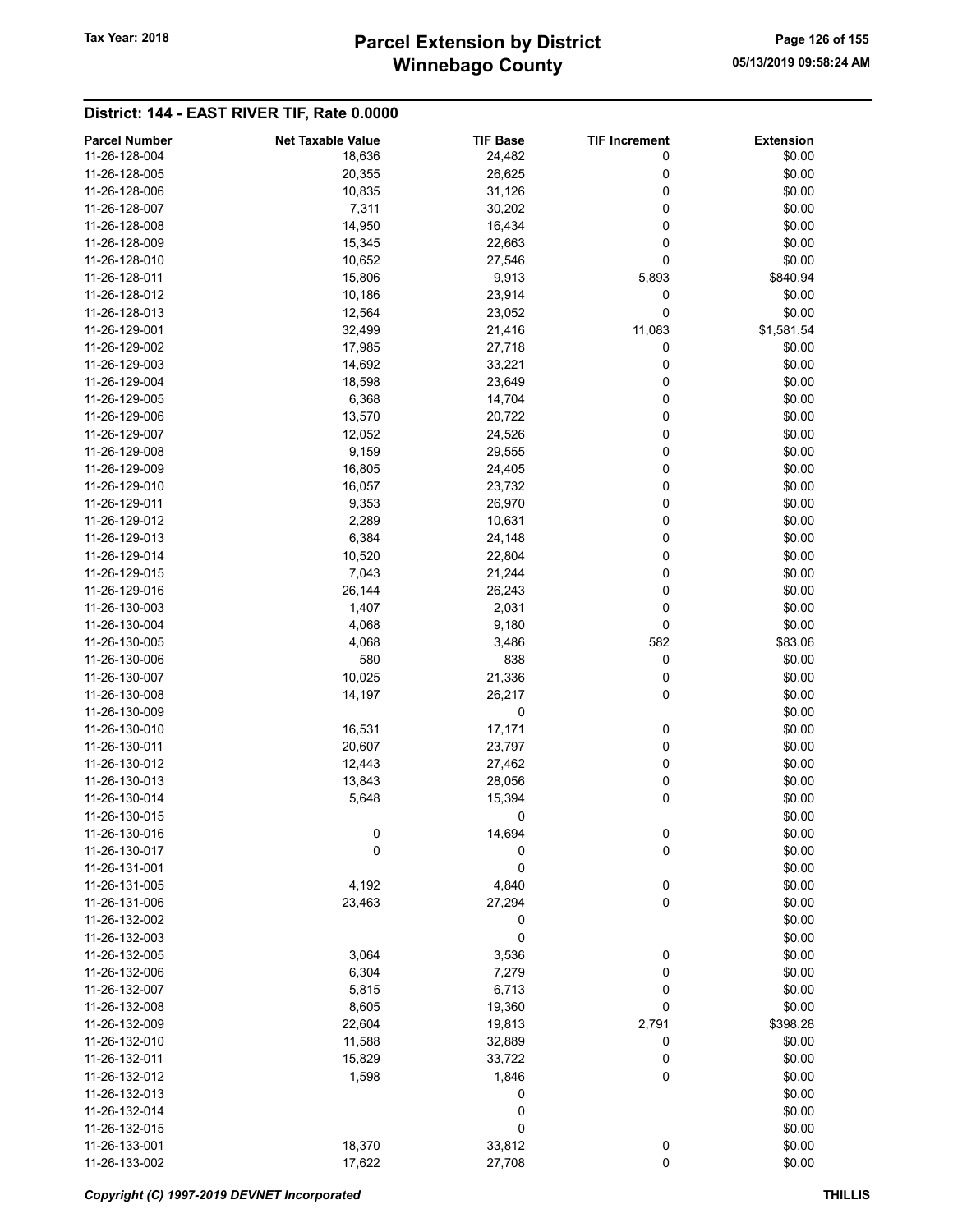## District: 144 - EAST RIVER TIF, Rate 0.0000

| Parcel Number | Net Taxable Value | TIF Base | TIF Increment | Extension |
|---|---|---|---|---|
| 11-26-128-004 | 18,636 | 24,482 | 0 | $0.00 |
| 11-26-128-005 | 20,355 | 26,625 | 0 | $0.00 |
| 11-26-128-006 | 10,835 | 31,126 | 0 | $0.00 |
| 11-26-128-007 | 7,311 | 30,202 | 0 | $0.00 |
| 11-26-128-008 | 14,950 | 16,434 | 0 | $0.00 |
| 11-26-128-009 | 15,345 | 22,663 | 0 | $0.00 |
| 11-26-128-010 | 10,652 | 27,546 | 0 | $0.00 |
| 11-26-128-011 | 15,806 | 9,913 | 5,893 | $840.94 |
| 11-26-128-012 | 10,186 | 23,914 | 0 | $0.00 |
| 11-26-128-013 | 12,564 | 23,052 | 0 | $0.00 |
| 11-26-129-001 | 32,499 | 21,416 | 11,083 | $1,581.54 |
| 11-26-129-002 | 17,985 | 27,718 | 0 | $0.00 |
| 11-26-129-003 | 14,692 | 33,221 | 0 | $0.00 |
| 11-26-129-004 | 18,598 | 23,649 | 0 | $0.00 |
| 11-26-129-005 | 6,368 | 14,704 | 0 | $0.00 |
| 11-26-129-006 | 13,570 | 20,722 | 0 | $0.00 |
| 11-26-129-007 | 12,052 | 24,526 | 0 | $0.00 |
| 11-26-129-008 | 9,159 | 29,555 | 0 | $0.00 |
| 11-26-129-009 | 16,805 | 24,405 | 0 | $0.00 |
| 11-26-129-010 | 16,057 | 23,732 | 0 | $0.00 |
| 11-26-129-011 | 9,353 | 26,970 | 0 | $0.00 |
| 11-26-129-012 | 2,289 | 10,631 | 0 | $0.00 |
| 11-26-129-013 | 6,384 | 24,148 | 0 | $0.00 |
| 11-26-129-014 | 10,520 | 22,804 | 0 | $0.00 |
| 11-26-129-015 | 7,043 | 21,244 | 0 | $0.00 |
| 11-26-129-016 | 26,144 | 26,243 | 0 | $0.00 |
| 11-26-130-003 | 1,407 | 2,031 | 0 | $0.00 |
| 11-26-130-004 | 4,068 | 9,180 | 0 | $0.00 |
| 11-26-130-005 | 4,068 | 3,486 | 582 | $83.06 |
| 11-26-130-006 | 580 | 838 | 0 | $0.00 |
| 11-26-130-007 | 10,025 | 21,336 | 0 | $0.00 |
| 11-26-130-008 | 14,197 | 26,217 | 0 | $0.00 |
| 11-26-130-009 | | 0 | | $0.00 |
| 11-26-130-010 | 16,531 | 17,171 | 0 | $0.00 |
| 11-26-130-011 | 20,607 | 23,797 | 0 | $0.00 |
| 11-26-130-012 | 12,443 | 27,462 | 0 | $0.00 |
| 11-26-130-013 | 13,843 | 28,056 | 0 | $0.00 |
| 11-26-130-014 | 5,648 | 15,394 | 0 | $0.00 |
| 11-26-130-015 | | 0 | | $0.00 |
| 11-26-130-016 | 0 | 14,694 | 0 | $0.00 |
| 11-26-130-017 | 0 | 0 | 0 | $0.00 |
| 11-26-131-001 | | 0 | | $0.00 |
| 11-26-131-005 | 4,192 | 4,840 | 0 | $0.00 |
| 11-26-131-006 | 23,463 | 27,294 | 0 | $0.00 |
| 11-26-132-002 | | 0 | | $0.00 |
| 11-26-132-003 | | 0 | | $0.00 |
| 11-26-132-005 | 3,064 | 3,536 | 0 | $0.00 |
| 11-26-132-006 | 6,304 | 7,279 | 0 | $0.00 |
| 11-26-132-007 | 5,815 | 6,713 | 0 | $0.00 |
| 11-26-132-008 | 8,605 | 19,360 | 0 | $0.00 |
| 11-26-132-009 | 22,604 | 19,813 | 2,791 | $398.28 |
| 11-26-132-010 | 11,588 | 32,889 | 0 | $0.00 |
| 11-26-132-011 | 15,829 | 33,722 | 0 | $0.00 |
| 11-26-132-012 | 1,598 | 1,846 | 0 | $0.00 |
| 11-26-132-013 | | 0 | | $0.00 |
| 11-26-132-014 | | 0 | | $0.00 |
| 11-26-132-015 | | 0 | | $0.00 |
| 11-26-133-001 | 18,370 | 33,812 | 0 | $0.00 |
| 11-26-133-002 | 17,622 | 27,708 | 0 | $0.00 |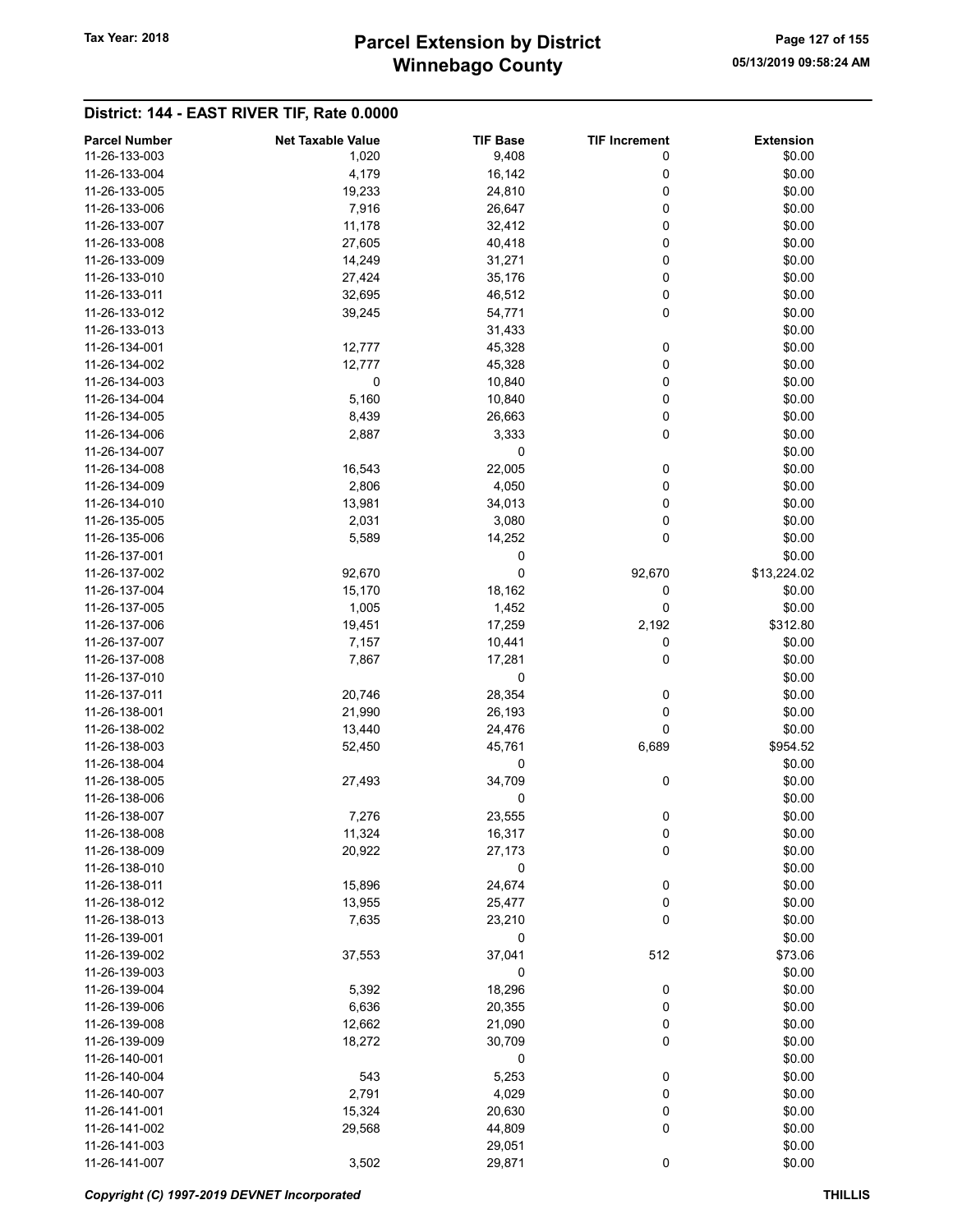# Parcel Extension by District
# Winnebago County

Tax Year: 2018

## District: 144 - EAST RIVER TIF, Rate 0.0000

| Parcel Number | Net Taxable Value | TIF Base | TIF Increment | Extension |
|---|---|---|---|---|
| 11-26-133-003 | 1,020 | 9,408 | 0 | $0.00 |
| 11-26-133-004 | 4,179 | 16,142 | 0 | $0.00 |
| 11-26-133-005 | 19,233 | 24,810 | 0 | $0.00 |
| 11-26-133-006 | 7,916 | 26,647 | 0 | $0.00 |
| 11-26-133-007 | 11,178 | 32,412 | 0 | $0.00 |
| 11-26-133-008 | 27,605 | 40,418 | 0 | $0.00 |
| 11-26-133-009 | 14,249 | 31,271 | 0 | $0.00 |
| 11-26-133-010 | 27,424 | 35,176 | 0 | $0.00 |
| 11-26-133-011 | 32,695 | 46,512 | 0 | $0.00 |
| 11-26-133-012 | 39,245 | 54,771 | 0 | $0.00 |
| 11-26-133-013 | | 31,433 | | $0.00 |
| 11-26-134-001 | 12,777 | 45,328 | 0 | $0.00 |
| 11-26-134-002 | 12,777 | 45,328 | 0 | $0.00 |
| 11-26-134-003 | 0 | 10,840 | 0 | $0.00 |
| 11-26-134-004 | 5,160 | 10,840 | 0 | $0.00 |
| 11-26-134-005 | 8,439 | 26,663 | 0 | $0.00 |
| 11-26-134-006 | 2,887 | 3,333 | 0 | $0.00 |
| 11-26-134-007 | | 0 | | $0.00 |
| 11-26-134-008 | 16,543 | 22,005 | 0 | $0.00 |
| 11-26-134-009 | 2,806 | 4,050 | 0 | $0.00 |
| 11-26-134-010 | 13,981 | 34,013 | 0 | $0.00 |
| 11-26-135-005 | 2,031 | 3,080 | 0 | $0.00 |
| 11-26-135-006 | 5,589 | 14,252 | 0 | $0.00 |
| 11-26-137-001 | | 0 | | $0.00 |
| 11-26-137-002 | 92,670 | 0 | 92,670 | $13,224.02 |
| 11-26-137-004 | 15,170 | 18,162 | 0 | $0.00 |
| 11-26-137-005 | 1,005 | 1,452 | 0 | $0.00 |
| 11-26-137-006 | 19,451 | 17,259 | 2,192 | $312.80 |
| 11-26-137-007 | 7,157 | 10,441 | 0 | $0.00 |
| 11-26-137-008 | 7,867 | 17,281 | 0 | $0.00 |
| 11-26-137-010 | | 0 | | $0.00 |
| 11-26-137-011 | 20,746 | 28,354 | 0 | $0.00 |
| 11-26-138-001 | 21,990 | 26,193 | 0 | $0.00 |
| 11-26-138-002 | 13,440 | 24,476 | 0 | $0.00 |
| 11-26-138-003 | 52,450 | 45,761 | 6,689 | $954.52 |
| 11-26-138-004 | | 0 | | $0.00 |
| 11-26-138-005 | 27,493 | 34,709 | 0 | $0.00 |
| 11-26-138-006 | | 0 | | $0.00 |
| 11-26-138-007 | 7,276 | 23,555 | 0 | $0.00 |
| 11-26-138-008 | 11,324 | 16,317 | 0 | $0.00 |
| 11-26-138-009 | 20,922 | 27,173 | 0 | $0.00 |
| 11-26-138-010 | | 0 | | $0.00 |
| 11-26-138-011 | 15,896 | 24,674 | 0 | $0.00 |
| 11-26-138-012 | 13,955 | 25,477 | 0 | $0.00 |
| 11-26-138-013 | 7,635 | 23,210 | 0 | $0.00 |
| 11-26-139-001 | | 0 | | $0.00 |
| 11-26-139-002 | 37,553 | 37,041 | 512 | $73.06 |
| 11-26-139-003 | | 0 | | $0.00 |
| 11-26-139-004 | 5,392 | 18,296 | 0 | $0.00 |
| 11-26-139-006 | 6,636 | 20,355 | 0 | $0.00 |
| 11-26-139-008 | 12,662 | 21,090 | 0 | $0.00 |
| 11-26-139-009 | 18,272 | 30,709 | 0 | $0.00 |
| 11-26-140-001 | | 0 | | $0.00 |
| 11-26-140-004 | 543 | 5,253 | 0 | $0.00 |
| 11-26-140-007 | 2,791 | 4,029 | 0 | $0.00 |
| 11-26-141-001 | 15,324 | 20,630 | 0 | $0.00 |
| 11-26-141-002 | 29,568 | 44,809 | 0 | $0.00 |
| 11-26-141-003 | | 29,051 | | $0.00 |
| 11-26-141-007 | 3,502 | 29,871 | 0 | $0.00 |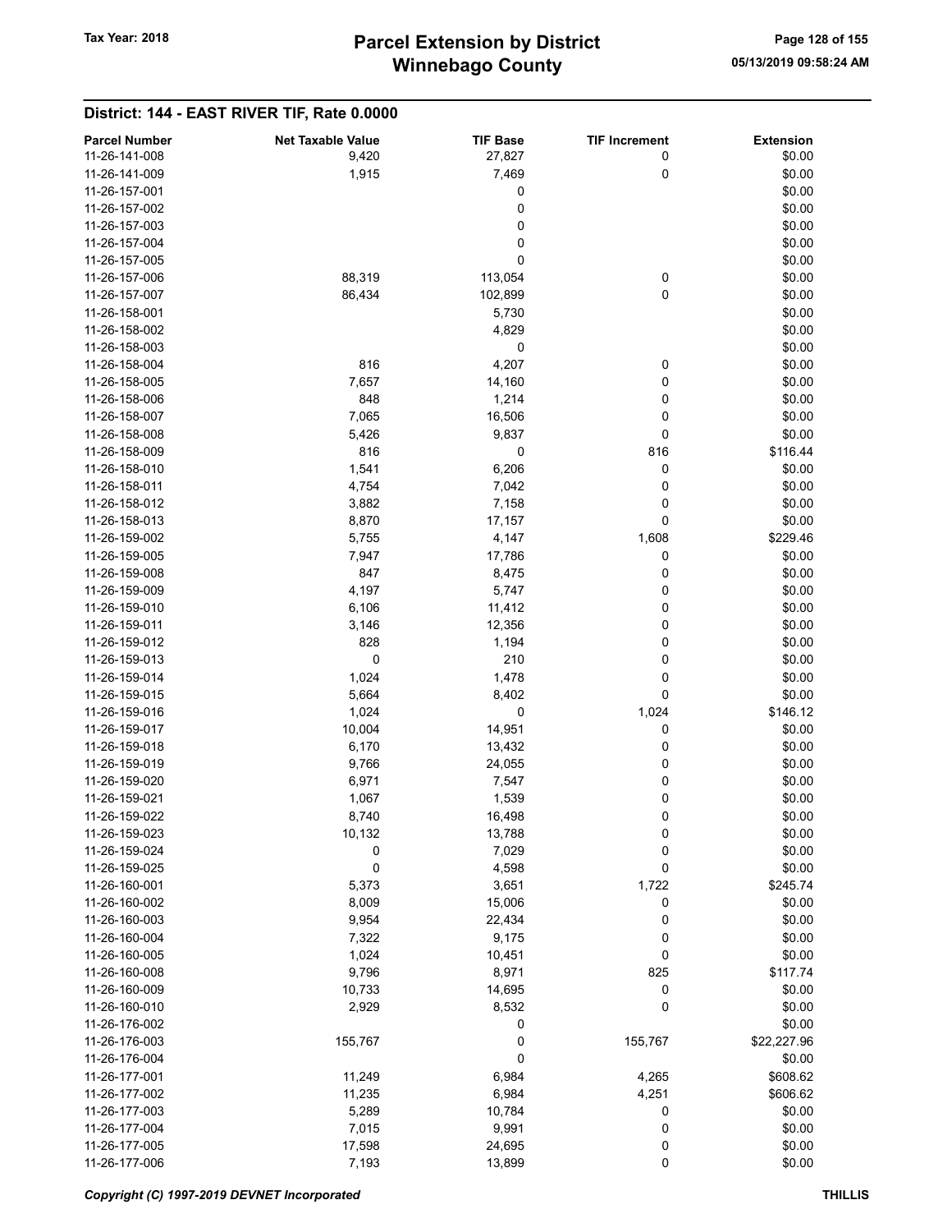## District: 144 - EAST RIVER TIF, Rate 0.0000

| Parcel Number | Net Taxable Value | TIF Base | TIF Increment | Extension |
|---|---|---|---|---|
| 11-26-141-008 | 9,420 | 27,827 | 0 | $0.00 |
| 11-26-141-009 | 1,915 | 7,469 | 0 | $0.00 |
| 11-26-157-001 | | 0 | | $0.00 |
| 11-26-157-002 | | 0 | | $0.00 |
| 11-26-157-003 | | 0 | | $0.00 |
| 11-26-157-004 | | 0 | | $0.00 |
| 11-26-157-005 | | 0 | | $0.00 |
| 11-26-157-006 | 88,319 | 113,054 | 0 | $0.00 |
| 11-26-157-007 | 86,434 | 102,899 | 0 | $0.00 |
| 11-26-158-001 | | 5,730 | | $0.00 |
| 11-26-158-002 | | 4,829 | | $0.00 |
| 11-26-158-003 | | 0 | | $0.00 |
| 11-26-158-004 | 816 | 4,207 | 0 | $0.00 |
| 11-26-158-005 | 7,657 | 14,160 | 0 | $0.00 |
| 11-26-158-006 | 848 | 1,214 | 0 | $0.00 |
| 11-26-158-007 | 7,065 | 16,506 | 0 | $0.00 |
| 11-26-158-008 | 5,426 | 9,837 | 0 | $0.00 |
| 11-26-158-009 | 816 | 0 | 816 | $116.44 |
| 11-26-158-010 | 1,541 | 6,206 | 0 | $0.00 |
| 11-26-158-011 | 4,754 | 7,042 | 0 | $0.00 |
| 11-26-158-012 | 3,882 | 7,158 | 0 | $0.00 |
| 11-26-158-013 | 8,870 | 17,157 | 0 | $0.00 |
| 11-26-159-002 | 5,755 | 4,147 | 1,608 | $229.46 |
| 11-26-159-005 | 7,947 | 17,786 | 0 | $0.00 |
| 11-26-159-008 | 847 | 8,475 | 0 | $0.00 |
| 11-26-159-009 | 4,197 | 5,747 | 0 | $0.00 |
| 11-26-159-010 | 6,106 | 11,412 | 0 | $0.00 |
| 11-26-159-011 | 3,146 | 12,356 | 0 | $0.00 |
| 11-26-159-012 | 828 | 1,194 | 0 | $0.00 |
| 11-26-159-013 | 0 | 210 | 0 | $0.00 |
| 11-26-159-014 | 1,024 | 1,478 | 0 | $0.00 |
| 11-26-159-015 | 5,664 | 8,402 | 0 | $0.00 |
| 11-26-159-016 | 1,024 | 0 | 1,024 | $146.12 |
| 11-26-159-017 | 10,004 | 14,951 | 0 | $0.00 |
| 11-26-159-018 | 6,170 | 13,432 | 0 | $0.00 |
| 11-26-159-019 | 9,766 | 24,055 | 0 | $0.00 |
| 11-26-159-020 | 6,971 | 7,547 | 0 | $0.00 |
| 11-26-159-021 | 1,067 | 1,539 | 0 | $0.00 |
| 11-26-159-022 | 8,740 | 16,498 | 0 | $0.00 |
| 11-26-159-023 | 10,132 | 13,788 | 0 | $0.00 |
| 11-26-159-024 | 0 | 7,029 | 0 | $0.00 |
| 11-26-159-025 | 0 | 4,598 | 0 | $0.00 |
| 11-26-160-001 | 5,373 | 3,651 | 1,722 | $245.74 |
| 11-26-160-002 | 8,009 | 15,006 | 0 | $0.00 |
| 11-26-160-003 | 9,954 | 22,434 | 0 | $0.00 |
| 11-26-160-004 | 7,322 | 9,175 | 0 | $0.00 |
| 11-26-160-005 | 1,024 | 10,451 | 0 | $0.00 |
| 11-26-160-008 | 9,796 | 8,971 | 825 | $117.74 |
| 11-26-160-009 | 10,733 | 14,695 | 0 | $0.00 |
| 11-26-160-010 | 2,929 | 8,532 | 0 | $0.00 |
| 11-26-176-002 | | 0 | | $0.00 |
| 11-26-176-003 | 155,767 | 0 | 155,767 | $22,227.96 |
| 11-26-176-004 | | 0 | | $0.00 |
| 11-26-177-001 | 11,249 | 6,984 | 4,265 | $608.62 |
| 11-26-177-002 | 11,235 | 6,984 | 4,251 | $606.62 |
| 11-26-177-003 | 5,289 | 10,784 | 0 | $0.00 |
| 11-26-177-004 | 7,015 | 9,991 | 0 | $0.00 |
| 11-26-177-005 | 17,598 | 24,695 | 0 | $0.00 |
| 11-26-177-006 | 7,193 | 13,899 | 0 | $0.00 |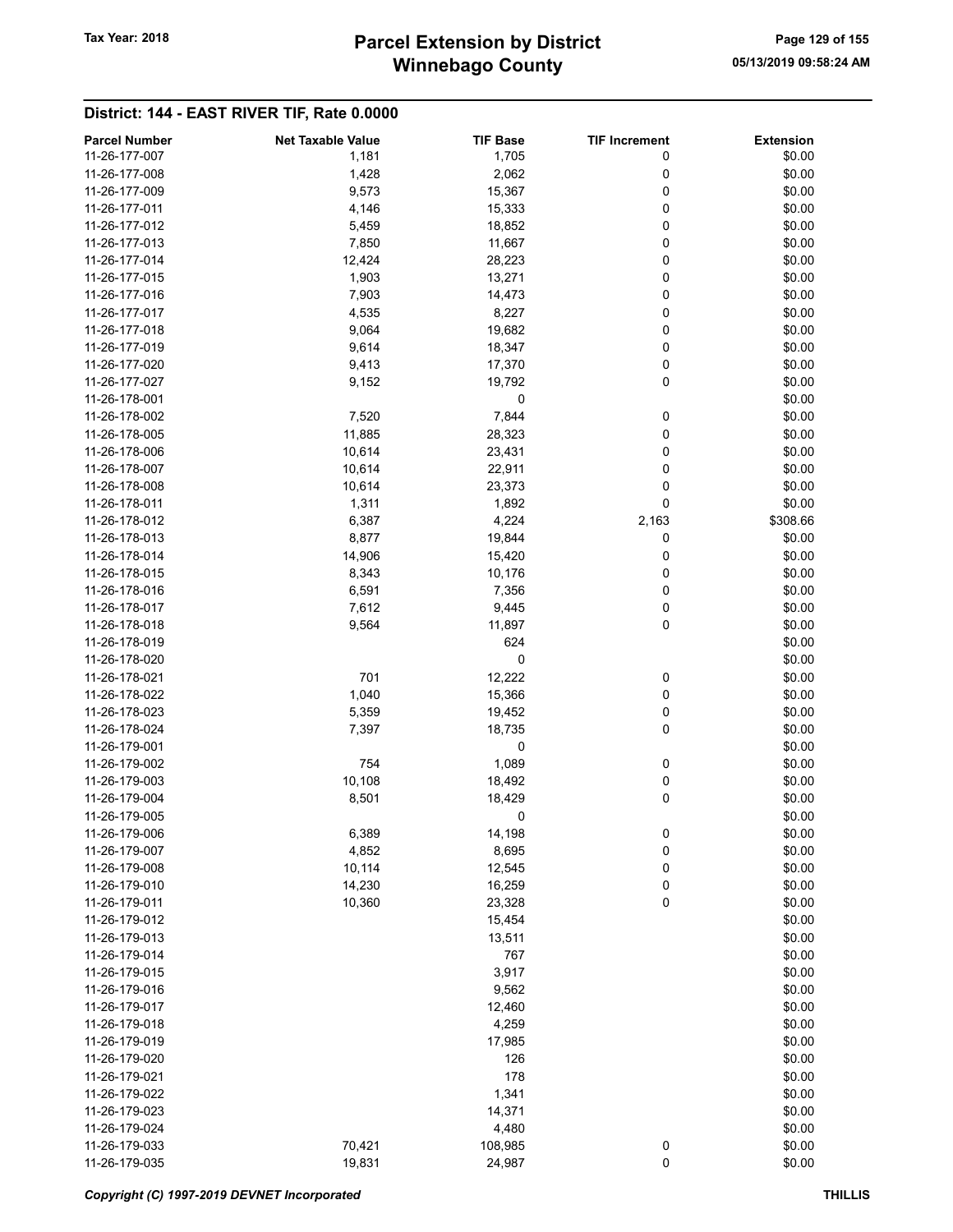# Parcel Extension by District
# Winnebago County

Tax Year: 2018

## District: 144 - EAST RIVER TIF, Rate 0.0000

| Parcel Number | Net Taxable Value | TIF Base | TIF Increment | Extension |
|---|---|---|---|---|
| 11-26-177-007 | 1,181 | 1,705 | 0 | $0.00 |
| 11-26-177-008 | 1,428 | 2,062 | 0 | $0.00 |
| 11-26-177-009 | 9,573 | 15,367 | 0 | $0.00 |
| 11-26-177-011 | 4,146 | 15,333 | 0 | $0.00 |
| 11-26-177-012 | 5,459 | 18,852 | 0 | $0.00 |
| 11-26-177-013 | 7,850 | 11,667 | 0 | $0.00 |
| 11-26-177-014 | 12,424 | 28,223 | 0 | $0.00 |
| 11-26-177-015 | 1,903 | 13,271 | 0 | $0.00 |
| 11-26-177-016 | 7,903 | 14,473 | 0 | $0.00 |
| 11-26-177-017 | 4,535 | 8,227 | 0 | $0.00 |
| 11-26-177-018 | 9,064 | 19,682 | 0 | $0.00 |
| 11-26-177-019 | 9,614 | 18,347 | 0 | $0.00 |
| 11-26-177-020 | 9,413 | 17,370 | 0 | $0.00 |
| 11-26-177-027 | 9,152 | 19,792 | 0 | $0.00 |
| 11-26-178-001 | | 0 | | $0.00 |
| 11-26-178-002 | 7,520 | 7,844 | 0 | $0.00 |
| 11-26-178-005 | 11,885 | 28,323 | 0 | $0.00 |
| 11-26-178-006 | 10,614 | 23,431 | 0 | $0.00 |
| 11-26-178-007 | 10,614 | 22,911 | 0 | $0.00 |
| 11-26-178-008 | 10,614 | 23,373 | 0 | $0.00 |
| 11-26-178-011 | 1,311 | 1,892 | 0 | $0.00 |
| 11-26-178-012 | 6,387 | 4,224 | 2,163 | $308.66 |
| 11-26-178-013 | 8,877 | 19,844 | 0 | $0.00 |
| 11-26-178-014 | 14,906 | 15,420 | 0 | $0.00 |
| 11-26-178-015 | 8,343 | 10,176 | 0 | $0.00 |
| 11-26-178-016 | 6,591 | 7,356 | 0 | $0.00 |
| 11-26-178-017 | 7,612 | 9,445 | 0 | $0.00 |
| 11-26-178-018 | 9,564 | 11,897 | 0 | $0.00 |
| 11-26-178-019 | | 624 | | $0.00 |
| 11-26-178-020 | | 0 | | $0.00 |
| 11-26-178-021 | 701 | 12,222 | 0 | $0.00 |
| 11-26-178-022 | 1,040 | 15,366 | 0 | $0.00 |
| 11-26-178-023 | 5,359 | 19,452 | 0 | $0.00 |
| 11-26-178-024 | 7,397 | 18,735 | 0 | $0.00 |
| 11-26-179-001 | | 0 | | $0.00 |
| 11-26-179-002 | 754 | 1,089 | 0 | $0.00 |
| 11-26-179-003 | 10,108 | 18,492 | 0 | $0.00 |
| 11-26-179-004 | 8,501 | 18,429 | 0 | $0.00 |
| 11-26-179-005 | | 0 | | $0.00 |
| 11-26-179-006 | 6,389 | 14,198 | 0 | $0.00 |
| 11-26-179-007 | 4,852 | 8,695 | 0 | $0.00 |
| 11-26-179-008 | 10,114 | 12,545 | 0 | $0.00 |
| 11-26-179-010 | 14,230 | 16,259 | 0 | $0.00 |
| 11-26-179-011 | 10,360 | 23,328 | 0 | $0.00 |
| 11-26-179-012 | | 15,454 | | $0.00 |
| 11-26-179-013 | | 13,511 | | $0.00 |
| 11-26-179-014 | | 767 | | $0.00 |
| 11-26-179-015 | | 3,917 | | $0.00 |
| 11-26-179-016 | | 9,562 | | $0.00 |
| 11-26-179-017 | | 12,460 | | $0.00 |
| 11-26-179-018 | | 4,259 | | $0.00 |
| 11-26-179-019 | | 17,985 | | $0.00 |
| 11-26-179-020 | | 126 | | $0.00 |
| 11-26-179-021 | | 178 | | $0.00 |
| 11-26-179-022 | | 1,341 | | $0.00 |
| 11-26-179-023 | | 14,371 | | $0.00 |
| 11-26-179-024 | | 4,480 | | $0.00 |
| 11-26-179-033 | 70,421 | 108,985 | 0 | $0.00 |
| 11-26-179-035 | 19,831 | 24,987 | 0 | $0.00 |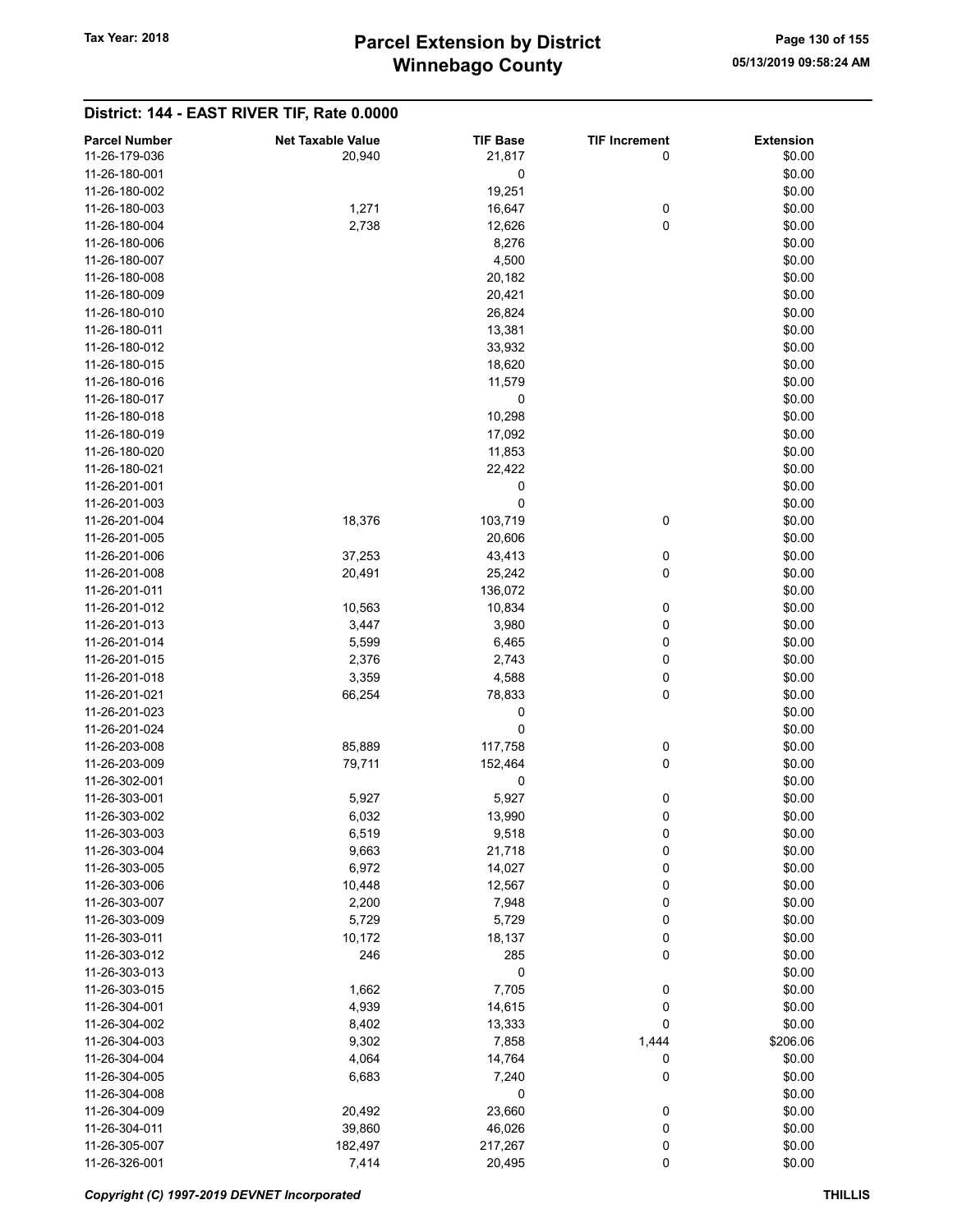## District: 144 - EAST RIVER TIF, Rate 0.0000

| Parcel Number | Net Taxable Value | TIF Base | TIF Increment | Extension |
|---|---|---|---|---|
| 11-26-179-036 | 20,940 | 21,817 | 0 | $0.00 |
| 11-26-180-001 | | 0 | | $0.00 |
| 11-26-180-002 | | 19,251 | | $0.00 |
| 11-26-180-003 | 1,271 | 16,647 | 0 | $0.00 |
| 11-26-180-004 | 2,738 | 12,626 | 0 | $0.00 |
| 11-26-180-006 | | 8,276 | | $0.00 |
| 11-26-180-007 | | 4,500 | | $0.00 |
| 11-26-180-008 | | 20,182 | | $0.00 |
| 11-26-180-009 | | 20,421 | | $0.00 |
| 11-26-180-010 | | 26,824 | | $0.00 |
| 11-26-180-011 | | 13,381 | | $0.00 |
| 11-26-180-012 | | 33,932 | | $0.00 |
| 11-26-180-015 | | 18,620 | | $0.00 |
| 11-26-180-016 | | 11,579 | | $0.00 |
| 11-26-180-017 | | 0 | | $0.00 |
| 11-26-180-018 | | 10,298 | | $0.00 |
| 11-26-180-019 | | 17,092 | | $0.00 |
| 11-26-180-020 | | 11,853 | | $0.00 |
| 11-26-180-021 | | 22,422 | | $0.00 |
| 11-26-201-001 | | 0 | | $0.00 |
| 11-26-201-003 | | 0 | | $0.00 |
| 11-26-201-004 | 18,376 | 103,719 | 0 | $0.00 |
| 11-26-201-005 | | 20,606 | | $0.00 |
| 11-26-201-006 | 37,253 | 43,413 | 0 | $0.00 |
| 11-26-201-008 | 20,491 | 25,242 | 0 | $0.00 |
| 11-26-201-011 | | 136,072 | | $0.00 |
| 11-26-201-012 | 10,563 | 10,834 | 0 | $0.00 |
| 11-26-201-013 | 3,447 | 3,980 | 0 | $0.00 |
| 11-26-201-014 | 5,599 | 6,465 | 0 | $0.00 |
| 11-26-201-015 | 2,376 | 2,743 | 0 | $0.00 |
| 11-26-201-018 | 3,359 | 4,588 | 0 | $0.00 |
| 11-26-201-021 | 66,254 | 78,833 | 0 | $0.00 |
| 11-26-201-023 | | 0 | | $0.00 |
| 11-26-201-024 | | 0 | | $0.00 |
| 11-26-203-008 | 85,889 | 117,758 | 0 | $0.00 |
| 11-26-203-009 | 79,711 | 152,464 | 0 | $0.00 |
| 11-26-302-001 | | 0 | | $0.00 |
| 11-26-303-001 | 5,927 | 5,927 | 0 | $0.00 |
| 11-26-303-002 | 6,032 | 13,990 | 0 | $0.00 |
| 11-26-303-003 | 6,519 | 9,518 | 0 | $0.00 |
| 11-26-303-004 | 9,663 | 21,718 | 0 | $0.00 |
| 11-26-303-005 | 6,972 | 14,027 | 0 | $0.00 |
| 11-26-303-006 | 10,448 | 12,567 | 0 | $0.00 |
| 11-26-303-007 | 2,200 | 7,948 | 0 | $0.00 |
| 11-26-303-009 | 5,729 | 5,729 | 0 | $0.00 |
| 11-26-303-011 | 10,172 | 18,137 | 0 | $0.00 |
| 11-26-303-012 | 246 | 285 | 0 | $0.00 |
| 11-26-303-013 | | 0 | | $0.00 |
| 11-26-303-015 | 1,662 | 7,705 | 0 | $0.00 |
| 11-26-304-001 | 4,939 | 14,615 | 0 | $0.00 |
| 11-26-304-002 | 8,402 | 13,333 | 0 | $0.00 |
| 11-26-304-003 | 9,302 | 7,858 | 1,444 | $206.06 |
| 11-26-304-004 | 4,064 | 14,764 | 0 | $0.00 |
| 11-26-304-005 | 6,683 | 7,240 | 0 | $0.00 |
| 11-26-304-008 | | 0 | | $0.00 |
| 11-26-304-009 | 20,492 | 23,660 | 0 | $0.00 |
| 11-26-304-011 | 39,860 | 46,026 | 0 | $0.00 |
| 11-26-305-007 | 182,497 | 217,267 | 0 | $0.00 |
| 11-26-326-001 | 7,414 | 20,495 | 0 | $0.00 |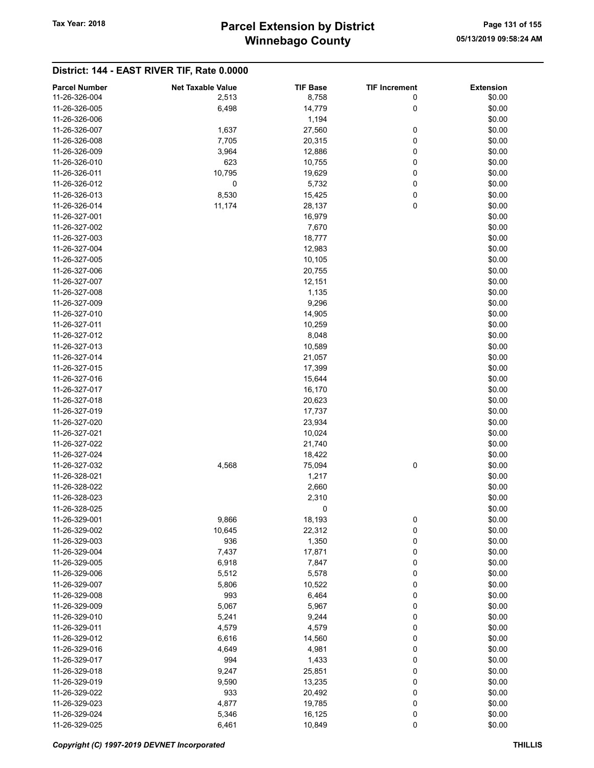## District: 144 - EAST RIVER TIF, Rate 0.0000

| Parcel Number | Net Taxable Value | TIF Base | TIF Increment | Extension |
|---|---|---|---|---|
| 11-26-326-004 | 2,513 | 8,758 | 0 | $0.00 |
| 11-26-326-005 | 6,498 | 14,779 | 0 | $0.00 |
| 11-26-326-006 | | 1,194 | | $0.00 |
| 11-26-326-007 | 1,637 | 27,560 | 0 | $0.00 |
| 11-26-326-008 | 7,705 | 20,315 | 0 | $0.00 |
| 11-26-326-009 | 3,964 | 12,886 | 0 | $0.00 |
| 11-26-326-010 | 623 | 10,755 | 0 | $0.00 |
| 11-26-326-011 | 10,795 | 19,629 | 0 | $0.00 |
| 11-26-326-012 | 0 | 5,732 | 0 | $0.00 |
| 11-26-326-013 | 8,530 | 15,425 | 0 | $0.00 |
| 11-26-326-014 | 11,174 | 28,137 | 0 | $0.00 |
| 11-26-327-001 | | 16,979 | | $0.00 |
| 11-26-327-002 | | 7,670 | | $0.00 |
| 11-26-327-003 | | 18,777 | | $0.00 |
| 11-26-327-004 | | 12,983 | | $0.00 |
| 11-26-327-005 | | 10,105 | | $0.00 |
| 11-26-327-006 | | 20,755 | | $0.00 |
| 11-26-327-007 | | 12,151 | | $0.00 |
| 11-26-327-008 | | 1,135 | | $0.00 |
| 11-26-327-009 | | 9,296 | | $0.00 |
| 11-26-327-010 | | 14,905 | | $0.00 |
| 11-26-327-011 | | 10,259 | | $0.00 |
| 11-26-327-012 | | 8,048 | | $0.00 |
| 11-26-327-013 | | 10,589 | | $0.00 |
| 11-26-327-014 | | 21,057 | | $0.00 |
| 11-26-327-015 | | 17,399 | | $0.00 |
| 11-26-327-016 | | 15,644 | | $0.00 |
| 11-26-327-017 | | 16,170 | | $0.00 |
| 11-26-327-018 | | 20,623 | | $0.00 |
| 11-26-327-019 | | 17,737 | | $0.00 |
| 11-26-327-020 | | 23,934 | | $0.00 |
| 11-26-327-021 | | 10,024 | | $0.00 |
| 11-26-327-022 | | 21,740 | | $0.00 |
| 11-26-327-024 | | 18,422 | | $0.00 |
| 11-26-327-032 | 4,568 | 75,094 | 0 | $0.00 |
| 11-26-328-021 | | 1,217 | | $0.00 |
| 11-26-328-022 | | 2,660 | | $0.00 |
| 11-26-328-023 | | 2,310 | | $0.00 |
| 11-26-328-025 | | 0 | | $0.00 |
| 11-26-329-001 | 9,866 | 18,193 | 0 | $0.00 |
| 11-26-329-002 | 10,645 | 22,312 | 0 | $0.00 |
| 11-26-329-003 | 936 | 1,350 | 0 | $0.00 |
| 11-26-329-004 | 7,437 | 17,871 | 0 | $0.00 |
| 11-26-329-005 | 6,918 | 7,847 | 0 | $0.00 |
| 11-26-329-006 | 5,512 | 5,578 | 0 | $0.00 |
| 11-26-329-007 | 5,806 | 10,522 | 0 | $0.00 |
| 11-26-329-008 | 993 | 6,464 | 0 | $0.00 |
| 11-26-329-009 | 5,067 | 5,967 | 0 | $0.00 |
| 11-26-329-010 | 5,241 | 9,244 | 0 | $0.00 |
| 11-26-329-011 | 4,579 | 4,579 | 0 | $0.00 |
| 11-26-329-012 | 6,616 | 14,560 | 0 | $0.00 |
| 11-26-329-016 | 4,649 | 4,981 | 0 | $0.00 |
| 11-26-329-017 | 994 | 1,433 | 0 | $0.00 |
| 11-26-329-018 | 9,247 | 25,851 | 0 | $0.00 |
| 11-26-329-019 | 9,590 | 13,235 | 0 | $0.00 |
| 11-26-329-022 | 933 | 20,492 | 0 | $0.00 |
| 11-26-329-023 | 4,877 | 19,785 | 0 | $0.00 |
| 11-26-329-024 | 5,346 | 16,125 | 0 | $0.00 |
| 11-26-329-025 | 6,461 | 10,849 | 0 | $0.00 |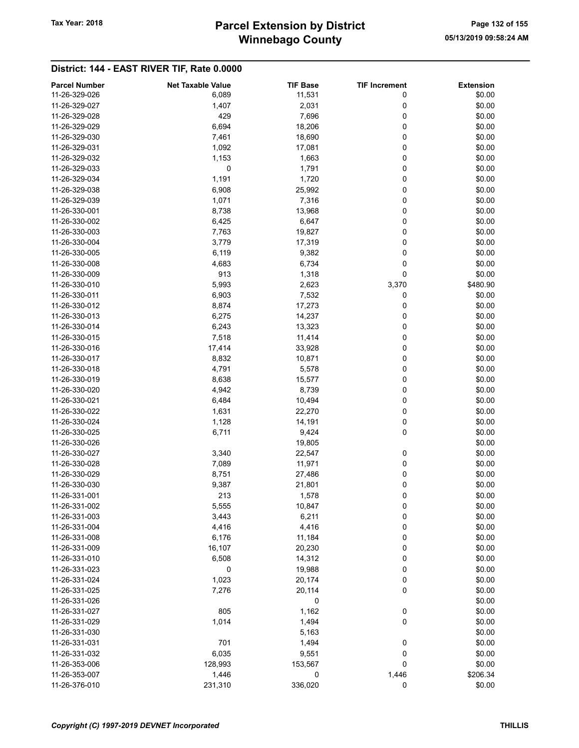## District: 144 - EAST RIVER TIF, Rate 0.0000

| Parcel Number | Net Taxable Value | TIF Base | TIF Increment | Extension |
|---|---|---|---|---|
| 11-26-329-026 | 6,089 | 11,531 | 0 | $0.00 |
| 11-26-329-027 | 1,407 | 2,031 | 0 | $0.00 |
| 11-26-329-028 | 429 | 7,696 | 0 | $0.00 |
| 11-26-329-029 | 6,694 | 18,206 | 0 | $0.00 |
| 11-26-329-030 | 7,461 | 18,690 | 0 | $0.00 |
| 11-26-329-031 | 1,092 | 17,081 | 0 | $0.00 |
| 11-26-329-032 | 1,153 | 1,663 | 0 | $0.00 |
| 11-26-329-033 | 0 | 1,791 | 0 | $0.00 |
| 11-26-329-034 | 1,191 | 1,720 | 0 | $0.00 |
| 11-26-329-038 | 6,908 | 25,992 | 0 | $0.00 |
| 11-26-329-039 | 1,071 | 7,316 | 0 | $0.00 |
| 11-26-330-001 | 8,738 | 13,968 | 0 | $0.00 |
| 11-26-330-002 | 6,425 | 6,647 | 0 | $0.00 |
| 11-26-330-003 | 7,763 | 19,827 | 0 | $0.00 |
| 11-26-330-004 | 3,779 | 17,319 | 0 | $0.00 |
| 11-26-330-005 | 6,119 | 9,382 | 0 | $0.00 |
| 11-26-330-008 | 4,683 | 6,734 | 0 | $0.00 |
| 11-26-330-009 | 913 | 1,318 | 0 | $0.00 |
| 11-26-330-010 | 5,993 | 2,623 | 3,370 | $480.90 |
| 11-26-330-011 | 6,903 | 7,532 | 0 | $0.00 |
| 11-26-330-012 | 8,874 | 17,273 | 0 | $0.00 |
| 11-26-330-013 | 6,275 | 14,237 | 0 | $0.00 |
| 11-26-330-014 | 6,243 | 13,323 | 0 | $0.00 |
| 11-26-330-015 | 7,518 | 11,414 | 0 | $0.00 |
| 11-26-330-016 | 17,414 | 33,928 | 0 | $0.00 |
| 11-26-330-017 | 8,832 | 10,871 | 0 | $0.00 |
| 11-26-330-018 | 4,791 | 5,578 | 0 | $0.00 |
| 11-26-330-019 | 8,638 | 15,577 | 0 | $0.00 |
| 11-26-330-020 | 4,942 | 8,739 | 0 | $0.00 |
| 11-26-330-021 | 6,484 | 10,494 | 0 | $0.00 |
| 11-26-330-022 | 1,631 | 22,270 | 0 | $0.00 |
| 11-26-330-024 | 1,128 | 14,191 | 0 | $0.00 |
| 11-26-330-025 | 6,711 | 9,424 | 0 | $0.00 |
| 11-26-330-026 | | 19,805 | | $0.00 |
| 11-26-330-027 | 3,340 | 22,547 | 0 | $0.00 |
| 11-26-330-028 | 7,089 | 11,971 | 0 | $0.00 |
| 11-26-330-029 | 8,751 | 27,486 | 0 | $0.00 |
| 11-26-330-030 | 9,387 | 21,801 | 0 | $0.00 |
| 11-26-331-001 | 213 | 1,578 | 0 | $0.00 |
| 11-26-331-002 | 5,555 | 10,847 | 0 | $0.00 |
| 11-26-331-003 | 3,443 | 6,211 | 0 | $0.00 |
| 11-26-331-004 | 4,416 | 4,416 | 0 | $0.00 |
| 11-26-331-008 | 6,176 | 11,184 | 0 | $0.00 |
| 11-26-331-009 | 16,107 | 20,230 | 0 | $0.00 |
| 11-26-331-010 | 6,508 | 14,312 | 0 | $0.00 |
| 11-26-331-023 | 0 | 19,988 | 0 | $0.00 |
| 11-26-331-024 | 1,023 | 20,174 | 0 | $0.00 |
| 11-26-331-025 | 7,276 | 20,114 | 0 | $0.00 |
| 11-26-331-026 | | 0 | | $0.00 |
| 11-26-331-027 | 805 | 1,162 | 0 | $0.00 |
| 11-26-331-029 | 1,014 | 1,494 | 0 | $0.00 |
| 11-26-331-030 | | 5,163 | | $0.00 |
| 11-26-331-031 | 701 | 1,494 | 0 | $0.00 |
| 11-26-331-032 | 6,035 | 9,551 | 0 | $0.00 |
| 11-26-353-006 | 128,993 | 153,567 | 0 | $0.00 |
| 11-26-353-007 | 1,446 | 0 | 1,446 | $206.34 |
| 11-26-376-010 | 231,310 | 336,020 | 0 | $0.00 |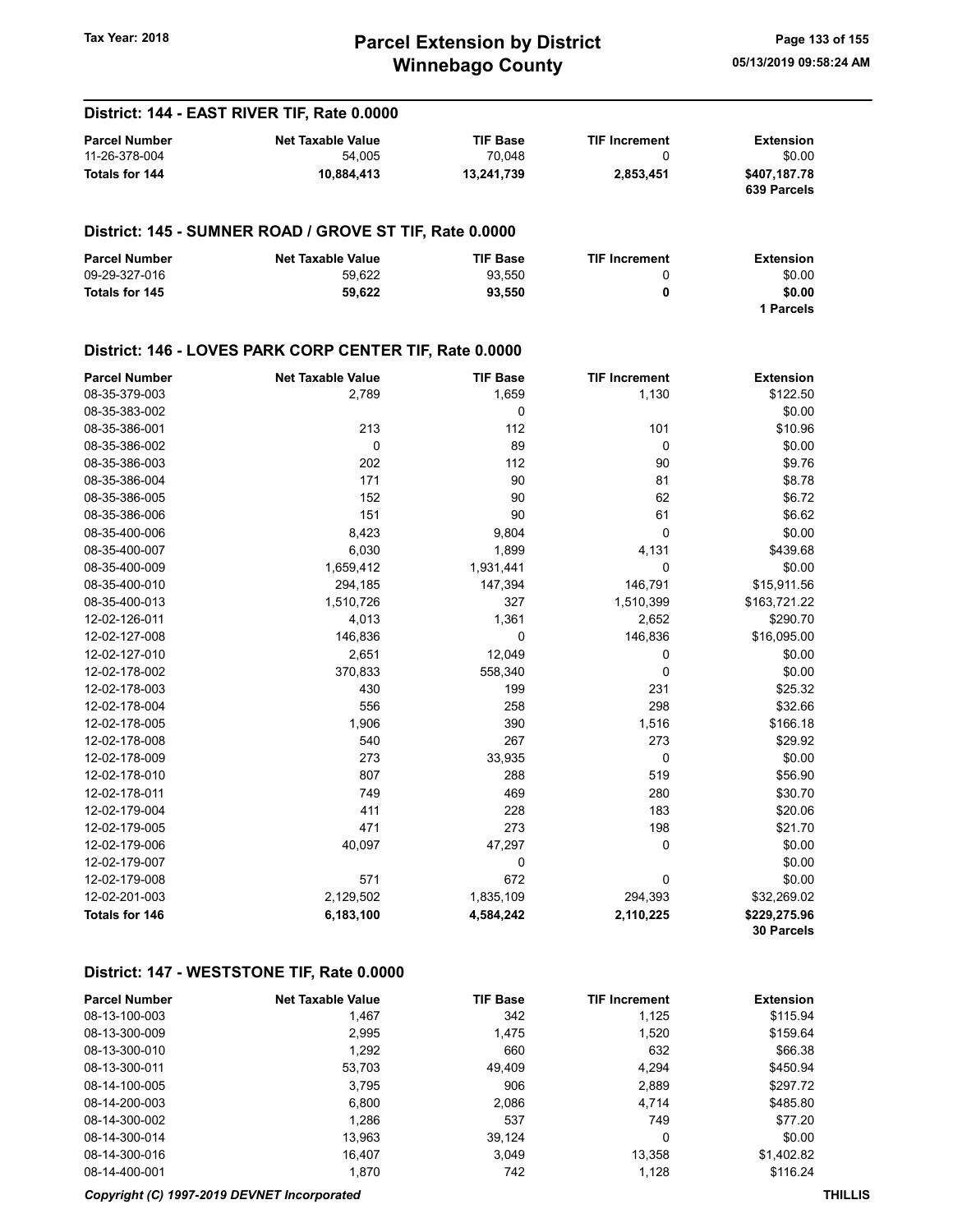## District: 144 - EAST RIVER TIF, Rate 0.0000

| Parcel Number | Net Taxable Value | TIF Base | TIF Increment | Extension |
|---|---|---|---|---|
| 11-26-378-004 | 54,005 | 70,048 | 0 | $0.00 |
| **Totals for 144** | **10,884,413** | **13,241,739** | **2,853,451** | **$407,187.78** |
| | | | | **639 Parcels** |

## District: 145 - SUMNER ROAD / GROVE ST TIF, Rate 0.0000

| Parcel Number | Net Taxable Value | TIF Base | TIF Increment | Extension |
|---|---|---|---|---|
| 09-29-327-016 | 59,622 | 93,550 | 0 | $0.00 |
| **Totals for 145** | **59,622** | **93,550** | **0** | **$0.00** |
| | | | | **1 Parcels** |

## District: 146 - LOVES PARK CORP CENTER TIF, Rate 0.0000

| Parcel Number | Net Taxable Value | TIF Base | TIF Increment | Extension |
|---|---|---|---|---|
| 08-35-379-003 | 2,789 | 1,659 | 1,130 | $122.50 |
| 08-35-383-002 | | 0 | | $0.00 |
| 08-35-386-001 | 213 | 112 | 101 | $10.96 |
| 08-35-386-002 | 0 | 89 | 0 | $0.00 |
| 08-35-386-003 | 202 | 112 | 90 | $9.76 |
| 08-35-386-004 | 171 | 90 | 81 | $8.78 |
| 08-35-386-005 | 152 | 90 | 62 | $6.72 |
| 08-35-386-006 | 151 | 90 | 61 | $6.62 |
| 08-35-400-006 | 8,423 | 9,804 | 0 | $0.00 |
| 08-35-400-007 | 6,030 | 1,899 | 4,131 | $439.68 |
| 08-35-400-009 | 1,659,412 | 1,931,441 | 0 | $0.00 |
| 08-35-400-010 | 294,185 | 147,394 | 146,791 | $15,911.56 |
| 08-35-400-013 | 1,510,726 | 327 | 1,510,399 | $163,721.22 |
| 12-02-126-011 | 4,013 | 1,361 | 2,652 | $290.70 |
| 12-02-127-008 | 146,836 | 0 | 146,836 | $16,095.00 |
| 12-02-127-010 | 2,651 | 12,049 | 0 | $0.00 |
| 12-02-178-002 | 370,833 | 558,340 | 0 | $0.00 |
| 12-02-178-003 | 430 | 199 | 231 | $25.32 |
| 12-02-178-004 | 556 | 258 | 298 | $32.66 |
| 12-02-178-005 | 1,906 | 390 | 1,516 | $166.18 |
| 12-02-178-008 | 540 | 267 | 273 | $29.92 |
| 12-02-178-009 | 273 | 33,935 | 0 | $0.00 |
| 12-02-178-010 | 807 | 288 | 519 | $56.90 |
| 12-02-178-011 | 749 | 469 | 280 | $30.70 |
| 12-02-179-004 | 411 | 228 | 183 | $20.06 |
| 12-02-179-005 | 471 | 273 | 198 | $21.70 |
| 12-02-179-006 | 40,097 | 47,297 | 0 | $0.00 |
| 12-02-179-007 | | 0 | | $0.00 |
| 12-02-179-008 | 571 | 672 | 0 | $0.00 |
| 12-02-201-003 | 2,129,502 | 1,835,109 | 294,393 | $32,269.02 |
| **Totals for 146** | **6,183,100** | **4,584,242** | **2,110,225** | **$229,275.96** |
| | | | | **30 Parcels** |

## District: 147 - WESTSTONE TIF, Rate 0.0000

| Parcel Number | Net Taxable Value | TIF Base | TIF Increment | Extension |
|---|---|---|---|---|
| 08-13-100-003 | 1,467 | 342 | 1,125 | $115.94 |
| 08-13-300-009 | 2,995 | 1,475 | 1,520 | $159.64 |
| 08-13-300-010 | 1,292 | 660 | 632 | $66.38 |
| 08-13-300-011 | 53,703 | 49,409 | 4,294 | $450.94 |
| 08-14-100-005 | 3,795 | 906 | 2,889 | $297.72 |
| 08-14-200-003 | 6,800 | 2,086 | 4,714 | $485.80 |
| 08-14-300-002 | 1,286 | 537 | 749 | $77.20 |
| 08-14-300-014 | 13,963 | 39,124 | 0 | $0.00 |
| 08-14-300-016 | 16,407 | 3,049 | 13,358 | $1,402.82 |
| 08-14-400-001 | 1,870 | 742 | 1,128 | $116.24 |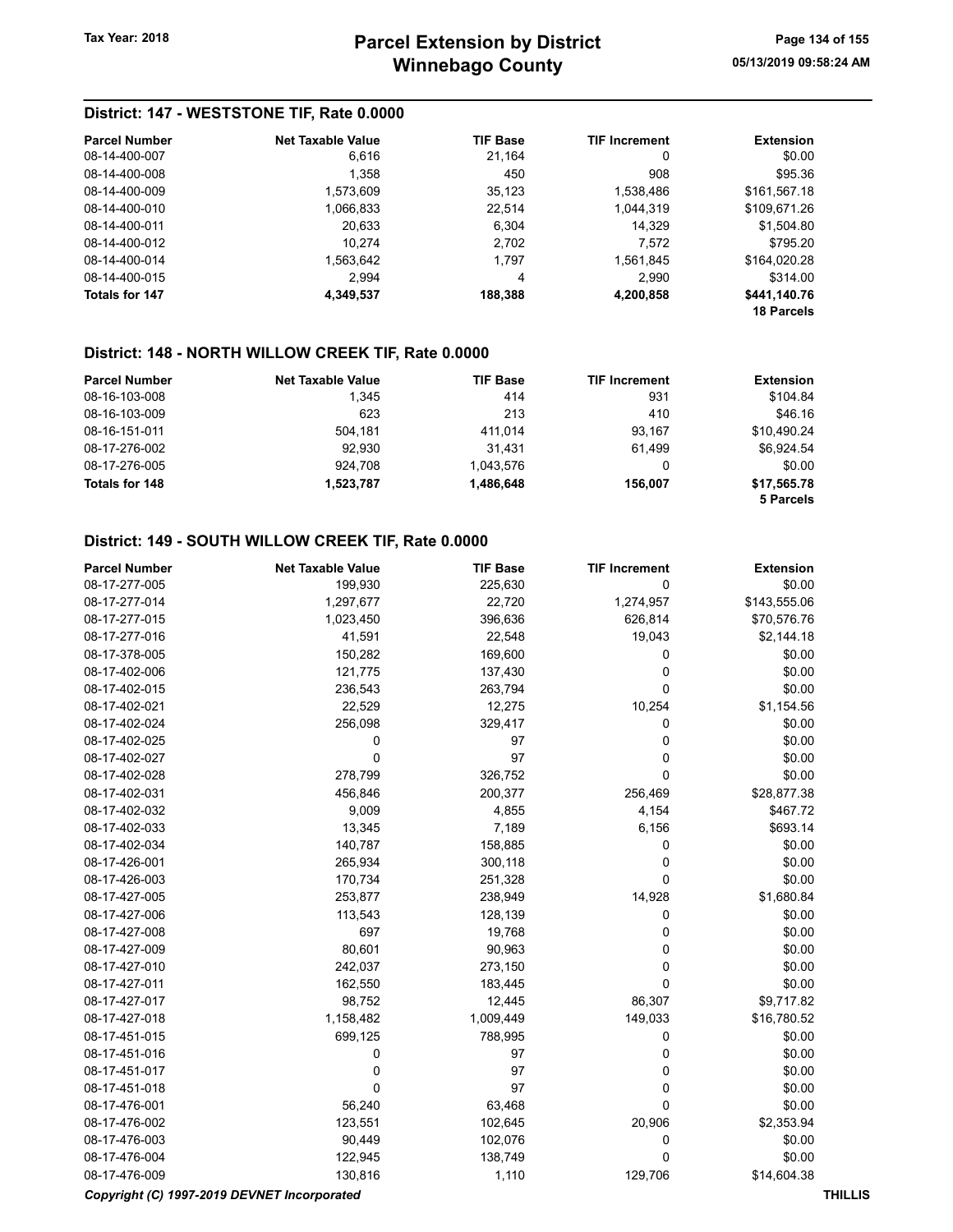## District: 147 - WESTSTONE TIF, Rate 0.0000

| Parcel Number | Net Taxable Value | TIF Base | TIF Increment | Extension |
|---|---|---|---|---|
| 08-14-400-007 | 6,616 | 21,164 | 0 | $0.00 |
| 08-14-400-008 | 1,358 | 450 | 908 | $95.36 |
| 08-14-400-009 | 1,573,609 | 35,123 | 1,538,486 | $161,567.18 |
| 08-14-400-010 | 1,066,833 | 22,514 | 1,044,319 | $109,671.26 |
| 08-14-400-011 | 20,633 | 6,304 | 14,329 | $1,504.80 |
| 08-14-400-012 | 10,274 | 2,702 | 7,572 | $795.20 |
| 08-14-400-014 | 1,563,642 | 1,797 | 1,561,845 | $164,020.28 |
| 08-14-400-015 | 2,994 | 4 | 2,990 | $314.00 |
| **Totals for 147** | **4,349,537** | **188,388** | **4,200,858** | **$441,140.76** |
| | | | | **18 Parcels** |

## District: 148 - NORTH WILLOW CREEK TIF, Rate 0.0000

| Parcel Number | Net Taxable Value | TIF Base | TIF Increment | Extension |
|---|---|---|---|---|
| 08-16-103-008 | 1,345 | 414 | 931 | $104.84 |
| 08-16-103-009 | 623 | 213 | 410 | $46.16 |
| 08-16-151-011 | 504,181 | 411,014 | 93,167 | $10,490.24 |
| 08-17-276-002 | 92,930 | 31,431 | 61,499 | $6,924.54 |
| 08-17-276-005 | 924,708 | 1,043,576 | 0 | $0.00 |
| **Totals for 148** | **1,523,787** | **1,486,648** | **156,007** | **$17,565.78** |
| | | | | **5 Parcels** |

## District: 149 - SOUTH WILLOW CREEK TIF, Rate 0.0000

| Parcel Number | Net Taxable Value | TIF Base | TIF Increment | Extension |
|---|---|---|---|---|
| 08-17-277-005 | 199,930 | 225,630 | 0 | $0.00 |
| 08-17-277-014 | 1,297,677 | 22,720 | 1,274,957 | $143,555.06 |
| 08-17-277-015 | 1,023,450 | 396,636 | 626,814 | $70,576.76 |
| 08-17-277-016 | 41,591 | 22,548 | 19,043 | $2,144.18 |
| 08-17-378-005 | 150,282 | 169,600 | 0 | $0.00 |
| 08-17-402-006 | 121,775 | 137,430 | 0 | $0.00 |
| 08-17-402-015 | 236,543 | 263,794 | 0 | $0.00 |
| 08-17-402-021 | 22,529 | 12,275 | 10,254 | $1,154.56 |
| 08-17-402-024 | 256,098 | 329,417 | 0 | $0.00 |
| 08-17-402-025 | 0 | 97 | 0 | $0.00 |
| 08-17-402-027 | 0 | 97 | 0 | $0.00 |
| 08-17-402-028 | 278,799 | 326,752 | 0 | $0.00 |
| 08-17-402-031 | 456,846 | 200,377 | 256,469 | $28,877.38 |
| 08-17-402-032 | 9,009 | 4,855 | 4,154 | $467.72 |
| 08-17-402-033 | 13,345 | 7,189 | 6,156 | $693.14 |
| 08-17-402-034 | 140,787 | 158,885 | 0 | $0.00 |
| 08-17-426-001 | 265,934 | 300,118 | 0 | $0.00 |
| 08-17-426-003 | 170,734 | 251,328 | 0 | $0.00 |
| 08-17-427-005 | 253,877 | 238,949 | 14,928 | $1,680.84 |
| 08-17-427-006 | 113,543 | 128,139 | 0 | $0.00 |
| 08-17-427-008 | 697 | 19,768 | 0 | $0.00 |
| 08-17-427-009 | 80,601 | 90,963 | 0 | $0.00 |
| 08-17-427-010 | 242,037 | 273,150 | 0 | $0.00 |
| 08-17-427-011 | 162,550 | 183,445 | 0 | $0.00 |
| 08-17-427-017 | 98,752 | 12,445 | 86,307 | $9,717.82 |
| 08-17-427-018 | 1,158,482 | 1,009,449 | 149,033 | $16,780.52 |
| 08-17-451-015 | 699,125 | 788,995 | 0 | $0.00 |
| 08-17-451-016 | 0 | 97 | 0 | $0.00 |
| 08-17-451-017 | 0 | 97 | 0 | $0.00 |
| 08-17-451-018 | 0 | 97 | 0 | $0.00 |
| 08-17-476-001 | 56,240 | 63,468 | 0 | $0.00 |
| 08-17-476-002 | 123,551 | 102,645 | 20,906 | $2,353.94 |
| 08-17-476-003 | 90,449 | 102,076 | 0 | $0.00 |
| 08-17-476-004 | 122,945 | 138,749 | 0 | $0.00 |
| 08-17-476-009 | 130,816 | 1,110 | 129,706 | $14,604.38 |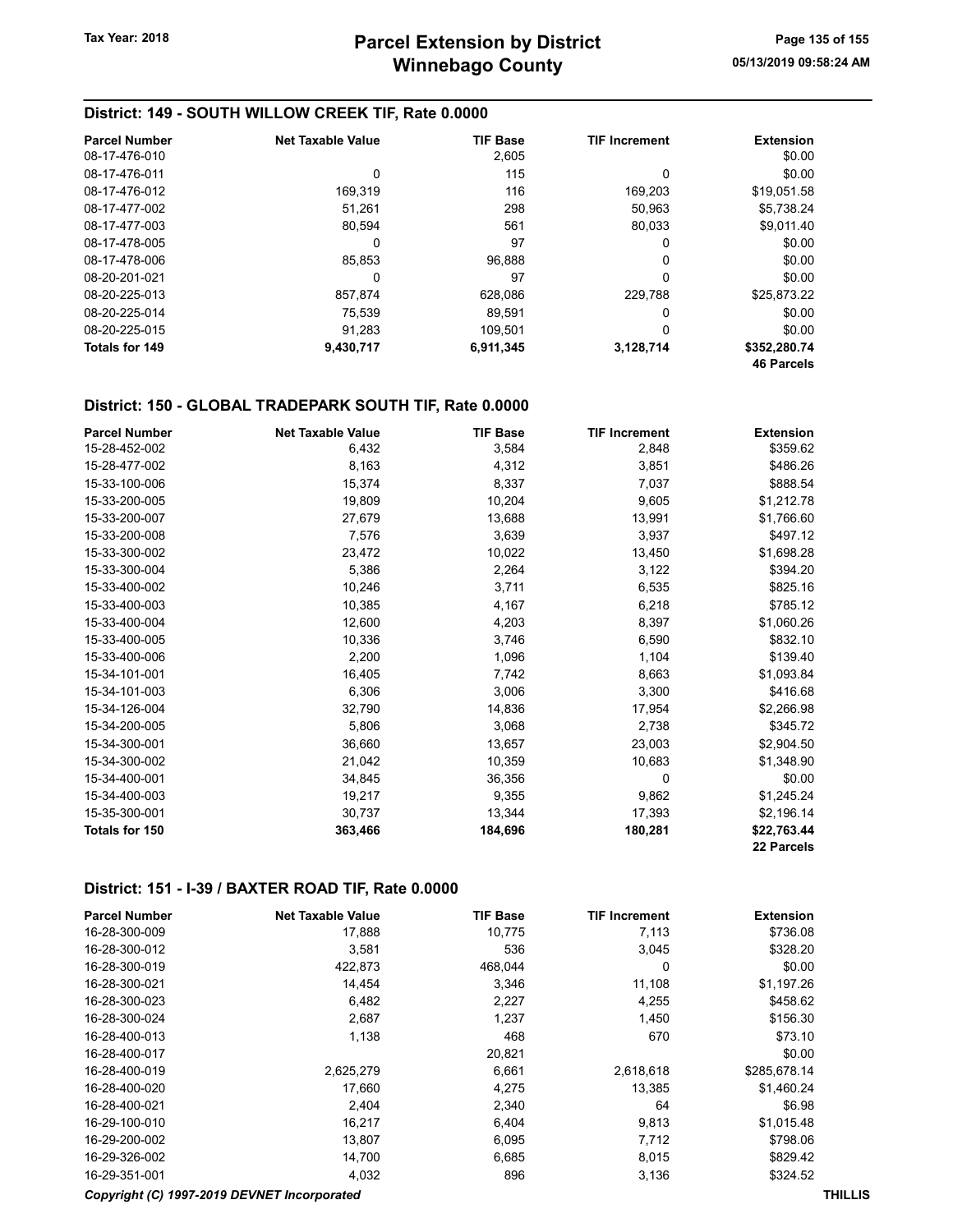## District: 149 - SOUTH WILLOW CREEK TIF, Rate 0.0000

| Parcel Number | Net Taxable Value | TIF Base | TIF Increment | Extension |
|---|---|---|---|---|
| 08-17-476-010 | | 2,605 | | $0.00 |
| 08-17-476-011 | 0 | 115 | 0 | $0.00 |
| 08-17-476-012 | 169,319 | 116 | 169,203 | $19,051.58 |
| 08-17-477-002 | 51,261 | 298 | 50,963 | $5,738.24 |
| 08-17-477-003 | 80,594 | 561 | 80,033 | $9,011.40 |
| 08-17-478-005 | 0 | 97 | 0 | $0.00 |
| 08-17-478-006 | 85,853 | 96,888 | 0 | $0.00 |
| 08-20-201-021 | 0 | 97 | 0 | $0.00 |
| 08-20-225-013 | 857,874 | 628,086 | 229,788 | $25,873.22 |
| 08-20-225-014 | 75,539 | 89,591 | 0 | $0.00 |
| 08-20-225-015 | 91,283 | 109,501 | 0 | $0.00 |
| **Totals for 149** | **9,430,717** | **6,911,345** | **3,128,714** | **$352,280.74** |
| | | | | **46 Parcels** |

## District: 150 - GLOBAL TRADEPARK SOUTH TIF, Rate 0.0000

| Parcel Number | Net Taxable Value | TIF Base | TIF Increment | Extension |
|---|---|---|---|---|
| 15-28-452-002 | 6,432 | 3,584 | 2,848 | $359.62 |
| 15-28-477-002 | 8,163 | 4,312 | 3,851 | $486.26 |
| 15-33-100-006 | 15,374 | 8,337 | 7,037 | $888.54 |
| 15-33-200-005 | 19,809 | 10,204 | 9,605 | $1,212.78 |
| 15-33-200-007 | 27,679 | 13,688 | 13,991 | $1,766.60 |
| 15-33-200-008 | 7,576 | 3,639 | 3,937 | $497.12 |
| 15-33-300-002 | 23,472 | 10,022 | 13,450 | $1,698.28 |
| 15-33-300-004 | 5,386 | 2,264 | 3,122 | $394.20 |
| 15-33-400-002 | 10,246 | 3,711 | 6,535 | $825.16 |
| 15-33-400-003 | 10,385 | 4,167 | 6,218 | $785.12 |
| 15-33-400-004 | 12,600 | 4,203 | 8,397 | $1,060.26 |
| 15-33-400-005 | 10,336 | 3,746 | 6,590 | $832.10 |
| 15-33-400-006 | 2,200 | 1,096 | 1,104 | $139.40 |
| 15-34-101-001 | 16,405 | 7,742 | 8,663 | $1,093.84 |
| 15-34-101-003 | 6,306 | 3,006 | 3,300 | $416.68 |
| 15-34-126-004 | 32,790 | 14,836 | 17,954 | $2,266.98 |
| 15-34-200-005 | 5,806 | 3,068 | 2,738 | $345.72 |
| 15-34-300-001 | 36,660 | 13,657 | 23,003 | $2,904.50 |
| 15-34-300-002 | 21,042 | 10,359 | 10,683 | $1,348.90 |
| 15-34-400-001 | 34,845 | 36,356 | 0 | $0.00 |
| 15-34-400-003 | 19,217 | 9,355 | 9,862 | $1,245.24 |
| 15-35-300-001 | 30,737 | 13,344 | 17,393 | $2,196.14 |
| **Totals for 150** | **363,466** | **184,696** | **180,281** | **$22,763.44** |
| | | | | **22 Parcels** |

## District: 151 - I-39 / BAXTER ROAD TIF, Rate 0.0000

| Parcel Number | Net Taxable Value | TIF Base | TIF Increment | Extension |
|---|---|---|---|---|
| 16-28-300-009 | 17,888 | 10,775 | 7,113 | $736.08 |
| 16-28-300-012 | 3,581 | 536 | 3,045 | $328.20 |
| 16-28-300-019 | 422,873 | 468,044 | 0 | $0.00 |
| 16-28-300-021 | 14,454 | 3,346 | 11,108 | $1,197.26 |
| 16-28-300-023 | 6,482 | 2,227 | 4,255 | $458.62 |
| 16-28-300-024 | 2,687 | 1,237 | 1,450 | $156.30 |
| 16-28-400-013 | 1,138 | 468 | 670 | $73.10 |
| 16-28-400-017 | | 20,821 | | $0.00 |
| 16-28-400-019 | 2,625,279 | 6,661 | 2,618,618 | $285,678.14 |
| 16-28-400-020 | 17,660 | 4,275 | 13,385 | $1,460.24 |
| 16-28-400-021 | 2,404 | 2,340 | 64 | $6.98 |
| 16-29-100-010 | 16,217 | 6,404 | 9,813 | $1,015.48 |
| 16-29-200-002 | 13,807 | 6,095 | 7,712 | $798.06 |
| 16-29-326-002 | 14,700 | 6,685 | 8,015 | $829.42 |
| 16-29-351-001 | 4,032 | 896 | 3,136 | $324.52 |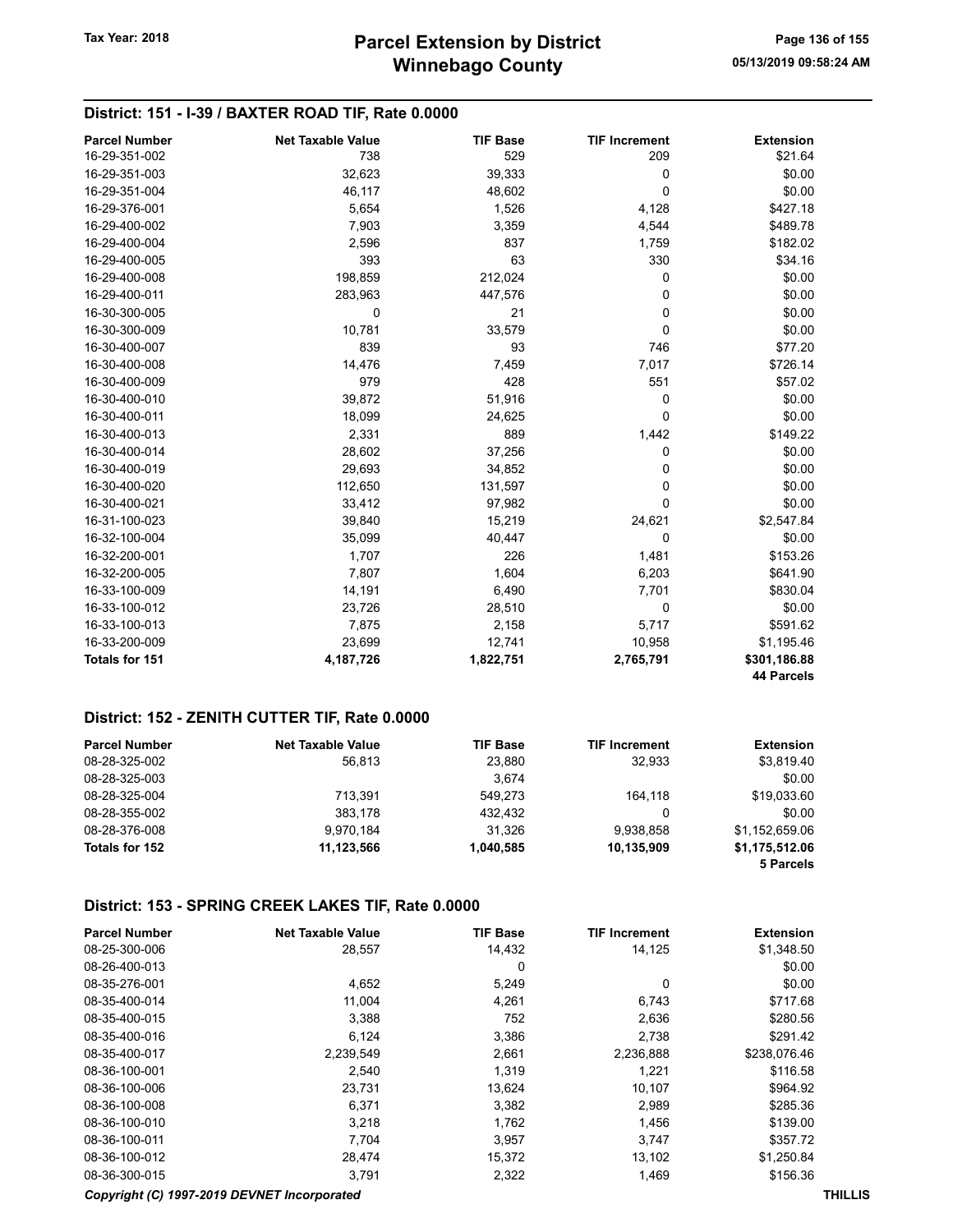## District: 151 - I-39 / BAXTER ROAD TIF, Rate 0.0000

| Parcel Number | Net Taxable Value | TIF Base | TIF Increment | Extension |
|---|---|---|---|---|
| 16-29-351-002 | 738 | 529 | 209 | $21.64 |
| 16-29-351-003 | 32,623 | 39,333 | 0 | $0.00 |
| 16-29-351-004 | 46,117 | 48,602 | 0 | $0.00 |
| 16-29-376-001 | 5,654 | 1,526 | 4,128 | $427.18 |
| 16-29-400-002 | 7,903 | 3,359 | 4,544 | $489.78 |
| 16-29-400-004 | 2,596 | 837 | 1,759 | $182.02 |
| 16-29-400-005 | 393 | 63 | 330 | $34.16 |
| 16-29-400-008 | 198,859 | 212,024 | 0 | $0.00 |
| 16-29-400-011 | 283,963 | 447,576 | 0 | $0.00 |
| 16-30-300-005 | 0 | 21 | 0 | $0.00 |
| 16-30-300-009 | 10,781 | 33,579 | 0 | $0.00 |
| 16-30-400-007 | 839 | 93 | 746 | $77.20 |
| 16-30-400-008 | 14,476 | 7,459 | 7,017 | $726.14 |
| 16-30-400-009 | 979 | 428 | 551 | $57.02 |
| 16-30-400-010 | 39,872 | 51,916 | 0 | $0.00 |
| 16-30-400-011 | 18,099 | 24,625 | 0 | $0.00 |
| 16-30-400-013 | 2,331 | 889 | 1,442 | $149.22 |
| 16-30-400-014 | 28,602 | 37,256 | 0 | $0.00 |
| 16-30-400-019 | 29,693 | 34,852 | 0 | $0.00 |
| 16-30-400-020 | 112,650 | 131,597 | 0 | $0.00 |
| 16-30-400-021 | 33,412 | 97,982 | 0 | $0.00 |
| 16-31-100-023 | 39,840 | 15,219 | 24,621 | $2,547.84 |
| 16-32-100-004 | 35,099 | 40,447 | 0 | $0.00 |
| 16-32-200-001 | 1,707 | 226 | 1,481 | $153.26 |
| 16-32-200-005 | 7,807 | 1,604 | 6,203 | $641.90 |
| 16-33-100-009 | 14,191 | 6,490 | 7,701 | $830.04 |
| 16-33-100-012 | 23,726 | 28,510 | 0 | $0.00 |
| 16-33-100-013 | 7,875 | 2,158 | 5,717 | $591.62 |
| 16-33-200-009 | 23,699 | 12,741 | 10,958 | $1,195.46 |
| **Totals for 151** | **4,187,726** | **1,822,751** | **2,765,791** | **$301,186.88** |
| | | | | **44 Parcels** |

## District: 152 - ZENITH CUTTER TIF, Rate 0.0000

| Parcel Number | Net Taxable Value | TIF Base | TIF Increment | Extension |
|---|---|---|---|---|
| 08-28-325-002 | 56,813 | 23,880 | 32,933 | $3,819.40 |
| 08-28-325-003 | | 3,674 | | $0.00 |
| 08-28-325-004 | 713,391 | 549,273 | 164,118 | $19,033.60 |
| 08-28-355-002 | 383,178 | 432,432 | 0 | $0.00 |
| 08-28-376-008 | 9,970,184 | 31,326 | 9,938,858 | $1,152,659.06 |
| **Totals for 152** | **11,123,566** | **1,040,585** | **10,135,909** | **$1,175,512.06** |
| | | | | **5 Parcels** |

## District: 153 - SPRING CREEK LAKES TIF, Rate 0.0000

| Parcel Number | Net Taxable Value | TIF Base | TIF Increment | Extension |
|---|---|---|---|---|
| 08-25-300-006 | 28,557 | 14,432 | 14,125 | $1,348.50 |
| 08-26-400-013 | | 0 | | $0.00 |
| 08-35-276-001 | 4,652 | 5,249 | 0 | $0.00 |
| 08-35-400-014 | 11,004 | 4,261 | 6,743 | $717.68 |
| 08-35-400-015 | 3,388 | 752 | 2,636 | $280.56 |
| 08-35-400-016 | 6,124 | 3,386 | 2,738 | $291.42 |
| 08-35-400-017 | 2,239,549 | 2,661 | 2,236,888 | $238,076.46 |
| 08-36-100-001 | 2,540 | 1,319 | 1,221 | $116.58 |
| 08-36-100-006 | 23,731 | 13,624 | 10,107 | $964.92 |
| 08-36-100-008 | 6,371 | 3,382 | 2,989 | $285.36 |
| 08-36-100-010 | 3,218 | 1,762 | 1,456 | $139.00 |
| 08-36-100-011 | 7,704 | 3,957 | 3,747 | $357.72 |
| 08-36-100-012 | 28,474 | 15,372 | 13,102 | $1,250.84 |
| 08-36-300-015 | 3,791 | 2,322 | 1,469 | $156.36 |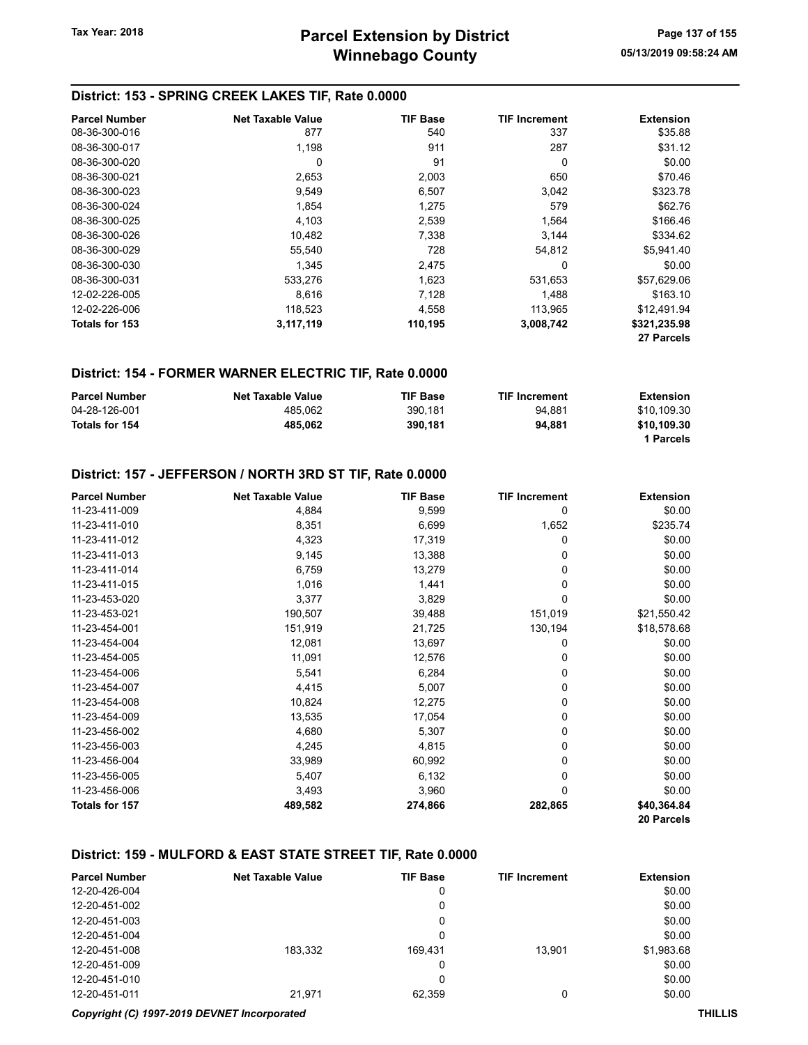## District: 153 - SPRING CREEK LAKES TIF, Rate 0.0000

| Parcel Number | Net Taxable Value | TIF Base | TIF Increment | Extension |
|---|---|---|---|---|
| 08-36-300-016 | 877 | 540 | 337 | $35.88 |
| 08-36-300-017 | 1,198 | 911 | 287 | $31.12 |
| 08-36-300-020 | 0 | 91 | 0 | $0.00 |
| 08-36-300-021 | 2,653 | 2,003 | 650 | $70.46 |
| 08-36-300-023 | 9,549 | 6,507 | 3,042 | $323.78 |
| 08-36-300-024 | 1,854 | 1,275 | 579 | $62.76 |
| 08-36-300-025 | 4,103 | 2,539 | 1,564 | $166.46 |
| 08-36-300-026 | 10,482 | 7,338 | 3,144 | $334.62 |
| 08-36-300-029 | 55,540 | 728 | 54,812 | $5,941.40 |
| 08-36-300-030 | 1,345 | 2,475 | 0 | $0.00 |
| 08-36-300-031 | 533,276 | 1,623 | 531,653 | $57,629.06 |
| 12-02-226-005 | 8,616 | 7,128 | 1,488 | $163.10 |
| 12-02-226-006 | 118,523 | 4,558 | 113,965 | $12,491.94 |
| **Totals for 153** | **3,117,119** | **110,195** | **3,008,742** | **$321,235.98** |
| | | | | **27 Parcels** |

## District: 154 - FORMER WARNER ELECTRIC TIF, Rate 0.0000

| Parcel Number | Net Taxable Value | TIF Base | TIF Increment | Extension |
|---|---|---|---|---|
| 04-28-126-001 | 485,062 | 390,181 | 94,881 | $10,109.30 |
| **Totals for 154** | **485,062** | **390,181** | **94,881** | **$10,109.30** |
| | | | | **1 Parcels** |

## District: 157 - JEFFERSON / NORTH 3RD ST TIF, Rate 0.0000

| Parcel Number | Net Taxable Value | TIF Base | TIF Increment | Extension |
|---|---|---|---|---|
| 11-23-411-009 | 4,884 | 9,599 | 0 | $0.00 |
| 11-23-411-010 | 8,351 | 6,699 | 1,652 | $235.74 |
| 11-23-411-012 | 4,323 | 17,319 | 0 | $0.00 |
| 11-23-411-013 | 9,145 | 13,388 | 0 | $0.00 |
| 11-23-411-014 | 6,759 | 13,279 | 0 | $0.00 |
| 11-23-411-015 | 1,016 | 1,441 | 0 | $0.00 |
| 11-23-453-020 | 3,377 | 3,829 | 0 | $0.00 |
| 11-23-453-021 | 190,507 | 39,488 | 151,019 | $21,550.42 |
| 11-23-454-001 | 151,919 | 21,725 | 130,194 | $18,578.68 |
| 11-23-454-004 | 12,081 | 13,697 | 0 | $0.00 |
| 11-23-454-005 | 11,091 | 12,576 | 0 | $0.00 |
| 11-23-454-006 | 5,541 | 6,284 | 0 | $0.00 |
| 11-23-454-007 | 4,415 | 5,007 | 0 | $0.00 |
| 11-23-454-008 | 10,824 | 12,275 | 0 | $0.00 |
| 11-23-454-009 | 13,535 | 17,054 | 0 | $0.00 |
| 11-23-456-002 | 4,680 | 5,307 | 0 | $0.00 |
| 11-23-456-003 | 4,245 | 4,815 | 0 | $0.00 |
| 11-23-456-004 | 33,989 | 60,992 | 0 | $0.00 |
| 11-23-456-005 | 5,407 | 6,132 | 0 | $0.00 |
| 11-23-456-006 | 3,493 | 3,960 | 0 | $0.00 |
| **Totals for 157** | **489,582** | **274,866** | **282,865** | **$40,364.84** |
| | | | | **20 Parcels** |

## District: 159 - MULFORD & EAST STATE STREET TIF, Rate 0.0000

| Parcel Number | Net Taxable Value | TIF Base | TIF Increment | Extension |
|---|---|---|---|---|
| 12-20-426-004 | | 0 | | $0.00 |
| 12-20-451-002 | | 0 | | $0.00 |
| 12-20-451-003 | | 0 | | $0.00 |
| 12-20-451-004 | | 0 | | $0.00 |
| 12-20-451-008 | 183,332 | 169,431 | 13,901 | $1,983.68 |
| 12-20-451-009 | | 0 | | $0.00 |
| 12-20-451-010 | | 0 | | $0.00 |
| 12-20-451-011 | 21,971 | 62,359 | 0 | $0.00 |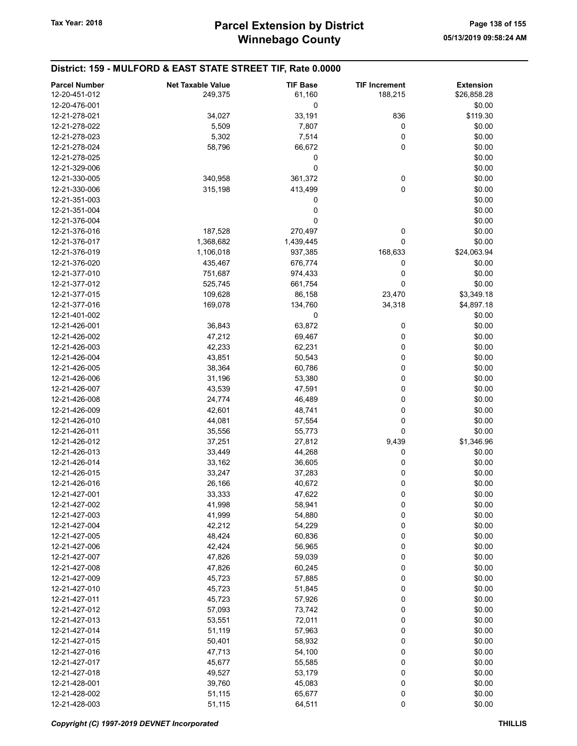## District: 159 - MULFORD & EAST STATE STREET TIF, Rate 0.0000

| Parcel Number | Net Taxable Value | TIF Base | TIF Increment | Extension |
|---|---|---|---|---|
| 12-20-451-012 | 249,375 | 61,160 | 188,215 | $26,858.28 |
| 12-20-476-001 | | 0 | | $0.00 |
| 12-21-278-021 | 34,027 | 33,191 | 836 | $119.30 |
| 12-21-278-022 | 5,509 | 7,807 | 0 | $0.00 |
| 12-21-278-023 | 5,302 | 7,514 | 0 | $0.00 |
| 12-21-278-024 | 58,796 | 66,672 | 0 | $0.00 |
| 12-21-278-025 | | 0 | | $0.00 |
| 12-21-329-006 | | 0 | | $0.00 |
| 12-21-330-005 | 340,958 | 361,372 | 0 | $0.00 |
| 12-21-330-006 | 315,198 | 413,499 | 0 | $0.00 |
| 12-21-351-003 | | 0 | | $0.00 |
| 12-21-351-004 | | 0 | | $0.00 |
| 12-21-376-004 | | 0 | | $0.00 |
| 12-21-376-016 | 187,528 | 270,497 | 0 | $0.00 |
| 12-21-376-017 | 1,368,682 | 1,439,445 | 0 | $0.00 |
| 12-21-376-019 | 1,106,018 | 937,385 | 168,633 | $24,063.94 |
| 12-21-376-020 | 435,467 | 676,774 | 0 | $0.00 |
| 12-21-377-010 | 751,687 | 974,433 | 0 | $0.00 |
| 12-21-377-012 | 525,745 | 661,754 | 0 | $0.00 |
| 12-21-377-015 | 109,628 | 86,158 | 23,470 | $3,349.18 |
| 12-21-377-016 | 169,078 | 134,760 | 34,318 | $4,897.18 |
| 12-21-401-002 | | 0 | | $0.00 |
| 12-21-426-001 | 36,843 | 63,872 | 0 | $0.00 |
| 12-21-426-002 | 47,212 | 69,467 | 0 | $0.00 |
| 12-21-426-003 | 42,233 | 62,231 | 0 | $0.00 |
| 12-21-426-004 | 43,851 | 50,543 | 0 | $0.00 |
| 12-21-426-005 | 38,364 | 60,786 | 0 | $0.00 |
| 12-21-426-006 | 31,196 | 53,380 | 0 | $0.00 |
| 12-21-426-007 | 43,539 | 47,591 | 0 | $0.00 |
| 12-21-426-008 | 24,774 | 46,489 | 0 | $0.00 |
| 12-21-426-009 | 42,601 | 48,741 | 0 | $0.00 |
| 12-21-426-010 | 44,081 | 57,554 | 0 | $0.00 |
| 12-21-426-011 | 35,556 | 55,773 | 0 | $0.00 |
| 12-21-426-012 | 37,251 | 27,812 | 9,439 | $1,346.96 |
| 12-21-426-013 | 33,449 | 44,268 | 0 | $0.00 |
| 12-21-426-014 | 33,162 | 36,605 | 0 | $0.00 |
| 12-21-426-015 | 33,247 | 37,283 | 0 | $0.00 |
| 12-21-426-016 | 26,166 | 40,672 | 0 | $0.00 |
| 12-21-427-001 | 33,333 | 47,622 | 0 | $0.00 |
| 12-21-427-002 | 41,998 | 58,941 | 0 | $0.00 |
| 12-21-427-003 | 41,999 | 54,880 | 0 | $0.00 |
| 12-21-427-004 | 42,212 | 54,229 | 0 | $0.00 |
| 12-21-427-005 | 48,424 | 60,836 | 0 | $0.00 |
| 12-21-427-006 | 42,424 | 56,965 | 0 | $0.00 |
| 12-21-427-007 | 47,826 | 59,039 | 0 | $0.00 |
| 12-21-427-008 | 47,826 | 60,245 | 0 | $0.00 |
| 12-21-427-009 | 45,723 | 57,885 | 0 | $0.00 |
| 12-21-427-010 | 45,723 | 51,845 | 0 | $0.00 |
| 12-21-427-011 | 45,723 | 57,926 | 0 | $0.00 |
| 12-21-427-012 | 57,093 | 73,742 | 0 | $0.00 |
| 12-21-427-013 | 53,551 | 72,011 | 0 | $0.00 |
| 12-21-427-014 | 51,119 | 57,963 | 0 | $0.00 |
| 12-21-427-015 | 50,401 | 58,932 | 0 | $0.00 |
| 12-21-427-016 | 47,713 | 54,100 | 0 | $0.00 |
| 12-21-427-017 | 45,677 | 55,585 | 0 | $0.00 |
| 12-21-427-018 | 49,527 | 53,179 | 0 | $0.00 |
| 12-21-428-001 | 39,760 | 45,083 | 0 | $0.00 |
| 12-21-428-002 | 51,115 | 65,677 | 0 | $0.00 |
| 12-21-428-003 | 51,115 | 64,511 | 0 | $0.00 |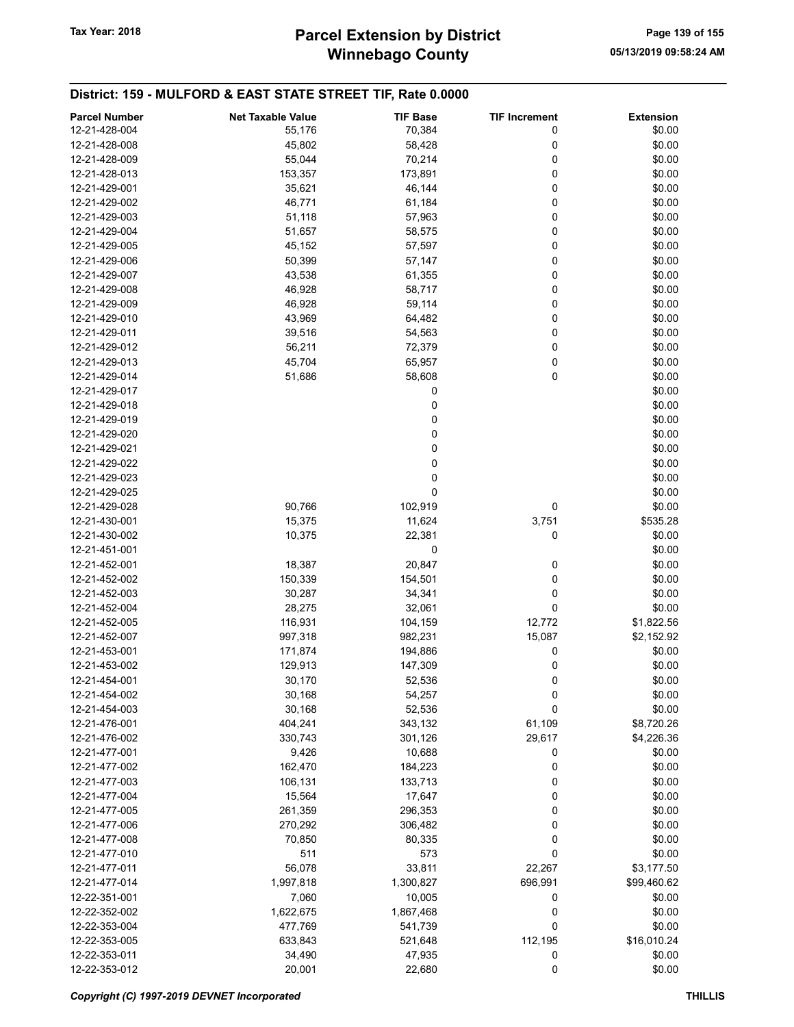## District: 159 - MULFORD & EAST STATE STREET TIF, Rate 0.0000

| Parcel Number | Net Taxable Value | TIF Base | TIF Increment | Extension |
|---|---|---|---|---|
| 12-21-428-004 | 55,176 | 70,384 | 0 | $0.00 |
| 12-21-428-008 | 45,802 | 58,428 | 0 | $0.00 |
| 12-21-428-009 | 55,044 | 70,214 | 0 | $0.00 |
| 12-21-428-013 | 153,357 | 173,891 | 0 | $0.00 |
| 12-21-429-001 | 35,621 | 46,144 | 0 | $0.00 |
| 12-21-429-002 | 46,771 | 61,184 | 0 | $0.00 |
| 12-21-429-003 | 51,118 | 57,963 | 0 | $0.00 |
| 12-21-429-004 | 51,657 | 58,575 | 0 | $0.00 |
| 12-21-429-005 | 45,152 | 57,597 | 0 | $0.00 |
| 12-21-429-006 | 50,399 | 57,147 | 0 | $0.00 |
| 12-21-429-007 | 43,538 | 61,355 | 0 | $0.00 |
| 12-21-429-008 | 46,928 | 58,717 | 0 | $0.00 |
| 12-21-429-009 | 46,928 | 59,114 | 0 | $0.00 |
| 12-21-429-010 | 43,969 | 64,482 | 0 | $0.00 |
| 12-21-429-011 | 39,516 | 54,563 | 0 | $0.00 |
| 12-21-429-012 | 56,211 | 72,379 | 0 | $0.00 |
| 12-21-429-013 | 45,704 | 65,957 | 0 | $0.00 |
| 12-21-429-014 | 51,686 | 58,608 | 0 | $0.00 |
| 12-21-429-017 | | 0 | | $0.00 |
| 12-21-429-018 | | 0 | | $0.00 |
| 12-21-429-019 | | 0 | | $0.00 |
| 12-21-429-020 | | 0 | | $0.00 |
| 12-21-429-021 | | 0 | | $0.00 |
| 12-21-429-022 | | 0 | | $0.00 |
| 12-21-429-023 | | 0 | | $0.00 |
| 12-21-429-025 | | 0 | | $0.00 |
| 12-21-429-028 | 90,766 | 102,919 | 0 | $0.00 |
| 12-21-430-001 | 15,375 | 11,624 | 3,751 | $535.28 |
| 12-21-430-002 | 10,375 | 22,381 | 0 | $0.00 |
| 12-21-451-001 | | 0 | | $0.00 |
| 12-21-452-001 | 18,387 | 20,847 | 0 | $0.00 |
| 12-21-452-002 | 150,339 | 154,501 | 0 | $0.00 |
| 12-21-452-003 | 30,287 | 34,341 | 0 | $0.00 |
| 12-21-452-004 | 28,275 | 32,061 | 0 | $0.00 |
| 12-21-452-005 | 116,931 | 104,159 | 12,772 | $1,822.56 |
| 12-21-452-007 | 997,318 | 982,231 | 15,087 | $2,152.92 |
| 12-21-453-001 | 171,874 | 194,886 | 0 | $0.00 |
| 12-21-453-002 | 129,913 | 147,309 | 0 | $0.00 |
| 12-21-454-001 | 30,170 | 52,536 | 0 | $0.00 |
| 12-21-454-002 | 30,168 | 54,257 | 0 | $0.00 |
| 12-21-454-003 | 30,168 | 52,536 | 0 | $0.00 |
| 12-21-476-001 | 404,241 | 343,132 | 61,109 | $8,720.26 |
| 12-21-476-002 | 330,743 | 301,126 | 29,617 | $4,226.36 |
| 12-21-477-001 | 9,426 | 10,688 | 0 | $0.00 |
| 12-21-477-002 | 162,470 | 184,223 | 0 | $0.00 |
| 12-21-477-003 | 106,131 | 133,713 | 0 | $0.00 |
| 12-21-477-004 | 15,564 | 17,647 | 0 | $0.00 |
| 12-21-477-005 | 261,359 | 296,353 | 0 | $0.00 |
| 12-21-477-006 | 270,292 | 306,482 | 0 | $0.00 |
| 12-21-477-008 | 70,850 | 80,335 | 0 | $0.00 |
| 12-21-477-010 | 511 | 573 | 0 | $0.00 |
| 12-21-477-011 | 56,078 | 33,811 | 22,267 | $3,177.50 |
| 12-21-477-014 | 1,997,818 | 1,300,827 | 696,991 | $99,460.62 |
| 12-22-351-001 | 7,060 | 10,005 | 0 | $0.00 |
| 12-22-352-002 | 1,622,675 | 1,867,468 | 0 | $0.00 |
| 12-22-353-004 | 477,769 | 541,739 | 0 | $0.00 |
| 12-22-353-005 | 633,843 | 521,648 | 112,195 | $16,010.24 |
| 12-22-353-011 | 34,490 | 47,935 | 0 | $0.00 |
| 12-22-353-012 | 20,001 | 22,680 | 0 | $0.00 |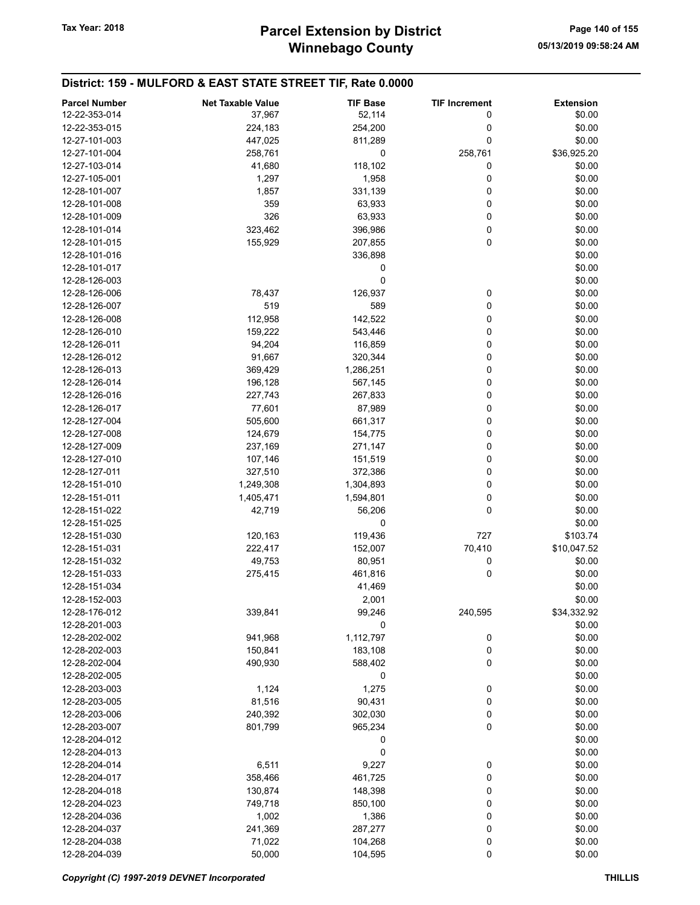# Parcel Extension by District
# Winnebago County

Tax Year: 2018

05/13/2019 09:58:24 AM

## District: 159 - MULFORD & EAST STATE STREET TIF, Rate 0.0000

| Parcel Number | Net Taxable Value | TIF Base | TIF Increment | Extension |
|---|---|---|---|---|
| 12-22-353-014 | 37,967 | 52,114 | 0 | $0.00 |
| 12-22-353-015 | 224,183 | 254,200 | 0 | $0.00 |
| 12-27-101-003 | 447,025 | 811,289 | 0 | $0.00 |
| 12-27-101-004 | 258,761 | 0 | 258,761 | $36,925.20 |
| 12-27-103-014 | 41,680 | 118,102 | 0 | $0.00 |
| 12-27-105-001 | 1,297 | 1,958 | 0 | $0.00 |
| 12-28-101-007 | 1,857 | 331,139 | 0 | $0.00 |
| 12-28-101-008 | 359 | 63,933 | 0 | $0.00 |
| 12-28-101-009 | 326 | 63,933 | 0 | $0.00 |
| 12-28-101-014 | 323,462 | 396,986 | 0 | $0.00 |
| 12-28-101-015 | 155,929 | 207,855 | 0 | $0.00 |
| 12-28-101-016 | | 336,898 | | $0.00 |
| 12-28-101-017 | | 0 | | $0.00 |
| 12-28-126-003 | | 0 | | $0.00 |
| 12-28-126-006 | 78,437 | 126,937 | 0 | $0.00 |
| 12-28-126-007 | 519 | 589 | 0 | $0.00 |
| 12-28-126-008 | 112,958 | 142,522 | 0 | $0.00 |
| 12-28-126-010 | 159,222 | 543,446 | 0 | $0.00 |
| 12-28-126-011 | 94,204 | 116,859 | 0 | $0.00 |
| 12-28-126-012 | 91,667 | 320,344 | 0 | $0.00 |
| 12-28-126-013 | 369,429 | 1,286,251 | 0 | $0.00 |
| 12-28-126-014 | 196,128 | 567,145 | 0 | $0.00 |
| 12-28-126-016 | 227,743 | 267,833 | 0 | $0.00 |
| 12-28-126-017 | 77,601 | 87,989 | 0 | $0.00 |
| 12-28-127-004 | 505,600 | 661,317 | 0 | $0.00 |
| 12-28-127-008 | 124,679 | 154,775 | 0 | $0.00 |
| 12-28-127-009 | 237,169 | 271,147 | 0 | $0.00 |
| 12-28-127-010 | 107,146 | 151,519 | 0 | $0.00 |
| 12-28-127-011 | 327,510 | 372,386 | 0 | $0.00 |
| 12-28-151-010 | 1,249,308 | 1,304,893 | 0 | $0.00 |
| 12-28-151-011 | 1,405,471 | 1,594,801 | 0 | $0.00 |
| 12-28-151-022 | 42,719 | 56,206 | 0 | $0.00 |
| 12-28-151-025 | | 0 | | $0.00 |
| 12-28-151-030 | 120,163 | 119,436 | 727 | $103.74 |
| 12-28-151-031 | 222,417 | 152,007 | 70,410 | $10,047.52 |
| 12-28-151-032 | 49,753 | 80,951 | 0 | $0.00 |
| 12-28-151-033 | 275,415 | 461,816 | 0 | $0.00 |
| 12-28-151-034 | | 41,469 | | $0.00 |
| 12-28-152-003 | | 2,001 | | $0.00 |
| 12-28-176-012 | 339,841 | 99,246 | 240,595 | $34,332.92 |
| 12-28-201-003 | | 0 | | $0.00 |
| 12-28-202-002 | 941,968 | 1,112,797 | 0 | $0.00 |
| 12-28-202-003 | 150,841 | 183,108 | 0 | $0.00 |
| 12-28-202-004 | 490,930 | 588,402 | 0 | $0.00 |
| 12-28-202-005 | | 0 | | $0.00 |
| 12-28-203-003 | 1,124 | 1,275 | 0 | $0.00 |
| 12-28-203-005 | 81,516 | 90,431 | 0 | $0.00 |
| 12-28-203-006 | 240,392 | 302,030 | 0 | $0.00 |
| 12-28-203-007 | 801,799 | 965,234 | 0 | $0.00 |
| 12-28-204-012 | | 0 | | $0.00 |
| 12-28-204-013 | | 0 | | $0.00 |
| 12-28-204-014 | 6,511 | 9,227 | 0 | $0.00 |
| 12-28-204-017 | 358,466 | 461,725 | 0 | $0.00 |
| 12-28-204-018 | 130,874 | 148,398 | 0 | $0.00 |
| 12-28-204-023 | 749,718 | 850,100 | 0 | $0.00 |
| 12-28-204-036 | 1,002 | 1,386 | 0 | $0.00 |
| 12-28-204-037 | 241,369 | 287,277 | 0 | $0.00 |
| 12-28-204-038 | 71,022 | 104,268 | 0 | $0.00 |
| 12-28-204-039 | 50,000 | 104,595 | 0 | $0.00 |

*Copyright (C) 1997-2019 DEVNET Incorporated* THILLIS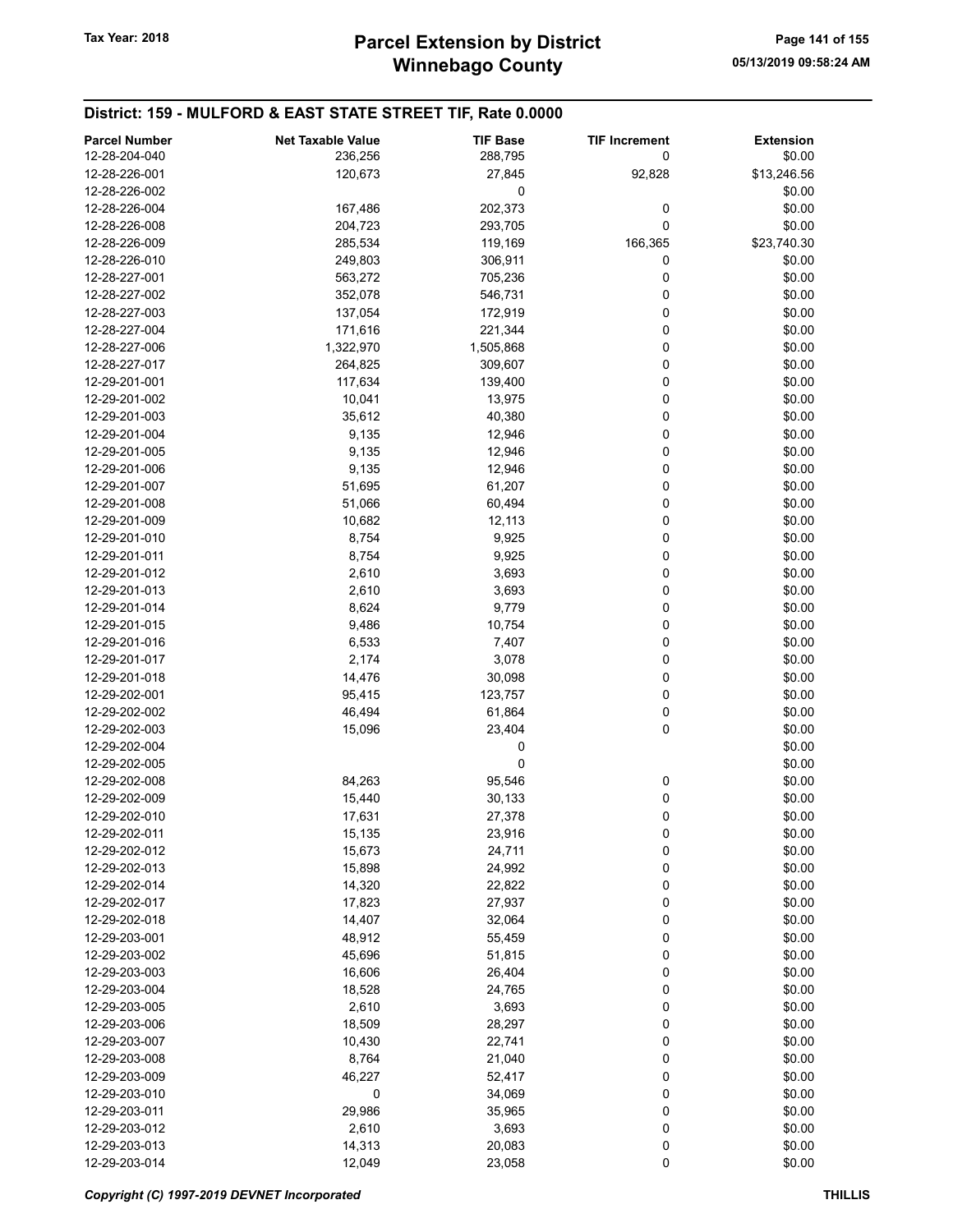## District: 159 - MULFORD & EAST STATE STREET TIF, Rate 0.0000

| Parcel Number | Net Taxable Value | TIF Base | TIF Increment | Extension |
|---|---|---|---|---|
| 12-28-204-040 | 236,256 | 288,795 | 0 | $0.00 |
| 12-28-226-001 | 120,673 | 27,845 | 92,828 | $13,246.56 |
| 12-28-226-002 | | 0 | | $0.00 |
| 12-28-226-004 | 167,486 | 202,373 | 0 | $0.00 |
| 12-28-226-008 | 204,723 | 293,705 | 0 | $0.00 |
| 12-28-226-009 | 285,534 | 119,169 | 166,365 | $23,740.30 |
| 12-28-226-010 | 249,803 | 306,911 | 0 | $0.00 |
| 12-28-227-001 | 563,272 | 705,236 | 0 | $0.00 |
| 12-28-227-002 | 352,078 | 546,731 | 0 | $0.00 |
| 12-28-227-003 | 137,054 | 172,919 | 0 | $0.00 |
| 12-28-227-004 | 171,616 | 221,344 | 0 | $0.00 |
| 12-28-227-006 | 1,322,970 | 1,505,868 | 0 | $0.00 |
| 12-28-227-017 | 264,825 | 309,607 | 0 | $0.00 |
| 12-29-201-001 | 117,634 | 139,400 | 0 | $0.00 |
| 12-29-201-002 | 10,041 | 13,975 | 0 | $0.00 |
| 12-29-201-003 | 35,612 | 40,380 | 0 | $0.00 |
| 12-29-201-004 | 9,135 | 12,946 | 0 | $0.00 |
| 12-29-201-005 | 9,135 | 12,946 | 0 | $0.00 |
| 12-29-201-006 | 9,135 | 12,946 | 0 | $0.00 |
| 12-29-201-007 | 51,695 | 61,207 | 0 | $0.00 |
| 12-29-201-008 | 51,066 | 60,494 | 0 | $0.00 |
| 12-29-201-009 | 10,682 | 12,113 | 0 | $0.00 |
| 12-29-201-010 | 8,754 | 9,925 | 0 | $0.00 |
| 12-29-201-011 | 8,754 | 9,925 | 0 | $0.00 |
| 12-29-201-012 | 2,610 | 3,693 | 0 | $0.00 |
| 12-29-201-013 | 2,610 | 3,693 | 0 | $0.00 |
| 12-29-201-014 | 8,624 | 9,779 | 0 | $0.00 |
| 12-29-201-015 | 9,486 | 10,754 | 0 | $0.00 |
| 12-29-201-016 | 6,533 | 7,407 | 0 | $0.00 |
| 12-29-201-017 | 2,174 | 3,078 | 0 | $0.00 |
| 12-29-201-018 | 14,476 | 30,098 | 0 | $0.00 |
| 12-29-202-001 | 95,415 | 123,757 | 0 | $0.00 |
| 12-29-202-002 | 46,494 | 61,864 | 0 | $0.00 |
| 12-29-202-003 | 15,096 | 23,404 | 0 | $0.00 |
| 12-29-202-004 | | 0 | | $0.00 |
| 12-29-202-005 | | 0 | | $0.00 |
| 12-29-202-008 | 84,263 | 95,546 | 0 | $0.00 |
| 12-29-202-009 | 15,440 | 30,133 | 0 | $0.00 |
| 12-29-202-010 | 17,631 | 27,378 | 0 | $0.00 |
| 12-29-202-011 | 15,135 | 23,916 | 0 | $0.00 |
| 12-29-202-012 | 15,673 | 24,711 | 0 | $0.00 |
| 12-29-202-013 | 15,898 | 24,992 | 0 | $0.00 |
| 12-29-202-014 | 14,320 | 22,822 | 0 | $0.00 |
| 12-29-202-017 | 17,823 | 27,937 | 0 | $0.00 |
| 12-29-202-018 | 14,407 | 32,064 | 0 | $0.00 |
| 12-29-203-001 | 48,912 | 55,459 | 0 | $0.00 |
| 12-29-203-002 | 45,696 | 51,815 | 0 | $0.00 |
| 12-29-203-003 | 16,606 | 26,404 | 0 | $0.00 |
| 12-29-203-004 | 18,528 | 24,765 | 0 | $0.00 |
| 12-29-203-005 | 2,610 | 3,693 | 0 | $0.00 |
| 12-29-203-006 | 18,509 | 28,297 | 0 | $0.00 |
| 12-29-203-007 | 10,430 | 22,741 | 0 | $0.00 |
| 12-29-203-008 | 8,764 | 21,040 | 0 | $0.00 |
| 12-29-203-009 | 46,227 | 52,417 | 0 | $0.00 |
| 12-29-203-010 | 0 | 34,069 | 0 | $0.00 |
| 12-29-203-011 | 29,986 | 35,965 | 0 | $0.00 |
| 12-29-203-012 | 2,610 | 3,693 | 0 | $0.00 |
| 12-29-203-013 | 14,313 | 20,083 | 0 | $0.00 |
| 12-29-203-014 | 12,049 | 23,058 | 0 | $0.00 |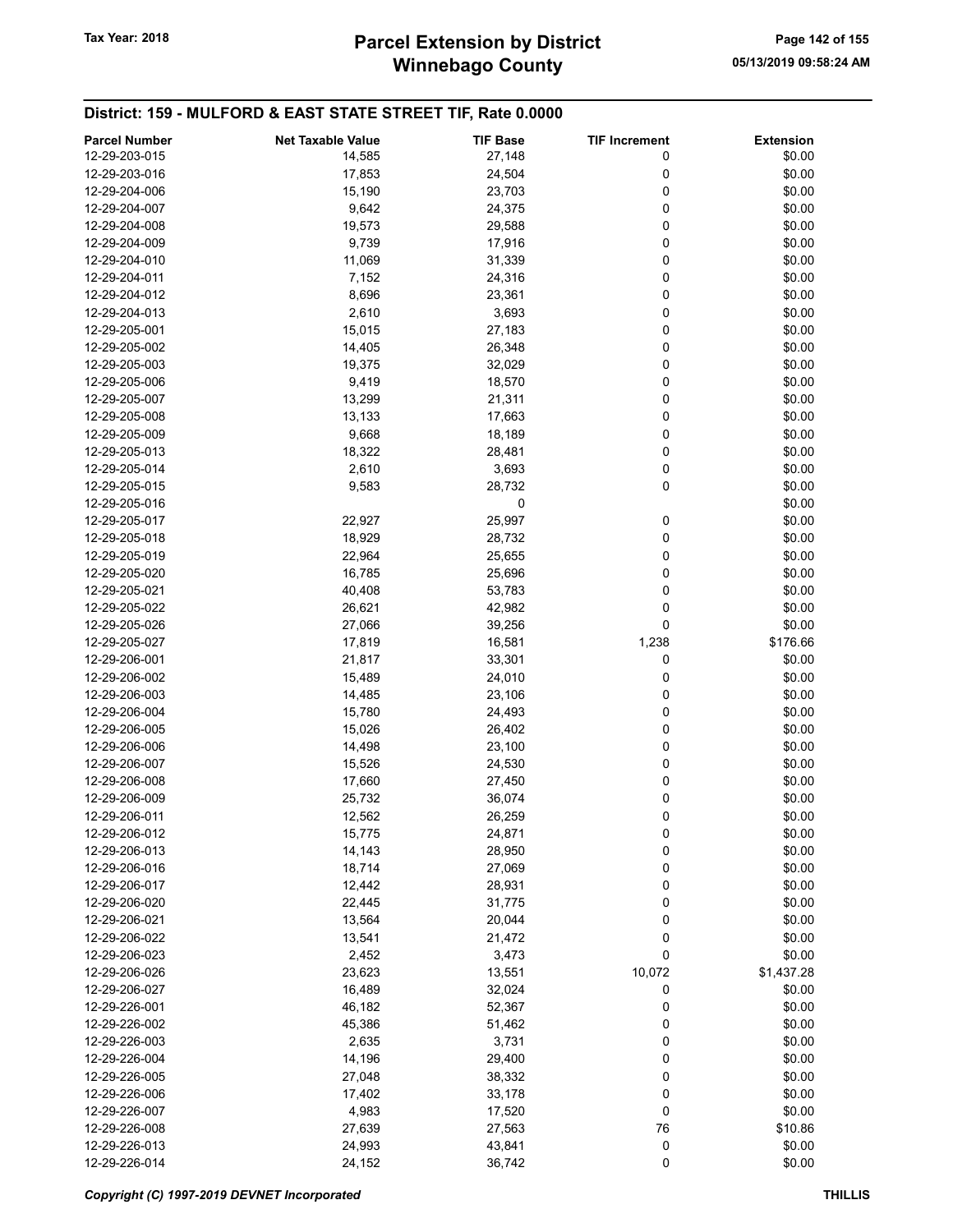## District: 159 - MULFORD & EAST STATE STREET TIF, Rate 0.0000

| Parcel Number | Net Taxable Value | TIF Base | TIF Increment | Extension |
|---|---|---|---|---|
| 12-29-203-015 | 14,585 | 27,148 | 0 | $0.00 |
| 12-29-203-016 | 17,853 | 24,504 | 0 | $0.00 |
| 12-29-204-006 | 15,190 | 23,703 | 0 | $0.00 |
| 12-29-204-007 | 9,642 | 24,375 | 0 | $0.00 |
| 12-29-204-008 | 19,573 | 29,588 | 0 | $0.00 |
| 12-29-204-009 | 9,739 | 17,916 | 0 | $0.00 |
| 12-29-204-010 | 11,069 | 31,339 | 0 | $0.00 |
| 12-29-204-011 | 7,152 | 24,316 | 0 | $0.00 |
| 12-29-204-012 | 8,696 | 23,361 | 0 | $0.00 |
| 12-29-204-013 | 2,610 | 3,693 | 0 | $0.00 |
| 12-29-205-001 | 15,015 | 27,183 | 0 | $0.00 |
| 12-29-205-002 | 14,405 | 26,348 | 0 | $0.00 |
| 12-29-205-003 | 19,375 | 32,029 | 0 | $0.00 |
| 12-29-205-006 | 9,419 | 18,570 | 0 | $0.00 |
| 12-29-205-007 | 13,299 | 21,311 | 0 | $0.00 |
| 12-29-205-008 | 13,133 | 17,663 | 0 | $0.00 |
| 12-29-205-009 | 9,668 | 18,189 | 0 | $0.00 |
| 12-29-205-013 | 18,322 | 28,481 | 0 | $0.00 |
| 12-29-205-014 | 2,610 | 3,693 | 0 | $0.00 |
| 12-29-205-015 | 9,583 | 28,732 | 0 | $0.00 |
| 12-29-205-016 | | 0 | | $0.00 |
| 12-29-205-017 | 22,927 | 25,997 | 0 | $0.00 |
| 12-29-205-018 | 18,929 | 28,732 | 0 | $0.00 |
| 12-29-205-019 | 22,964 | 25,655 | 0 | $0.00 |
| 12-29-205-020 | 16,785 | 25,696 | 0 | $0.00 |
| 12-29-205-021 | 40,408 | 53,783 | 0 | $0.00 |
| 12-29-205-022 | 26,621 | 42,982 | 0 | $0.00 |
| 12-29-205-026 | 27,066 | 39,256 | 0 | $0.00 |
| 12-29-205-027 | 17,819 | 16,581 | 1,238 | $176.66 |
| 12-29-206-001 | 21,817 | 33,301 | 0 | $0.00 |
| 12-29-206-002 | 15,489 | 24,010 | 0 | $0.00 |
| 12-29-206-003 | 14,485 | 23,106 | 0 | $0.00 |
| 12-29-206-004 | 15,780 | 24,493 | 0 | $0.00 |
| 12-29-206-005 | 15,026 | 26,402 | 0 | $0.00 |
| 12-29-206-006 | 14,498 | 23,100 | 0 | $0.00 |
| 12-29-206-007 | 15,526 | 24,530 | 0 | $0.00 |
| 12-29-206-008 | 17,660 | 27,450 | 0 | $0.00 |
| 12-29-206-009 | 25,732 | 36,074 | 0 | $0.00 |
| 12-29-206-011 | 12,562 | 26,259 | 0 | $0.00 |
| 12-29-206-012 | 15,775 | 24,871 | 0 | $0.00 |
| 12-29-206-013 | 14,143 | 28,950 | 0 | $0.00 |
| 12-29-206-016 | 18,714 | 27,069 | 0 | $0.00 |
| 12-29-206-017 | 12,442 | 28,931 | 0 | $0.00 |
| 12-29-206-020 | 22,445 | 31,775 | 0 | $0.00 |
| 12-29-206-021 | 13,564 | 20,044 | 0 | $0.00 |
| 12-29-206-022 | 13,541 | 21,472 | 0 | $0.00 |
| 12-29-206-023 | 2,452 | 3,473 | 0 | $0.00 |
| 12-29-206-026 | 23,623 | 13,551 | 10,072 | $1,437.28 |
| 12-29-206-027 | 16,489 | 32,024 | 0 | $0.00 |
| 12-29-226-001 | 46,182 | 52,367 | 0 | $0.00 |
| 12-29-226-002 | 45,386 | 51,462 | 0 | $0.00 |
| 12-29-226-003 | 2,635 | 3,731 | 0 | $0.00 |
| 12-29-226-004 | 14,196 | 29,400 | 0 | $0.00 |
| 12-29-226-005 | 27,048 | 38,332 | 0 | $0.00 |
| 12-29-226-006 | 17,402 | 33,178 | 0 | $0.00 |
| 12-29-226-007 | 4,983 | 17,520 | 0 | $0.00 |
| 12-29-226-008 | 27,639 | 27,563 | 76 | $10.86 |
| 12-29-226-013 | 24,993 | 43,841 | 0 | $0.00 |
| 12-29-226-014 | 24,152 | 36,742 | 0 | $0.00 |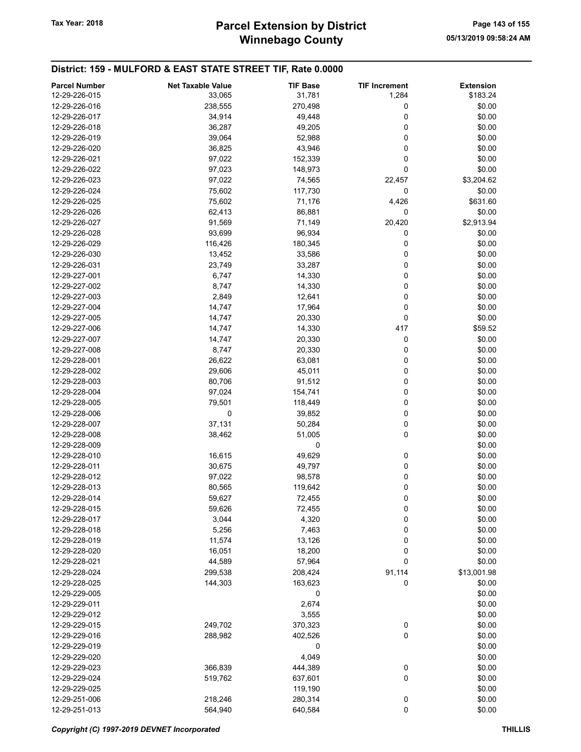## District: 159 - MULFORD & EAST STATE STREET TIF, Rate 0.0000

| Parcel Number | Net Taxable Value | TIF Base | TIF Increment | Extension |
|---|---|---|---|---|
| 12-29-226-015 | 33,065 | 31,781 | 1,284 | $183.24 |
| 12-29-226-016 | 238,555 | 270,498 | 0 | $0.00 |
| 12-29-226-017 | 34,914 | 49,448 | 0 | $0.00 |
| 12-29-226-018 | 36,287 | 49,205 | 0 | $0.00 |
| 12-29-226-019 | 39,064 | 52,988 | 0 | $0.00 |
| 12-29-226-020 | 36,825 | 43,946 | 0 | $0.00 |
| 12-29-226-021 | 97,022 | 152,339 | 0 | $0.00 |
| 12-29-226-022 | 97,023 | 148,973 | 0 | $0.00 |
| 12-29-226-023 | 97,022 | 74,565 | 22,457 | $3,204.62 |
| 12-29-226-024 | 75,602 | 117,730 | 0 | $0.00 |
| 12-29-226-025 | 75,602 | 71,176 | 4,426 | $631.60 |
| 12-29-226-026 | 62,413 | 86,881 | 0 | $0.00 |
| 12-29-226-027 | 91,569 | 71,149 | 20,420 | $2,913.94 |
| 12-29-226-028 | 93,699 | 96,934 | 0 | $0.00 |
| 12-29-226-029 | 116,426 | 180,345 | 0 | $0.00 |
| 12-29-226-030 | 13,452 | 33,586 | 0 | $0.00 |
| 12-29-226-031 | 23,749 | 33,287 | 0 | $0.00 |
| 12-29-227-001 | 6,747 | 14,330 | 0 | $0.00 |
| 12-29-227-002 | 8,747 | 14,330 | 0 | $0.00 |
| 12-29-227-003 | 2,849 | 12,641 | 0 | $0.00 |
| 12-29-227-004 | 14,747 | 17,964 | 0 | $0.00 |
| 12-29-227-005 | 14,747 | 20,330 | 0 | $0.00 |
| 12-29-227-006 | 14,747 | 14,330 | 417 | $59.52 |
| 12-29-227-007 | 14,747 | 20,330 | 0 | $0.00 |
| 12-29-227-008 | 8,747 | 20,330 | 0 | $0.00 |
| 12-29-228-001 | 26,622 | 63,081 | 0 | $0.00 |
| 12-29-228-002 | 29,606 | 45,011 | 0 | $0.00 |
| 12-29-228-003 | 80,706 | 91,512 | 0 | $0.00 |
| 12-29-228-004 | 97,024 | 154,741 | 0 | $0.00 |
| 12-29-228-005 | 79,501 | 118,449 | 0 | $0.00 |
| 12-29-228-006 | 0 | 39,852 | 0 | $0.00 |
| 12-29-228-007 | 37,131 | 50,284 | 0 | $0.00 |
| 12-29-228-008 | 38,462 | 51,005 | 0 | $0.00 |
| 12-29-228-009 | | 0 | | $0.00 |
| 12-29-228-010 | 16,615 | 49,629 | 0 | $0.00 |
| 12-29-228-011 | 30,675 | 49,797 | 0 | $0.00 |
| 12-29-228-012 | 97,022 | 98,578 | 0 | $0.00 |
| 12-29-228-013 | 80,565 | 119,642 | 0 | $0.00 |
| 12-29-228-014 | 59,627 | 72,455 | 0 | $0.00 |
| 12-29-228-015 | 59,626 | 72,455 | 0 | $0.00 |
| 12-29-228-017 | 3,044 | 4,320 | 0 | $0.00 |
| 12-29-228-018 | 5,256 | 7,463 | 0 | $0.00 |
| 12-29-228-019 | 11,574 | 13,126 | 0 | $0.00 |
| 12-29-228-020 | 16,051 | 18,200 | 0 | $0.00 |
| 12-29-228-021 | 44,589 | 57,964 | 0 | $0.00 |
| 12-29-228-024 | 299,538 | 208,424 | 91,114 | $13,001.98 |
| 12-29-228-025 | 144,303 | 163,623 | 0 | $0.00 |
| 12-29-229-005 | | 0 | | $0.00 |
| 12-29-229-011 | | 2,674 | | $0.00 |
| 12-29-229-012 | | 3,555 | | $0.00 |
| 12-29-229-015 | 249,702 | 370,323 | 0 | $0.00 |
| 12-29-229-016 | 288,982 | 402,526 | 0 | $0.00 |
| 12-29-229-019 | | 0 | | $0.00 |
| 12-29-229-020 | | 4,049 | | $0.00 |
| 12-29-229-023 | 366,839 | 444,389 | 0 | $0.00 |
| 12-29-229-024 | 519,762 | 637,601 | 0 | $0.00 |
| 12-29-229-025 | | 119,190 | | $0.00 |
| 12-29-251-006 | 218,246 | 280,314 | 0 | $0.00 |
| 12-29-251-013 | 564,940 | 640,584 | 0 | $0.00 |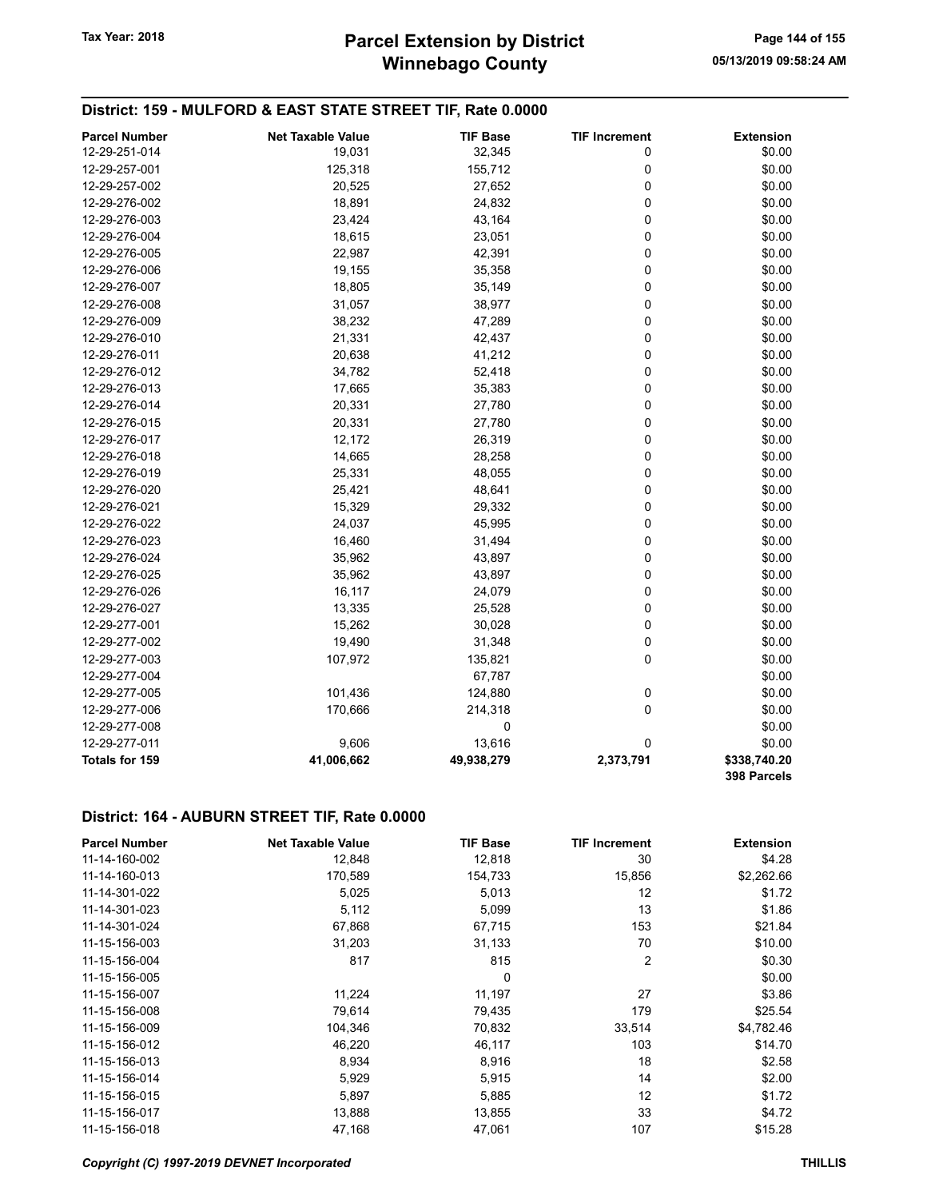## District: 159 - MULFORD & EAST STATE STREET TIF, Rate 0.0000

| Parcel Number | Net Taxable Value | TIF Base | TIF Increment | Extension |
|---|---|---|---|---|
| 12-29-251-014 | 19,031 | 32,345 | 0 | $0.00 |
| 12-29-257-001 | 125,318 | 155,712 | 0 | $0.00 |
| 12-29-257-002 | 20,525 | 27,652 | 0 | $0.00 |
| 12-29-276-002 | 18,891 | 24,832 | 0 | $0.00 |
| 12-29-276-003 | 23,424 | 43,164 | 0 | $0.00 |
| 12-29-276-004 | 18,615 | 23,051 | 0 | $0.00 |
| 12-29-276-005 | 22,987 | 42,391 | 0 | $0.00 |
| 12-29-276-006 | 19,155 | 35,358 | 0 | $0.00 |
| 12-29-276-007 | 18,805 | 35,149 | 0 | $0.00 |
| 12-29-276-008 | 31,057 | 38,977 | 0 | $0.00 |
| 12-29-276-009 | 38,232 | 47,289 | 0 | $0.00 |
| 12-29-276-010 | 21,331 | 42,437 | 0 | $0.00 |
| 12-29-276-011 | 20,638 | 41,212 | 0 | $0.00 |
| 12-29-276-012 | 34,782 | 52,418 | 0 | $0.00 |
| 12-29-276-013 | 17,665 | 35,383 | 0 | $0.00 |
| 12-29-276-014 | 20,331 | 27,780 | 0 | $0.00 |
| 12-29-276-015 | 20,331 | 27,780 | 0 | $0.00 |
| 12-29-276-017 | 12,172 | 26,319 | 0 | $0.00 |
| 12-29-276-018 | 14,665 | 28,258 | 0 | $0.00 |
| 12-29-276-019 | 25,331 | 48,055 | 0 | $0.00 |
| 12-29-276-020 | 25,421 | 48,641 | 0 | $0.00 |
| 12-29-276-021 | 15,329 | 29,332 | 0 | $0.00 |
| 12-29-276-022 | 24,037 | 45,995 | 0 | $0.00 |
| 12-29-276-023 | 16,460 | 31,494 | 0 | $0.00 |
| 12-29-276-024 | 35,962 | 43,897 | 0 | $0.00 |
| 12-29-276-025 | 35,962 | 43,897 | 0 | $0.00 |
| 12-29-276-026 | 16,117 | 24,079 | 0 | $0.00 |
| 12-29-276-027 | 13,335 | 25,528 | 0 | $0.00 |
| 12-29-277-001 | 15,262 | 30,028 | 0 | $0.00 |
| 12-29-277-002 | 19,490 | 31,348 | 0 | $0.00 |
| 12-29-277-003 | 107,972 | 135,821 | 0 | $0.00 |
| 12-29-277-004 | | 67,787 | | $0.00 |
| 12-29-277-005 | 101,436 | 124,880 | 0 | $0.00 |
| 12-29-277-006 | 170,666 | 214,318 | 0 | $0.00 |
| 12-29-277-008 | | 0 | | $0.00 |
| 12-29-277-011 | 9,606 | 13,616 | 0 | $0.00 |
| **Totals for 159** | **41,006,662** | **49,938,279** | **2,373,791** | **$338,740.20** |
| | | | | **398 Parcels** |

## District: 164 - AUBURN STREET TIF, Rate 0.0000

| Parcel Number | Net Taxable Value | TIF Base | TIF Increment | Extension |
|---|---|---|---|---|
| 11-14-160-002 | 12,848 | 12,818 | 30 | $4.28 |
| 11-14-160-013 | 170,589 | 154,733 | 15,856 | $2,262.66 |
| 11-14-301-022 | 5,025 | 5,013 | 12 | $1.72 |
| 11-14-301-023 | 5,112 | 5,099 | 13 | $1.86 |
| 11-14-301-024 | 67,868 | 67,715 | 153 | $21.84 |
| 11-15-156-003 | 31,203 | 31,133 | 70 | $10.00 |
| 11-15-156-004 | 817 | 815 | 2 | $0.30 |
| 11-15-156-005 | | 0 | | $0.00 |
| 11-15-156-007 | 11,224 | 11,197 | 27 | $3.86 |
| 11-15-156-008 | 79,614 | 79,435 | 179 | $25.54 |
| 11-15-156-009 | 104,346 | 70,832 | 33,514 | $4,782.46 |
| 11-15-156-012 | 46,220 | 46,117 | 103 | $14.70 |
| 11-15-156-013 | 8,934 | 8,916 | 18 | $2.58 |
| 11-15-156-014 | 5,929 | 5,915 | 14 | $2.00 |
| 11-15-156-015 | 5,897 | 5,885 | 12 | $1.72 |
| 11-15-156-017 | 13,888 | 13,855 | 33 | $4.72 |
| 11-15-156-018 | 47,168 | 47,061 | 107 | $15.28 |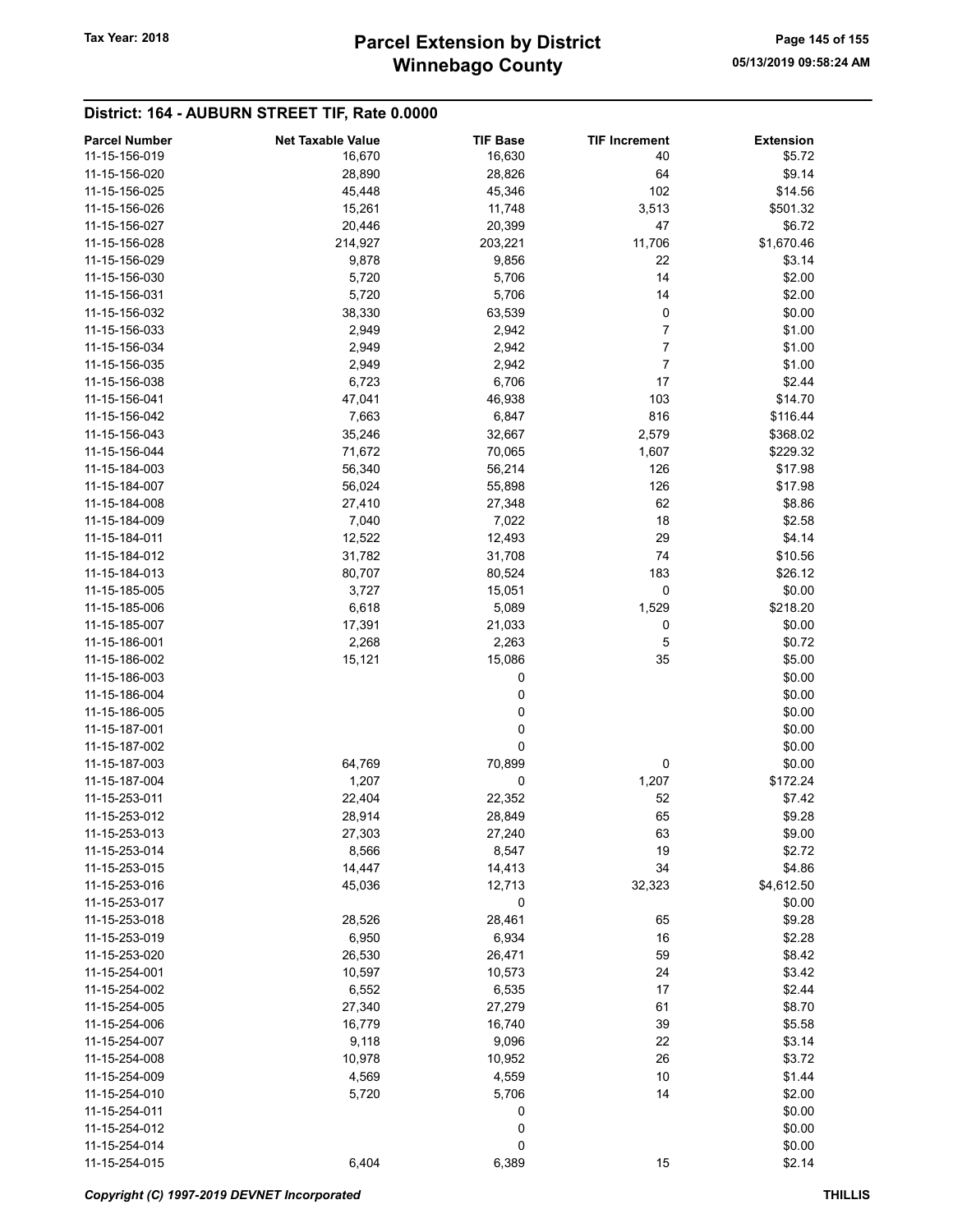## District: 164 - AUBURN STREET TIF, Rate 0.0000

| Parcel Number | Net Taxable Value | TIF Base | TIF Increment | Extension |
|---|---|---|---|---|
| 11-15-156-019 | 16,670 | 16,630 | 40 | $5.72 |
| 11-15-156-020 | 28,890 | 28,826 | 64 | $9.14 |
| 11-15-156-025 | 45,448 | 45,346 | 102 | $14.56 |
| 11-15-156-026 | 15,261 | 11,748 | 3,513 | $501.32 |
| 11-15-156-027 | 20,446 | 20,399 | 47 | $6.72 |
| 11-15-156-028 | 214,927 | 203,221 | 11,706 | $1,670.46 |
| 11-15-156-029 | 9,878 | 9,856 | 22 | $3.14 |
| 11-15-156-030 | 5,720 | 5,706 | 14 | $2.00 |
| 11-15-156-031 | 5,720 | 5,706 | 14 | $2.00 |
| 11-15-156-032 | 38,330 | 63,539 | 0 | $0.00 |
| 11-15-156-033 | 2,949 | 2,942 | 7 | $1.00 |
| 11-15-156-034 | 2,949 | 2,942 | 7 | $1.00 |
| 11-15-156-035 | 2,949 | 2,942 | 7 | $1.00 |
| 11-15-156-038 | 6,723 | 6,706 | 17 | $2.44 |
| 11-15-156-041 | 47,041 | 46,938 | 103 | $14.70 |
| 11-15-156-042 | 7,663 | 6,847 | 816 | $116.44 |
| 11-15-156-043 | 35,246 | 32,667 | 2,579 | $368.02 |
| 11-15-156-044 | 71,672 | 70,065 | 1,607 | $229.32 |
| 11-15-184-003 | 56,340 | 56,214 | 126 | $17.98 |
| 11-15-184-007 | 56,024 | 55,898 | 126 | $17.98 |
| 11-15-184-008 | 27,410 | 27,348 | 62 | $8.86 |
| 11-15-184-009 | 7,040 | 7,022 | 18 | $2.58 |
| 11-15-184-011 | 12,522 | 12,493 | 29 | $4.14 |
| 11-15-184-012 | 31,782 | 31,708 | 74 | $10.56 |
| 11-15-184-013 | 80,707 | 80,524 | 183 | $26.12 |
| 11-15-185-005 | 3,727 | 15,051 | 0 | $0.00 |
| 11-15-185-006 | 6,618 | 5,089 | 1,529 | $218.20 |
| 11-15-185-007 | 17,391 | 21,033 | 0 | $0.00 |
| 11-15-186-001 | 2,268 | 2,263 | 5 | $0.72 |
| 11-15-186-002 | 15,121 | 15,086 | 35 | $5.00 |
| 11-15-186-003 | | 0 | | $0.00 |
| 11-15-186-004 | | 0 | | $0.00 |
| 11-15-186-005 | | 0 | | $0.00 |
| 11-15-187-001 | | 0 | | $0.00 |
| 11-15-187-002 | | 0 | | $0.00 |
| 11-15-187-003 | 64,769 | 70,899 | 0 | $0.00 |
| 11-15-187-004 | 1,207 | 0 | 1,207 | $172.24 |
| 11-15-253-011 | 22,404 | 22,352 | 52 | $7.42 |
| 11-15-253-012 | 28,914 | 28,849 | 65 | $9.28 |
| 11-15-253-013 | 27,303 | 27,240 | 63 | $9.00 |
| 11-15-253-014 | 8,566 | 8,547 | 19 | $2.72 |
| 11-15-253-015 | 14,447 | 14,413 | 34 | $4.86 |
| 11-15-253-016 | 45,036 | 12,713 | 32,323 | $4,612.50 |
| 11-15-253-017 | | 0 | | $0.00 |
| 11-15-253-018 | 28,526 | 28,461 | 65 | $9.28 |
| 11-15-253-019 | 6,950 | 6,934 | 16 | $2.28 |
| 11-15-253-020 | 26,530 | 26,471 | 59 | $8.42 |
| 11-15-254-001 | 10,597 | 10,573 | 24 | $3.42 |
| 11-15-254-002 | 6,552 | 6,535 | 17 | $2.44 |
| 11-15-254-005 | 27,340 | 27,279 | 61 | $8.70 |
| 11-15-254-006 | 16,779 | 16,740 | 39 | $5.58 |
| 11-15-254-007 | 9,118 | 9,096 | 22 | $3.14 |
| 11-15-254-008 | 10,978 | 10,952 | 26 | $3.72 |
| 11-15-254-009 | 4,569 | 4,559 | 10 | $1.44 |
| 11-15-254-010 | 5,720 | 5,706 | 14 | $2.00 |
| 11-15-254-011 | | 0 | | $0.00 |
| 11-15-254-012 | | 0 | | $0.00 |
| 11-15-254-014 | | 0 | | $0.00 |
| 11-15-254-015 | 6,404 | 6,389 | 15 | $2.14 |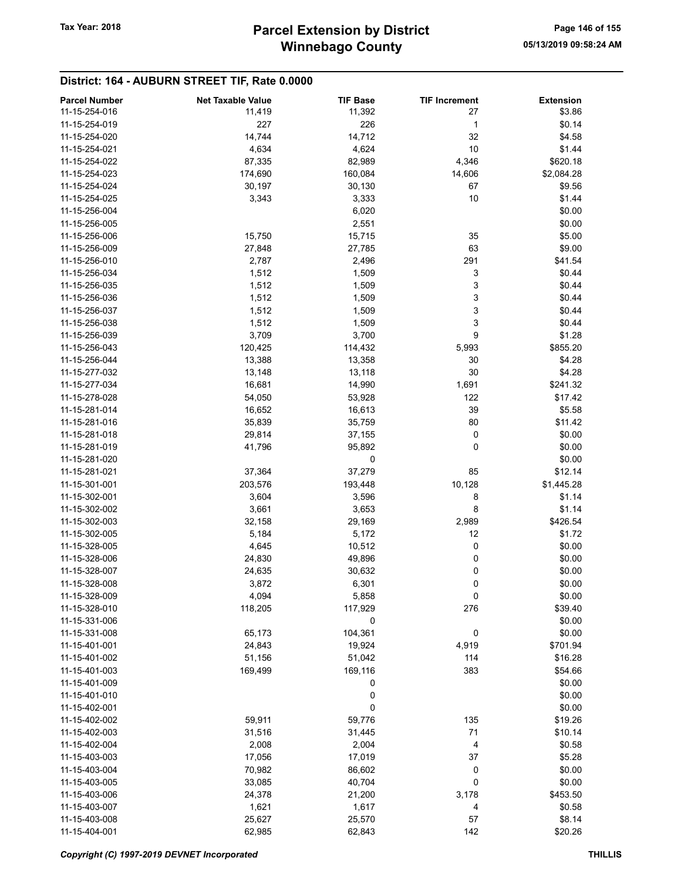## District: 164 - AUBURN STREET TIF, Rate 0.0000

| Parcel Number | Net Taxable Value | TIF Base | TIF Increment | Extension |
|---|---|---|---|---|
| 11-15-254-016 | 11,419 | 11,392 | 27 | $3.86 |
| 11-15-254-019 | 227 | 226 | 1 | $0.14 |
| 11-15-254-020 | 14,744 | 14,712 | 32 | $4.58 |
| 11-15-254-021 | 4,634 | 4,624 | 10 | $1.44 |
| 11-15-254-022 | 87,335 | 82,989 | 4,346 | $620.18 |
| 11-15-254-023 | 174,690 | 160,084 | 14,606 | $2,084.28 |
| 11-15-254-024 | 30,197 | 30,130 | 67 | $9.56 |
| 11-15-254-025 | 3,343 | 3,333 | 10 | $1.44 |
| 11-15-256-004 | | 6,020 | | $0.00 |
| 11-15-256-005 | | 2,551 | | $0.00 |
| 11-15-256-006 | 15,750 | 15,715 | 35 | $5.00 |
| 11-15-256-009 | 27,848 | 27,785 | 63 | $9.00 |
| 11-15-256-010 | 2,787 | 2,496 | 291 | $41.54 |
| 11-15-256-034 | 1,512 | 1,509 | 3 | $0.44 |
| 11-15-256-035 | 1,512 | 1,509 | 3 | $0.44 |
| 11-15-256-036 | 1,512 | 1,509 | 3 | $0.44 |
| 11-15-256-037 | 1,512 | 1,509 | 3 | $0.44 |
| 11-15-256-038 | 1,512 | 1,509 | 3 | $0.44 |
| 11-15-256-039 | 3,709 | 3,700 | 9 | $1.28 |
| 11-15-256-043 | 120,425 | 114,432 | 5,993 | $855.20 |
| 11-15-256-044 | 13,388 | 13,358 | 30 | $4.28 |
| 11-15-277-032 | 13,148 | 13,118 | 30 | $4.28 |
| 11-15-277-034 | 16,681 | 14,990 | 1,691 | $241.32 |
| 11-15-278-028 | 54,050 | 53,928 | 122 | $17.42 |
| 11-15-281-014 | 16,652 | 16,613 | 39 | $5.58 |
| 11-15-281-016 | 35,839 | 35,759 | 80 | $11.42 |
| 11-15-281-018 | 29,814 | 37,155 | 0 | $0.00 |
| 11-15-281-019 | 41,796 | 95,892 | 0 | $0.00 |
| 11-15-281-020 | | 0 | | $0.00 |
| 11-15-281-021 | 37,364 | 37,279 | 85 | $12.14 |
| 11-15-301-001 | 203,576 | 193,448 | 10,128 | $1,445.28 |
| 11-15-302-001 | 3,604 | 3,596 | 8 | $1.14 |
| 11-15-302-002 | 3,661 | 3,653 | 8 | $1.14 |
| 11-15-302-003 | 32,158 | 29,169 | 2,989 | $426.54 |
| 11-15-302-005 | 5,184 | 5,172 | 12 | $1.72 |
| 11-15-328-005 | 4,645 | 10,512 | 0 | $0.00 |
| 11-15-328-006 | 24,830 | 49,896 | 0 | $0.00 |
| 11-15-328-007 | 24,635 | 30,632 | 0 | $0.00 |
| 11-15-328-008 | 3,872 | 6,301 | 0 | $0.00 |
| 11-15-328-009 | 4,094 | 5,858 | 0 | $0.00 |
| 11-15-328-010 | 118,205 | 117,929 | 276 | $39.40 |
| 11-15-331-006 | | 0 | | $0.00 |
| 11-15-331-008 | 65,173 | 104,361 | 0 | $0.00 |
| 11-15-401-001 | 24,843 | 19,924 | 4,919 | $701.94 |
| 11-15-401-002 | 51,156 | 51,042 | 114 | $16.28 |
| 11-15-401-003 | 169,499 | 169,116 | 383 | $54.66 |
| 11-15-401-009 | | 0 | | $0.00 |
| 11-15-401-010 | | 0 | | $0.00 |
| 11-15-402-001 | | 0 | | $0.00 |
| 11-15-402-002 | 59,911 | 59,776 | 135 | $19.26 |
| 11-15-402-003 | 31,516 | 31,445 | 71 | $10.14 |
| 11-15-402-004 | 2,008 | 2,004 | 4 | $0.58 |
| 11-15-403-003 | 17,056 | 17,019 | 37 | $5.28 |
| 11-15-403-004 | 70,982 | 86,602 | 0 | $0.00 |
| 11-15-403-005 | 33,085 | 40,704 | 0 | $0.00 |
| 11-15-403-006 | 24,378 | 21,200 | 3,178 | $453.50 |
| 11-15-403-007 | 1,621 | 1,617 | 4 | $0.58 |
| 11-15-403-008 | 25,627 | 25,570 | 57 | $8.14 |
| 11-15-404-001 | 62,985 | 62,843 | 142 | $20.26 |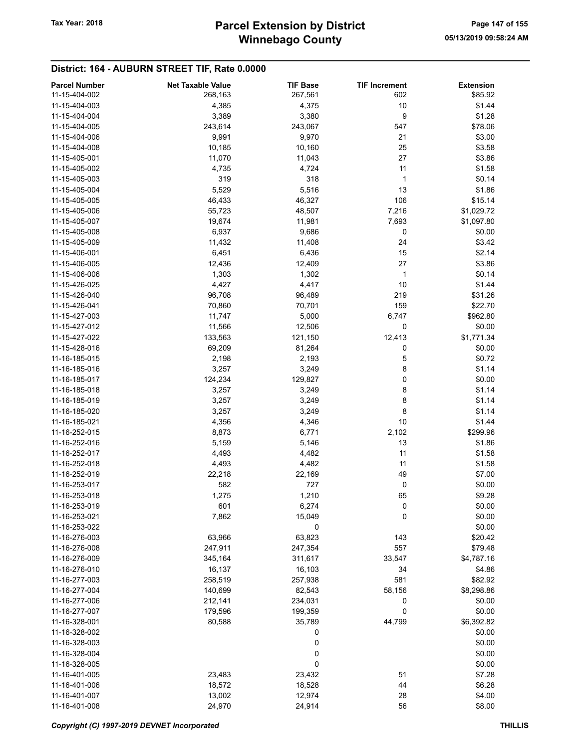### District: 164 - AUBURN STREET TIF, Rate 0.0000

| Parcel Number | Net Taxable Value | TIF Base | TIF Increment | Extension |
|---|---|---|---|---|
| 11-15-404-002 | 268,163 | 267,561 | 602 | $85.92 |
| 11-15-404-003 | 4,385 | 4,375 | 10 | $1.44 |
| 11-15-404-004 | 3,389 | 3,380 | 9 | $1.28 |
| 11-15-404-005 | 243,614 | 243,067 | 547 | $78.06 |
| 11-15-404-006 | 9,991 | 9,970 | 21 | $3.00 |
| 11-15-404-008 | 10,185 | 10,160 | 25 | $3.58 |
| 11-15-405-001 | 11,070 | 11,043 | 27 | $3.86 |
| 11-15-405-002 | 4,735 | 4,724 | 11 | $1.58 |
| 11-15-405-003 | 319 | 318 | 1 | $0.14 |
| 11-15-405-004 | 5,529 | 5,516 | 13 | $1.86 |
| 11-15-405-005 | 46,433 | 46,327 | 106 | $15.14 |
| 11-15-405-006 | 55,723 | 48,507 | 7,216 | $1,029.72 |
| 11-15-405-007 | 19,674 | 11,981 | 7,693 | $1,097.80 |
| 11-15-405-008 | 6,937 | 9,686 | 0 | $0.00 |
| 11-15-405-009 | 11,432 | 11,408 | 24 | $3.42 |
| 11-15-406-001 | 6,451 | 6,436 | 15 | $2.14 |
| 11-15-406-005 | 12,436 | 12,409 | 27 | $3.86 |
| 11-15-406-006 | 1,303 | 1,302 | 1 | $0.14 |
| 11-15-426-025 | 4,427 | 4,417 | 10 | $1.44 |
| 11-15-426-040 | 96,708 | 96,489 | 219 | $31.26 |
| 11-15-426-041 | 70,860 | 70,701 | 159 | $22.70 |
| 11-15-427-003 | 11,747 | 5,000 | 6,747 | $962.80 |
| 11-15-427-012 | 11,566 | 12,506 | 0 | $0.00 |
| 11-15-427-022 | 133,563 | 121,150 | 12,413 | $1,771.34 |
| 11-15-428-016 | 69,209 | 81,264 | 0 | $0.00 |
| 11-16-185-015 | 2,198 | 2,193 | 5 | $0.72 |
| 11-16-185-016 | 3,257 | 3,249 | 8 | $1.14 |
| 11-16-185-017 | 124,234 | 129,827 | 0 | $0.00 |
| 11-16-185-018 | 3,257 | 3,249 | 8 | $1.14 |
| 11-16-185-019 | 3,257 | 3,249 | 8 | $1.14 |
| 11-16-185-020 | 3,257 | 3,249 | 8 | $1.14 |
| 11-16-185-021 | 4,356 | 4,346 | 10 | $1.44 |
| 11-16-252-015 | 8,873 | 6,771 | 2,102 | $299.96 |
| 11-16-252-016 | 5,159 | 5,146 | 13 | $1.86 |
| 11-16-252-017 | 4,493 | 4,482 | 11 | $1.58 |
| 11-16-252-018 | 4,493 | 4,482 | 11 | $1.58 |
| 11-16-252-019 | 22,218 | 22,169 | 49 | $7.00 |
| 11-16-253-017 | 582 | 727 | 0 | $0.00 |
| 11-16-253-018 | 1,275 | 1,210 | 65 | $9.28 |
| 11-16-253-019 | 601 | 6,274 | 0 | $0.00 |
| 11-16-253-021 | 7,862 | 15,049 | 0 | $0.00 |
| 11-16-253-022 | | 0 | | $0.00 |
| 11-16-276-003 | 63,966 | 63,823 | 143 | $20.42 |
| 11-16-276-008 | 247,911 | 247,354 | 557 | $79.48 |
| 11-16-276-009 | 345,164 | 311,617 | 33,547 | $4,787.16 |
| 11-16-276-010 | 16,137 | 16,103 | 34 | $4.86 |
| 11-16-277-003 | 258,519 | 257,938 | 581 | $82.92 |
| 11-16-277-004 | 140,699 | 82,543 | 58,156 | $8,298.86 |
| 11-16-277-006 | 212,141 | 234,031 | 0 | $0.00 |
| 11-16-277-007 | 179,596 | 199,359 | 0 | $0.00 |
| 11-16-328-001 | 80,588 | 35,789 | 44,799 | $6,392.82 |
| 11-16-328-002 | | 0 | | $0.00 |
| 11-16-328-003 | | 0 | | $0.00 |
| 11-16-328-004 | | 0 | | $0.00 |
| 11-16-328-005 | | 0 | | $0.00 |
| 11-16-401-005 | 23,483 | 23,432 | 51 | $7.28 |
| 11-16-401-006 | 18,572 | 18,528 | 44 | $6.28 |
| 11-16-401-007 | 13,002 | 12,974 | 28 | $4.00 |
| 11-16-401-008 | 24,970 | 24,914 | 56 | $8.00 |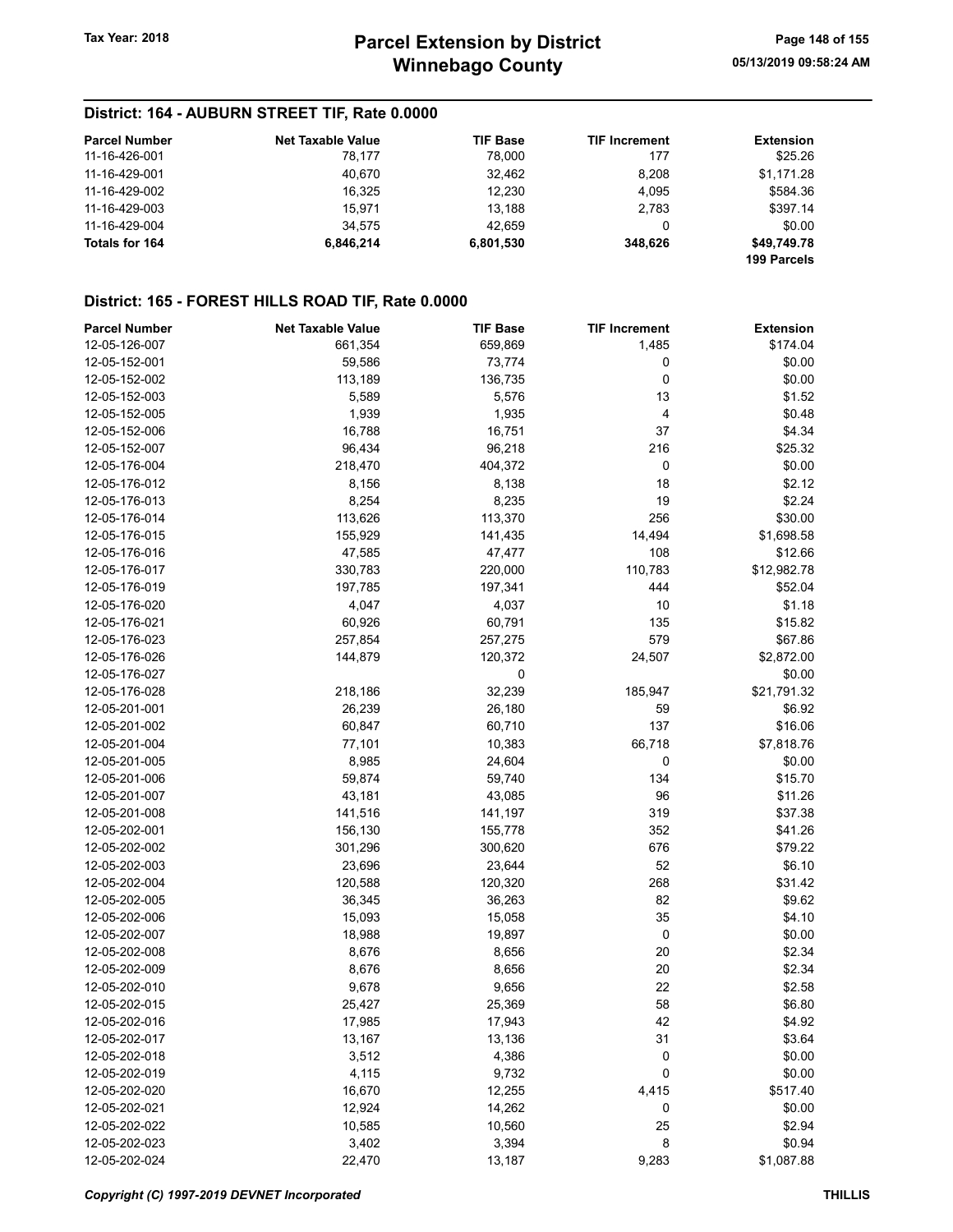## District: 164 - AUBURN STREET TIF, Rate 0.0000

| Parcel Number | Net Taxable Value | TIF Base | TIF Increment | Extension |
|---|---|---|---|---|
| 11-16-426-001 | 78,177 | 78,000 | 177 | $25.26 |
| 11-16-429-001 | 40,670 | 32,462 | 8,208 | $1,171.28 |
| 11-16-429-002 | 16,325 | 12,230 | 4,095 | $584.36 |
| 11-16-429-003 | 15,971 | 13,188 | 2,783 | $397.14 |
| 11-16-429-004 | 34,575 | 42,659 | 0 | $0.00 |
| **Totals for 164** | **6,846,214** | **6,801,530** | **348,626** | **$49,749.78** |
| | | | | **199 Parcels** |

## District: 165 - FOREST HILLS ROAD TIF, Rate 0.0000

| Parcel Number | Net Taxable Value | TIF Base | TIF Increment | Extension |
|---|---|---|---|---|
| 12-05-126-007 | 661,354 | 659,869 | 1,485 | $174.04 |
| 12-05-152-001 | 59,586 | 73,774 | 0 | $0.00 |
| 12-05-152-002 | 113,189 | 136,735 | 0 | $0.00 |
| 12-05-152-003 | 5,589 | 5,576 | 13 | $1.52 |
| 12-05-152-005 | 1,939 | 1,935 | 4 | $0.48 |
| 12-05-152-006 | 16,788 | 16,751 | 37 | $4.34 |
| 12-05-152-007 | 96,434 | 96,218 | 216 | $25.32 |
| 12-05-176-004 | 218,470 | 404,372 | 0 | $0.00 |
| 12-05-176-012 | 8,156 | 8,138 | 18 | $2.12 |
| 12-05-176-013 | 8,254 | 8,235 | 19 | $2.24 |
| 12-05-176-014 | 113,626 | 113,370 | 256 | $30.00 |
| 12-05-176-015 | 155,929 | 141,435 | 14,494 | $1,698.58 |
| 12-05-176-016 | 47,585 | 47,477 | 108 | $12.66 |
| 12-05-176-017 | 330,783 | 220,000 | 110,783 | $12,982.78 |
| 12-05-176-019 | 197,785 | 197,341 | 444 | $52.04 |
| 12-05-176-020 | 4,047 | 4,037 | 10 | $1.18 |
| 12-05-176-021 | 60,926 | 60,791 | 135 | $15.82 |
| 12-05-176-023 | 257,854 | 257,275 | 579 | $67.86 |
| 12-05-176-026 | 144,879 | 120,372 | 24,507 | $2,872.00 |
| 12-05-176-027 | | 0 | | $0.00 |
| 12-05-176-028 | 218,186 | 32,239 | 185,947 | $21,791.32 |
| 12-05-201-001 | 26,239 | 26,180 | 59 | $6.92 |
| 12-05-201-002 | 60,847 | 60,710 | 137 | $16.06 |
| 12-05-201-004 | 77,101 | 10,383 | 66,718 | $7,818.76 |
| 12-05-201-005 | 8,985 | 24,604 | 0 | $0.00 |
| 12-05-201-006 | 59,874 | 59,740 | 134 | $15.70 |
| 12-05-201-007 | 43,181 | 43,085 | 96 | $11.26 |
| 12-05-201-008 | 141,516 | 141,197 | 319 | $37.38 |
| 12-05-202-001 | 156,130 | 155,778 | 352 | $41.26 |
| 12-05-202-002 | 301,296 | 300,620 | 676 | $79.22 |
| 12-05-202-003 | 23,696 | 23,644 | 52 | $6.10 |
| 12-05-202-004 | 120,588 | 120,320 | 268 | $31.42 |
| 12-05-202-005 | 36,345 | 36,263 | 82 | $9.62 |
| 12-05-202-006 | 15,093 | 15,058 | 35 | $4.10 |
| 12-05-202-007 | 18,988 | 19,897 | 0 | $0.00 |
| 12-05-202-008 | 8,676 | 8,656 | 20 | $2.34 |
| 12-05-202-009 | 8,676 | 8,656 | 20 | $2.34 |
| 12-05-202-010 | 9,678 | 9,656 | 22 | $2.58 |
| 12-05-202-015 | 25,427 | 25,369 | 58 | $6.80 |
| 12-05-202-016 | 17,985 | 17,943 | 42 | $4.92 |
| 12-05-202-017 | 13,167 | 13,136 | 31 | $3.64 |
| 12-05-202-018 | 3,512 | 4,386 | 0 | $0.00 |
| 12-05-202-019 | 4,115 | 9,732 | 0 | $0.00 |
| 12-05-202-020 | 16,670 | 12,255 | 4,415 | $517.40 |
| 12-05-202-021 | 12,924 | 14,262 | 0 | $0.00 |
| 12-05-202-022 | 10,585 | 10,560 | 25 | $2.94 |
| 12-05-202-023 | 3,402 | 3,394 | 8 | $0.94 |
| 12-05-202-024 | 22,470 | 13,187 | 9,283 | $1,087.88 |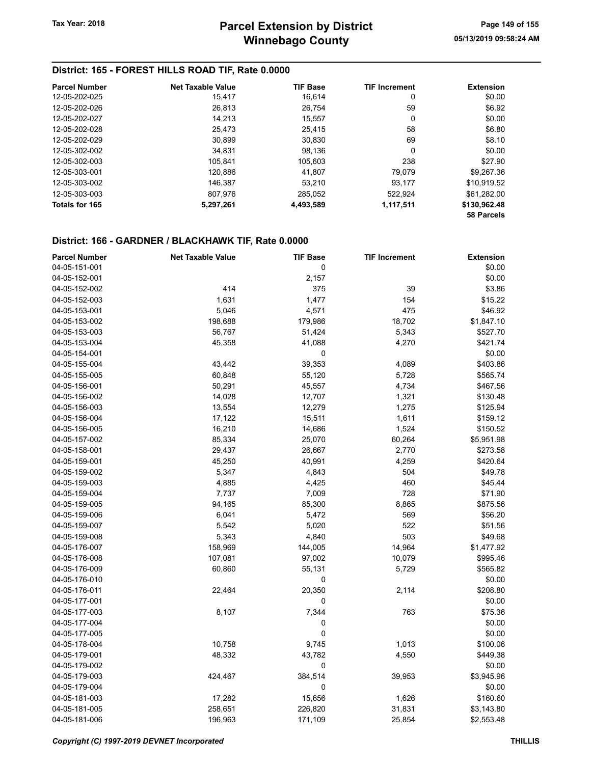## District: 165 - FOREST HILLS ROAD TIF, Rate 0.0000

| Parcel Number | Net Taxable Value | TIF Base | TIF Increment | Extension |
|---|---|---|---|---|
| 12-05-202-025 | 15,417 | 16,614 | 0 | $0.00 |
| 12-05-202-026 | 26,813 | 26,754 | 59 | $6.92 |
| 12-05-202-027 | 14,213 | 15,557 | 0 | $0.00 |
| 12-05-202-028 | 25,473 | 25,415 | 58 | $6.80 |
| 12-05-202-029 | 30,899 | 30,830 | 69 | $8.10 |
| 12-05-302-002 | 34,831 | 98,136 | 0 | $0.00 |
| 12-05-302-003 | 105,841 | 105,603 | 238 | $27.90 |
| 12-05-303-001 | 120,886 | 41,807 | 79,079 | $9,267.36 |
| 12-05-303-002 | 146,387 | 53,210 | 93,177 | $10,919.52 |
| 12-05-303-003 | 807,976 | 285,052 | 522,924 | $61,282.00 |
| **Totals for 165** | **5,297,261** | **4,493,589** | **1,117,511** | **$130,962.48** |
| | | | | **58 Parcels** |

## District: 166 - GARDNER / BLACKHAWK TIF, Rate 0.0000

| Parcel Number | Net Taxable Value | TIF Base | TIF Increment | Extension |
|---|---|---|---|---|
| 04-05-151-001 | | 0 | | $0.00 |
| 04-05-152-001 | | 2,157 | | $0.00 |
| 04-05-152-002 | 414 | 375 | 39 | $3.86 |
| 04-05-152-003 | 1,631 | 1,477 | 154 | $15.22 |
| 04-05-153-001 | 5,046 | 4,571 | 475 | $46.92 |
| 04-05-153-002 | 198,688 | 179,986 | 18,702 | $1,847.10 |
| 04-05-153-003 | 56,767 | 51,424 | 5,343 | $527.70 |
| 04-05-153-004 | 45,358 | 41,088 | 4,270 | $421.74 |
| 04-05-154-001 | | 0 | | $0.00 |
| 04-05-155-004 | 43,442 | 39,353 | 4,089 | $403.86 |
| 04-05-155-005 | 60,848 | 55,120 | 5,728 | $565.74 |
| 04-05-156-001 | 50,291 | 45,557 | 4,734 | $467.56 |
| 04-05-156-002 | 14,028 | 12,707 | 1,321 | $130.48 |
| 04-05-156-003 | 13,554 | 12,279 | 1,275 | $125.94 |
| 04-05-156-004 | 17,122 | 15,511 | 1,611 | $159.12 |
| 04-05-156-005 | 16,210 | 14,686 | 1,524 | $150.52 |
| 04-05-157-002 | 85,334 | 25,070 | 60,264 | $5,951.98 |
| 04-05-158-001 | 29,437 | 26,667 | 2,770 | $273.58 |
| 04-05-159-001 | 45,250 | 40,991 | 4,259 | $420.64 |
| 04-05-159-002 | 5,347 | 4,843 | 504 | $49.78 |
| 04-05-159-003 | 4,885 | 4,425 | 460 | $45.44 |
| 04-05-159-004 | 7,737 | 7,009 | 728 | $71.90 |
| 04-05-159-005 | 94,165 | 85,300 | 8,865 | $875.56 |
| 04-05-159-006 | 6,041 | 5,472 | 569 | $56.20 |
| 04-05-159-007 | 5,542 | 5,020 | 522 | $51.56 |
| 04-05-159-008 | 5,343 | 4,840 | 503 | $49.68 |
| 04-05-176-007 | 158,969 | 144,005 | 14,964 | $1,477.92 |
| 04-05-176-008 | 107,081 | 97,002 | 10,079 | $995.46 |
| 04-05-176-009 | 60,860 | 55,131 | 5,729 | $565.82 |
| 04-05-176-010 | | 0 | | $0.00 |
| 04-05-176-011 | 22,464 | 20,350 | 2,114 | $208.80 |
| 04-05-177-001 | | 0 | | $0.00 |
| 04-05-177-003 | 8,107 | 7,344 | 763 | $75.36 |
| 04-05-177-004 | | 0 | | $0.00 |
| 04-05-177-005 | | 0 | | $0.00 |
| 04-05-178-004 | 10,758 | 9,745 | 1,013 | $100.06 |
| 04-05-179-001 | 48,332 | 43,782 | 4,550 | $449.38 |
| 04-05-179-002 | | 0 | | $0.00 |
| 04-05-179-003 | 424,467 | 384,514 | 39,953 | $3,945.96 |
| 04-05-179-004 | | 0 | | $0.00 |
| 04-05-181-003 | 17,282 | 15,656 | 1,626 | $160.60 |
| 04-05-181-005 | 258,651 | 226,820 | 31,831 | $3,143.80 |
| 04-05-181-006 | 196,963 | 171,109 | 25,854 | $2,553.48 |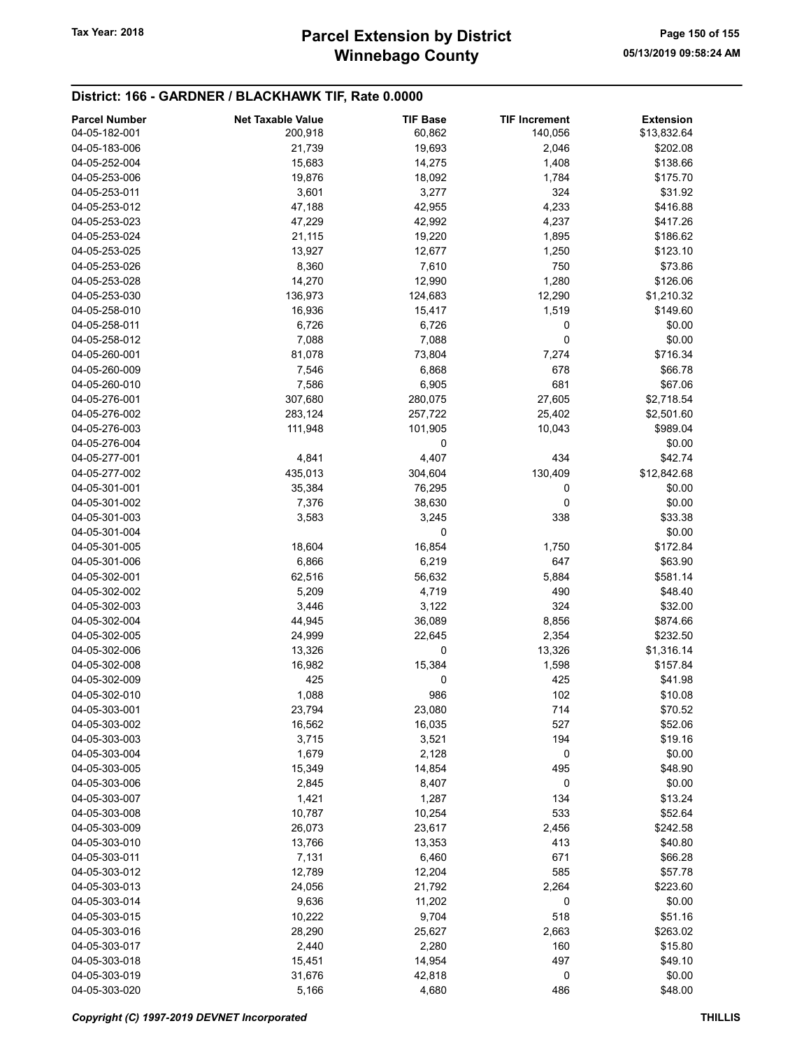## District: 166 - GARDNER / BLACKHAWK TIF, Rate 0.0000

| Parcel Number | Net Taxable Value | TIF Base | TIF Increment | Extension |
|---|---|---|---|---|
| 04-05-182-001 | 200,918 | 60,862 | 140,056 | $13,832.64 |
| 04-05-183-006 | 21,739 | 19,693 | 2,046 | $202.08 |
| 04-05-252-004 | 15,683 | 14,275 | 1,408 | $138.66 |
| 04-05-253-006 | 19,876 | 18,092 | 1,784 | $175.70 |
| 04-05-253-011 | 3,601 | 3,277 | 324 | $31.92 |
| 04-05-253-012 | 47,188 | 42,955 | 4,233 | $416.88 |
| 04-05-253-023 | 47,229 | 42,992 | 4,237 | $417.26 |
| 04-05-253-024 | 21,115 | 19,220 | 1,895 | $186.62 |
| 04-05-253-025 | 13,927 | 12,677 | 1,250 | $123.10 |
| 04-05-253-026 | 8,360 | 7,610 | 750 | $73.86 |
| 04-05-253-028 | 14,270 | 12,990 | 1,280 | $126.06 |
| 04-05-253-030 | 136,973 | 124,683 | 12,290 | $1,210.32 |
| 04-05-258-010 | 16,936 | 15,417 | 1,519 | $149.60 |
| 04-05-258-011 | 6,726 | 6,726 | 0 | $0.00 |
| 04-05-258-012 | 7,088 | 7,088 | 0 | $0.00 |
| 04-05-260-001 | 81,078 | 73,804 | 7,274 | $716.34 |
| 04-05-260-009 | 7,546 | 6,868 | 678 | $66.78 |
| 04-05-260-010 | 7,586 | 6,905 | 681 | $67.06 |
| 04-05-276-001 | 307,680 | 280,075 | 27,605 | $2,718.54 |
| 04-05-276-002 | 283,124 | 257,722 | 25,402 | $2,501.60 |
| 04-05-276-003 | 111,948 | 101,905 | 10,043 | $989.04 |
| 04-05-276-004 | | 0 | | $0.00 |
| 04-05-277-001 | 4,841 | 4,407 | 434 | $42.74 |
| 04-05-277-002 | 435,013 | 304,604 | 130,409 | $12,842.68 |
| 04-05-301-001 | 35,384 | 76,295 | 0 | $0.00 |
| 04-05-301-002 | 7,376 | 38,630 | 0 | $0.00 |
| 04-05-301-003 | 3,583 | 3,245 | 338 | $33.38 |
| 04-05-301-004 | | 0 | | $0.00 |
| 04-05-301-005 | 18,604 | 16,854 | 1,750 | $172.84 |
| 04-05-301-006 | 6,866 | 6,219 | 647 | $63.90 |
| 04-05-302-001 | 62,516 | 56,632 | 5,884 | $581.14 |
| 04-05-302-002 | 5,209 | 4,719 | 490 | $48.40 |
| 04-05-302-003 | 3,446 | 3,122 | 324 | $32.00 |
| 04-05-302-004 | 44,945 | 36,089 | 8,856 | $874.66 |
| 04-05-302-005 | 24,999 | 22,645 | 2,354 | $232.50 |
| 04-05-302-006 | 13,326 | 0 | 13,326 | $1,316.14 |
| 04-05-302-008 | 16,982 | 15,384 | 1,598 | $157.84 |
| 04-05-302-009 | 425 | 0 | 425 | $41.98 |
| 04-05-302-010 | 1,088 | 986 | 102 | $10.08 |
| 04-05-303-001 | 23,794 | 23,080 | 714 | $70.52 |
| 04-05-303-002 | 16,562 | 16,035 | 527 | $52.06 |
| 04-05-303-003 | 3,715 | 3,521 | 194 | $19.16 |
| 04-05-303-004 | 1,679 | 2,128 | 0 | $0.00 |
| 04-05-303-005 | 15,349 | 14,854 | 495 | $48.90 |
| 04-05-303-006 | 2,845 | 8,407 | 0 | $0.00 |
| 04-05-303-007 | 1,421 | 1,287 | 134 | $13.24 |
| 04-05-303-008 | 10,787 | 10,254 | 533 | $52.64 |
| 04-05-303-009 | 26,073 | 23,617 | 2,456 | $242.58 |
| 04-05-303-010 | 13,766 | 13,353 | 413 | $40.80 |
| 04-05-303-011 | 7,131 | 6,460 | 671 | $66.28 |
| 04-05-303-012 | 12,789 | 12,204 | 585 | $57.78 |
| 04-05-303-013 | 24,056 | 21,792 | 2,264 | $223.60 |
| 04-05-303-014 | 9,636 | 11,202 | 0 | $0.00 |
| 04-05-303-015 | 10,222 | 9,704 | 518 | $51.16 |
| 04-05-303-016 | 28,290 | 25,627 | 2,663 | $263.02 |
| 04-05-303-017 | 2,440 | 2,280 | 160 | $15.80 |
| 04-05-303-018 | 15,451 | 14,954 | 497 | $49.10 |
| 04-05-303-019 | 31,676 | 42,818 | 0 | $0.00 |
| 04-05-303-020 | 5,166 | 4,680 | 486 | $48.00 |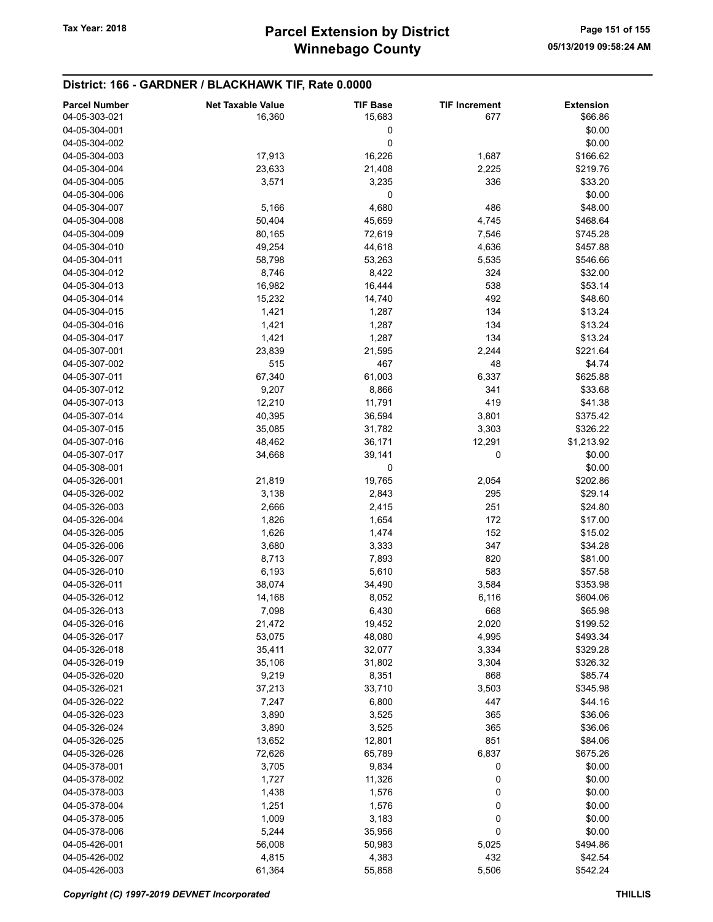## District: 166 - GARDNER / BLACKHAWK TIF, Rate 0.0000

| Parcel Number | Net Taxable Value | TIF Base | TIF Increment | Extension |
|---|---|---|---|---|
| 04-05-303-021 | 16,360 | 15,683 | 677 | $66.86 |
| 04-05-304-001 | | 0 | | $0.00 |
| 04-05-304-002 | | 0 | | $0.00 |
| 04-05-304-003 | 17,913 | 16,226 | 1,687 | $166.62 |
| 04-05-304-004 | 23,633 | 21,408 | 2,225 | $219.76 |
| 04-05-304-005 | 3,571 | 3,235 | 336 | $33.20 |
| 04-05-304-006 | | 0 | | $0.00 |
| 04-05-304-007 | 5,166 | 4,680 | 486 | $48.00 |
| 04-05-304-008 | 50,404 | 45,659 | 4,745 | $468.64 |
| 04-05-304-009 | 80,165 | 72,619 | 7,546 | $745.28 |
| 04-05-304-010 | 49,254 | 44,618 | 4,636 | $457.88 |
| 04-05-304-011 | 58,798 | 53,263 | 5,535 | $546.66 |
| 04-05-304-012 | 8,746 | 8,422 | 324 | $32.00 |
| 04-05-304-013 | 16,982 | 16,444 | 538 | $53.14 |
| 04-05-304-014 | 15,232 | 14,740 | 492 | $48.60 |
| 04-05-304-015 | 1,421 | 1,287 | 134 | $13.24 |
| 04-05-304-016 | 1,421 | 1,287 | 134 | $13.24 |
| 04-05-304-017 | 1,421 | 1,287 | 134 | $13.24 |
| 04-05-307-001 | 23,839 | 21,595 | 2,244 | $221.64 |
| 04-05-307-002 | 515 | 467 | 48 | $4.74 |
| 04-05-307-011 | 67,340 | 61,003 | 6,337 | $625.88 |
| 04-05-307-012 | 9,207 | 8,866 | 341 | $33.68 |
| 04-05-307-013 | 12,210 | 11,791 | 419 | $41.38 |
| 04-05-307-014 | 40,395 | 36,594 | 3,801 | $375.42 |
| 04-05-307-015 | 35,085 | 31,782 | 3,303 | $326.22 |
| 04-05-307-016 | 48,462 | 36,171 | 12,291 | $1,213.92 |
| 04-05-307-017 | 34,668 | 39,141 | 0 | $0.00 |
| 04-05-308-001 | | 0 | | $0.00 |
| 04-05-326-001 | 21,819 | 19,765 | 2,054 | $202.86 |
| 04-05-326-002 | 3,138 | 2,843 | 295 | $29.14 |
| 04-05-326-003 | 2,666 | 2,415 | 251 | $24.80 |
| 04-05-326-004 | 1,826 | 1,654 | 172 | $17.00 |
| 04-05-326-005 | 1,626 | 1,474 | 152 | $15.02 |
| 04-05-326-006 | 3,680 | 3,333 | 347 | $34.28 |
| 04-05-326-007 | 8,713 | 7,893 | 820 | $81.00 |
| 04-05-326-010 | 6,193 | 5,610 | 583 | $57.58 |
| 04-05-326-011 | 38,074 | 34,490 | 3,584 | $353.98 |
| 04-05-326-012 | 14,168 | 8,052 | 6,116 | $604.06 |
| 04-05-326-013 | 7,098 | 6,430 | 668 | $65.98 |
| 04-05-326-016 | 21,472 | 19,452 | 2,020 | $199.52 |
| 04-05-326-017 | 53,075 | 48,080 | 4,995 | $493.34 |
| 04-05-326-018 | 35,411 | 32,077 | 3,334 | $329.28 |
| 04-05-326-019 | 35,106 | 31,802 | 3,304 | $326.32 |
| 04-05-326-020 | 9,219 | 8,351 | 868 | $85.74 |
| 04-05-326-021 | 37,213 | 33,710 | 3,503 | $345.98 |
| 04-05-326-022 | 7,247 | 6,800 | 447 | $44.16 |
| 04-05-326-023 | 3,890 | 3,525 | 365 | $36.06 |
| 04-05-326-024 | 3,890 | 3,525 | 365 | $36.06 |
| 04-05-326-025 | 13,652 | 12,801 | 851 | $84.06 |
| 04-05-326-026 | 72,626 | 65,789 | 6,837 | $675.26 |
| 04-05-378-001 | 3,705 | 9,834 | 0 | $0.00 |
| 04-05-378-002 | 1,727 | 11,326 | 0 | $0.00 |
| 04-05-378-003 | 1,438 | 1,576 | 0 | $0.00 |
| 04-05-378-004 | 1,251 | 1,576 | 0 | $0.00 |
| 04-05-378-005 | 1,009 | 3,183 | 0 | $0.00 |
| 04-05-378-006 | 5,244 | 35,956 | 0 | $0.00 |
| 04-05-426-001 | 56,008 | 50,983 | 5,025 | $494.86 |
| 04-05-426-002 | 4,815 | 4,383 | 432 | $42.54 |
| 04-05-426-003 | 61,364 | 55,858 | 5,506 | $542.24 |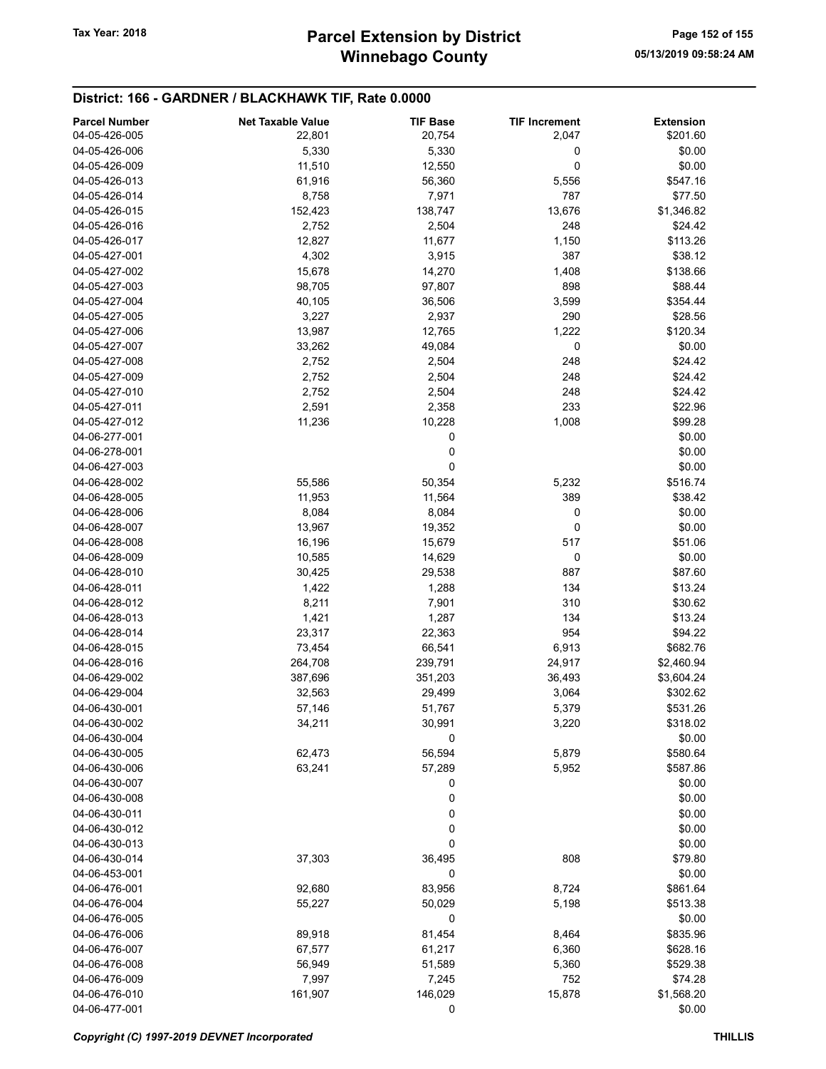## District: 166 - GARDNER / BLACKHAWK TIF, Rate 0.0000

| Parcel Number | Net Taxable Value | TIF Base | TIF Increment | Extension |
|---|---|---|---|---|
| 04-05-426-005 | 22,801 | 20,754 | 2,047 | $201.60 |
| 04-05-426-006 | 5,330 | 5,330 | 0 | $0.00 |
| 04-05-426-009 | 11,510 | 12,550 | 0 | $0.00 |
| 04-05-426-013 | 61,916 | 56,360 | 5,556 | $547.16 |
| 04-05-426-014 | 8,758 | 7,971 | 787 | $77.50 |
| 04-05-426-015 | 152,423 | 138,747 | 13,676 | $1,346.82 |
| 04-05-426-016 | 2,752 | 2,504 | 248 | $24.42 |
| 04-05-426-017 | 12,827 | 11,677 | 1,150 | $113.26 |
| 04-05-427-001 | 4,302 | 3,915 | 387 | $38.12 |
| 04-05-427-002 | 15,678 | 14,270 | 1,408 | $138.66 |
| 04-05-427-003 | 98,705 | 97,807 | 898 | $88.44 |
| 04-05-427-004 | 40,105 | 36,506 | 3,599 | $354.44 |
| 04-05-427-005 | 3,227 | 2,937 | 290 | $28.56 |
| 04-05-427-006 | 13,987 | 12,765 | 1,222 | $120.34 |
| 04-05-427-007 | 33,262 | 49,084 | 0 | $0.00 |
| 04-05-427-008 | 2,752 | 2,504 | 248 | $24.42 |
| 04-05-427-009 | 2,752 | 2,504 | 248 | $24.42 |
| 04-05-427-010 | 2,752 | 2,504 | 248 | $24.42 |
| 04-05-427-011 | 2,591 | 2,358 | 233 | $22.96 |
| 04-05-427-012 | 11,236 | 10,228 | 1,008 | $99.28 |
| 04-06-277-001 | | 0 | | $0.00 |
| 04-06-278-001 | | 0 | | $0.00 |
| 04-06-427-003 | | 0 | | $0.00 |
| 04-06-428-002 | 55,586 | 50,354 | 5,232 | $516.74 |
| 04-06-428-005 | 11,953 | 11,564 | 389 | $38.42 |
| 04-06-428-006 | 8,084 | 8,084 | 0 | $0.00 |
| 04-06-428-007 | 13,967 | 19,352 | 0 | $0.00 |
| 04-06-428-008 | 16,196 | 15,679 | 517 | $51.06 |
| 04-06-428-009 | 10,585 | 14,629 | 0 | $0.00 |
| 04-06-428-010 | 30,425 | 29,538 | 887 | $87.60 |
| 04-06-428-011 | 1,422 | 1,288 | 134 | $13.24 |
| 04-06-428-012 | 8,211 | 7,901 | 310 | $30.62 |
| 04-06-428-013 | 1,421 | 1,287 | 134 | $13.24 |
| 04-06-428-014 | 23,317 | 22,363 | 954 | $94.22 |
| 04-06-428-015 | 73,454 | 66,541 | 6,913 | $682.76 |
| 04-06-428-016 | 264,708 | 239,791 | 24,917 | $2,460.94 |
| 04-06-429-002 | 387,696 | 351,203 | 36,493 | $3,604.24 |
| 04-06-429-004 | 32,563 | 29,499 | 3,064 | $302.62 |
| 04-06-430-001 | 57,146 | 51,767 | 5,379 | $531.26 |
| 04-06-430-002 | 34,211 | 30,991 | 3,220 | $318.02 |
| 04-06-430-004 | | 0 | | $0.00 |
| 04-06-430-005 | 62,473 | 56,594 | 5,879 | $580.64 |
| 04-06-430-006 | 63,241 | 57,289 | 5,952 | $587.86 |
| 04-06-430-007 | | 0 | | $0.00 |
| 04-06-430-008 | | 0 | | $0.00 |
| 04-06-430-011 | | 0 | | $0.00 |
| 04-06-430-012 | | 0 | | $0.00 |
| 04-06-430-013 | | 0 | | $0.00 |
| 04-06-430-014 | 37,303 | 36,495 | 808 | $79.80 |
| 04-06-453-001 | | 0 | | $0.00 |
| 04-06-476-001 | 92,680 | 83,956 | 8,724 | $861.64 |
| 04-06-476-004 | 55,227 | 50,029 | 5,198 | $513.38 |
| 04-06-476-005 | | 0 | | $0.00 |
| 04-06-476-006 | 89,918 | 81,454 | 8,464 | $835.96 |
| 04-06-476-007 | 67,577 | 61,217 | 6,360 | $628.16 |
| 04-06-476-008 | 56,949 | 51,589 | 5,360 | $529.38 |
| 04-06-476-009 | 7,997 | 7,245 | 752 | $74.28 |
| 04-06-476-010 | 161,907 | 146,029 | 15,878 | $1,568.20 |
| 04-06-477-001 | | 0 | | $0.00 |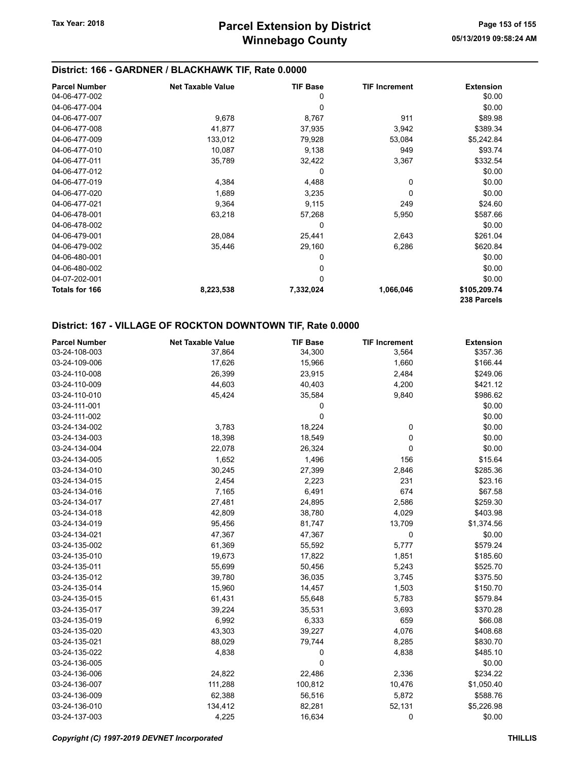## District: 166 - GARDNER / BLACKHAWK TIF, Rate 0.0000

| Parcel Number | Net Taxable Value | TIF Base | TIF Increment | Extension |
|---|---|---|---|---|
| 04-06-477-002 | | 0 | | $0.00 |
| 04-06-477-004 | | 0 | | $0.00 |
| 04-06-477-007 | 9,678 | 8,767 | 911 | $89.98 |
| 04-06-477-008 | 41,877 | 37,935 | 3,942 | $389.34 |
| 04-06-477-009 | 133,012 | 79,928 | 53,084 | $5,242.84 |
| 04-06-477-010 | 10,087 | 9,138 | 949 | $93.74 |
| 04-06-477-011 | 35,789 | 32,422 | 3,367 | $332.54 |
| 04-06-477-012 | | 0 | | $0.00 |
| 04-06-477-019 | 4,384 | 4,488 | 0 | $0.00 |
| 04-06-477-020 | 1,689 | 3,235 | 0 | $0.00 |
| 04-06-477-021 | 9,364 | 9,115 | 249 | $24.60 |
| 04-06-478-001 | 63,218 | 57,268 | 5,950 | $587.66 |
| 04-06-478-002 | | 0 | | $0.00 |
| 04-06-479-001 | 28,084 | 25,441 | 2,643 | $261.04 |
| 04-06-479-002 | 35,446 | 29,160 | 6,286 | $620.84 |
| 04-06-480-001 | | 0 | | $0.00 |
| 04-06-480-002 | | 0 | | $0.00 |
| 04-07-202-001 | | 0 | | $0.00 |
| **Totals for 166** | **8,223,538** | **7,332,024** | **1,066,046** | **$105,209.74** |
| | | | | **238 Parcels** |

## District: 167 - VILLAGE OF ROCKTON DOWNTOWN TIF, Rate 0.0000

| Parcel Number | Net Taxable Value | TIF Base | TIF Increment | Extension |
|---|---|---|---|---|
| 03-24-108-003 | 37,864 | 34,300 | 3,564 | $357.36 |
| 03-24-109-006 | 17,626 | 15,966 | 1,660 | $166.44 |
| 03-24-110-008 | 26,399 | 23,915 | 2,484 | $249.06 |
| 03-24-110-009 | 44,603 | 40,403 | 4,200 | $421.12 |
| 03-24-110-010 | 45,424 | 35,584 | 9,840 | $986.62 |
| 03-24-111-001 | | 0 | | $0.00 |
| 03-24-111-002 | | 0 | | $0.00 |
| 03-24-134-002 | 3,783 | 18,224 | 0 | $0.00 |
| 03-24-134-003 | 18,398 | 18,549 | 0 | $0.00 |
| 03-24-134-004 | 22,078 | 26,324 | 0 | $0.00 |
| 03-24-134-005 | 1,652 | 1,496 | 156 | $15.64 |
| 03-24-134-010 | 30,245 | 27,399 | 2,846 | $285.36 |
| 03-24-134-015 | 2,454 | 2,223 | 231 | $23.16 |
| 03-24-134-016 | 7,165 | 6,491 | 674 | $67.58 |
| 03-24-134-017 | 27,481 | 24,895 | 2,586 | $259.30 |
| 03-24-134-018 | 42,809 | 38,780 | 4,029 | $403.98 |
| 03-24-134-019 | 95,456 | 81,747 | 13,709 | $1,374.56 |
| 03-24-134-021 | 47,367 | 47,367 | 0 | $0.00 |
| 03-24-135-002 | 61,369 | 55,592 | 5,777 | $579.24 |
| 03-24-135-010 | 19,673 | 17,822 | 1,851 | $185.60 |
| 03-24-135-011 | 55,699 | 50,456 | 5,243 | $525.70 |
| 03-24-135-012 | 39,780 | 36,035 | 3,745 | $375.50 |
| 03-24-135-014 | 15,960 | 14,457 | 1,503 | $150.70 |
| 03-24-135-015 | 61,431 | 55,648 | 5,783 | $579.84 |
| 03-24-135-017 | 39,224 | 35,531 | 3,693 | $370.28 |
| 03-24-135-019 | 6,992 | 6,333 | 659 | $66.08 |
| 03-24-135-020 | 43,303 | 39,227 | 4,076 | $408.68 |
| 03-24-135-021 | 88,029 | 79,744 | 8,285 | $830.70 |
| 03-24-135-022 | 4,838 | 0 | 4,838 | $485.10 |
| 03-24-136-005 | | 0 | | $0.00 |
| 03-24-136-006 | 24,822 | 22,486 | 2,336 | $234.22 |
| 03-24-136-007 | 111,288 | 100,812 | 10,476 | $1,050.40 |
| 03-24-136-009 | 62,388 | 56,516 | 5,872 | $588.76 |
| 03-24-136-010 | 134,412 | 82,281 | 52,131 | $5,226.98 |
| 03-24-137-003 | 4,225 | 16,634 | 0 | $0.00 |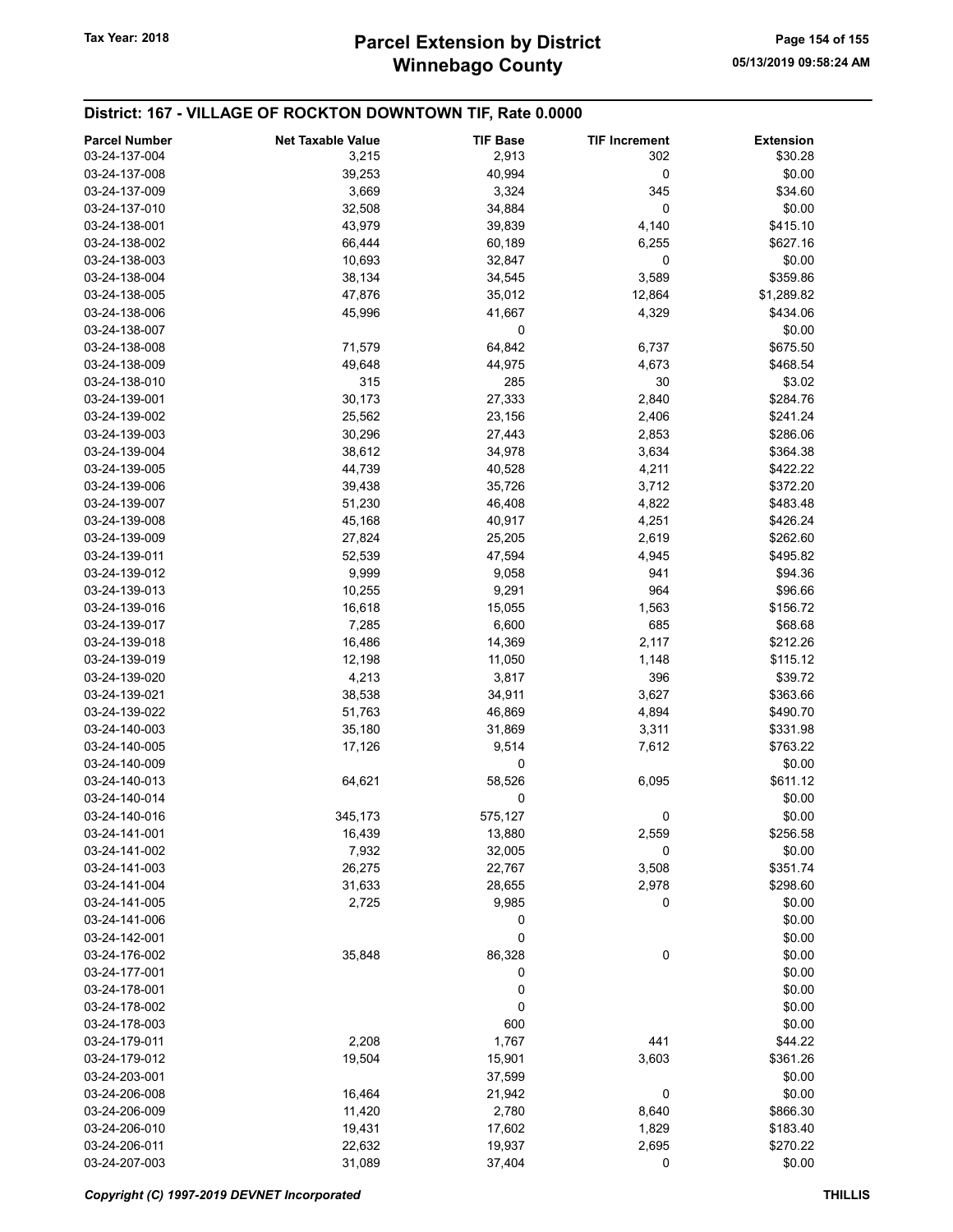## District: 167 - VILLAGE OF ROCKTON DOWNTOWN TIF, Rate 0.0000

| Parcel Number | Net Taxable Value | TIF Base | TIF Increment | Extension |
|---|---|---|---|---|
| 03-24-137-004 | 3,215 | 2,913 | 302 | $30.28 |
| 03-24-137-008 | 39,253 | 40,994 | 0 | $0.00 |
| 03-24-137-009 | 3,669 | 3,324 | 345 | $34.60 |
| 03-24-137-010 | 32,508 | 34,884 | 0 | $0.00 |
| 03-24-138-001 | 43,979 | 39,839 | 4,140 | $415.10 |
| 03-24-138-002 | 66,444 | 60,189 | 6,255 | $627.16 |
| 03-24-138-003 | 10,693 | 32,847 | 0 | $0.00 |
| 03-24-138-004 | 38,134 | 34,545 | 3,589 | $359.86 |
| 03-24-138-005 | 47,876 | 35,012 | 12,864 | $1,289.82 |
| 03-24-138-006 | 45,996 | 41,667 | 4,329 | $434.06 |
| 03-24-138-007 | | 0 | | $0.00 |
| 03-24-138-008 | 71,579 | 64,842 | 6,737 | $675.50 |
| 03-24-138-009 | 49,648 | 44,975 | 4,673 | $468.54 |
| 03-24-138-010 | 315 | 285 | 30 | $3.02 |
| 03-24-139-001 | 30,173 | 27,333 | 2,840 | $284.76 |
| 03-24-139-002 | 25,562 | 23,156 | 2,406 | $241.24 |
| 03-24-139-003 | 30,296 | 27,443 | 2,853 | $286.06 |
| 03-24-139-004 | 38,612 | 34,978 | 3,634 | $364.38 |
| 03-24-139-005 | 44,739 | 40,528 | 4,211 | $422.22 |
| 03-24-139-006 | 39,438 | 35,726 | 3,712 | $372.20 |
| 03-24-139-007 | 51,230 | 46,408 | 4,822 | $483.48 |
| 03-24-139-008 | 45,168 | 40,917 | 4,251 | $426.24 |
| 03-24-139-009 | 27,824 | 25,205 | 2,619 | $262.60 |
| 03-24-139-011 | 52,539 | 47,594 | 4,945 | $495.82 |
| 03-24-139-012 | 9,999 | 9,058 | 941 | $94.36 |
| 03-24-139-013 | 10,255 | 9,291 | 964 | $96.66 |
| 03-24-139-016 | 16,618 | 15,055 | 1,563 | $156.72 |
| 03-24-139-017 | 7,285 | 6,600 | 685 | $68.68 |
| 03-24-139-018 | 16,486 | 14,369 | 2,117 | $212.26 |
| 03-24-139-019 | 12,198 | 11,050 | 1,148 | $115.12 |
| 03-24-139-020 | 4,213 | 3,817 | 396 | $39.72 |
| 03-24-139-021 | 38,538 | 34,911 | 3,627 | $363.66 |
| 03-24-139-022 | 51,763 | 46,869 | 4,894 | $490.70 |
| 03-24-140-003 | 35,180 | 31,869 | 3,311 | $331.98 |
| 03-24-140-005 | 17,126 | 9,514 | 7,612 | $763.22 |
| 03-24-140-009 | | 0 | | $0.00 |
| 03-24-140-013 | 64,621 | 58,526 | 6,095 | $611.12 |
| 03-24-140-014 | | 0 | | $0.00 |
| 03-24-140-016 | 345,173 | 575,127 | 0 | $0.00 |
| 03-24-141-001 | 16,439 | 13,880 | 2,559 | $256.58 |
| 03-24-141-002 | 7,932 | 32,005 | 0 | $0.00 |
| 03-24-141-003 | 26,275 | 22,767 | 3,508 | $351.74 |
| 03-24-141-004 | 31,633 | 28,655 | 2,978 | $298.60 |
| 03-24-141-005 | 2,725 | 9,985 | 0 | $0.00 |
| 03-24-141-006 | | 0 | | $0.00 |
| 03-24-142-001 | | 0 | | $0.00 |
| 03-24-176-002 | 35,848 | 86,328 | 0 | $0.00 |
| 03-24-177-001 | | 0 | | $0.00 |
| 03-24-178-001 | | 0 | | $0.00 |
| 03-24-178-002 | | 0 | | $0.00 |
| 03-24-178-003 | | 600 | | $0.00 |
| 03-24-179-011 | 2,208 | 1,767 | 441 | $44.22 |
| 03-24-179-012 | 19,504 | 15,901 | 3,603 | $361.26 |
| 03-24-203-001 | | 37,599 | | $0.00 |
| 03-24-206-008 | 16,464 | 21,942 | 0 | $0.00 |
| 03-24-206-009 | 11,420 | 2,780 | 8,640 | $866.30 |
| 03-24-206-010 | 19,431 | 17,602 | 1,829 | $183.40 |
| 03-24-206-011 | 22,632 | 19,937 | 2,695 | $270.22 |
| 03-24-207-003 | 31,089 | 37,404 | 0 | $0.00 |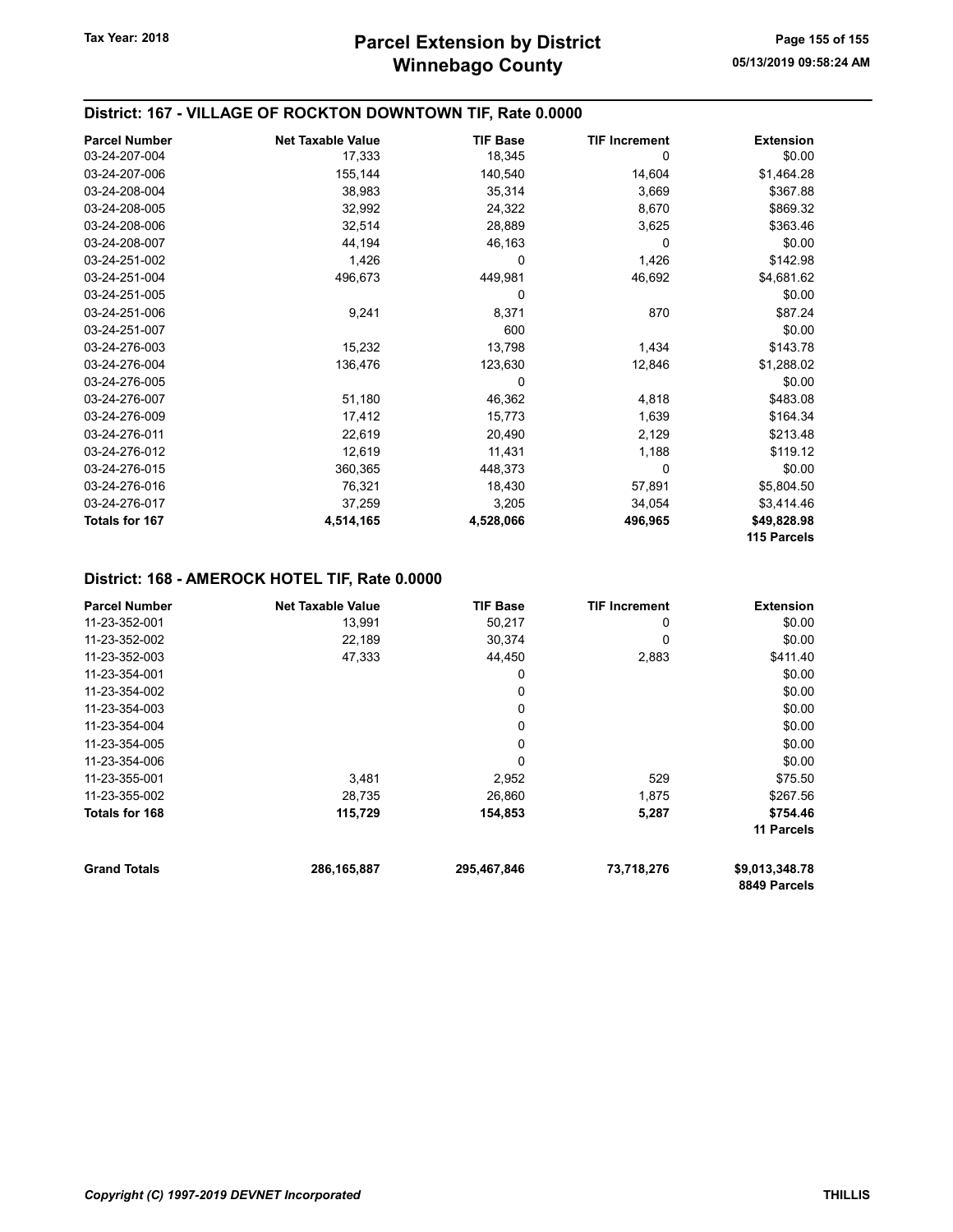## District: 167 - VILLAGE OF ROCKTON DOWNTOWN TIF, Rate 0.0000

| Parcel Number | Net Taxable Value | TIF Base | TIF Increment | Extension |
|---|---|---|---|---|
| 03-24-207-004 | 17,333 | 18,345 | 0 | $0.00 |
| 03-24-207-006 | 155,144 | 140,540 | 14,604 | $1,464.28 |
| 03-24-208-004 | 38,983 | 35,314 | 3,669 | $367.88 |
| 03-24-208-005 | 32,992 | 24,322 | 8,670 | $869.32 |
| 03-24-208-006 | 32,514 | 28,889 | 3,625 | $363.46 |
| 03-24-208-007 | 44,194 | 46,163 | 0 | $0.00 |
| 03-24-251-002 | 1,426 | 0 | 1,426 | $142.98 |
| 03-24-251-004 | 496,673 | 449,981 | 46,692 | $4,681.62 |
| 03-24-251-005 | | 0 | | $0.00 |
| 03-24-251-006 | 9,241 | 8,371 | 870 | $87.24 |
| 03-24-251-007 | | 600 | | $0.00 |
| 03-24-276-003 | 15,232 | 13,798 | 1,434 | $143.78 |
| 03-24-276-004 | 136,476 | 123,630 | 12,846 | $1,288.02 |
| 03-24-276-005 | | 0 | | $0.00 |
| 03-24-276-007 | 51,180 | 46,362 | 4,818 | $483.08 |
| 03-24-276-009 | 17,412 | 15,773 | 1,639 | $164.34 |
| 03-24-276-011 | 22,619 | 20,490 | 2,129 | $213.48 |
| 03-24-276-012 | 12,619 | 11,431 | 1,188 | $119.12 |
| 03-24-276-015 | 360,365 | 448,373 | 0 | $0.00 |
| 03-24-276-016 | 76,321 | 18,430 | 57,891 | $5,804.50 |
| 03-24-276-017 | 37,259 | 3,205 | 34,054 | $3,414.46 |
| **Totals for 167** | **4,514,165** | **4,528,066** | **496,965** | **$49,828.98** |
| | | | | **115 Parcels** |

## District: 168 - AMEROCK HOTEL TIF, Rate 0.0000

| Parcel Number | Net Taxable Value | TIF Base | TIF Increment | Extension |
|---|---|---|---|---|
| 11-23-352-001 | 13,991 | 50,217 | 0 | $0.00 |
| 11-23-352-002 | 22,189 | 30,374 | 0 | $0.00 |
| 11-23-352-003 | 47,333 | 44,450 | 2,883 | $411.40 |
| 11-23-354-001 | | 0 | | $0.00 |
| 11-23-354-002 | | 0 | | $0.00 |
| 11-23-354-003 | | 0 | | $0.00 |
| 11-23-354-004 | | 0 | | $0.00 |
| 11-23-354-005 | | 0 | | $0.00 |
| 11-23-354-006 | | 0 | | $0.00 |
| 11-23-355-001 | 3,481 | 2,952 | 529 | $75.50 |
| 11-23-355-002 | 28,735 | 26,860 | 1,875 | $267.56 |
| **Totals for 168** | **115,729** | **154,853** | **5,287** | **$754.46** |
| | | | | **11 Parcels** |
| **Grand Totals** | **286,165,887** | **295,467,846** | **73,718,276** | **$9,013,348.78** |
| | | | | **8849 Parcels** |